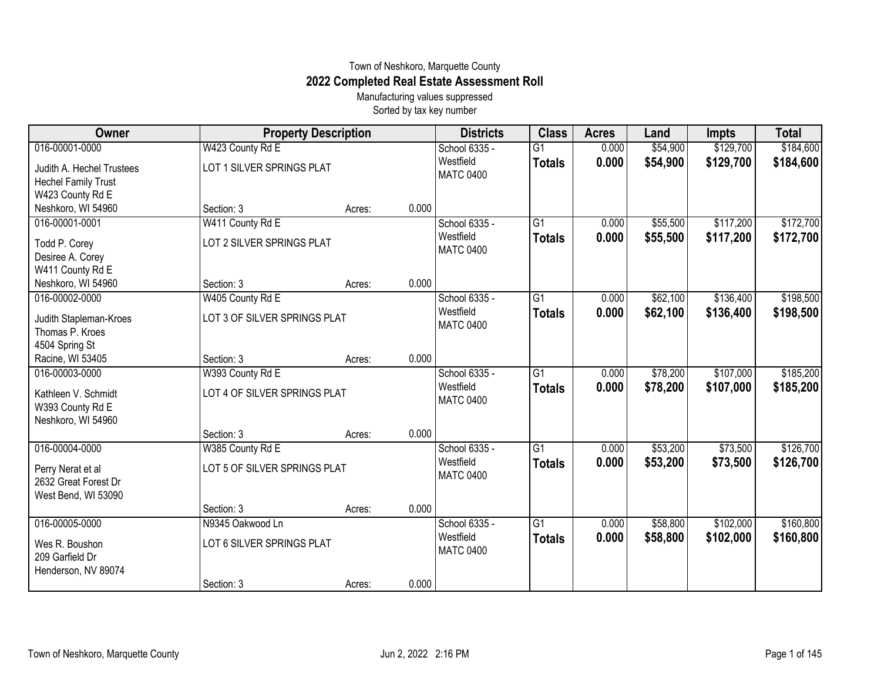Town of Neshkoro, Marquette County

# 2022 Completed Real Estate Assessment Roll

Manufacturing values suppressed

Sorted by tax key number

| Owner | Property Description | Districts | Class | Acres | Land | Impts | Total |
|---|---|---|---|---|---|---|---|
| 016-00001-0000<br>Judith A. Hechel Trustees<br>Hechel Family Trust<br>W423 County Rd E<br>Neshkoro, WI 54960 | W423 County Rd E<br>LOT 1 SILVER SPRINGS PLAT<br>Section: 3 Acres: 0.000 | School 6335 - Westfield<br>MATC 0400 | G1<br>**Totals** | 0.000<br>**0.000** | $54,900<br>**$54,900** | $129,700<br>**$129,700** | $184,600<br>**$184,600** |
| 016-00001-0001<br>Todd P. Corey<br>Desiree A. Corey<br>W411 County Rd E<br>Neshkoro, WI 54960 | W411 County Rd E<br>LOT 2 SILVER SPRINGS PLAT<br>Section: 3 Acres: 0.000 | School 6335 - Westfield<br>MATC 0400 | G1<br>**Totals** | 0.000<br>**0.000** | $55,500<br>**$55,500** | $117,200<br>**$117,200** | $172,700<br>**$172,700** |
| 016-00002-0000<br>Judith Stapleman-Kroes<br>Thomas P. Kroes<br>4504 Spring St<br>Racine, WI 53405 | W405 County Rd E<br>LOT 3 OF SILVER SPRINGS PLAT<br>Section: 3 Acres: 0.000 | School 6335 - Westfield<br>MATC 0400 | G1<br>**Totals** | 0.000<br>**0.000** | $62,100<br>**$62,100** | $136,400<br>**$136,400** | $198,500<br>**$198,500** |
| 016-00003-0000<br>Kathleen V. Schmidt<br>W393 County Rd E<br>Neshkoro, WI 54960 | W393 County Rd E<br>LOT 4 OF SILVER SPRINGS PLAT<br>Section: 3 Acres: 0.000 | School 6335 - Westfield<br>MATC 0400 | G1<br>**Totals** | 0.000<br>**0.000** | $78,200<br>**$78,200** | $107,000<br>**$107,000** | $185,200<br>**$185,200** |
| 016-00004-0000<br>Perry Nerat et al<br>2632 Great Forest Dr<br>West Bend, WI 53090 | W385 County Rd E<br>LOT 5 OF SILVER SPRINGS PLAT<br>Section: 3 Acres: 0.000 | School 6335 - Westfield<br>MATC 0400 | G1<br>**Totals** | 0.000<br>**0.000** | $53,200<br>**$53,200** | $73,500<br>**$73,500** | $126,700<br>**$126,700** |
| 016-00005-0000<br>Wes R. Boushon<br>209 Garfield Dr<br>Henderson, NV 89074 | N9345 Oakwood Ln<br>LOT 6 SILVER SPRINGS PLAT<br>Section: 3 Acres: 0.000 | School 6335 - Westfield<br>MATC 0400 | G1<br>**Totals** | 0.000<br>**0.000** | $58,800<br>**$58,800** | $102,000<br>**$102,000** | $160,800<br>**$160,800** |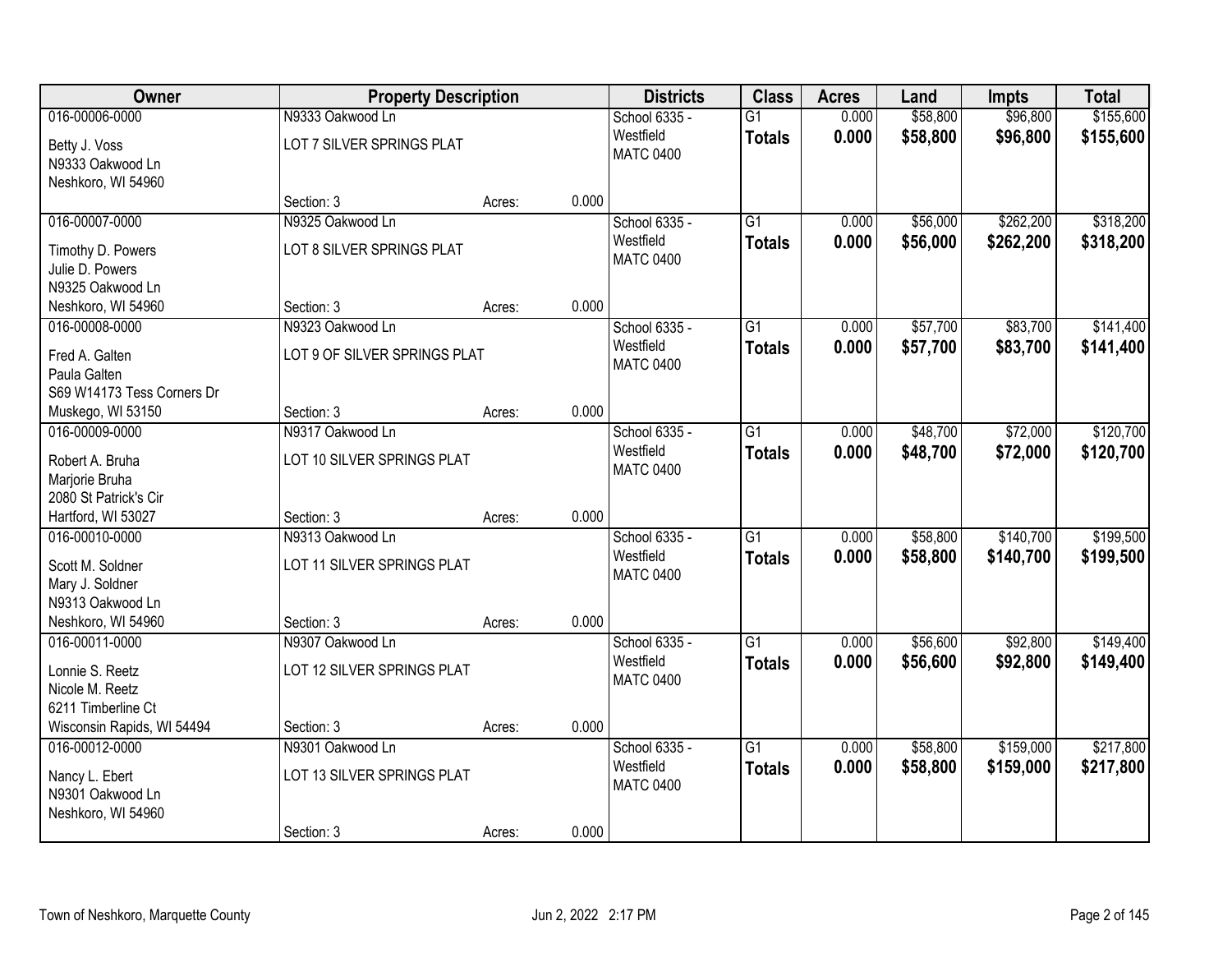| Owner | Property Description | | | Districts | Class | Acres | Land | Impts | Total |
|---|---|---|---|---|---|---|---|---|---|
| 016-00006-0000 | N9333 Oakwood Ln | | | School 6335 - | G1 | 0.000 | $58,800 | $96,800 | $155,600 |
| Betty J. Voss<br>N9333 Oakwood Ln<br>Neshkoro, WI 54960 | LOT 7 SILVER SPRINGS PLAT | | | Westfield<br>MATC 0400 | **Totals** | **0.000** | **$58,800** | **$96,800** | **$155,600** |
| | Section: 3 | Acres: | 0.000 | | | | | | |
| 016-00007-0000 | N9325 Oakwood Ln | | | School 6335 - | G1 | 0.000 | $56,000 | $262,200 | $318,200 |
| Timothy D. Powers<br>Julie D. Powers<br>N9325 Oakwood Ln<br>Neshkoro, WI 54960 | LOT 8 SILVER SPRINGS PLAT | | | Westfield<br>MATC 0400 | **Totals** | **0.000** | **$56,000** | **$262,200** | **$318,200** |
| | Section: 3 | Acres: | 0.000 | | | | | | |
| 016-00008-0000 | N9323 Oakwood Ln | | | School 6335 - | G1 | 0.000 | $57,700 | $83,700 | $141,400 |
| Fred A. Galten<br>Paula Galten<br>S69 W14173 Tess Corners Dr<br>Muskego, WI 53150 | LOT 9 OF SILVER SPRINGS PLAT | | | Westfield<br>MATC 0400 | **Totals** | **0.000** | **$57,700** | **$83,700** | **$141,400** |
| | Section: 3 | Acres: | 0.000 | | | | | | |
| 016-00009-0000 | N9317 Oakwood Ln | | | School 6335 - | G1 | 0.000 | $48,700 | $72,000 | $120,700 |
| Robert A. Bruha<br>Marjorie Bruha<br>2080 St Patrick's Cir<br>Hartford, WI 53027 | LOT 10 SILVER SPRINGS PLAT | | | Westfield<br>MATC 0400 | **Totals** | **0.000** | **$48,700** | **$72,000** | **$120,700** |
| | Section: 3 | Acres: | 0.000 | | | | | | |
| 016-00010-0000 | N9313 Oakwood Ln | | | School 6335 - | G1 | 0.000 | $58,800 | $140,700 | $199,500 |
| Scott M. Soldner<br>Mary J. Soldner<br>N9313 Oakwood Ln<br>Neshkoro, WI 54960 | LOT 11 SILVER SPRINGS PLAT | | | Westfield<br>MATC 0400 | **Totals** | **0.000** | **$58,800** | **$140,700** | **$199,500** |
| | Section: 3 | Acres: | 0.000 | | | | | | |
| 016-00011-0000 | N9307 Oakwood Ln | | | School 6335 - | G1 | 0.000 | $56,600 | $92,800 | $149,400 |
| Lonnie S. Reetz<br>Nicole M. Reetz<br>6211 Timberline Ct<br>Wisconsin Rapids, WI 54494 | LOT 12 SILVER SPRINGS PLAT | | | Westfield<br>MATC 0400 | **Totals** | **0.000** | **$56,600** | **$92,800** | **$149,400** |
| | Section: 3 | Acres: | 0.000 | | | | | | |
| 016-00012-0000 | N9301 Oakwood Ln | | | School 6335 - | G1 | 0.000 | $58,800 | $159,000 | $217,800 |
| Nancy L. Ebert<br>N9301 Oakwood Ln<br>Neshkoro, WI 54960 | LOT 13 SILVER SPRINGS PLAT | | | Westfield<br>MATC 0400 | **Totals** | **0.000** | **$58,800** | **$159,000** | **$217,800** |
| | Section: 3 | Acres: | 0.000 | | | | | | |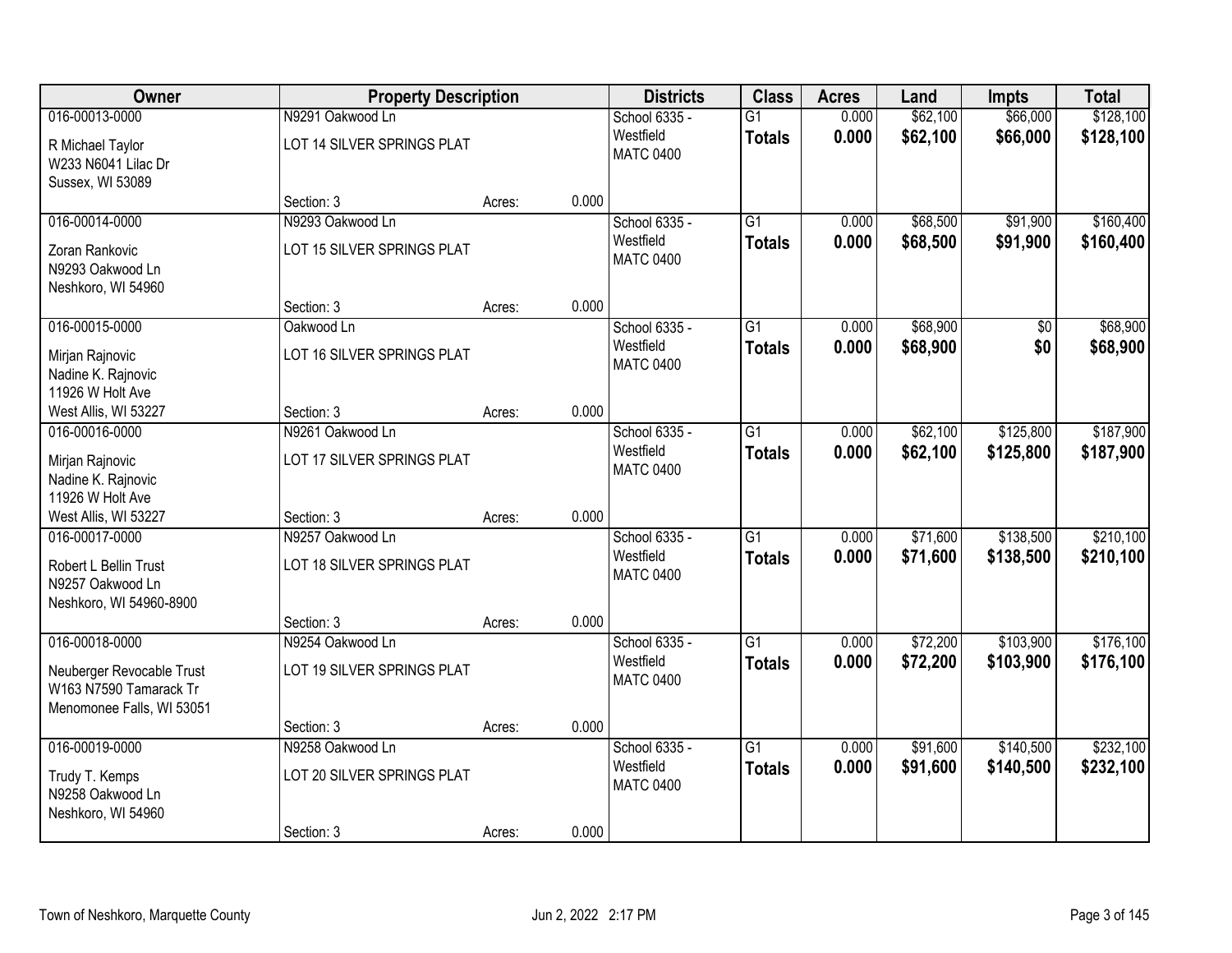| Owner | Property Description | | | Districts | Class | Acres | Land | Impts | Total |
|---|---|---|---|---|---|---|---|---|---|
| 016-00013-0000 | N9291 Oakwood Ln | | | School 6335 - Westfield | G1 | 0.000 | $62,100 | $66,000 | $128,100 |
| R Michael Taylor<br>W233 N6041 Lilac Dr<br>Sussex, WI 53089 | LOT 14 SILVER SPRINGS PLAT | | | MATC 0400 | **Totals** | **0.000** | **$62,100** | **$66,000** | **$128,100** |
| | Section: 3 | Acres: | 0.000 | | | | | | |
| 016-00014-0000 | N9293 Oakwood Ln | | | School 6335 - Westfield | G1 | 0.000 | $68,500 | $91,900 | $160,400 |
| Zoran Rankovic<br>N9293 Oakwood Ln<br>Neshkoro, WI 54960 | LOT 15 SILVER SPRINGS PLAT | | | MATC 0400 | **Totals** | **0.000** | **$68,500** | **$91,900** | **$160,400** |
| | Section: 3 | Acres: | 0.000 | | | | | | |
| 016-00015-0000 | Oakwood Ln | | | School 6335 - Westfield | G1 | 0.000 | $68,900 | $0 | $68,900 |
| Mirjan Rajnovic<br>Nadine K. Rajnovic<br>11926 W Holt Ave<br>West Allis, WI 53227 | LOT 16 SILVER SPRINGS PLAT | | | MATC 0400 | **Totals** | **0.000** | **$68,900** | **$0** | **$68,900** |
| | Section: 3 | Acres: | 0.000 | | | | | | |
| 016-00016-0000 | N9261 Oakwood Ln | | | School 6335 - Westfield | G1 | 0.000 | $62,100 | $125,800 | $187,900 |
| Mirjan Rajnovic<br>Nadine K. Rajnovic<br>11926 W Holt Ave<br>West Allis, WI 53227 | LOT 17 SILVER SPRINGS PLAT | | | MATC 0400 | **Totals** | **0.000** | **$62,100** | **$125,800** | **$187,900** |
| | Section: 3 | Acres: | 0.000 | | | | | | |
| 016-00017-0000 | N9257 Oakwood Ln | | | School 6335 - Westfield | G1 | 0.000 | $71,600 | $138,500 | $210,100 |
| Robert L Bellin Trust<br>N9257 Oakwood Ln<br>Neshkoro, WI 54960-8900 | LOT 18 SILVER SPRINGS PLAT | | | MATC 0400 | **Totals** | **0.000** | **$71,600** | **$138,500** | **$210,100** |
| | Section: 3 | Acres: | 0.000 | | | | | | |
| 016-00018-0000 | N9254 Oakwood Ln | | | School 6335 - Westfield | G1 | 0.000 | $72,200 | $103,900 | $176,100 |
| Neuberger Revocable Trust<br>W163 N7590 Tamarack Tr<br>Menomonee Falls, WI 53051 | LOT 19 SILVER SPRINGS PLAT | | | MATC 0400 | **Totals** | **0.000** | **$72,200** | **$103,900** | **$176,100** |
| | Section: 3 | Acres: | 0.000 | | | | | | |
| 016-00019-0000 | N9258 Oakwood Ln | | | School 6335 - Westfield | G1 | 0.000 | $91,600 | $140,500 | $232,100 |
| Trudy T. Kemps<br>N9258 Oakwood Ln<br>Neshkoro, WI 54960 | LOT 20 SILVER SPRINGS PLAT | | | MATC 0400 | **Totals** | **0.000** | **$91,600** | **$140,500** | **$232,100** |
| | Section: 3 | Acres: | 0.000 | | | | | | |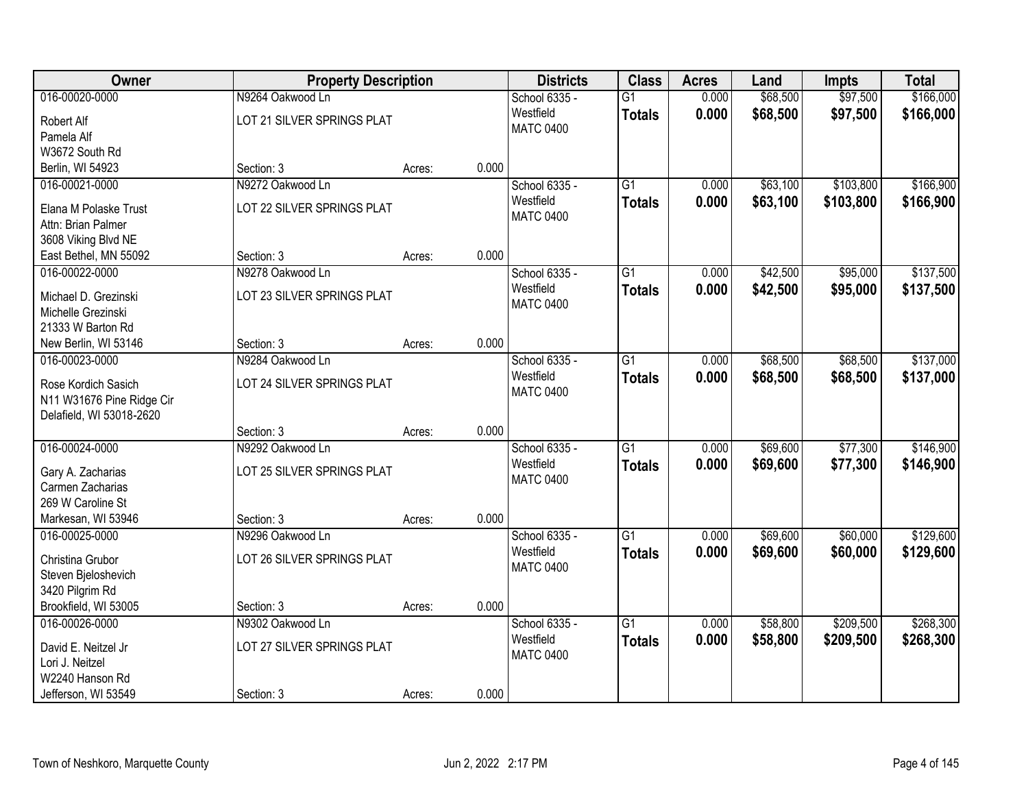| Owner | Property Description | | | Districts | Class | Acres | Land | Impts | Total |
|---|---|---|---|---|---|---|---|---|---|
| 016-00020-0000 | N9264 Oakwood Ln | | | School 6335 - | G1 | 0.000 | $68,500 | $97,500 | $166,000 |
| Robert Alf<br>Pamela Alf<br>W3672 South Rd<br>Berlin, WI 54923 | LOT 21 SILVER SPRINGS PLAT | | | Westfield<br>MATC 0400 | **Totals** | **0.000** | **$68,500** | **$97,500** | **$166,000** |
| | Section: 3 | Acres: | 0.000 | | | | | | |
| 016-00021-0000 | N9272 Oakwood Ln | | | School 6335 - | G1 | 0.000 | $63,100 | $103,800 | $166,900 |
| Elana M Polaske Trust<br>Attn: Brian Palmer<br>3608 Viking Blvd NE<br>East Bethel, MN 55092 | LOT 22 SILVER SPRINGS PLAT | | | Westfield<br>MATC 0400 | **Totals** | **0.000** | **$63,100** | **$103,800** | **$166,900** |
| | Section: 3 | Acres: | 0.000 | | | | | | |
| 016-00022-0000 | N9278 Oakwood Ln | | | School 6335 - | G1 | 0.000 | $42,500 | $95,000 | $137,500 |
| Michael D. Grezinski<br>Michelle Grezinski<br>21333 W Barton Rd<br>New Berlin, WI 53146 | LOT 23 SILVER SPRINGS PLAT | | | Westfield<br>MATC 0400 | **Totals** | **0.000** | **$42,500** | **$95,000** | **$137,500** |
| | Section: 3 | Acres: | 0.000 | | | | | | |
| 016-00023-0000 | N9284 Oakwood Ln | | | School 6335 - | G1 | 0.000 | $68,500 | $68,500 | $137,000 |
| Rose Kordich Sasich<br>N11 W31676 Pine Ridge Cir<br>Delafield, WI 53018-2620 | LOT 24 SILVER SPRINGS PLAT | | | Westfield<br>MATC 0400 | **Totals** | **0.000** | **$68,500** | **$68,500** | **$137,000** |
| | Section: 3 | Acres: | 0.000 | | | | | | |
| 016-00024-0000 | N9292 Oakwood Ln | | | School 6335 - | G1 | 0.000 | $69,600 | $77,300 | $146,900 |
| Gary A. Zacharias<br>Carmen Zacharias<br>269 W Caroline St<br>Markesan, WI 53946 | LOT 25 SILVER SPRINGS PLAT | | | Westfield<br>MATC 0400 | **Totals** | **0.000** | **$69,600** | **$77,300** | **$146,900** |
| | Section: 3 | Acres: | 0.000 | | | | | | |
| 016-00025-0000 | N9296 Oakwood Ln | | | School 6335 - | G1 | 0.000 | $69,600 | $60,000 | $129,600 |
| Christina Grubor<br>Steven Bjeloshevich<br>3420 Pilgrim Rd<br>Brookfield, WI 53005 | LOT 26 SILVER SPRINGS PLAT | | | Westfield<br>MATC 0400 | **Totals** | **0.000** | **$69,600** | **$60,000** | **$129,600** |
| | Section: 3 | Acres: | 0.000 | | | | | | |
| 016-00026-0000 | N9302 Oakwood Ln | | | School 6335 - | G1 | 0.000 | $58,800 | $209,500 | $268,300 |
| David E. Neitzel Jr<br>Lori J. Neitzel<br>W2240 Hanson Rd<br>Jefferson, WI 53549 | LOT 27 SILVER SPRINGS PLAT | | | Westfield<br>MATC 0400 | **Totals** | **0.000** | **$58,800** | **$209,500** | **$268,300** |
| | Section: 3 | Acres: | 0.000 | | | | | | |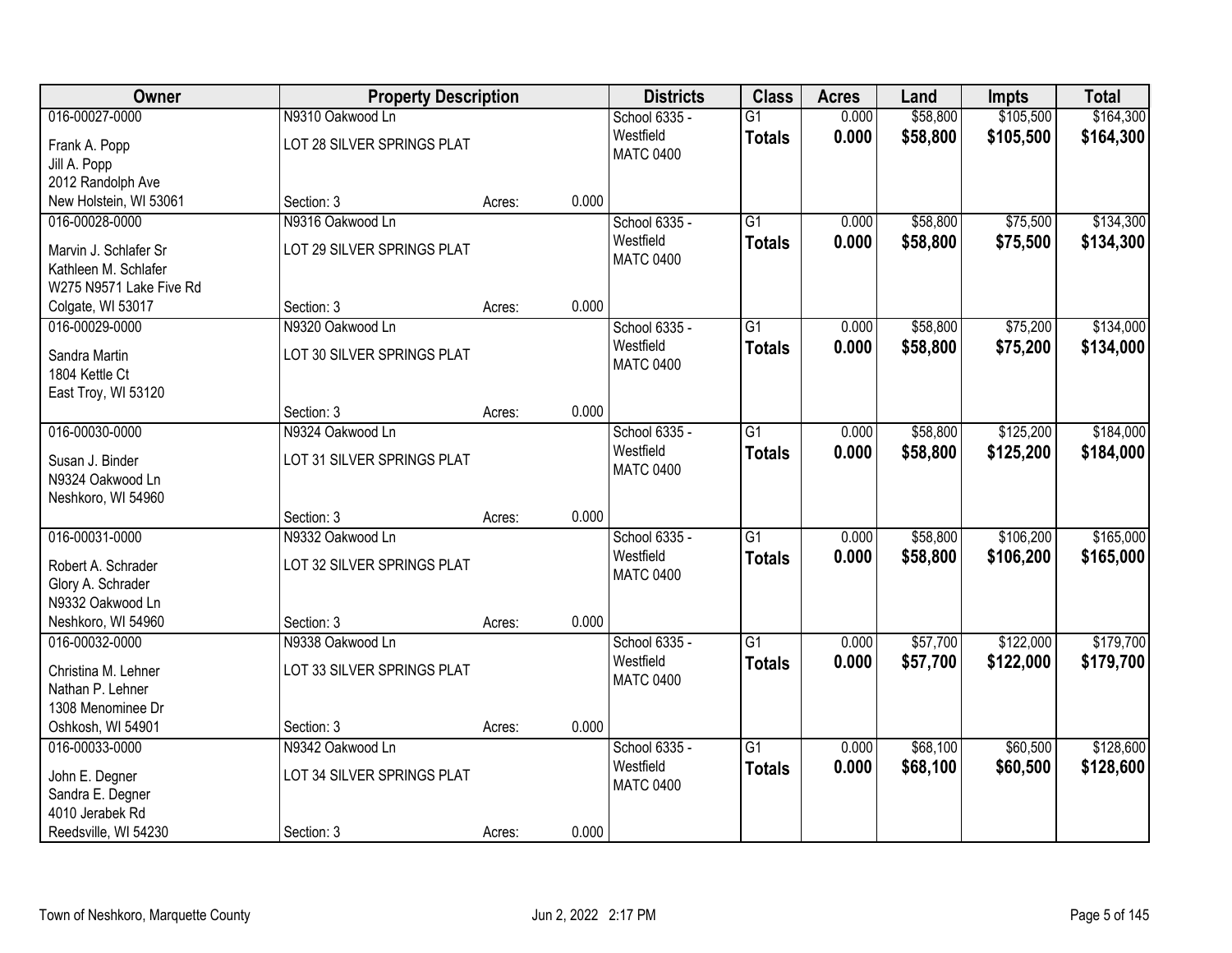| Owner | Property Description | | | Districts | Class | Acres | Land | Impts | Total |
|---|---|---|---|---|---|---|---|---|---|
| 016-00027-0000<br>Frank A. Popp<br>Jill A. Popp<br>2012 Randolph Ave<br>New Holstein, WI 53061 | N9310 Oakwood Ln<br>LOT 28 SILVER SPRINGS PLAT<br>Section: 3 | Acres: | 0.000 | School 6335 - Westfield<br>MATC 0400 | G1<br>**Totals** | 0.000<br>**0.000** | $58,800<br>**$58,800** | $105,500<br>**$105,500** | $164,300<br>**$164,300** |
| 016-00028-0000<br>Marvin J. Schlafer Sr<br>Kathleen M. Schlafer<br>W275 N9571 Lake Five Rd<br>Colgate, WI 53017 | N9316 Oakwood Ln<br>LOT 29 SILVER SPRINGS PLAT<br>Section: 3 | Acres: | 0.000 | School 6335 - Westfield<br>MATC 0400 | G1<br>**Totals** | 0.000<br>**0.000** | $58,800<br>**$58,800** | $75,500<br>**$75,500** | $134,300<br>**$134,300** |
| 016-00029-0000<br>Sandra Martin<br>1804 Kettle Ct<br>East Troy, WI 53120 | N9320 Oakwood Ln<br>LOT 30 SILVER SPRINGS PLAT<br>Section: 3 | Acres: | 0.000 | School 6335 - Westfield<br>MATC 0400 | G1<br>**Totals** | 0.000<br>**0.000** | $58,800<br>**$58,800** | $75,200<br>**$75,200** | $134,000<br>**$134,000** |
| 016-00030-0000<br>Susan J. Binder<br>N9324 Oakwood Ln<br>Neshkoro, WI 54960 | N9324 Oakwood Ln<br>LOT 31 SILVER SPRINGS PLAT<br>Section: 3 | Acres: | 0.000 | School 6335 - Westfield<br>MATC 0400 | G1<br>**Totals** | 0.000<br>**0.000** | $58,800<br>**$58,800** | $125,200<br>**$125,200** | $184,000<br>**$184,000** |
| 016-00031-0000<br>Robert A. Schrader<br>Glory A. Schrader<br>N9332 Oakwood Ln<br>Neshkoro, WI 54960 | N9332 Oakwood Ln<br>LOT 32 SILVER SPRINGS PLAT<br>Section: 3 | Acres: | 0.000 | School 6335 - Westfield<br>MATC 0400 | G1<br>**Totals** | 0.000<br>**0.000** | $58,800<br>**$58,800** | $106,200<br>**$106,200** | $165,000<br>**$165,000** |
| 016-00032-0000<br>Christina M. Lehner<br>Nathan P. Lehner<br>1308 Menominee Dr<br>Oshkosh, WI 54901 | N9338 Oakwood Ln<br>LOT 33 SILVER SPRINGS PLAT<br>Section: 3 | Acres: | 0.000 | School 6335 - Westfield<br>MATC 0400 | G1<br>**Totals** | 0.000<br>**0.000** | $57,700<br>**$57,700** | $122,000<br>**$122,000** | $179,700<br>**$179,700** |
| 016-00033-0000<br>John E. Degner<br>Sandra E. Degner<br>4010 Jerabek Rd<br>Reedsville, WI 54230 | N9342 Oakwood Ln<br>LOT 34 SILVER SPRINGS PLAT<br>Section: 3 | Acres: | 0.000 | School 6335 - Westfield<br>MATC 0400 | G1<br>**Totals** | 0.000<br>**0.000** | $68,100<br>**$68,100** | $60,500<br>**$60,500** | $128,600<br>**$128,600** |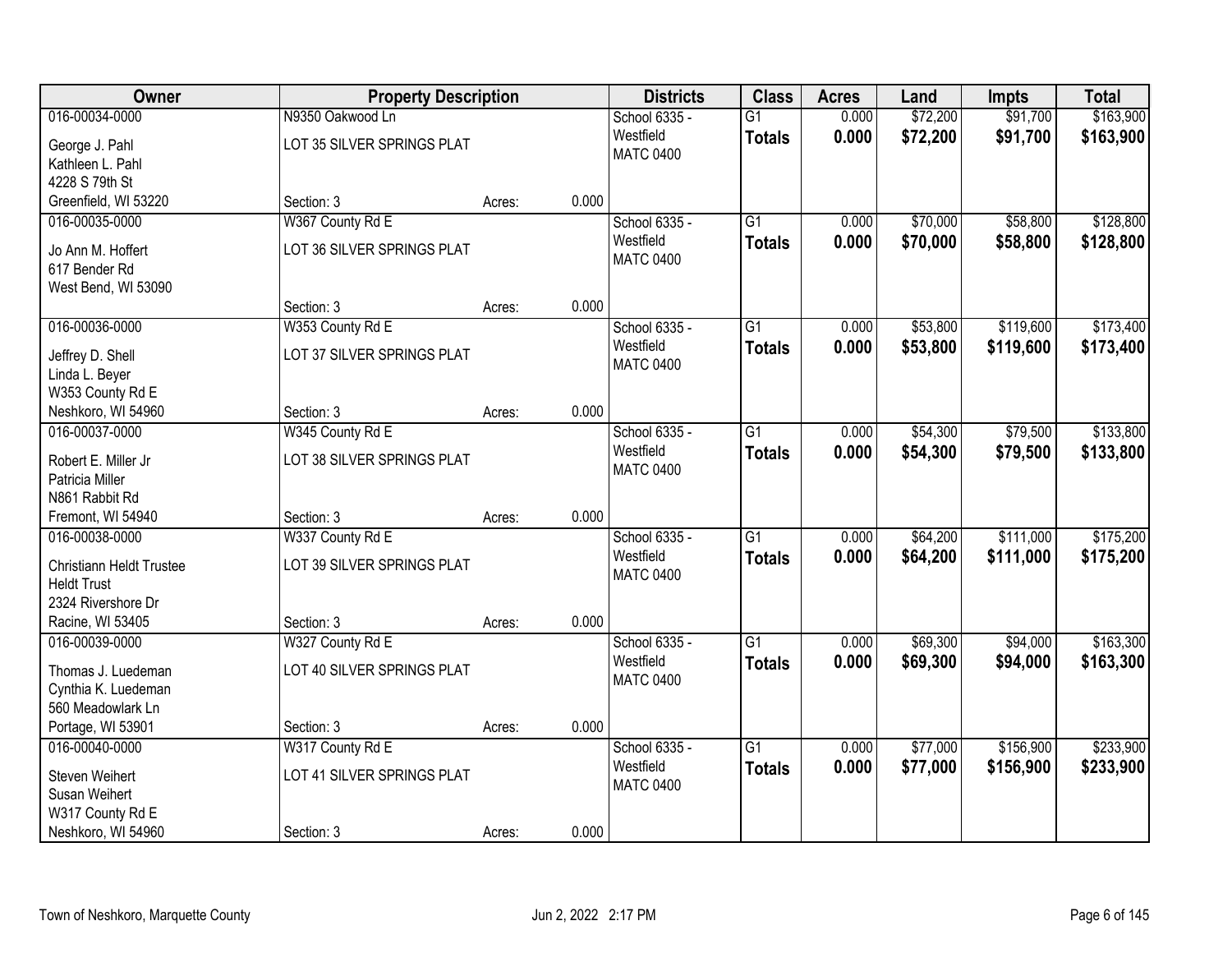| Owner | Property Description | | | Districts | Class | Acres | Land | Impts | Total |
|---|---|---|---|---|---|---|---|---|---|
| 016-00034-0000<br>George J. Pahl<br>Kathleen L. Pahl<br>4228 S 79th St<br>Greenfield, WI 53220 | N9350 Oakwood Ln<br>LOT 35 SILVER SPRINGS PLAT<br><br><br>Section: 3 | Acres: | 0.000 | School 6335 - Westfield<br>MATC 0400 | G1<br>**Totals** | 0.000<br>**0.000** | $72,200<br>**$72,200** | $91,700<br>**$91,700** | $163,900<br>**$163,900** |
| 016-00035-0000<br>Jo Ann M. Hoffert<br>617 Bender Rd<br>West Bend, WI 53090 | W367 County Rd E<br>LOT 36 SILVER SPRINGS PLAT<br><br><br>Section: 3 | Acres: | 0.000 | School 6335 - Westfield<br>MATC 0400 | G1<br>**Totals** | 0.000<br>**0.000** | $70,000<br>**$70,000** | $58,800<br>**$58,800** | $128,800<br>**$128,800** |
| 016-00036-0000<br>Jeffrey D. Shell<br>Linda L. Beyer<br>W353 County Rd E<br>Neshkoro, WI 54960 | W353 County Rd E<br>LOT 37 SILVER SPRINGS PLAT<br><br><br>Section: 3 | Acres: | 0.000 | School 6335 - Westfield<br>MATC 0400 | G1<br>**Totals** | 0.000<br>**0.000** | $53,800<br>**$53,800** | $119,600<br>**$119,600** | $173,400<br>**$173,400** |
| 016-00037-0000<br>Robert E. Miller Jr<br>Patricia Miller<br>N861 Rabbit Rd<br>Fremont, WI 54940 | W345 County Rd E<br>LOT 38 SILVER SPRINGS PLAT<br><br><br>Section: 3 | Acres: | 0.000 | School 6335 - Westfield<br>MATC 0400 | G1<br>**Totals** | 0.000<br>**0.000** | $54,300<br>**$54,300** | $79,500<br>**$79,500** | $133,800<br>**$133,800** |
| 016-00038-0000<br>Christiann Heldt Trustee<br>Heldt Trust<br>2324 Rivershore Dr<br>Racine, WI 53405 | W337 County Rd E<br>LOT 39 SILVER SPRINGS PLAT<br><br><br>Section: 3 | Acres: | 0.000 | School 6335 - Westfield<br>MATC 0400 | G1<br>**Totals** | 0.000<br>**0.000** | $64,200<br>**$64,200** | $111,000<br>**$111,000** | $175,200<br>**$175,200** |
| 016-00039-0000<br>Thomas J. Luedeman<br>Cynthia K. Luedeman<br>560 Meadowlark Ln<br>Portage, WI 53901 | W327 County Rd E<br>LOT 40 SILVER SPRINGS PLAT<br><br><br>Section: 3 | Acres: | 0.000 | School 6335 - Westfield<br>MATC 0400 | G1<br>**Totals** | 0.000<br>**0.000** | $69,300<br>**$69,300** | $94,000<br>**$94,000** | $163,300<br>**$163,300** |
| 016-00040-0000<br>Steven Weihert<br>Susan Weihert<br>W317 County Rd E<br>Neshkoro, WI 54960 | W317 County Rd E<br>LOT 41 SILVER SPRINGS PLAT<br><br><br>Section: 3 | Acres: | 0.000 | School 6335 - Westfield<br>MATC 0400 | G1<br>**Totals** | 0.000<br>**0.000** | $77,000<br>**$77,000** | $156,900<br>**$156,900** | $233,900<br>**$233,900** |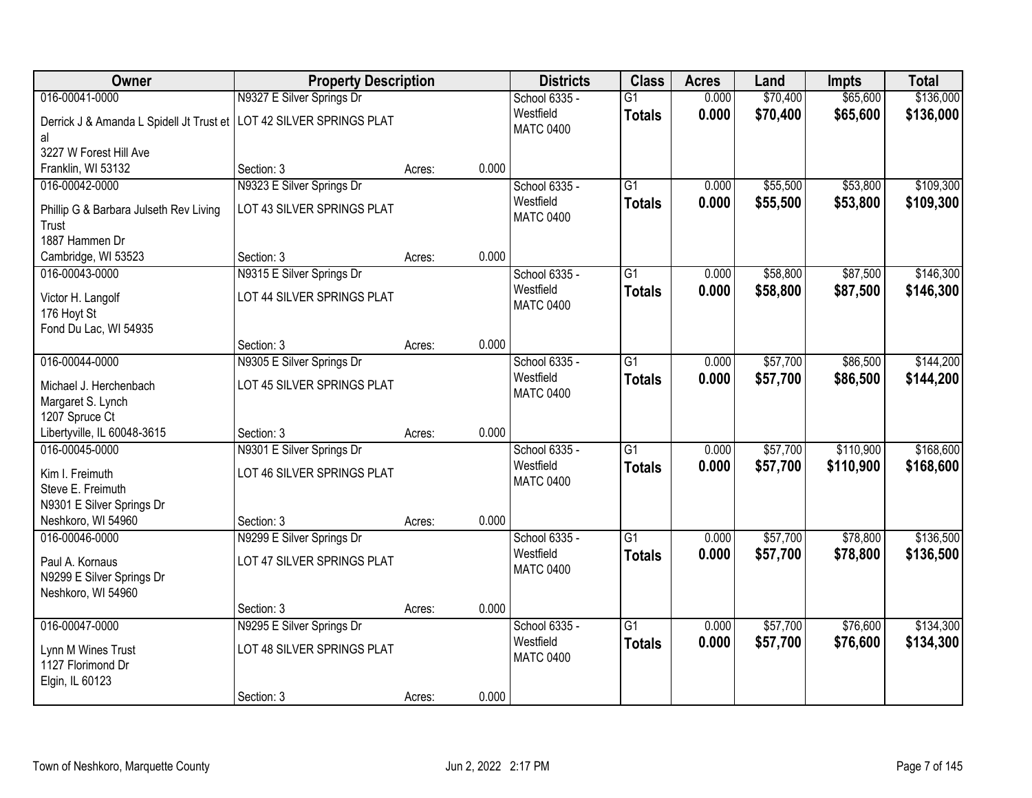| Owner | Property Description | | | Districts | Class | Acres | Land | Impts | Total |
|---|---|---|---|---|---|---|---|---|---|
| 016-00041-0000 | N9327 E Silver Springs Dr | | | School 6335 - Westfield | G1 | 0.000 | $70,400 | $65,600 | $136,000 |
| Derrick J & Amanda L Spidell Jt Trust et al 3227 W Forest Hill Ave Franklin, WI 53132 | LOT 42 SILVER SPRINGS PLAT | | | MATC 0400 | **Totals** | **0.000** | **$70,400** | **$65,600** | **$136,000** |
| | Section: 3 | Acres: | 0.000 | | | | | | |
| 016-00042-0000 | N9323 E Silver Springs Dr | | | School 6335 - Westfield | G1 | 0.000 | $55,500 | $53,800 | $109,300 |
| Phillip G & Barbara Julseth Rev Living Trust 1887 Hammen Dr Cambridge, WI 53523 | LOT 43 SILVER SPRINGS PLAT | | | MATC 0400 | **Totals** | **0.000** | **$55,500** | **$53,800** | **$109,300** |
| | Section: 3 | Acres: | 0.000 | | | | | | |
| 016-00043-0000 | N9315 E Silver Springs Dr | | | School 6335 - Westfield | G1 | 0.000 | $58,800 | $87,500 | $146,300 |
| Victor H. Langolf 176 Hoyt St Fond Du Lac, WI 54935 | LOT 44 SILVER SPRINGS PLAT | | | MATC 0400 | **Totals** | **0.000** | **$58,800** | **$87,500** | **$146,300** |
| | Section: 3 | Acres: | 0.000 | | | | | | |
| 016-00044-0000 | N9305 E Silver Springs Dr | | | School 6335 - Westfield | G1 | 0.000 | $57,700 | $86,500 | $144,200 |
| Michael J. Herchenbach Margaret S. Lynch 1207 Spruce Ct Libertyville, IL 60048-3615 | LOT 45 SILVER SPRINGS PLAT | | | MATC 0400 | **Totals** | **0.000** | **$57,700** | **$86,500** | **$144,200** |
| | Section: 3 | Acres: | 0.000 | | | | | | |
| 016-00045-0000 | N9301 E Silver Springs Dr | | | School 6335 - Westfield | G1 | 0.000 | $57,700 | $110,900 | $168,600 |
| Kim I. Freimuth Steve E. Freimuth N9301 E Silver Springs Dr Neshkoro, WI 54960 | LOT 46 SILVER SPRINGS PLAT | | | MATC 0400 | **Totals** | **0.000** | **$57,700** | **$110,900** | **$168,600** |
| | Section: 3 | Acres: | 0.000 | | | | | | |
| 016-00046-0000 | N9299 E Silver Springs Dr | | | School 6335 - Westfield | G1 | 0.000 | $57,700 | $78,800 | $136,500 |
| Paul A. Kornaus N9299 E Silver Springs Dr Neshkoro, WI 54960 | LOT 47 SILVER SPRINGS PLAT | | | MATC 0400 | **Totals** | **0.000** | **$57,700** | **$78,800** | **$136,500** |
| | Section: 3 | Acres: | 0.000 | | | | | | |
| 016-00047-0000 | N9295 E Silver Springs Dr | | | School 6335 - Westfield | G1 | 0.000 | $57,700 | $76,600 | $134,300 |
| Lynn M Wines Trust 1127 Florimond Dr Elgin, IL 60123 | LOT 48 SILVER SPRINGS PLAT | | | MATC 0400 | **Totals** | **0.000** | **$57,700** | **$76,600** | **$134,300** |
| | Section: 3 | Acres: | 0.000 | | | | | | |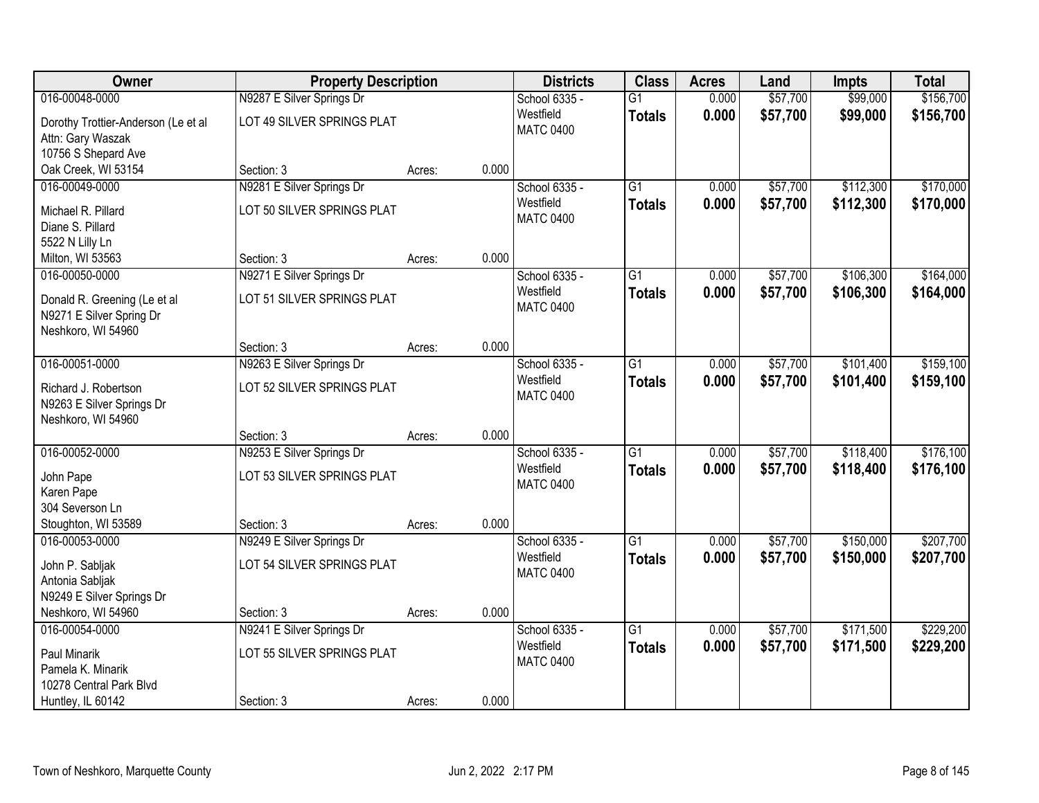| Owner | Property Description | | | Districts | Class | Acres | Land | Impts | Total |
|---|---|---|---|---|---|---|---|---|---|
| 016-00048-0000<br><br>Dorothy Trottier-Anderson (Le et al<br>Attn: Gary Waszak<br>10756 S Shepard Ave<br>Oak Creek, WI 53154 | N9287 E Silver Springs Dr<br><br>LOT 49 SILVER SPRINGS PLAT<br><br>Section: 3 | Acres: | 0.000 | School 6335 - Westfield<br>MATC 0400 | G1<br>**Totals** | 0.000<br>**0.000** | $57,700<br>**$57,700** | $99,000<br>**$99,000** | $156,700<br>**$156,700** |
| 016-00049-0000<br><br>Michael R. Pillard<br>Diane S. Pillard<br>5522 N Lilly Ln<br>Milton, WI 53563 | N9281 E Silver Springs Dr<br><br>LOT 50 SILVER SPRINGS PLAT<br><br>Section: 3 | Acres: | 0.000 | School 6335 - Westfield<br>MATC 0400 | G1<br>**Totals** | 0.000<br>**0.000** | $57,700<br>**$57,700** | $112,300<br>**$112,300** | $170,000<br>**$170,000** |
| 016-00050-0000<br><br>Donald R. Greening (Le et al<br>N9271 E Silver Spring Dr<br>Neshkoro, WI 54960 | N9271 E Silver Springs Dr<br><br>LOT 51 SILVER SPRINGS PLAT<br><br>Section: 3 | Acres: | 0.000 | School 6335 - Westfield<br>MATC 0400 | G1<br>**Totals** | 0.000<br>**0.000** | $57,700<br>**$57,700** | $106,300<br>**$106,300** | $164,000<br>**$164,000** |
| 016-00051-0000<br><br>Richard J. Robertson<br>N9263 E Silver Springs Dr<br>Neshkoro, WI 54960 | N9263 E Silver Springs Dr<br><br>LOT 52 SILVER SPRINGS PLAT<br><br>Section: 3 | Acres: | 0.000 | School 6335 - Westfield<br>MATC 0400 | G1<br>**Totals** | 0.000<br>**0.000** | $57,700<br>**$57,700** | $101,400<br>**$101,400** | $159,100<br>**$159,100** |
| 016-00052-0000<br><br>John Pape<br>Karen Pape<br>304 Severson Ln<br>Stoughton, WI 53589 | N9253 E Silver Springs Dr<br><br>LOT 53 SILVER SPRINGS PLAT<br><br>Section: 3 | Acres: | 0.000 | School 6335 - Westfield<br>MATC 0400 | G1<br>**Totals** | 0.000<br>**0.000** | $57,700<br>**$57,700** | $118,400<br>**$118,400** | $176,100<br>**$176,100** |
| 016-00053-0000<br><br>John P. Sabljak<br>Antonia Sabljak<br>N9249 E Silver Springs Dr<br>Neshkoro, WI 54960 | N9249 E Silver Springs Dr<br><br>LOT 54 SILVER SPRINGS PLAT<br><br>Section: 3 | Acres: | 0.000 | School 6335 - Westfield<br>MATC 0400 | G1<br>**Totals** | 0.000<br>**0.000** | $57,700<br>**$57,700** | $150,000<br>**$150,000** | $207,700<br>**$207,700** |
| 016-00054-0000<br><br>Paul Minarik<br>Pamela K. Minarik<br>10278 Central Park Blvd<br>Huntley, IL 60142 | N9241 E Silver Springs Dr<br><br>LOT 55 SILVER SPRINGS PLAT<br><br>Section: 3 | Acres: | 0.000 | School 6335 - Westfield<br>MATC 0400 | G1<br>**Totals** | 0.000<br>**0.000** | $57,700<br>**$57,700** | $171,500<br>**$171,500** | $229,200<br>**$229,200** |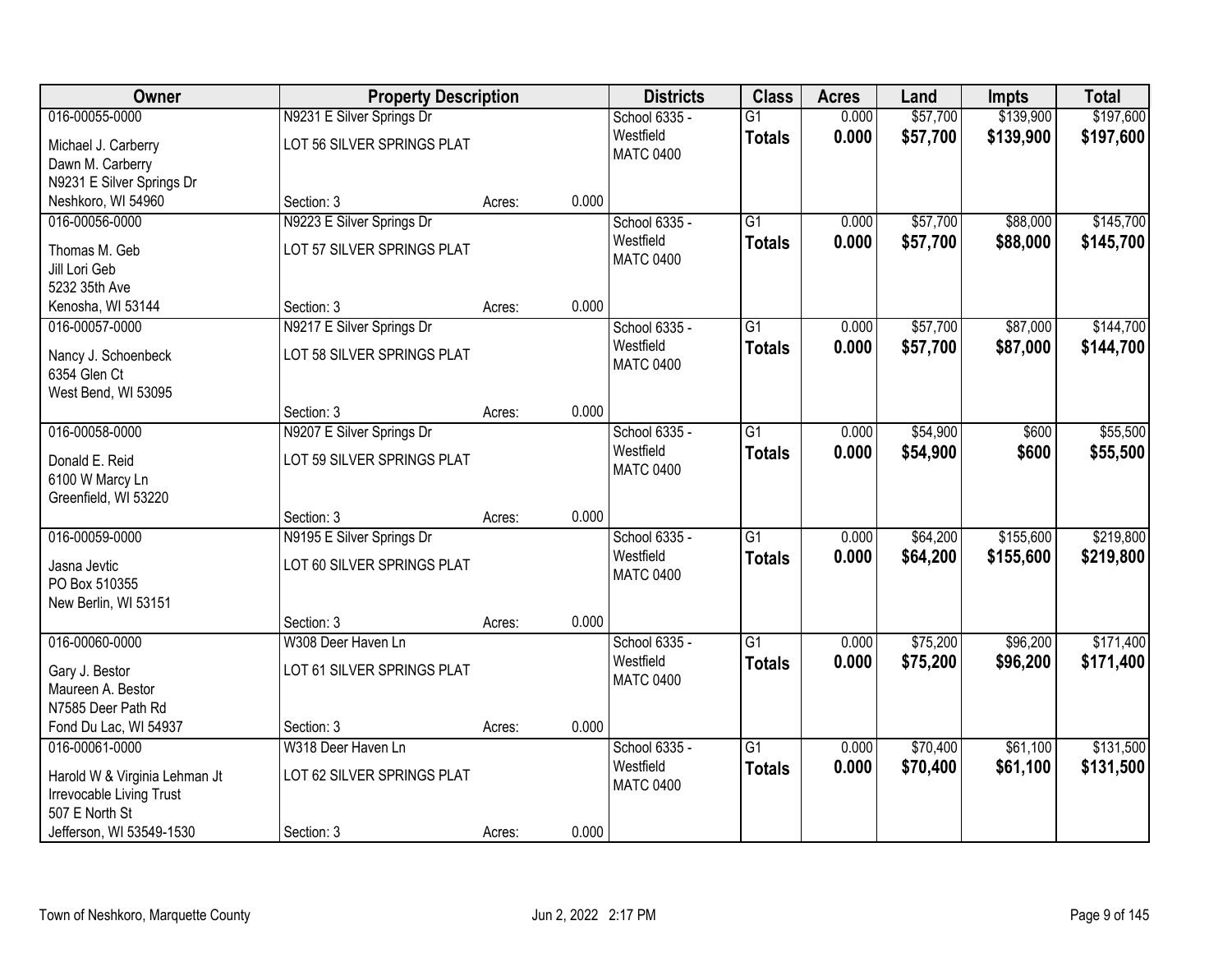| Owner | Property Description | | | Districts | Class | Acres | Land | Impts | Total |
|---|---|---|---|---|---|---|---|---|---|
| 016-00055-0000<br>Michael J. Carberry<br>Dawn M. Carberry<br>N9231 E Silver Springs Dr<br>Neshkoro, WI 54960 | N9231 E Silver Springs Dr<br>LOT 56 SILVER SPRINGS PLAT<br>Section: 3 | Acres: | 0.000 | School 6335 - Westfield<br>MATC 0400 | G1<br>**Totals** | 0.000<br>**0.000** | $57,700<br>**$57,700** | $139,900<br>**$139,900** | $197,600<br>**$197,600** |
| 016-00056-0000<br>Thomas M. Geb<br>Jill Lori Geb<br>5232 35th Ave<br>Kenosha, WI 53144 | N9223 E Silver Springs Dr<br>LOT 57 SILVER SPRINGS PLAT<br>Section: 3 | Acres: | 0.000 | School 6335 - Westfield<br>MATC 0400 | G1<br>**Totals** | 0.000<br>**0.000** | $57,700<br>**$57,700** | $88,000<br>**$88,000** | $145,700<br>**$145,700** |
| 016-00057-0000<br>Nancy J. Schoenbeck<br>6354 Glen Ct<br>West Bend, WI 53095 | N9217 E Silver Springs Dr<br>LOT 58 SILVER SPRINGS PLAT<br>Section: 3 | Acres: | 0.000 | School 6335 - Westfield<br>MATC 0400 | G1<br>**Totals** | 0.000<br>**0.000** | $57,700<br>**$57,700** | $87,000<br>**$87,000** | $144,700<br>**$144,700** |
| 016-00058-0000<br>Donald E. Reid<br>6100 W Marcy Ln<br>Greenfield, WI 53220 | N9207 E Silver Springs Dr<br>LOT 59 SILVER SPRINGS PLAT<br>Section: 3 | Acres: | 0.000 | School 6335 - Westfield<br>MATC 0400 | G1<br>**Totals** | 0.000<br>**0.000** | $54,900<br>**$54,900** | $600<br>**$600** | $55,500<br>**$55,500** |
| 016-00059-0000<br>Jasna Jevtic<br>PO Box 510355<br>New Berlin, WI 53151 | N9195 E Silver Springs Dr<br>LOT 60 SILVER SPRINGS PLAT<br>Section: 3 | Acres: | 0.000 | School 6335 - Westfield<br>MATC 0400 | G1<br>**Totals** | 0.000<br>**0.000** | $64,200<br>**$64,200** | $155,600<br>**$155,600** | $219,800<br>**$219,800** |
| 016-00060-0000<br>Gary J. Bestor<br>Maureen A. Bestor<br>N7585 Deer Path Rd<br>Fond Du Lac, WI 54937 | W308 Deer Haven Ln<br>LOT 61 SILVER SPRINGS PLAT<br>Section: 3 | Acres: | 0.000 | School 6335 - Westfield<br>MATC 0400 | G1<br>**Totals** | 0.000<br>**0.000** | $75,200<br>**$75,200** | $96,200<br>**$96,200** | $171,400<br>**$171,400** |
| 016-00061-0000<br>Harold W & Virginia Lehman Jt<br>Irrevocable Living Trust<br>507 E North St<br>Jefferson, WI 53549-1530 | W318 Deer Haven Ln<br>LOT 62 SILVER SPRINGS PLAT<br>Section: 3 | Acres: | 0.000 | School 6335 - Westfield<br>MATC 0400 | G1<br>**Totals** | 0.000<br>**0.000** | $70,400<br>**$70,400** | $61,100<br>**$61,100** | $131,500<br>**$131,500** |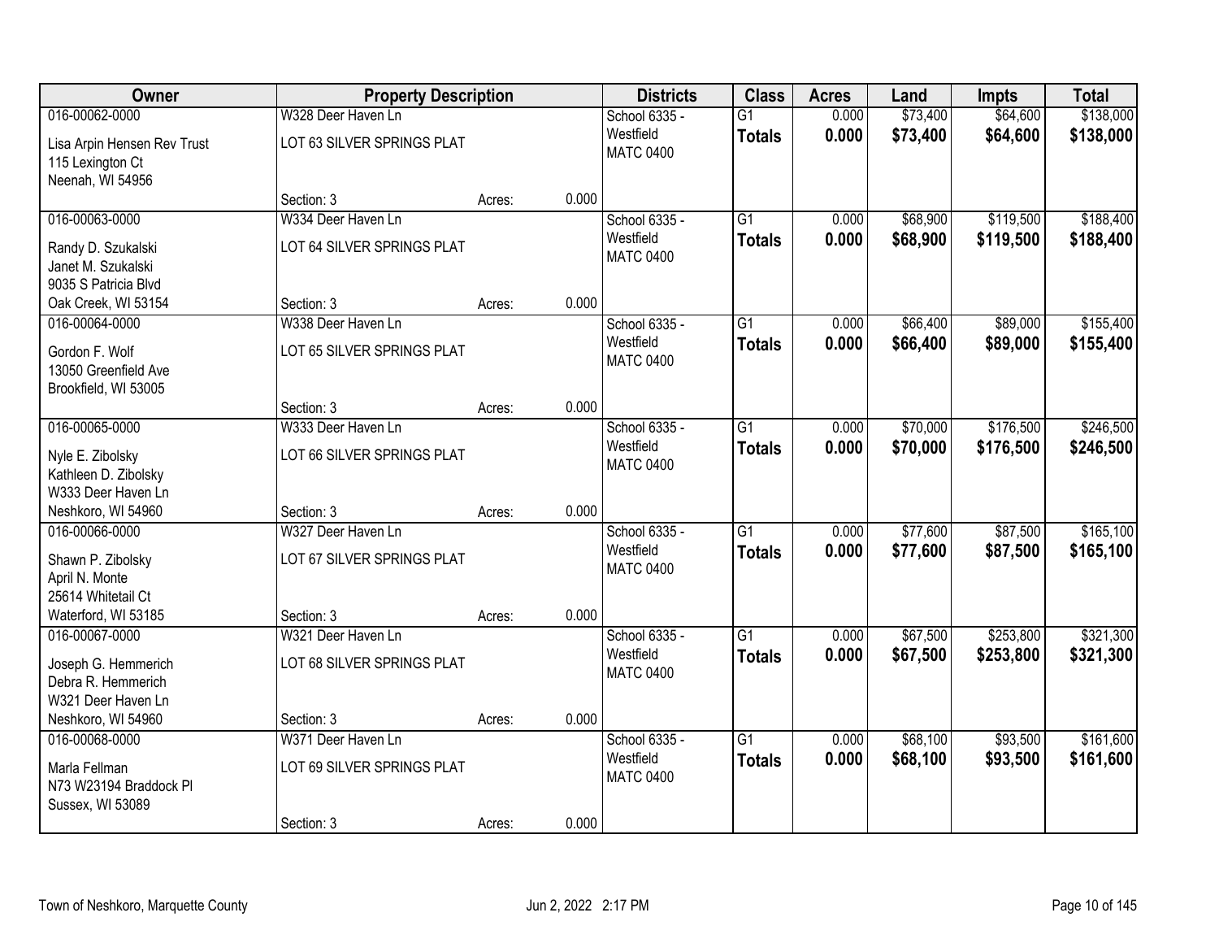| Owner | Property Description | | | Districts | Class | Acres | Land | Impts | Total |
|---|---|---|---|---|---|---|---|---|---|
| 016-00062-0000<br>Lisa Arpin Hensen Rev Trust<br>115 Lexington Ct<br>Neenah, WI 54956 | W328 Deer Haven Ln<br>LOT 63 SILVER SPRINGS PLAT<br>Section: 3 | Acres: | 0.000 | School 6335 - Westfield<br>MATC 0400 | G1<br>**Totals** | 0.000<br>**0.000** | $73,400<br>**$73,400** | $64,600<br>**$64,600** | $138,000<br>**$138,000** |
| 016-00063-0000<br>Randy D. Szukalski<br>Janet M. Szukalski<br>9035 S Patricia Blvd<br>Oak Creek, WI 53154 | W334 Deer Haven Ln<br>LOT 64 SILVER SPRINGS PLAT<br>Section: 3 | Acres: | 0.000 | School 6335 - Westfield<br>MATC 0400 | G1<br>**Totals** | 0.000<br>**0.000** | $68,900<br>**$68,900** | $119,500<br>**$119,500** | $188,400<br>**$188,400** |
| 016-00064-0000<br>Gordon F. Wolf<br>13050 Greenfield Ave<br>Brookfield, WI 53005 | W338 Deer Haven Ln<br>LOT 65 SILVER SPRINGS PLAT<br>Section: 3 | Acres: | 0.000 | School 6335 - Westfield<br>MATC 0400 | G1<br>**Totals** | 0.000<br>**0.000** | $66,400<br>**$66,400** | $89,000<br>**$89,000** | $155,400<br>**$155,400** |
| 016-00065-0000<br>Nyle E. Zibolsky<br>Kathleen D. Zibolsky<br>W333 Deer Haven Ln<br>Neshkoro, WI 54960 | W333 Deer Haven Ln<br>LOT 66 SILVER SPRINGS PLAT<br>Section: 3 | Acres: | 0.000 | School 6335 - Westfield<br>MATC 0400 | G1<br>**Totals** | 0.000<br>**0.000** | $70,000<br>**$70,000** | $176,500<br>**$176,500** | $246,500<br>**$246,500** |
| 016-00066-0000<br>Shawn P. Zibolsky<br>April N. Monte<br>25614 Whitetail Ct<br>Waterford, WI 53185 | W327 Deer Haven Ln<br>LOT 67 SILVER SPRINGS PLAT<br>Section: 3 | Acres: | 0.000 | School 6335 - Westfield<br>MATC 0400 | G1<br>**Totals** | 0.000<br>**0.000** | $77,600<br>**$77,600** | $87,500<br>**$87,500** | $165,100<br>**$165,100** |
| 016-00067-0000<br>Joseph G. Hemmerich<br>Debra R. Hemmerich<br>W321 Deer Haven Ln<br>Neshkoro, WI 54960 | W321 Deer Haven Ln<br>LOT 68 SILVER SPRINGS PLAT<br>Section: 3 | Acres: | 0.000 | School 6335 - Westfield<br>MATC 0400 | G1<br>**Totals** | 0.000<br>**0.000** | $67,500<br>**$67,500** | $253,800<br>**$253,800** | $321,300<br>**$321,300** |
| 016-00068-0000<br>Marla Fellman<br>N73 W23194 Braddock Pl<br>Sussex, WI 53089 | W371 Deer Haven Ln<br>LOT 69 SILVER SPRINGS PLAT<br>Section: 3 | Acres: | 0.000 | School 6335 - Westfield<br>MATC 0400 | G1<br>**Totals** | 0.000<br>**0.000** | $68,100<br>**$68,100** | $93,500<br>**$93,500** | $161,600<br>**$161,600** |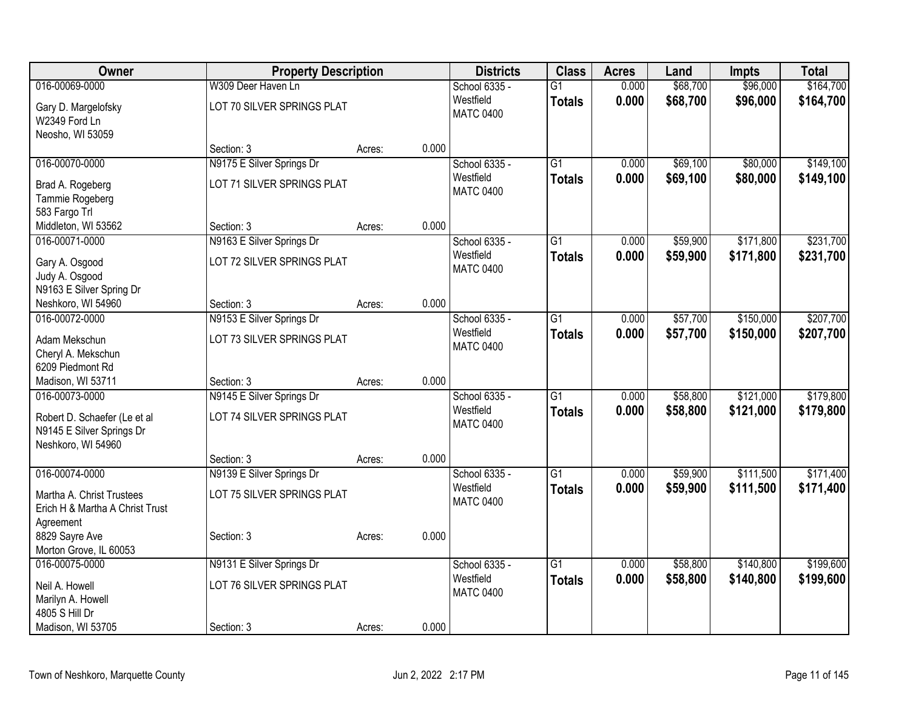| Owner | Property Description | | | Districts | Class | Acres | Land | Impts | Total |
|---|---|---|---|---|---|---|---|---|---|
| 016-00069-0000<br>Gary D. Margelofsky<br>W2349 Ford Ln<br>Neosho, WI 53059 | W309 Deer Haven Ln<br>LOT 70 SILVER SPRINGS PLAT<br>Section: 3 | Acres: | 0.000 | School 6335 - Westfield<br>MATC 0400 | G1<br>**Totals** | 0.000<br>**0.000** | $68,700<br>**$68,700** | $96,000<br>**$96,000** | $164,700<br>**$164,700** |
| 016-00070-0000<br>Brad A. Rogeberg<br>Tammie Rogeberg<br>583 Fargo Trl<br>Middleton, WI 53562 | N9175 E Silver Springs Dr<br>LOT 71 SILVER SPRINGS PLAT<br>Section: 3 | Acres: | 0.000 | School 6335 - Westfield<br>MATC 0400 | G1<br>**Totals** | 0.000<br>**0.000** | $69,100<br>**$69,100** | $80,000<br>**$80,000** | $149,100<br>**$149,100** |
| 016-00071-0000<br>Gary A. Osgood<br>Judy A. Osgood<br>N9163 E Silver Spring Dr<br>Neshkoro, WI 54960 | N9163 E Silver Springs Dr<br>LOT 72 SILVER SPRINGS PLAT<br>Section: 3 | Acres: | 0.000 | School 6335 - Westfield<br>MATC 0400 | G1<br>**Totals** | 0.000<br>**0.000** | $59,900<br>**$59,900** | $171,800<br>**$171,800** | $231,700<br>**$231,700** |
| 016-00072-0000<br>Adam Mekschun<br>Cheryl A. Mekschun<br>6209 Piedmont Rd<br>Madison, WI 53711 | N9153 E Silver Springs Dr<br>LOT 73 SILVER SPRINGS PLAT<br>Section: 3 | Acres: | 0.000 | School 6335 - Westfield<br>MATC 0400 | G1<br>**Totals** | 0.000<br>**0.000** | $57,700<br>**$57,700** | $150,000<br>**$150,000** | $207,700<br>**$207,700** |
| 016-00073-0000<br>Robert D. Schaefer (Le et al<br>N9145 E Silver Springs Dr<br>Neshkoro, WI 54960 | N9145 E Silver Springs Dr<br>LOT 74 SILVER SPRINGS PLAT<br>Section: 3 | Acres: | 0.000 | School 6335 - Westfield<br>MATC 0400 | G1<br>**Totals** | 0.000<br>**0.000** | $58,800<br>**$58,800** | $121,000<br>**$121,000** | $179,800<br>**$179,800** |
| 016-00074-0000<br>Martha A. Christ Trustees<br>Erich H & Martha A Christ Trust Agreement<br>8829 Sayre Ave<br>Morton Grove, IL 60053 | N9139 E Silver Springs Dr<br>LOT 75 SILVER SPRINGS PLAT<br>Section: 3 | Acres: | 0.000 | School 6335 - Westfield<br>MATC 0400 | G1<br>**Totals** | 0.000<br>**0.000** | $59,900<br>**$59,900** | $111,500<br>**$111,500** | $171,400<br>**$171,400** |
| 016-00075-0000<br>Neil A. Howell<br>Marilyn A. Howell<br>4805 S Hill Dr<br>Madison, WI 53705 | N9131 E Silver Springs Dr<br>LOT 76 SILVER SPRINGS PLAT<br>Section: 3 | Acres: | 0.000 | School 6335 - Westfield<br>MATC 0400 | G1<br>**Totals** | 0.000<br>**0.000** | $58,800<br>**$58,800** | $140,800<br>**$140,800** | $199,600<br>**$199,600** |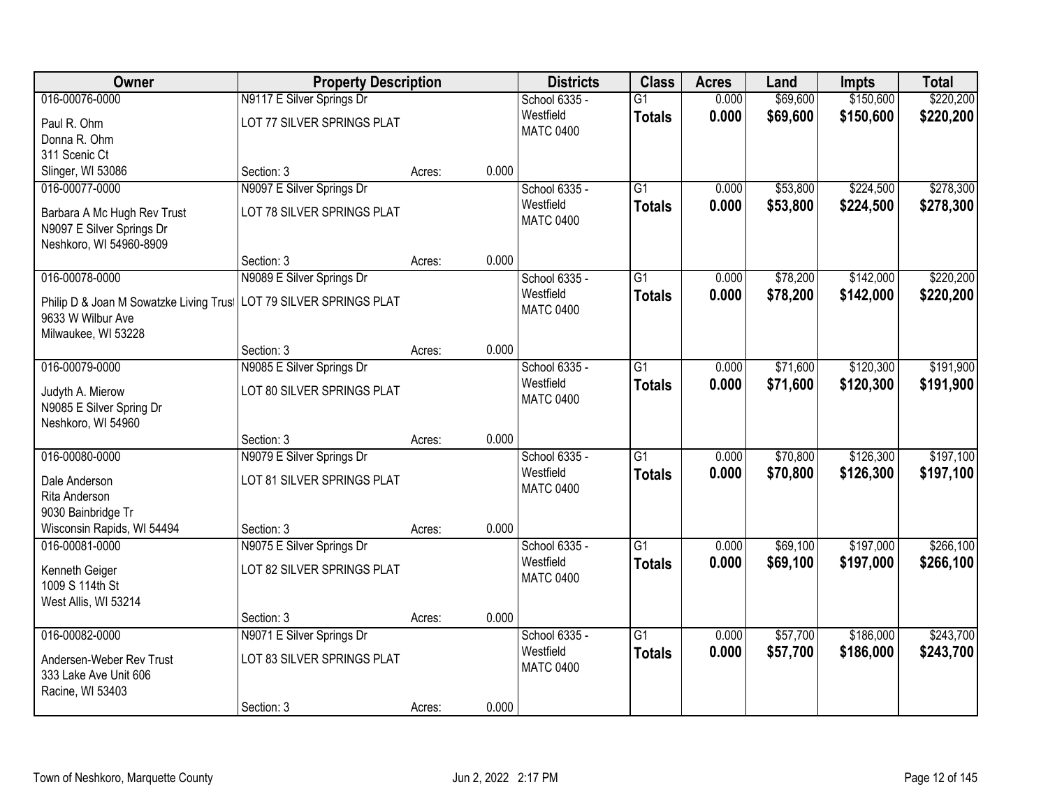| Owner | Property Description | | | Districts | Class | Acres | Land | Impts | Total |
|---|---|---|---|---|---|---|---|---|---|
| 016-00076-0000 | N9117 E Silver Springs Dr | | | School 6335 - Westfield | G1 | 0.000 | $69,600 | $150,600 | $220,200 |
| Paul R. Ohm<br>Donna R. Ohm<br>311 Scenic Ct<br>Slinger, WI 53086 | LOT 77 SILVER SPRINGS PLAT | | | MATC 0400 | **Totals** | **0.000** | **$69,600** | **$150,600** | **$220,200** |
| | Section: 3 | Acres: | 0.000 | | | | | | |
| 016-00077-0000 | N9097 E Silver Springs Dr | | | School 6335 - Westfield | G1 | 0.000 | $53,800 | $224,500 | $278,300 |
| Barbara A Mc Hugh Rev Trust<br>N9097 E Silver Springs Dr<br>Neshkoro, WI 54960-8909 | LOT 78 SILVER SPRINGS PLAT | | | MATC 0400 | **Totals** | **0.000** | **$53,800** | **$224,500** | **$278,300** |
| | Section: 3 | Acres: | 0.000 | | | | | | |
| 016-00078-0000 | N9089 E Silver Springs Dr | | | School 6335 - Westfield | G1 | 0.000 | $78,200 | $142,000 | $220,200 |
| Philip D & Joan M Sowatzke Living Trust<br>9633 W Wilbur Ave<br>Milwaukee, WI 53228 | LOT 79 SILVER SPRINGS PLAT | | | MATC 0400 | **Totals** | **0.000** | **$78,200** | **$142,000** | **$220,200** |
| | Section: 3 | Acres: | 0.000 | | | | | | |
| 016-00079-0000 | N9085 E Silver Springs Dr | | | School 6335 - Westfield | G1 | 0.000 | $71,600 | $120,300 | $191,900 |
| Judyth A. Mierow<br>N9085 E Silver Spring Dr<br>Neshkoro, WI 54960 | LOT 80 SILVER SPRINGS PLAT | | | MATC 0400 | **Totals** | **0.000** | **$71,600** | **$120,300** | **$191,900** |
| | Section: 3 | Acres: | 0.000 | | | | | | |
| 016-00080-0000 | N9079 E Silver Springs Dr | | | School 6335 - Westfield | G1 | 0.000 | $70,800 | $126,300 | $197,100 |
| Dale Anderson<br>Rita Anderson<br>9030 Bainbridge Tr<br>Wisconsin Rapids, WI 54494 | LOT 81 SILVER SPRINGS PLAT | | | MATC 0400 | **Totals** | **0.000** | **$70,800** | **$126,300** | **$197,100** |
| | Section: 3 | Acres: | 0.000 | | | | | | |
| 016-00081-0000 | N9075 E Silver Springs Dr | | | School 6335 - Westfield | G1 | 0.000 | $69,100 | $197,000 | $266,100 |
| Kenneth Geiger<br>1009 S 114th St<br>West Allis, WI 53214 | LOT 82 SILVER SPRINGS PLAT | | | MATC 0400 | **Totals** | **0.000** | **$69,100** | **$197,000** | **$266,100** |
| | Section: 3 | Acres: | 0.000 | | | | | | |
| 016-00082-0000 | N9071 E Silver Springs Dr | | | School 6335 - Westfield | G1 | 0.000 | $57,700 | $186,000 | $243,700 |
| Andersen-Weber Rev Trust<br>333 Lake Ave Unit 606<br>Racine, WI 53403 | LOT 83 SILVER SPRINGS PLAT | | | MATC 0400 | **Totals** | **0.000** | **$57,700** | **$186,000** | **$243,700** |
| | Section: 3 | Acres: | 0.000 | | | | | | |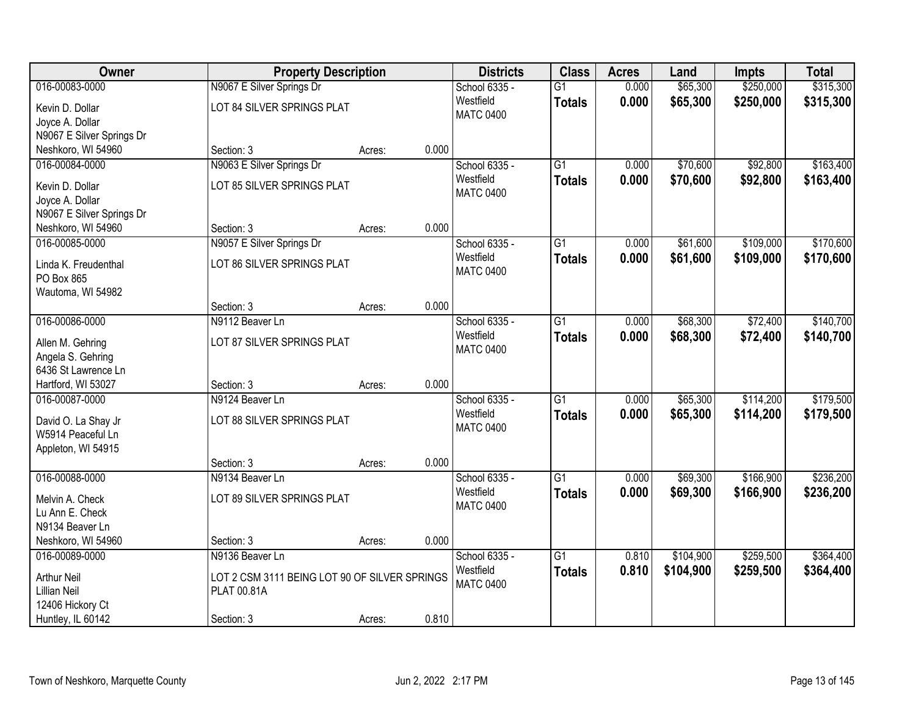| Owner | Property Description | | | Districts | Class | Acres | Land | Impts | Total |
|---|---|---|---|---|---|---|---|---|---|
| 016-00083-0000<br>Kevin D. Dollar<br>Joyce A. Dollar<br>N9067 E Silver Springs Dr<br>Neshkoro, WI 54960 | N9067 E Silver Springs Dr<br>LOT 84 SILVER SPRINGS PLAT<br>Section: 3 | Acres: | 0.000 | School 6335 - Westfield<br>MATC 0400 | G1<br>**Totals** | 0.000<br>**0.000** | $65,300<br>**$65,300** | $250,000<br>**$250,000** | $315,300<br>**$315,300** |
| 016-00084-0000<br>Kevin D. Dollar<br>Joyce A. Dollar<br>N9067 E Silver Springs Dr<br>Neshkoro, WI 54960 | N9063 E Silver Springs Dr<br>LOT 85 SILVER SPRINGS PLAT<br>Section: 3 | Acres: | 0.000 | School 6335 - Westfield<br>MATC 0400 | G1<br>**Totals** | 0.000<br>**0.000** | $70,600<br>**$70,600** | $92,800<br>**$92,800** | $163,400<br>**$163,400** |
| 016-00085-0000<br>Linda K. Freudenthal<br>PO Box 865<br>Wautoma, WI 54982 | N9057 E Silver Springs Dr<br>LOT 86 SILVER SPRINGS PLAT<br>Section: 3 | Acres: | 0.000 | School 6335 - Westfield<br>MATC 0400 | G1<br>**Totals** | 0.000<br>**0.000** | $61,600<br>**$61,600** | $109,000<br>**$109,000** | $170,600<br>**$170,600** |
| 016-00086-0000<br>Allen M. Gehring<br>Angela S. Gehring<br>6436 St Lawrence Ln<br>Hartford, WI 53027 | N9112 Beaver Ln<br>LOT 87 SILVER SPRINGS PLAT<br>Section: 3 | Acres: | 0.000 | School 6335 - Westfield<br>MATC 0400 | G1<br>**Totals** | 0.000<br>**0.000** | $68,300<br>**$68,300** | $72,400<br>**$72,400** | $140,700<br>**$140,700** |
| 016-00087-0000<br>David O. La Shay Jr<br>W5914 Peaceful Ln<br>Appleton, WI 54915 | N9124 Beaver Ln<br>LOT 88 SILVER SPRINGS PLAT<br>Section: 3 | Acres: | 0.000 | School 6335 - Westfield<br>MATC 0400 | G1<br>**Totals** | 0.000<br>**0.000** | $65,300<br>**$65,300** | $114,200<br>**$114,200** | $179,500<br>**$179,500** |
| 016-00088-0000<br>Melvin A. Check<br>Lu Ann E. Check<br>N9134 Beaver Ln<br>Neshkoro, WI 54960 | N9134 Beaver Ln<br>LOT 89 SILVER SPRINGS PLAT<br>Section: 3 | Acres: | 0.000 | School 6335 - Westfield<br>MATC 0400 | G1<br>**Totals** | 0.000<br>**0.000** | $69,300<br>**$69,300** | $166,900<br>**$166,900** | $236,200<br>**$236,200** |
| 016-00089-0000<br>Arthur Neil<br>Lillian Neil<br>12406 Hickory Ct<br>Huntley, IL 60142 | N9136 Beaver Ln<br>LOT 2 CSM 3111 BEING LOT 90 OF SILVER SPRINGS PLAT 00.81A<br>Section: 3 | Acres: | 0.810 | School 6335 - Westfield<br>MATC 0400 | G1<br>**Totals** | 0.810<br>**0.810** | $104,900<br>**$104,900** | $259,500<br>**$259,500** | $364,400<br>**$364,400** |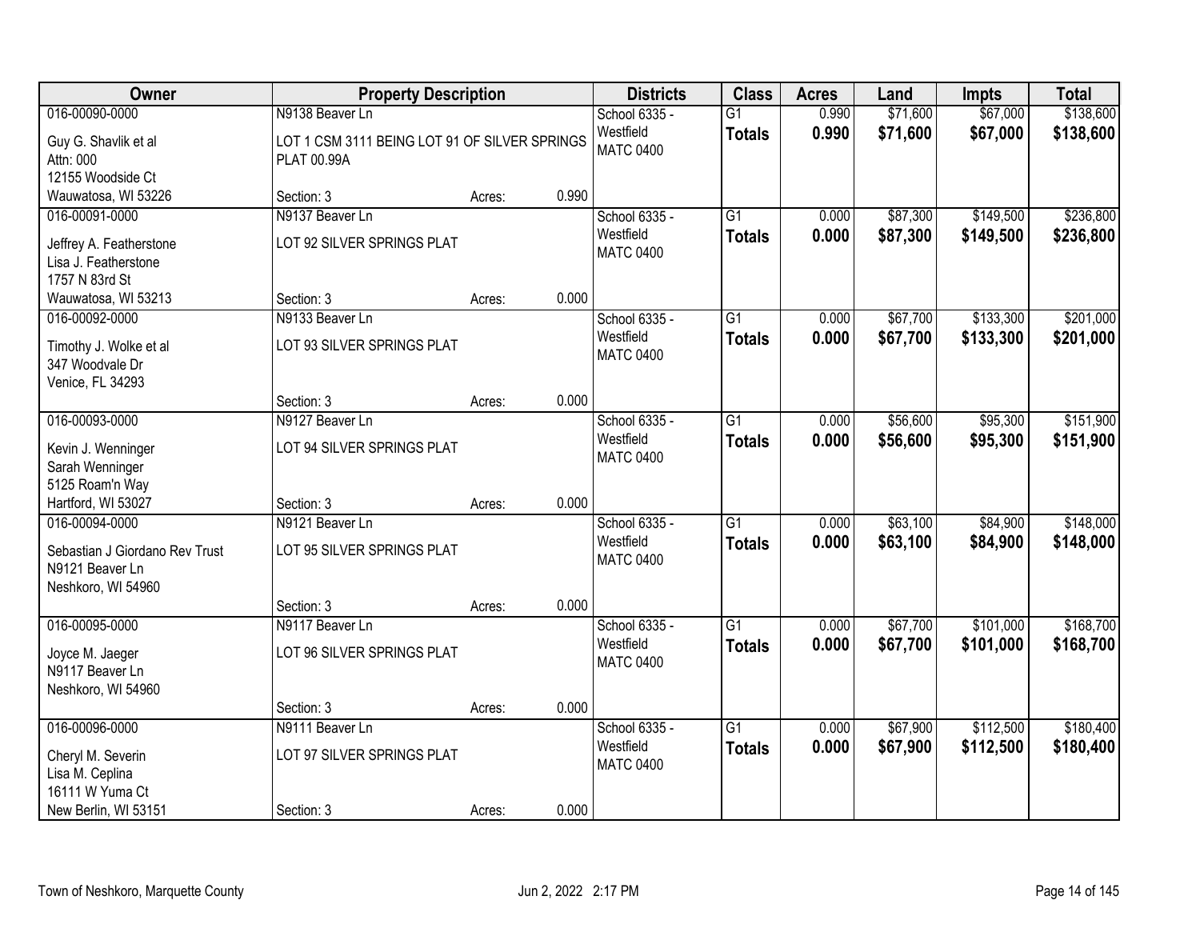| Owner | Property Description | Districts | Class | Acres | Land | Impts | Total |
|---|---|---|---|---|---|---|---|
| 016-00090-0000<br>Guy G. Shavlik et al<br>Attn: 000<br>12155 Woodside Ct<br>Wauwatosa, WI 53226 | N9138 Beaver Ln<br>LOT 1 CSM 3111 BEING LOT 91 OF SILVER SPRINGS PLAT 00.99A<br>Section: 3 Acres: 0.990 | School 6335 - Westfield<br>MATC 0400 | G1<br>**Totals** | 0.990<br>**0.990** | $71,600<br>**$71,600** | $67,000<br>**$67,000** | $138,600<br>**$138,600** |
| 016-00091-0000<br>Jeffrey A. Featherstone<br>Lisa J. Featherstone<br>1757 N 83rd St<br>Wauwatosa, WI 53213 | N9137 Beaver Ln<br>LOT 92 SILVER SPRINGS PLAT<br>Section: 3 Acres: 0.000 | School 6335 - Westfield<br>MATC 0400 | G1<br>**Totals** | 0.000<br>**0.000** | $87,300<br>**$87,300** | $149,500<br>**$149,500** | $236,800<br>**$236,800** |
| 016-00092-0000<br>Timothy J. Wolke et al<br>347 Woodvale Dr<br>Venice, FL 34293 | N9133 Beaver Ln<br>LOT 93 SILVER SPRINGS PLAT<br>Section: 3 Acres: 0.000 | School 6335 - Westfield<br>MATC 0400 | G1<br>**Totals** | 0.000<br>**0.000** | $67,700<br>**$67,700** | $133,300<br>**$133,300** | $201,000<br>**$201,000** |
| 016-00093-0000<br>Kevin J. Wenninger<br>Sarah Wenninger<br>5125 Roam'n Way<br>Hartford, WI 53027 | N9127 Beaver Ln<br>LOT 94 SILVER SPRINGS PLAT<br>Section: 3 Acres: 0.000 | School 6335 - Westfield<br>MATC 0400 | G1<br>**Totals** | 0.000<br>**0.000** | $56,600<br>**$56,600** | $95,300<br>**$95,300** | $151,900<br>**$151,900** |
| 016-00094-0000<br>Sebastian J Giordano Rev Trust<br>N9121 Beaver Ln<br>Neshkoro, WI 54960 | N9121 Beaver Ln<br>LOT 95 SILVER SPRINGS PLAT<br>Section: 3 Acres: 0.000 | School 6335 - Westfield<br>MATC 0400 | G1<br>**Totals** | 0.000<br>**0.000** | $63,100<br>**$63,100** | $84,900<br>**$84,900** | $148,000<br>**$148,000** |
| 016-00095-0000<br>Joyce M. Jaeger<br>N9117 Beaver Ln<br>Neshkoro, WI 54960 | N9117 Beaver Ln<br>LOT 96 SILVER SPRINGS PLAT<br>Section: 3 Acres: 0.000 | School 6335 - Westfield<br>MATC 0400 | G1<br>**Totals** | 0.000<br>**0.000** | $67,700<br>**$67,700** | $101,000<br>**$101,000** | $168,700<br>**$168,700** |
| 016-00096-0000<br>Cheryl M. Severin<br>Lisa M. Ceplina<br>16111 W Yuma Ct<br>New Berlin, WI 53151 | N9111 Beaver Ln<br>LOT 97 SILVER SPRINGS PLAT<br>Section: 3 Acres: 0.000 | School 6335 - Westfield<br>MATC 0400 | G1<br>**Totals** | 0.000<br>**0.000** | $67,900<br>**$67,900** | $112,500<br>**$112,500** | $180,400<br>**$180,400** |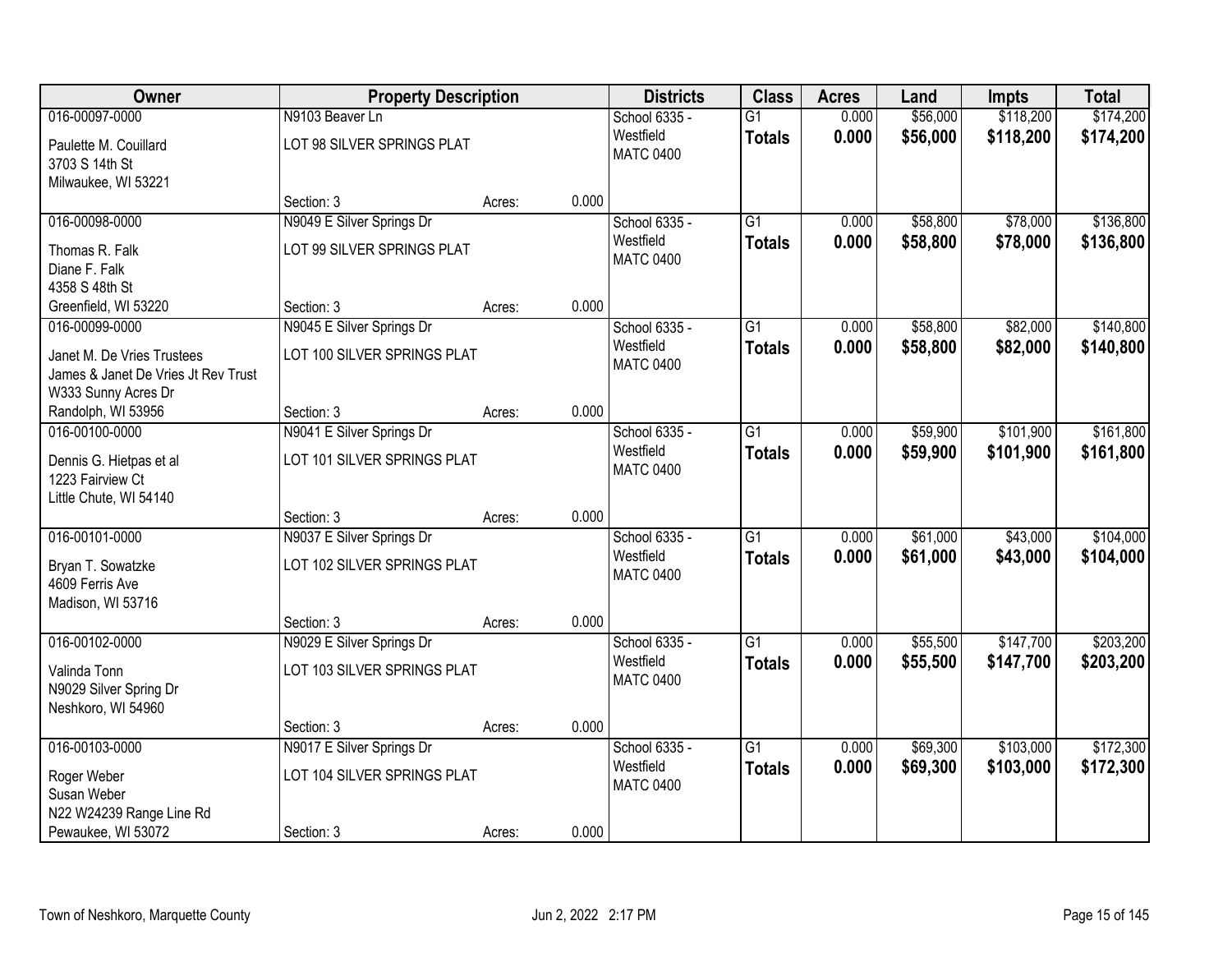| Owner | Property Description | | | Districts | Class | Acres | Land | Impts | Total |
|---|---|---|---|---|---|---|---|---|---|
| 016-00097-0000 | N9103 Beaver Ln | | | School 6335 - | G1 | 0.000 | $56,000 | $118,200 | $174,200 |
| Paulette M. Couillard<br>3703 S 14th St<br>Milwaukee, WI 53221 | LOT 98 SILVER SPRINGS PLAT | | | Westfield<br>MATC 0400 | **Totals** | **0.000** | **$56,000** | **$118,200** | **$174,200** |
| | Section: 3 | Acres: | 0.000 | | | | | | |
| 016-00098-0000 | N9049 E Silver Springs Dr | | | School 6335 - | G1 | 0.000 | $58,800 | $78,000 | $136,800 |
| Thomas R. Falk<br>Diane F. Falk<br>4358 S 48th St<br>Greenfield, WI 53220 | LOT 99 SILVER SPRINGS PLAT | | | Westfield<br>MATC 0400 | **Totals** | **0.000** | **$58,800** | **$78,000** | **$136,800** |
| | Section: 3 | Acres: | 0.000 | | | | | | |
| 016-00099-0000 | N9045 E Silver Springs Dr | | | School 6335 - | G1 | 0.000 | $58,800 | $82,000 | $140,800 |
| Janet M. De Vries Trustees<br>James & Janet De Vries Jt Rev Trust<br>W333 Sunny Acres Dr<br>Randolph, WI 53956 | LOT 100 SILVER SPRINGS PLAT | | | Westfield<br>MATC 0400 | **Totals** | **0.000** | **$58,800** | **$82,000** | **$140,800** |
| | Section: 3 | Acres: | 0.000 | | | | | | |
| 016-00100-0000 | N9041 E Silver Springs Dr | | | School 6335 - | G1 | 0.000 | $59,900 | $101,900 | $161,800 |
| Dennis G. Hietpas et al<br>1223 Fairview Ct<br>Little Chute, WI 54140 | LOT 101 SILVER SPRINGS PLAT | | | Westfield<br>MATC 0400 | **Totals** | **0.000** | **$59,900** | **$101,900** | **$161,800** |
| | Section: 3 | Acres: | 0.000 | | | | | | |
| 016-00101-0000 | N9037 E Silver Springs Dr | | | School 6335 - | G1 | 0.000 | $61,000 | $43,000 | $104,000 |
| Bryan T. Sowatzke<br>4609 Ferris Ave<br>Madison, WI 53716 | LOT 102 SILVER SPRINGS PLAT | | | Westfield<br>MATC 0400 | **Totals** | **0.000** | **$61,000** | **$43,000** | **$104,000** |
| | Section: 3 | Acres: | 0.000 | | | | | | |
| 016-00102-0000 | N9029 E Silver Springs Dr | | | School 6335 - | G1 | 0.000 | $55,500 | $147,700 | $203,200 |
| Valinda Tonn<br>N9029 Silver Spring Dr<br>Neshkoro, WI 54960 | LOT 103 SILVER SPRINGS PLAT | | | Westfield<br>MATC 0400 | **Totals** | **0.000** | **$55,500** | **$147,700** | **$203,200** |
| | Section: 3 | Acres: | 0.000 | | | | | | |
| 016-00103-0000 | N9017 E Silver Springs Dr | | | School 6335 - | G1 | 0.000 | $69,300 | $103,000 | $172,300 |
| Roger Weber<br>Susan Weber<br>N22 W24239 Range Line Rd<br>Pewaukee, WI 53072 | LOT 104 SILVER SPRINGS PLAT | | | Westfield<br>MATC 0400 | **Totals** | **0.000** | **$69,300** | **$103,000** | **$172,300** |
| | Section: 3 | Acres: | 0.000 | | | | | | |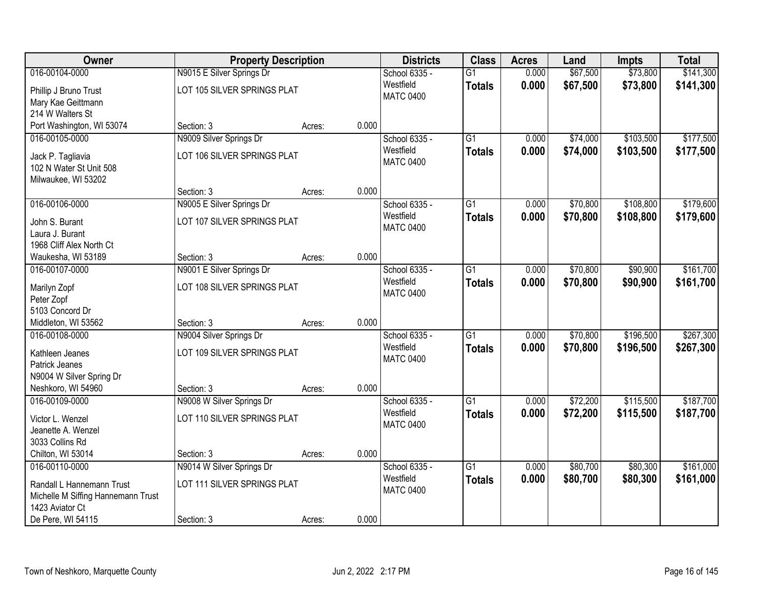| Owner | Property Description | | | Districts | Class | Acres | Land | Impts | Total |
|---|---|---|---|---|---|---|---|---|---|
| 016-00104-0000<br>Phillip J Bruno Trust<br>Mary Kae Geittmann<br>214 W Walters St<br>Port Washington, WI 53074 | N9015 E Silver Springs Dr<br>LOT 105 SILVER SPRINGS PLAT<br>Section: 3 | Acres: | 0.000 | School 6335 - Westfield<br>MATC 0400 | G1<br>**Totals** | 0.000<br>**0.000** | $67,500<br>**$67,500** | $73,800<br>**$73,800** | $141,300<br>**$141,300** |
| 016-00105-0000<br>Jack P. Tagliavia<br>102 N Water St Unit 508<br>Milwaukee, WI 53202 | N9009 Silver Springs Dr<br>LOT 106 SILVER SPRINGS PLAT<br>Section: 3 | Acres: | 0.000 | School 6335 - Westfield<br>MATC 0400 | G1<br>**Totals** | 0.000<br>**0.000** | $74,000<br>**$74,000** | $103,500<br>**$103,500** | $177,500<br>**$177,500** |
| 016-00106-0000<br>John S. Burant<br>Laura J. Burant<br>1968 Cliff Alex North Ct<br>Waukesha, WI 53189 | N9005 E Silver Springs Dr<br>LOT 107 SILVER SPRINGS PLAT<br>Section: 3 | Acres: | 0.000 | School 6335 - Westfield<br>MATC 0400 | G1<br>**Totals** | 0.000<br>**0.000** | $70,800<br>**$70,800** | $108,800<br>**$108,800** | $179,600<br>**$179,600** |
| 016-00107-0000<br>Marilyn Zopf<br>Peter Zopf<br>5103 Concord Dr<br>Middleton, WI 53562 | N9001 E Silver Springs Dr<br>LOT 108 SILVER SPRINGS PLAT<br>Section: 3 | Acres: | 0.000 | School 6335 - Westfield<br>MATC 0400 | G1<br>**Totals** | 0.000<br>**0.000** | $70,800<br>**$70,800** | $90,900<br>**$90,900** | $161,700<br>**$161,700** |
| 016-00108-0000<br>Kathleen Jeanes<br>Patrick Jeanes<br>N9004 W Silver Spring Dr<br>Neshkoro, WI 54960 | N9004 Silver Springs Dr<br>LOT 109 SILVER SPRINGS PLAT<br>Section: 3 | Acres: | 0.000 | School 6335 - Westfield<br>MATC 0400 | G1<br>**Totals** | 0.000<br>**0.000** | $70,800<br>**$70,800** | $196,500<br>**$196,500** | $267,300<br>**$267,300** |
| 016-00109-0000<br>Victor L. Wenzel<br>Jeanette A. Wenzel<br>3033 Collins Rd<br>Chilton, WI 53014 | N9008 W Silver Springs Dr<br>LOT 110 SILVER SPRINGS PLAT<br>Section: 3 | Acres: | 0.000 | School 6335 - Westfield<br>MATC 0400 | G1<br>**Totals** | 0.000<br>**0.000** | $72,200<br>**$72,200** | $115,500<br>**$115,500** | $187,700<br>**$187,700** |
| 016-00110-0000<br>Randall L Hannemann Trust<br>Michelle M Siffing Hannemann Trust<br>1423 Aviator Ct<br>De Pere, WI 54115 | N9014 W Silver Springs Dr<br>LOT 111 SILVER SPRINGS PLAT<br>Section: 3 | Acres: | 0.000 | School 6335 - Westfield<br>MATC 0400 | G1<br>**Totals** | 0.000<br>**0.000** | $80,700<br>**$80,700** | $80,300<br>**$80,300** | $161,000<br>**$161,000** |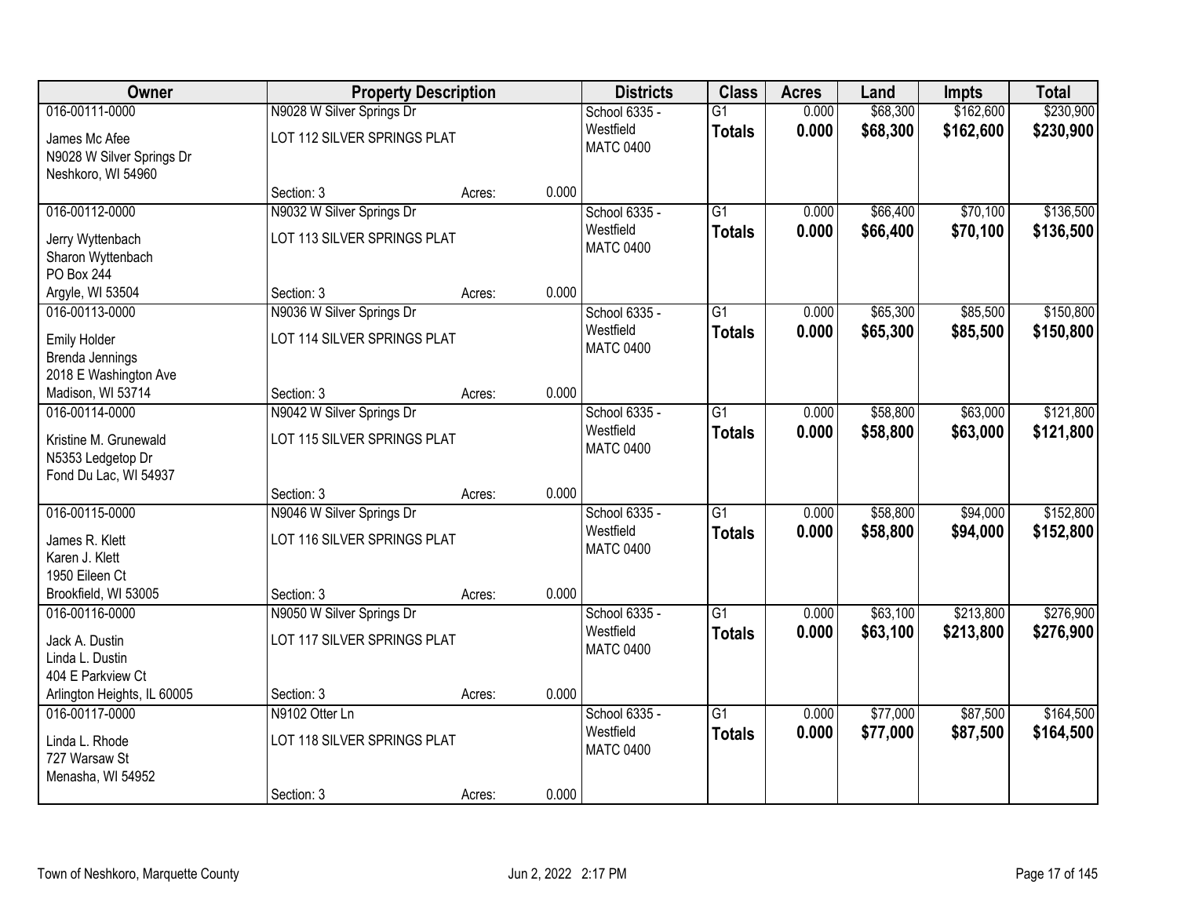| Owner | Property Description | | | Districts | Class | Acres | Land | Impts | Total |
|---|---|---|---|---|---|---|---|---|---|
| 016-00111-0000<br>James Mc Afee<br>N9028 W Silver Springs Dr<br>Neshkoro, WI 54960 | N9028 W Silver Springs Dr<br>LOT 112 SILVER SPRINGS PLAT<br>Section: 3 | Acres: | 0.000 | School 6335 - Westfield<br>MATC 0400 | G1<br>**Totals** | 0.000<br>**0.000** | $68,300<br>**$68,300** | $162,600<br>**$162,600** | $230,900<br>**$230,900** |
| 016-00112-0000<br>Jerry Wyttenbach<br>Sharon Wyttenbach<br>PO Box 244<br>Argyle, WI 53504 | N9032 W Silver Springs Dr<br>LOT 113 SILVER SPRINGS PLAT<br>Section: 3 | Acres: | 0.000 | School 6335 - Westfield<br>MATC 0400 | G1<br>**Totals** | 0.000<br>**0.000** | $66,400<br>**$66,400** | $70,100<br>**$70,100** | $136,500<br>**$136,500** |
| 016-00113-0000<br>Emily Holder<br>Brenda Jennings<br>2018 E Washington Ave<br>Madison, WI 53714 | N9036 W Silver Springs Dr<br>LOT 114 SILVER SPRINGS PLAT<br>Section: 3 | Acres: | 0.000 | School 6335 - Westfield<br>MATC 0400 | G1<br>**Totals** | 0.000<br>**0.000** | $65,300<br>**$65,300** | $85,500<br>**$85,500** | $150,800<br>**$150,800** |
| 016-00114-0000<br>Kristine M. Grunewald<br>N5353 Ledgetop Dr<br>Fond Du Lac, WI 54937 | N9042 W Silver Springs Dr<br>LOT 115 SILVER SPRINGS PLAT<br>Section: 3 | Acres: | 0.000 | School 6335 - Westfield<br>MATC 0400 | G1<br>**Totals** | 0.000<br>**0.000** | $58,800<br>**$58,800** | $63,000<br>**$63,000** | $121,800<br>**$121,800** |
| 016-00115-0000<br>James R. Klett<br>Karen J. Klett<br>1950 Eileen Ct<br>Brookfield, WI 53005 | N9046 W Silver Springs Dr<br>LOT 116 SILVER SPRINGS PLAT<br>Section: 3 | Acres: | 0.000 | School 6335 - Westfield<br>MATC 0400 | G1<br>**Totals** | 0.000<br>**0.000** | $58,800<br>**$58,800** | $94,000<br>**$94,000** | $152,800<br>**$152,800** |
| 016-00116-0000<br>Jack A. Dustin<br>Linda L. Dustin<br>404 E Parkview Ct<br>Arlington Heights, IL 60005 | N9050 W Silver Springs Dr<br>LOT 117 SILVER SPRINGS PLAT<br>Section: 3 | Acres: | 0.000 | School 6335 - Westfield<br>MATC 0400 | G1<br>**Totals** | 0.000<br>**0.000** | $63,100<br>**$63,100** | $213,800<br>**$213,800** | $276,900<br>**$276,900** |
| 016-00117-0000<br>Linda L. Rhode<br>727 Warsaw St<br>Menasha, WI 54952 | N9102 Otter Ln<br>LOT 118 SILVER SPRINGS PLAT<br>Section: 3 | Acres: | 0.000 | School 6335 - Westfield<br>MATC 0400 | G1<br>**Totals** | 0.000<br>**0.000** | $77,000<br>**$77,000** | $87,500<br>**$87,500** | $164,500<br>**$164,500** |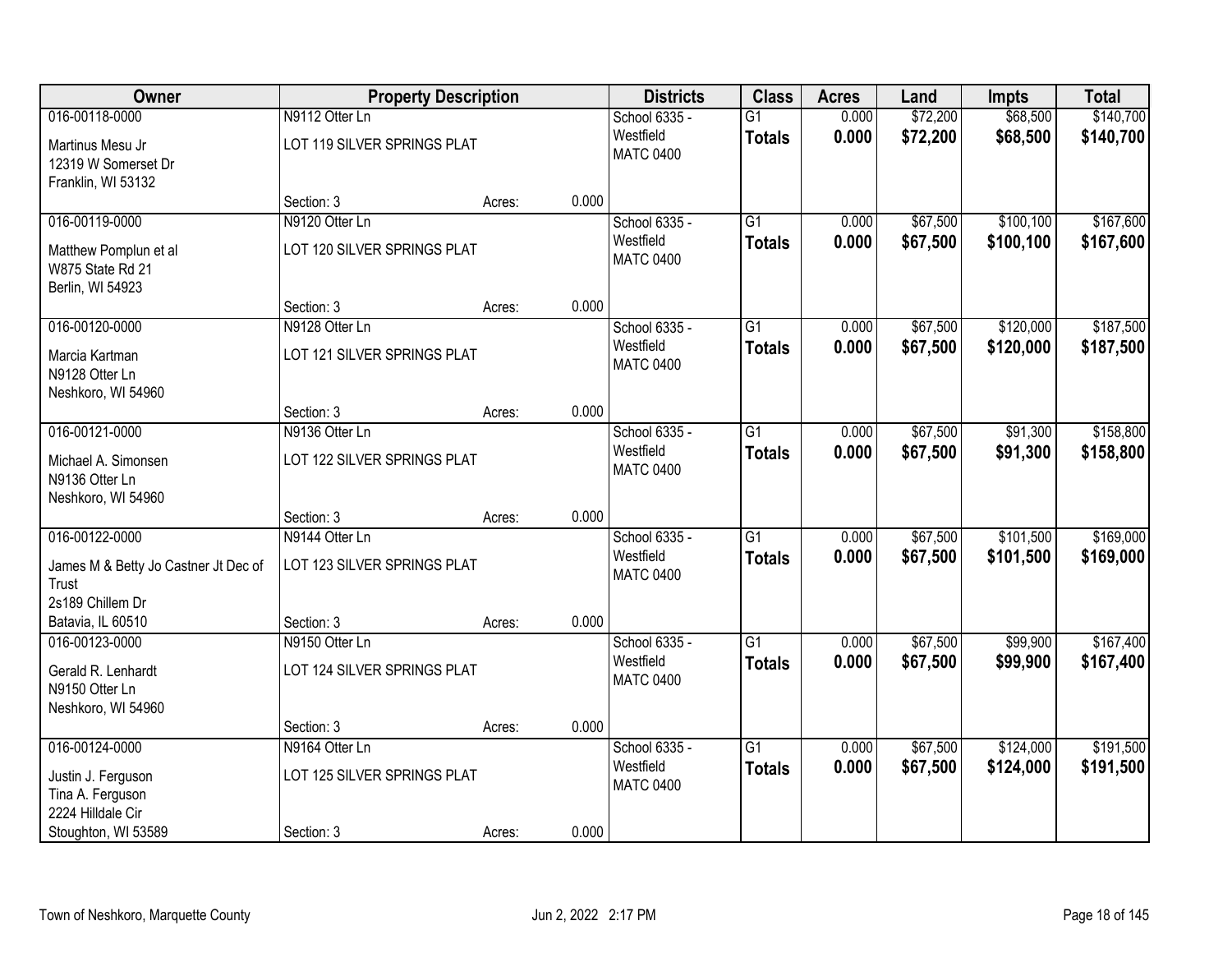| Owner | Property Description | | | Districts | Class | Acres | Land | Impts | Total |
|---|---|---|---|---|---|---|---|---|---|
| 016-00118-0000<br>Martinus Mesu Jr<br>12319 W Somerset Dr<br>Franklin, WI 53132 | N9112 Otter Ln<br>LOT 119 SILVER SPRINGS PLAT<br>Section: 3 | Acres: | 0.000 | School 6335 - Westfield<br>MATC 0400 | G1<br>**Totals** | 0.000<br>**0.000** | $72,200<br>**$72,200** | $68,500<br>**$68,500** | $140,700<br>**$140,700** |
| 016-00119-0000<br>Matthew Pomplun et al<br>W875 State Rd 21<br>Berlin, WI 54923 | N9120 Otter Ln<br>LOT 120 SILVER SPRINGS PLAT<br>Section: 3 | Acres: | 0.000 | School 6335 - Westfield<br>MATC 0400 | G1<br>**Totals** | 0.000<br>**0.000** | $67,500<br>**$67,500** | $100,100<br>**$100,100** | $167,600<br>**$167,600** |
| 016-00120-0000<br>Marcia Kartman<br>N9128 Otter Ln<br>Neshkoro, WI 54960 | N9128 Otter Ln<br>LOT 121 SILVER SPRINGS PLAT<br>Section: 3 | Acres: | 0.000 | School 6335 - Westfield<br>MATC 0400 | G1<br>**Totals** | 0.000<br>**0.000** | $67,500<br>**$67,500** | $120,000<br>**$120,000** | $187,500<br>**$187,500** |
| 016-00121-0000<br>Michael A. Simonsen<br>N9136 Otter Ln<br>Neshkoro, WI 54960 | N9136 Otter Ln<br>LOT 122 SILVER SPRINGS PLAT<br>Section: 3 | Acres: | 0.000 | School 6335 - Westfield<br>MATC 0400 | G1<br>**Totals** | 0.000<br>**0.000** | $67,500<br>**$67,500** | $91,300<br>**$91,300** | $158,800<br>**$158,800** |
| 016-00122-0000<br>James M & Betty Jo Castner Jt Dec of Trust<br>2s189 Chillem Dr<br>Batavia, IL 60510 | N9144 Otter Ln<br>LOT 123 SILVER SPRINGS PLAT<br>Section: 3 | Acres: | 0.000 | School 6335 - Westfield<br>MATC 0400 | G1<br>**Totals** | 0.000<br>**0.000** | $67,500<br>**$67,500** | $101,500<br>**$101,500** | $169,000<br>**$169,000** |
| 016-00123-0000<br>Gerald R. Lenhardt<br>N9150 Otter Ln<br>Neshkoro, WI 54960 | N9150 Otter Ln<br>LOT 124 SILVER SPRINGS PLAT<br>Section: 3 | Acres: | 0.000 | School 6335 - Westfield<br>MATC 0400 | G1<br>**Totals** | 0.000<br>**0.000** | $67,500<br>**$67,500** | $99,900<br>**$99,900** | $167,400<br>**$167,400** |
| 016-00124-0000<br>Justin J. Ferguson<br>Tina A. Ferguson<br>2224 Hilldale Cir<br>Stoughton, WI 53589 | N9164 Otter Ln<br>LOT 125 SILVER SPRINGS PLAT<br>Section: 3 | Acres: | 0.000 | School 6335 - Westfield<br>MATC 0400 | G1<br>**Totals** | 0.000<br>**0.000** | $67,500<br>**$67,500** | $124,000<br>**$124,000** | $191,500<br>**$191,500** |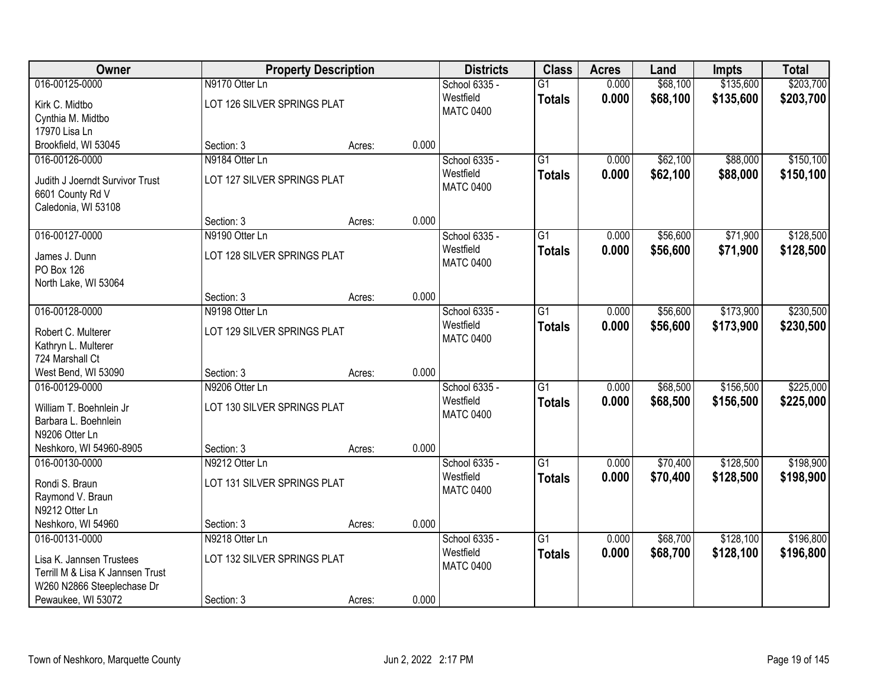| Owner | Property Description | | | Districts | Class | Acres | Land | Impts | Total |
|---|---|---|---|---|---|---|---|---|---|
| 016-00125-0000<br>Kirk C. Midtbo<br>Cynthia M. Midtbo<br>17970 Lisa Ln<br>Brookfield, WI 53045 | N9170 Otter Ln<br>LOT 126 SILVER SPRINGS PLAT<br>Section: 3 | Acres: | 0.000 | School 6335 - Westfield<br>MATC 0400 | G1<br>**Totals** | 0.000<br>**0.000** | $68,100<br>**$68,100** | $135,600<br>**$135,600** | $203,700<br>**$203,700** |
| 016-00126-0000<br>Judith J Joerndt Survivor Trust<br>6601 County Rd V<br>Caledonia, WI 53108 | N9184 Otter Ln<br>LOT 127 SILVER SPRINGS PLAT<br>Section: 3 | Acres: | 0.000 | School 6335 - Westfield<br>MATC 0400 | G1<br>**Totals** | 0.000<br>**0.000** | $62,100<br>**$62,100** | $88,000<br>**$88,000** | $150,100<br>**$150,100** |
| 016-00127-0000<br>James J. Dunn<br>PO Box 126<br>North Lake, WI 53064 | N9190 Otter Ln<br>LOT 128 SILVER SPRINGS PLAT<br>Section: 3 | Acres: | 0.000 | School 6335 - Westfield<br>MATC 0400 | G1<br>**Totals** | 0.000<br>**0.000** | $56,600<br>**$56,600** | $71,900<br>**$71,900** | $128,500<br>**$128,500** |
| 016-00128-0000<br>Robert C. Multerer<br>Kathryn L. Multerer<br>724 Marshall Ct<br>West Bend, WI 53090 | N9198 Otter Ln<br>LOT 129 SILVER SPRINGS PLAT<br>Section: 3 | Acres: | 0.000 | School 6335 - Westfield<br>MATC 0400 | G1<br>**Totals** | 0.000<br>**0.000** | $56,600<br>**$56,600** | $173,900<br>**$173,900** | $230,500<br>**$230,500** |
| 016-00129-0000<br>William T. Boehnlein Jr<br>Barbara L. Boehnlein<br>N9206 Otter Ln<br>Neshkoro, WI 54960-8905 | N9206 Otter Ln<br>LOT 130 SILVER SPRINGS PLAT<br>Section: 3 | Acres: | 0.000 | School 6335 - Westfield<br>MATC 0400 | G1<br>**Totals** | 0.000<br>**0.000** | $68,500<br>**$68,500** | $156,500<br>**$156,500** | $225,000<br>**$225,000** |
| 016-00130-0000<br>Rondi S. Braun<br>Raymond V. Braun<br>N9212 Otter Ln<br>Neshkoro, WI 54960 | N9212 Otter Ln<br>LOT 131 SILVER SPRINGS PLAT<br>Section: 3 | Acres: | 0.000 | School 6335 - Westfield<br>MATC 0400 | G1<br>**Totals** | 0.000<br>**0.000** | $70,400<br>**$70,400** | $128,500<br>**$128,500** | $198,900<br>**$198,900** |
| 016-00131-0000<br>Lisa K. Jannsen Trustees<br>Terrill M & Lisa K Jannsen Trust<br>W260 N2866 Steeplechase Dr<br>Pewaukee, WI 53072 | N9218 Otter Ln<br>LOT 132 SILVER SPRINGS PLAT<br>Section: 3 | Acres: | 0.000 | School 6335 - Westfield<br>MATC 0400 | G1<br>**Totals** | 0.000<br>**0.000** | $68,700<br>**$68,700** | $128,100<br>**$128,100** | $196,800<br>**$196,800** |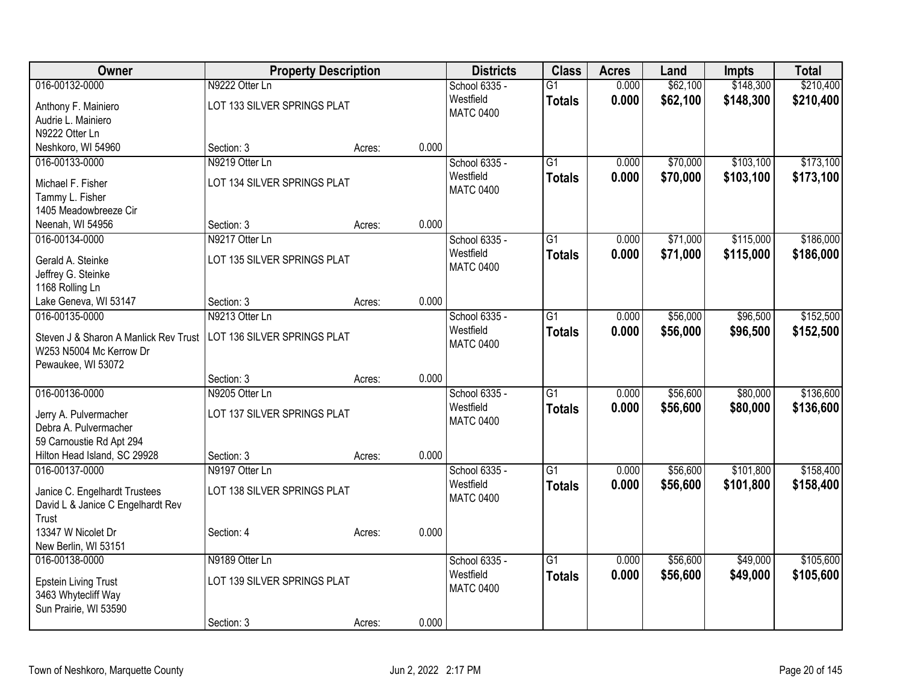| Owner | Property Description | | | Districts | Class | Acres | Land | Impts | Total |
|---|---|---|---|---|---|---|---|---|---|
| 016-00132-0000 | N9222 Otter Ln | | | School 6335 - Westfield | G1 | 0.000 | $62,100 | $148,300 | $210,400 |
| Anthony F. Mainiero<br>Audrie L. Mainiero<br>N9222 Otter Ln<br>Neshkoro, WI 54960 | LOT 133 SILVER SPRINGS PLAT | | | MATC 0400 | **Totals** | **0.000** | **$62,100** | **$148,300** | **$210,400** |
| | Section: 3 | Acres: | 0.000 | | | | | | |
| 016-00133-0000 | N9219 Otter Ln | | | School 6335 - Westfield | G1 | 0.000 | $70,000 | $103,100 | $173,100 |
| Michael F. Fisher<br>Tammy L. Fisher<br>1405 Meadowbreeze Cir<br>Neenah, WI 54956 | LOT 134 SILVER SPRINGS PLAT | | | MATC 0400 | **Totals** | **0.000** | **$70,000** | **$103,100** | **$173,100** |
| | Section: 3 | Acres: | 0.000 | | | | | | |
| 016-00134-0000 | N9217 Otter Ln | | | School 6335 - Westfield | G1 | 0.000 | $71,000 | $115,000 | $186,000 |
| Gerald A. Steinke<br>Jeffrey G. Steinke<br>1168 Rolling Ln<br>Lake Geneva, WI 53147 | LOT 135 SILVER SPRINGS PLAT | | | MATC 0400 | **Totals** | **0.000** | **$71,000** | **$115,000** | **$186,000** |
| | Section: 3 | Acres: | 0.000 | | | | | | |
| 016-00135-0000 | N9213 Otter Ln | | | School 6335 - Westfield | G1 | 0.000 | $56,000 | $96,500 | $152,500 |
| Steven J & Sharon A Manlick Rev Trust<br>W253 N5004 Mc Kerrow Dr<br>Pewaukee, WI 53072 | LOT 136 SILVER SPRINGS PLAT | | | MATC 0400 | **Totals** | **0.000** | **$56,000** | **$96,500** | **$152,500** |
| | Section: 3 | Acres: | 0.000 | | | | | | |
| 016-00136-0000 | N9205 Otter Ln | | | School 6335 - Westfield | G1 | 0.000 | $56,600 | $80,000 | $136,600 |
| Jerry A. Pulvermacher<br>Debra A. Pulvermacher<br>59 Carnoustie Rd Apt 294<br>Hilton Head Island, SC 29928 | LOT 137 SILVER SPRINGS PLAT | | | MATC 0400 | **Totals** | **0.000** | **$56,600** | **$80,000** | **$136,600** |
| | Section: 3 | Acres: | 0.000 | | | | | | |
| 016-00137-0000 | N9197 Otter Ln | | | School 6335 - Westfield | G1 | 0.000 | $56,600 | $101,800 | $158,400 |
| Janice C. Engelhardt Trustees<br>David L & Janice C Engelhardt Rev Trust<br>13347 W Nicolet Dr<br>New Berlin, WI 53151 | LOT 138 SILVER SPRINGS PLAT | | | MATC 0400 | **Totals** | **0.000** | **$56,600** | **$101,800** | **$158,400** |
| | Section: 4 | Acres: | 0.000 | | | | | | |
| 016-00138-0000 | N9189 Otter Ln | | | School 6335 - Westfield | G1 | 0.000 | $56,600 | $49,000 | $105,600 |
| Epstein Living Trust<br>3463 Whytecliff Way<br>Sun Prairie, WI 53590 | LOT 139 SILVER SPRINGS PLAT | | | MATC 0400 | **Totals** | **0.000** | **$56,600** | **$49,000** | **$105,600** |
| | Section: 3 | Acres: | 0.000 | | | | | | |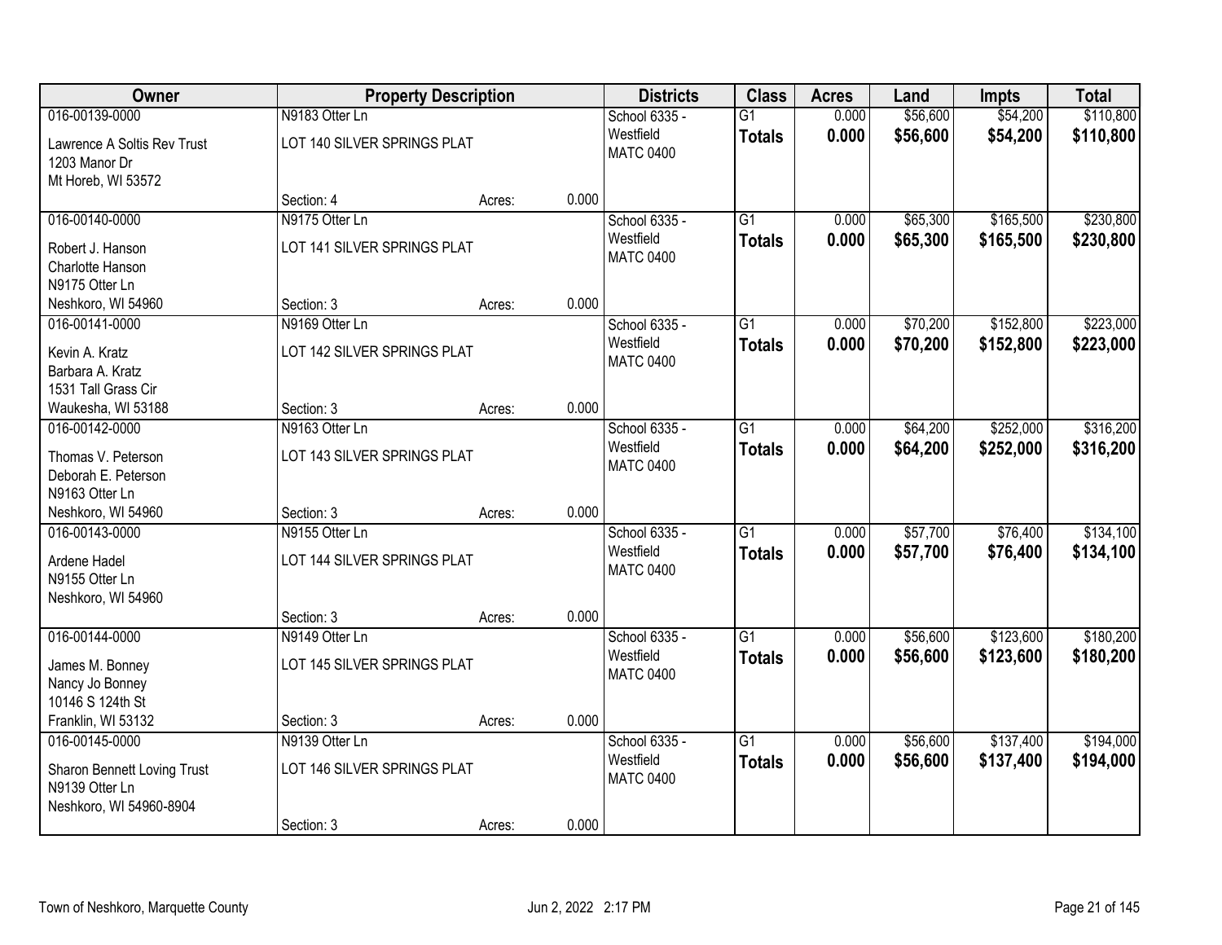| Owner | Property Description | | | Districts | Class | Acres | Land | Impts | Total |
|---|---|---|---|---|---|---|---|---|---|
| 016-00139-0000<br>Lawrence A Soltis Rev Trust<br>1203 Manor Dr<br>Mt Horeb, WI 53572 | N9183 Otter Ln<br>LOT 140 SILVER SPRINGS PLAT<br>Section: 4 | Acres: | 0.000 | School 6335 - Westfield<br>MATC 0400 | G1<br>**Totals** | 0.000<br>**0.000** | $56,600<br>**$56,600** | $54,200<br>**$54,200** | $110,800<br>**$110,800** |
| 016-00140-0000<br>Robert J. Hanson<br>Charlotte Hanson<br>N9175 Otter Ln<br>Neshkoro, WI 54960 | N9175 Otter Ln<br>LOT 141 SILVER SPRINGS PLAT<br>Section: 3 | Acres: | 0.000 | School 6335 - Westfield<br>MATC 0400 | G1<br>**Totals** | 0.000<br>**0.000** | $65,300<br>**$65,300** | $165,500<br>**$165,500** | $230,800<br>**$230,800** |
| 016-00141-0000<br>Kevin A. Kratz<br>Barbara A. Kratz<br>1531 Tall Grass Cir<br>Waukesha, WI 53188 | N9169 Otter Ln<br>LOT 142 SILVER SPRINGS PLAT<br>Section: 3 | Acres: | 0.000 | School 6335 - Westfield<br>MATC 0400 | G1<br>**Totals** | 0.000<br>**0.000** | $70,200<br>**$70,200** | $152,800<br>**$152,800** | $223,000<br>**$223,000** |
| 016-00142-0000<br>Thomas V. Peterson<br>Deborah E. Peterson<br>N9163 Otter Ln<br>Neshkoro, WI 54960 | N9163 Otter Ln<br>LOT 143 SILVER SPRINGS PLAT<br>Section: 3 | Acres: | 0.000 | School 6335 - Westfield<br>MATC 0400 | G1<br>**Totals** | 0.000<br>**0.000** | $64,200<br>**$64,200** | $252,000<br>**$252,000** | $316,200<br>**$316,200** |
| 016-00143-0000<br>Ardene Hadel<br>N9155 Otter Ln<br>Neshkoro, WI 54960 | N9155 Otter Ln<br>LOT 144 SILVER SPRINGS PLAT<br>Section: 3 | Acres: | 0.000 | School 6335 - Westfield<br>MATC 0400 | G1<br>**Totals** | 0.000<br>**0.000** | $57,700<br>**$57,700** | $76,400<br>**$76,400** | $134,100<br>**$134,100** |
| 016-00144-0000<br>James M. Bonney<br>Nancy Jo Bonney<br>10146 S 124th St<br>Franklin, WI 53132 | N9149 Otter Ln<br>LOT 145 SILVER SPRINGS PLAT<br>Section: 3 | Acres: | 0.000 | School 6335 - Westfield<br>MATC 0400 | G1<br>**Totals** | 0.000<br>**0.000** | $56,600<br>**$56,600** | $123,600<br>**$123,600** | $180,200<br>**$180,200** |
| 016-00145-0000<br>Sharon Bennett Loving Trust<br>N9139 Otter Ln<br>Neshkoro, WI 54960-8904 | N9139 Otter Ln<br>LOT 146 SILVER SPRINGS PLAT<br>Section: 3 | Acres: | 0.000 | School 6335 - Westfield<br>MATC 0400 | G1<br>**Totals** | 0.000<br>**0.000** | $56,600<br>**$56,600** | $137,400<br>**$137,400** | $194,000<br>**$194,000** |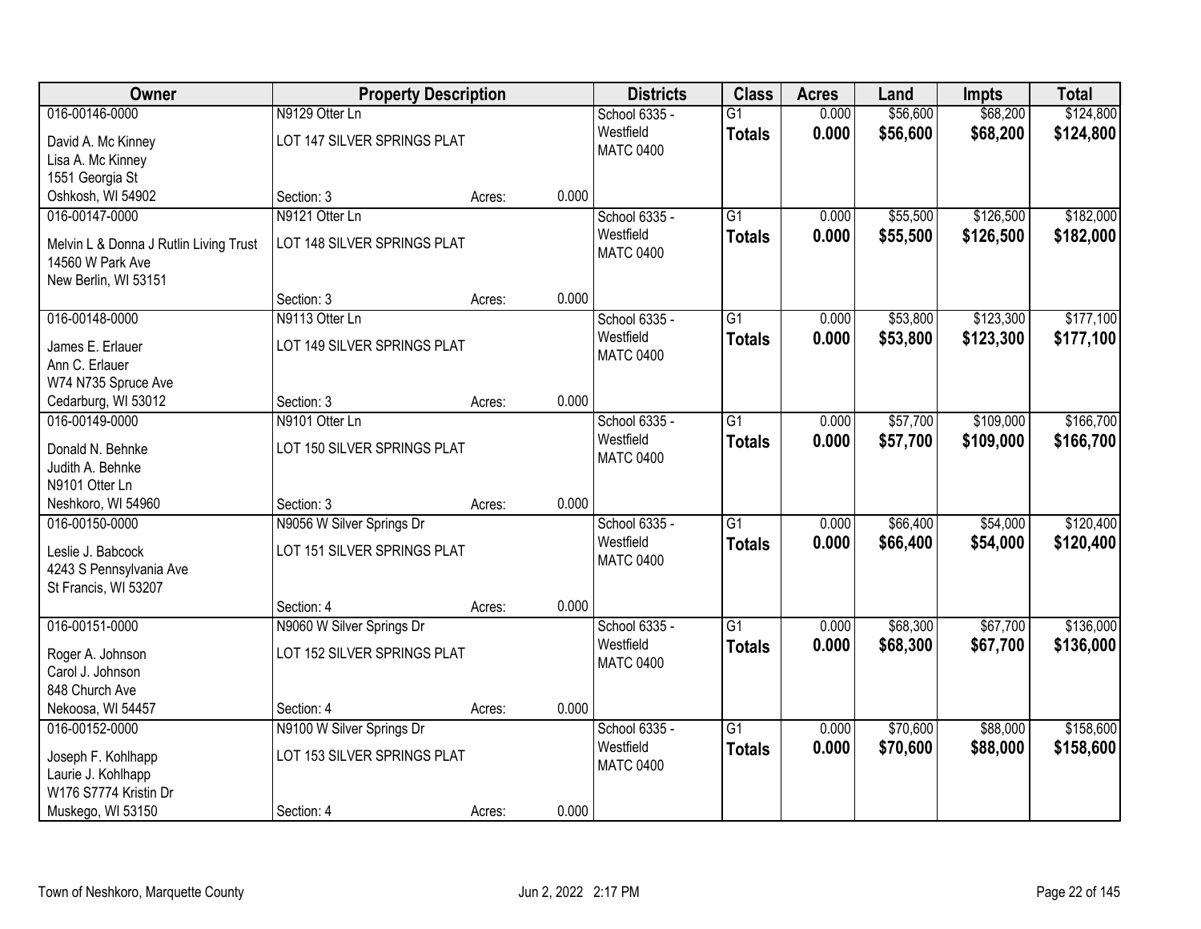| Owner | Property Description | | | Districts | Class | Acres | Land | Impts | Total |
|---|---|---|---|---|---|---|---|---|---|
| 016-00146-0000 | N9129 Otter Ln | | | School 6335 - | G1 | 0.000 | $56,600 | $68,200 | $124,800 |
| David A. Mc Kinney<br>Lisa A. Mc Kinney<br>1551 Georgia St<br>Oshkosh, WI 54902 | LOT 147 SILVER SPRINGS PLAT | | | Westfield<br>MATC 0400 | **Totals** | **0.000** | **$56,600** | **$68,200** | **$124,800** |
| | Section: 3 | Acres: | 0.000 | | | | | | |
| 016-00147-0000 | N9121 Otter Ln | | | School 6335 - | G1 | 0.000 | $55,500 | $126,500 | $182,000 |
| Melvin L & Donna J Rutlin Living Trust<br>14560 W Park Ave<br>New Berlin, WI 53151 | LOT 148 SILVER SPRINGS PLAT | | | Westfield<br>MATC 0400 | **Totals** | **0.000** | **$55,500** | **$126,500** | **$182,000** |
| | Section: 3 | Acres: | 0.000 | | | | | | |
| 016-00148-0000 | N9113 Otter Ln | | | School 6335 - | G1 | 0.000 | $53,800 | $123,300 | $177,100 |
| James E. Erlauer<br>Ann C. Erlauer<br>W74 N735 Spruce Ave<br>Cedarburg, WI 53012 | LOT 149 SILVER SPRINGS PLAT | | | Westfield<br>MATC 0400 | **Totals** | **0.000** | **$53,800** | **$123,300** | **$177,100** |
| | Section: 3 | Acres: | 0.000 | | | | | | |
| 016-00149-0000 | N9101 Otter Ln | | | School 6335 - | G1 | 0.000 | $57,700 | $109,000 | $166,700 |
| Donald N. Behnke<br>Judith A. Behnke<br>N9101 Otter Ln<br>Neshkoro, WI 54960 | LOT 150 SILVER SPRINGS PLAT | | | Westfield<br>MATC 0400 | **Totals** | **0.000** | **$57,700** | **$109,000** | **$166,700** |
| | Section: 3 | Acres: | 0.000 | | | | | | |
| 016-00150-0000 | N9056 W Silver Springs Dr | | | School 6335 - | G1 | 0.000 | $66,400 | $54,000 | $120,400 |
| Leslie J. Babcock<br>4243 S Pennsylvania Ave<br>St Francis, WI 53207 | LOT 151 SILVER SPRINGS PLAT | | | Westfield<br>MATC 0400 | **Totals** | **0.000** | **$66,400** | **$54,000** | **$120,400** |
| | Section: 4 | Acres: | 0.000 | | | | | | |
| 016-00151-0000 | N9060 W Silver Springs Dr | | | School 6335 - | G1 | 0.000 | $68,300 | $67,700 | $136,000 |
| Roger A. Johnson<br>Carol J. Johnson<br>848 Church Ave<br>Nekoosa, WI 54457 | LOT 152 SILVER SPRINGS PLAT | | | Westfield<br>MATC 0400 | **Totals** | **0.000** | **$68,300** | **$67,700** | **$136,000** |
| | Section: 4 | Acres: | 0.000 | | | | | | |
| 016-00152-0000 | N9100 W Silver Springs Dr | | | School 6335 - | G1 | 0.000 | $70,600 | $88,000 | $158,600 |
| Joseph F. Kohlhapp<br>Laurie J. Kohlhapp<br>W176 S7774 Kristin Dr<br>Muskego, WI 53150 | LOT 153 SILVER SPRINGS PLAT | | | Westfield<br>MATC 0400 | **Totals** | **0.000** | **$70,600** | **$88,000** | **$158,600** |
| | Section: 4 | Acres: | 0.000 | | | | | | |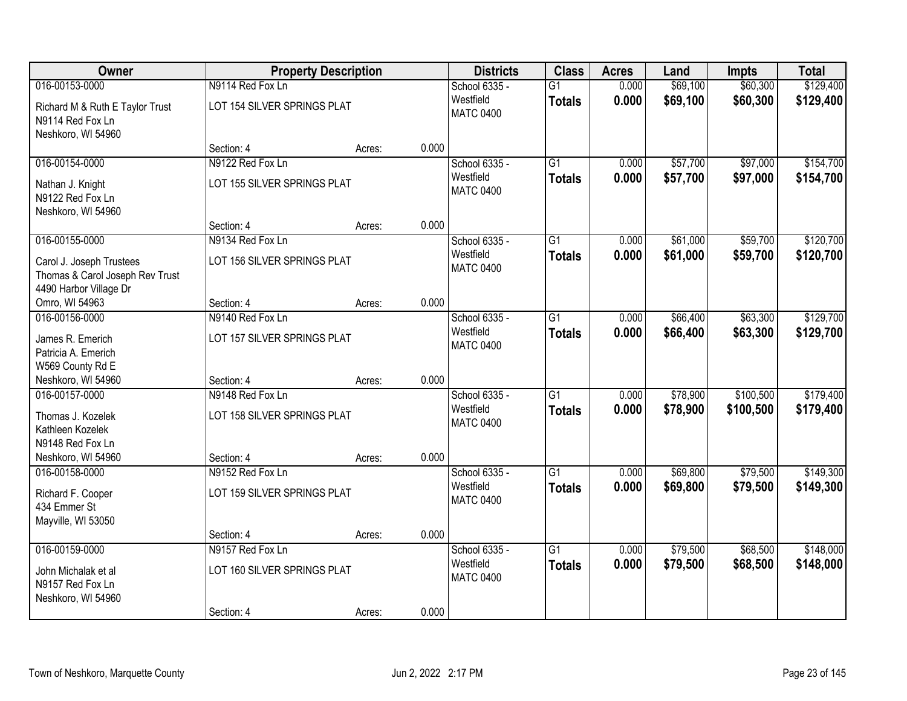| Owner | Property Description | | | Districts | Class | Acres | Land | Impts | Total |
|---|---|---|---|---|---|---|---|---|---|
| 016-00153-0000<br>Richard M & Ruth E Taylor Trust<br>N9114 Red Fox Ln<br>Neshkoro, WI 54960 | N9114 Red Fox Ln<br>LOT 154 SILVER SPRINGS PLAT<br>Section: 4 | Acres: | 0.000 | School 6335 - Westfield<br>MATC 0400 | G1<br>**Totals** | 0.000<br>**0.000** | $69,100<br>**$69,100** | $60,300<br>**$60,300** | $129,400<br>**$129,400** |
| 016-00154-0000<br>Nathan J. Knight<br>N9122 Red Fox Ln<br>Neshkoro, WI 54960 | N9122 Red Fox Ln<br>LOT 155 SILVER SPRINGS PLAT<br>Section: 4 | Acres: | 0.000 | School 6335 - Westfield<br>MATC 0400 | G1<br>**Totals** | 0.000<br>**0.000** | $57,700<br>**$57,700** | $97,000<br>**$97,000** | $154,700<br>**$154,700** |
| 016-00155-0000<br>Carol J. Joseph Trustees<br>Thomas & Carol Joseph Rev Trust<br>4490 Harbor Village Dr<br>Omro, WI 54963 | N9134 Red Fox Ln<br>LOT 156 SILVER SPRINGS PLAT<br>Section: 4 | Acres: | 0.000 | School 6335 - Westfield<br>MATC 0400 | G1<br>**Totals** | 0.000<br>**0.000** | $61,000<br>**$61,000** | $59,700<br>**$59,700** | $120,700<br>**$120,700** |
| 016-00156-0000<br>James R. Emerich<br>Patricia A. Emerich<br>W569 County Rd E<br>Neshkoro, WI 54960 | N9140 Red Fox Ln<br>LOT 157 SILVER SPRINGS PLAT<br>Section: 4 | Acres: | 0.000 | School 6335 - Westfield<br>MATC 0400 | G1<br>**Totals** | 0.000<br>**0.000** | $66,400<br>**$66,400** | $63,300<br>**$63,300** | $129,700<br>**$129,700** |
| 016-00157-0000<br>Thomas J. Kozelek<br>Kathleen Kozelek<br>N9148 Red Fox Ln<br>Neshkoro, WI 54960 | N9148 Red Fox Ln<br>LOT 158 SILVER SPRINGS PLAT<br>Section: 4 | Acres: | 0.000 | School 6335 - Westfield<br>MATC 0400 | G1<br>**Totals** | 0.000<br>**0.000** | $78,900<br>**$78,900** | $100,500<br>**$100,500** | $179,400<br>**$179,400** |
| 016-00158-0000<br>Richard F. Cooper<br>434 Emmer St<br>Mayville, WI 53050 | N9152 Red Fox Ln<br>LOT 159 SILVER SPRINGS PLAT<br>Section: 4 | Acres: | 0.000 | School 6335 - Westfield<br>MATC 0400 | G1<br>**Totals** | 0.000<br>**0.000** | $69,800<br>**$69,800** | $79,500<br>**$79,500** | $149,300<br>**$149,300** |
| 016-00159-0000<br>John Michalak et al<br>N9157 Red Fox Ln<br>Neshkoro, WI 54960 | N9157 Red Fox Ln<br>LOT 160 SILVER SPRINGS PLAT<br>Section: 4 | Acres: | 0.000 | School 6335 - Westfield<br>MATC 0400 | G1<br>**Totals** | 0.000<br>**0.000** | $79,500<br>**$79,500** | $68,500<br>**$68,500** | $148,000<br>**$148,000** |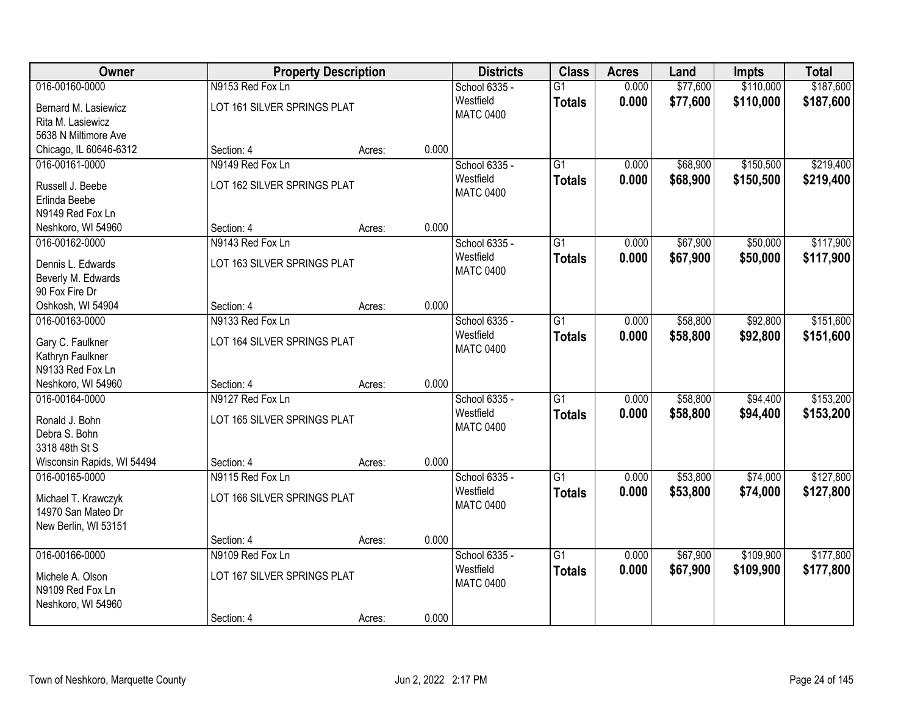| Owner | Property Description | | | Districts | Class | Acres | Land | Impts | Total |
|---|---|---|---|---|---|---|---|---|---|
| 016-00160-0000<br>Bernard M. Lasiewicz<br>Rita M. Lasiewicz<br>5638 N Miltimore Ave<br>Chicago, IL 60646-6312 | N9153 Red Fox Ln<br>LOT 161 SILVER SPRINGS PLAT<br>Section: 4 | Acres: | 0.000 | School 6335 - Westfield<br>MATC 0400 | G1<br>**Totals** | 0.000<br>**0.000** | $77,600<br>**$77,600** | $110,000<br>**$110,000** | $187,600<br>**$187,600** |
| 016-00161-0000<br>Russell J. Beebe<br>Erlinda Beebe<br>N9149 Red Fox Ln<br>Neshkoro, WI 54960 | N9149 Red Fox Ln<br>LOT 162 SILVER SPRINGS PLAT<br>Section: 4 | Acres: | 0.000 | School 6335 - Westfield<br>MATC 0400 | G1<br>**Totals** | 0.000<br>**0.000** | $68,900<br>**$68,900** | $150,500<br>**$150,500** | $219,400<br>**$219,400** |
| 016-00162-0000<br>Dennis L. Edwards<br>Beverly M. Edwards<br>90 Fox Fire Dr<br>Oshkosh, WI 54904 | N9143 Red Fox Ln<br>LOT 163 SILVER SPRINGS PLAT<br>Section: 4 | Acres: | 0.000 | School 6335 - Westfield<br>MATC 0400 | G1<br>**Totals** | 0.000<br>**0.000** | $67,900<br>**$67,900** | $50,000<br>**$50,000** | $117,900<br>**$117,900** |
| 016-00163-0000<br>Gary C. Faulkner<br>Kathryn Faulkner<br>N9133 Red Fox Ln<br>Neshkoro, WI 54960 | N9133 Red Fox Ln<br>LOT 164 SILVER SPRINGS PLAT<br>Section: 4 | Acres: | 0.000 | School 6335 - Westfield<br>MATC 0400 | G1<br>**Totals** | 0.000<br>**0.000** | $58,800<br>**$58,800** | $92,800<br>**$92,800** | $151,600<br>**$151,600** |
| 016-00164-0000<br>Ronald J. Bohn<br>Debra S. Bohn<br>3318 48th St S<br>Wisconsin Rapids, WI 54494 | N9127 Red Fox Ln<br>LOT 165 SILVER SPRINGS PLAT<br>Section: 4 | Acres: | 0.000 | School 6335 - Westfield<br>MATC 0400 | G1<br>**Totals** | 0.000<br>**0.000** | $58,800<br>**$58,800** | $94,400<br>**$94,400** | $153,200<br>**$153,200** |
| 016-00165-0000<br>Michael T. Krawczyk<br>14970 San Mateo Dr<br>New Berlin, WI 53151 | N9115 Red Fox Ln<br>LOT 166 SILVER SPRINGS PLAT<br>Section: 4 | Acres: | 0.000 | School 6335 - Westfield<br>MATC 0400 | G1<br>**Totals** | 0.000<br>**0.000** | $53,800<br>**$53,800** | $74,000<br>**$74,000** | $127,800<br>**$127,800** |
| 016-00166-0000<br>Michele A. Olson<br>N9109 Red Fox Ln<br>Neshkoro, WI 54960 | N9109 Red Fox Ln<br>LOT 167 SILVER SPRINGS PLAT<br>Section: 4 | Acres: | 0.000 | School 6335 - Westfield<br>MATC 0400 | G1<br>**Totals** | 0.000<br>**0.000** | $67,900<br>**$67,900** | $109,900<br>**$109,900** | $177,800<br>**$177,800** |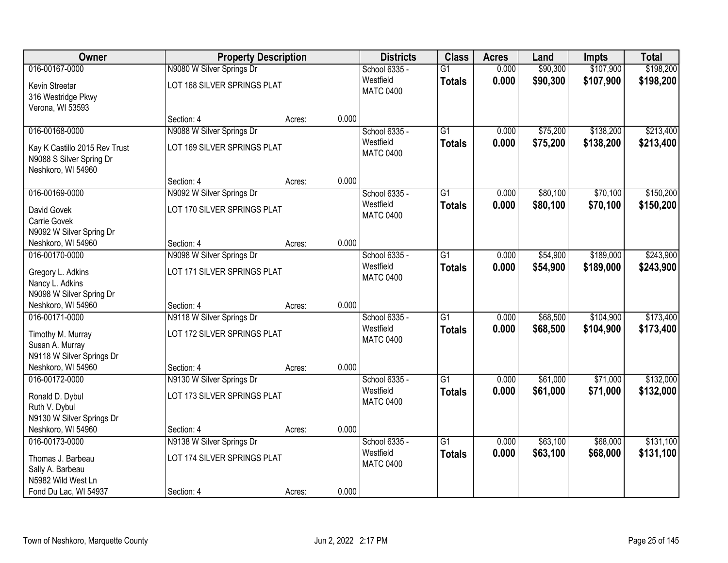| Owner | Property Description | | | Districts | Class | Acres | Land | Impts | Total |
|---|---|---|---|---|---|---|---|---|---|
| 016-00167-0000 | N9080 W Silver Springs Dr | | | School 6335 - | G1 | 0.000 | $90,300 | $107,900 | $198,200 |
| Kevin Streetar<br>316 Westridge Pkwy<br>Verona, WI 53593 | LOT 168 SILVER SPRINGS PLAT | | | Westfield<br>MATC 0400 | **Totals** | **0.000** | **$90,300** | **$107,900** | **$198,200** |
| | Section: 4 | Acres: | 0.000 | | | | | | |
| 016-00168-0000 | N9088 W Silver Springs Dr | | | School 6335 - | G1 | 0.000 | $75,200 | $138,200 | $213,400 |
| Kay K Castillo 2015 Rev Trust<br>N9088 S Silver Spring Dr<br>Neshkoro, WI 54960 | LOT 169 SILVER SPRINGS PLAT | | | Westfield<br>MATC 0400 | **Totals** | **0.000** | **$75,200** | **$138,200** | **$213,400** |
| | Section: 4 | Acres: | 0.000 | | | | | | |
| 016-00169-0000 | N9092 W Silver Springs Dr | | | School 6335 - | G1 | 0.000 | $80,100 | $70,100 | $150,200 |
| David Govek<br>Carrie Govek<br>N9092 W Silver Spring Dr<br>Neshkoro, WI 54960 | LOT 170 SILVER SPRINGS PLAT | | | Westfield<br>MATC 0400 | **Totals** | **0.000** | **$80,100** | **$70,100** | **$150,200** |
| | Section: 4 | Acres: | 0.000 | | | | | | |
| 016-00170-0000 | N9098 W Silver Springs Dr | | | School 6335 - | G1 | 0.000 | $54,900 | $189,000 | $243,900 |
| Gregory L. Adkins<br>Nancy L. Adkins<br>N9098 W Silver Spring Dr<br>Neshkoro, WI 54960 | LOT 171 SILVER SPRINGS PLAT | | | Westfield<br>MATC 0400 | **Totals** | **0.000** | **$54,900** | **$189,000** | **$243,900** |
| | Section: 4 | Acres: | 0.000 | | | | | | |
| 016-00171-0000 | N9118 W Silver Springs Dr | | | School 6335 - | G1 | 0.000 | $68,500 | $104,900 | $173,400 |
| Timothy M. Murray<br>Susan A. Murray<br>N9118 W Silver Springs Dr<br>Neshkoro, WI 54960 | LOT 172 SILVER SPRINGS PLAT | | | Westfield<br>MATC 0400 | **Totals** | **0.000** | **$68,500** | **$104,900** | **$173,400** |
| | Section: 4 | Acres: | 0.000 | | | | | | |
| 016-00172-0000 | N9130 W Silver Springs Dr | | | School 6335 - | G1 | 0.000 | $61,000 | $71,000 | $132,000 |
| Ronald D. Dybul<br>Ruth V. Dybul<br>N9130 W Silver Springs Dr<br>Neshkoro, WI 54960 | LOT 173 SILVER SPRINGS PLAT | | | Westfield<br>MATC 0400 | **Totals** | **0.000** | **$61,000** | **$71,000** | **$132,000** |
| | Section: 4 | Acres: | 0.000 | | | | | | |
| 016-00173-0000 | N9138 W Silver Springs Dr | | | School 6335 - | G1 | 0.000 | $63,100 | $68,000 | $131,100 |
| Thomas J. Barbeau<br>Sally A. Barbeau<br>N5982 Wild West Ln<br>Fond Du Lac, WI 54937 | LOT 174 SILVER SPRINGS PLAT | | | Westfield<br>MATC 0400 | **Totals** | **0.000** | **$63,100** | **$68,000** | **$131,100** |
| | Section: 4 | Acres: | 0.000 | | | | | | |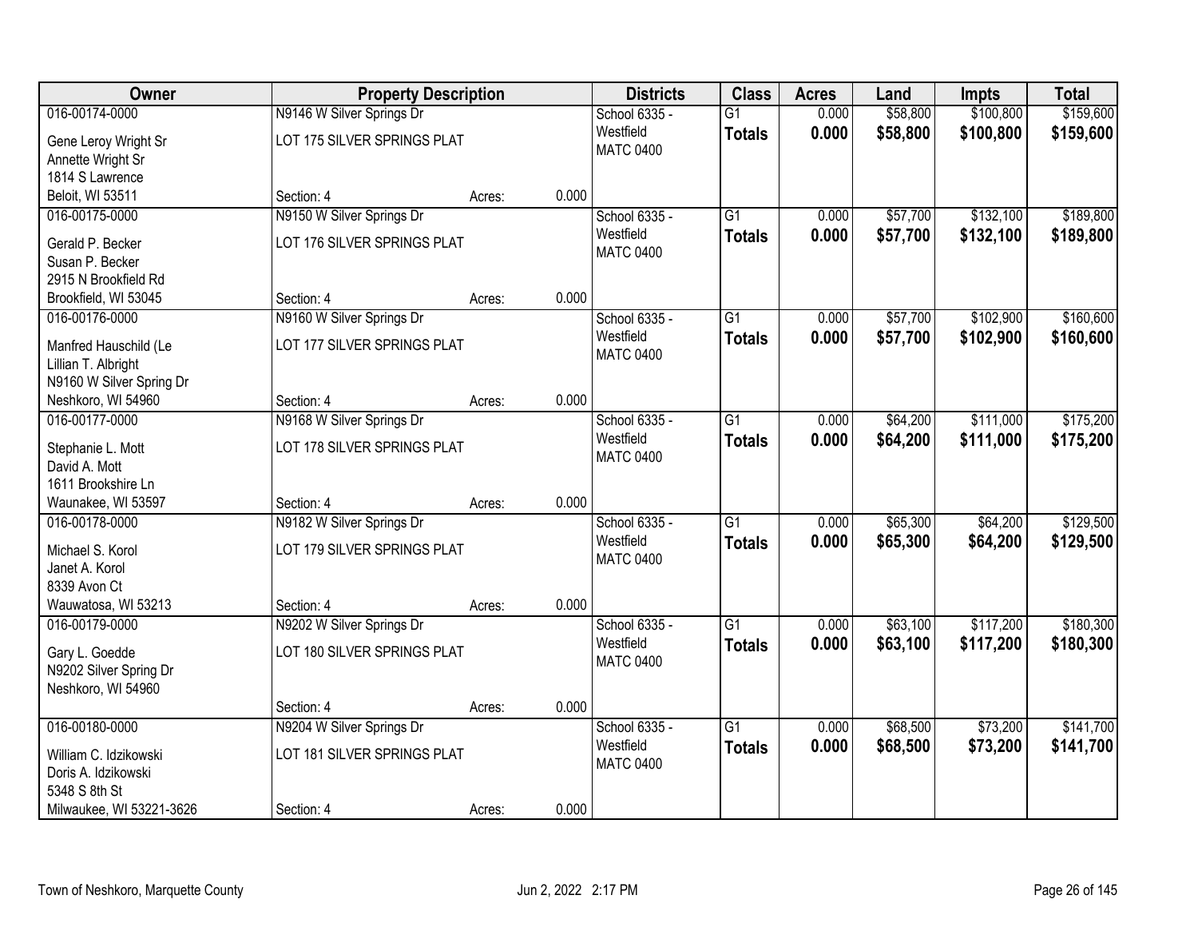| Owner | Property Description | | | Districts | Class | Acres | Land | Impts | Total |
|---|---|---|---|---|---|---|---|---|---|
| 016-00174-0000<br>Gene Leroy Wright Sr<br>Annette Wright Sr<br>1814 S Lawrence<br>Beloit, WI 53511 | N9146 W Silver Springs Dr<br>LOT 175 SILVER SPRINGS PLAT<br>Section: 4 | Acres: | 0.000 | School 6335 - Westfield<br>MATC 0400 | G1<br>**Totals** | 0.000<br>**0.000** | $58,800<br>**$58,800** | $100,800<br>**$100,800** | $159,600<br>**$159,600** |
| 016-00175-0000<br>Gerald P. Becker<br>Susan P. Becker<br>2915 N Brookfield Rd<br>Brookfield, WI 53045 | N9150 W Silver Springs Dr<br>LOT 176 SILVER SPRINGS PLAT<br>Section: 4 | Acres: | 0.000 | School 6335 - Westfield<br>MATC 0400 | G1<br>**Totals** | 0.000<br>**0.000** | $57,700<br>**$57,700** | $132,100<br>**$132,100** | $189,800<br>**$189,800** |
| 016-00176-0000<br>Manfred Hauschild (Le<br>Lillian T. Albright<br>N9160 W Silver Spring Dr<br>Neshkoro, WI 54960 | N9160 W Silver Springs Dr<br>LOT 177 SILVER SPRINGS PLAT<br>Section: 4 | Acres: | 0.000 | School 6335 - Westfield<br>MATC 0400 | G1<br>**Totals** | 0.000<br>**0.000** | $57,700<br>**$57,700** | $102,900<br>**$102,900** | $160,600<br>**$160,600** |
| 016-00177-0000<br>Stephanie L. Mott<br>David A. Mott<br>1611 Brookshire Ln<br>Waunakee, WI 53597 | N9168 W Silver Springs Dr<br>LOT 178 SILVER SPRINGS PLAT<br>Section: 4 | Acres: | 0.000 | School 6335 - Westfield<br>MATC 0400 | G1<br>**Totals** | 0.000<br>**0.000** | $64,200<br>**$64,200** | $111,000<br>**$111,000** | $175,200<br>**$175,200** |
| 016-00178-0000<br>Michael S. Korol<br>Janet A. Korol<br>8339 Avon Ct<br>Wauwatosa, WI 53213 | N9182 W Silver Springs Dr<br>LOT 179 SILVER SPRINGS PLAT<br>Section: 4 | Acres: | 0.000 | School 6335 - Westfield<br>MATC 0400 | G1<br>**Totals** | 0.000<br>**0.000** | $65,300<br>**$65,300** | $64,200<br>**$64,200** | $129,500<br>**$129,500** |
| 016-00179-0000<br>Gary L. Goedde<br>N9202 Silver Spring Dr<br>Neshkoro, WI 54960 | N9202 W Silver Springs Dr<br>LOT 180 SILVER SPRINGS PLAT<br>Section: 4 | Acres: | 0.000 | School 6335 - Westfield<br>MATC 0400 | G1<br>**Totals** | 0.000<br>**0.000** | $63,100<br>**$63,100** | $117,200<br>**$117,200** | $180,300<br>**$180,300** |
| 016-00180-0000<br>William C. Idzikowski<br>Doris A. Idzikowski<br>5348 S 8th St<br>Milwaukee, WI 53221-3626 | N9204 W Silver Springs Dr<br>LOT 181 SILVER SPRINGS PLAT<br>Section: 4 | Acres: | 0.000 | School 6335 - Westfield<br>MATC 0400 | G1<br>**Totals** | 0.000<br>**0.000** | $68,500<br>**$68,500** | $73,200<br>**$73,200** | $141,700<br>**$141,700** |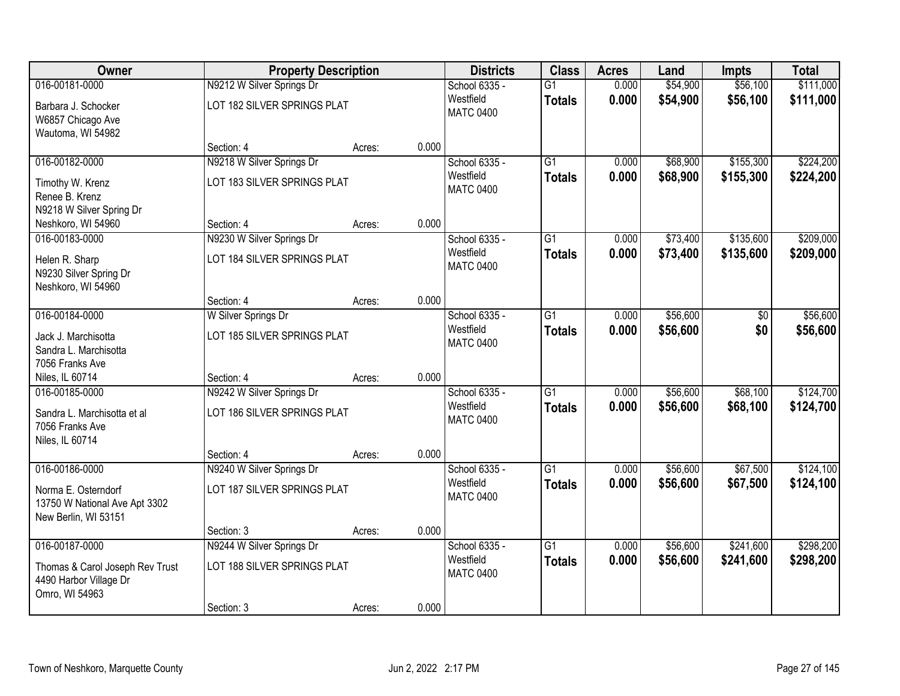| Owner | Property Description | | | Districts | Class | Acres | Land | Impts | Total |
|---|---|---|---|---|---|---|---|---|---|
| 016-00181-0000 | N9212 W Silver Springs Dr | | | School 6335 - | G1 | 0.000 | $54,900 | $56,100 | $111,000 |
| Barbara J. Schocker<br>W6857 Chicago Ave<br>Wautoma, WI 54982 | LOT 182 SILVER SPRINGS PLAT | | | Westfield<br>MATC 0400 | **Totals** | **0.000** | **$54,900** | **$56,100** | **$111,000** |
| | Section: 4 | Acres: | 0.000 | | | | | | |
| 016-00182-0000 | N9218 W Silver Springs Dr | | | School 6335 - | G1 | 0.000 | $68,900 | $155,300 | $224,200 |
| Timothy W. Krenz<br>Renee B. Krenz<br>N9218 W Silver Spring Dr<br>Neshkoro, WI 54960 | LOT 183 SILVER SPRINGS PLAT | | | Westfield<br>MATC 0400 | **Totals** | **0.000** | **$68,900** | **$155,300** | **$224,200** |
| | Section: 4 | Acres: | 0.000 | | | | | | |
| 016-00183-0000 | N9230 W Silver Springs Dr | | | School 6335 - | G1 | 0.000 | $73,400 | $135,600 | $209,000 |
| Helen R. Sharp<br>N9230 Silver Spring Dr<br>Neshkoro, WI 54960 | LOT 184 SILVER SPRINGS PLAT | | | Westfield<br>MATC 0400 | **Totals** | **0.000** | **$73,400** | **$135,600** | **$209,000** |
| | Section: 4 | Acres: | 0.000 | | | | | | |
| 016-00184-0000 | W Silver Springs Dr | | | School 6335 - | G1 | 0.000 | $56,600 | $0 | $56,600 |
| Jack J. Marchisotta<br>Sandra L. Marchisotta<br>7056 Franks Ave<br>Niles, IL 60714 | LOT 185 SILVER SPRINGS PLAT | | | Westfield<br>MATC 0400 | **Totals** | **0.000** | **$56,600** | **$0** | **$56,600** |
| | Section: 4 | Acres: | 0.000 | | | | | | |
| 016-00185-0000 | N9242 W Silver Springs Dr | | | School 6335 - | G1 | 0.000 | $56,600 | $68,100 | $124,700 |
| Sandra L. Marchisotta et al<br>7056 Franks Ave<br>Niles, IL 60714 | LOT 186 SILVER SPRINGS PLAT | | | Westfield<br>MATC 0400 | **Totals** | **0.000** | **$56,600** | **$68,100** | **$124,700** |
| | Section: 4 | Acres: | 0.000 | | | | | | |
| 016-00186-0000 | N9240 W Silver Springs Dr | | | School 6335 - | G1 | 0.000 | $56,600 | $67,500 | $124,100 |
| Norma E. Osterndorf<br>13750 W National Ave Apt 3302<br>New Berlin, WI 53151 | LOT 187 SILVER SPRINGS PLAT | | | Westfield<br>MATC 0400 | **Totals** | **0.000** | **$56,600** | **$67,500** | **$124,100** |
| | Section: 3 | Acres: | 0.000 | | | | | | |
| 016-00187-0000 | N9244 W Silver Springs Dr | | | School 6335 - | G1 | 0.000 | $56,600 | $241,600 | $298,200 |
| Thomas & Carol Joseph Rev Trust<br>4490 Harbor Village Dr<br>Omro, WI 54963 | LOT 188 SILVER SPRINGS PLAT | | | Westfield<br>MATC 0400 | **Totals** | **0.000** | **$56,600** | **$241,600** | **$298,200** |
| | Section: 3 | Acres: | 0.000 | | | | | | |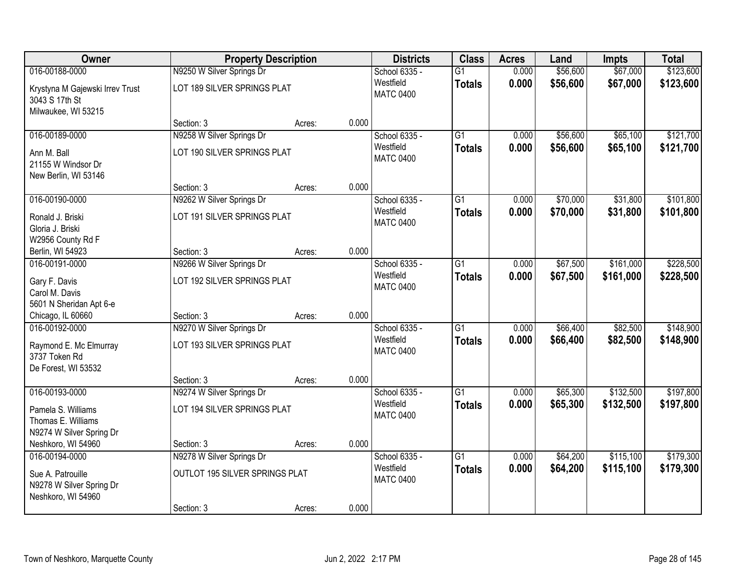| Owner | Property Description | | | Districts | Class | Acres | Land | Impts | Total |
|---|---|---|---|---|---|---|---|---|---|
| 016-00188-0000<br>Krystyna M Gajewski Irrev Trust<br>3043 S 17th St<br>Milwaukee, WI 53215 | N9250 W Silver Springs Dr<br>LOT 189 SILVER SPRINGS PLAT<br>Section: 3 | Acres: | 0.000 | School 6335 - Westfield<br>MATC 0400 | G1<br>**Totals** | 0.000<br>**0.000** | $56,600<br>**$56,600** | $67,000<br>**$67,000** | $123,600<br>**$123,600** |
| 016-00189-0000<br>Ann M. Ball<br>21155 W Windsor Dr<br>New Berlin, WI 53146 | N9258 W Silver Springs Dr<br>LOT 190 SILVER SPRINGS PLAT<br>Section: 3 | Acres: | 0.000 | School 6335 - Westfield<br>MATC 0400 | G1<br>**Totals** | 0.000<br>**0.000** | $56,600<br>**$56,600** | $65,100<br>**$65,100** | $121,700<br>**$121,700** |
| 016-00190-0000<br>Ronald J. Briski<br>Gloria J. Briski<br>W2956 County Rd F<br>Berlin, WI 54923 | N9262 W Silver Springs Dr<br>LOT 191 SILVER SPRINGS PLAT<br>Section: 3 | Acres: | 0.000 | School 6335 - Westfield<br>MATC 0400 | G1<br>**Totals** | 0.000<br>**0.000** | $70,000<br>**$70,000** | $31,800<br>**$31,800** | $101,800<br>**$101,800** |
| 016-00191-0000<br>Gary F. Davis<br>Carol M. Davis<br>5601 N Sheridan Apt 6-e<br>Chicago, IL 60660 | N9266 W Silver Springs Dr<br>LOT 192 SILVER SPRINGS PLAT<br>Section: 3 | Acres: | 0.000 | School 6335 - Westfield<br>MATC 0400 | G1<br>**Totals** | 0.000<br>**0.000** | $67,500<br>**$67,500** | $161,000<br>**$161,000** | $228,500<br>**$228,500** |
| 016-00192-0000<br>Raymond E. Mc Elmurray<br>3737 Token Rd<br>De Forest, WI 53532 | N9270 W Silver Springs Dr<br>LOT 193 SILVER SPRINGS PLAT<br>Section: 3 | Acres: | 0.000 | School 6335 - Westfield<br>MATC 0400 | G1<br>**Totals** | 0.000<br>**0.000** | $66,400<br>**$66,400** | $82,500<br>**$82,500** | $148,900<br>**$148,900** |
| 016-00193-0000<br>Pamela S. Williams<br>Thomas E. Williams<br>N9274 W Silver Spring Dr<br>Neshkoro, WI 54960 | N9274 W Silver Springs Dr<br>LOT 194 SILVER SPRINGS PLAT<br>Section: 3 | Acres: | 0.000 | School 6335 - Westfield<br>MATC 0400 | G1<br>**Totals** | 0.000<br>**0.000** | $65,300<br>**$65,300** | $132,500<br>**$132,500** | $197,800<br>**$197,800** |
| 016-00194-0000<br>Sue A. Patrouille<br>N9278 W Silver Spring Dr<br>Neshkoro, WI 54960 | N9278 W Silver Springs Dr<br>OUTLOT 195 SILVER SPRINGS PLAT<br>Section: 3 | Acres: | 0.000 | School 6335 - Westfield<br>MATC 0400 | G1<br>**Totals** | 0.000<br>**0.000** | $64,200<br>**$64,200** | $115,100<br>**$115,100** | $179,300<br>**$179,300** |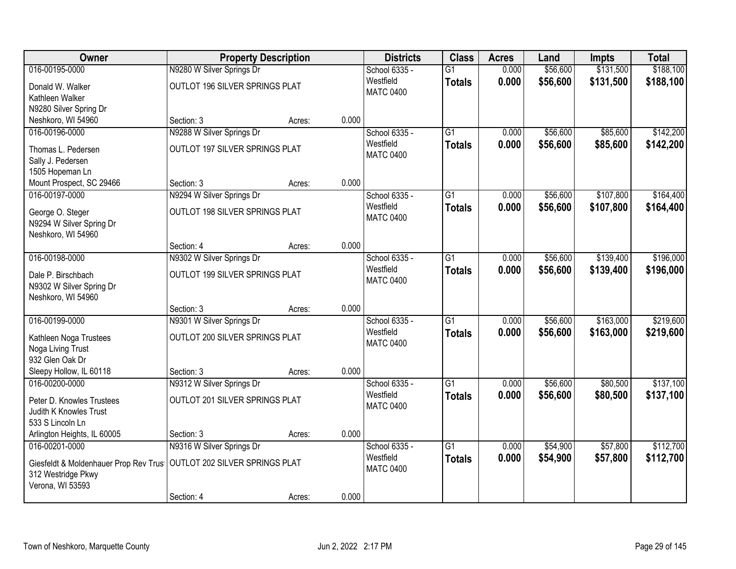| Owner | Property Description | | | Districts | Class | Acres | Land | Impts | Total |
|---|---|---|---|---|---|---|---|---|---|
| 016-00195-0000 | N9280 W Silver Springs Dr | | | School 6335 - | G1 | 0.000 | $56,600 | $131,500 | $188,100 |
| Donald W. Walker<br>Kathleen Walker<br>N9280 Silver Spring Dr<br>Neshkoro, WI 54960 | OUTLOT 196 SILVER SPRINGS PLAT | | | Westfield<br>MATC 0400 | **Totals** | **0.000** | **$56,600** | **$131,500** | **$188,100** |
| | Section: 3 | Acres: | 0.000 | | | | | | |
| 016-00196-0000 | N9288 W Silver Springs Dr | | | School 6335 - | G1 | 0.000 | $56,600 | $85,600 | $142,200 |
| Thomas L. Pedersen<br>Sally J. Pedersen<br>1505 Hopeman Ln<br>Mount Prospect, SC 29466 | OUTLOT 197 SILVER SPRINGS PLAT | | | Westfield<br>MATC 0400 | **Totals** | **0.000** | **$56,600** | **$85,600** | **$142,200** |
| | Section: 3 | Acres: | 0.000 | | | | | | |
| 016-00197-0000 | N9294 W Silver Springs Dr | | | School 6335 - | G1 | 0.000 | $56,600 | $107,800 | $164,400 |
| George O. Steger<br>N9294 W Silver Spring Dr<br>Neshkoro, WI 54960 | OUTLOT 198 SILVER SPRINGS PLAT | | | Westfield<br>MATC 0400 | **Totals** | **0.000** | **$56,600** | **$107,800** | **$164,400** |
| | Section: 4 | Acres: | 0.000 | | | | | | |
| 016-00198-0000 | N9302 W Silver Springs Dr | | | School 6335 - | G1 | 0.000 | $56,600 | $139,400 | $196,000 |
| Dale P. Birschbach<br>N9302 W Silver Spring Dr<br>Neshkoro, WI 54960 | OUTLOT 199 SILVER SPRINGS PLAT | | | Westfield<br>MATC 0400 | **Totals** | **0.000** | **$56,600** | **$139,400** | **$196,000** |
| | Section: 3 | Acres: | 0.000 | | | | | | |
| 016-00199-0000 | N9301 W Silver Springs Dr | | | School 6335 - | G1 | 0.000 | $56,600 | $163,000 | $219,600 |
| Kathleen Noga Trustees<br>Noga Living Trust<br>932 Glen Oak Dr<br>Sleepy Hollow, IL 60118 | OUTLOT 200 SILVER SPRINGS PLAT | | | Westfield<br>MATC 0400 | **Totals** | **0.000** | **$56,600** | **$163,000** | **$219,600** |
| | Section: 3 | Acres: | 0.000 | | | | | | |
| 016-00200-0000 | N9312 W Silver Springs Dr | | | School 6335 - | G1 | 0.000 | $56,600 | $80,500 | $137,100 |
| Peter D. Knowles Trustees<br>Judith K Knowles Trust<br>533 S Lincoln Ln<br>Arlington Heights, IL 60005 | OUTLOT 201 SILVER SPRINGS PLAT | | | Westfield<br>MATC 0400 | **Totals** | **0.000** | **$56,600** | **$80,500** | **$137,100** |
| | Section: 3 | Acres: | 0.000 | | | | | | |
| 016-00201-0000 | N9316 W Silver Springs Dr | | | School 6335 - | G1 | 0.000 | $54,900 | $57,800 | $112,700 |
| Giesfeldt & Moldenhauer Prop Rev Trust<br>312 Westridge Pkwy<br>Verona, WI 53593 | OUTLOT 202 SILVER SPRINGS PLAT | | | Westfield<br>MATC 0400 | **Totals** | **0.000** | **$54,900** | **$57,800** | **$112,700** |
| | Section: 4 | Acres: | 0.000 | | | | | | |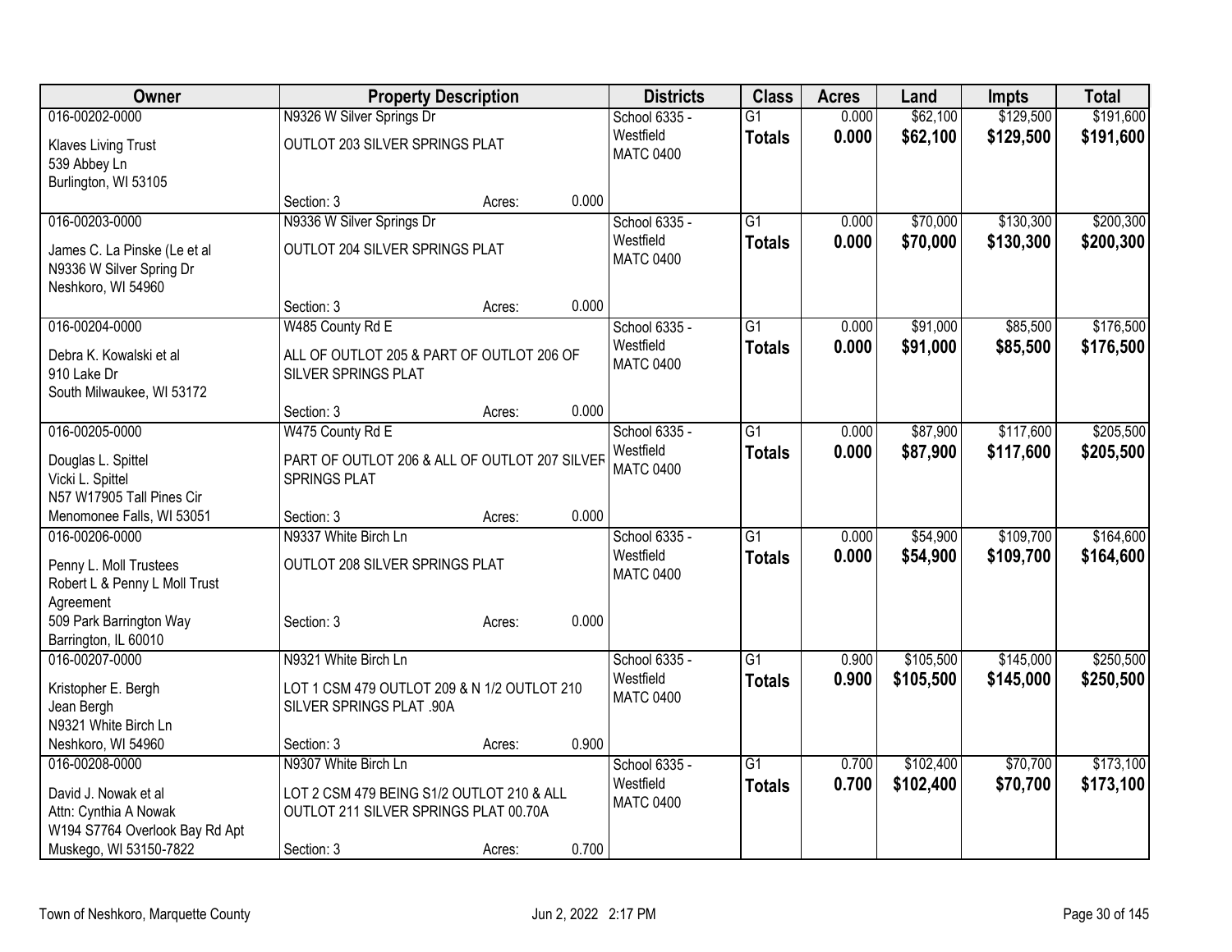| Owner | Property Description | | | Districts | Class | Acres | Land | Impts | Total |
|---|---|---|---|---|---|---|---|---|---|
| 016-00202-0000 | N9326 W Silver Springs Dr | | | School 6335 - | G1 | 0.000 | $62,100 | $129,500 | $191,600 |
| Klaves Living Trust<br>539 Abbey Ln<br>Burlington, WI 53105 | OUTLOT 203 SILVER SPRINGS PLAT | | | Westfield<br>MATC 0400 | **Totals** | **0.000** | **$62,100** | **$129,500** | **$191,600** |
| | Section: 3 | Acres: | 0.000 | | | | | | |
| 016-00203-0000 | N9336 W Silver Springs Dr | | | School 6335 - | G1 | 0.000 | $70,000 | $130,300 | $200,300 |
| James C. La Pinske (Le et al<br>N9336 W Silver Spring Dr<br>Neshkoro, WI 54960 | OUTLOT 204 SILVER SPRINGS PLAT | | | Westfield<br>MATC 0400 | **Totals** | **0.000** | **$70,000** | **$130,300** | **$200,300** |
| | Section: 3 | Acres: | 0.000 | | | | | | |
| 016-00204-0000 | W485 County Rd E | | | School 6335 - | G1 | 0.000 | $91,000 | $85,500 | $176,500 |
| Debra K. Kowalski et al<br>910 Lake Dr<br>South Milwaukee, WI 53172 | ALL OF OUTLOT 205 & PART OF OUTLOT 206 OF SILVER SPRINGS PLAT | | | Westfield<br>MATC 0400 | **Totals** | **0.000** | **$91,000** | **$85,500** | **$176,500** |
| | Section: 3 | Acres: | 0.000 | | | | | | |
| 016-00205-0000 | W475 County Rd E | | | School 6335 - | G1 | 0.000 | $87,900 | $117,600 | $205,500 |
| Douglas L. Spittel<br>Vicki L. Spittel<br>N57 W17905 Tall Pines Cir<br>Menomonee Falls, WI 53051 | PART OF OUTLOT 206 & ALL OF OUTLOT 207 SILVER SPRINGS PLAT | | | Westfield<br>MATC 0400 | **Totals** | **0.000** | **$87,900** | **$117,600** | **$205,500** |
| | Section: 3 | Acres: | 0.000 | | | | | | |
| 016-00206-0000 | N9337 White Birch Ln | | | School 6335 - | G1 | 0.000 | $54,900 | $109,700 | $164,600 |
| Penny L. Moll Trustees<br>Robert L & Penny L Moll Trust Agreement<br>509 Park Barrington Way<br>Barrington, IL 60010 | OUTLOT 208 SILVER SPRINGS PLAT | | | Westfield<br>MATC 0400 | **Totals** | **0.000** | **$54,900** | **$109,700** | **$164,600** |
| | Section: 3 | Acres: | 0.000 | | | | | | |
| 016-00207-0000 | N9321 White Birch Ln | | | School 6335 - | G1 | 0.900 | $105,500 | $145,000 | $250,500 |
| Kristopher E. Bergh<br>Jean Bergh<br>N9321 White Birch Ln<br>Neshkoro, WI 54960 | LOT 1 CSM 479 OUTLOT 209 & N 1/2 OUTLOT 210 SILVER SPRINGS PLAT .90A | | | Westfield<br>MATC 0400 | **Totals** | **0.900** | **$105,500** | **$145,000** | **$250,500** |
| | Section: 3 | Acres: | 0.900 | | | | | | |
| 016-00208-0000 | N9307 White Birch Ln | | | School 6335 - | G1 | 0.700 | $102,400 | $70,700 | $173,100 |
| David J. Nowak et al<br>Attn: Cynthia A Nowak<br>W194 S7764 Overlook Bay Rd Apt<br>Muskego, WI 53150-7822 | LOT 2 CSM 479 BEING S1/2 OUTLOT 210 & ALL OUTLOT 211 SILVER SPRINGS PLAT 00.70A | | | Westfield<br>MATC 0400 | **Totals** | **0.700** | **$102,400** | **$70,700** | **$173,100** |
| | Section: 3 | Acres: | 0.700 | | | | | | |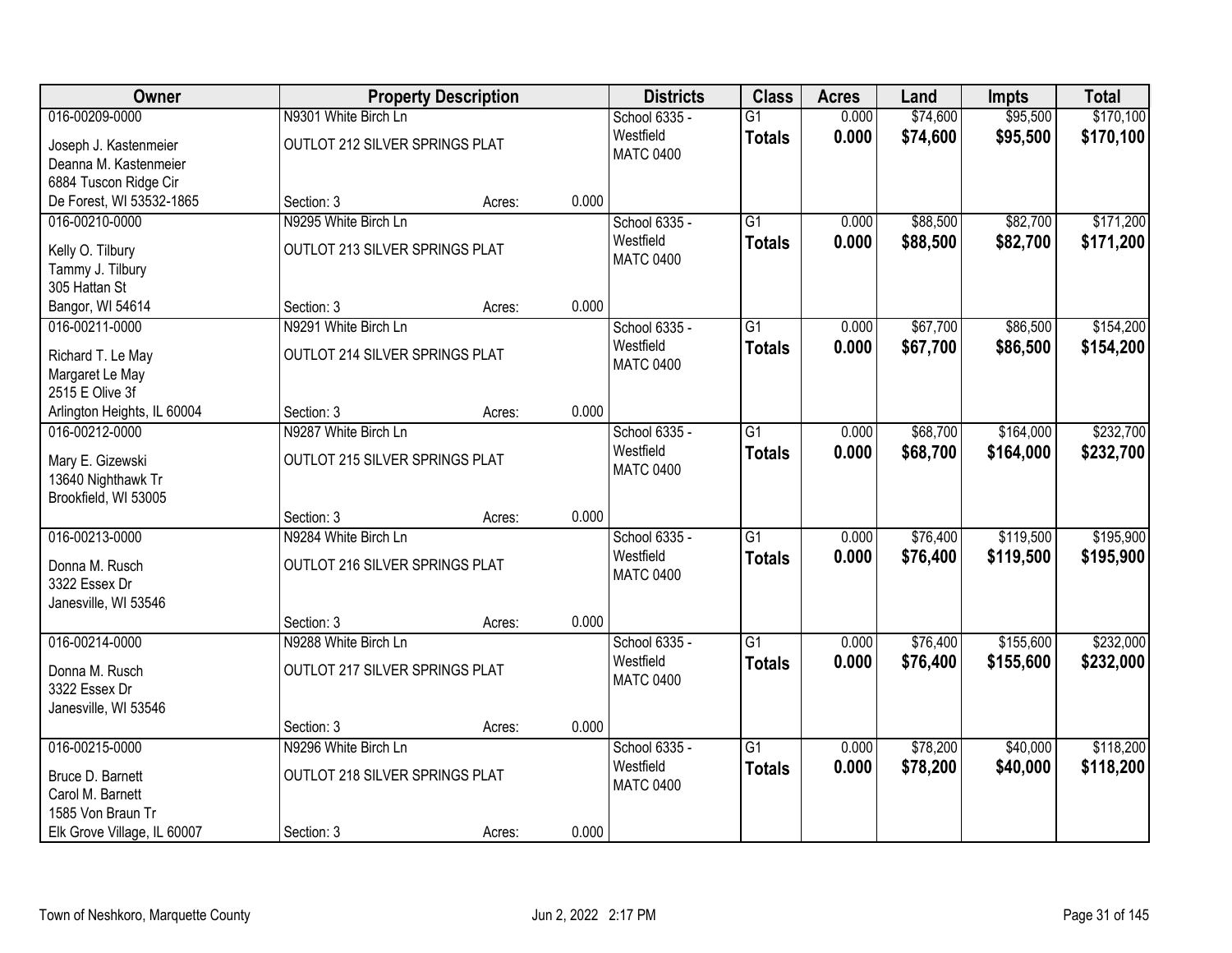| Owner | Property Description | | | Districts | Class | Acres | Land | Impts | Total |
|---|---|---|---|---|---|---|---|---|---|
| 016-00209-0000 | N9301 White Birch Ln | | | School 6335 - Westfield MATC 0400 | G1 | 0.000 | $74,600 | $95,500 | $170,100 |
| Joseph J. Kastenmeier Deanna M. Kastenmeier 6884 Tuscon Ridge Cir De Forest, WI 53532-1865 | OUTLOT 212 SILVER SPRINGS PLAT | | | | Totals | 0.000 | $74,600 | $95,500 | $170,100 |
| | Section: 3 | Acres: | 0.000 | | | | | | |
| 016-00210-0000 | N9295 White Birch Ln | | | School 6335 - Westfield MATC 0400 | G1 | 0.000 | $88,500 | $82,700 | $171,200 |
| Kelly O. Tilbury Tammy J. Tilbury 305 Hattan St Bangor, WI 54614 | OUTLOT 213 SILVER SPRINGS PLAT | | | | Totals | 0.000 | $88,500 | $82,700 | $171,200 |
| | Section: 3 | Acres: | 0.000 | | | | | | |
| 016-00211-0000 | N9291 White Birch Ln | | | School 6335 - Westfield MATC 0400 | G1 | 0.000 | $67,700 | $86,500 | $154,200 |
| Richard T. Le May Margaret Le May 2515 E Olive 3f Arlington Heights, IL 60004 | OUTLOT 214 SILVER SPRINGS PLAT | | | | Totals | 0.000 | $67,700 | $86,500 | $154,200 |
| | Section: 3 | Acres: | 0.000 | | | | | | |
| 016-00212-0000 | N9287 White Birch Ln | | | School 6335 - Westfield MATC 0400 | G1 | 0.000 | $68,700 | $164,000 | $232,700 |
| Mary E. Gizewski 13640 Nighthawk Tr Brookfield, WI 53005 | OUTLOT 215 SILVER SPRINGS PLAT | | | | Totals | 0.000 | $68,700 | $164,000 | $232,700 |
| | Section: 3 | Acres: | 0.000 | | | | | | |
| 016-00213-0000 | N9284 White Birch Ln | | | School 6335 - Westfield MATC 0400 | G1 | 0.000 | $76,400 | $119,500 | $195,900 |
| Donna M. Rusch 3322 Essex Dr Janesville, WI 53546 | OUTLOT 216 SILVER SPRINGS PLAT | | | | Totals | 0.000 | $76,400 | $119,500 | $195,900 |
| | Section: 3 | Acres: | 0.000 | | | | | | |
| 016-00214-0000 | N9288 White Birch Ln | | | School 6335 - Westfield MATC 0400 | G1 | 0.000 | $76,400 | $155,600 | $232,000 |
| Donna M. Rusch 3322 Essex Dr Janesville, WI 53546 | OUTLOT 217 SILVER SPRINGS PLAT | | | | Totals | 0.000 | $76,400 | $155,600 | $232,000 |
| | Section: 3 | Acres: | 0.000 | | | | | | |
| 016-00215-0000 | N9296 White Birch Ln | | | School 6335 - Westfield MATC 0400 | G1 | 0.000 | $78,200 | $40,000 | $118,200 |
| Bruce D. Barnett Carol M. Barnett 1585 Von Braun Tr Elk Grove Village, IL 60007 | OUTLOT 218 SILVER SPRINGS PLAT | | | | Totals | 0.000 | $78,200 | $40,000 | $118,200 |
| | Section: 3 | Acres: | 0.000 | | | | | | |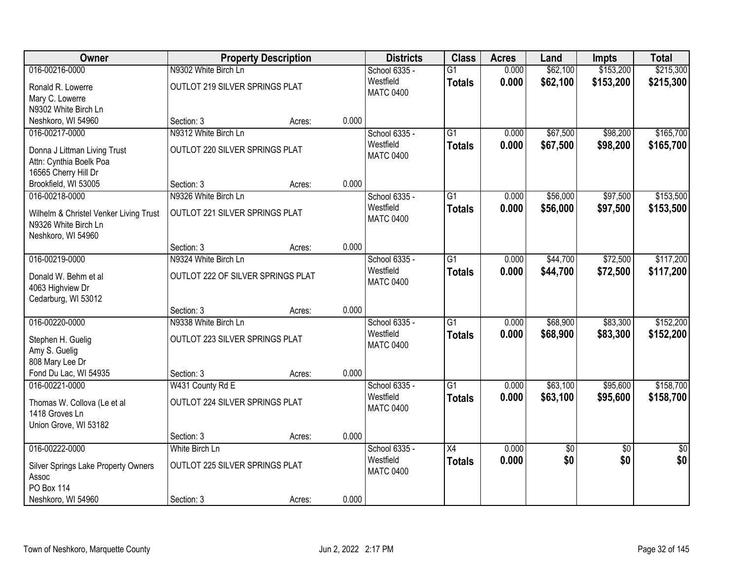| Owner | Property Description | | | Districts | Class | Acres | Land | Impts | Total |
|---|---|---|---|---|---|---|---|---|---|
| 016-00216-0000 | N9302 White Birch Ln | | | School 6335 - | G1 | 0.000 | $62,100 | $153,200 | $215,300 |
| Ronald R. Lowerre<br>Mary C. Lowerre<br>N9302 White Birch Ln | OUTLOT 219 SILVER SPRINGS PLAT | | | Westfield<br>MATC 0400 | **Totals** | **0.000** | **$62,100** | **$153,200** | **$215,300** |
| Neshkoro, WI 54960 | Section: 3 | Acres: | 0.000 | | | | | | |
| 016-00217-0000 | N9312 White Birch Ln | | | School 6335 - | G1 | 0.000 | $67,500 | $98,200 | $165,700 |
| Donna J Littman Living Trust<br>Attn: Cynthia Boelk Poa<br>16565 Cherry Hill Dr | OUTLOT 220 SILVER SPRINGS PLAT | | | Westfield<br>MATC 0400 | **Totals** | **0.000** | **$67,500** | **$98,200** | **$165,700** |
| Brookfield, WI 53005 | Section: 3 | Acres: | 0.000 | | | | | | |
| 016-00218-0000 | N9326 White Birch Ln | | | School 6335 - | G1 | 0.000 | $56,000 | $97,500 | $153,500 |
| Wilhelm & Christel Venker Living Trust<br>N9326 White Birch Ln<br>Neshkoro, WI 54960 | OUTLOT 221 SILVER SPRINGS PLAT | | | Westfield<br>MATC 0400 | **Totals** | **0.000** | **$56,000** | **$97,500** | **$153,500** |
| | Section: 3 | Acres: | 0.000 | | | | | | |
| 016-00219-0000 | N9324 White Birch Ln | | | School 6335 - | G1 | 0.000 | $44,700 | $72,500 | $117,200 |
| Donald W. Behm et al<br>4063 Highview Dr<br>Cedarburg, WI 53012 | OUTLOT 222 OF SILVER SPRINGS PLAT | | | Westfield<br>MATC 0400 | **Totals** | **0.000** | **$44,700** | **$72,500** | **$117,200** |
| | Section: 3 | Acres: | 0.000 | | | | | | |
| 016-00220-0000 | N9338 White Birch Ln | | | School 6335 - | G1 | 0.000 | $68,900 | $83,300 | $152,200 |
| Stephen H. Guelig<br>Amy S. Guelig<br>808 Mary Lee Dr | OUTLOT 223 SILVER SPRINGS PLAT | | | Westfield<br>MATC 0400 | **Totals** | **0.000** | **$68,900** | **$83,300** | **$152,200** |
| Fond Du Lac, WI 54935 | Section: 3 | Acres: | 0.000 | | | | | | |
| 016-00221-0000 | W431 County Rd E | | | School 6335 - | G1 | 0.000 | $63,100 | $95,600 | $158,700 |
| Thomas W. Collova (Le et al<br>1418 Groves Ln<br>Union Grove, WI 53182 | OUTLOT 224 SILVER SPRINGS PLAT | | | Westfield<br>MATC 0400 | **Totals** | **0.000** | **$63,100** | **$95,600** | **$158,700** |
| | Section: 3 | Acres: | 0.000 | | | | | | |
| 016-00222-0000 | White Birch Ln | | | School 6335 - | X4 | 0.000 | $0 | $0 | $0 |
| Silver Springs Lake Property Owners Assoc<br>PO Box 114 | OUTLOT 225 SILVER SPRINGS PLAT | | | Westfield<br>MATC 0400 | **Totals** | **0.000** | **$0** | **$0** | **$0** |
| Neshkoro, WI 54960 | Section: 3 | Acres: | 0.000 | | | | | | |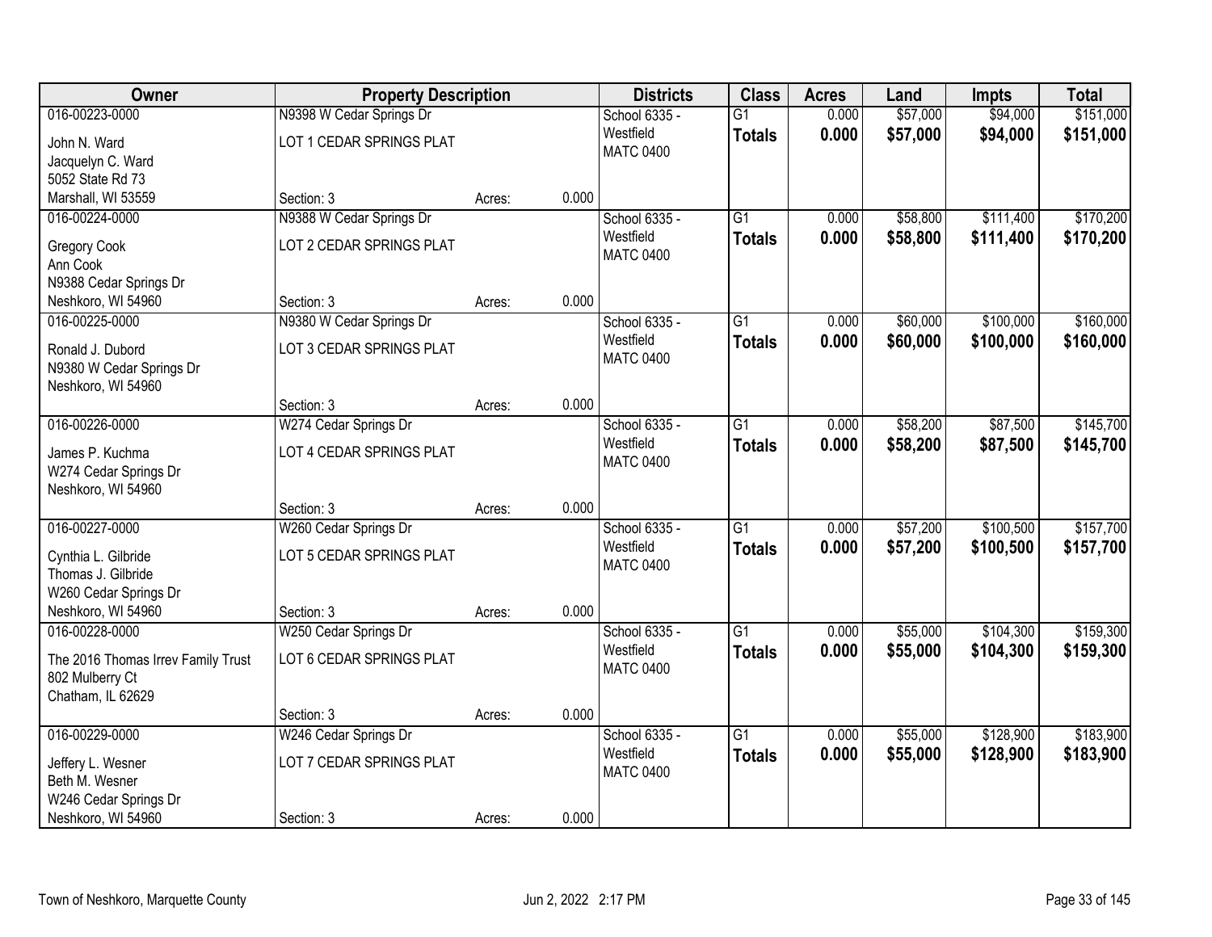| Owner | Property Description | | | Districts | Class | Acres | Land | Impts | Total |
|---|---|---|---|---|---|---|---|---|---|
| 016-00223-0000 | N9398 W Cedar Springs Dr | | | School 6335 - | G1 | 0.000 | $57,000 | $94,000 | $151,000 |
| John N. Ward<br>Jacquelyn C. Ward<br>5052 State Rd 73<br>Marshall, WI 53559 | LOT 1 CEDAR SPRINGS PLAT | | | Westfield<br>MATC 0400 | **Totals** | **0.000** | **$57,000** | **$94,000** | **$151,000** |
| | Section: 3 | Acres: | 0.000 | | | | | | |
| 016-00224-0000 | N9388 W Cedar Springs Dr | | | School 6335 - | G1 | 0.000 | $58,800 | $111,400 | $170,200 |
| Gregory Cook<br>Ann Cook<br>N9388 Cedar Springs Dr<br>Neshkoro, WI 54960 | LOT 2 CEDAR SPRINGS PLAT | | | Westfield<br>MATC 0400 | **Totals** | **0.000** | **$58,800** | **$111,400** | **$170,200** |
| | Section: 3 | Acres: | 0.000 | | | | | | |
| 016-00225-0000 | N9380 W Cedar Springs Dr | | | School 6335 - | G1 | 0.000 | $60,000 | $100,000 | $160,000 |
| Ronald J. Dubord<br>N9380 W Cedar Springs Dr<br>Neshkoro, WI 54960 | LOT 3 CEDAR SPRINGS PLAT | | | Westfield<br>MATC 0400 | **Totals** | **0.000** | **$60,000** | **$100,000** | **$160,000** |
| | Section: 3 | Acres: | 0.000 | | | | | | |
| 016-00226-0000 | W274 Cedar Springs Dr | | | School 6335 - | G1 | 0.000 | $58,200 | $87,500 | $145,700 |
| James P. Kuchma<br>W274 Cedar Springs Dr<br>Neshkoro, WI 54960 | LOT 4 CEDAR SPRINGS PLAT | | | Westfield<br>MATC 0400 | **Totals** | **0.000** | **$58,200** | **$87,500** | **$145,700** |
| | Section: 3 | Acres: | 0.000 | | | | | | |
| 016-00227-0000 | W260 Cedar Springs Dr | | | School 6335 - | G1 | 0.000 | $57,200 | $100,500 | $157,700 |
| Cynthia L. Gilbride<br>Thomas J. Gilbride<br>W260 Cedar Springs Dr<br>Neshkoro, WI 54960 | LOT 5 CEDAR SPRINGS PLAT | | | Westfield<br>MATC 0400 | **Totals** | **0.000** | **$57,200** | **$100,500** | **$157,700** |
| | Section: 3 | Acres: | 0.000 | | | | | | |
| 016-00228-0000 | W250 Cedar Springs Dr | | | School 6335 - | G1 | 0.000 | $55,000 | $104,300 | $159,300 |
| The 2016 Thomas Irrev Family Trust<br>802 Mulberry Ct<br>Chatham, IL 62629 | LOT 6 CEDAR SPRINGS PLAT | | | Westfield<br>MATC 0400 | **Totals** | **0.000** | **$55,000** | **$104,300** | **$159,300** |
| | Section: 3 | Acres: | 0.000 | | | | | | |
| 016-00229-0000 | W246 Cedar Springs Dr | | | School 6335 - | G1 | 0.000 | $55,000 | $128,900 | $183,900 |
| Jeffery L. Wesner<br>Beth M. Wesner<br>W246 Cedar Springs Dr<br>Neshkoro, WI 54960 | LOT 7 CEDAR SPRINGS PLAT | | | Westfield<br>MATC 0400 | **Totals** | **0.000** | **$55,000** | **$128,900** | **$183,900** |
| | Section: 3 | Acres: | 0.000 | | | | | | |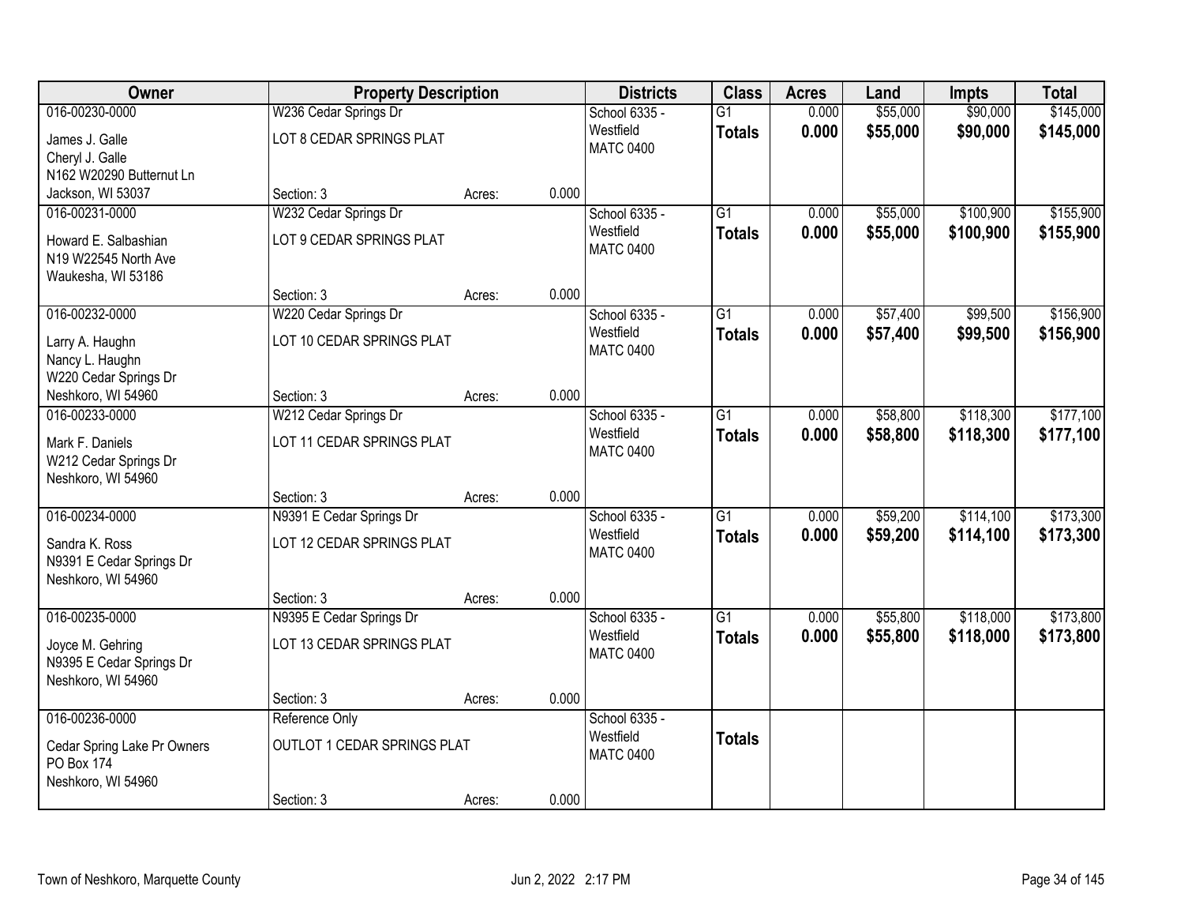| Owner | Property Description | | | Districts | Class | Acres | Land | Impts | Total |
|---|---|---|---|---|---|---|---|---|---|
| 016-00230-0000 | W236 Cedar Springs Dr | | | School 6335 - | G1 | 0.000 | $55,000 | $90,000 | $145,000 |
| James J. Galle<br>Cheryl J. Galle<br>N162 W20290 Butternut Ln<br>Jackson, WI 53037 | LOT 8 CEDAR SPRINGS PLAT | | | Westfield<br>MATC 0400 | **Totals** | **0.000** | **$55,000** | **$90,000** | **$145,000** |
| | Section: 3 | Acres: | 0.000 | | | | | | |
| 016-00231-0000 | W232 Cedar Springs Dr | | | School 6335 - | G1 | 0.000 | $55,000 | $100,900 | $155,900 |
| Howard E. Salbashian<br>N19 W22545 North Ave<br>Waukesha, WI 53186 | LOT 9 CEDAR SPRINGS PLAT | | | Westfield<br>MATC 0400 | **Totals** | **0.000** | **$55,000** | **$100,900** | **$155,900** |
| | Section: 3 | Acres: | 0.000 | | | | | | |
| 016-00232-0000 | W220 Cedar Springs Dr | | | School 6335 - | G1 | 0.000 | $57,400 | $99,500 | $156,900 |
| Larry A. Haughn<br>Nancy L. Haughn<br>W220 Cedar Springs Dr<br>Neshkoro, WI 54960 | LOT 10 CEDAR SPRINGS PLAT | | | Westfield<br>MATC 0400 | **Totals** | **0.000** | **$57,400** | **$99,500** | **$156,900** |
| | Section: 3 | Acres: | 0.000 | | | | | | |
| 016-00233-0000 | W212 Cedar Springs Dr | | | School 6335 - | G1 | 0.000 | $58,800 | $118,300 | $177,100 |
| Mark F. Daniels<br>W212 Cedar Springs Dr<br>Neshkoro, WI 54960 | LOT 11 CEDAR SPRINGS PLAT | | | Westfield<br>MATC 0400 | **Totals** | **0.000** | **$58,800** | **$118,300** | **$177,100** |
| | Section: 3 | Acres: | 0.000 | | | | | | |
| 016-00234-0000 | N9391 E Cedar Springs Dr | | | School 6335 - | G1 | 0.000 | $59,200 | $114,100 | $173,300 |
| Sandra K. Ross<br>N9391 E Cedar Springs Dr<br>Neshkoro, WI 54960 | LOT 12 CEDAR SPRINGS PLAT | | | Westfield<br>MATC 0400 | **Totals** | **0.000** | **$59,200** | **$114,100** | **$173,300** |
| | Section: 3 | Acres: | 0.000 | | | | | | |
| 016-00235-0000 | N9395 E Cedar Springs Dr | | | School 6335 - | G1 | 0.000 | $55,800 | $118,000 | $173,800 |
| Joyce M. Gehring<br>N9395 E Cedar Springs Dr<br>Neshkoro, WI 54960 | LOT 13 CEDAR SPRINGS PLAT | | | Westfield<br>MATC 0400 | **Totals** | **0.000** | **$55,800** | **$118,000** | **$173,800** |
| | Section: 3 | Acres: | 0.000 | | | | | | |
| 016-00236-0000 | Reference Only | | | School 6335 - | | | | | |
| Cedar Spring Lake Pr Owners<br>PO Box 174<br>Neshkoro, WI 54960 | OUTLOT 1 CEDAR SPRINGS PLAT | | | Westfield<br>MATC 0400 | **Totals** | | | | |
| | Section: 3 | Acres: | 0.000 | | | | | | |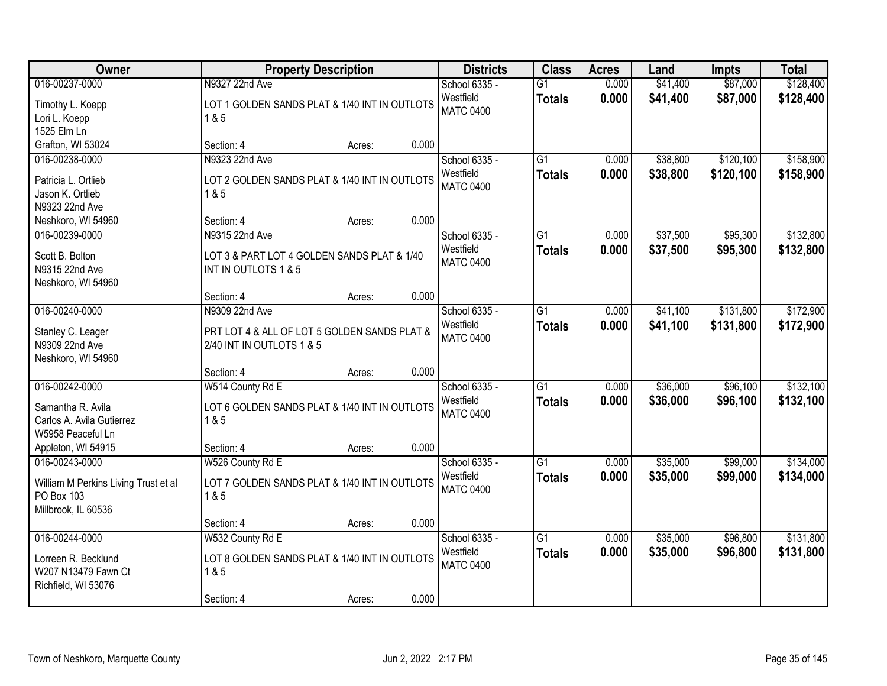| Owner | Property Description | Districts | Class | Acres | Land | Impts | Total |
|---|---|---|---|---|---|---|---|
| 016-00237-0000<br>Timothy L. Koepp<br>Lori L. Koepp<br>1525 Elm Ln<br>Grafton, WI 53024 | N9327 22nd Ave<br>LOT 1 GOLDEN SANDS PLAT & 1/40 INT IN OUTLOTS 1 & 5<br>Section: 4 Acres: 0.000 | School 6335 - Westfield<br>MATC 0400 | G1<br>**Totals** | 0.000<br>**0.000** | $41,400<br>**$41,400** | $87,000<br>**$87,000** | $128,400<br>**$128,400** |
| 016-00238-0000<br>Patricia L. Ortlieb<br>Jason K. Ortlieb<br>N9323 22nd Ave<br>Neshkoro, WI 54960 | N9323 22nd Ave<br>LOT 2 GOLDEN SANDS PLAT & 1/40 INT IN OUTLOTS 1 & 5<br>Section: 4 Acres: 0.000 | School 6335 - Westfield<br>MATC 0400 | G1<br>**Totals** | 0.000<br>**0.000** | $38,800<br>**$38,800** | $120,100<br>**$120,100** | $158,900<br>**$158,900** |
| 016-00239-0000<br>Scott B. Bolton<br>N9315 22nd Ave<br>Neshkoro, WI 54960 | N9315 22nd Ave<br>LOT 3 & PART LOT 4 GOLDEN SANDS PLAT & 1/40 INT IN OUTLOTS 1 & 5<br>Section: 4 Acres: 0.000 | School 6335 - Westfield<br>MATC 0400 | G1<br>**Totals** | 0.000<br>**0.000** | $37,500<br>**$37,500** | $95,300<br>**$95,300** | $132,800<br>**$132,800** |
| 016-00240-0000<br>Stanley C. Leager<br>N9309 22nd Ave<br>Neshkoro, WI 54960 | N9309 22nd Ave<br>PRT LOT 4 & ALL OF LOT 5 GOLDEN SANDS PLAT & 2/40 INT IN OUTLOTS 1 & 5<br>Section: 4 Acres: 0.000 | School 6335 - Westfield<br>MATC 0400 | G1<br>**Totals** | 0.000<br>**0.000** | $41,100<br>**$41,100** | $131,800<br>**$131,800** | $172,900<br>**$172,900** |
| 016-00242-0000<br>Samantha R. Avila<br>Carlos A. Avila Gutierrez<br>W5958 Peaceful Ln<br>Appleton, WI 54915 | W514 County Rd E<br>LOT 6 GOLDEN SANDS PLAT & 1/40 INT IN OUTLOTS 1 & 5<br>Section: 4 Acres: 0.000 | School 6335 - Westfield<br>MATC 0400 | G1<br>**Totals** | 0.000<br>**0.000** | $36,000<br>**$36,000** | $96,100<br>**$96,100** | $132,100<br>**$132,100** |
| 016-00243-0000<br>William M Perkins Living Trust et al<br>PO Box 103<br>Millbrook, IL 60536 | W526 County Rd E<br>LOT 7 GOLDEN SANDS PLAT & 1/40 INT IN OUTLOTS 1 & 5<br>Section: 4 Acres: 0.000 | School 6335 - Westfield<br>MATC 0400 | G1<br>**Totals** | 0.000<br>**0.000** | $35,000<br>**$35,000** | $99,000<br>**$99,000** | $134,000<br>**$134,000** |
| 016-00244-0000<br>Lorreen R. Becklund<br>W207 N13479 Fawn Ct<br>Richfield, WI 53076 | W532 County Rd E<br>LOT 8 GOLDEN SANDS PLAT & 1/40 INT IN OUTLOTS 1 & 5<br>Section: 4 Acres: 0.000 | School 6335 - Westfield<br>MATC 0400 | G1<br>**Totals** | 0.000<br>**0.000** | $35,000<br>**$35,000** | $96,800<br>**$96,800** | $131,800<br>**$131,800** |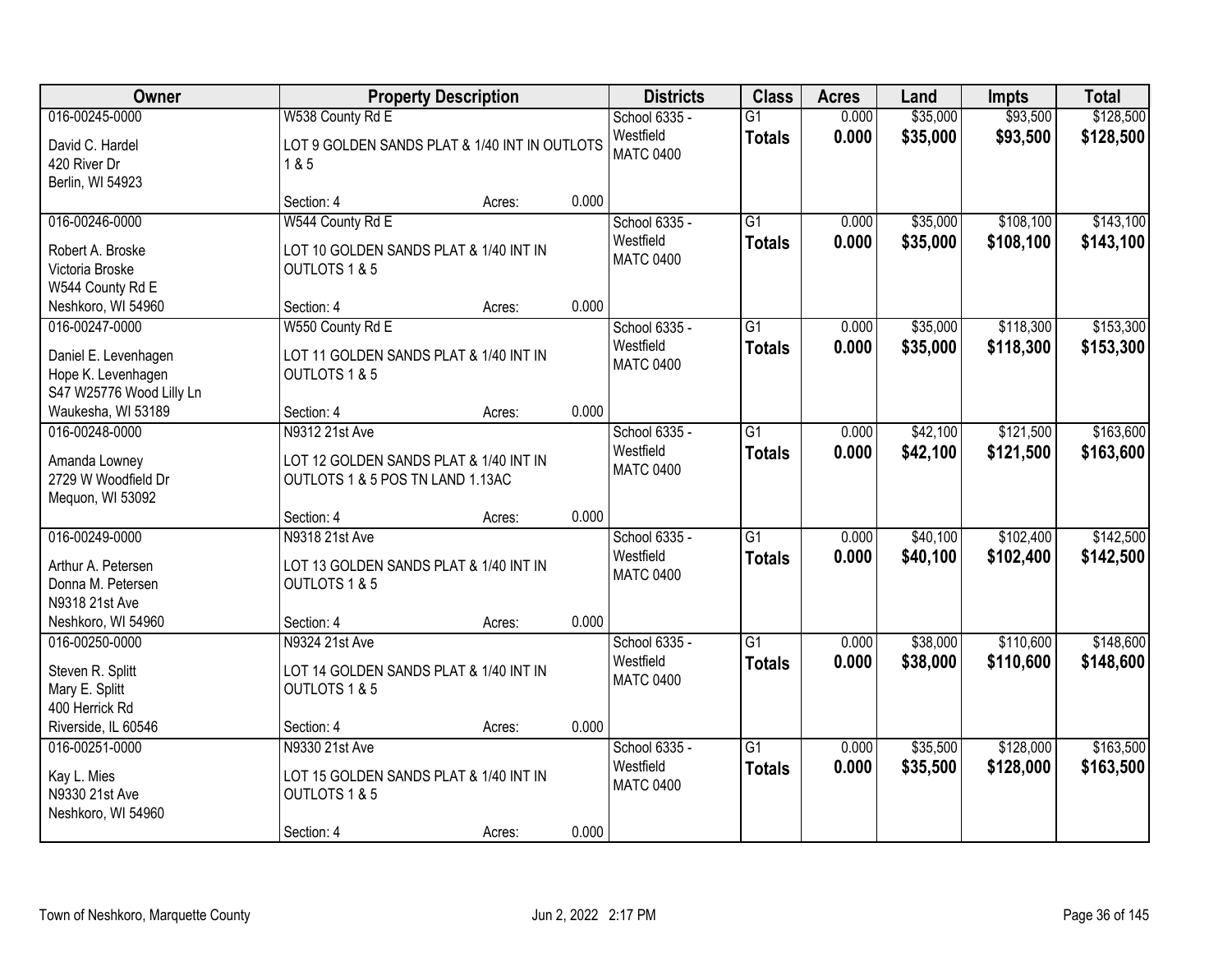| Owner | Property Description | | | Districts | Class | Acres | Land | Impts | Total |
|---|---|---|---|---|---|---|---|---|---|
| 016-00245-0000<br>David C. Hardel<br>420 River Dr<br>Berlin, WI 54923 | W538 County Rd E<br>LOT 9 GOLDEN SANDS PLAT & 1/40 INT IN OUTLOTS 1 & 5<br>Section: 4 | Acres: | 0.000 | School 6335 - Westfield<br>MATC 0400 | G1<br>**Totals** | 0.000<br>**0.000** | \$35,000<br>**\$35,000** | \$93,500<br>**\$93,500** | \$128,500<br>**\$128,500** |
| 016-00246-0000<br>Robert A. Broske<br>Victoria Broske<br>W544 County Rd E<br>Neshkoro, WI 54960 | W544 County Rd E<br>LOT 10 GOLDEN SANDS PLAT & 1/40 INT IN OUTLOTS 1 & 5<br>Section: 4 | Acres: | 0.000 | School 6335 - Westfield<br>MATC 0400 | G1<br>**Totals** | 0.000<br>**0.000** | \$35,000<br>**\$35,000** | \$108,100<br>**\$108,100** | \$143,100<br>**\$143,100** |
| 016-00247-0000<br>Daniel E. Levenhagen<br>Hope K. Levenhagen<br>S47 W25776 Wood Lilly Ln<br>Waukesha, WI 53189 | W550 County Rd E<br>LOT 11 GOLDEN SANDS PLAT & 1/40 INT IN OUTLOTS 1 & 5<br>Section: 4 | Acres: | 0.000 | School 6335 - Westfield<br>MATC 0400 | G1<br>**Totals** | 0.000<br>**0.000** | \$35,000<br>**\$35,000** | \$118,300<br>**\$118,300** | \$153,300<br>**\$153,300** |
| 016-00248-0000<br>Amanda Lowney<br>2729 W Woodfield Dr<br>Mequon, WI 53092 | N9312 21st Ave<br>LOT 12 GOLDEN SANDS PLAT & 1/40 INT IN OUTLOTS 1 & 5 POS TN LAND 1.13AC<br>Section: 4 | Acres: | 0.000 | School 6335 - Westfield<br>MATC 0400 | G1<br>**Totals** | 0.000<br>**0.000** | \$42,100<br>**\$42,100** | \$121,500<br>**\$121,500** | \$163,600<br>**\$163,600** |
| 016-00249-0000<br>Arthur A. Petersen<br>Donna M. Petersen<br>N9318 21st Ave<br>Neshkoro, WI 54960 | N9318 21st Ave<br>LOT 13 GOLDEN SANDS PLAT & 1/40 INT IN OUTLOTS 1 & 5<br>Section: 4 | Acres: | 0.000 | School 6335 - Westfield<br>MATC 0400 | G1<br>**Totals** | 0.000<br>**0.000** | \$40,100<br>**\$40,100** | \$102,400<br>**\$102,400** | \$142,500<br>**\$142,500** |
| 016-00250-0000<br>Steven R. Splitt<br>Mary E. Splitt<br>400 Herrick Rd<br>Riverside, IL 60546 | N9324 21st Ave<br>LOT 14 GOLDEN SANDS PLAT & 1/40 INT IN OUTLOTS 1 & 5<br>Section: 4 | Acres: | 0.000 | School 6335 - Westfield<br>MATC 0400 | G1<br>**Totals** | 0.000<br>**0.000** | \$38,000<br>**\$38,000** | \$110,600<br>**\$110,600** | \$148,600<br>**\$148,600** |
| 016-00251-0000<br>Kay L. Mies<br>N9330 21st Ave<br>Neshkoro, WI 54960 | N9330 21st Ave<br>LOT 15 GOLDEN SANDS PLAT & 1/40 INT IN OUTLOTS 1 & 5<br>Section: 4 | Acres: | 0.000 | School 6335 - Westfield<br>MATC 0400 | G1<br>**Totals** | 0.000<br>**0.000** | \$35,500<br>**\$35,500** | \$128,000<br>**\$128,000** | \$163,500<br>**\$163,500** |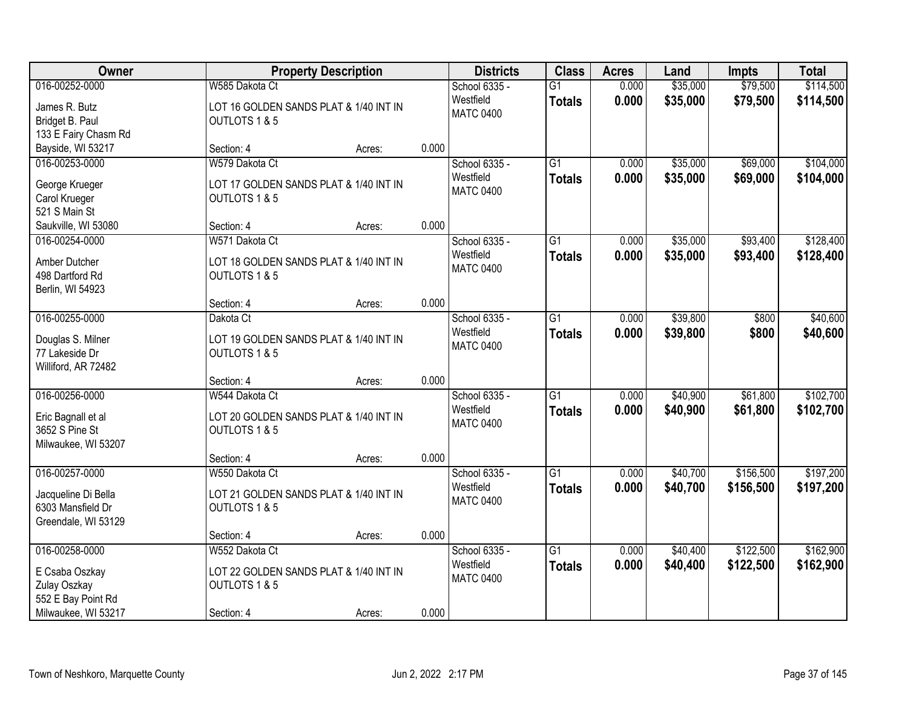| Owner | Property Description | | | Districts | Class | Acres | Land | Impts | Total |
|---|---|---|---|---|---|---|---|---|---|
| 016-00252-0000 | W585 Dakota Ct | | | School 6335 - | G1 | 0.000 | $35,000 | $79,500 | $114,500 |
| James R. Butz<br>Bridget B. Paul<br>133 E Fairy Chasm Rd<br>Bayside, WI 53217 | LOT 16 GOLDEN SANDS PLAT & 1/40 INT IN OUTLOTS 1 & 5 | | | Westfield<br>MATC 0400 | **Totals** | **0.000** | **$35,000** | **$79,500** | **$114,500** |
| | Section: 4 | Acres: | 0.000 | | | | | | |
| 016-00253-0000 | W579 Dakota Ct | | | School 6335 - | G1 | 0.000 | $35,000 | $69,000 | $104,000 |
| George Krueger<br>Carol Krueger<br>521 S Main St<br>Saukville, WI 53080 | LOT 17 GOLDEN SANDS PLAT & 1/40 INT IN OUTLOTS 1 & 5 | | | Westfield<br>MATC 0400 | **Totals** | **0.000** | **$35,000** | **$69,000** | **$104,000** |
| | Section: 4 | Acres: | 0.000 | | | | | | |
| 016-00254-0000 | W571 Dakota Ct | | | School 6335 - | G1 | 0.000 | $35,000 | $93,400 | $128,400 |
| Amber Dutcher<br>498 Dartford Rd<br>Berlin, WI 54923 | LOT 18 GOLDEN SANDS PLAT & 1/40 INT IN OUTLOTS 1 & 5 | | | Westfield<br>MATC 0400 | **Totals** | **0.000** | **$35,000** | **$93,400** | **$128,400** |
| | Section: 4 | Acres: | 0.000 | | | | | | |
| 016-00255-0000 | Dakota Ct | | | School 6335 - | G1 | 0.000 | $39,800 | $800 | $40,600 |
| Douglas S. Milner<br>77 Lakeside Dr<br>Williford, AR 72482 | LOT 19 GOLDEN SANDS PLAT & 1/40 INT IN OUTLOTS 1 & 5 | | | Westfield<br>MATC 0400 | **Totals** | **0.000** | **$39,800** | **$800** | **$40,600** |
| | Section: 4 | Acres: | 0.000 | | | | | | |
| 016-00256-0000 | W544 Dakota Ct | | | School 6335 - | G1 | 0.000 | $40,900 | $61,800 | $102,700 |
| Eric Bagnall et al<br>3652 S Pine St<br>Milwaukee, WI 53207 | LOT 20 GOLDEN SANDS PLAT & 1/40 INT IN OUTLOTS 1 & 5 | | | Westfield<br>MATC 0400 | **Totals** | **0.000** | **$40,900** | **$61,800** | **$102,700** |
| | Section: 4 | Acres: | 0.000 | | | | | | |
| 016-00257-0000 | W550 Dakota Ct | | | School 6335 - | G1 | 0.000 | $40,700 | $156,500 | $197,200 |
| Jacqueline Di Bella<br>6303 Mansfield Dr<br>Greendale, WI 53129 | LOT 21 GOLDEN SANDS PLAT & 1/40 INT IN OUTLOTS 1 & 5 | | | Westfield<br>MATC 0400 | **Totals** | **0.000** | **$40,700** | **$156,500** | **$197,200** |
| | Section: 4 | Acres: | 0.000 | | | | | | |
| 016-00258-0000 | W552 Dakota Ct | | | School 6335 - | G1 | 0.000 | $40,400 | $122,500 | $162,900 |
| E Csaba Oszkay<br>Zulay Oszkay<br>552 E Bay Point Rd<br>Milwaukee, WI 53217 | LOT 22 GOLDEN SANDS PLAT & 1/40 INT IN OUTLOTS 1 & 5 | | | Westfield<br>MATC 0400 | **Totals** | **0.000** | **$40,400** | **$122,500** | **$162,900** |
| | Section: 4 | Acres: | 0.000 | | | | | | |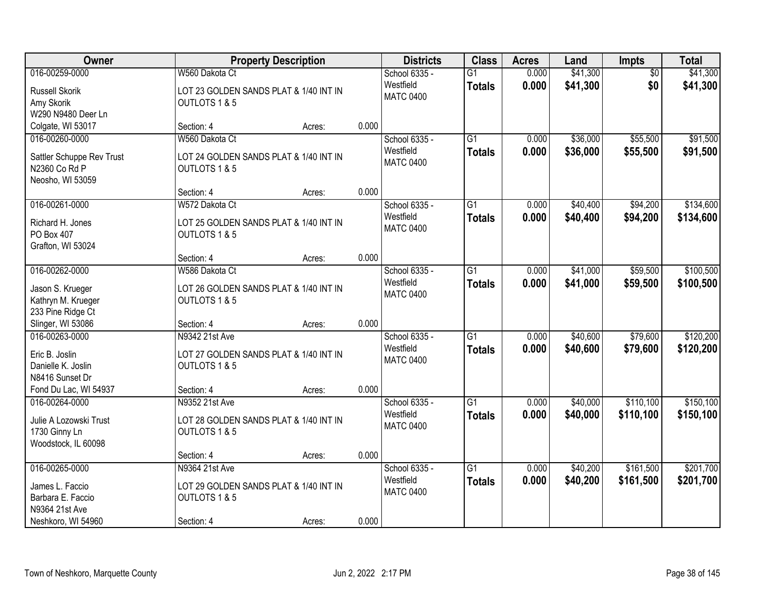| Owner | Property Description | | | Districts | Class | Acres | Land | Impts | Total |
|---|---|---|---|---|---|---|---|---|---|
| 016-00259-0000<br>Russell Skorik<br>Amy Skorik<br>W290 N9480 Deer Ln<br>Colgate, WI 53017 | W560 Dakota Ct<br>LOT 23 GOLDEN SANDS PLAT & 1/40 INT IN OUTLOTS 1 & 5<br>Section: 4 | Acres: | 0.000 | School 6335 - Westfield<br>MATC 0400 | G1<br>**Totals** | 0.000<br>**0.000** | $41,300<br>**$41,300** | $0<br>**$0** | $41,300<br>**$41,300** |
| 016-00260-0000<br>Sattler Schuppe Rev Trust<br>N2360 Co Rd P<br>Neosho, WI 53059 | W560 Dakota Ct<br>LOT 24 GOLDEN SANDS PLAT & 1/40 INT IN OUTLOTS 1 & 5<br>Section: 4 | Acres: | 0.000 | School 6335 - Westfield<br>MATC 0400 | G1<br>**Totals** | 0.000<br>**0.000** | $36,000<br>**$36,000** | $55,500<br>**$55,500** | $91,500<br>**$91,500** |
| 016-00261-0000<br>Richard H. Jones<br>PO Box 407<br>Grafton, WI 53024 | W572 Dakota Ct<br>LOT 25 GOLDEN SANDS PLAT & 1/40 INT IN OUTLOTS 1 & 5<br>Section: 4 | Acres: | 0.000 | School 6335 - Westfield<br>MATC 0400 | G1<br>**Totals** | 0.000<br>**0.000** | $40,400<br>**$40,400** | $94,200<br>**$94,200** | $134,600<br>**$134,600** |
| 016-00262-0000<br>Jason S. Krueger<br>Kathryn M. Krueger<br>233 Pine Ridge Ct<br>Slinger, WI 53086 | W586 Dakota Ct<br>LOT 26 GOLDEN SANDS PLAT & 1/40 INT IN OUTLOTS 1 & 5<br>Section: 4 | Acres: | 0.000 | School 6335 - Westfield<br>MATC 0400 | G1<br>**Totals** | 0.000<br>**0.000** | $41,000<br>**$41,000** | $59,500<br>**$59,500** | $100,500<br>**$100,500** |
| 016-00263-0000<br>Eric B. Joslin<br>Danielle K. Joslin<br>N8416 Sunset Dr<br>Fond Du Lac, WI 54937 | N9342 21st Ave<br>LOT 27 GOLDEN SANDS PLAT & 1/40 INT IN OUTLOTS 1 & 5<br>Section: 4 | Acres: | 0.000 | School 6335 - Westfield<br>MATC 0400 | G1<br>**Totals** | 0.000<br>**0.000** | $40,600<br>**$40,600** | $79,600<br>**$79,600** | $120,200<br>**$120,200** |
| 016-00264-0000<br>Julie A Lozowski Trust<br>1730 Ginny Ln<br>Woodstock, IL 60098 | N9352 21st Ave<br>LOT 28 GOLDEN SANDS PLAT & 1/40 INT IN OUTLOTS 1 & 5<br>Section: 4 | Acres: | 0.000 | School 6335 - Westfield<br>MATC 0400 | G1<br>**Totals** | 0.000<br>**0.000** | $40,000<br>**$40,000** | $110,100<br>**$110,100** | $150,100<br>**$150,100** |
| 016-00265-0000<br>James L. Faccio<br>Barbara E. Faccio<br>N9364 21st Ave<br>Neshkoro, WI 54960 | N9364 21st Ave<br>LOT 29 GOLDEN SANDS PLAT & 1/40 INT IN OUTLOTS 1 & 5<br>Section: 4 | Acres: | 0.000 | School 6335 - Westfield<br>MATC 0400 | G1<br>**Totals** | 0.000<br>**0.000** | $40,200<br>**$40,200** | $161,500<br>**$161,500** | $201,700<br>**$201,700** |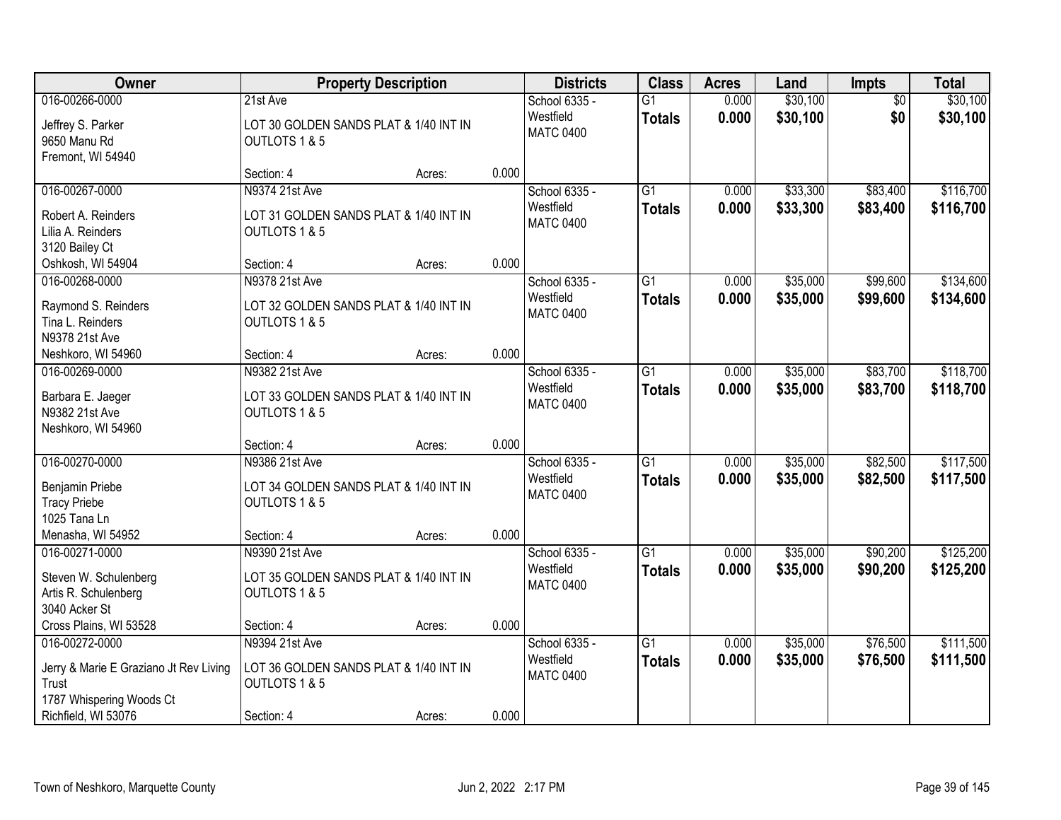| Owner | Property Description | | | Districts | Class | Acres | Land | Impts | Total |
|---|---|---|---|---|---|---|---|---|---|
| 016-00266-0000<br>Jeffrey S. Parker<br>9650 Manu Rd<br>Fremont, WI 54940 | 21st Ave<br>LOT 30 GOLDEN SANDS PLAT & 1/40 INT IN OUTLOTS 1 & 5<br>Section: 4 | Acres: | 0.000 | School 6335 - Westfield<br>MATC 0400 | G1<br>**Totals** | 0.000<br>**0.000** | $30,100<br>**$30,100** | $0<br>**$0** | $30,100<br>**$30,100** |
| 016-00267-0000<br>Robert A. Reinders<br>Lilia A. Reinders<br>3120 Bailey Ct<br>Oshkosh, WI 54904 | N9374 21st Ave<br>LOT 31 GOLDEN SANDS PLAT & 1/40 INT IN OUTLOTS 1 & 5<br>Section: 4 | Acres: | 0.000 | School 6335 - Westfield<br>MATC 0400 | G1<br>**Totals** | 0.000<br>**0.000** | $33,300<br>**$33,300** | $83,400<br>**$83,400** | $116,700<br>**$116,700** |
| 016-00268-0000<br>Raymond S. Reinders<br>Tina L. Reinders<br>N9378 21st Ave<br>Neshkoro, WI 54960 | N9378 21st Ave<br>LOT 32 GOLDEN SANDS PLAT & 1/40 INT IN OUTLOTS 1 & 5<br>Section: 4 | Acres: | 0.000 | School 6335 - Westfield<br>MATC 0400 | G1<br>**Totals** | 0.000<br>**0.000** | $35,000<br>**$35,000** | $99,600<br>**$99,600** | $134,600<br>**$134,600** |
| 016-00269-0000<br>Barbara E. Jaeger<br>N9382 21st Ave<br>Neshkoro, WI 54960 | N9382 21st Ave<br>LOT 33 GOLDEN SANDS PLAT & 1/40 INT IN OUTLOTS 1 & 5<br>Section: 4 | Acres: | 0.000 | School 6335 - Westfield<br>MATC 0400 | G1<br>**Totals** | 0.000<br>**0.000** | $35,000<br>**$35,000** | $83,700<br>**$83,700** | $118,700<br>**$118,700** |
| 016-00270-0000<br>Benjamin Priebe<br>Tracy Priebe<br>1025 Tana Ln<br>Menasha, WI 54952 | N9386 21st Ave<br>LOT 34 GOLDEN SANDS PLAT & 1/40 INT IN OUTLOTS 1 & 5<br>Section: 4 | Acres: | 0.000 | School 6335 - Westfield<br>MATC 0400 | G1<br>**Totals** | 0.000<br>**0.000** | $35,000<br>**$35,000** | $82,500<br>**$82,500** | $117,500<br>**$117,500** |
| 016-00271-0000<br>Steven W. Schulenberg<br>Artis R. Schulenberg<br>3040 Acker St<br>Cross Plains, WI 53528 | N9390 21st Ave<br>LOT 35 GOLDEN SANDS PLAT & 1/40 INT IN OUTLOTS 1 & 5<br>Section: 4 | Acres: | 0.000 | School 6335 - Westfield<br>MATC 0400 | G1<br>**Totals** | 0.000<br>**0.000** | $35,000<br>**$35,000** | $90,200<br>**$90,200** | $125,200<br>**$125,200** |
| 016-00272-0000<br>Jerry & Marie E Graziano Jt Rev Living Trust<br>1787 Whispering Woods Ct<br>Richfield, WI 53076 | N9394 21st Ave<br>LOT 36 GOLDEN SANDS PLAT & 1/40 INT IN OUTLOTS 1 & 5<br>Section: 4 | Acres: | 0.000 | School 6335 - Westfield<br>MATC 0400 | G1<br>**Totals** | 0.000<br>**0.000** | $35,000<br>**$35,000** | $76,500<br>**$76,500** | $111,500<br>**$111,500** |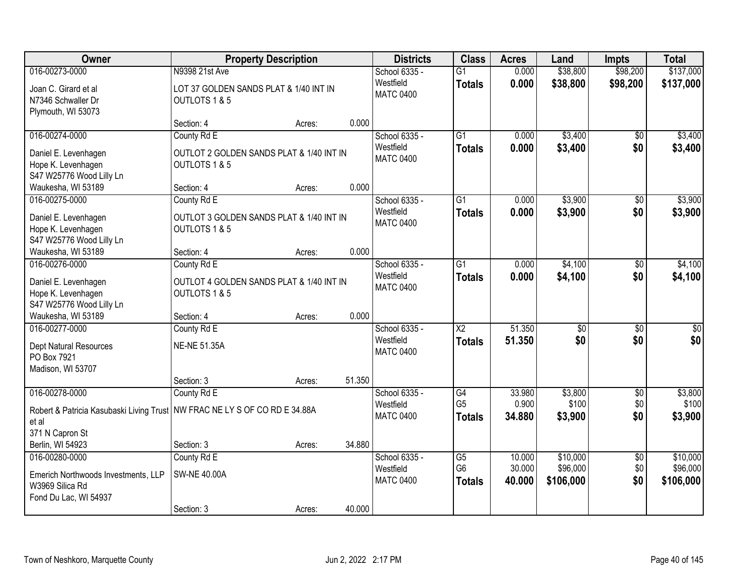| Owner | Property Description | | | Districts | Class | Acres | Land | Impts | Total |
|---|---|---|---|---|---|---|---|---|---|
| 016-00273-0000<br>Joan C. Girard et al<br>N7346 Schwaller Dr<br>Plymouth, WI 53073 | N9398 21st Ave<br>LOT 37 GOLDEN SANDS PLAT & 1/40 INT IN OUTLOTS 1 & 5<br>Section: 4 | Acres: | 0.000 | School 6335 - Westfield<br>MATC 0400 | G1<br>**Totals** | 0.000<br>**0.000** | $38,800<br>**$38,800** | $98,200<br>**$98,200** | $137,000<br>**$137,000** |
| 016-00274-0000<br>Daniel E. Levenhagen<br>Hope K. Levenhagen<br>S47 W25776 Wood Lilly Ln<br>Waukesha, WI 53189 | County Rd E<br>OUTLOT 2 GOLDEN SANDS PLAT & 1/40 INT IN OUTLOTS 1 & 5<br>Section: 4 | Acres: | 0.000 | School 6335 - Westfield<br>MATC 0400 | G1<br>**Totals** | 0.000<br>**0.000** | $3,400<br>**$3,400** | $0<br>**$0** | $3,400<br>**$3,400** |
| 016-00275-0000<br>Daniel E. Levenhagen<br>Hope K. Levenhagen<br>S47 W25776 Wood Lilly Ln<br>Waukesha, WI 53189 | County Rd E<br>OUTLOT 3 GOLDEN SANDS PLAT & 1/40 INT IN OUTLOTS 1 & 5<br>Section: 4 | Acres: | 0.000 | School 6335 - Westfield<br>MATC 0400 | G1<br>**Totals** | 0.000<br>**0.000** | $3,900<br>**$3,900** | $0<br>**$0** | $3,900<br>**$3,900** |
| 016-00276-0000<br>Daniel E. Levenhagen<br>Hope K. Levenhagen<br>S47 W25776 Wood Lilly Ln<br>Waukesha, WI 53189 | County Rd E<br>OUTLOT 4 GOLDEN SANDS PLAT & 1/40 INT IN OUTLOTS 1 & 5<br>Section: 4 | Acres: | 0.000 | School 6335 - Westfield<br>MATC 0400 | G1<br>**Totals** | 0.000<br>**0.000** | $4,100<br>**$4,100** | $0<br>**$0** | $4,100<br>**$4,100** |
| 016-00277-0000<br>Dept Natural Resources<br>PO Box 7921<br>Madison, WI 53707 | County Rd E<br>NE-NE 51.35A<br>Section: 3 | Acres: | 51.350 | School 6335 - Westfield<br>MATC 0400 | X2<br>**Totals** | 51.350<br>**51.350** | $0<br>**$0** | $0<br>**$0** | $0<br>**$0** |
| 016-00278-0000<br>Robert & Patricia Kasubaski Living Trust et al<br>371 N Capron St<br>Berlin, WI 54923 | County Rd E<br>NW FRAC NE LY S OF CO RD E 34.88A<br>Section: 3 | Acres: | 34.880 | School 6335 - Westfield<br>MATC 0400 | G4<br>G5<br>**Totals** | 33.980<br>0.900<br>**34.880** | $3,800<br>$100<br>**$3,900** | $0<br>$0<br>**$0** | $3,800<br>$100<br>**$3,900** |
| 016-00280-0000<br>Emerich Northwoods Investments, LLP<br>W3969 Silica Rd<br>Fond Du Lac, WI 54937 | County Rd E<br>SW-NE 40.00A<br>Section: 3 | Acres: | 40.000 | School 6335 - Westfield<br>MATC 0400 | G5<br>G6<br>**Totals** | 10.000<br>30.000<br>**40.000** | $10,000<br>$96,000<br>**$106,000** | $0<br>$0<br>**$0** | $10,000<br>$96,000<br>**$106,000** |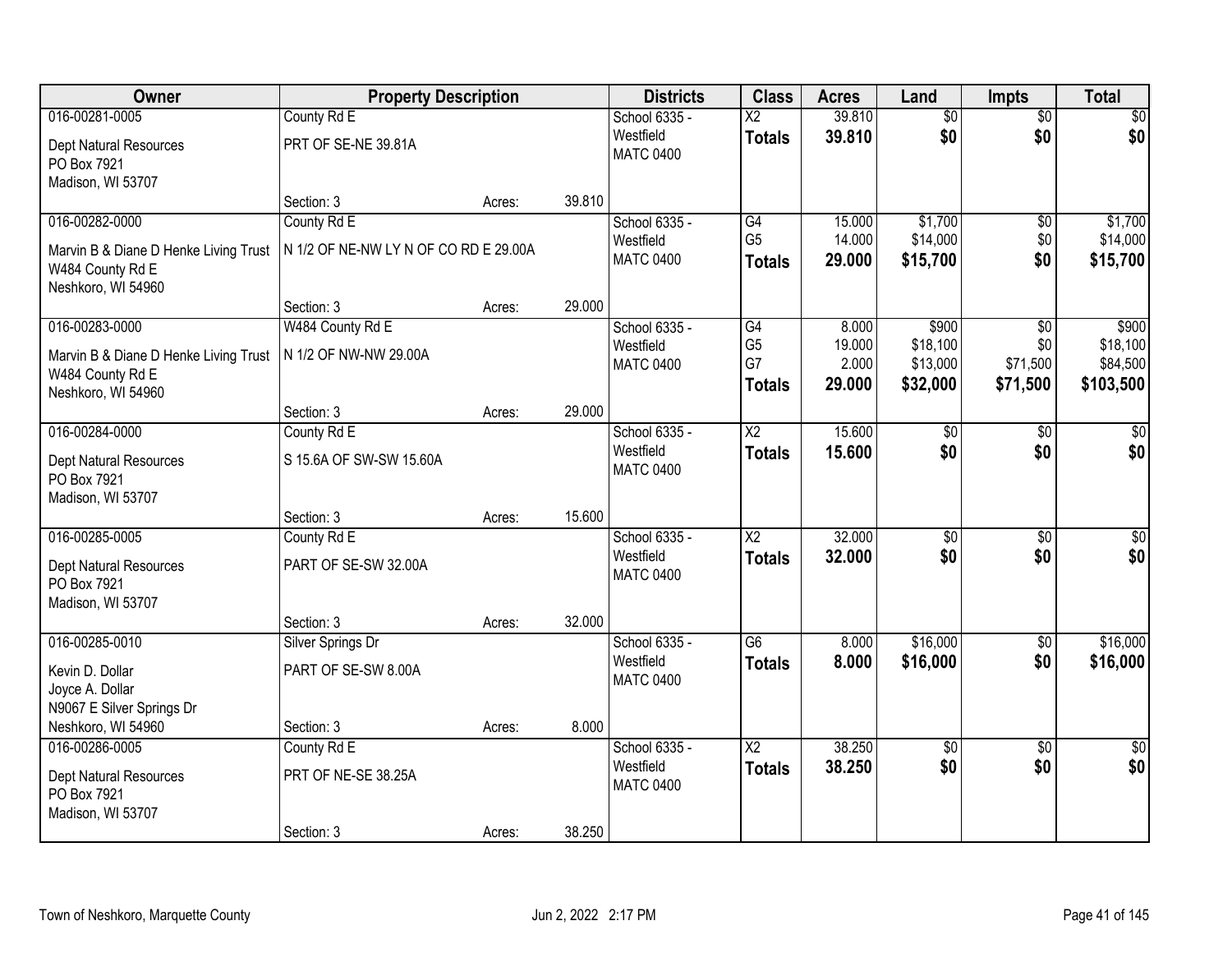| Owner | Property Description | | | Districts | Class | Acres | Land | Impts | Total |
|---|---|---|---|---|---|---|---|---|---|
| 016-00281-0005 | County Rd E | | | School 6335 - Westfield | X2 | 39.810 | $0 | $0 | $0 |
| Dept Natural Resources<br>PO Box 7921<br>Madison, WI 53707 | PRT OF SE-NE 39.81A | | | MATC 0400 | **Totals** | **39.810** | **$0** | **$0** | **$0** |
| | Section: 3 | Acres: | 39.810 | | | | | | |
| 016-00282-0000 | County Rd E | | | School 6335 - Westfield | G4 | 15.000 | $1,700 | $0 | $1,700 |
| Marvin B & Diane D Henke Living Trust<br>W484 County Rd E<br>Neshkoro, WI 54960 | N 1/2 OF NE-NW LY N OF CO RD E 29.00A | | | MATC 0400 | G5 | 14.000 | $14,000 | $0 | $14,000 |
| | | | | | **Totals** | **29.000** | **$15,700** | **$0** | **$15,700** |
| | Section: 3 | Acres: | 29.000 | | | | | | |
| 016-00283-0000 | W484 County Rd E | | | School 6335 - Westfield | G4 | 8.000 | $900 | $0 | $900 |
| Marvin B & Diane D Henke Living Trust<br>W484 County Rd E<br>Neshkoro, WI 54960 | N 1/2 OF NW-NW 29.00A | | | MATC 0400 | G5 | 19.000 | $18,100 | $0 | $18,100 |
| | | | | | G7 | 2.000 | $13,000 | $71,500 | $84,500 |
| | | | | | **Totals** | **29.000** | **$32,000** | **$71,500** | **$103,500** |
| | Section: 3 | Acres: | 29.000 | | | | | | |
| 016-00284-0000 | County Rd E | | | School 6335 - Westfield | X2 | 15.600 | $0 | $0 | $0 |
| Dept Natural Resources<br>PO Box 7921<br>Madison, WI 53707 | S 15.6A OF SW-SW 15.60A | | | MATC 0400 | **Totals** | **15.600** | **$0** | **$0** | **$0** |
| | Section: 3 | Acres: | 15.600 | | | | | | |
| 016-00285-0005 | County Rd E | | | School 6335 - Westfield | X2 | 32.000 | $0 | $0 | $0 |
| Dept Natural Resources<br>PO Box 7921<br>Madison, WI 53707 | PART OF SE-SW 32.00A | | | MATC 0400 | **Totals** | **32.000** | **$0** | **$0** | **$0** |
| | Section: 3 | Acres: | 32.000 | | | | | | |
| 016-00285-0010 | Silver Springs Dr | | | School 6335 - Westfield | G6 | 8.000 | $16,000 | $0 | $16,000 |
| Kevin D. Dollar<br>Joyce A. Dollar<br>N9067 E Silver Springs Dr<br>Neshkoro, WI 54960 | PART OF SE-SW 8.00A | | | MATC 0400 | **Totals** | **8.000** | **$16,000** | **$0** | **$16,000** |
| | Section: 3 | Acres: | 8.000 | | | | | | |
| 016-00286-0005 | County Rd E | | | School 6335 - Westfield | X2 | 38.250 | $0 | $0 | $0 |
| Dept Natural Resources<br>PO Box 7921<br>Madison, WI 53707 | PRT OF NE-SE 38.25A | | | MATC 0400 | **Totals** | **38.250** | **$0** | **$0** | **$0** |
| | Section: 3 | Acres: | 38.250 | | | | | | |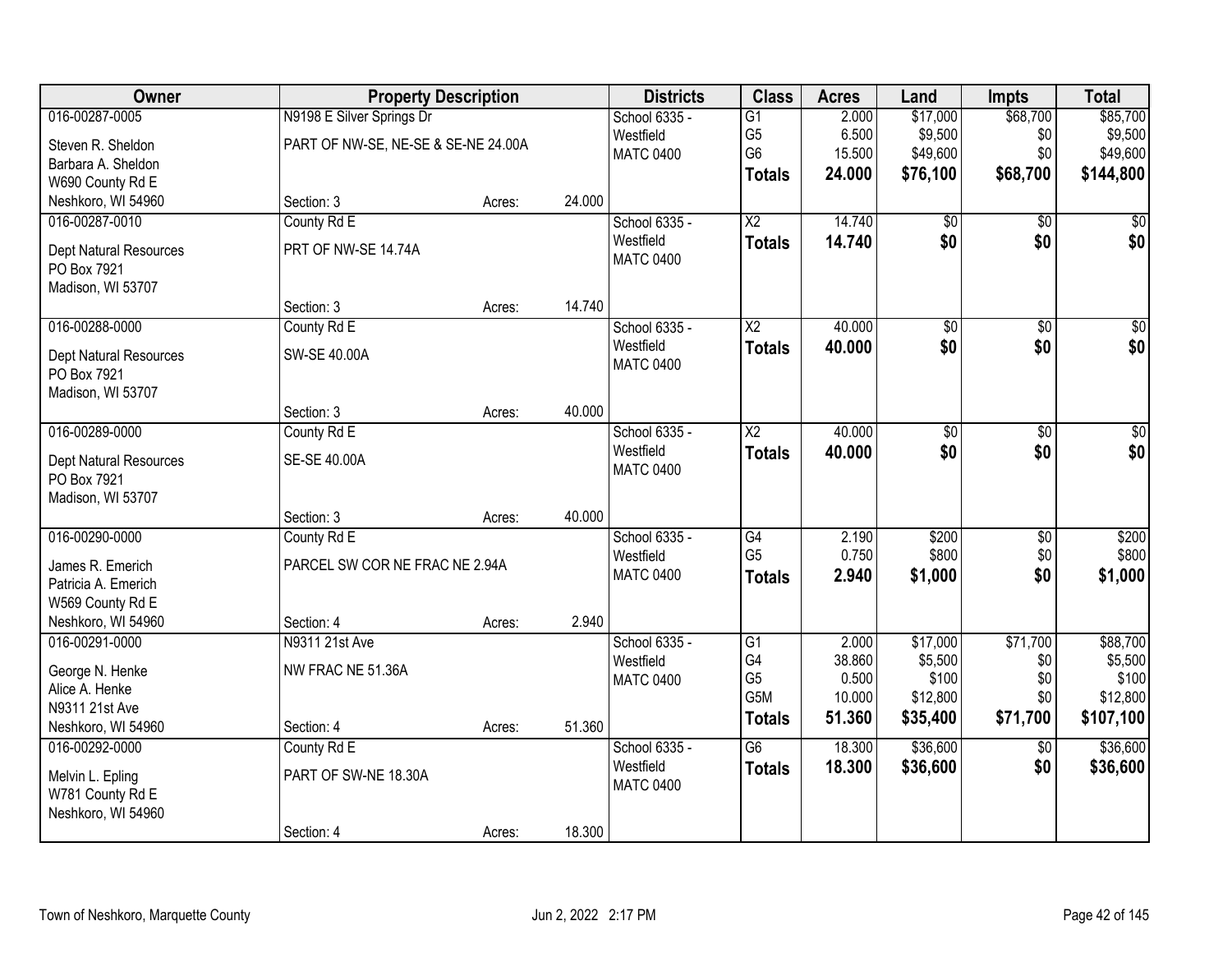| Owner | Property Description | | | Districts | Class | Acres | Land | Impts | Total |
|---|---|---|---|---|---|---|---|---|---|
| 016-00287-0005 | N9198 E Silver Springs Dr | | | School 6335 - | G1 | 2.000 | $17,000 | $68,700 | $85,700 |
| Steven R. Sheldon | PART OF NW-SE, NE-SE & SE-NE 24.00A | | | Westfield | G5 | 6.500 | $9,500 | $0 | $9,500 |
| Barbara A. Sheldon | | | | MATC 0400 | G6 | 15.500 | $49,600 | $0 | $49,600 |
| W690 County Rd E | | | | | **Totals** | **24.000** | **$76,100** | **$68,700** | **$144,800** |
| Neshkoro, WI 54960 | Section: 3 | Acres: | 24.000 | | | | | | |
| 016-00287-0010 | County Rd E | | | School 6335 - | X2 | 14.740 | $0 | $0 | $0 |
| Dept Natural Resources | PRT OF NW-SE 14.74A | | | Westfield | **Totals** | **14.740** | **$0** | **$0** | **$0** |
| PO Box 7921 | | | | MATC 0400 | | | | | |
| Madison, WI 53707 | | | | | | | | | |
| | Section: 3 | Acres: | 14.740 | | | | | | |
| 016-00288-0000 | County Rd E | | | School 6335 - | X2 | 40.000 | $0 | $0 | $0 |
| Dept Natural Resources | SW-SE 40.00A | | | Westfield | **Totals** | **40.000** | **$0** | **$0** | **$0** |
| PO Box 7921 | | | | MATC 0400 | | | | | |
| Madison, WI 53707 | | | | | | | | | |
| | Section: 3 | Acres: | 40.000 | | | | | | |
| 016-00289-0000 | County Rd E | | | School 6335 - | X2 | 40.000 | $0 | $0 | $0 |
| Dept Natural Resources | SE-SE 40.00A | | | Westfield | **Totals** | **40.000** | **$0** | **$0** | **$0** |
| PO Box 7921 | | | | MATC 0400 | | | | | |
| Madison, WI 53707 | | | | | | | | | |
| | Section: 3 | Acres: | 40.000 | | | | | | |
| 016-00290-0000 | County Rd E | | | School 6335 - | G4 | 2.190 | $200 | $0 | $200 |
| James R. Emerich | PARCEL SW COR NE FRAC NE 2.94A | | | Westfield | G5 | 0.750 | $800 | $0 | $800 |
| Patricia A. Emerich | | | | MATC 0400 | **Totals** | **2.940** | **$1,000** | **$0** | **$1,000** |
| W569 County Rd E | | | | | | | | | |
| Neshkoro, WI 54960 | Section: 4 | Acres: | 2.940 | | | | | | |
| 016-00291-0000 | N9311 21st Ave | | | School 6335 - | G1 | 2.000 | $17,000 | $71,700 | $88,700 |
| George N. Henke | NW FRAC NE 51.36A | | | Westfield | G4 | 38.860 | $5,500 | $0 | $5,500 |
| Alice A. Henke | | | | MATC 0400 | G5 | 0.500 | $100 | $0 | $100 |
| N9311 21st Ave | | | | | G5M | 10.000 | $12,800 | $0 | $12,800 |
| Neshkoro, WI 54960 | Section: 4 | Acres: | 51.360 | | **Totals** | **51.360** | **$35,400** | **$71,700** | **$107,100** |
| 016-00292-0000 | County Rd E | | | School 6335 - | G6 | 18.300 | $36,600 | $0 | $36,600 |
| Melvin L. Epling | PART OF SW-NE 18.30A | | | Westfield | **Totals** | **18.300** | **$36,600** | **$0** | **$36,600** |
| W781 County Rd E | | | | MATC 0400 | | | | | |
| Neshkoro, WI 54960 | | | | | | | | | |
| | Section: 4 | Acres: | 18.300 | | | | | | |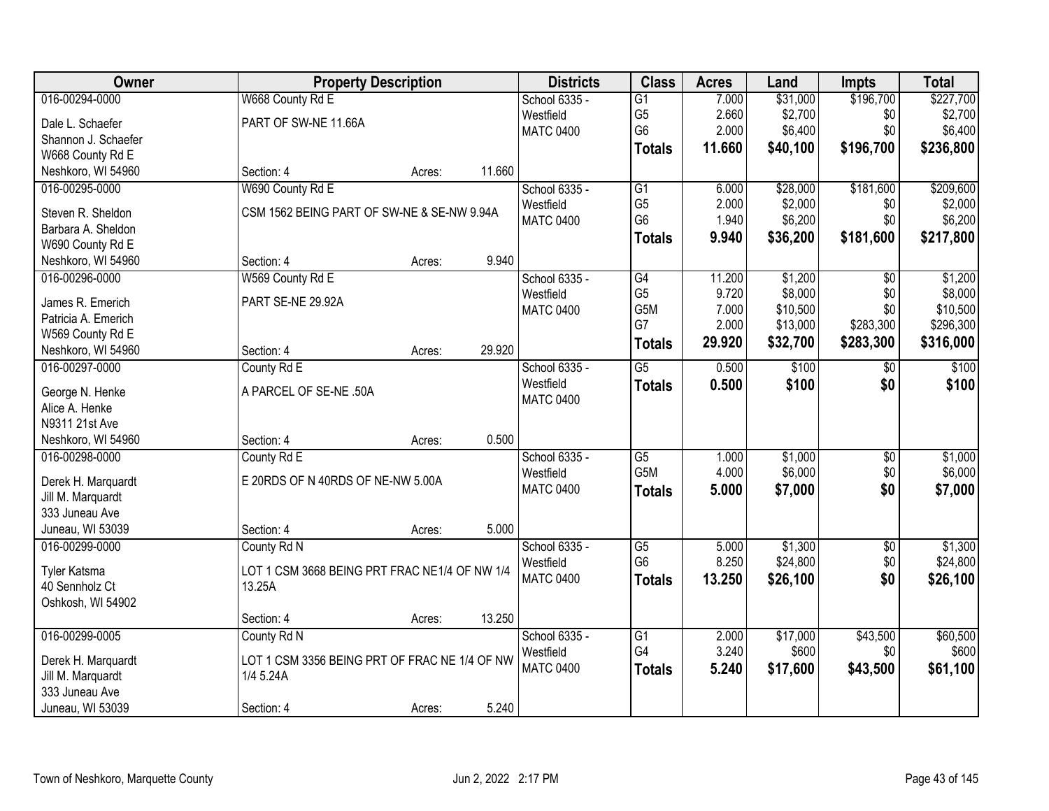| Owner | Property Description | | | Districts | Class | Acres | Land | Impts | Total |
|---|---|---|---|---|---|---|---|---|---|
| 016-00294-0000 | W668 County Rd E | | | School 6335 - | G1 | 7.000 | $31,000 | $196,700 | $227,700 |
| Dale L. Schaefer | PART OF SW-NE 11.66A | | | Westfield | G5 | 2.660 | $2,700 | $0 | $2,700 |
| Shannon J. Schaefer | | | | MATC 0400 | G6 | 2.000 | $6,400 | $0 | $6,400 |
| W668 County Rd E | | | | | **Totals** | **11.660** | **$40,100** | **$196,700** | **$236,800** |
| Neshkoro, WI 54960 | Section: 4 | Acres: | 11.660 | | | | | | |
| 016-00295-0000 | W690 County Rd E | | | School 6335 - | G1 | 6.000 | $28,000 | $181,600 | $209,600 |
| Steven R. Sheldon | CSM 1562 BEING PART OF SW-NE & SE-NW 9.94A | | | Westfield | G5 | 2.000 | $2,000 | $0 | $2,000 |
| Barbara A. Sheldon | | | | MATC 0400 | G6 | 1.940 | $6,200 | $0 | $6,200 |
| W690 County Rd E | | | | | **Totals** | **9.940** | **$36,200** | **$181,600** | **$217,800** |
| Neshkoro, WI 54960 | Section: 4 | Acres: | 9.940 | | | | | | |
| 016-00296-0000 | W569 County Rd E | | | School 6335 - | G4 | 11.200 | $1,200 | $0 | $1,200 |
| James R. Emerich | PART SE-NE 29.92A | | | Westfield | G5 | 9.720 | $8,000 | $0 | $8,000 |
| Patricia A. Emerich | | | | MATC 0400 | G5M | 7.000 | $10,500 | $0 | $10,500 |
| W569 County Rd E | | | | | G7 | 2.000 | $13,000 | $283,300 | $296,300 |
| Neshkoro, WI 54960 | Section: 4 | Acres: | 29.920 | | **Totals** | **29.920** | **$32,700** | **$283,300** | **$316,000** |
| 016-00297-0000 | County Rd E | | | School 6335 - | G5 | 0.500 | $100 | $0 | $100 |
| George N. Henke | A PARCEL OF SE-NE .50A | | | Westfield | **Totals** | **0.500** | **$100** | **$0** | **$100** |
| Alice A. Henke | | | | MATC 0400 | | | | | |
| N9311 21st Ave | | | | | | | | | |
| Neshkoro, WI 54960 | Section: 4 | Acres: | 0.500 | | | | | | |
| 016-00298-0000 | County Rd E | | | School 6335 - | G5 | 1.000 | $1,000 | $0 | $1,000 |
| Derek H. Marquardt | E 20RDS OF N 40RDS OF NE-NW 5.00A | | | Westfield | G5M | 4.000 | $6,000 | $0 | $6,000 |
| Jill M. Marquardt | | | | MATC 0400 | **Totals** | **5.000** | **$7,000** | **$0** | **$7,000** |
| 333 Juneau Ave | | | | | | | | | |
| Juneau, WI 53039 | Section: 4 | Acres: | 5.000 | | | | | | |
| 016-00299-0000 | County Rd N | | | School 6335 - | G5 | 5.000 | $1,300 | $0 | $1,300 |
| Tyler Katsma | LOT 1 CSM 3668 BEING PRT FRAC NE1/4 OF NW 1/4 13.25A | | | Westfield | G6 | 8.250 | $24,800 | $0 | $24,800 |
| 40 Sennholz Ct | | | | MATC 0400 | **Totals** | **13.250** | **$26,100** | **$0** | **$26,100** |
| Oshkosh, WI 54902 | | | | | | | | | |
| | Section: 4 | Acres: | 13.250 | | | | | | |
| 016-00299-0005 | County Rd N | | | School 6335 - | G1 | 2.000 | $17,000 | $43,500 | $60,500 |
| Derek H. Marquardt | LOT 1 CSM 3356 BEING PRT OF FRAC NE 1/4 OF NW 1/4 5.24A | | | Westfield | G4 | 3.240 | $600 | $0 | $600 |
| Jill M. Marquardt | | | | MATC 0400 | **Totals** | **5.240** | **$17,600** | **$43,500** | **$61,100** |
| 333 Juneau Ave | | | | | | | | | |
| Juneau, WI 53039 | Section: 4 | Acres: | 5.240 | | | | | | |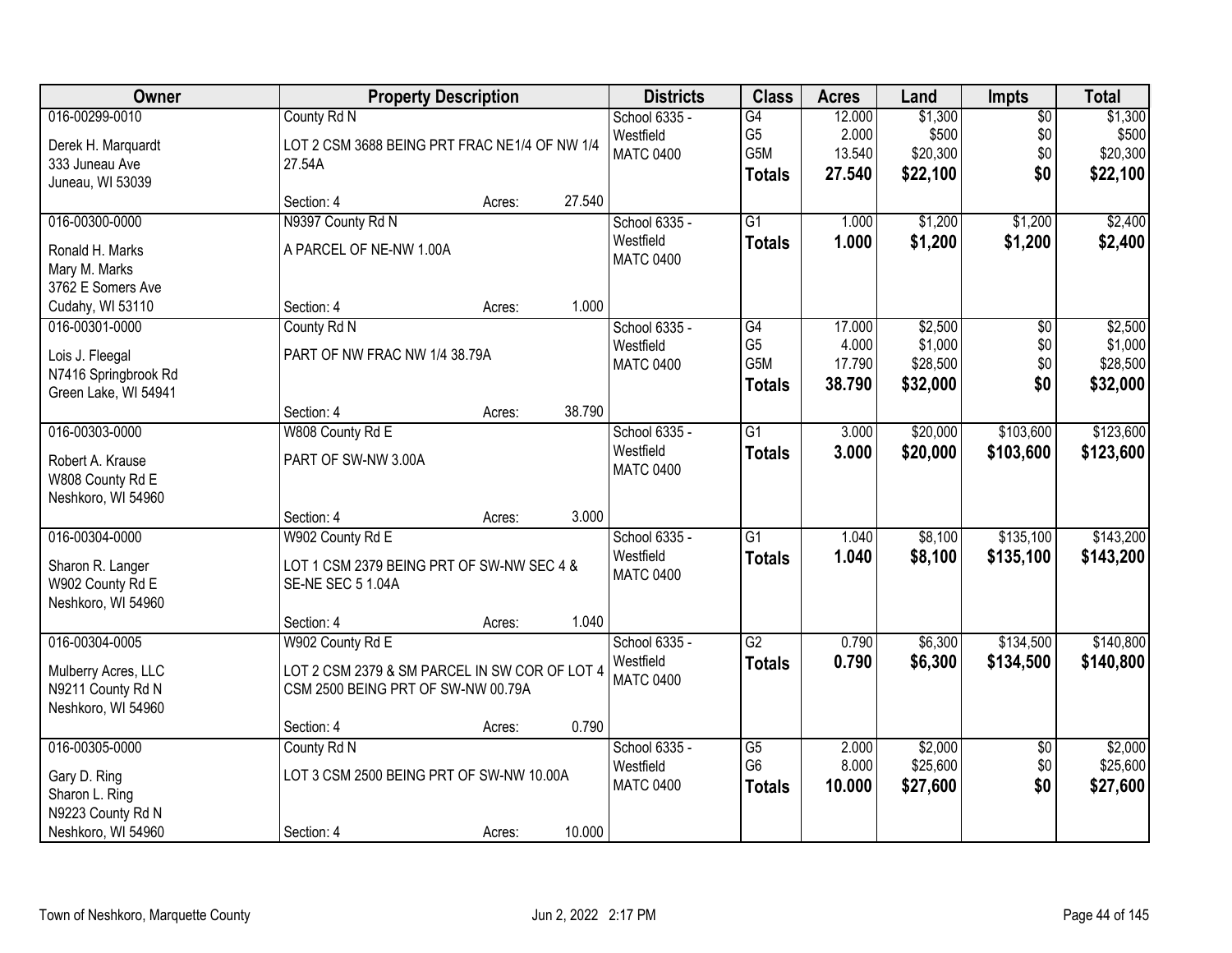| Owner | Property Description | Districts | Class | Acres | Land | Impts | Total |
|---|---|---|---|---|---|---|---|
| 016-00299-0010<br>Derek H. Marquardt<br>333 Juneau Ave<br>Juneau, WI 53039 | County Rd N<br>LOT 2 CSM 3688 BEING PRT FRAC NE1/4 OF NW 1/4 27.54A<br>Section: 4 Acres: 27.540 | School 6335 - Westfield<br>MATC 0400 | G4<br>G5<br>G5M<br>**Totals** | 12.000<br>2.000<br>13.540<br>**27.540** | $1,300<br>$500<br>$20,300<br>**$22,100** | $0<br>$0<br>$0<br>**$0** | $1,300<br>$500<br>$20,300<br>**$22,100** |
| 016-00300-0000<br>Ronald H. Marks<br>Mary M. Marks<br>3762 E Somers Ave<br>Cudahy, WI 53110 | N9397 County Rd N<br>A PARCEL OF NE-NW 1.00A<br>Section: 4 Acres: 1.000 | School 6335 - Westfield<br>MATC 0400 | G1<br>**Totals** | 1.000<br>**1.000** | $1,200<br>**$1,200** | $1,200<br>**$1,200** | $2,400<br>**$2,400** |
| 016-00301-0000<br>Lois J. Fleegal<br>N7416 Springbrook Rd<br>Green Lake, WI 54941 | County Rd N<br>PART OF NW FRAC NW 1/4 38.79A<br>Section: 4 Acres: 38.790 | School 6335 - Westfield<br>MATC 0400 | G4<br>G5<br>G5M<br>**Totals** | 17.000<br>4.000<br>17.790<br>**38.790** | $2,500<br>$1,000<br>$28,500<br>**$32,000** | $0<br>$0<br>$0<br>**$0** | $2,500<br>$1,000<br>$28,500<br>**$32,000** |
| 016-00303-0000<br>Robert A. Krause<br>W808 County Rd E<br>Neshkoro, WI 54960 | W808 County Rd E<br>PART OF SW-NW 3.00A<br>Section: 4 Acres: 3.000 | School 6335 - Westfield<br>MATC 0400 | G1<br>**Totals** | 3.000<br>**3.000** | $20,000<br>**$20,000** | $103,600<br>**$103,600** | $123,600<br>**$123,600** |
| 016-00304-0000<br>Sharon R. Langer<br>W902 County Rd E<br>Neshkoro, WI 54960 | W902 County Rd E<br>LOT 1 CSM 2379 BEING PRT OF SW-NW SEC 4 & SE-NE SEC 5 1.04A<br>Section: 4 Acres: 1.040 | School 6335 - Westfield<br>MATC 0400 | G1<br>**Totals** | 1.040<br>**1.040** | $8,100<br>**$8,100** | $135,100<br>**$135,100** | $143,200<br>**$143,200** |
| 016-00304-0005<br>Mulberry Acres, LLC<br>N9211 County Rd N<br>Neshkoro, WI 54960 | W902 County Rd E<br>LOT 2 CSM 2379 & SM PARCEL IN SW COR OF LOT 4 CSM 2500 BEING PRT OF SW-NW 00.79A<br>Section: 4 Acres: 0.790 | School 6335 - Westfield<br>MATC 0400 | G2<br>**Totals** | 0.790<br>**0.790** | $6,300<br>**$6,300** | $134,500<br>**$134,500** | $140,800<br>**$140,800** |
| 016-00305-0000<br>Gary D. Ring<br>Sharon L. Ring<br>N9223 County Rd N<br>Neshkoro, WI 54960 | County Rd N<br>LOT 3 CSM 2500 BEING PRT OF SW-NW 10.00A<br>Section: 4 Acres: 10.000 | School 6335 - Westfield<br>MATC 0400 | G5<br>G6<br>**Totals** | 2.000<br>8.000<br>**10.000** | $2,000<br>$25,600<br>**$27,600** | $0<br>$0<br>**$0** | $2,000<br>$25,600<br>**$27,600** |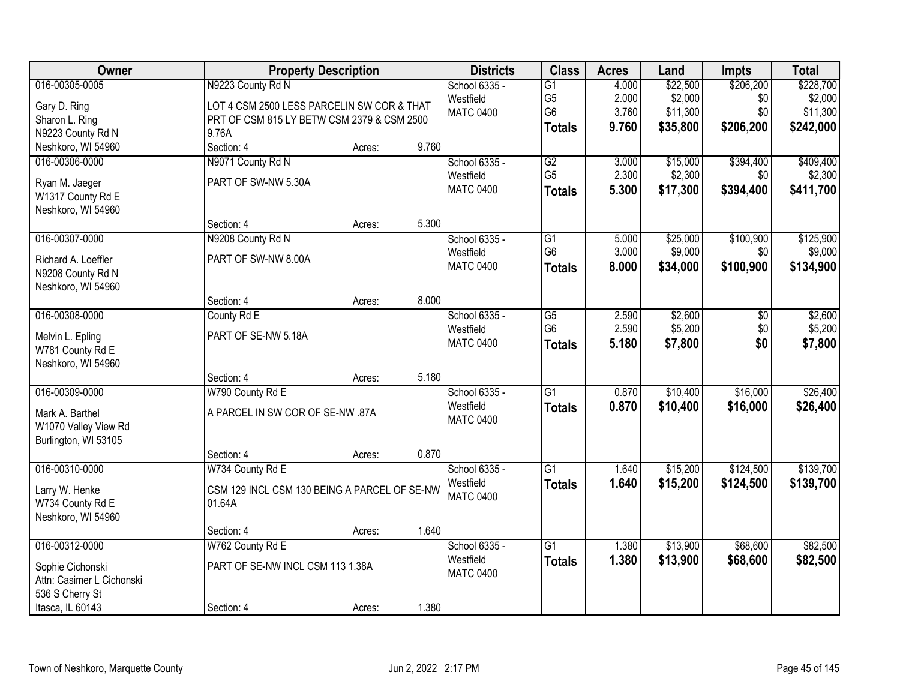| Owner | Property Description | | | Districts | Class | Acres | Land | Impts | Total |
|---|---|---|---|---|---|---|---|---|---|
| 016-00305-0005<br><br>Gary D. Ring<br>Sharon L. Ring<br>N9223 County Rd N<br>Neshkoro, WI 54960 | N9223 County Rd N<br><br>LOT 4 CSM 2500 LESS PARCELIN SW COR & THAT PRT OF CSM 815 LY BETW CSM 2379 & CSM 2500 9.76A<br>Section: 4 | Acres: | 9.760 | School 6335 - Westfield<br>MATC 0400 | G1<br>G5<br>G6<br>**Totals** | 4.000<br>2.000<br>3.760<br>**9.760** | $22,500<br>$2,000<br>$11,300<br>**$35,800** | $206,200<br>$0<br>$0<br>**$206,200** | $228,700<br>$2,000<br>$11,300<br>**$242,000** |
| 016-00306-0000<br><br>Ryan M. Jaeger<br>W1317 County Rd E<br>Neshkoro, WI 54960 | N9071 County Rd N<br><br>PART OF SW-NW 5.30A<br><br>Section: 4 | Acres: | 5.300 | School 6335 - Westfield<br>MATC 0400 | G2<br>G5<br>**Totals** | 3.000<br>2.300<br>**5.300** | $15,000<br>$2,300<br>**$17,300** | $394,400<br>$0<br>**$394,400** | $409,400<br>$2,300<br>**$411,700** |
| 016-00307-0000<br><br>Richard A. Loeffler<br>N9208 County Rd N<br>Neshkoro, WI 54960 | N9208 County Rd N<br><br>PART OF SW-NW 8.00A<br><br>Section: 4 | Acres: | 8.000 | School 6335 - Westfield<br>MATC 0400 | G1<br>G6<br>**Totals** | 5.000<br>3.000<br>**8.000** | $25,000<br>$9,000<br>**$34,000** | $100,900<br>$0<br>**$100,900** | $125,900<br>$9,000<br>**$134,900** |
| 016-00308-0000<br><br>Melvin L. Epling<br>W781 County Rd E<br>Neshkoro, WI 54960 | County Rd E<br><br>PART OF SE-NW 5.18A<br><br>Section: 4 | Acres: | 5.180 | School 6335 - Westfield<br>MATC 0400 | G5<br>G6<br>**Totals** | 2.590<br>2.590<br>**5.180** | $2,600<br>$5,200<br>**$7,800** | $0<br>$0<br>**$0** | $2,600<br>$5,200<br>**$7,800** |
| 016-00309-0000<br><br>Mark A. Barthel<br>W1070 Valley View Rd<br>Burlington, WI 53105 | W790 County Rd E<br><br>A PARCEL IN SW COR OF SE-NW .87A<br><br>Section: 4 | Acres: | 0.870 | School 6335 - Westfield<br>MATC 0400 | G1<br>**Totals** | 0.870<br>**0.870** | $10,400<br>**$10,400** | $16,000<br>**$16,000** | $26,400<br>**$26,400** |
| 016-00310-0000<br><br>Larry W. Henke<br>W734 County Rd E<br>Neshkoro, WI 54960 | W734 County Rd E<br><br>CSM 129 INCL CSM 130 BEING A PARCEL OF SE-NW 01.64A<br><br>Section: 4 | Acres: | 1.640 | School 6335 - Westfield<br>MATC 0400 | G1<br>**Totals** | 1.640<br>**1.640** | $15,200<br>**$15,200** | $124,500<br>**$124,500** | $139,700<br>**$139,700** |
| 016-00312-0000<br><br>Sophie Cichonski<br>Attn: Casimer L Cichonski<br>536 S Cherry St<br>Itasca, IL 60143 | W762 County Rd E<br><br>PART OF SE-NW INCL CSM 113 1.38A<br><br>Section: 4 | Acres: | 1.380 | School 6335 - Westfield<br>MATC 0400 | G1<br>**Totals** | 1.380<br>**1.380** | $13,900<br>**$13,900** | $68,600<br>**$68,600** | $82,500<br>**$82,500** |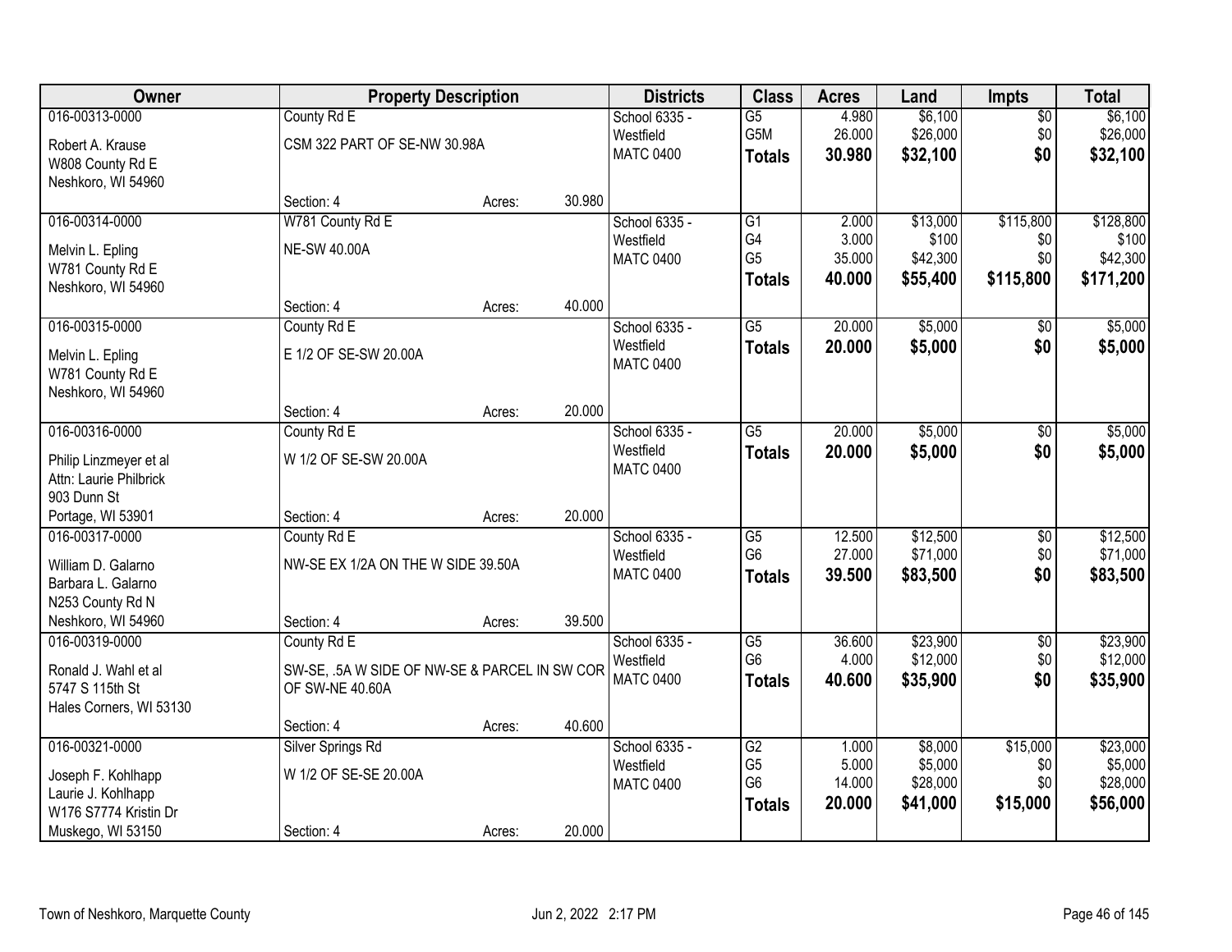| Owner | Property Description | | | Districts | Class | Acres | Land | Impts | Total |
|---|---|---|---|---|---|---|---|---|---|
| 016-00313-0000<br>Robert A. Krause<br>W808 County Rd E<br>Neshkoro, WI 54960 | County Rd E<br>CSM 322 PART OF SE-NW 30.98A<br>Section: 4 | Acres: | 30.980 | School 6335 - Westfield<br>MATC 0400 | G5<br>G5M<br>**Totals** | 4.980<br>26.000<br>**30.980** | $6,100<br>$26,000<br>**$32,100** | $0<br>$0<br>**$0** | $6,100<br>$26,000<br>**$32,100** |
| 016-00314-0000<br>Melvin L. Epling<br>W781 County Rd E<br>Neshkoro, WI 54960 | W781 County Rd E<br>NE-SW 40.00A<br>Section: 4 | Acres: | 40.000 | School 6335 - Westfield<br>MATC 0400 | G1<br>G4<br>G5<br>**Totals** | 2.000<br>3.000<br>35.000<br>**40.000** | $13,000<br>$100<br>$42,300<br>**$55,400** | $115,800<br>$0<br>$0<br>**$115,800** | $128,800<br>$100<br>$42,300<br>**$171,200** |
| 016-00315-0000<br>Melvin L. Epling<br>W781 County Rd E<br>Neshkoro, WI 54960 | County Rd E<br>E 1/2 OF SE-SW 20.00A<br>Section: 4 | Acres: | 20.000 | School 6335 - Westfield<br>MATC 0400 | G5<br>**Totals** | 20.000<br>**20.000** | $5,000<br>**$5,000** | $0<br>**$0** | $5,000<br>**$5,000** |
| 016-00316-0000<br>Philip Linzmeyer et al<br>Attn: Laurie Philbrick<br>903 Dunn St<br>Portage, WI 53901 | County Rd E<br>W 1/2 OF SE-SW 20.00A<br>Section: 4 | Acres: | 20.000 | School 6335 - Westfield<br>MATC 0400 | G5<br>**Totals** | 20.000<br>**20.000** | $5,000<br>**$5,000** | $0<br>**$0** | $5,000<br>**$5,000** |
| 016-00317-0000<br>William D. Galarno<br>Barbara L. Galarno<br>N253 County Rd N<br>Neshkoro, WI 54960 | County Rd E<br>NW-SE EX 1/2A ON THE W SIDE 39.50A<br>Section: 4 | Acres: | 39.500 | School 6335 - Westfield<br>MATC 0400 | G5<br>G6<br>**Totals** | 12.500<br>27.000<br>**39.500** | $12,500<br>$71,000<br>**$83,500** | $0<br>$0<br>**$0** | $12,500<br>$71,000<br>**$83,500** |
| 016-00319-0000<br>Ronald J. Wahl et al<br>5747 S 115th St<br>Hales Corners, WI 53130 | County Rd E<br>SW-SE, .5A W SIDE OF NW-SE & PARCEL IN SW COR OF SW-NE 40.60A<br>Section: 4 | Acres: | 40.600 | School 6335 - Westfield<br>MATC 0400 | G5<br>G6<br>**Totals** | 36.600<br>4.000<br>**40.600** | $23,900<br>$12,000<br>**$35,900** | $0<br>$0<br>**$0** | $23,900<br>$12,000<br>**$35,900** |
| 016-00321-0000<br>Joseph F. Kohlhapp<br>Laurie J. Kohlhapp<br>W176 S7774 Kristin Dr<br>Muskego, WI 53150 | Silver Springs Rd<br>W 1/2 OF SE-SE 20.00A<br>Section: 4 | Acres: | 20.000 | School 6335 - Westfield<br>MATC 0400 | G2<br>G5<br>G6<br>**Totals** | 1.000<br>5.000<br>14.000<br>**20.000** | $8,000<br>$5,000<br>$28,000<br>**$41,000** | $15,000<br>$0<br>$0<br>**$15,000** | $23,000<br>$5,000<br>$28,000<br>**$56,000** |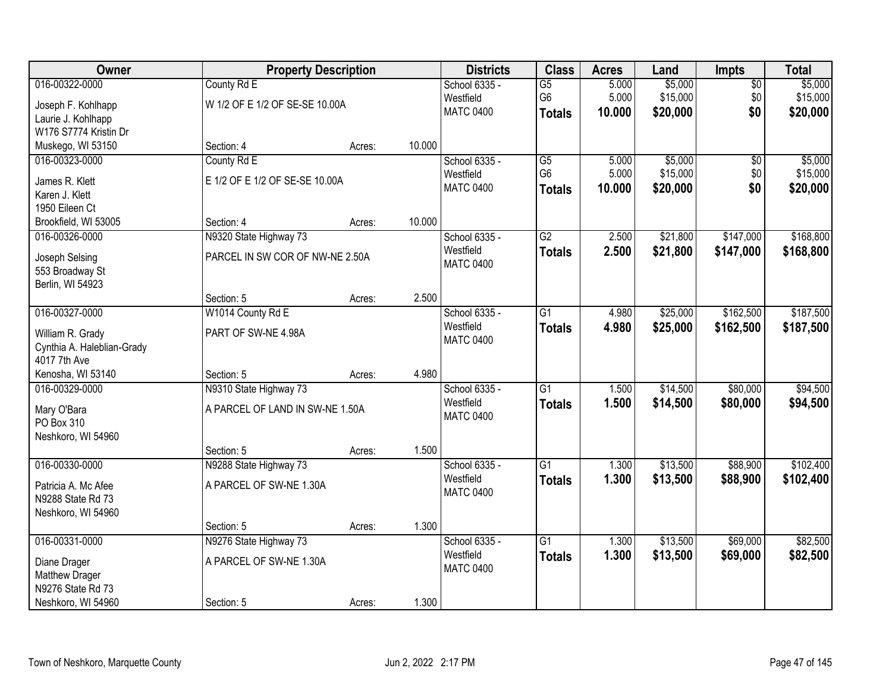| Owner | Property Description | | | Districts | Class | Acres | Land | Impts | Total |
|---|---|---|---|---|---|---|---|---|---|
| 016-00322-0000<br>Joseph F. Kohlhapp<br>Laurie J. Kohlhapp<br>W176 S7774 Kristin Dr<br>Muskego, WI 53150 | County Rd E<br>W 1/2 OF E 1/2 OF SE-SE 10.00A<br>Section: 4 | Acres: | 10.000 | School 6335 - Westfield<br>MATC 0400 | G5<br>G6<br>**Totals** | 5.000<br>5.000<br>**10.000** | $5,000<br>$15,000<br>**$20,000** | $0<br>$0<br>**$0** | $5,000<br>$15,000<br>**$20,000** |
| 016-00323-0000<br>James R. Klett<br>Karen J. Klett<br>1950 Eileen Ct<br>Brookfield, WI 53005 | County Rd E<br>E 1/2 OF E 1/2 OF SE-SE 10.00A<br>Section: 4 | Acres: | 10.000 | School 6335 - Westfield<br>MATC 0400 | G5<br>G6<br>**Totals** | 5.000<br>5.000<br>**10.000** | $5,000<br>$15,000<br>**$20,000** | $0<br>$0<br>**$0** | $5,000<br>$15,000<br>**$20,000** |
| 016-00326-0000<br>Joseph Selsing<br>553 Broadway St<br>Berlin, WI 54923 | N9320 State Highway 73<br>PARCEL IN SW COR OF NW-NE 2.50A<br>Section: 5 | Acres: | 2.500 | School 6335 - Westfield<br>MATC 0400 | G2<br>**Totals** | 2.500<br>**2.500** | $21,800<br>**$21,800** | $147,000<br>**$147,000** | $168,800<br>**$168,800** |
| 016-00327-0000<br>William R. Grady<br>Cynthia A. Haleblian-Grady<br>4017 7th Ave<br>Kenosha, WI 53140 | W1014 County Rd E<br>PART OF SW-NE 4.98A<br>Section: 5 | Acres: | 4.980 | School 6335 - Westfield<br>MATC 0400 | G1<br>**Totals** | 4.980<br>**4.980** | $25,000<br>**$25,000** | $162,500<br>**$162,500** | $187,500<br>**$187,500** |
| 016-00329-0000<br>Mary O'Bara<br>PO Box 310<br>Neshkoro, WI 54960 | N9310 State Highway 73<br>A PARCEL OF LAND IN SW-NE 1.50A<br>Section: 5 | Acres: | 1.500 | School 6335 - Westfield<br>MATC 0400 | G1<br>**Totals** | 1.500<br>**1.500** | $14,500<br>**$14,500** | $80,000<br>**$80,000** | $94,500<br>**$94,500** |
| 016-00330-0000<br>Patricia A. Mc Afee<br>N9288 State Rd 73<br>Neshkoro, WI 54960 | N9288 State Highway 73<br>A PARCEL OF SW-NE 1.30A<br>Section: 5 | Acres: | 1.300 | School 6335 - Westfield<br>MATC 0400 | G1<br>**Totals** | 1.300<br>**1.300** | $13,500<br>**$13,500** | $88,900<br>**$88,900** | $102,400<br>**$102,400** |
| 016-00331-0000<br>Diane Drager<br>Matthew Drager<br>N9276 State Rd 73<br>Neshkoro, WI 54960 | N9276 State Highway 73<br>A PARCEL OF SW-NE 1.30A<br>Section: 5 | Acres: | 1.300 | School 6335 - Westfield<br>MATC 0400 | G1<br>**Totals** | 1.300<br>**1.300** | $13,500<br>**$13,500** | $69,000<br>**$69,000** | $82,500<br>**$82,500** |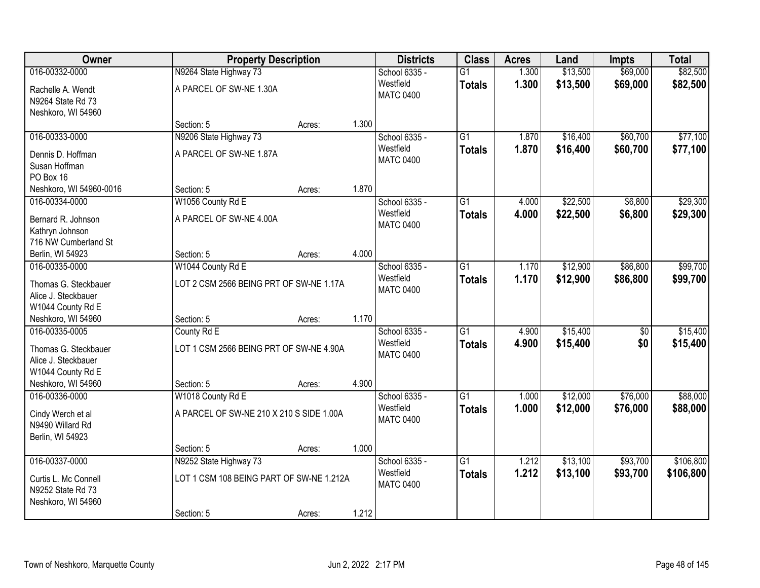| Owner | Property Description | | | Districts | Class | Acres | Land | Impts | Total |
|---|---|---|---|---|---|---|---|---|---|
| 016-00332-0000<br>Rachelle A. Wendt<br>N9264 State Rd 73<br>Neshkoro, WI 54960 | N9264 State Highway 73<br>A PARCEL OF SW-NE 1.30A<br>Section: 5 | Acres: | 1.300 | School 6335 - Westfield<br>MATC 0400 | G1<br>**Totals** | 1.300<br>**1.300** | $13,500<br>**$13,500** | $69,000<br>**$69,000** | $82,500<br>**$82,500** |
| 016-00333-0000<br>Dennis D. Hoffman<br>Susan Hoffman<br>PO Box 16<br>Neshkoro, WI 54960-0016 | N9206 State Highway 73<br>A PARCEL OF SW-NE 1.87A<br>Section: 5 | Acres: | 1.870 | School 6335 - Westfield<br>MATC 0400 | G1<br>**Totals** | 1.870<br>**1.870** | $16,400<br>**$16,400** | $60,700<br>**$60,700** | $77,100<br>**$77,100** |
| 016-00334-0000<br>Bernard R. Johnson<br>Kathryn Johnson<br>716 NW Cumberland St<br>Berlin, WI 54923 | W1056 County Rd E<br>A PARCEL OF SW-NE 4.00A<br>Section: 5 | Acres: | 4.000 | School 6335 - Westfield<br>MATC 0400 | G1<br>**Totals** | 4.000<br>**4.000** | $22,500<br>**$22,500** | $6,800<br>**$6,800** | $29,300<br>**$29,300** |
| 016-00335-0000<br>Thomas G. Steckbauer<br>Alice J. Steckbauer<br>W1044 County Rd E<br>Neshkoro, WI 54960 | W1044 County Rd E<br>LOT 2 CSM 2566 BEING PRT OF SW-NE 1.17A<br>Section: 5 | Acres: | 1.170 | School 6335 - Westfield<br>MATC 0400 | G1<br>**Totals** | 1.170<br>**1.170** | $12,900<br>**$12,900** | $86,800<br>**$86,800** | $99,700<br>**$99,700** |
| 016-00335-0005<br>Thomas G. Steckbauer<br>Alice J. Steckbauer<br>W1044 County Rd E<br>Neshkoro, WI 54960 | County Rd E<br>LOT 1 CSM 2566 BEING PRT OF SW-NE 4.90A<br>Section: 5 | Acres: | 4.900 | School 6335 - Westfield<br>MATC 0400 | G1<br>**Totals** | 4.900<br>**4.900** | $15,400<br>**$15,400** | $0<br>**$0** | $15,400<br>**$15,400** |
| 016-00336-0000<br>Cindy Werch et al<br>N9490 Willard Rd<br>Berlin, WI 54923 | W1018 County Rd E<br>A PARCEL OF SW-NE 210 X 210 S SIDE 1.00A<br>Section: 5 | Acres: | 1.000 | School 6335 - Westfield<br>MATC 0400 | G1<br>**Totals** | 1.000<br>**1.000** | $12,000<br>**$12,000** | $76,000<br>**$76,000** | $88,000<br>**$88,000** |
| 016-00337-0000<br>Curtis L. Mc Connell<br>N9252 State Rd 73<br>Neshkoro, WI 54960 | N9252 State Highway 73<br>LOT 1 CSM 108 BEING PART OF SW-NE 1.212A<br>Section: 5 | Acres: | 1.212 | School 6335 - Westfield<br>MATC 0400 | G1<br>**Totals** | 1.212<br>**1.212** | $13,100<br>**$13,100** | $93,700<br>**$93,700** | $106,800<br>**$106,800** |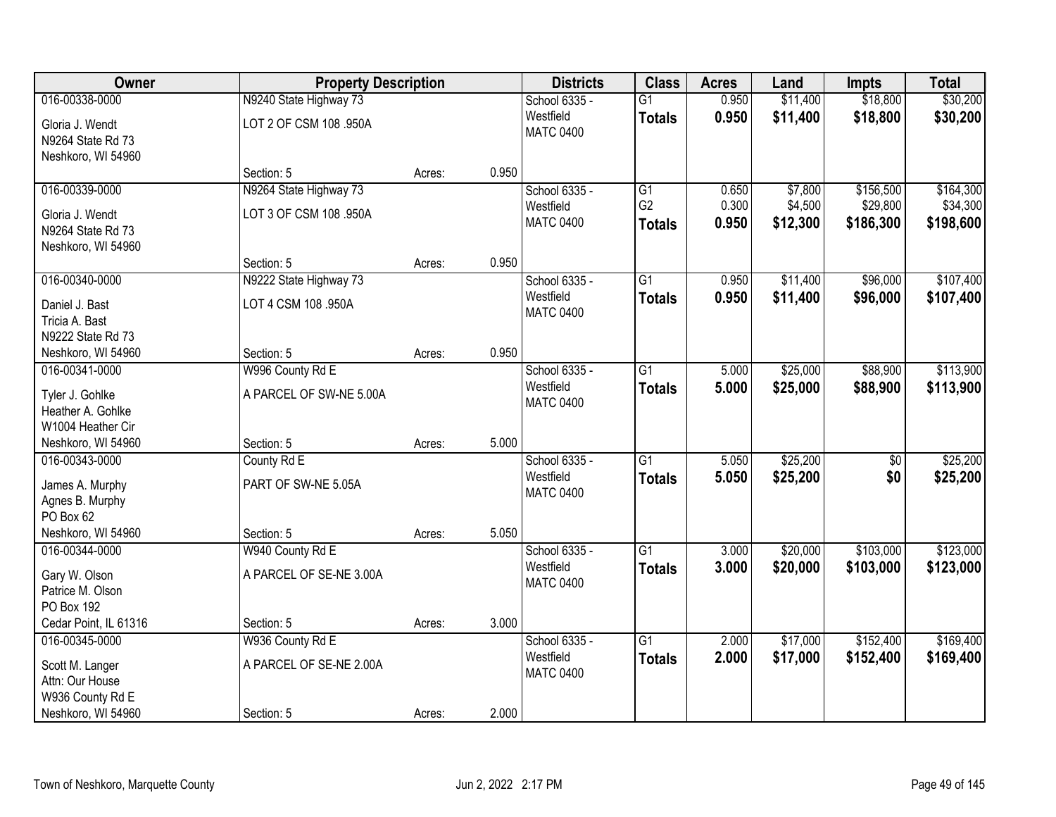| Owner | Property Description | | | Districts | Class | Acres | Land | Impts | Total |
|---|---|---|---|---|---|---|---|---|---|
| 016-00338-0000<br>Gloria J. Wendt<br>N9264 State Rd 73<br>Neshkoro, WI 54960 | N9240 State Highway 73<br>LOT 2 OF CSM 108 .950A<br>Section: 5 | Acres: | 0.950 | School 6335 - Westfield<br>MATC 0400 | G1<br>**Totals** | 0.950<br>**0.950** | $11,400<br>**$11,400** | $18,800<br>**$18,800** | $30,200<br>**$30,200** |
| 016-00339-0000<br>Gloria J. Wendt<br>N9264 State Rd 73<br>Neshkoro, WI 54960 | N9264 State Highway 73<br>LOT 3 OF CSM 108 .950A<br>Section: 5 | Acres: | 0.950 | School 6335 - Westfield<br>MATC 0400 | G1<br>G2<br>**Totals** | 0.650<br>0.300<br>**0.950** | $7,800<br>$4,500<br>**$12,300** | $156,500<br>$29,800<br>**$186,300** | $164,300<br>$34,300<br>**$198,600** |
| 016-00340-0000<br>Daniel J. Bast<br>Tricia A. Bast<br>N9222 State Rd 73<br>Neshkoro, WI 54960 | N9222 State Highway 73<br>LOT 4 CSM 108 .950A<br>Section: 5 | Acres: | 0.950 | School 6335 - Westfield<br>MATC 0400 | G1<br>**Totals** | 0.950<br>**0.950** | $11,400<br>**$11,400** | $96,000<br>**$96,000** | $107,400<br>**$107,400** |
| 016-00341-0000<br>Tyler J. Gohlke<br>Heather A. Gohlke<br>W1004 Heather Cir<br>Neshkoro, WI 54960 | W996 County Rd E<br>A PARCEL OF SW-NE 5.00A<br>Section: 5 | Acres: | 5.000 | School 6335 - Westfield<br>MATC 0400 | G1<br>**Totals** | 5.000<br>**5.000** | $25,000<br>**$25,000** | $88,900<br>**$88,900** | $113,900<br>**$113,900** |
| 016-00343-0000<br>James A. Murphy<br>Agnes B. Murphy<br>PO Box 62<br>Neshkoro, WI 54960 | County Rd E<br>PART OF SW-NE 5.05A<br>Section: 5 | Acres: | 5.050 | School 6335 - Westfield<br>MATC 0400 | G1<br>**Totals** | 5.050<br>**5.050** | $25,200<br>**$25,200** | $0<br>**$0** | $25,200<br>**$25,200** |
| 016-00344-0000<br>Gary W. Olson<br>Patrice M. Olson<br>PO Box 192<br>Cedar Point, IL 61316 | W940 County Rd E<br>A PARCEL OF SE-NE 3.00A<br>Section: 5 | Acres: | 3.000 | School 6335 - Westfield<br>MATC 0400 | G1<br>**Totals** | 3.000<br>**3.000** | $20,000<br>**$20,000** | $103,000<br>**$103,000** | $123,000<br>**$123,000** |
| 016-00345-0000<br>Scott M. Langer<br>Attn: Our House<br>W936 County Rd E<br>Neshkoro, WI 54960 | W936 County Rd E<br>A PARCEL OF SE-NE 2.00A<br>Section: 5 | Acres: | 2.000 | School 6335 - Westfield<br>MATC 0400 | G1<br>**Totals** | 2.000<br>**2.000** | $17,000<br>**$17,000** | $152,400<br>**$152,400** | $169,400<br>**$169,400** |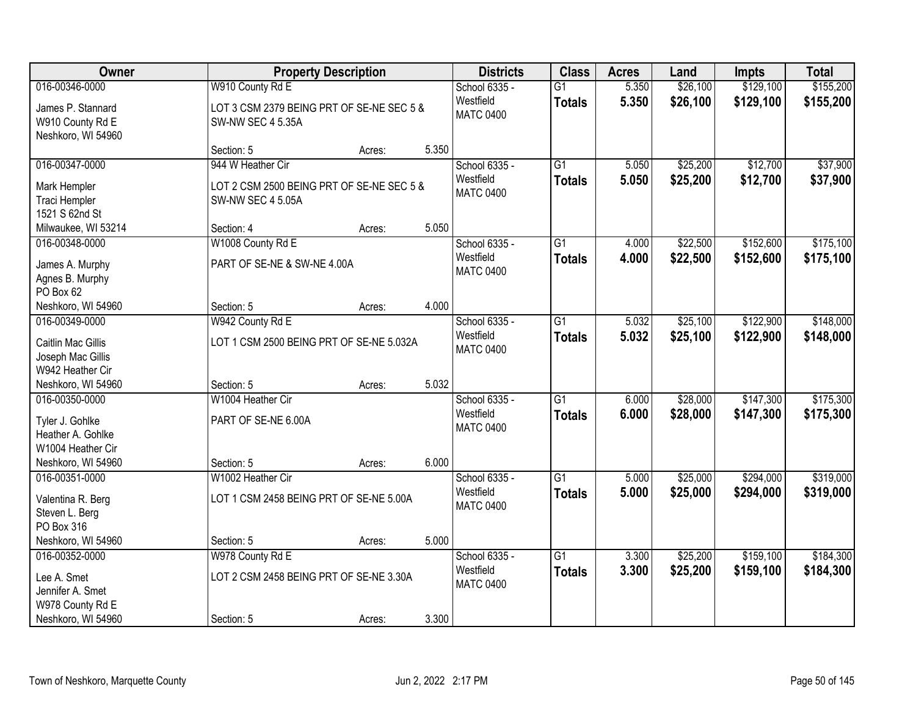| Owner | Property Description | | | Districts | Class | Acres | Land | Impts | Total |
|---|---|---|---|---|---|---|---|---|---|
| 016-00346-0000<br>James P. Stannard<br>W910 County Rd E<br>Neshkoro, WI 54960 | W910 County Rd E<br>LOT 3 CSM 2379 BEING PRT OF SE-NE SEC 5 & SW-NW SEC 4 5.35A<br>Section: 5 | Acres: | 5.350 | School 6335 - Westfield<br>MATC 0400 | G1<br>**Totals** | 5.350<br>**5.350** | $26,100<br>**$26,100** | $129,100<br>**$129,100** | $155,200<br>**$155,200** |
| 016-00347-0000<br>Mark Hempler<br>Traci Hempler<br>1521 S 62nd St<br>Milwaukee, WI 53214 | 944 W Heather Cir<br>LOT 2 CSM 2500 BEING PRT OF SE-NE SEC 5 & SW-NW SEC 4 5.05A<br>Section: 4 | Acres: | 5.050 | School 6335 - Westfield<br>MATC 0400 | G1<br>**Totals** | 5.050<br>**5.050** | $25,200<br>**$25,200** | $12,700<br>**$12,700** | $37,900<br>**$37,900** |
| 016-00348-0000<br>James A. Murphy<br>Agnes B. Murphy<br>PO Box 62<br>Neshkoro, WI 54960 | W1008 County Rd E<br>PART OF SE-NE & SW-NE 4.00A<br>Section: 5 | Acres: | 4.000 | School 6335 - Westfield<br>MATC 0400 | G1<br>**Totals** | 4.000<br>**4.000** | $22,500<br>**$22,500** | $152,600<br>**$152,600** | $175,100<br>**$175,100** |
| 016-00349-0000<br>Caitlin Mac Gillis<br>Joseph Mac Gillis<br>W942 Heather Cir<br>Neshkoro, WI 54960 | W942 County Rd E<br>LOT 1 CSM 2500 BEING PRT OF SE-NE 5.032A<br>Section: 5 | Acres: | 5.032 | School 6335 - Westfield<br>MATC 0400 | G1<br>**Totals** | 5.032<br>**5.032** | $25,100<br>**$25,100** | $122,900<br>**$122,900** | $148,000<br>**$148,000** |
| 016-00350-0000<br>Tyler J. Gohlke<br>Heather A. Gohlke<br>W1004 Heather Cir<br>Neshkoro, WI 54960 | W1004 Heather Cir<br>PART OF SE-NE 6.00A<br>Section: 5 | Acres: | 6.000 | School 6335 - Westfield<br>MATC 0400 | G1<br>**Totals** | 6.000<br>**6.000** | $28,000<br>**$28,000** | $147,300<br>**$147,300** | $175,300<br>**$175,300** |
| 016-00351-0000<br>Valentina R. Berg<br>Steven L. Berg<br>PO Box 316<br>Neshkoro, WI 54960 | W1002 Heather Cir<br>LOT 1 CSM 2458 BEING PRT OF SE-NE 5.00A<br>Section: 5 | Acres: | 5.000 | School 6335 - Westfield<br>MATC 0400 | G1<br>**Totals** | 5.000<br>**5.000** | $25,000<br>**$25,000** | $294,000<br>**$294,000** | $319,000<br>**$319,000** |
| 016-00352-0000<br>Lee A. Smet<br>Jennifer A. Smet<br>W978 County Rd E<br>Neshkoro, WI 54960 | W978 County Rd E<br>LOT 2 CSM 2458 BEING PRT OF SE-NE 3.30A<br>Section: 5 | Acres: | 3.300 | School 6335 - Westfield<br>MATC 0400 | G1<br>**Totals** | 3.300<br>**3.300** | $25,200<br>**$25,200** | $159,100<br>**$159,100** | $184,300<br>**$184,300** |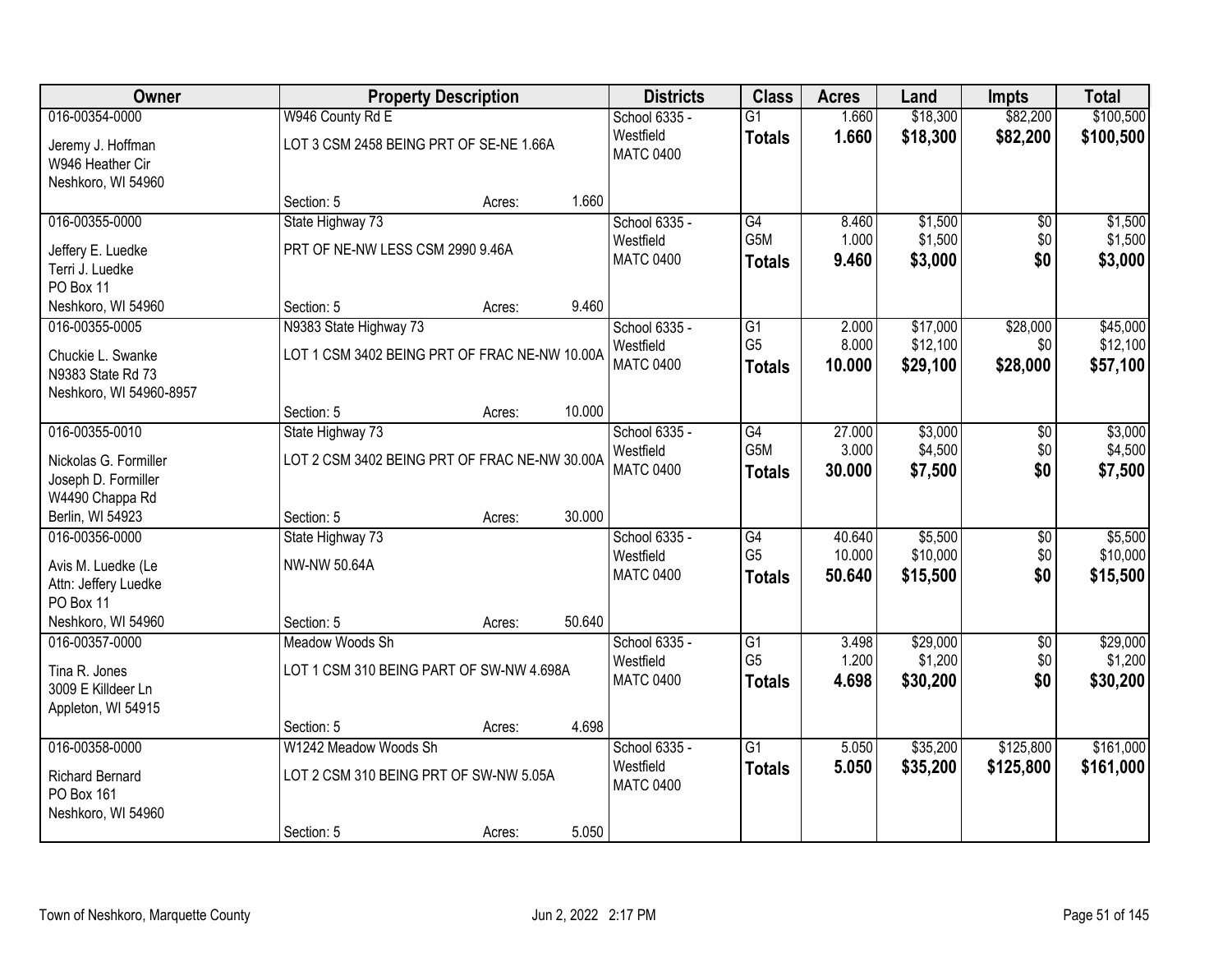| Owner | Property Description | Districts | Class | Acres | Land | Impts | Total |
|---|---|---|---|---|---|---|---|
| 016-00354-0000<br>Jeremy J. Hoffman<br>W946 Heather Cir<br>Neshkoro, WI 54960 | W946 County Rd E<br>LOT 3 CSM 2458 BEING PRT OF SE-NE 1.66A<br>Section: 5 Acres: 1.660 | School 6335 - Westfield<br>MATC 0400 | G1<br>**Totals** | 1.660<br>**1.660** | $18,300<br>**$18,300** | $82,200<br>**$82,200** | $100,500<br>**$100,500** |
| 016-00355-0000<br>Jeffery E. Luedke<br>Terri J. Luedke<br>PO Box 11<br>Neshkoro, WI 54960 | State Highway 73<br>PRT OF NE-NW LESS CSM 2990 9.46A<br>Section: 5 Acres: 9.460 | School 6335 - Westfield<br>MATC 0400 | G4<br>G5M<br>**Totals** | 8.460<br>1.000<br>**9.460** | $1,500<br>$1,500<br>**$3,000** | $0<br>$0<br>**$0** | $1,500<br>$1,500<br>**$3,000** |
| 016-00355-0005<br>Chuckie L. Swanke<br>N9383 State Rd 73<br>Neshkoro, WI 54960-8957 | N9383 State Highway 73<br>LOT 1 CSM 3402 BEING PRT OF FRAC NE-NW 10.00A<br>Section: 5 Acres: 10.000 | School 6335 - Westfield<br>MATC 0400 | G1<br>G5<br>**Totals** | 2.000<br>8.000<br>**10.000** | $17,000<br>$12,100<br>**$29,100** | $28,000<br>$0<br>**$28,000** | $45,000<br>$12,100<br>**$57,100** |
| 016-00355-0010<br>Nickolas G. Formiller<br>Joseph D. Formiller<br>W4490 Chappa Rd<br>Berlin, WI 54923 | State Highway 73<br>LOT 2 CSM 3402 BEING PRT OF FRAC NE-NW 30.00A<br>Section: 5 Acres: 30.000 | School 6335 - Westfield<br>MATC 0400 | G4<br>G5M<br>**Totals** | 27.000<br>3.000<br>**30.000** | $3,000<br>$4,500<br>**$7,500** | $0<br>$0<br>**$0** | $3,000<br>$4,500<br>**$7,500** |
| 016-00356-0000<br>Avis M. Luedke (Le<br>Attn: Jeffery Luedke<br>PO Box 11<br>Neshkoro, WI 54960 | State Highway 73<br>NW-NW 50.64A<br>Section: 5 Acres: 50.640 | School 6335 - Westfield<br>MATC 0400 | G4<br>G5<br>**Totals** | 40.640<br>10.000<br>**50.640** | $5,500<br>$10,000<br>**$15,500** | $0<br>$0<br>**$0** | $5,500<br>$10,000<br>**$15,500** |
| 016-00357-0000<br>Tina R. Jones<br>3009 E Killdeer Ln<br>Appleton, WI 54915 | Meadow Woods Sh<br>LOT 1 CSM 310 BEING PART OF SW-NW 4.698A<br>Section: 5 Acres: 4.698 | School 6335 - Westfield<br>MATC 0400 | G1<br>G5<br>**Totals** | 3.498<br>1.200<br>**4.698** | $29,000<br>$1,200<br>**$30,200** | $0<br>$0<br>**$0** | $29,000<br>$1,200<br>**$30,200** |
| 016-00358-0000<br>Richard Bernard<br>PO Box 161<br>Neshkoro, WI 54960 | W1242 Meadow Woods Sh<br>LOT 2 CSM 310 BEING PRT OF SW-NW 5.05A<br>Section: 5 Acres: 5.050 | School 6335 - Westfield<br>MATC 0400 | G1<br>**Totals** | 5.050<br>**5.050** | $35,200<br>**$35,200** | $125,800<br>**$125,800** | $161,000<br>**$161,000** |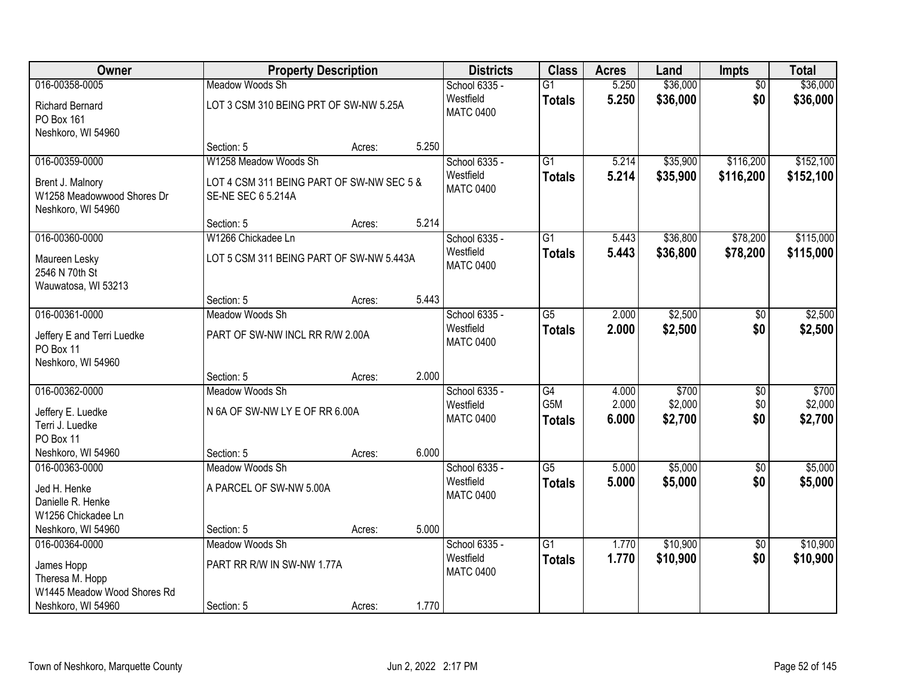| Owner | Property Description | | | Districts | Class | Acres | Land | Impts | Total |
|---|---|---|---|---|---|---|---|---|---|
| 016-00358-0005 | Meadow Woods Sh | | | School 6335 - Westfield | G1 | 5.250 | $36,000 | $0 | $36,000 |
| Richard Bernard<br>PO Box 161<br>Neshkoro, WI 54960 | LOT 3 CSM 310 BEING PRT OF SW-NW 5.25A | | | MATC 0400 | **Totals** | **5.250** | **$36,000** | **$0** | **$36,000** |
| | Section: 5 | Acres: | 5.250 | | | | | | |
| 016-00359-0000 | W1258 Meadow Woods Sh | | | School 6335 - Westfield | G1 | 5.214 | $35,900 | $116,200 | $152,100 |
| Brent J. Malnory<br>W1258 Meadowwood Shores Dr<br>Neshkoro, WI 54960 | LOT 4 CSM 311 BEING PART OF SW-NW SEC 5 & SE-NE SEC 6 5.214A | | | MATC 0400 | **Totals** | **5.214** | **$35,900** | **$116,200** | **$152,100** |
| | Section: 5 | Acres: | 5.214 | | | | | | |
| 016-00360-0000 | W1266 Chickadee Ln | | | School 6335 - Westfield | G1 | 5.443 | $36,800 | $78,200 | $115,000 |
| Maureen Lesky<br>2546 N 70th St<br>Wauwatosa, WI 53213 | LOT 5 CSM 311 BEING PART OF SW-NW 5.443A | | | MATC 0400 | **Totals** | **5.443** | **$36,800** | **$78,200** | **$115,000** |
| | Section: 5 | Acres: | 5.443 | | | | | | |
| 016-00361-0000 | Meadow Woods Sh | | | School 6335 - Westfield | G5 | 2.000 | $2,500 | $0 | $2,500 |
| Jeffery E and Terri Luedke<br>PO Box 11<br>Neshkoro, WI 54960 | PART OF SW-NW INCL RR R/W 2.00A | | | MATC 0400 | **Totals** | **2.000** | **$2,500** | **$0** | **$2,500** |
| | Section: 5 | Acres: | 2.000 | | | | | | |
| 016-00362-0000 | Meadow Woods Sh | | | School 6335 - Westfield | G4 | 4.000 | $700 | $0 | $700 |
| Jeffery E. Luedke<br>Terri J. Luedke<br>PO Box 11 | N 6A OF SW-NW LY E OF RR 6.00A | | | MATC 0400 | G5M | 2.000 | $2,000 | $0 | $2,000 |
| | | | | | **Totals** | **6.000** | **$2,700** | **$0** | **$2,700** |
| Neshkoro, WI 54960 | Section: 5 | Acres: | 6.000 | | | | | | |
| 016-00363-0000 | Meadow Woods Sh | | | School 6335 - Westfield | G5 | 5.000 | $5,000 | $0 | $5,000 |
| Jed H. Henke<br>Danielle R. Henke<br>W1256 Chickadee Ln | A PARCEL OF SW-NW 5.00A | | | MATC 0400 | **Totals** | **5.000** | **$5,000** | **$0** | **$5,000** |
| Neshkoro, WI 54960 | Section: 5 | Acres: | 5.000 | | | | | | |
| 016-00364-0000 | Meadow Woods Sh | | | School 6335 - Westfield | G1 | 1.770 | $10,900 | $0 | $10,900 |
| James Hopp<br>Theresa M. Hopp<br>W1445 Meadow Wood Shores Rd | PART RR R/W IN SW-NW 1.77A | | | MATC 0400 | **Totals** | **1.770** | **$10,900** | **$0** | **$10,900** |
| Neshkoro, WI 54960 | Section: 5 | Acres: | 1.770 | | | | | | |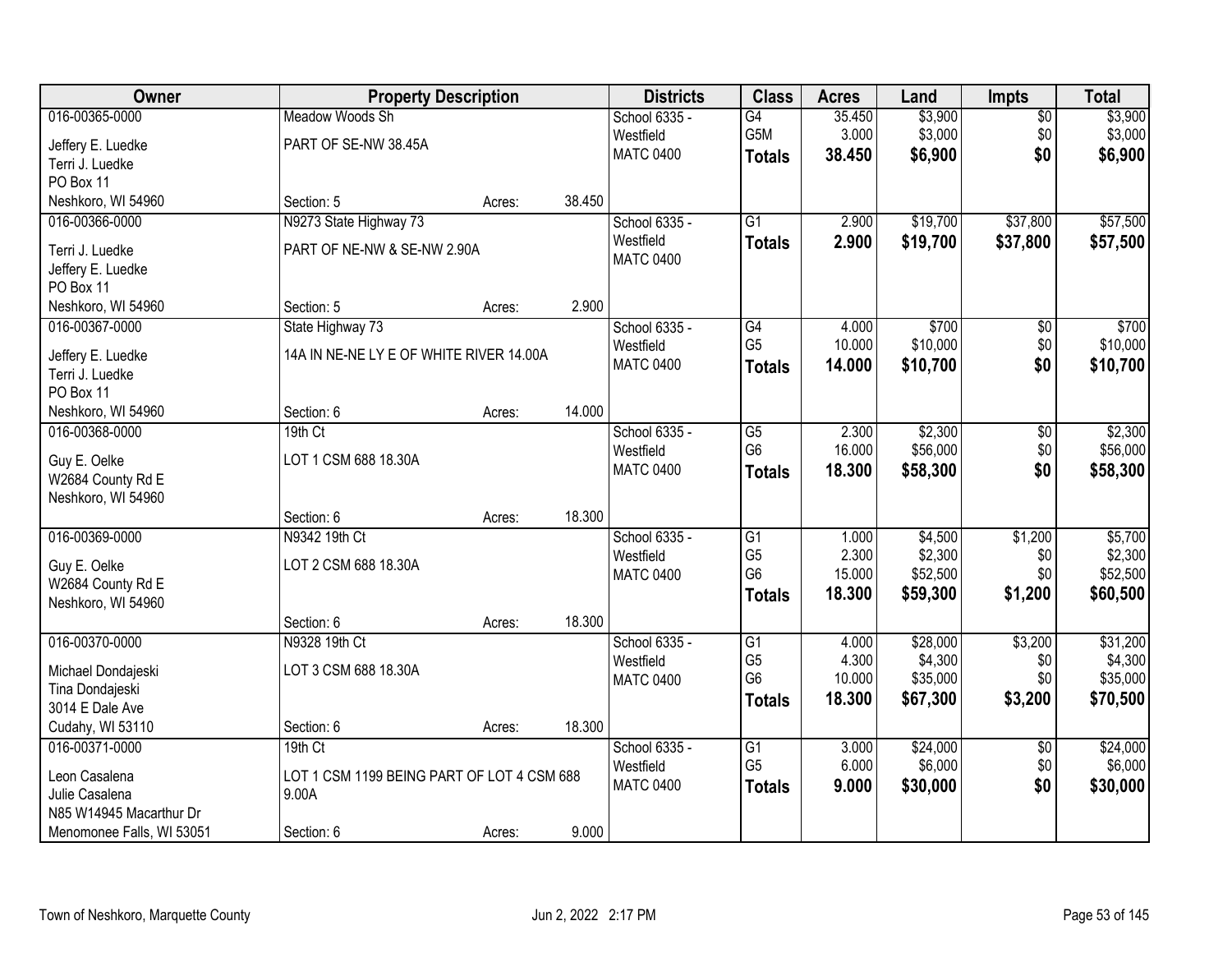| Owner | Property Description | | | Districts | Class | Acres | Land | Impts | Total |
|---|---|---|---|---|---|---|---|---|---|
| 016-00365-0000 | Meadow Woods Sh | | | School 6335 - | G4 | 35.450 | $3,900 | $0 | $3,900 |
| Jeffery E. Luedke | PART OF SE-NW 38.45A | | | Westfield | G5M | 3.000 | $3,000 | $0 | $3,000 |
| Terri J. Luedke | | | | MATC 0400 | **Totals** | **38.450** | **$6,900** | **$0** | **$6,900** |
| PO Box 11 | | | | | | | | | |
| Neshkoro, WI 54960 | Section: 5 | Acres: | 38.450 | | | | | | |
| 016-00366-0000 | N9273 State Highway 73 | | | School 6335 - | G1 | 2.900 | $19,700 | $37,800 | $57,500 |
| Terri J. Luedke | PART OF NE-NW & SE-NW 2.90A | | | Westfield | **Totals** | **2.900** | **$19,700** | **$37,800** | **$57,500** |
| Jeffery E. Luedke | | | | MATC 0400 | | | | | |
| PO Box 11 | | | | | | | | | |
| Neshkoro, WI 54960 | Section: 5 | Acres: | 2.900 | | | | | | |
| 016-00367-0000 | State Highway 73 | | | School 6335 - | G4 | 4.000 | $700 | $0 | $700 |
| Jeffery E. Luedke | 14A IN NE-NE LY E OF WHITE RIVER 14.00A | | | Westfield | G5 | 10.000 | $10,000 | $0 | $10,000 |
| Terri J. Luedke | | | | MATC 0400 | **Totals** | **14.000** | **$10,700** | **$0** | **$10,700** |
| PO Box 11 | | | | | | | | | |
| Neshkoro, WI 54960 | Section: 6 | Acres: | 14.000 | | | | | | |
| 016-00368-0000 | 19th Ct | | | School 6335 - | G5 | 2.300 | $2,300 | $0 | $2,300 |
| Guy E. Oelke | LOT 1 CSM 688 18.30A | | | Westfield | G6 | 16.000 | $56,000 | $0 | $56,000 |
| W2684 County Rd E | | | | MATC 0400 | **Totals** | **18.300** | **$58,300** | **$0** | **$58,300** |
| Neshkoro, WI 54960 | | | | | | | | | |
| | Section: 6 | Acres: | 18.300 | | | | | | |
| 016-00369-0000 | N9342 19th Ct | | | School 6335 - | G1 | 1.000 | $4,500 | $1,200 | $5,700 |
| Guy E. Oelke | LOT 2 CSM 688 18.30A | | | Westfield | G5 | 2.300 | $2,300 | $0 | $2,300 |
| W2684 County Rd E | | | | MATC 0400 | G6 | 15.000 | $52,500 | $0 | $52,500 |
| Neshkoro, WI 54960 | | | | | **Totals** | **18.300** | **$59,300** | **$1,200** | **$60,500** |
| | Section: 6 | Acres: | 18.300 | | | | | | |
| 016-00370-0000 | N9328 19th Ct | | | School 6335 - | G1 | 4.000 | $28,000 | $3,200 | $31,200 |
| Michael Dondajeski | LOT 3 CSM 688 18.30A | | | Westfield | G5 | 4.300 | $4,300 | $0 | $4,300 |
| Tina Dondajeski | | | | MATC 0400 | G6 | 10.000 | $35,000 | $0 | $35,000 |
| 3014 E Dale Ave | | | | | **Totals** | **18.300** | **$67,300** | **$3,200** | **$70,500** |
| Cudahy, WI 53110 | Section: 6 | Acres: | 18.300 | | | | | | |
| 016-00371-0000 | 19th Ct | | | School 6335 - | G1 | 3.000 | $24,000 | $0 | $24,000 |
| Leon Casalena | LOT 1 CSM 1199 BEING PART OF LOT 4 CSM 688 9.00A | | | Westfield | G5 | 6.000 | $6,000 | $0 | $6,000 |
| Julie Casalena | | | | MATC 0400 | **Totals** | **9.000** | **$30,000** | **$0** | **$30,000** |
| N85 W14945 Macarthur Dr | | | | | | | | | |
| Menomonee Falls, WI 53051 | Section: 6 | Acres: | 9.000 | | | | | | |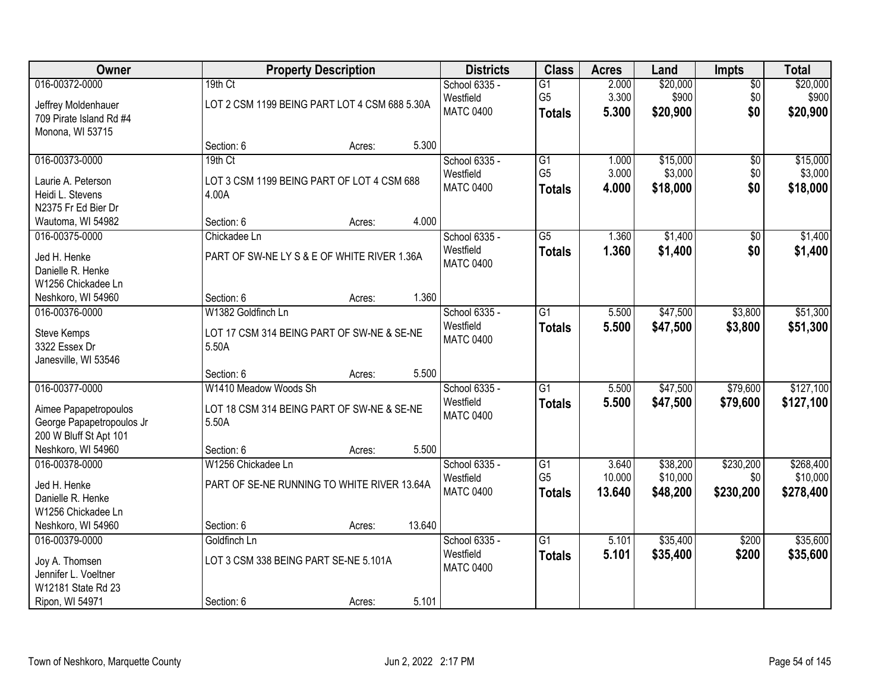| Owner | Property Description | Districts | Class | Acres | Land | Impts | Total |
|---|---|---|---|---|---|---|---|
| 016-00372-0000<br>Jeffrey Moldenhauer<br>709 Pirate Island Rd #4<br>Monona, WI 53715 | 19th Ct<br>LOT 2 CSM 1199 BEING PART LOT 4 CSM 688 5.30A<br>Section: 6 Acres: 5.300 | School 6335 - Westfield<br>MATC 0400 | G1<br>G5<br>**Totals** | 2.000<br>3.300<br>**5.300** | $20,000<br>$900<br>**$20,900** | $0<br>$0<br>**$0** | $20,000<br>$900<br>**$20,900** |
| 016-00373-0000<br>Laurie A. Peterson<br>Heidi L. Stevens<br>N2375 Fr Ed Bier Dr<br>Wautoma, WI 54982 | 19th Ct<br>LOT 3 CSM 1199 BEING PART OF LOT 4 CSM 688 4.00A<br>Section: 6 Acres: 4.000 | School 6335 - Westfield<br>MATC 0400 | G1<br>G5<br>**Totals** | 1.000<br>3.000<br>**4.000** | $15,000<br>$3,000<br>**$18,000** | $0<br>$0<br>**$0** | $15,000<br>$3,000<br>**$18,000** |
| 016-00375-0000<br>Jed H. Henke<br>Danielle R. Henke<br>W1256 Chickadee Ln<br>Neshkoro, WI 54960 | Chickadee Ln<br>PART OF SW-NE LY S & E OF WHITE RIVER 1.36A<br>Section: 6 Acres: 1.360 | School 6335 - Westfield<br>MATC 0400 | G5<br>**Totals** | 1.360<br>**1.360** | $1,400<br>**$1,400** | $0<br>**$0** | $1,400<br>**$1,400** |
| 016-00376-0000<br>Steve Kemps<br>3322 Essex Dr<br>Janesville, WI 53546 | W1382 Goldfinch Ln<br>LOT 17 CSM 314 BEING PART OF SW-NE & SE-NE 5.50A<br>Section: 6 Acres: 5.500 | School 6335 - Westfield<br>MATC 0400 | G1<br>**Totals** | 5.500<br>**5.500** | $47,500<br>**$47,500** | $3,800<br>**$3,800** | $51,300<br>**$51,300** |
| 016-00377-0000<br>Aimee Papapetropoulos<br>George Papapetropoulos Jr<br>200 W Bluff St Apt 101<br>Neshkoro, WI 54960 | W1410 Meadow Woods Sh<br>LOT 18 CSM 314 BEING PART OF SW-NE & SE-NE 5.50A<br>Section: 6 Acres: 5.500 | School 6335 - Westfield<br>MATC 0400 | G1<br>**Totals** | 5.500<br>**5.500** | $47,500<br>**$47,500** | $79,600<br>**$79,600** | $127,100<br>**$127,100** |
| 016-00378-0000<br>Jed H. Henke<br>Danielle R. Henke<br>W1256 Chickadee Ln<br>Neshkoro, WI 54960 | W1256 Chickadee Ln<br>PART OF SE-NE RUNNING TO WHITE RIVER 13.64A<br>Section: 6 Acres: 13.640 | School 6335 - Westfield<br>MATC 0400 | G1<br>G5<br>**Totals** | 3.640<br>10.000<br>**13.640** | $38,200<br>$10,000<br>**$48,200** | $230,200<br>$0<br>**$230,200** | $268,400<br>$10,000<br>**$278,400** |
| 016-00379-0000<br>Joy A. Thomsen<br>Jennifer L. Voeltner<br>W12181 State Rd 23<br>Ripon, WI 54971 | Goldfinch Ln<br>LOT 3 CSM 338 BEING PART SE-NE 5.101A<br>Section: 6 Acres: 5.101 | School 6335 - Westfield<br>MATC 0400 | G1<br>**Totals** | 5.101<br>**5.101** | $35,400<br>**$35,400** | $200<br>**$200** | $35,600<br>**$35,600** |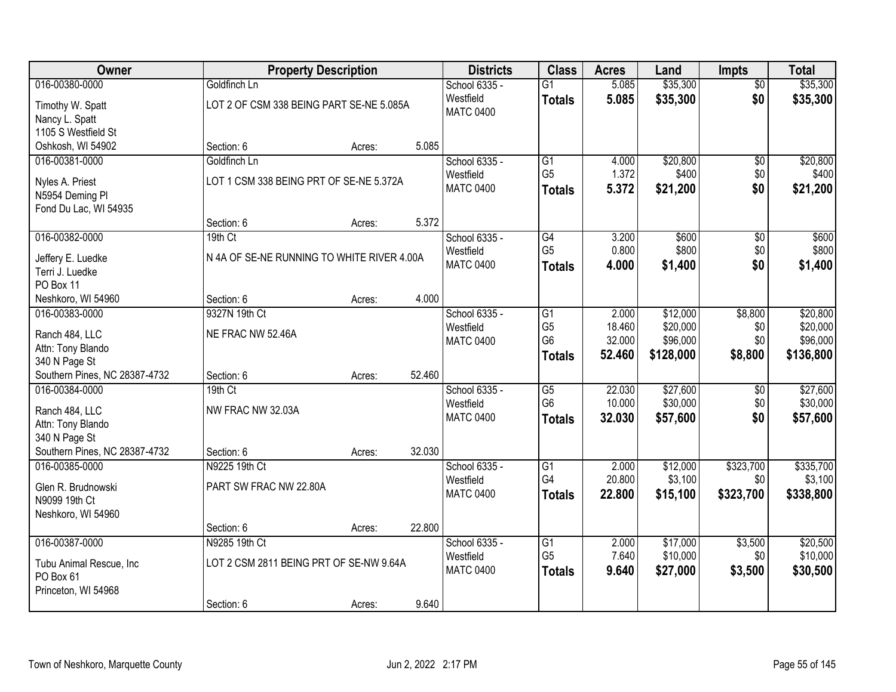| Owner | Property Description | | | Districts | Class | Acres | Land | Impts | Total |
|---|---|---|---|---|---|---|---|---|---|
| 016-00380-0000 | Goldfinch Ln | | | School 6335 - | G1 | 5.085 | $35,300 | $0 | $35,300 |
| Timothy W. Spatt | LOT 2 OF CSM 338 BEING PART SE-NE 5.085A | | | Westfield | **Totals** | **5.085** | **$35,300** | **$0** | **$35,300** |
| Nancy L. Spatt | | | | MATC 0400 | | | | | |
| 1105 S Westfield St | | | | | | | | | |
| Oshkosh, WI 54902 | Section: 6 | Acres: | 5.085 | | | | | | |
| 016-00381-0000 | Goldfinch Ln | | | School 6335 - | G1 | 4.000 | $20,800 | $0 | $20,800 |
| Nyles A. Priest | LOT 1 CSM 338 BEING PRT OF SE-NE 5.372A | | | Westfield | G5 | 1.372 | $400 | $0 | $400 |
| N5954 Deming Pl | | | | MATC 0400 | **Totals** | **5.372** | **$21,200** | **$0** | **$21,200** |
| Fond Du Lac, WI 54935 | | | | | | | | | |
| | Section: 6 | Acres: | 5.372 | | | | | | |
| 016-00382-0000 | 19th Ct | | | School 6335 - | G4 | 3.200 | $600 | $0 | $600 |
| Jeffery E. Luedke | N 4A OF SE-NE RUNNING TO WHITE RIVER 4.00A | | | Westfield | G5 | 0.800 | $800 | $0 | $800 |
| Terri J. Luedke | | | | MATC 0400 | **Totals** | **4.000** | **$1,400** | **$0** | **$1,400** |
| PO Box 11 | | | | | | | | | |
| Neshkoro, WI 54960 | Section: 6 | Acres: | 4.000 | | | | | | |
| 016-00383-0000 | 9327N 19th Ct | | | School 6335 - | G1 | 2.000 | $12,000 | $8,800 | $20,800 |
| Ranch 484, LLC | NE FRAC NW 52.46A | | | Westfield | G5 | 18.460 | $20,000 | $0 | $20,000 |
| Attn: Tony Blando | | | | MATC 0400 | G6 | 32.000 | $96,000 | $0 | $96,000 |
| 340 N Page St | | | | | **Totals** | **52.460** | **$128,000** | **$8,800** | **$136,800** |
| Southern Pines, NC 28387-4732 | Section: 6 | Acres: | 52.460 | | | | | | |
| 016-00384-0000 | 19th Ct | | | School 6335 - | G5 | 22.030 | $27,600 | $0 | $27,600 |
| Ranch 484, LLC | NW FRAC NW 32.03A | | | Westfield | G6 | 10.000 | $30,000 | $0 | $30,000 |
| Attn: Tony Blando | | | | MATC 0400 | **Totals** | **32.030** | **$57,600** | **$0** | **$57,600** |
| 340 N Page St | | | | | | | | | |
| Southern Pines, NC 28387-4732 | Section: 6 | Acres: | 32.030 | | | | | | |
| 016-00385-0000 | N9225 19th Ct | | | School 6335 - | G1 | 2.000 | $12,000 | $323,700 | $335,700 |
| Glen R. Brudnowski | PART SW FRAC NW 22.80A | | | Westfield | G4 | 20.800 | $3,100 | $0 | $3,100 |
| N9099 19th Ct | | | | MATC 0400 | **Totals** | **22.800** | **$15,100** | **$323,700** | **$338,800** |
| Neshkoro, WI 54960 | | | | | | | | | |
| | Section: 6 | Acres: | 22.800 | | | | | | |
| 016-00387-0000 | N9285 19th Ct | | | School 6335 - | G1 | 2.000 | $17,000 | $3,500 | $20,500 |
| Tubu Animal Rescue, Inc | LOT 2 CSM 2811 BEING PRT OF SE-NW 9.64A | | | Westfield | G5 | 7.640 | $10,000 | $0 | $10,000 |
| PO Box 61 | | | | MATC 0400 | **Totals** | **9.640** | **$27,000** | **$3,500** | **$30,500** |
| Princeton, WI 54968 | | | | | | | | | |
| | Section: 6 | Acres: | 9.640 | | | | | | |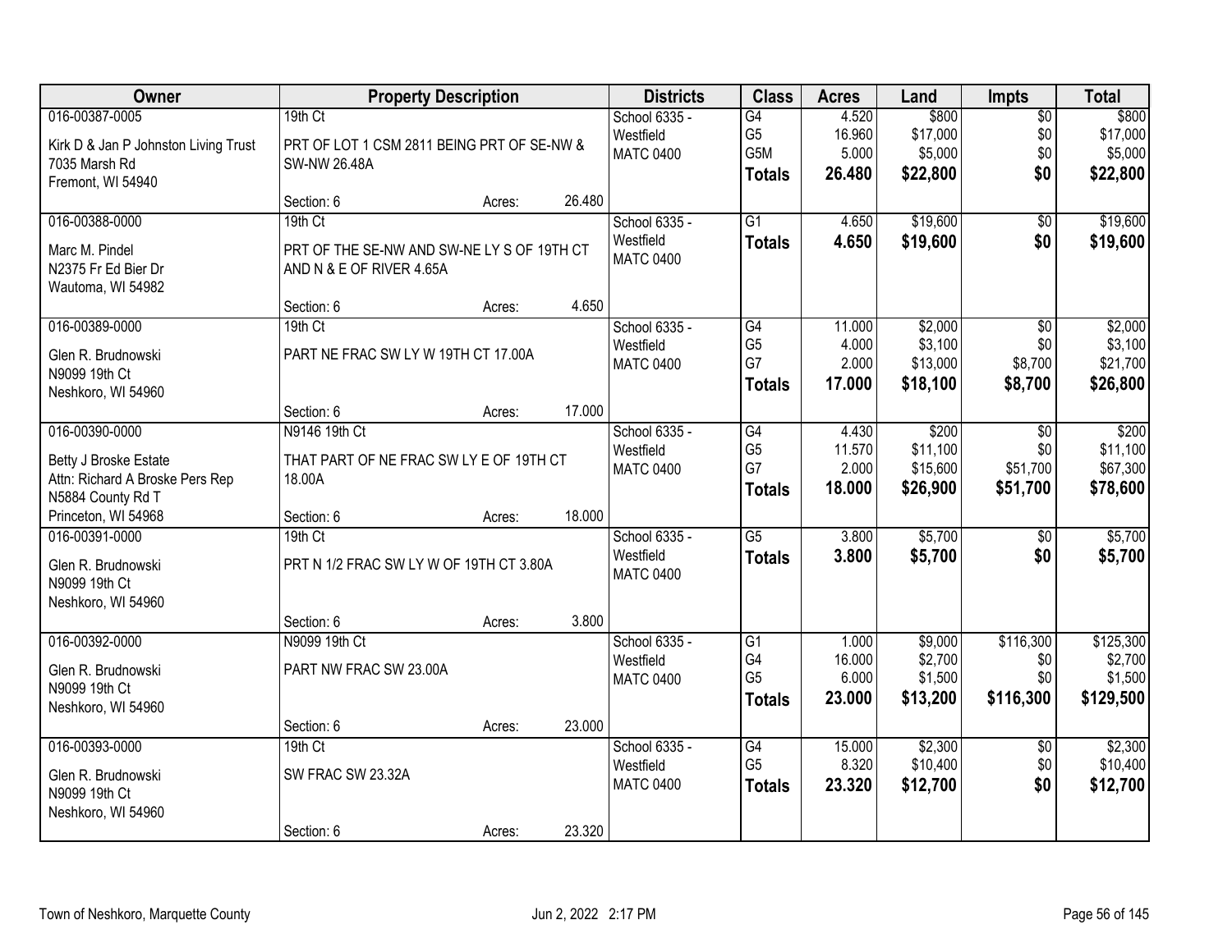| Owner | Property Description | Districts | Class | Acres | Land | Impts | Total |
|---|---|---|---|---|---|---|---|
| 016-00387-0005<br>Kirk D & Jan P Johnston Living Trust<br>7035 Marsh Rd<br>Fremont, WI 54940 | 19th Ct<br>PRT OF LOT 1 CSM 2811 BEING PRT OF SE-NW & SW-NW 26.48A<br>Section: 6 Acres: 26.480 | School 6335 - Westfield<br>MATC 0400 | G4<br>G5<br>G5M<br>**Totals** | 4.520<br>16.960<br>5.000<br>**26.480** | $800<br>$17,000<br>$5,000<br>**$22,800** | $0<br>$0<br>$0<br>**$0** | $800<br>$17,000<br>$5,000<br>**$22,800** |
| 016-00388-0000<br>Marc M. Pindel<br>N2375 Fr Ed Bier Dr<br>Wautoma, WI 54982 | 19th Ct<br>PRT OF THE SE-NW AND SW-NE LY S OF 19TH CT AND N & E OF RIVER 4.65A<br>Section: 6 Acres: 4.650 | School 6335 - Westfield<br>MATC 0400 | G1<br>**Totals** | 4.650<br>**4.650** | $19,600<br>**$19,600** | $0<br>**$0** | $19,600<br>**$19,600** |
| 016-00389-0000<br>Glen R. Brudnowski<br>N9099 19th Ct<br>Neshkoro, WI 54960 | 19th Ct<br>PART NE FRAC SW LY W 19TH CT 17.00A<br>Section: 6 Acres: 17.000 | School 6335 - Westfield<br>MATC 0400 | G4<br>G5<br>G7<br>**Totals** | 11.000<br>4.000<br>2.000<br>**17.000** | $2,000<br>$3,100<br>$13,000<br>**$18,100** | $0<br>$0<br>$8,700<br>**$8,700** | $2,000<br>$3,100<br>$21,700<br>**$26,800** |
| 016-00390-0000<br>Betty J Broske Estate<br>Attn: Richard A Broske Pers Rep<br>N5884 County Rd T<br>Princeton, WI 54968 | N9146 19th Ct<br>THAT PART OF NE FRAC SW LY E OF 19TH CT 18.00A<br>Section: 6 Acres: 18.000 | School 6335 - Westfield<br>MATC 0400 | G4<br>G5<br>G7<br>**Totals** | 4.430<br>11.570<br>2.000<br>**18.000** | $200<br>$11,100<br>$15,600<br>**$26,900** | $0<br>$0<br>$51,700<br>**$51,700** | $200<br>$11,100<br>$67,300<br>**$78,600** |
| 016-00391-0000<br>Glen R. Brudnowski<br>N9099 19th Ct<br>Neshkoro, WI 54960 | 19th Ct<br>PRT N 1/2 FRAC SW LY W OF 19TH CT 3.80A<br>Section: 6 Acres: 3.800 | School 6335 - Westfield<br>MATC 0400 | G5<br>**Totals** | 3.800<br>**3.800** | $5,700<br>**$5,700** | $0<br>**$0** | $5,700<br>**$5,700** |
| 016-00392-0000<br>Glen R. Brudnowski<br>N9099 19th Ct<br>Neshkoro, WI 54960 | N9099 19th Ct<br>PART NW FRAC SW 23.00A<br>Section: 6 Acres: 23.000 | School 6335 - Westfield<br>MATC 0400 | G1<br>G4<br>G5<br>**Totals** | 1.000<br>16.000<br>6.000<br>**23.000** | $9,000<br>$2,700<br>$1,500<br>**$13,200** | $116,300<br>$0<br>$0<br>**$116,300** | $125,300<br>$2,700<br>$1,500<br>**$129,500** |
| 016-00393-0000<br>Glen R. Brudnowski<br>N9099 19th Ct<br>Neshkoro, WI 54960 | 19th Ct<br>SW FRAC SW 23.32A<br>Section: 6 Acres: 23.320 | School 6335 - Westfield<br>MATC 0400 | G4<br>G5<br>**Totals** | 15.000<br>8.320<br>**23.320** | $2,300<br>$10,400<br>**$12,700** | $0<br>$0<br>**$0** | $2,300<br>$10,400<br>**$12,700** |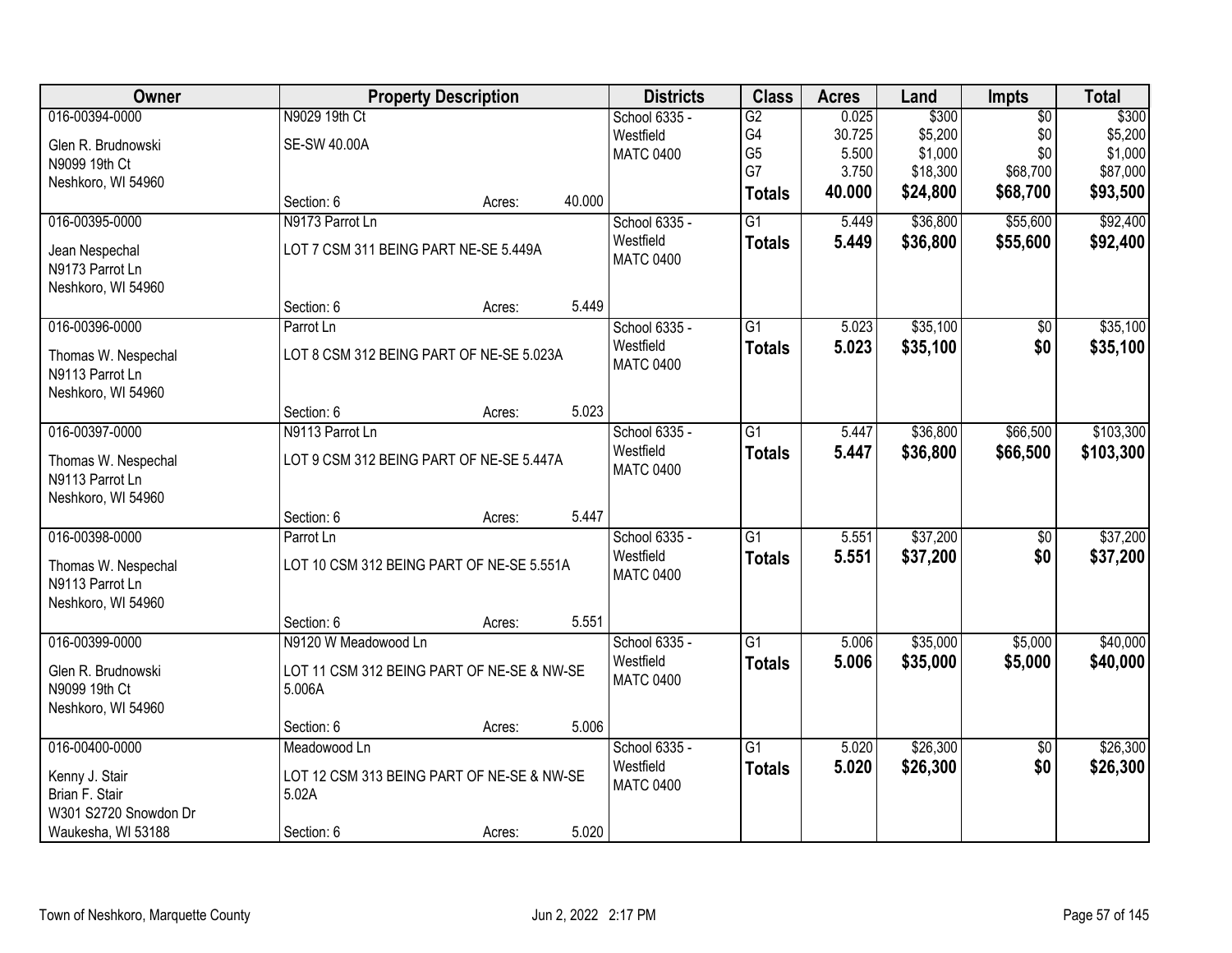| Owner | Property Description | Districts | Class | Acres | Land | Impts | Total |
|---|---|---|---|---|---|---|---|
| 016-00394-0000<br>Glen R. Brudnowski<br>N9099 19th Ct<br>Neshkoro, WI 54960 | N9029 19th Ct<br>SE-SW 40.00A<br>Section: 6 Acres: 40.000 | School 6335 - Westfield<br>MATC 0400 | G2<br>G4<br>G5<br>G7<br>**Totals** | 0.025<br>30.725<br>5.500<br>3.750<br>**40.000** | $300<br>$5,200<br>$1,000<br>$18,300<br>**$24,800** | $0<br>$0<br>$0<br>$68,700<br>**$68,700** | $300<br>$5,200<br>$1,000<br>$87,000<br>**$93,500** |
| 016-00395-0000<br>Jean Nespechal<br>N9173 Parrot Ln<br>Neshkoro, WI 54960 | N9173 Parrot Ln<br>LOT 7 CSM 311 BEING PART NE-SE 5.449A<br>Section: 6 Acres: 5.449 | School 6335 - Westfield<br>MATC 0400 | G1<br>**Totals** | 5.449<br>**5.449** | $36,800<br>**$36,800** | $55,600<br>**$55,600** | $92,400<br>**$92,400** |
| 016-00396-0000<br>Thomas W. Nespechal<br>N9113 Parrot Ln<br>Neshkoro, WI 54960 | Parrot Ln<br>LOT 8 CSM 312 BEING PART OF NE-SE 5.023A<br>Section: 6 Acres: 5.023 | School 6335 - Westfield<br>MATC 0400 | G1<br>**Totals** | 5.023<br>**5.023** | $35,100<br>**$35,100** | $0<br>**$0** | $35,100<br>**$35,100** |
| 016-00397-0000<br>Thomas W. Nespechal<br>N9113 Parrot Ln<br>Neshkoro, WI 54960 | N9113 Parrot Ln<br>LOT 9 CSM 312 BEING PART OF NE-SE 5.447A<br>Section: 6 Acres: 5.447 | School 6335 - Westfield<br>MATC 0400 | G1<br>**Totals** | 5.447<br>**5.447** | $36,800<br>**$36,800** | $66,500<br>**$66,500** | $103,300<br>**$103,300** |
| 016-00398-0000<br>Thomas W. Nespechal<br>N9113 Parrot Ln<br>Neshkoro, WI 54960 | Parrot Ln<br>LOT 10 CSM 312 BEING PART OF NE-SE 5.551A<br>Section: 6 Acres: 5.551 | School 6335 - Westfield<br>MATC 0400 | G1<br>**Totals** | 5.551<br>**5.551** | $37,200<br>**$37,200** | $0<br>**$0** | $37,200<br>**$37,200** |
| 016-00399-0000<br>Glen R. Brudnowski<br>N9099 19th Ct<br>Neshkoro, WI 54960 | N9120 W Meadowood Ln<br>LOT 11 CSM 312 BEING PART OF NE-SE & NW-SE 5.006A<br>Section: 6 Acres: 5.006 | School 6335 - Westfield<br>MATC 0400 | G1<br>**Totals** | 5.006<br>**5.006** | $35,000<br>**$35,000** | $5,000<br>**$5,000** | $40,000<br>**$40,000** |
| 016-00400-0000<br>Kenny J. Stair<br>Brian F. Stair<br>W301 S2720 Snowdon Dr<br>Waukesha, WI 53188 | Meadowood Ln<br>LOT 12 CSM 313 BEING PART OF NE-SE & NW-SE 5.02A<br>Section: 6 Acres: 5.020 | School 6335 - Westfield<br>MATC 0400 | G1<br>**Totals** | 5.020<br>**5.020** | $26,300<br>**$26,300** | $0<br>**$0** | $26,300<br>**$26,300** |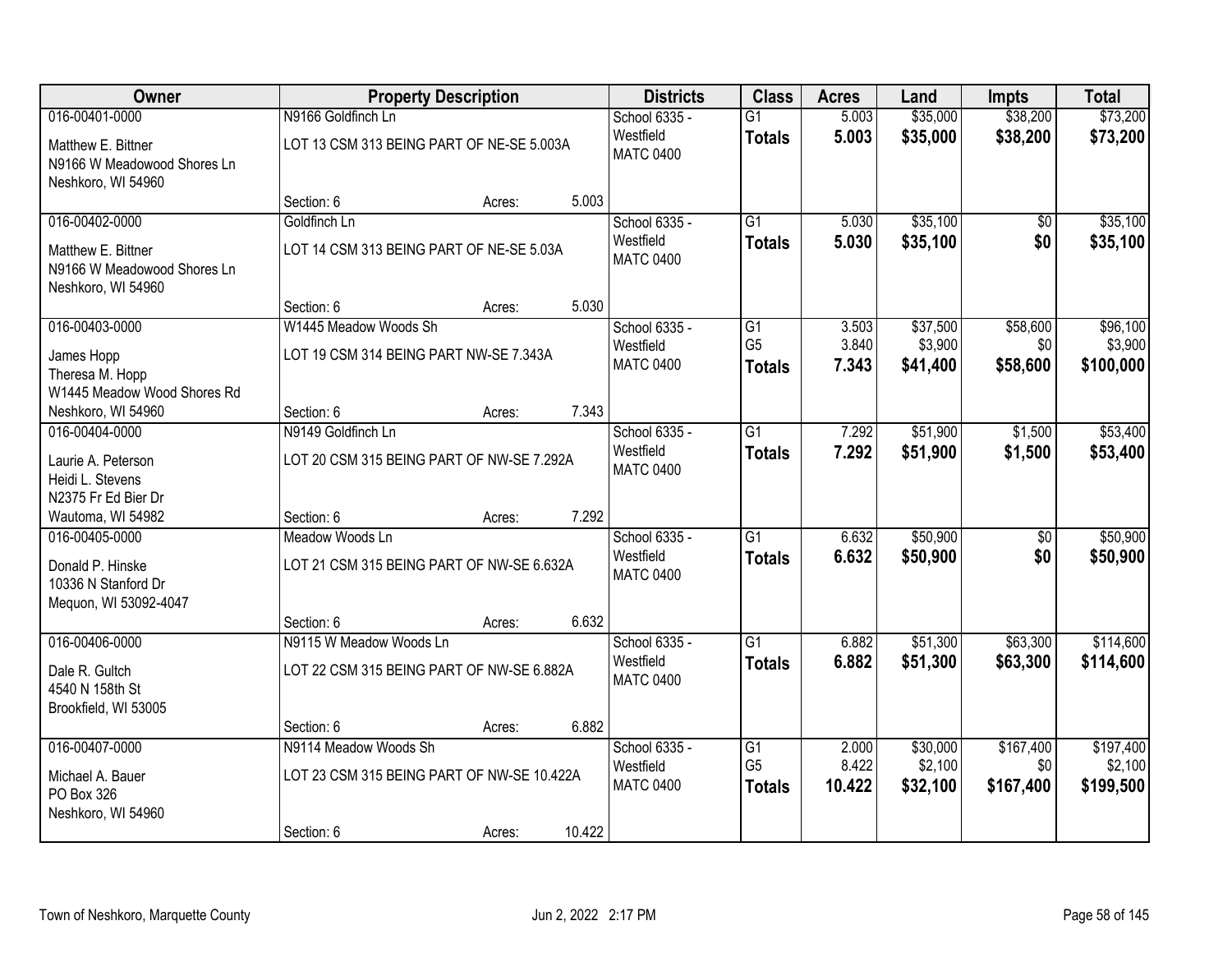| Owner | Property Description | Districts | Class | Acres | Land | Impts | Total |
|---|---|---|---|---|---|---|---|
| 016-00401-0000<br>Matthew E. Bittner<br>N9166 W Meadowood Shores Ln<br>Neshkoro, WI 54960 | N9166 Goldfinch Ln<br>LOT 13 CSM 313 BEING PART OF NE-SE 5.003A<br>Section: 6 Acres: 5.003 | School 6335 - Westfield<br>MATC 0400 | G1<br>**Totals** | 5.003<br>**5.003** | $35,000<br>**$35,000** | $38,200<br>**$38,200** | $73,200<br>**$73,200** |
| 016-00402-0000<br>Matthew E. Bittner<br>N9166 W Meadowood Shores Ln<br>Neshkoro, WI 54960 | Goldfinch Ln<br>LOT 14 CSM 313 BEING PART OF NE-SE 5.03A<br>Section: 6 Acres: 5.030 | School 6335 - Westfield<br>MATC 0400 | G1<br>**Totals** | 5.030<br>**5.030** | $35,100<br>**$35,100** | $0<br>**$0** | $35,100<br>**$35,100** |
| 016-00403-0000<br>James Hopp<br>Theresa M. Hopp<br>W1445 Meadow Wood Shores Rd<br>Neshkoro, WI 54960 | W1445 Meadow Woods Sh<br>LOT 19 CSM 314 BEING PART NW-SE 7.343A<br>Section: 6 Acres: 7.343 | School 6335 - Westfield<br>MATC 0400 | G1<br>G5<br>**Totals** | 3.503<br>3.840<br>**7.343** | $37,500<br>$3,900<br>**$41,400** | $58,600<br>$0<br>**$58,600** | $96,100<br>$3,900<br>**$100,000** |
| 016-00404-0000<br>Laurie A. Peterson<br>Heidi L. Stevens<br>N2375 Fr Ed Bier Dr<br>Wautoma, WI 54982 | N9149 Goldfinch Ln<br>LOT 20 CSM 315 BEING PART OF NW-SE 7.292A<br>Section: 6 Acres: 7.292 | School 6335 - Westfield<br>MATC 0400 | G1<br>**Totals** | 7.292<br>**7.292** | $51,900<br>**$51,900** | $1,500<br>**$1,500** | $53,400<br>**$53,400** |
| 016-00405-0000<br>Donald P. Hinske<br>10336 N Stanford Dr<br>Mequon, WI 53092-4047 | Meadow Woods Ln<br>LOT 21 CSM 315 BEING PART OF NW-SE 6.632A<br>Section: 6 Acres: 6.632 | School 6335 - Westfield<br>MATC 0400 | G1<br>**Totals** | 6.632<br>**6.632** | $50,900<br>**$50,900** | $0<br>**$0** | $50,900<br>**$50,900** |
| 016-00406-0000<br>Dale R. Gultch<br>4540 N 158th St<br>Brookfield, WI 53005 | N9115 W Meadow Woods Ln<br>LOT 22 CSM 315 BEING PART OF NW-SE 6.882A<br>Section: 6 Acres: 6.882 | School 6335 - Westfield<br>MATC 0400 | G1<br>**Totals** | 6.882<br>**6.882** | $51,300<br>**$51,300** | $63,300<br>**$63,300** | $114,600<br>**$114,600** |
| 016-00407-0000<br>Michael A. Bauer<br>PO Box 326<br>Neshkoro, WI 54960 | N9114 Meadow Woods Sh<br>LOT 23 CSM 315 BEING PART OF NW-SE 10.422A<br>Section: 6 Acres: 10.422 | School 6335 - Westfield<br>MATC 0400 | G1<br>G5<br>**Totals** | 2.000<br>8.422<br>**10.422** | $30,000<br>$2,100<br>**$32,100** | $167,400<br>$0<br>**$167,400** | $197,400<br>$2,100<br>**$199,500** |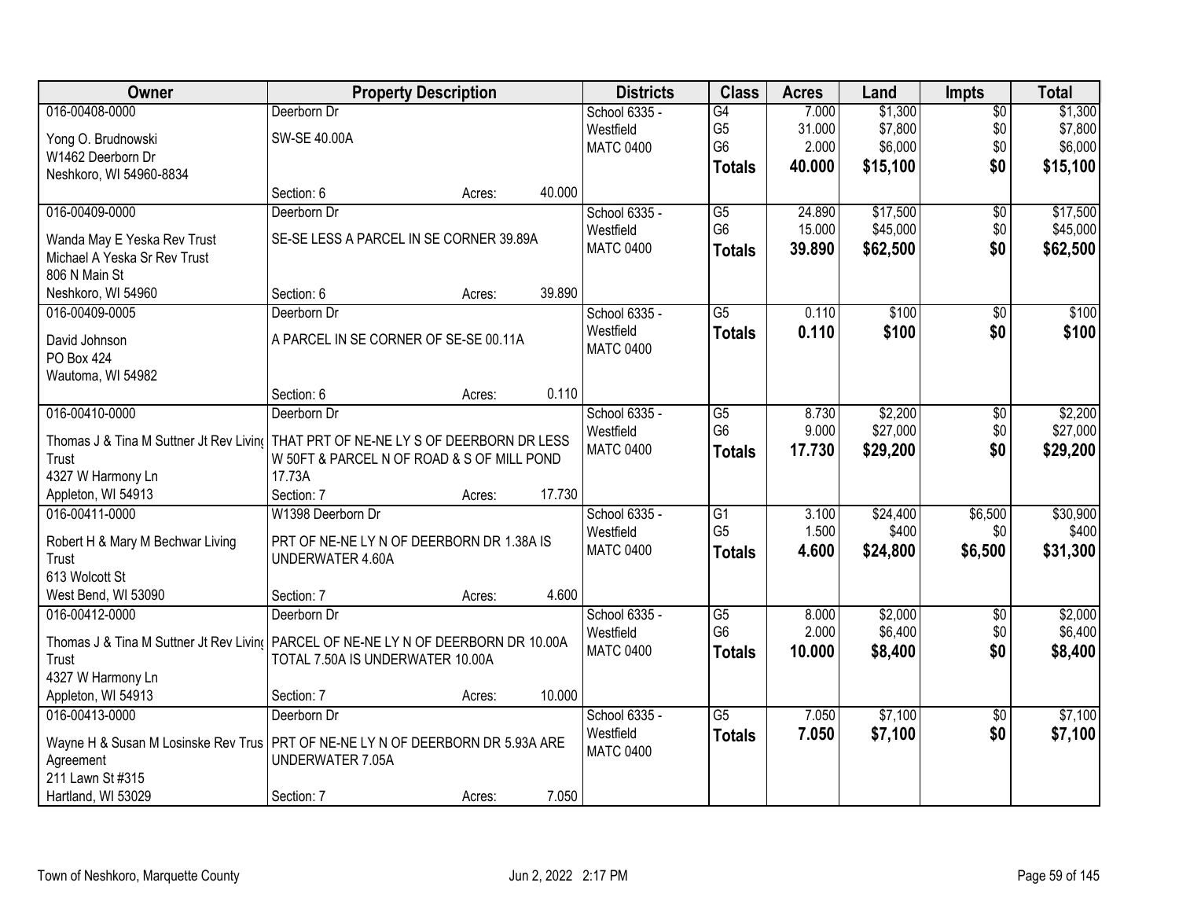| Owner | Property Description | | | Districts | Class | Acres | Land | Impts | Total |
|---|---|---|---|---|---|---|---|---|---|
| 016-00408-0000 | Deerborn Dr | | | School 6335 - | G4 | 7.000 | $1,300 | $0 | $1,300 |
| Yong O. Brudnowski | SW-SE 40.00A | | | Westfield | G5 | 31.000 | $7,800 | $0 | $7,800 |
| W1462 Deerborn Dr | | | | MATC 0400 | G6 | 2.000 | $6,000 | $0 | $6,000 |
| Neshkoro, WI 54960-8834 | | | | | **Totals** | **40.000** | **$15,100** | **$0** | **$15,100** |
| | Section: 6 | Acres: | 40.000 | | | | | | |
| 016-00409-0000 | Deerborn Dr | | | School 6335 - | G5 | 24.890 | $17,500 | $0 | $17,500 |
| Wanda May E Yeska Rev Trust | SE-SE LESS A PARCEL IN SE CORNER 39.89A | | | Westfield | G6 | 15.000 | $45,000 | $0 | $45,000 |
| Michael A Yeska Sr Rev Trust | | | | MATC 0400 | **Totals** | **39.890** | **$62,500** | **$0** | **$62,500** |
| 806 N Main St | | | | | | | | | |
| Neshkoro, WI 54960 | Section: 6 | Acres: | 39.890 | | | | | | |
| 016-00409-0005 | Deerborn Dr | | | School 6335 - | G5 | 0.110 | $100 | $0 | $100 |
| David Johnson | A PARCEL IN SE CORNER OF SE-SE 00.11A | | | Westfield | **Totals** | **0.110** | **$100** | **$0** | **$100** |
| PO Box 424 | | | | MATC 0400 | | | | | |
| Wautoma, WI 54982 | | | | | | | | | |
| | Section: 6 | Acres: | 0.110 | | | | | | |
| 016-00410-0000 | Deerborn Dr | | | School 6335 - | G5 | 8.730 | $2,200 | $0 | $2,200 |
| Thomas J & Tina M Suttner Jt Rev Living Trust | THAT PRT OF NE-NE LY S OF DEERBORN DR LESS W 50FT & PARCEL N OF ROAD & S OF MILL POND 17.73A | | | Westfield | G6 | 9.000 | $27,000 | $0 | $27,000 |
| 4327 W Harmony Ln | | | | MATC 0400 | **Totals** | **17.730** | **$29,200** | **$0** | **$29,200** |
| Appleton, WI 54913 | Section: 7 | Acres: | 17.730 | | | | | | |
| 016-00411-0000 | W1398 Deerborn Dr | | | School 6335 - | G1 | 3.100 | $24,400 | $6,500 | $30,900 |
| Robert H & Mary M Bechwar Living Trust | PRT OF NE-NE LY N OF DEERBORN DR 1.38A IS UNDERWATER 4.60A | | | Westfield | G5 | 1.500 | $400 | $0 | $400 |
| 613 Wolcott St | | | | MATC 0400 | **Totals** | **4.600** | **$24,800** | **$6,500** | **$31,300** |
| West Bend, WI 53090 | Section: 7 | Acres: | 4.600 | | | | | | |
| 016-00412-0000 | Deerborn Dr | | | School 6335 - | G5 | 8.000 | $2,000 | $0 | $2,000 |
| Thomas J & Tina M Suttner Jt Rev Living Trust | PARCEL OF NE-NE LY N OF DEERBORN DR 10.00A TOTAL 7.50A IS UNDERWATER 10.00A | | | Westfield | G6 | 2.000 | $6,400 | $0 | $6,400 |
| 4327 W Harmony Ln | | | | MATC 0400 | **Totals** | **10.000** | **$8,400** | **$0** | **$8,400** |
| Appleton, WI 54913 | Section: 7 | Acres: | 10.000 | | | | | | |
| 016-00413-0000 | Deerborn Dr | | | School 6335 - | G5 | 7.050 | $7,100 | $0 | $7,100 |
| Wayne H & Susan M Losinske Rev Trust Agreement | PRT OF NE-NE LY N OF DEERBORN DR 5.93A ARE UNDERWATER 7.05A | | | Westfield | **Totals** | **7.050** | **$7,100** | **$0** | **$7,100** |
| 211 Lawn St #315 | | | | MATC 0400 | | | | | |
| Hartland, WI 53029 | Section: 7 | Acres: | 7.050 | | | | | | |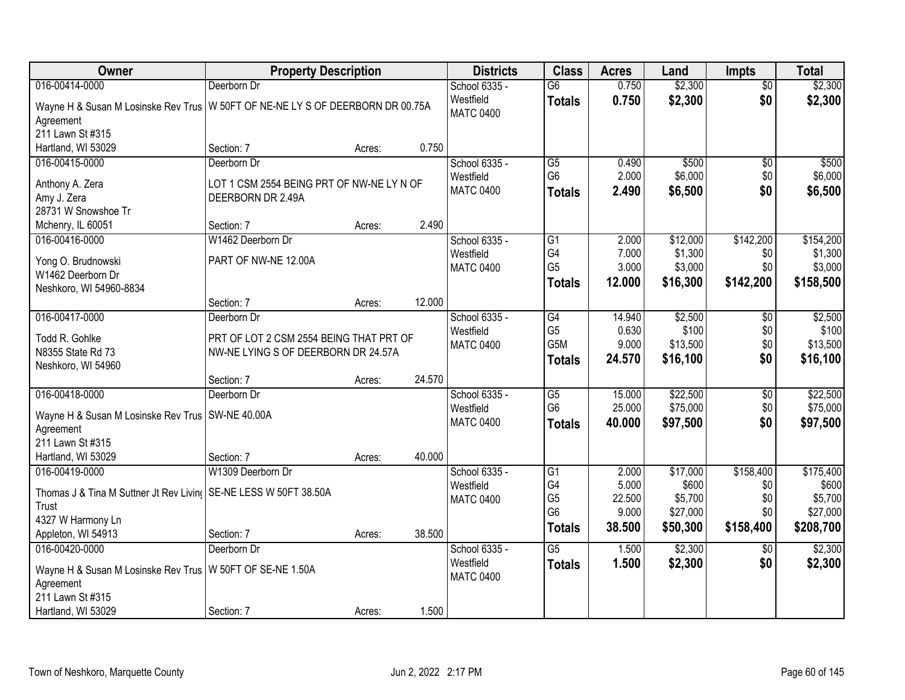| Owner | Property Description | | | Districts | Class | Acres | Land | Impts | Total |
|---|---|---|---|---|---|---|---|---|---|
| 016-00414-0000 | Deerborn Dr | | | School 6335 - | G6 | 0.750 | $2,300 | $0 | $2,300 |
| Wayne H & Susan M Losinske Rev Trus Agreement 211 Lawn St #315 Hartland, WI 53029 | W 50FT OF NE-NE LY S OF DEERBORN DR 00.75A | | | Westfield MATC 0400 | **Totals** | **0.750** | **$2,300** | **$0** | **$2,300** |
| | Section: 7 | Acres: | 0.750 | | | | | | |
| 016-00415-0000 | Deerborn Dr | | | School 6335 - | G5 | 0.490 | $500 | $0 | $500 |
| Anthony A. Zera Amy J. Zera 28731 W Snowshoe Tr Mchenry, IL 60051 | LOT 1 CSM 2554 BEING PRT OF NW-NE LY N OF DEERBORN DR 2.49A | | | Westfield MATC 0400 | G6 | 2.000 | $6,000 | $0 | $6,000 |
| | | | | | **Totals** | **2.490** | **$6,500** | **$0** | **$6,500** |
| | Section: 7 | Acres: | 2.490 | | | | | | |
| 016-00416-0000 | W1462 Deerborn Dr | | | School 6335 - | G1 | 2.000 | $12,000 | $142,200 | $154,200 |
| Yong O. Brudnowski W1462 Deerborn Dr Neshkoro, WI 54960-8834 | PART OF NW-NE 12.00A | | | Westfield MATC 0400 | G4 | 7.000 | $1,300 | $0 | $1,300 |
| | | | | | G5 | 3.000 | $3,000 | $0 | $3,000 |
| | | | | | **Totals** | **12.000** | **$16,300** | **$142,200** | **$158,500** |
| | Section: 7 | Acres: | 12.000 | | | | | | |
| 016-00417-0000 | Deerborn Dr | | | School 6335 - | G4 | 14.940 | $2,500 | $0 | $2,500 |
| Todd R. Gohlke N8355 State Rd 73 Neshkoro, WI 54960 | PRT OF LOT 2 CSM 2554 BEING THAT PRT OF NW-NE LYING S OF DEERBORN DR 24.57A | | | Westfield MATC 0400 | G5 | 0.630 | $100 | $0 | $100 |
| | | | | | G5M | 9.000 | $13,500 | $0 | $13,500 |
| | | | | | **Totals** | **24.570** | **$16,100** | **$0** | **$16,100** |
| | Section: 7 | Acres: | 24.570 | | | | | | |
| 016-00418-0000 | Deerborn Dr | | | School 6335 - | G5 | 15.000 | $22,500 | $0 | $22,500 |
| Wayne H & Susan M Losinske Rev Trus Agreement 211 Lawn St #315 Hartland, WI 53029 | SW-NE 40.00A | | | Westfield MATC 0400 | G6 | 25.000 | $75,000 | $0 | $75,000 |
| | | | | | **Totals** | **40.000** | **$97,500** | **$0** | **$97,500** |
| | Section: 7 | Acres: | 40.000 | | | | | | |
| 016-00419-0000 | W1309 Deerborn Dr | | | School 6335 - | G1 | 2.000 | $17,000 | $158,400 | $175,400 |
| Thomas J & Tina M Suttner Jt Rev Living Trust 4327 W Harmony Ln Appleton, WI 54913 | SE-NE LESS W 50FT 38.50A | | | Westfield MATC 0400 | G4 | 5.000 | $600 | $0 | $600 |
| | | | | | G5 | 22.500 | $5,700 | $0 | $5,700 |
| | | | | | G6 | 9.000 | $27,000 | $0 | $27,000 |
| | | | | | **Totals** | **38.500** | **$50,300** | **$158,400** | **$208,700** |
| | Section: 7 | Acres: | 38.500 | | | | | | |
| 016-00420-0000 | Deerborn Dr | | | School 6335 - | G5 | 1.500 | $2,300 | $0 | $2,300 |
| Wayne H & Susan M Losinske Rev Trus Agreement 211 Lawn St #315 Hartland, WI 53029 | W 50FT OF SE-NE 1.50A | | | Westfield MATC 0400 | **Totals** | **1.500** | **$2,300** | **$0** | **$2,300** |
| | Section: 7 | Acres: | 1.500 | | | | | | |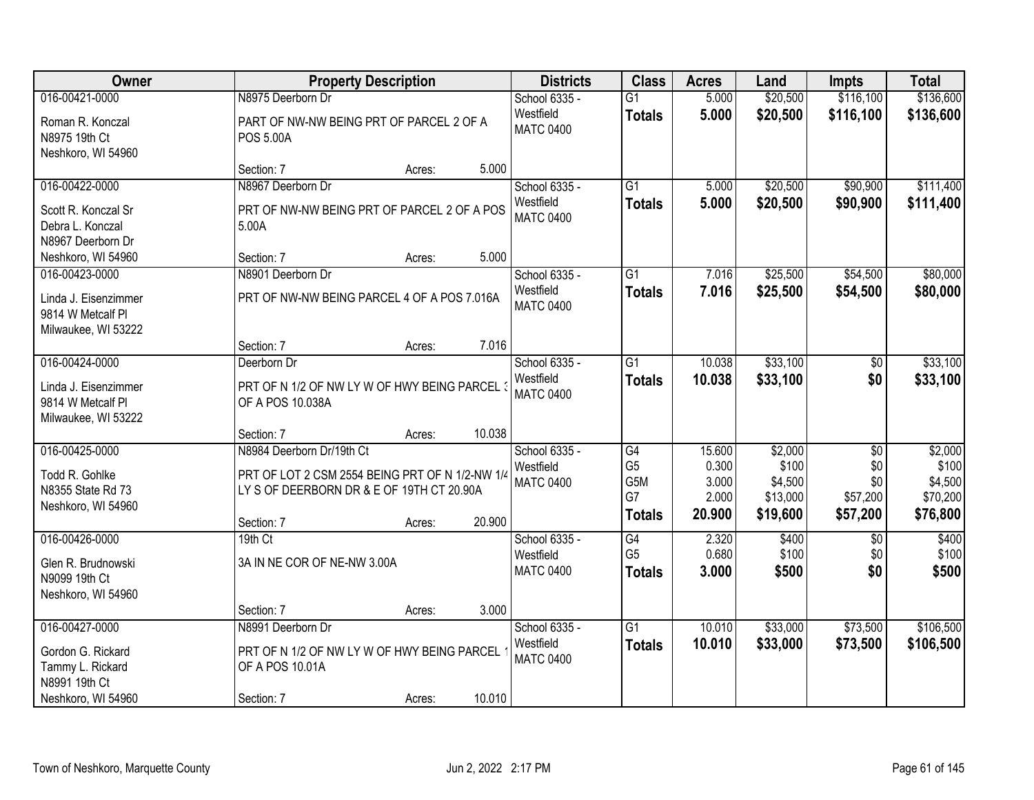| Owner | Property Description | Districts | Class | Acres | Land | Impts | Total |
|---|---|---|---|---|---|---|---|
| 016-00421-0000<br>Roman R. Konczal<br>N8975 19th Ct<br>Neshkoro, WI 54960 | N8975 Deerborn Dr<br>PART OF NW-NW BEING PRT OF PARCEL 2 OF A POS 5.00A<br>Section: 7 Acres: 5.000 | School 6335 - Westfield<br>MATC 0400 | G1<br>**Totals** | 5.000<br>**5.000** | $20,500<br>**$20,500** | $116,100<br>**$116,100** | $136,600<br>**$136,600** |
| 016-00422-0000<br>Scott R. Konczal Sr<br>Debra L. Konczal<br>N8967 Deerborn Dr<br>Neshkoro, WI 54960 | N8967 Deerborn Dr<br>PRT OF NW-NW BEING PRT OF PARCEL 2 OF A POS 5.00A<br>Section: 7 Acres: 5.000 | School 6335 - Westfield<br>MATC 0400 | G1<br>**Totals** | 5.000<br>**5.000** | $20,500<br>**$20,500** | $90,900<br>**$90,900** | $111,400<br>**$111,400** |
| 016-00423-0000<br>Linda J. Eisenzimmer<br>9814 W Metcalf Pl<br>Milwaukee, WI 53222 | N8901 Deerborn Dr<br>PRT OF NW-NW BEING PARCEL 4 OF A POS 7.016A<br>Section: 7 Acres: 7.016 | School 6335 - Westfield<br>MATC 0400 | G1<br>**Totals** | 7.016<br>**7.016** | $25,500<br>**$25,500** | $54,500<br>**$54,500** | $80,000<br>**$80,000** |
| 016-00424-0000<br>Linda J. Eisenzimmer<br>9814 W Metcalf Pl<br>Milwaukee, WI 53222 | Deerborn Dr<br>PRT OF N 1/2 OF NW LY W OF HWY BEING PARCEL 3 OF A POS 10.038A<br>Section: 7 Acres: 10.038 | School 6335 - Westfield<br>MATC 0400 | G1<br>**Totals** | 10.038<br>**10.038** | $33,100<br>**$33,100** | $0<br>**$0** | $33,100<br>**$33,100** |
| 016-00425-0000<br>Todd R. Gohlke<br>N8355 State Rd 73<br>Neshkoro, WI 54960 | N8984 Deerborn Dr/19th Ct<br>PRT OF LOT 2 CSM 2554 BEING PRT OF N 1/2-NW 1/4 LY S OF DEERBORN DR & E OF 19TH CT 20.90A<br>Section: 7 Acres: 20.900 | School 6335 - Westfield<br>MATC 0400 | G4<br>G5<br>G5M<br>G7<br>**Totals** | 15.600<br>0.300<br>3.000<br>2.000<br>**20.900** | $2,000<br>$100<br>$4,500<br>$13,000<br>**$19,600** | $0<br>$0<br>$0<br>$57,200<br>**$57,200** | $2,000<br>$100<br>$4,500<br>$70,200<br>**$76,800** |
| 016-00426-0000<br>Glen R. Brudnowski<br>N9099 19th Ct<br>Neshkoro, WI 54960 | 19th Ct<br>3A IN NE COR OF NE-NW 3.00A<br>Section: 7 Acres: 3.000 | School 6335 - Westfield<br>MATC 0400 | G4<br>G5<br>**Totals** | 2.320<br>0.680<br>**3.000** | $400<br>$100<br>**$500** | $0<br>$0<br>**$0** | $400<br>$100<br>**$500** |
| 016-00427-0000<br>Gordon G. Rickard<br>Tammy L. Rickard<br>N8991 19th Ct<br>Neshkoro, WI 54960 | N8991 Deerborn Dr<br>PRT OF N 1/2 OF NW LY W OF HWY BEING PARCEL 1 OF A POS 10.01A<br>Section: 7 Acres: 10.010 | School 6335 - Westfield<br>MATC 0400 | G1<br>**Totals** | 10.010<br>**10.010** | $33,000<br>**$33,000** | $73,500<br>**$73,500** | $106,500<br>**$106,500** |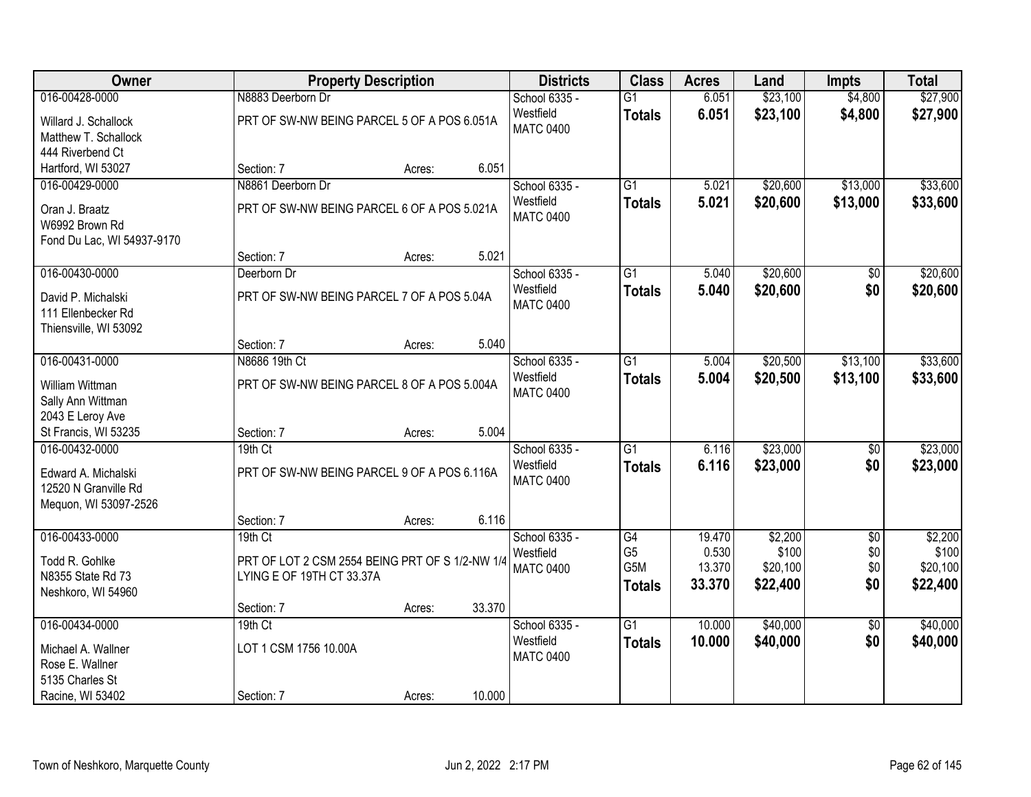| Owner | Property Description | | | Districts | Class | Acres | Land | Impts | Total |
|---|---|---|---|---|---|---|---|---|---|
| 016-00428-0000<br>Willard J. Schallock<br>Matthew T. Schallock<br>444 Riverbend Ct<br>Hartford, WI 53027 | N8883 Deerborn Dr<br>PRT OF SW-NW BEING PARCEL 5 OF A POS 6.051A<br>Section: 7 | Acres: | 6.051 | School 6335 - Westfield<br>MATC 0400 | G1<br>**Totals** | 6.051<br>**6.051** | \$23,100<br>**\$23,100** | \$4,800<br>**\$4,800** | \$27,900<br>**\$27,900** |
| 016-00429-0000<br>Oran J. Braatz<br>W6992 Brown Rd<br>Fond Du Lac, WI 54937-9170 | N8861 Deerborn Dr<br>PRT OF SW-NW BEING PARCEL 6 OF A POS 5.021A<br>Section: 7 | Acres: | 5.021 | School 6335 - Westfield<br>MATC 0400 | G1<br>**Totals** | 5.021<br>**5.021** | \$20,600<br>**\$20,600** | \$13,000<br>**\$13,000** | \$33,600<br>**\$33,600** |
| 016-00430-0000<br>David P. Michalski<br>111 Ellenbecker Rd<br>Thiensville, WI 53092 | Deerborn Dr<br>PRT OF SW-NW BEING PARCEL 7 OF A POS 5.04A<br>Section: 7 | Acres: | 5.040 | School 6335 - Westfield<br>MATC 0400 | G1<br>**Totals** | 5.040<br>**5.040** | \$20,600<br>**\$20,600** | \$0<br>**\$0** | \$20,600<br>**\$20,600** |
| 016-00431-0000<br>William Wittman<br>Sally Ann Wittman<br>2043 E Leroy Ave<br>St Francis, WI 53235 | N8686 19th Ct<br>PRT OF SW-NW BEING PARCEL 8 OF A POS 5.004A<br>Section: 7 | Acres: | 5.004 | School 6335 - Westfield<br>MATC 0400 | G1<br>**Totals** | 5.004<br>**5.004** | \$20,500<br>**\$20,500** | \$13,100<br>**\$13,100** | \$33,600<br>**\$33,600** |
| 016-00432-0000<br>Edward A. Michalski<br>12520 N Granville Rd<br>Mequon, WI 53097-2526 | 19th Ct<br>PRT OF SW-NW BEING PARCEL 9 OF A POS 6.116A<br>Section: 7 | Acres: | 6.116 | School 6335 - Westfield<br>MATC 0400 | G1<br>**Totals** | 6.116<br>**6.116** | \$23,000<br>**\$23,000** | \$0<br>**\$0** | \$23,000<br>**\$23,000** |
| 016-00433-0000<br>Todd R. Gohlke<br>N8355 State Rd 73<br>Neshkoro, WI 54960 | 19th Ct<br>PRT OF LOT 2 CSM 2554 BEING PRT OF S 1/2-NW 1/4 LYING E OF 19TH CT 33.37A<br>Section: 7 | Acres: | 33.370 | School 6335 - Westfield<br>MATC 0400 | G4<br>G5<br>G5M<br>**Totals** | 19.470<br>0.530<br>13.370<br>**33.370** | \$2,200<br>\$100<br>\$20,100<br>**\$22,400** | \$0<br>\$0<br>\$0<br>**\$0** | \$2,200<br>\$100<br>\$20,100<br>**\$22,400** |
| 016-00434-0000<br>Michael A. Wallner<br>Rose E. Wallner<br>5135 Charles St<br>Racine, WI 53402 | 19th Ct<br>LOT 1 CSM 1756 10.00A<br>Section: 7 | Acres: | 10.000 | School 6335 - Westfield<br>MATC 0400 | G1<br>**Totals** | 10.000<br>**10.000** | \$40,000<br>**\$40,000** | \$0<br>**\$0** | \$40,000<br>**\$40,000** |

Town of Neshkoro, Marquette County    Jun 2, 2022 2:17 PM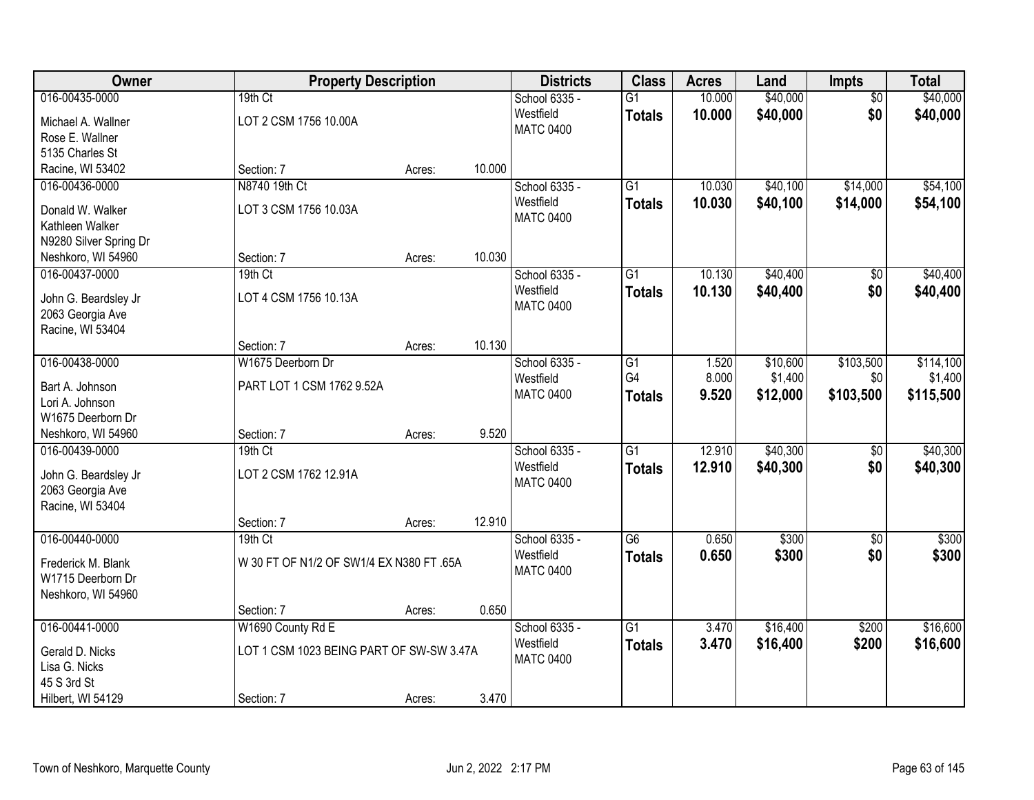| Owner | Property Description | | | Districts | Class | Acres | Land | Impts | Total |
|---|---|---|---|---|---|---|---|---|---|
| 016-00435-0000<br>Michael A. Wallner<br>Rose E. Wallner<br>5135 Charles St<br>Racine, WI 53402 | 19th Ct<br>LOT 2 CSM 1756 10.00A<br>Section: 7 | Acres: | 10.000 | School 6335 - Westfield<br>MATC 0400 | G1<br>**Totals** | 10.000<br>**10.000** | $40,000<br>**$40,000** | $0<br>**$0** | $40,000<br>**$40,000** |
| 016-00436-0000<br>Donald W. Walker<br>Kathleen Walker<br>N9280 Silver Spring Dr<br>Neshkoro, WI 54960 | N8740 19th Ct<br>LOT 3 CSM 1756 10.03A<br>Section: 7 | Acres: | 10.030 | School 6335 - Westfield<br>MATC 0400 | G1<br>**Totals** | 10.030<br>**10.030** | $40,100<br>**$40,100** | $14,000<br>**$14,000** | $54,100<br>**$54,100** |
| 016-00437-0000<br>John G. Beardsley Jr<br>2063 Georgia Ave<br>Racine, WI 53404 | 19th Ct<br>LOT 4 CSM 1756 10.13A<br>Section: 7 | Acres: | 10.130 | School 6335 - Westfield<br>MATC 0400 | G1<br>**Totals** | 10.130<br>**10.130** | $40,400<br>**$40,400** | $0<br>**$0** | $40,400<br>**$40,400** |
| 016-00438-0000<br>Bart A. Johnson<br>Lori A. Johnson<br>W1675 Deerborn Dr<br>Neshkoro, WI 54960 | W1675 Deerborn Dr<br>PART LOT 1 CSM 1762 9.52A<br>Section: 7 | Acres: | 9.520 | School 6335 - Westfield<br>MATC 0400 | G1<br>G4<br>**Totals** | 1.520<br>8.000<br>**9.520** | $10,600<br>$1,400<br>**$12,000** | $103,500<br>$0<br>**$103,500** | $114,100<br>$1,400<br>**$115,500** |
| 016-00439-0000<br>John G. Beardsley Jr<br>2063 Georgia Ave<br>Racine, WI 53404 | 19th Ct<br>LOT 2 CSM 1762 12.91A<br>Section: 7 | Acres: | 12.910 | School 6335 - Westfield<br>MATC 0400 | G1<br>**Totals** | 12.910<br>**12.910** | $40,300<br>**$40,300** | $0<br>**$0** | $40,300<br>**$40,300** |
| 016-00440-0000<br>Frederick M. Blank<br>W1715 Deerborn Dr<br>Neshkoro, WI 54960 | 19th Ct<br>W 30 FT OF N1/2 OF SW1/4 EX N380 FT .65A<br>Section: 7 | Acres: | 0.650 | School 6335 - Westfield<br>MATC 0400 | G6<br>**Totals** | 0.650<br>**0.650** | $300<br>**$300** | $0<br>**$0** | $300<br>**$300** |
| 016-00441-0000<br>Gerald D. Nicks<br>Lisa G. Nicks<br>45 S 3rd St<br>Hilbert, WI 54129 | W1690 County Rd E<br>LOT 1 CSM 1023 BEING PART OF SW-SW 3.47A<br>Section: 7 | Acres: | 3.470 | School 6335 - Westfield<br>MATC 0400 | G1<br>**Totals** | 3.470<br>**3.470** | $16,400<br>**$16,400** | $200<br>**$200** | $16,600<br>**$16,600** |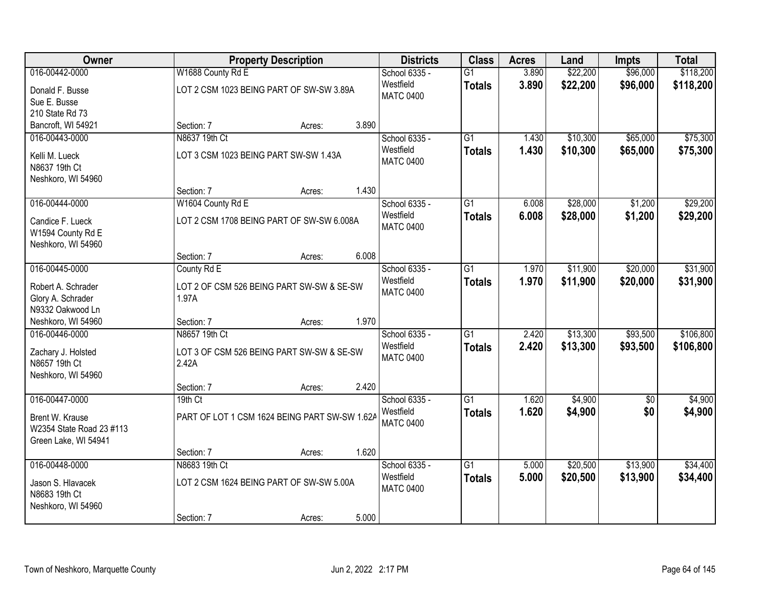| Owner | Property Description | | | Districts | Class | Acres | Land | Impts | Total |
|---|---|---|---|---|---|---|---|---|---|
| 016-00442-0000 | W1688 County Rd E | | | School 6335 - Westfield | G1 | 3.890 | $22,200 | $96,000 | $118,200 |
| Donald F. Busse<br>Sue E. Busse<br>210 State Rd 73<br>Bancroft, WI 54921 | LOT 2 CSM 1023 BEING PART OF SW-SW 3.89A | | | MATC 0400 | **Totals** | **3.890** | **$22,200** | **$96,000** | **$118,200** |
| | Section: 7 | Acres: | 3.890 | | | | | | |
| 016-00443-0000 | N8637 19th Ct | | | School 6335 - Westfield | G1 | 1.430 | $10,300 | $65,000 | $75,300 |
| Kelli M. Lueck<br>N8637 19th Ct<br>Neshkoro, WI 54960 | LOT 3 CSM 1023 BEING PART SW-SW 1.43A | | | MATC 0400 | **Totals** | **1.430** | **$10,300** | **$65,000** | **$75,300** |
| | Section: 7 | Acres: | 1.430 | | | | | | |
| 016-00444-0000 | W1604 County Rd E | | | School 6335 - Westfield | G1 | 6.008 | $28,000 | $1,200 | $29,200 |
| Candice F. Lueck<br>W1594 County Rd E<br>Neshkoro, WI 54960 | LOT 2 CSM 1708 BEING PART OF SW-SW 6.008A | | | MATC 0400 | **Totals** | **6.008** | **$28,000** | **$1,200** | **$29,200** |
| | Section: 7 | Acres: | 6.008 | | | | | | |
| 016-00445-0000 | County Rd E | | | School 6335 - Westfield | G1 | 1.970 | $11,900 | $20,000 | $31,900 |
| Robert A. Schrader<br>Glory A. Schrader<br>N9332 Oakwood Ln<br>Neshkoro, WI 54960 | LOT 2 OF CSM 526 BEING PART SW-SW & SE-SW 1.97A | | | MATC 0400 | **Totals** | **1.970** | **$11,900** | **$20,000** | **$31,900** |
| | Section: 7 | Acres: | 1.970 | | | | | | |
| 016-00446-0000 | N8657 19th Ct | | | School 6335 - Westfield | G1 | 2.420 | $13,300 | $93,500 | $106,800 |
| Zachary J. Holsted<br>N8657 19th Ct<br>Neshkoro, WI 54960 | LOT 3 OF CSM 526 BEING PART SW-SW & SE-SW 2.42A | | | MATC 0400 | **Totals** | **2.420** | **$13,300** | **$93,500** | **$106,800** |
| | Section: 7 | Acres: | 2.420 | | | | | | |
| 016-00447-0000 | 19th Ct | | | School 6335 - Westfield | G1 | 1.620 | $4,900 | $0 | $4,900 |
| Brent W. Krause<br>W2354 State Road 23 #113<br>Green Lake, WI 54941 | PART OF LOT 1 CSM 1624 BEING PART SW-SW 1.62A | | | MATC 0400 | **Totals** | **1.620** | **$4,900** | **$0** | **$4,900** |
| | Section: 7 | Acres: | 1.620 | | | | | | |
| 016-00448-0000 | N8683 19th Ct | | | School 6335 - Westfield | G1 | 5.000 | $20,500 | $13,900 | $34,400 |
| Jason S. Hlavacek<br>N8683 19th Ct<br>Neshkoro, WI 54960 | LOT 2 CSM 1624 BEING PART OF SW-SW 5.00A | | | MATC 0400 | **Totals** | **5.000** | **$20,500** | **$13,900** | **$34,400** |
| | Section: 7 | Acres: | 5.000 | | | | | | |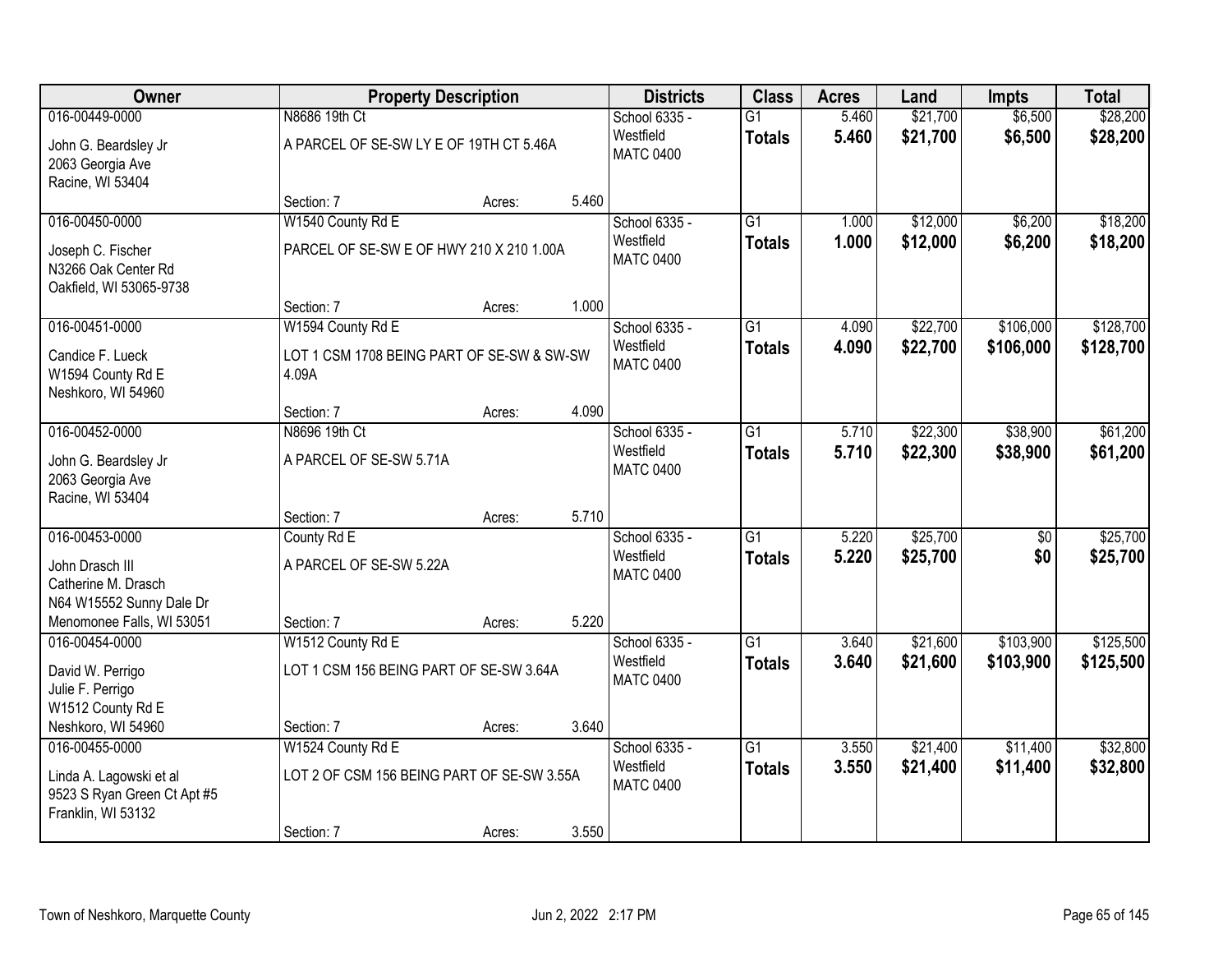| Owner | Property Description | | | Districts | Class | Acres | Land | Impts | Total |
|---|---|---|---|---|---|---|---|---|---|
| 016-00449-0000<br>John G. Beardsley Jr<br>2063 Georgia Ave<br>Racine, WI 53404 | N8686 19th Ct<br>A PARCEL OF SE-SW LY E OF 19TH CT 5.46A<br>Section: 7 | Acres: | 5.460 | School 6335 - Westfield<br>MATC 0400 | G1<br>**Totals** | 5.460<br>**5.460** | $21,700<br>**$21,700** | $6,500<br>**$6,500** | $28,200<br>**$28,200** |
| 016-00450-0000<br>Joseph C. Fischer<br>N3266 Oak Center Rd<br>Oakfield, WI 53065-9738 | W1540 County Rd E<br>PARCEL OF SE-SW E OF HWY 210 X 210 1.00A<br>Section: 7 | Acres: | 1.000 | School 6335 - Westfield<br>MATC 0400 | G1<br>**Totals** | 1.000<br>**1.000** | $12,000<br>**$12,000** | $6,200<br>**$6,200** | $18,200<br>**$18,200** |
| 016-00451-0000<br>Candice F. Lueck<br>W1594 County Rd E<br>Neshkoro, WI 54960 | W1594 County Rd E<br>LOT 1 CSM 1708 BEING PART OF SE-SW & SW-SW 4.09A<br>Section: 7 | Acres: | 4.090 | School 6335 - Westfield<br>MATC 0400 | G1<br>**Totals** | 4.090<br>**4.090** | $22,700<br>**$22,700** | $106,000<br>**$106,000** | $128,700<br>**$128,700** |
| 016-00452-0000<br>John G. Beardsley Jr<br>2063 Georgia Ave<br>Racine, WI 53404 | N8696 19th Ct<br>A PARCEL OF SE-SW 5.71A<br>Section: 7 | Acres: | 5.710 | School 6335 - Westfield<br>MATC 0400 | G1<br>**Totals** | 5.710<br>**5.710** | $22,300<br>**$22,300** | $38,900<br>**$38,900** | $61,200<br>**$61,200** |
| 016-00453-0000<br>John Drasch III<br>Catherine M. Drasch<br>N64 W15552 Sunny Dale Dr<br>Menomonee Falls, WI 53051 | County Rd E<br>A PARCEL OF SE-SW 5.22A<br>Section: 7 | Acres: | 5.220 | School 6335 - Westfield<br>MATC 0400 | G1<br>**Totals** | 5.220<br>**5.220** | $25,700<br>**$25,700** | $0<br>**$0** | $25,700<br>**$25,700** |
| 016-00454-0000<br>David W. Perrigo<br>Julie F. Perrigo<br>W1512 County Rd E<br>Neshkoro, WI 54960 | W1512 County Rd E<br>LOT 1 CSM 156 BEING PART OF SE-SW 3.64A<br>Section: 7 | Acres: | 3.640 | School 6335 - Westfield<br>MATC 0400 | G1<br>**Totals** | 3.640<br>**3.640** | $21,600<br>**$21,600** | $103,900<br>**$103,900** | $125,500<br>**$125,500** |
| 016-00455-0000<br>Linda A. Lagowski et al<br>9523 S Ryan Green Ct Apt #5<br>Franklin, WI 53132 | W1524 County Rd E<br>LOT 2 OF CSM 156 BEING PART OF SE-SW 3.55A<br>Section: 7 | Acres: | 3.550 | School 6335 - Westfield<br>MATC 0400 | G1<br>**Totals** | 3.550<br>**3.550** | $21,400<br>**$21,400** | $11,400<br>**$11,400** | $32,800<br>**$32,800** |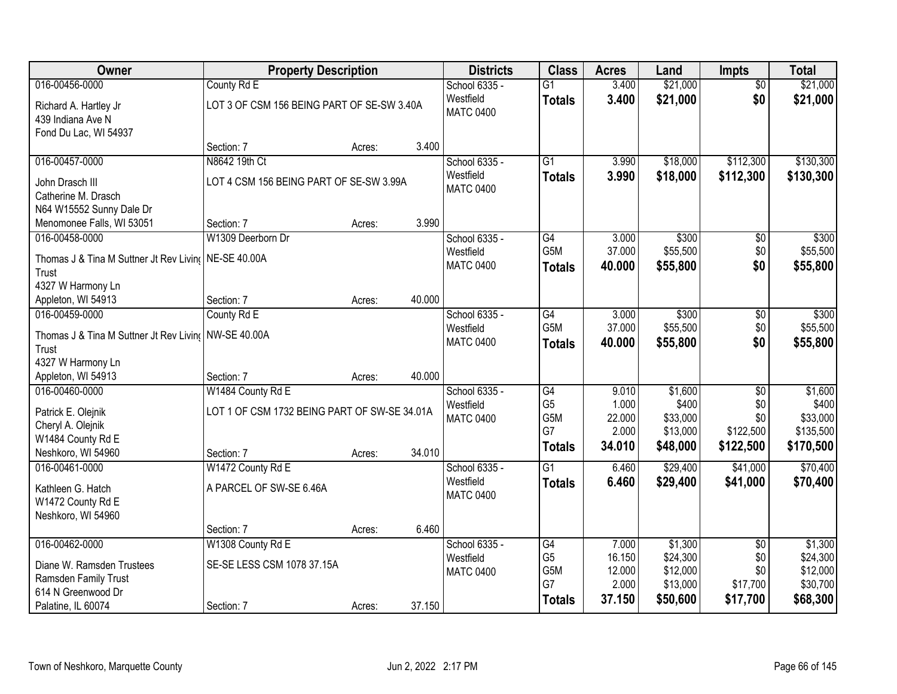| Owner | Property Description | | | Districts | Class | Acres | Land | Impts | Total |
|---|---|---|---|---|---|---|---|---|---|
| 016-00456-0000 | County Rd E | | | School 6335 - | G1 | 3.400 | $21,000 | $0 | $21,000 |
| Richard A. Hartley Jr<br>439 Indiana Ave N<br>Fond Du Lac, WI 54937 | LOT 3 OF CSM 156 BEING PART OF SE-SW 3.40A | | | Westfield<br>MATC 0400 | **Totals** | **3.400** | **$21,000** | **$0** | **$21,000** |
| | Section: 7 | Acres: | 3.400 | | | | | | |
| 016-00457-0000 | N8642 19th Ct | | | School 6335 - | G1 | 3.990 | $18,000 | $112,300 | $130,300 |
| John Drasch III<br>Catherine M. Drasch<br>N64 W15552 Sunny Dale Dr<br>Menomonee Falls, WI 53051 | LOT 4 CSM 156 BEING PART OF SE-SW 3.99A | | | Westfield<br>MATC 0400 | **Totals** | **3.990** | **$18,000** | **$112,300** | **$130,300** |
| | Section: 7 | Acres: | 3.990 | | | | | | |
| 016-00458-0000 | W1309 Deerborn Dr | | | School 6335 - | G4 | 3.000 | $300 | $0 | $300 |
| Thomas J & Tina M Suttner Jt Rev Living Trust<br>4327 W Harmony Ln<br>Appleton, WI 54913 | NE-SE 40.00A | | | Westfield<br>MATC 0400 | G5M | 37.000 | $55,500 | $0 | $55,500 |
| | | | | | **Totals** | **40.000** | **$55,800** | **$0** | **$55,800** |
| | Section: 7 | Acres: | 40.000 | | | | | | |
| 016-00459-0000 | County Rd E | | | School 6335 - | G4 | 3.000 | $300 | $0 | $300 |
| Thomas J & Tina M Suttner Jt Rev Living Trust<br>4327 W Harmony Ln<br>Appleton, WI 54913 | NW-SE 40.00A | | | Westfield<br>MATC 0400 | G5M | 37.000 | $55,500 | $0 | $55,500 |
| | | | | | **Totals** | **40.000** | **$55,800** | **$0** | **$55,800** |
| | Section: 7 | Acres: | 40.000 | | | | | | |
| 016-00460-0000 | W1484 County Rd E | | | School 6335 - | G4 | 9.010 | $1,600 | $0 | $1,600 |
| Patrick E. Olejnik<br>Cheryl A. Olejnik<br>W1484 County Rd E<br>Neshkoro, WI 54960 | LOT 1 OF CSM 1732 BEING PART OF SW-SE 34.01A | | | Westfield<br>MATC 0400 | G5 | 1.000 | $400 | $0 | $400 |
| | | | | | G5M | 22.000 | $33,000 | $0 | $33,000 |
| | | | | | G7 | 2.000 | $13,000 | $122,500 | $135,500 |
| | | | | | **Totals** | **34.010** | **$48,000** | **$122,500** | **$170,500** |
| | Section: 7 | Acres: | 34.010 | | | | | | |
| 016-00461-0000 | W1472 County Rd E | | | School 6335 - | G1 | 6.460 | $29,400 | $41,000 | $70,400 |
| Kathleen G. Hatch<br>W1472 County Rd E<br>Neshkoro, WI 54960 | A PARCEL OF SW-SE 6.46A | | | Westfield<br>MATC 0400 | **Totals** | **6.460** | **$29,400** | **$41,000** | **$70,400** |
| | Section: 7 | Acres: | 6.460 | | | | | | |
| 016-00462-0000 | W1308 County Rd E | | | School 6335 - | G4 | 7.000 | $1,300 | $0 | $1,300 |
| Diane W. Ramsden Trustees<br>Ramsden Family Trust<br>614 N Greenwood Dr<br>Palatine, IL 60074 | SE-SE LESS CSM 1078 37.15A | | | Westfield<br>MATC 0400 | G5 | 16.150 | $24,300 | $0 | $24,300 |
| | | | | | G5M | 12.000 | $12,000 | $0 | $12,000 |
| | | | | | G7 | 2.000 | $13,000 | $17,700 | $30,700 |
| | | | | | **Totals** | **37.150** | **$50,600** | **$17,700** | **$68,300** |
| | Section: 7 | Acres: | 37.150 | | | | | | |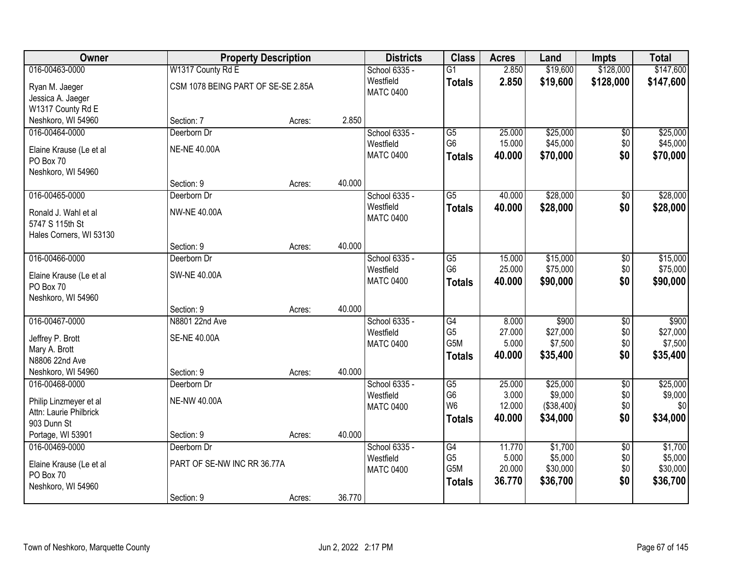| Owner | Property Description | | | Districts | Class | Acres | Land | Impts | Total |
|---|---|---|---|---|---|---|---|---|---|
| 016-00463-0000<br>Ryan M. Jaeger<br>Jessica A. Jaeger<br>W1317 County Rd E<br>Neshkoro, WI 54960 | W1317 County Rd E<br>CSM 1078 BEING PART OF SE-SE 2.85A<br>Section: 7 | Acres: | 2.850 | School 6335 - Westfield<br>MATC 0400 | G1<br>**Totals** | 2.850<br>**2.850** | $19,600<br>**$19,600** | $128,000<br>**$128,000** | $147,600<br>**$147,600** |
| 016-00464-0000<br>Elaine Krause (Le et al<br>PO Box 70<br>Neshkoro, WI 54960 | Deerborn Dr<br>NE-NE 40.00A<br>Section: 9 | Acres: | 40.000 | School 6335 - Westfield<br>MATC 0400 | G5<br>G6<br>**Totals** | 25.000<br>15.000<br>**40.000** | $25,000<br>$45,000<br>**$70,000** | $0<br>$0<br>**$0** | $25,000<br>$45,000<br>**$70,000** |
| 016-00465-0000<br>Ronald J. Wahl et al<br>5747 S 115th St<br>Hales Corners, WI 53130 | Deerborn Dr<br>NW-NE 40.00A<br>Section: 9 | Acres: | 40.000 | School 6335 - Westfield<br>MATC 0400 | G5<br>**Totals** | 40.000<br>**40.000** | $28,000<br>**$28,000** | $0<br>**$0** | $28,000<br>**$28,000** |
| 016-00466-0000<br>Elaine Krause (Le et al<br>PO Box 70<br>Neshkoro, WI 54960 | Deerborn Dr<br>SW-NE 40.00A<br>Section: 9 | Acres: | 40.000 | School 6335 - Westfield<br>MATC 0400 | G5<br>G6<br>**Totals** | 15.000<br>25.000<br>**40.000** | $15,000<br>$75,000<br>**$90,000** | $0<br>$0<br>**$0** | $15,000<br>$75,000<br>**$90,000** |
| 016-00467-0000<br>Jeffrey P. Brott<br>Mary A. Brott<br>N8806 22nd Ave<br>Neshkoro, WI 54960 | N8801 22nd Ave<br>SE-NE 40.00A<br>Section: 9 | Acres: | 40.000 | School 6335 - Westfield<br>MATC 0400 | G4<br>G5<br>G5M<br>**Totals** | 8.000<br>27.000<br>5.000<br>**40.000** | $900<br>$27,000<br>$7,500<br>**$35,400** | $0<br>$0<br>$0<br>**$0** | $900<br>$27,000<br>$7,500<br>**$35,400** |
| 016-00468-0000<br>Philip Linzmeyer et al<br>Attn: Laurie Philbrick<br>903 Dunn St<br>Portage, WI 53901 | Deerborn Dr<br>NE-NW 40.00A<br>Section: 9 | Acres: | 40.000 | School 6335 - Westfield<br>MATC 0400 | G5<br>G6<br>W6<br>**Totals** | 25.000<br>3.000<br>12.000<br>**40.000** | $25,000<br>$9,000<br>($38,400)<br>**$34,000** | $0<br>$0<br>$0<br>**$0** | $25,000<br>$9,000<br>$0<br>**$34,000** |
| 016-00469-0000<br>Elaine Krause (Le et al<br>PO Box 70<br>Neshkoro, WI 54960 | Deerborn Dr<br>PART OF SE-NW INC RR 36.77A<br>Section: 9 | Acres: | 36.770 | School 6335 - Westfield<br>MATC 0400 | G4<br>G5<br>G5M<br>**Totals** | 11.770<br>5.000<br>20.000<br>**36.770** | $1,700<br>$5,000<br>$30,000<br>**$36,700** | $0<br>$0<br>$0<br>**$0** | $1,700<br>$5,000<br>$30,000<br>**$36,700** |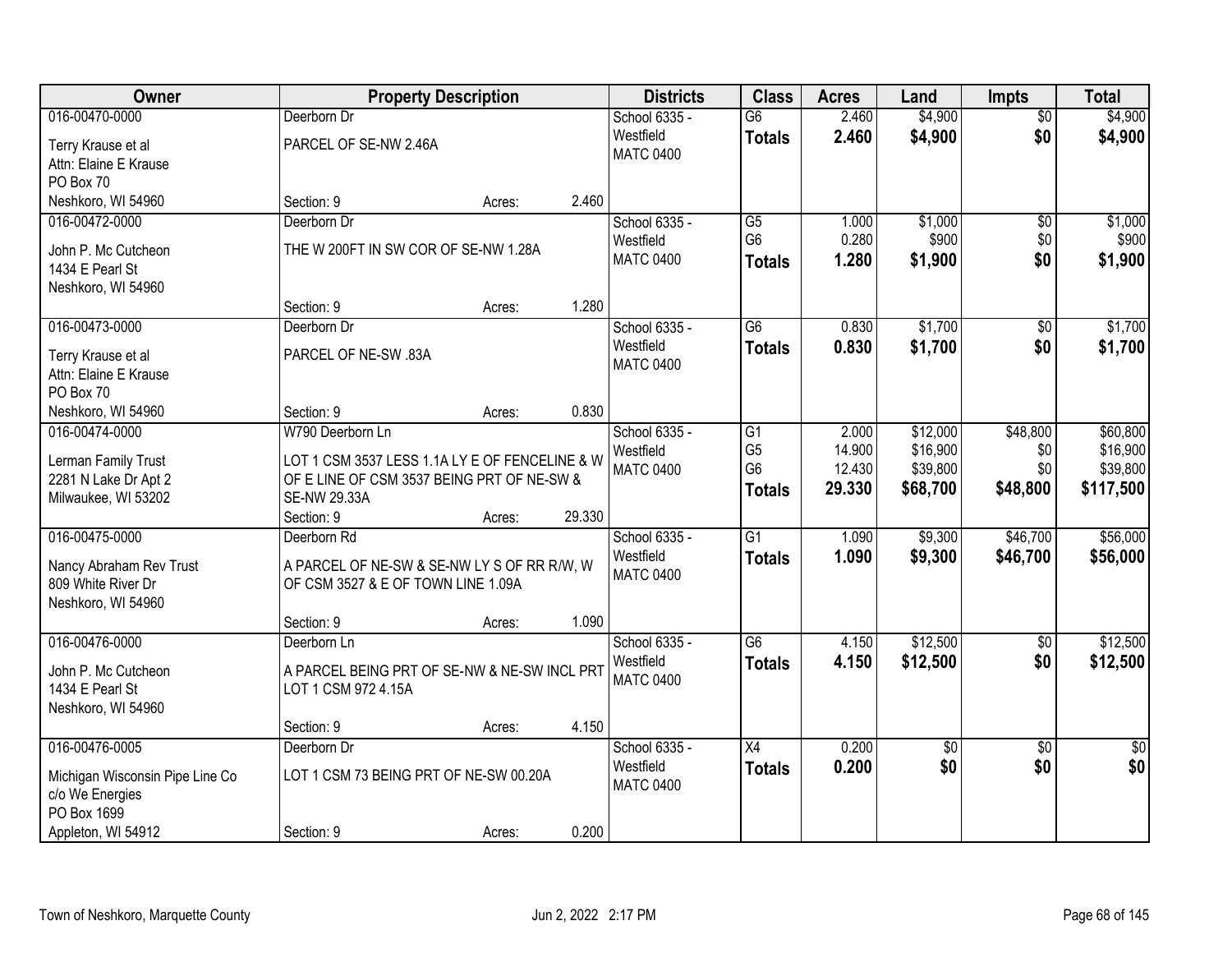| Owner | Property Description | Districts | Class | Acres | Land | Impts | Total |
|---|---|---|---|---|---|---|---|
| 016-00470-0000<br>Terry Krause et al<br>Attn: Elaine E Krause<br>PO Box 70<br>Neshkoro, WI 54960 | Deerborn Dr<br>PARCEL OF SE-NW 2.46A<br>Section: 9 Acres: 2.460 | School 6335 - Westfield<br>MATC 0400 | G6<br>**Totals** | 2.460<br>**2.460** | $4,900<br>**$4,900** | $0<br>**$0** | $4,900<br>**$4,900** |
| 016-00472-0000<br>John P. Mc Cutcheon<br>1434 E Pearl St<br>Neshkoro, WI 54960 | Deerborn Dr<br>THE W 200FT IN SW COR OF SE-NW 1.28A<br>Section: 9 Acres: 1.280 | School 6335 - Westfield<br>MATC 0400 | G5<br>G6<br>**Totals** | 1.000<br>0.280<br>**1.280** | $1,000<br>$900<br>**$1,900** | $0<br>$0<br>**$0** | $1,000<br>$900<br>**$1,900** |
| 016-00473-0000<br>Terry Krause et al<br>Attn: Elaine E Krause<br>PO Box 70<br>Neshkoro, WI 54960 | Deerborn Dr<br>PARCEL OF NE-SW .83A<br>Section: 9 Acres: 0.830 | School 6335 - Westfield<br>MATC 0400 | G6<br>**Totals** | 0.830<br>**0.830** | $1,700<br>**$1,700** | $0<br>**$0** | $1,700<br>**$1,700** |
| 016-00474-0000<br>Lerman Family Trust<br>2281 N Lake Dr Apt 2<br>Milwaukee, WI 53202 | W790 Deerborn Ln<br>LOT 1 CSM 3537 LESS 1.1A LY E OF FENCELINE & W OF E LINE OF CSM 3537 BEING PRT OF NE-SW & SE-NW 29.33A<br>Section: 9 Acres: 29.330 | School 6335 - Westfield<br>MATC 0400 | G1<br>G5<br>G6<br>**Totals** | 2.000<br>14.900<br>12.430<br>**29.330** | $12,000<br>$16,900<br>$39,800<br>**$68,700** | $48,800<br>$0<br>$0<br>**$48,800** | $60,800<br>$16,900<br>$39,800<br>**$117,500** |
| 016-00475-0000<br>Nancy Abraham Rev Trust<br>809 White River Dr<br>Neshkoro, WI 54960 | Deerborn Rd<br>A PARCEL OF NE-SW & SE-NW LY S OF RR R/W, W OF CSM 3527 & E OF TOWN LINE 1.09A<br>Section: 9 Acres: 1.090 | School 6335 - Westfield<br>MATC 0400 | G1<br>**Totals** | 1.090<br>**1.090** | $9,300<br>**$9,300** | $46,700<br>**$46,700** | $56,000<br>**$56,000** |
| 016-00476-0000<br>John P. Mc Cutcheon<br>1434 E Pearl St<br>Neshkoro, WI 54960 | Deerborn Ln<br>A PARCEL BEING PRT OF SE-NW & NE-SW INCL PRT LOT 1 CSM 972 4.15A<br>Section: 9 Acres: 4.150 | School 6335 - Westfield<br>MATC 0400 | G6<br>**Totals** | 4.150<br>**4.150** | $12,500<br>**$12,500** | $0<br>**$0** | $12,500<br>**$12,500** |
| 016-00476-0005<br>Michigan Wisconsin Pipe Line Co<br>c/o We Energies<br>PO Box 1699<br>Appleton, WI 54912 | Deerborn Dr<br>LOT 1 CSM 73 BEING PRT OF NE-SW 00.20A<br>Section: 9 Acres: 0.200 | School 6335 - Westfield<br>MATC 0400 | X4<br>**Totals** | 0.200<br>**0.200** | $0<br>**$0** | $0<br>**$0** | $0<br>**$0** |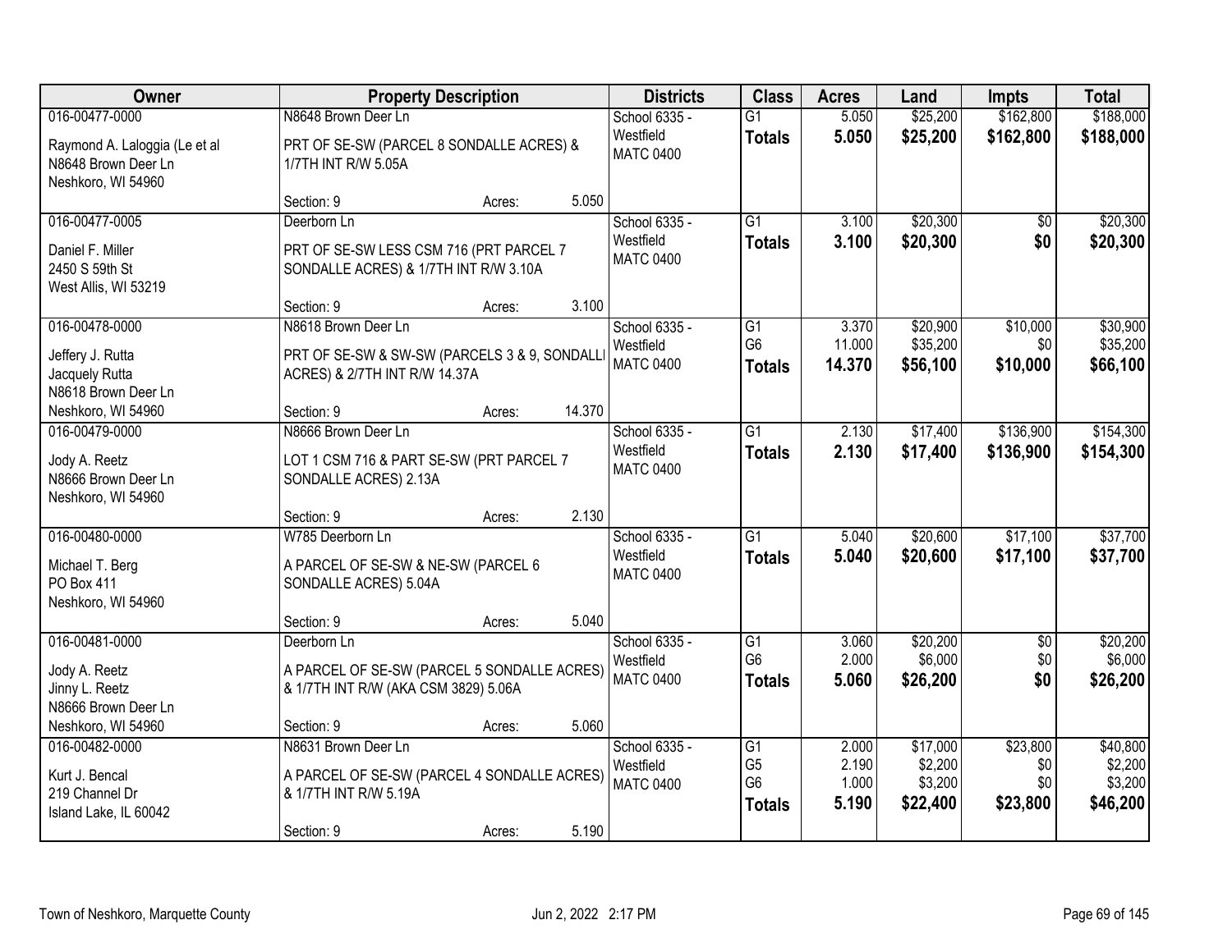| Owner | Property Description | Districts | Class | Acres | Land | Impts | Total |
|---|---|---|---|---|---|---|---|
| 016-00477-0000<br>Raymond A. Laloggia (Le et al<br>N8648 Brown Deer Ln<br>Neshkoro, WI 54960 | N8648 Brown Deer Ln<br>PRT OF SE-SW (PARCEL 8 SONDALLE ACRES) & 1/7TH INT R/W 5.05A<br>Section: 9 Acres: 5.050 | School 6335 - Westfield<br>MATC 0400 | G1<br>**Totals** | 5.050<br>**5.050** | $25,200<br>**$25,200** | $162,800<br>**$162,800** | $188,000<br>**$188,000** |
| 016-00477-0005<br>Daniel F. Miller<br>2450 S 59th St<br>West Allis, WI 53219 | Deerborn Ln<br>PRT OF SE-SW LESS CSM 716 (PRT PARCEL 7 SONDALLE ACRES) & 1/7TH INT R/W 3.10A<br>Section: 9 Acres: 3.100 | School 6335 - Westfield<br>MATC 0400 | G1<br>**Totals** | 3.100<br>**3.100** | $20,300<br>**$20,300** | $0<br>**$0** | $20,300<br>**$20,300** |
| 016-00478-0000<br>Jeffery J. Rutta<br>Jacquely Rutta<br>N8618 Brown Deer Ln<br>Neshkoro, WI 54960 | N8618 Brown Deer Ln<br>PRT OF SE-SW & SW-SW (PARCELS 3 & 9, SONDALLI ACRES) & 2/7TH INT R/W 14.37A<br>Section: 9 Acres: 14.370 | School 6335 - Westfield<br>MATC 0400 | G1<br>G6<br>**Totals** | 3.370<br>11.000<br>**14.370** | $20,900<br>$35,200<br>**$56,100** | $10,000<br>$0<br>**$10,000** | $30,900<br>$35,200<br>**$66,100** |
| 016-00479-0000<br>Jody A. Reetz<br>N8666 Brown Deer Ln<br>Neshkoro, WI 54960 | N8666 Brown Deer Ln<br>LOT 1 CSM 716 & PART SE-SW (PRT PARCEL 7 SONDALLE ACRES) 2.13A<br>Section: 9 Acres: 2.130 | School 6335 - Westfield<br>MATC 0400 | G1<br>**Totals** | 2.130<br>**2.130** | $17,400<br>**$17,400** | $136,900<br>**$136,900** | $154,300<br>**$154,300** |
| 016-00480-0000<br>Michael T. Berg<br>PO Box 411<br>Neshkoro, WI 54960 | W785 Deerborn Ln<br>A PARCEL OF SE-SW & NE-SW (PARCEL 6 SONDALLE ACRES) 5.04A<br>Section: 9 Acres: 5.040 | School 6335 - Westfield<br>MATC 0400 | G1<br>**Totals** | 5.040<br>**5.040** | $20,600<br>**$20,600** | $17,100<br>**$17,100** | $37,700<br>**$37,700** |
| 016-00481-0000<br>Jody A. Reetz<br>Jinny L. Reetz<br>N8666 Brown Deer Ln<br>Neshkoro, WI 54960 | Deerborn Ln<br>A PARCEL OF SE-SW (PARCEL 5 SONDALLE ACRES) & 1/7TH INT R/W (AKA CSM 3829) 5.06A<br>Section: 9 Acres: 5.060 | School 6335 - Westfield<br>MATC 0400 | G1<br>G6<br>**Totals** | 3.060<br>2.000<br>**5.060** | $20,200<br>$6,000<br>**$26,200** | $0<br>$0<br>**$0** | $20,200<br>$6,000<br>**$26,200** |
| 016-00482-0000<br>Kurt J. Bencal<br>219 Channel Dr<br>Island Lake, IL 60042 | N8631 Brown Deer Ln<br>A PARCEL OF SE-SW (PARCEL 4 SONDALLE ACRES) & 1/7TH INT R/W 5.19A<br>Section: 9 Acres: 5.190 | School 6335 - Westfield<br>MATC 0400 | G1<br>G5<br>G6<br>**Totals** | 2.000<br>2.190<br>1.000<br>**5.190** | $17,000<br>$2,200<br>$3,200<br>**$22,400** | $23,800<br>$0<br>$0<br>**$23,800** | $40,800<br>$2,200<br>$3,200<br>**$46,200** |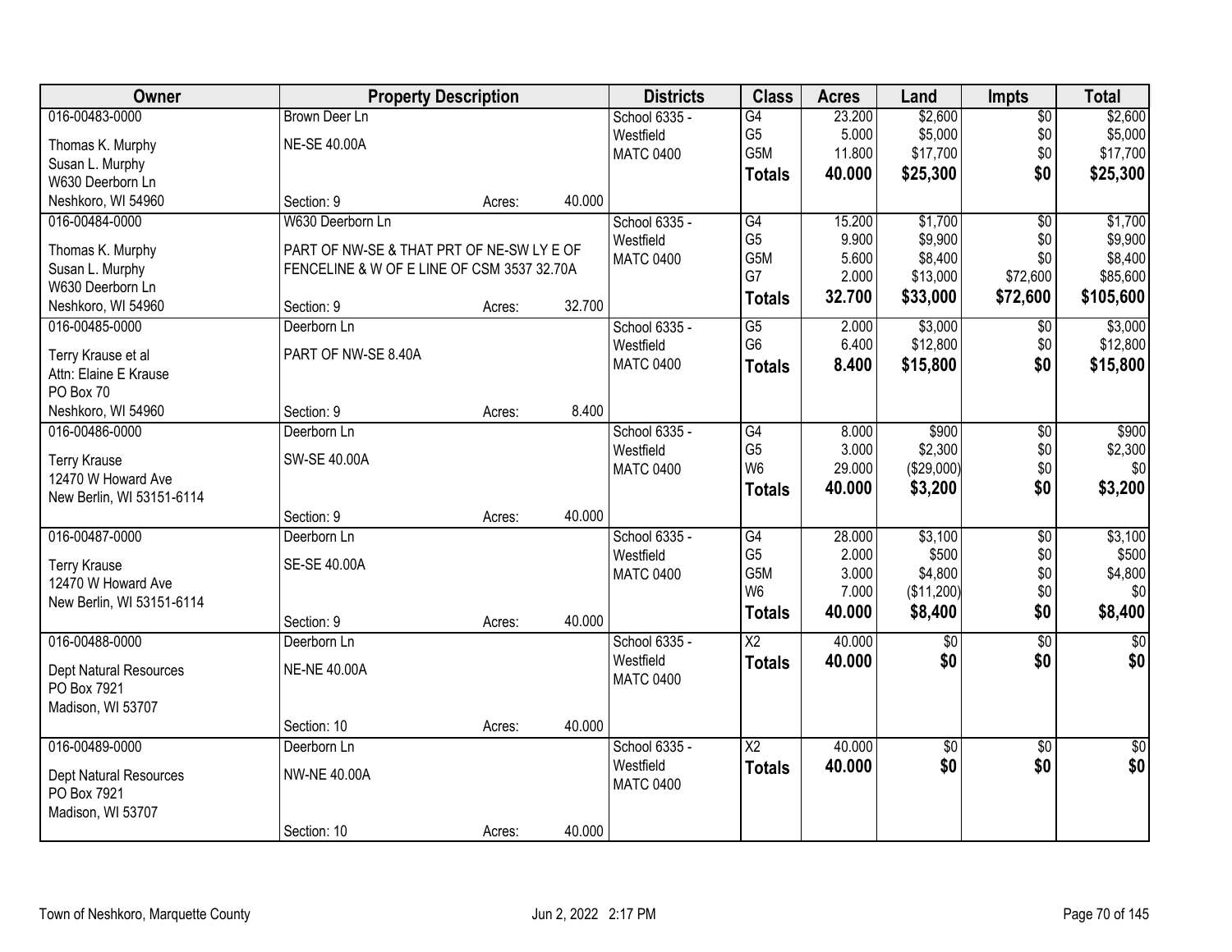| Owner | Property Description | | | Districts | Class | Acres | Land | Impts | Total |
|---|---|---|---|---|---|---|---|---|---|
| 016-00483-0000 | Brown Deer Ln | | | School 6335 - | G4 | 23.200 | $2,600 | $0 | $2,600 |
| Thomas K. Murphy | NE-SE 40.00A | | | Westfield | G5 | 5.000 | $5,000 | $0 | $5,000 |
| Susan L. Murphy | | | | MATC 0400 | G5M | 11.800 | $17,700 | $0 | $17,700 |
| W630 Deerborn Ln | | | | | **Totals** | **40.000** | **$25,300** | **$0** | **$25,300** |
| Neshkoro, WI 54960 | Section: 9 | Acres: | 40.000 | | | | | | |
| 016-00484-0000 | W630 Deerborn Ln | | | School 6335 - | G4 | 15.200 | $1,700 | $0 | $1,700 |
| Thomas K. Murphy | PART OF NW-SE & THAT PRT OF NE-SW LY E OF | | | Westfield | G5 | 9.900 | $9,900 | $0 | $9,900 |
| Susan L. Murphy | FENCELINE & W OF E LINE OF CSM 3537 32.70A | | | MATC 0400 | G5M | 5.600 | $8,400 | $0 | $8,400 |
| W630 Deerborn Ln | | | | | G7 | 2.000 | $13,000 | $72,600 | $85,600 |
| Neshkoro, WI 54960 | Section: 9 | Acres: | 32.700 | | **Totals** | **32.700** | **$33,000** | **$72,600** | **$105,600** |
| 016-00485-0000 | Deerborn Ln | | | School 6335 - | G5 | 2.000 | $3,000 | $0 | $3,000 |
| Terry Krause et al | PART OF NW-SE 8.40A | | | Westfield | G6 | 6.400 | $12,800 | $0 | $12,800 |
| Attn: Elaine E Krause | | | | MATC 0400 | **Totals** | **8.400** | **$15,800** | **$0** | **$15,800** |
| PO Box 70 | | | | | | | | | |
| Neshkoro, WI 54960 | Section: 9 | Acres: | 8.400 | | | | | | |
| 016-00486-0000 | Deerborn Ln | | | School 6335 - | G4 | 8.000 | $900 | $0 | $900 |
| Terry Krause | SW-SE 40.00A | | | Westfield | G5 | 3.000 | $2,300 | $0 | $2,300 |
| 12470 W Howard Ave | | | | MATC 0400 | W6 | 29.000 | ($29,000) | $0 | $0 |
| New Berlin, WI 53151-6114 | | | | | **Totals** | **40.000** | **$3,200** | **$0** | **$3,200** |
| | Section: 9 | Acres: | 40.000 | | | | | | |
| 016-00487-0000 | Deerborn Ln | | | School 6335 - | G4 | 28.000 | $3,100 | $0 | $3,100 |
| Terry Krause | SE-SE 40.00A | | | Westfield | G5 | 2.000 | $500 | $0 | $500 |
| 12470 W Howard Ave | | | | MATC 0400 | G5M | 3.000 | $4,800 | $0 | $4,800 |
| New Berlin, WI 53151-6114 | | | | | W6 | 7.000 | ($11,200) | $0 | $0 |
| | Section: 9 | Acres: | 40.000 | | **Totals** | **40.000** | **$8,400** | **$0** | **$8,400** |
| 016-00488-0000 | Deerborn Ln | | | School 6335 - | X2 | 40.000 | $0 | $0 | $0 |
| Dept Natural Resources | NE-NE 40.00A | | | Westfield | **Totals** | **40.000** | **$0** | **$0** | **$0** |
| PO Box 7921 | | | | MATC 0400 | | | | | |
| Madison, WI 53707 | | | | | | | | | |
| | Section: 10 | Acres: | 40.000 | | | | | | |
| 016-00489-0000 | Deerborn Ln | | | School 6335 - | X2 | 40.000 | $0 | $0 | $0 |
| Dept Natural Resources | NW-NE 40.00A | | | Westfield | **Totals** | **40.000** | **$0** | **$0** | **$0** |
| PO Box 7921 | | | | MATC 0400 | | | | | |
| Madison, WI 53707 | | | | | | | | | |
| | Section: 10 | Acres: | 40.000 | | | | | | |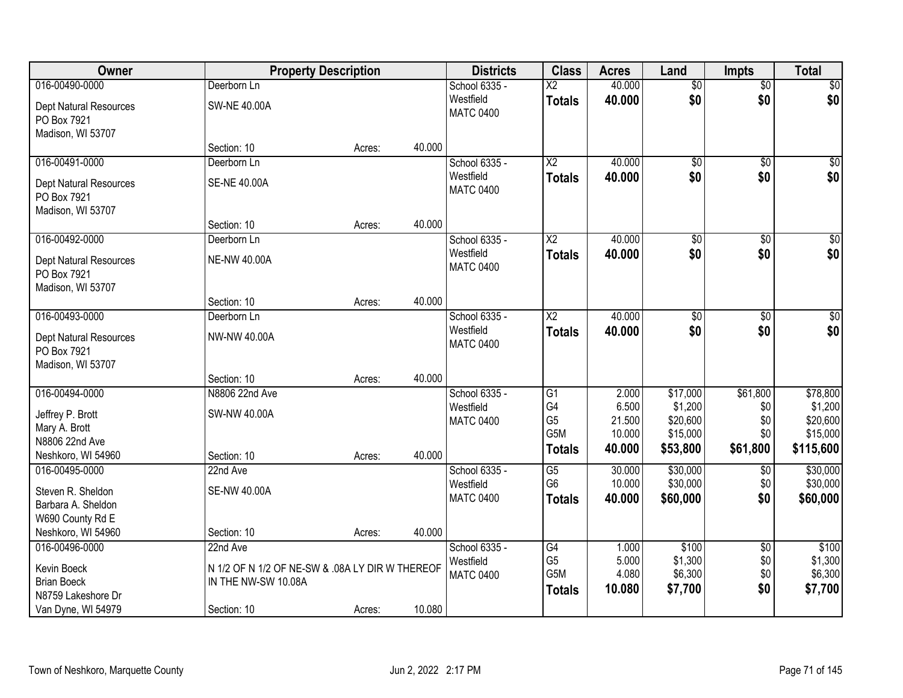| Owner | Property Description | | | Districts | Class | Acres | Land | Impts | Total |
|---|---|---|---|---|---|---|---|---|---|
| 016-00490-0000 | Deerborn Ln | | | School 6335 - | X2 | 40.000 | $0 | $0 | $0 |
| Dept Natural Resources | SW-NE 40.00A | | | Westfield | **Totals** | **40.000** | **$0** | **$0** | **$0** |
| PO Box 7921 | | | | MATC 0400 | | | | | |
| Madison, WI 53707 | | | | | | | | | |
| | Section: 10 | Acres: | 40.000 | | | | | | |
| 016-00491-0000 | Deerborn Ln | | | School 6335 - | X2 | 40.000 | $0 | $0 | $0 |
| Dept Natural Resources | SE-NE 40.00A | | | Westfield | **Totals** | **40.000** | **$0** | **$0** | **$0** |
| PO Box 7921 | | | | MATC 0400 | | | | | |
| Madison, WI 53707 | | | | | | | | | |
| | Section: 10 | Acres: | 40.000 | | | | | | |
| 016-00492-0000 | Deerborn Ln | | | School 6335 - | X2 | 40.000 | $0 | $0 | $0 |
| Dept Natural Resources | NE-NW 40.00A | | | Westfield | **Totals** | **40.000** | **$0** | **$0** | **$0** |
| PO Box 7921 | | | | MATC 0400 | | | | | |
| Madison, WI 53707 | | | | | | | | | |
| | Section: 10 | Acres: | 40.000 | | | | | | |
| 016-00493-0000 | Deerborn Ln | | | School 6335 - | X2 | 40.000 | $0 | $0 | $0 |
| Dept Natural Resources | NW-NW 40.00A | | | Westfield | **Totals** | **40.000** | **$0** | **$0** | **$0** |
| PO Box 7921 | | | | MATC 0400 | | | | | |
| Madison, WI 53707 | | | | | | | | | |
| | Section: 10 | Acres: | 40.000 | | | | | | |
| 016-00494-0000 | N8806 22nd Ave | | | School 6335 - | G1 | 2.000 | $17,000 | $61,800 | $78,800 |
| Jeffrey P. Brott | SW-NW 40.00A | | | Westfield | G4 | 6.500 | $1,200 | $0 | $1,200 |
| Mary A. Brott | | | | MATC 0400 | G5 | 21.500 | $20,600 | $0 | $20,600 |
| N8806 22nd Ave | | | | | G5M | 10.000 | $15,000 | $0 | $15,000 |
| Neshkoro, WI 54960 | Section: 10 | Acres: | 40.000 | | **Totals** | **40.000** | **$53,800** | **$61,800** | **$115,600** |
| 016-00495-0000 | 22nd Ave | | | School 6335 - | G5 | 30.000 | $30,000 | $0 | $30,000 |
| Steven R. Sheldon | SE-NW 40.00A | | | Westfield | G6 | 10.000 | $30,000 | $0 | $30,000 |
| Barbara A. Sheldon | | | | MATC 0400 | **Totals** | **40.000** | **$60,000** | **$0** | **$60,000** |
| W690 County Rd E | | | | | | | | | |
| Neshkoro, WI 54960 | Section: 10 | Acres: | 40.000 | | | | | | |
| 016-00496-0000 | 22nd Ave | | | School 6335 - | G4 | 1.000 | $100 | $0 | $100 |
| Kevin Boeck | N 1/2 OF N 1/2 OF NE-SW & .08A LY DIR W THEREOF | | | Westfield | G5 | 5.000 | $1,300 | $0 | $1,300 |
| Brian Boeck | IN THE NW-SW 10.08A | | | MATC 0400 | G5M | 4.080 | $6,300 | $0 | $6,300 |
| N8759 Lakeshore Dr | | | | | **Totals** | **10.080** | **$7,700** | **$0** | **$7,700** |
| Van Dyne, WI 54979 | Section: 10 | Acres: | 10.080 | | | | | | |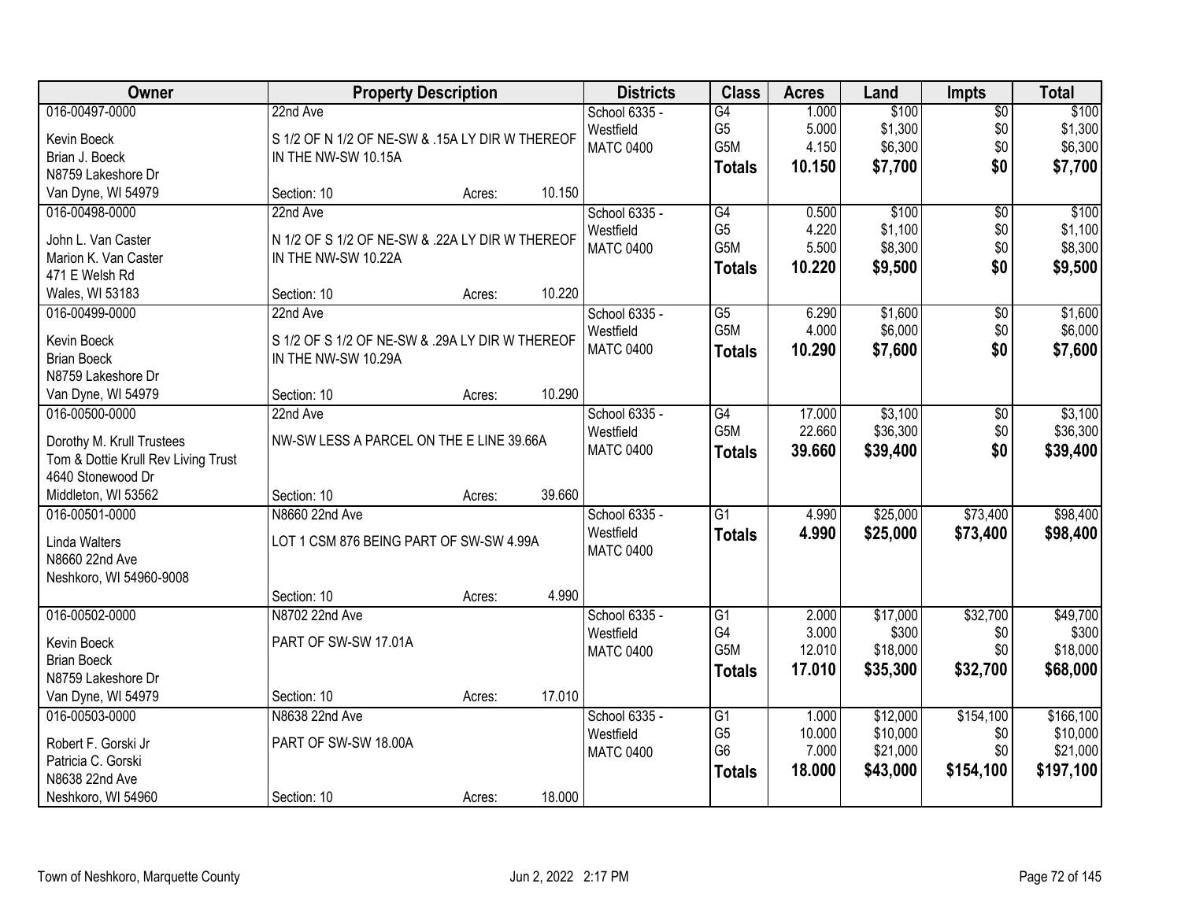| Owner | Property Description | Districts | Class | Acres | Land | Impts | Total |
|---|---|---|---|---|---|---|---|
| 016-00497-0000<br>Kevin Boeck<br>Brian J. Boeck<br>N8759 Lakeshore Dr<br>Van Dyne, WI 54979 | 22nd Ave<br>S 1/2 OF N 1/2 OF NE-SW & .15A LY DIR W THEREOF IN THE NW-SW 10.15A<br>Section: 10 Acres: 10.150 | School 6335 - Westfield<br>MATC 0400 | G4<br>G5<br>G5M<br>**Totals** | 1.000<br>5.000<br>4.150<br>**10.150** | $100<br>$1,300<br>$6,300<br>**$7,700** | $0<br>$0<br>$0<br>**$0** | $100<br>$1,300<br>$6,300<br>**$7,700** |
| 016-00498-0000<br>John L. Van Caster<br>Marion K. Van Caster<br>471 E Welsh Rd<br>Wales, WI 53183 | 22nd Ave<br>N 1/2 OF S 1/2 OF NE-SW & .22A LY DIR W THEREOF IN THE NW-SW 10.22A<br>Section: 10 Acres: 10.220 | School 6335 - Westfield<br>MATC 0400 | G4<br>G5<br>G5M<br>**Totals** | 0.500<br>4.220<br>5.500<br>**10.220** | $100<br>$1,100<br>$8,300<br>**$9,500** | $0<br>$0<br>$0<br>**$0** | $100<br>$1,100<br>$8,300<br>**$9,500** |
| 016-00499-0000<br>Kevin Boeck<br>Brian Boeck<br>N8759 Lakeshore Dr<br>Van Dyne, WI 54979 | 22nd Ave<br>S 1/2 OF S 1/2 OF NE-SW & .29A LY DIR W THEREOF IN THE NW-SW 10.29A<br>Section: 10 Acres: 10.290 | School 6335 - Westfield<br>MATC 0400 | G5<br>G5M<br>**Totals** | 6.290<br>4.000<br>**10.290** | $1,600<br>$6,000<br>**$7,600** | $0<br>$0<br>**$0** | $1,600<br>$6,000<br>**$7,600** |
| 016-00500-0000<br>Dorothy M. Krull Trustees<br>Tom & Dottie Krull Rev Living Trust<br>4640 Stonewood Dr<br>Middleton, WI 53562 | 22nd Ave<br>NW-SW LESS A PARCEL ON THE E LINE 39.66A<br>Section: 10 Acres: 39.660 | School 6335 - Westfield<br>MATC 0400 | G4<br>G5M<br>**Totals** | 17.000<br>22.660<br>**39.660** | $3,100<br>$36,300<br>**$39,400** | $0<br>$0<br>**$0** | $3,100<br>$36,300<br>**$39,400** |
| 016-00501-0000<br>Linda Walters<br>N8660 22nd Ave<br>Neshkoro, WI 54960-9008 | N8660 22nd Ave<br>LOT 1 CSM 876 BEING PART OF SW-SW 4.99A<br>Section: 10 Acres: 4.990 | School 6335 - Westfield<br>MATC 0400 | G1<br>**Totals** | 4.990<br>**4.990** | $25,000<br>**$25,000** | $73,400<br>**$73,400** | $98,400<br>**$98,400** |
| 016-00502-0000<br>Kevin Boeck<br>Brian Boeck<br>N8759 Lakeshore Dr<br>Van Dyne, WI 54979 | N8702 22nd Ave<br>PART OF SW-SW 17.01A<br>Section: 10 Acres: 17.010 | School 6335 - Westfield<br>MATC 0400 | G1<br>G4<br>G5M<br>**Totals** | 2.000<br>3.000<br>12.010<br>**17.010** | $17,000<br>$300<br>$18,000<br>**$35,300** | $32,700<br>$0<br>$0<br>**$32,700** | $49,700<br>$300<br>$18,000<br>**$68,000** |
| 016-00503-0000<br>Robert F. Gorski Jr<br>Patricia C. Gorski<br>N8638 22nd Ave<br>Neshkoro, WI 54960 | N8638 22nd Ave<br>PART OF SW-SW 18.00A<br>Section: 10 Acres: 18.000 | School 6335 - Westfield<br>MATC 0400 | G1<br>G5<br>G6<br>**Totals** | 1.000<br>10.000<br>7.000<br>**18.000** | $12,000<br>$10,000<br>$21,000<br>**$43,000** | $154,100<br>$0<br>$0<br>**$154,100** | $166,100<br>$10,000<br>$21,000<br>**$197,100** |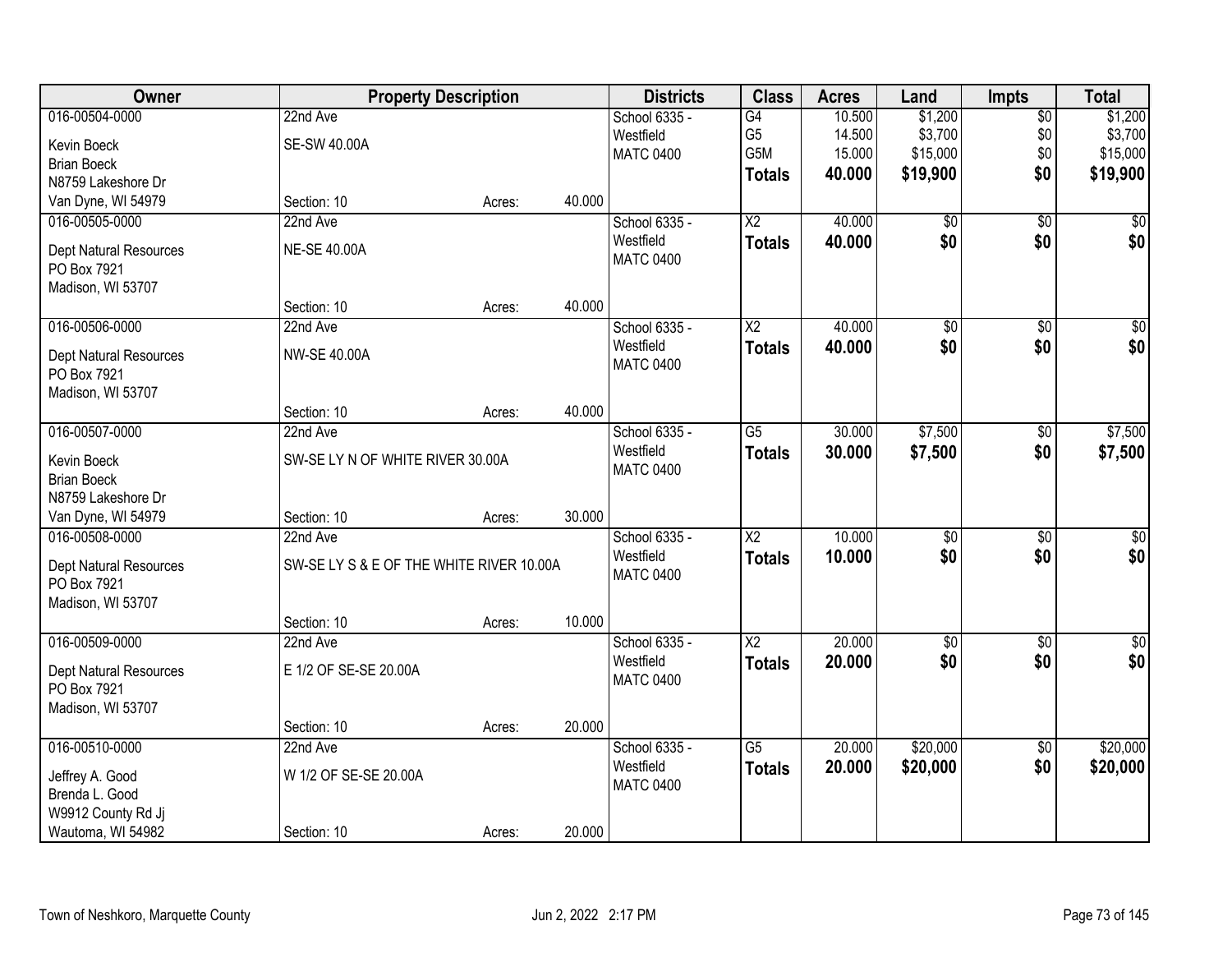| Owner | Property Description | | | Districts | Class | Acres | Land | Impts | Total |
|---|---|---|---|---|---|---|---|---|---|
| 016-00504-0000 | 22nd Ave | | | School 6335 - | G4 | 10.500 | $1,200 | $0 | $1,200 |
| Kevin Boeck | SE-SW 40.00A | | | Westfield | G5 | 14.500 | $3,700 | $0 | $3,700 |
| Brian Boeck | | | | MATC 0400 | G5M | 15.000 | $15,000 | $0 | $15,000 |
| N8759 Lakeshore Dr | | | | | **Totals** | **40.000** | **$19,900** | **$0** | **$19,900** |
| Van Dyne, WI 54979 | Section: 10 | Acres: | 40.000 | | | | | | |
| 016-00505-0000 | 22nd Ave | | | School 6335 - | X2 | 40.000 | $0 | $0 | $0 |
| Dept Natural Resources | NE-SE 40.00A | | | Westfield | **Totals** | **40.000** | **$0** | **$0** | **$0** |
| PO Box 7921 | | | | MATC 0400 | | | | | |
| Madison, WI 53707 | | | | | | | | | |
| | Section: 10 | Acres: | 40.000 | | | | | | |
| 016-00506-0000 | 22nd Ave | | | School 6335 - | X2 | 40.000 | $0 | $0 | $0 |
| Dept Natural Resources | NW-SE 40.00A | | | Westfield | **Totals** | **40.000** | **$0** | **$0** | **$0** |
| PO Box 7921 | | | | MATC 0400 | | | | | |
| Madison, WI 53707 | | | | | | | | | |
| | Section: 10 | Acres: | 40.000 | | | | | | |
| 016-00507-0000 | 22nd Ave | | | School 6335 - | G5 | 30.000 | $7,500 | $0 | $7,500 |
| Kevin Boeck | SW-SE LY N OF WHITE RIVER 30.00A | | | Westfield | **Totals** | **30.000** | **$7,500** | **$0** | **$7,500** |
| Brian Boeck | | | | MATC 0400 | | | | | |
| N8759 Lakeshore Dr | | | | | | | | | |
| Van Dyne, WI 54979 | Section: 10 | Acres: | 30.000 | | | | | | |
| 016-00508-0000 | 22nd Ave | | | School 6335 - | X2 | 10.000 | $0 | $0 | $0 |
| Dept Natural Resources | SW-SE LY S & E OF THE WHITE RIVER 10.00A | | | Westfield | **Totals** | **10.000** | **$0** | **$0** | **$0** |
| PO Box 7921 | | | | MATC 0400 | | | | | |
| Madison, WI 53707 | | | | | | | | | |
| | Section: 10 | Acres: | 10.000 | | | | | | |
| 016-00509-0000 | 22nd Ave | | | School 6335 - | X2 | 20.000 | $0 | $0 | $0 |
| Dept Natural Resources | E 1/2 OF SE-SE 20.00A | | | Westfield | **Totals** | **20.000** | **$0** | **$0** | **$0** |
| PO Box 7921 | | | | MATC 0400 | | | | | |
| Madison, WI 53707 | | | | | | | | | |
| | Section: 10 | Acres: | 20.000 | | | | | | |
| 016-00510-0000 | 22nd Ave | | | School 6335 - | G5 | 20.000 | $20,000 | $0 | $20,000 |
| Jeffrey A. Good | W 1/2 OF SE-SE 20.00A | | | Westfield | **Totals** | **20.000** | **$20,000** | **$0** | **$20,000** |
| Brenda L. Good | | | | MATC 0400 | | | | | |
| W9912 County Rd Jj | | | | | | | | | |
| Wautoma, WI 54982 | Section: 10 | Acres: | 20.000 | | | | | | |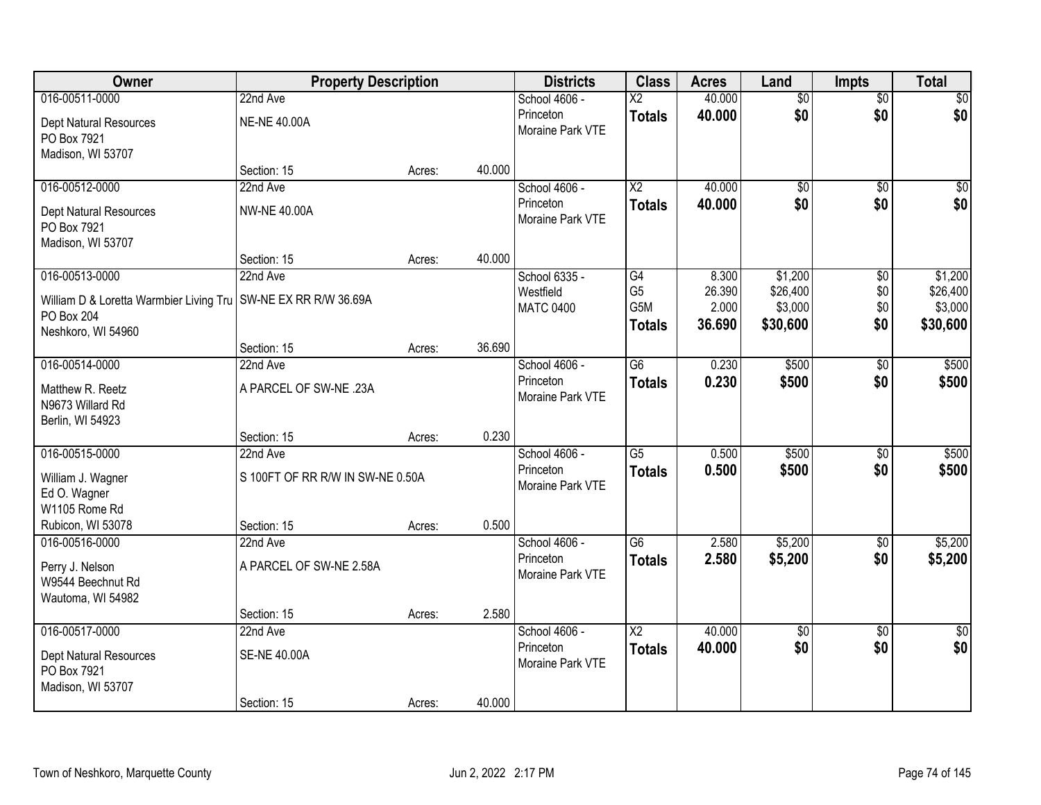| Owner | Property Description | | | Districts | Class | Acres | Land | Impts | Total |
|---|---|---|---|---|---|---|---|---|---|
| 016-00511-0000 | 22nd Ave | | | School 4606 - Princeton | X2 | 40.000 | $0 | $0 | $0 |
| Dept Natural Resources<br>PO Box 7921<br>Madison, WI 53707 | NE-NE 40.00A | | | Moraine Park VTE | **Totals** | **40.000** | **$0** | **$0** | **$0** |
| | Section: 15 | Acres: | 40.000 | | | | | | |
| 016-00512-0000 | 22nd Ave | | | School 4606 - Princeton | X2 | 40.000 | $0 | $0 | $0 |
| Dept Natural Resources<br>PO Box 7921<br>Madison, WI 53707 | NW-NE 40.00A | | | Moraine Park VTE | **Totals** | **40.000** | **$0** | **$0** | **$0** |
| | Section: 15 | Acres: | 40.000 | | | | | | |
| 016-00513-0000 | 22nd Ave | | | School 6335 - Westfield | G4 | 8.300 | $1,200 | $0 | $1,200 |
| William D & Loretta Warmbier Living Tru<br>PO Box 204<br>Neshkoro, WI 54960 | SW-NE EX RR R/W 36.69A | | | MATC 0400 | G5 | 26.390 | $26,400 | $0 | $26,400 |
| | | | | | G5M | 2.000 | $3,000 | $0 | $3,000 |
| | | | | | **Totals** | **36.690** | **$30,600** | **$0** | **$30,600** |
| | Section: 15 | Acres: | 36.690 | | | | | | |
| 016-00514-0000 | 22nd Ave | | | School 4606 - Princeton | G6 | 0.230 | $500 | $0 | $500 |
| Matthew R. Reetz<br>N9673 Willard Rd<br>Berlin, WI 54923 | A PARCEL OF SW-NE .23A | | | Moraine Park VTE | **Totals** | **0.230** | **$500** | **$0** | **$500** |
| | Section: 15 | Acres: | 0.230 | | | | | | |
| 016-00515-0000 | 22nd Ave | | | School 4606 - Princeton | G5 | 0.500 | $500 | $0 | $500 |
| William J. Wagner<br>Ed O. Wagner<br>W1105 Rome Rd<br>Rubicon, WI 53078 | S 100FT OF RR R/W IN SW-NE 0.50A | | | Moraine Park VTE | **Totals** | **0.500** | **$500** | **$0** | **$500** |
| | Section: 15 | Acres: | 0.500 | | | | | | |
| 016-00516-0000 | 22nd Ave | | | School 4606 - Princeton | G6 | 2.580 | $5,200 | $0 | $5,200 |
| Perry J. Nelson<br>W9544 Beechnut Rd<br>Wautoma, WI 54982 | A PARCEL OF SW-NE 2.58A | | | Moraine Park VTE | **Totals** | **2.580** | **$5,200** | **$0** | **$5,200** |
| | Section: 15 | Acres: | 2.580 | | | | | | |
| 016-00517-0000 | 22nd Ave | | | School 4606 - Princeton | X2 | 40.000 | $0 | $0 | $0 |
| Dept Natural Resources<br>PO Box 7921<br>Madison, WI 53707 | SE-NE 40.00A | | | Moraine Park VTE | **Totals** | **40.000** | **$0** | **$0** | **$0** |
| | Section: 15 | Acres: | 40.000 | | | | | | |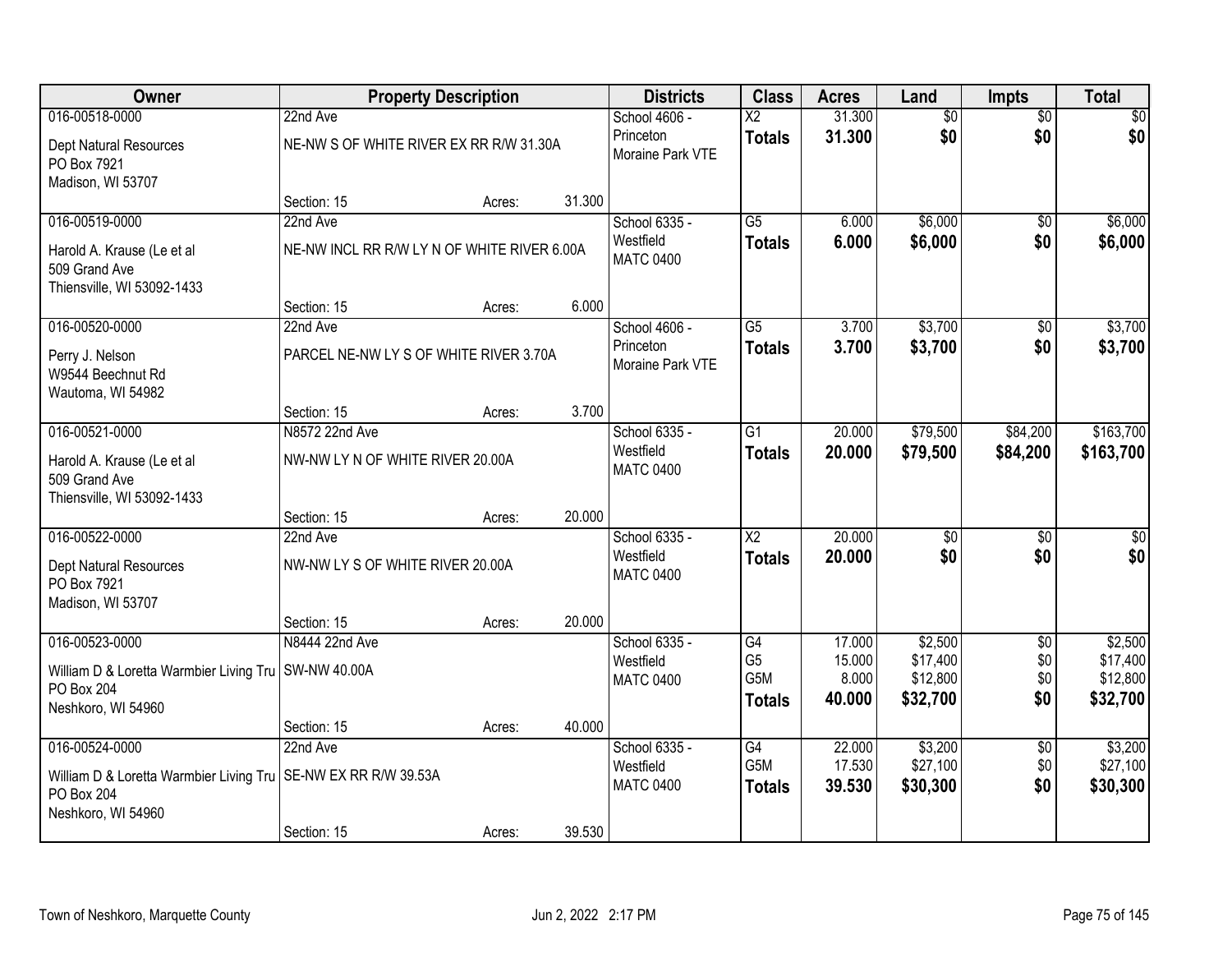| Owner | Property Description | | | Districts | Class | Acres | Land | Impts | Total |
|---|---|---|---|---|---|---|---|---|---|
| 016-00518-0000 | 22nd Ave | | | School 4606 - Princeton Moraine Park VTE | X2 | 31.300 | $0 | $0 | $0 |
| Dept Natural Resources PO Box 7921 Madison, WI 53707 | NE-NW S OF WHITE RIVER EX RR R/W 31.30A | | | | **Totals** | **31.300** | **$0** | **$0** | **$0** |
| | Section: 15 | Acres: | 31.300 | | | | | | |
| 016-00519-0000 | 22nd Ave | | | School 6335 - Westfield MATC 0400 | G5 | 6.000 | $6,000 | $0 | $6,000 |
| Harold A. Krause (Le et al 509 Grand Ave Thiensville, WI 53092-1433 | NE-NW INCL RR R/W LY N OF WHITE RIVER 6.00A | | | | **Totals** | **6.000** | **$6,000** | **$0** | **$6,000** |
| | Section: 15 | Acres: | 6.000 | | | | | | |
| 016-00520-0000 | 22nd Ave | | | School 4606 - Princeton Moraine Park VTE | G5 | 3.700 | $3,700 | $0 | $3,700 |
| Perry J. Nelson W9544 Beechnut Rd Wautoma, WI 54982 | PARCEL NE-NW LY S OF WHITE RIVER 3.70A | | | | **Totals** | **3.700** | **$3,700** | **$0** | **$3,700** |
| | Section: 15 | Acres: | 3.700 | | | | | | |
| 016-00521-0000 | N8572 22nd Ave | | | School 6335 - Westfield MATC 0400 | G1 | 20.000 | $79,500 | $84,200 | $163,700 |
| Harold A. Krause (Le et al 509 Grand Ave Thiensville, WI 53092-1433 | NW-NW LY N OF WHITE RIVER 20.00A | | | | **Totals** | **20.000** | **$79,500** | **$84,200** | **$163,700** |
| | Section: 15 | Acres: | 20.000 | | | | | | |
| 016-00522-0000 | 22nd Ave | | | School 6335 - Westfield MATC 0400 | X2 | 20.000 | $0 | $0 | $0 |
| Dept Natural Resources PO Box 7921 Madison, WI 53707 | NW-NW LY S OF WHITE RIVER 20.00A | | | | **Totals** | **20.000** | **$0** | **$0** | **$0** |
| | Section: 15 | Acres: | 20.000 | | | | | | |
| 016-00523-0000 | N8444 22nd Ave | | | School 6335 - Westfield MATC 0400 | G4 | 17.000 | $2,500 | $0 | $2,500 |
| William D & Loretta Warmbier Living Tru PO Box 204 Neshkoro, WI 54960 | SW-NW 40.00A | | | | G5 | 15.000 | $17,400 | $0 | $17,400 |
| | | | | | G5M | 8.000 | $12,800 | $0 | $12,800 |
| | | | | | **Totals** | **40.000** | **$32,700** | **$0** | **$32,700** |
| | Section: 15 | Acres: | 40.000 | | | | | | |
| 016-00524-0000 | 22nd Ave | | | School 6335 - Westfield MATC 0400 | G4 | 22.000 | $3,200 | $0 | $3,200 |
| William D & Loretta Warmbier Living Tru PO Box 204 Neshkoro, WI 54960 | SE-NW EX RR R/W 39.53A | | | | G5M | 17.530 | $27,100 | $0 | $27,100 |
| | | | | | **Totals** | **39.530** | **$30,300** | **$0** | **$30,300** |
| | Section: 15 | Acres: | 39.530 | | | | | | |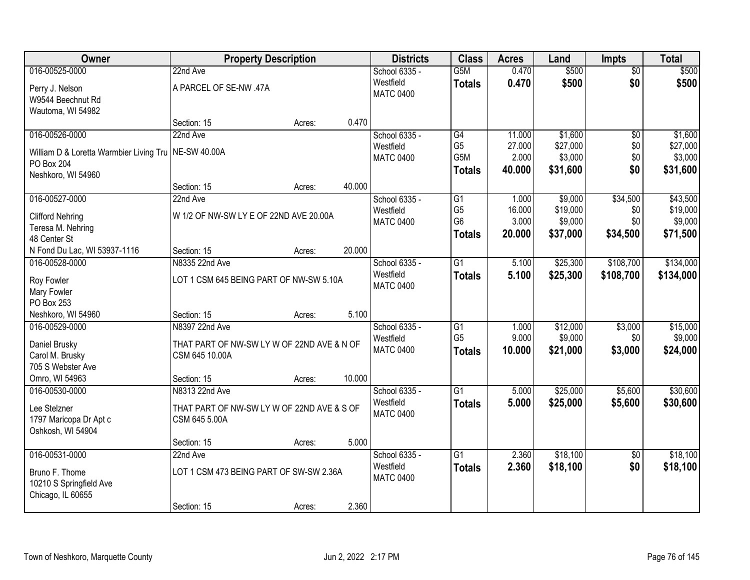| Owner | Property Description | | | Districts | Class | Acres | Land | Impts | Total |
|---|---|---|---|---|---|---|---|---|---|
| 016-00525-0000<br>Perry J. Nelson<br>W9544 Beechnut Rd<br>Wautoma, WI 54982 | 22nd Ave<br>A PARCEL OF SE-NW .47A<br>Section: 15 | Acres: | 0.470 | School 6335 - Westfield<br>MATC 0400 | G5M<br>**Totals** | 0.470<br>**0.470** | $500<br>**$500** | $0<br>**$0** | $500<br>**$500** |
| 016-00526-0000<br>William D & Loretta Warmbier Living Tru<br>PO Box 204<br>Neshkoro, WI 54960 | 22nd Ave<br>NE-SW 40.00A<br>Section: 15 | Acres: | 40.000 | School 6335 - Westfield<br>MATC 0400 | G4<br>G5<br>G5M<br>**Totals** | 11.000<br>27.000<br>2.000<br>**40.000** | $1,600<br>$27,000<br>$3,000<br>**$31,600** | $0<br>$0<br>$0<br>**$0** | $1,600<br>$27,000<br>$3,000<br>**$31,600** |
| 016-00527-0000<br>Clifford Nehring<br>Teresa M. Nehring<br>48 Center St<br>N Fond Du Lac, WI 53937-1116 | 22nd Ave<br>W 1/2 OF NW-SW LY E OF 22ND AVE 20.00A<br>Section: 15 | Acres: | 20.000 | School 6335 - Westfield<br>MATC 0400 | G1<br>G5<br>G6<br>**Totals** | 1.000<br>16.000<br>3.000<br>**20.000** | $9,000<br>$19,000<br>$9,000<br>**$37,000** | $34,500<br>$0<br>$0<br>**$34,500** | $43,500<br>$19,000<br>$9,000<br>**$71,500** |
| 016-00528-0000<br>Roy Fowler<br>Mary Fowler<br>PO Box 253<br>Neshkoro, WI 54960 | N8335 22nd Ave<br>LOT 1 CSM 645 BEING PART OF NW-SW 5.10A<br>Section: 15 | Acres: | 5.100 | School 6335 - Westfield<br>MATC 0400 | G1<br>**Totals** | 5.100<br>**5.100** | $25,300<br>**$25,300** | $108,700<br>**$108,700** | $134,000<br>**$134,000** |
| 016-00529-0000<br>Daniel Brusky<br>Carol M. Brusky<br>705 S Webster Ave<br>Omro, WI 54963 | N8397 22nd Ave<br>THAT PART OF NW-SW LY W OF 22ND AVE & N OF CSM 645 10.00A<br>Section: 15 | Acres: | 10.000 | School 6335 - Westfield<br>MATC 0400 | G1<br>G5<br>**Totals** | 1.000<br>9.000<br>**10.000** | $12,000<br>$9,000<br>**$21,000** | $3,000<br>$0<br>**$3,000** | $15,000<br>$9,000<br>**$24,000** |
| 016-00530-0000<br>Lee Stelzner<br>1797 Maricopa Dr Apt c<br>Oshkosh, WI 54904 | N8313 22nd Ave<br>THAT PART OF NW-SW LY W OF 22ND AVE & S OF CSM 645 5.00A<br>Section: 15 | Acres: | 5.000 | School 6335 - Westfield<br>MATC 0400 | G1<br>**Totals** | 5.000<br>**5.000** | $25,000<br>**$25,000** | $5,600<br>**$5,600** | $30,600<br>**$30,600** |
| 016-00531-0000<br>Bruno F. Thome<br>10210 S Springfield Ave<br>Chicago, IL 60655 | 22nd Ave<br>LOT 1 CSM 473 BEING PART OF SW-SW 2.36A<br>Section: 15 | Acres: | 2.360 | School 6335 - Westfield<br>MATC 0400 | G1<br>**Totals** | 2.360<br>**2.360** | $18,100<br>**$18,100** | $0<br>**$0** | $18,100<br>**$18,100** |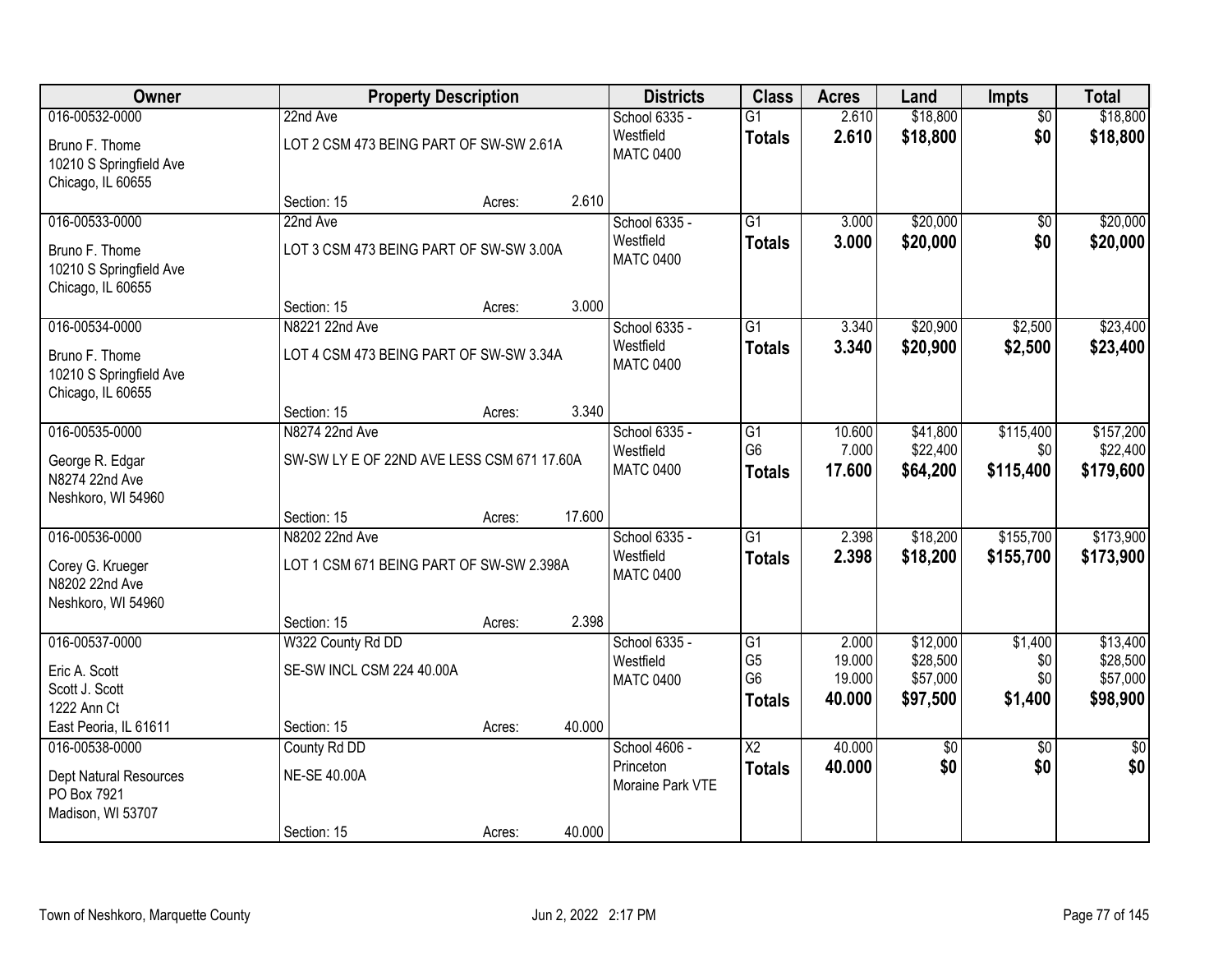| Owner | Property Description | | | Districts | Class | Acres | Land | Impts | Total |
|---|---|---|---|---|---|---|---|---|---|
| 016-00532-0000 | 22nd Ave | | | School 6335 - Westfield | G1 | 2.610 | $18,800 | $0 | $18,800 |
| Bruno F. Thome<br>10210 S Springfield Ave<br>Chicago, IL 60655 | LOT 2 CSM 473 BEING PART OF SW-SW 2.61A | | | MATC 0400 | **Totals** | **2.610** | **$18,800** | **$0** | **$18,800** |
| | Section: 15 | Acres: | 2.610 | | | | | | |
| 016-00533-0000 | 22nd Ave | | | School 6335 - Westfield | G1 | 3.000 | $20,000 | $0 | $20,000 |
| Bruno F. Thome<br>10210 S Springfield Ave<br>Chicago, IL 60655 | LOT 3 CSM 473 BEING PART OF SW-SW 3.00A | | | MATC 0400 | **Totals** | **3.000** | **$20,000** | **$0** | **$20,000** |
| | Section: 15 | Acres: | 3.000 | | | | | | |
| 016-00534-0000 | N8221 22nd Ave | | | School 6335 - Westfield | G1 | 3.340 | $20,900 | $2,500 | $23,400 |
| Bruno F. Thome<br>10210 S Springfield Ave<br>Chicago, IL 60655 | LOT 4 CSM 473 BEING PART OF SW-SW 3.34A | | | MATC 0400 | **Totals** | **3.340** | **$20,900** | **$2,500** | **$23,400** |
| | Section: 15 | Acres: | 3.340 | | | | | | |
| 016-00535-0000 | N8274 22nd Ave | | | School 6335 - Westfield | G1 | 10.600 | $41,800 | $115,400 | $157,200 |
| George R. Edgar<br>N8274 22nd Ave<br>Neshkoro, WI 54960 | SW-SW LY E OF 22ND AVE LESS CSM 671 17.60A | | | MATC 0400 | G6 | 7.000 | $22,400 | $0 | $22,400 |
| | | | | | **Totals** | **17.600** | **$64,200** | **$115,400** | **$179,600** |
| | Section: 15 | Acres: | 17.600 | | | | | | |
| 016-00536-0000 | N8202 22nd Ave | | | School 6335 - Westfield | G1 | 2.398 | $18,200 | $155,700 | $173,900 |
| Corey G. Krueger<br>N8202 22nd Ave<br>Neshkoro, WI 54960 | LOT 1 CSM 671 BEING PART OF SW-SW 2.398A | | | MATC 0400 | **Totals** | **2.398** | **$18,200** | **$155,700** | **$173,900** |
| | Section: 15 | Acres: | 2.398 | | | | | | |
| 016-00537-0000 | W322 County Rd DD | | | School 6335 - Westfield | G1 | 2.000 | $12,000 | $1,400 | $13,400 |
| Eric A. Scott<br>Scott J. Scott<br>1222 Ann Ct<br>East Peoria, IL 61611 | SE-SW INCL CSM 224 40.00A | | | MATC 0400 | G5 | 19.000 | $28,500 | $0 | $28,500 |
| | | | | | G6 | 19.000 | $57,000 | $0 | $57,000 |
| | | | | | **Totals** | **40.000** | **$97,500** | **$1,400** | **$98,900** |
| | Section: 15 | Acres: | 40.000 | | | | | | |
| 016-00538-0000 | County Rd DD | | | School 4606 - Princeton | X2 | 40.000 | $0 | $0 | $0 |
| Dept Natural Resources<br>PO Box 7921<br>Madison, WI 53707 | NE-SE 40.00A | | | Moraine Park VTE | **Totals** | **40.000** | **$0** | **$0** | **$0** |
| | Section: 15 | Acres: | 40.000 | | | | | | |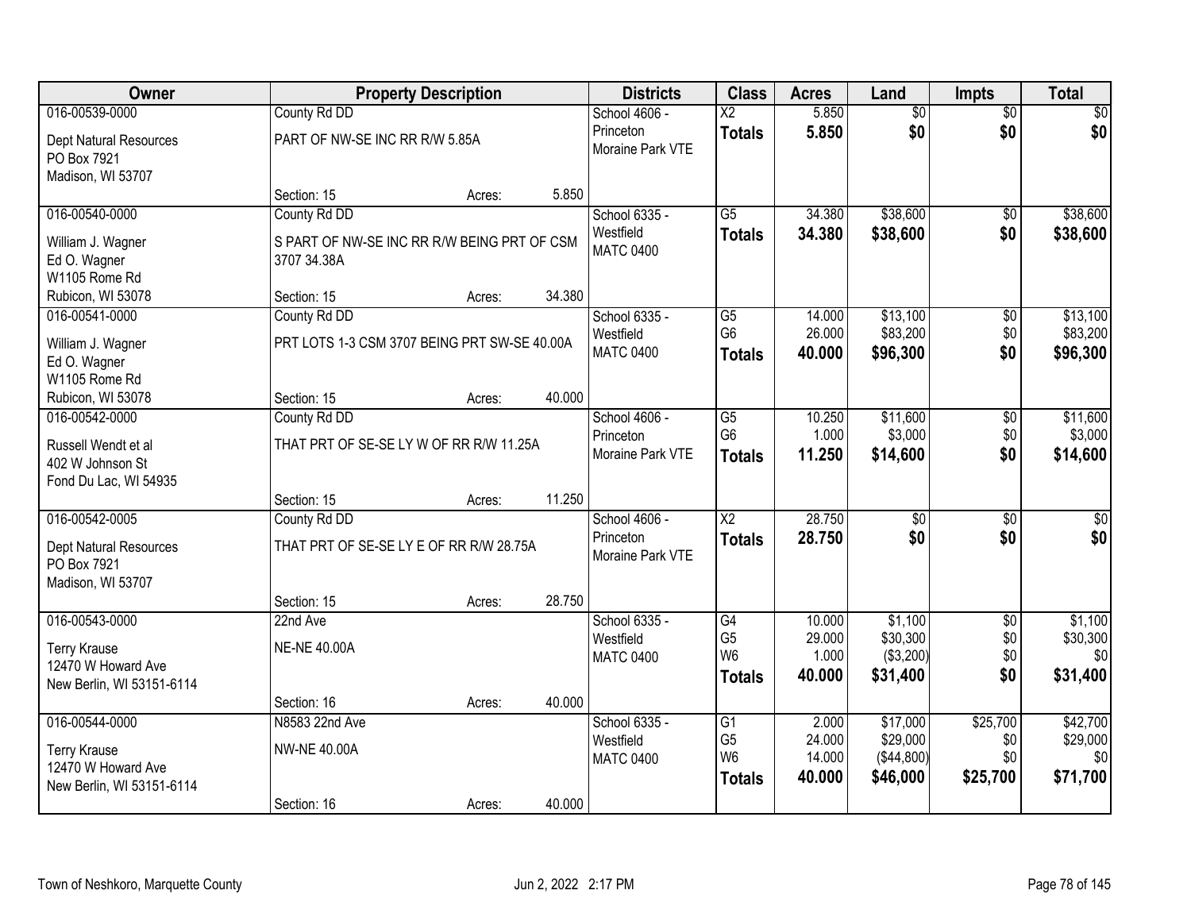| Owner | Property Description | Districts | Class | Acres | Land | Impts | Total |
|---|---|---|---|---|---|---|---|
| 016-00539-0000<br>Dept Natural Resources<br>PO Box 7921<br>Madison, WI 53707 | County Rd DD<br>PART OF NW-SE INC RR R/W 5.85A<br>Section: 15 Acres: 5.850 | School 4606 - Princeton<br>Moraine Park VTE | X2<br>**Totals** | 5.850<br>**5.850** | $0<br>**$0** | $0<br>**$0** | $0<br>**$0** |
| 016-00540-0000<br>William J. Wagner<br>Ed O. Wagner<br>W1105 Rome Rd<br>Rubicon, WI 53078 | County Rd DD<br>S PART OF NW-SE INC RR R/W BEING PRT OF CSM 3707 34.38A<br>Section: 15 Acres: 34.380 | School 6335 - Westfield<br>MATC 0400 | G5<br>**Totals** | 34.380<br>**34.380** | $38,600<br>**$38,600** | $0<br>**$0** | $38,600<br>**$38,600** |
| 016-00541-0000<br>William J. Wagner<br>Ed O. Wagner<br>W1105 Rome Rd<br>Rubicon, WI 53078 | County Rd DD<br>PRT LOTS 1-3 CSM 3707 BEING PRT SW-SE 40.00A<br>Section: 15 Acres: 40.000 | School 6335 - Westfield<br>MATC 0400 | G5<br>G6<br>**Totals** | 14.000<br>26.000<br>**40.000** | $13,100<br>$83,200<br>**$96,300** | $0<br>$0<br>**$0** | $13,100<br>$83,200<br>**$96,300** |
| 016-00542-0000<br>Russell Wendt et al<br>402 W Johnson St<br>Fond Du Lac, WI 54935 | County Rd DD<br>THAT PRT OF SE-SE LY W OF RR R/W 11.25A<br>Section: 15 Acres: 11.250 | School 4606 - Princeton<br>Moraine Park VTE | G5<br>G6<br>**Totals** | 10.250<br>1.000<br>**11.250** | $11,600<br>$3,000<br>**$14,600** | $0<br>$0<br>**$0** | $11,600<br>$3,000<br>**$14,600** |
| 016-00542-0005<br>Dept Natural Resources<br>PO Box 7921<br>Madison, WI 53707 | County Rd DD<br>THAT PRT OF SE-SE LY E OF RR R/W 28.75A<br>Section: 15 Acres: 28.750 | School 4606 - Princeton<br>Moraine Park VTE | X2<br>**Totals** | 28.750<br>**28.750** | $0<br>**$0** | $0<br>**$0** | $0<br>**$0** |
| 016-00543-0000<br>Terry Krause<br>12470 W Howard Ave<br>New Berlin, WI 53151-6114 | 22nd Ave<br>NE-NE 40.00A<br>Section: 16 Acres: 40.000 | School 6335 - Westfield<br>MATC 0400 | G4<br>G5<br>W6<br>**Totals** | 10.000<br>29.000<br>1.000<br>**40.000** | $1,100<br>$30,300<br>($3,200)<br>**$31,400** | $0<br>$0<br>$0<br>**$0** | $1,100<br>$30,300<br>$0<br>**$31,400** |
| 016-00544-0000<br>Terry Krause<br>12470 W Howard Ave<br>New Berlin, WI 53151-6114 | N8583 22nd Ave<br>NW-NE 40.00A<br>Section: 16 Acres: 40.000 | School 6335 - Westfield<br>MATC 0400 | G1<br>G5<br>W6<br>**Totals** | 2.000<br>24.000<br>14.000<br>**40.000** | $17,000<br>$29,000<br>($44,800)<br>**$46,000** | $25,700<br>$0<br>$0<br>**$25,700** | $42,700<br>$29,000<br>$0<br>**$71,700** |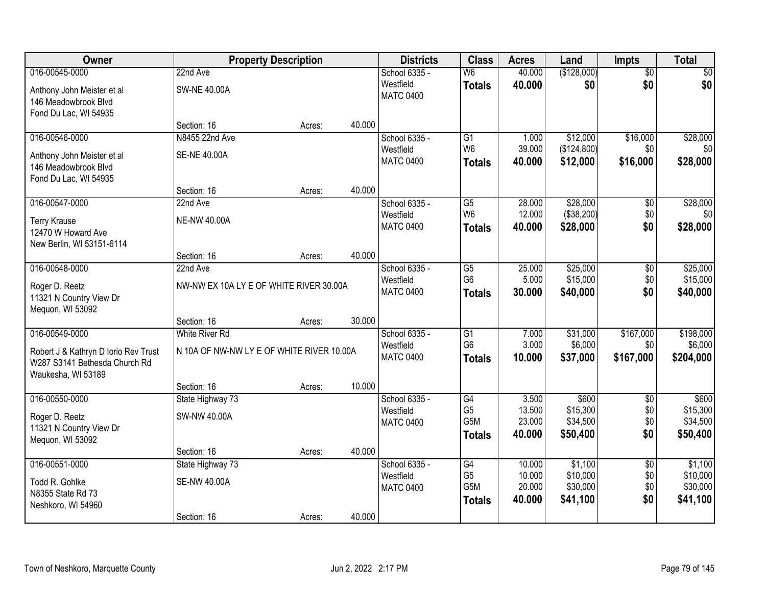| Owner | Property Description | | | Districts | Class | Acres | Land | Impts | Total |
|---|---|---|---|---|---|---|---|---|---|
| 016-00545-0000 | 22nd Ave | | | School 6335 - Westfield | W6 | 40.000 | ($128,000) | $0 | $0 |
| Anthony John Meister et al<br>146 Meadowbrook Blvd<br>Fond Du Lac, WI 54935 | SW-NE 40.00A | | | MATC 0400 | **Totals** | **40.000** | **$0** | **$0** | **$0** |
| | Section: 16 | Acres: | 40.000 | | | | | | |
| 016-00546-0000 | N8455 22nd Ave | | | School 6335 - Westfield | G1 | 1.000 | $12,000 | $16,000 | $28,000 |
| Anthony John Meister et al<br>146 Meadowbrook Blvd<br>Fond Du Lac, WI 54935 | SE-NE 40.00A | | | MATC 0400 | W6 | 39.000 | ($124,800) | $0 | $0 |
| | | | | | **Totals** | **40.000** | **$12,000** | **$16,000** | **$28,000** |
| | Section: 16 | Acres: | 40.000 | | | | | | |
| 016-00547-0000 | 22nd Ave | | | School 6335 - Westfield | G5 | 28.000 | $28,000 | $0 | $28,000 |
| Terry Krause<br>12470 W Howard Ave<br>New Berlin, WI 53151-6114 | NE-NW 40.00A | | | MATC 0400 | W6 | 12.000 | ($38,200) | $0 | $0 |
| | | | | | **Totals** | **40.000** | **$28,000** | **$0** | **$28,000** |
| | Section: 16 | Acres: | 40.000 | | | | | | |
| 016-00548-0000 | 22nd Ave | | | School 6335 - Westfield | G5 | 25.000 | $25,000 | $0 | $25,000 |
| Roger D. Reetz<br>11321 N Country View Dr<br>Mequon, WI 53092 | NW-NW EX 10A LY E OF WHITE RIVER 30.00A | | | MATC 0400 | G6 | 5.000 | $15,000 | $0 | $15,000 |
| | | | | | **Totals** | **30.000** | **$40,000** | **$0** | **$40,000** |
| | Section: 16 | Acres: | 30.000 | | | | | | |
| 016-00549-0000 | White River Rd | | | School 6335 - Westfield | G1 | 7.000 | $31,000 | $167,000 | $198,000 |
| Robert J & Kathryn D Iorio Rev Trust<br>W287 S3141 Bethesda Church Rd<br>Waukesha, WI 53189 | N 10A OF NW-NW LY E OF WHITE RIVER 10.00A | | | MATC 0400 | G6 | 3.000 | $6,000 | $0 | $6,000 |
| | | | | | **Totals** | **10.000** | **$37,000** | **$167,000** | **$204,000** |
| | Section: 16 | Acres: | 10.000 | | | | | | |
| 016-00550-0000 | State Highway 73 | | | School 6335 - Westfield | G4 | 3.500 | $600 | $0 | $600 |
| Roger D. Reetz<br>11321 N Country View Dr<br>Mequon, WI 53092 | SW-NW 40.00A | | | MATC 0400 | G5 | 13.500 | $15,300 | $0 | $15,300 |
| | | | | | G5M | 23.000 | $34,500 | $0 | $34,500 |
| | | | | | **Totals** | **40.000** | **$50,400** | **$0** | **$50,400** |
| | Section: 16 | Acres: | 40.000 | | | | | | |
| 016-00551-0000 | State Highway 73 | | | School 6335 - Westfield | G4 | 10.000 | $1,100 | $0 | $1,100 |
| Todd R. Gohlke<br>N8355 State Rd 73<br>Neshkoro, WI 54960 | SE-NW 40.00A | | | MATC 0400 | G5 | 10.000 | $10,000 | $0 | $10,000 |
| | | | | | G5M | 20.000 | $30,000 | $0 | $30,000 |
| | | | | | **Totals** | **40.000** | **$41,100** | **$0** | **$41,100** |
| | Section: 16 | Acres: | 40.000 | | | | | | |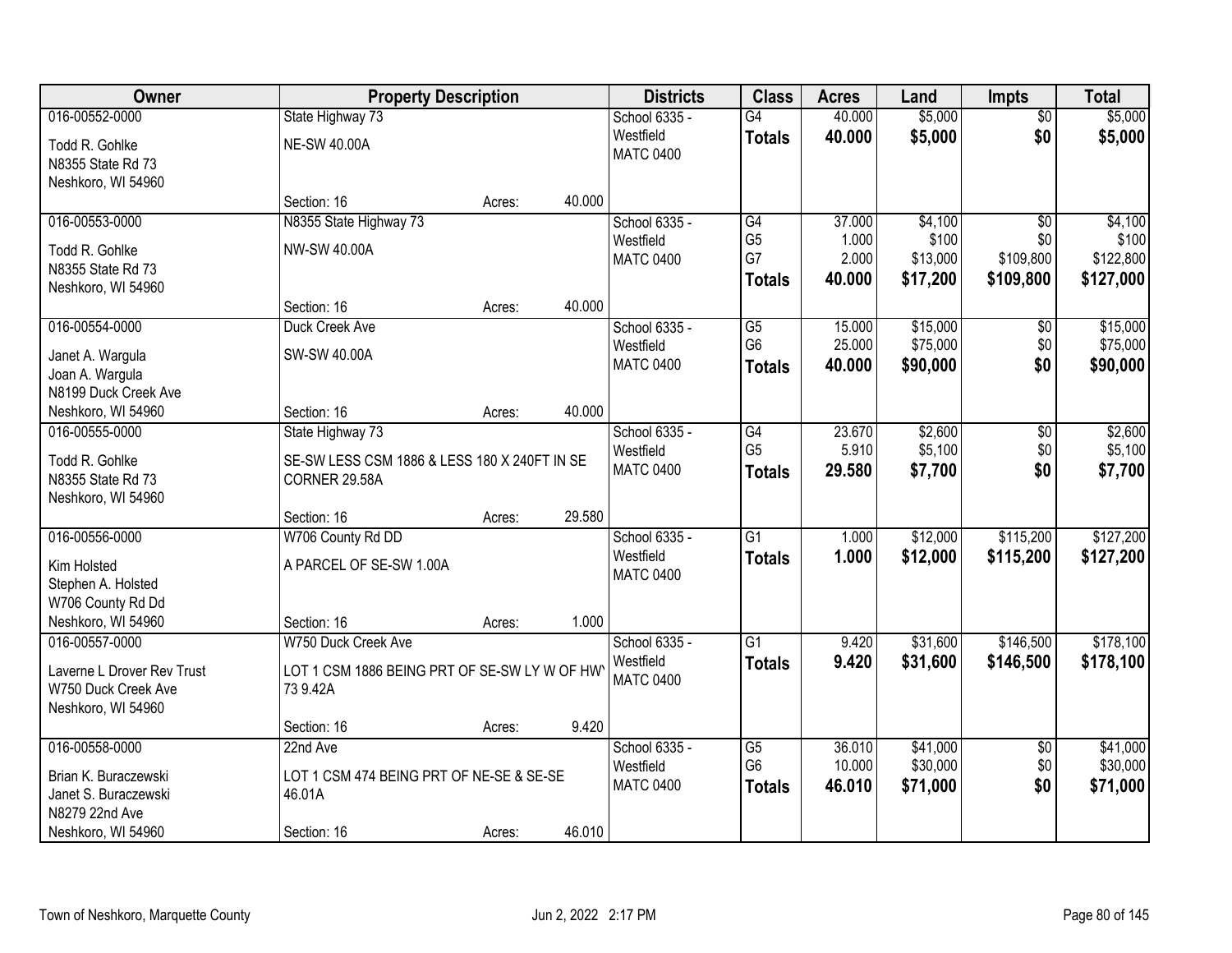| Owner | Property Description | Districts | Class | Acres | Land | Impts | Total |
|---|---|---|---|---|---|---|---|
| 016-00552-0000<br>Todd R. Gohlke<br>N8355 State Rd 73<br>Neshkoro, WI 54960 | State Highway 73<br>NE-SW 40.00A<br>Section: 16 Acres: 40.000 | School 6335 - Westfield<br>MATC 0400 | G4<br>**Totals** | 40.000<br>**40.000** | $5,000<br>**$5,000** | $0<br>**$0** | $5,000<br>**$5,000** |
| 016-00553-0000<br>Todd R. Gohlke<br>N8355 State Rd 73<br>Neshkoro, WI 54960 | N8355 State Highway 73<br>NW-SW 40.00A<br>Section: 16 Acres: 40.000 | School 6335 - Westfield<br>MATC 0400 | G4<br>G5<br>G7<br>**Totals** | 37.000<br>1.000<br>2.000<br>**40.000** | $4,100<br>$100<br>$13,000<br>**$17,200** | $0<br>$0<br>$109,800<br>**$109,800** | $4,100<br>$100<br>$122,800<br>**$127,000** |
| 016-00554-0000<br>Janet A. Wargula<br>Joan A. Wargula<br>N8199 Duck Creek Ave<br>Neshkoro, WI 54960 | Duck Creek Ave<br>SW-SW 40.00A<br>Section: 16 Acres: 40.000 | School 6335 - Westfield<br>MATC 0400 | G5<br>G6<br>**Totals** | 15.000<br>25.000<br>**40.000** | $15,000<br>$75,000<br>**$90,000** | $0<br>$0<br>**$0** | $15,000<br>$75,000<br>**$90,000** |
| 016-00555-0000<br>Todd R. Gohlke<br>N8355 State Rd 73<br>Neshkoro, WI 54960 | State Highway 73<br>SE-SW LESS CSM 1886 & LESS 180 X 240FT IN SE CORNER 29.58A<br>Section: 16 Acres: 29.580 | School 6335 - Westfield<br>MATC 0400 | G4<br>G5<br>**Totals** | 23.670<br>5.910<br>**29.580** | $2,600<br>$5,100<br>**$7,700** | $0<br>$0<br>**$0** | $2,600<br>$5,100<br>**$7,700** |
| 016-00556-0000<br>Kim Holsted<br>Stephen A. Holsted<br>W706 County Rd Dd<br>Neshkoro, WI 54960 | W706 County Rd DD<br>A PARCEL OF SE-SW 1.00A<br>Section: 16 Acres: 1.000 | School 6335 - Westfield<br>MATC 0400 | G1<br>**Totals** | 1.000<br>**1.000** | $12,000<br>**$12,000** | $115,200<br>**$115,200** | $127,200<br>**$127,200** |
| 016-00557-0000<br>Laverne L Drover Rev Trust<br>W750 Duck Creek Ave<br>Neshkoro, WI 54960 | W750 Duck Creek Ave<br>LOT 1 CSM 1886 BEING PRT OF SE-SW LY W OF HWY 73 9.42A<br>Section: 16 Acres: 9.420 | School 6335 - Westfield<br>MATC 0400 | G1<br>**Totals** | 9.420<br>**9.420** | $31,600<br>**$31,600** | $146,500<br>**$146,500** | $178,100<br>**$178,100** |
| 016-00558-0000<br>Brian K. Buraczewski<br>Janet S. Buraczewski<br>N8279 22nd Ave<br>Neshkoro, WI 54960 | 22nd Ave<br>LOT 1 CSM 474 BEING PRT OF NE-SE & SE-SE 46.01A<br>Section: 16 Acres: 46.010 | School 6335 - Westfield<br>MATC 0400 | G5<br>G6<br>**Totals** | 36.010<br>10.000<br>**46.010** | $41,000<br>$30,000<br>**$71,000** | $0<br>$0<br>**$0** | $41,000<br>$30,000<br>**$71,000** |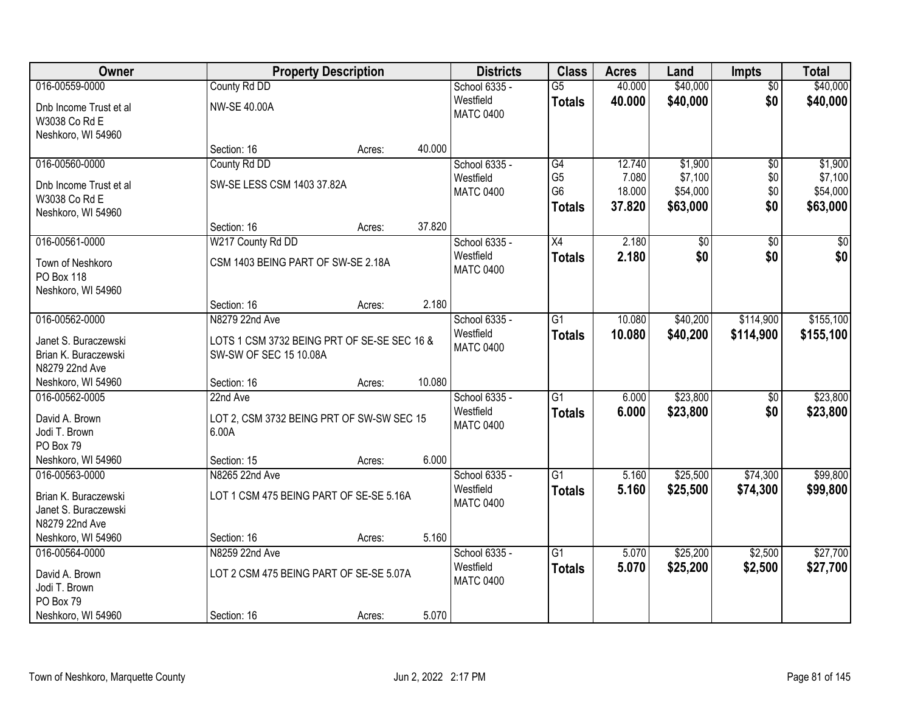| Owner | Property Description | | | Districts | Class | Acres | Land | Impts | Total |
|---|---|---|---|---|---|---|---|---|---|
| 016-00559-0000<br>Dnb Income Trust et al<br>W3038 Co Rd E<br>Neshkoro, WI 54960 | County Rd DD<br>NW-SE 40.00A<br>Section: 16 | Acres: | 40.000 | School 6335 - Westfield<br>MATC 0400 | G5<br>**Totals** | 40.000<br>**40.000** | $40,000<br>**$40,000** | $0<br>**$0** | $40,000<br>**$40,000** |
| 016-00560-0000<br>Dnb Income Trust et al<br>W3038 Co Rd E<br>Neshkoro, WI 54960 | County Rd DD<br>SW-SE LESS CSM 1403 37.82A<br>Section: 16 | Acres: | 37.820 | School 6335 - Westfield<br>MATC 0400 | G4<br>G5<br>G6<br>**Totals** | 12.740<br>7.080<br>18.000<br>**37.820** | $1,900<br>$7,100<br>$54,000<br>**$63,000** | $0<br>$0<br>$0<br>**$0** | $1,900<br>$7,100<br>$54,000<br>**$63,000** |
| 016-00561-0000<br>Town of Neshkoro<br>PO Box 118<br>Neshkoro, WI 54960 | W217 County Rd DD<br>CSM 1403 BEING PART OF SW-SE 2.18A<br>Section: 16 | Acres: | 2.180 | School 6335 - Westfield<br>MATC 0400 | X4<br>**Totals** | 2.180<br>**2.180** | $0<br>**$0** | $0<br>**$0** | $0<br>**$0** |
| 016-00562-0000<br>Janet S. Buraczewski<br>Brian K. Buraczewski<br>N8279 22nd Ave<br>Neshkoro, WI 54960 | N8279 22nd Ave<br>LOTS 1 CSM 3732 BEING PRT OF SE-SE SEC 16 & SW-SW OF SEC 15 10.08A<br>Section: 16 | Acres: | 10.080 | School 6335 - Westfield<br>MATC 0400 | G1<br>**Totals** | 10.080<br>**10.080** | $40,200<br>**$40,200** | $114,900<br>**$114,900** | $155,100<br>**$155,100** |
| 016-00562-0005<br>David A. Brown<br>Jodi T. Brown<br>PO Box 79<br>Neshkoro, WI 54960 | 22nd Ave<br>LOT 2, CSM 3732 BEING PRT OF SW-SW SEC 15 6.00A<br>Section: 15 | Acres: | 6.000 | School 6335 - Westfield<br>MATC 0400 | G1<br>**Totals** | 6.000<br>**6.000** | $23,800<br>**$23,800** | $0<br>**$0** | $23,800<br>**$23,800** |
| 016-00563-0000<br>Brian K. Buraczewski<br>Janet S. Buraczewski<br>N8279 22nd Ave<br>Neshkoro, WI 54960 | N8265 22nd Ave<br>LOT 1 CSM 475 BEING PART OF SE-SE 5.16A<br>Section: 16 | Acres: | 5.160 | School 6335 - Westfield<br>MATC 0400 | G1<br>**Totals** | 5.160<br>**5.160** | $25,500<br>**$25,500** | $74,300<br>**$74,300** | $99,800<br>**$99,800** |
| 016-00564-0000<br>David A. Brown<br>Jodi T. Brown<br>PO Box 79<br>Neshkoro, WI 54960 | N8259 22nd Ave<br>LOT 2 CSM 475 BEING PART OF SE-SE 5.07A<br>Section: 16 | Acres: | 5.070 | School 6335 - Westfield<br>MATC 0400 | G1<br>**Totals** | 5.070<br>**5.070** | $25,200<br>**$25,200** | $2,500<br>**$2,500** | $27,700<br>**$27,700** |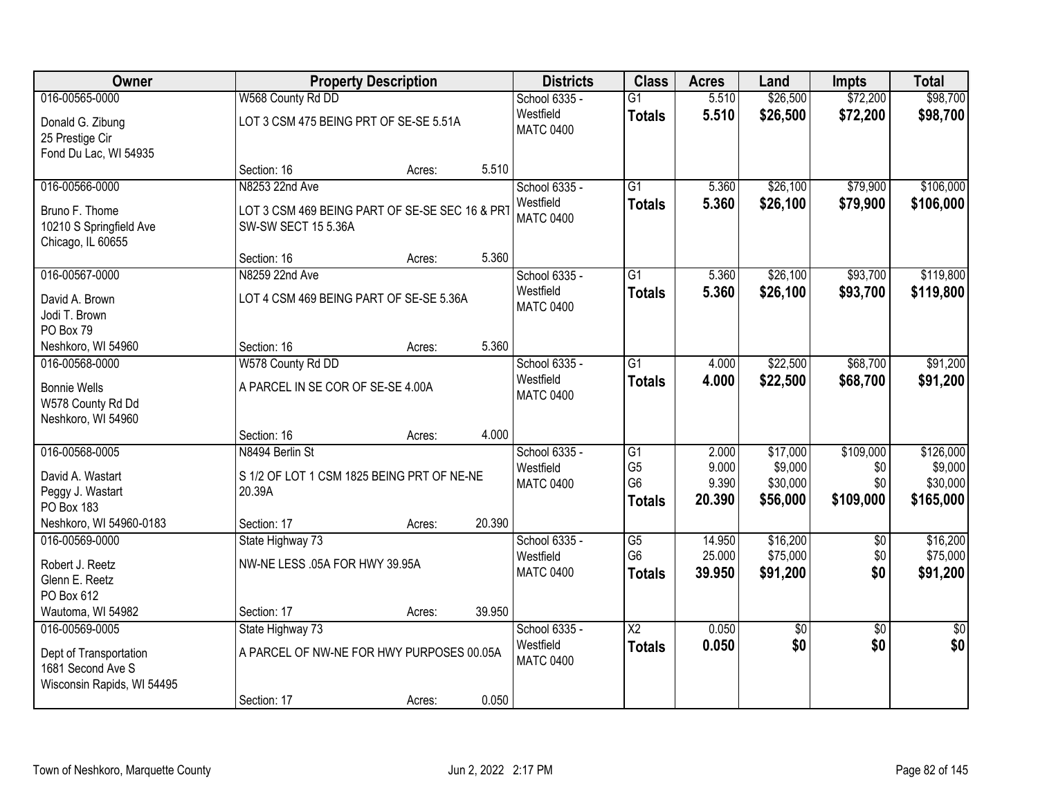| Owner | Property Description | Districts | Class | Acres | Land | Impts | Total |
|---|---|---|---|---|---|---|---|
| 016-00565-0000<br>Donald G. Zibung<br>25 Prestige Cir<br>Fond Du Lac, WI 54935 | W568 County Rd DD<br>LOT 3 CSM 475 BEING PRT OF SE-SE 5.51A<br>Section: 16 Acres: 5.510 | School 6335 - Westfield<br>MATC 0400 | G1<br>**Totals** | 5.510<br>**5.510** | $26,500<br>**$26,500** | $72,200<br>**$72,200** | $98,700<br>**$98,700** |
| 016-00566-0000<br>Bruno F. Thome<br>10210 S Springfield Ave<br>Chicago, IL 60655 | N8253 22nd Ave<br>LOT 3 CSM 469 BEING PART OF SE-SE SEC 16 & PRT SW-SW SECT 15 5.36A<br>Section: 16 Acres: 5.360 | School 6335 - Westfield<br>MATC 0400 | G1<br>**Totals** | 5.360<br>**5.360** | $26,100<br>**$26,100** | $79,900<br>**$79,900** | $106,000<br>**$106,000** |
| 016-00567-0000<br>David A. Brown<br>Jodi T. Brown<br>PO Box 79<br>Neshkoro, WI 54960 | N8259 22nd Ave<br>LOT 4 CSM 469 BEING PART OF SE-SE 5.36A<br>Section: 16 Acres: 5.360 | School 6335 - Westfield<br>MATC 0400 | G1<br>**Totals** | 5.360<br>**5.360** | $26,100<br>**$26,100** | $93,700<br>**$93,700** | $119,800<br>**$119,800** |
| 016-00568-0000<br>Bonnie Wells<br>W578 County Rd Dd<br>Neshkoro, WI 54960 | W578 County Rd DD<br>A PARCEL IN SE COR OF SE-SE 4.00A<br>Section: 16 Acres: 4.000 | School 6335 - Westfield<br>MATC 0400 | G1<br>**Totals** | 4.000<br>**4.000** | $22,500<br>**$22,500** | $68,700<br>**$68,700** | $91,200<br>**$91,200** |
| 016-00568-0005<br>David A. Wastart<br>Peggy J. Wastart<br>PO Box 183<br>Neshkoro, WI 54960-0183 | N8494 Berlin St<br>S 1/2 OF LOT 1 CSM 1825 BEING PRT OF NE-NE 20.39A<br>Section: 17 Acres: 20.390 | School 6335 - Westfield<br>MATC 0400 | G1<br>G5<br>G6<br>**Totals** | 2.000<br>9.000<br>9.390<br>**20.390** | $17,000<br>$9,000<br>$30,000<br>**$56,000** | $109,000<br>$0<br>$0<br>**$109,000** | $126,000<br>$9,000<br>$30,000<br>**$165,000** |
| 016-00569-0000<br>Robert J. Reetz<br>Glenn E. Reetz<br>PO Box 612<br>Wautoma, WI 54982 | State Highway 73<br>NW-NE LESS .05A FOR HWY 39.95A<br>Section: 17 Acres: 39.950 | School 6335 - Westfield<br>MATC 0400 | G5<br>G6<br>**Totals** | 14.950<br>25.000<br>**39.950** | $16,200<br>$75,000<br>**$91,200** | $0<br>$0<br>**$0** | $16,200<br>$75,000<br>**$91,200** |
| 016-00569-0005<br>Dept of Transportation<br>1681 Second Ave S<br>Wisconsin Rapids, WI 54495 | State Highway 73<br>A PARCEL OF NW-NE FOR HWY PURPOSES 00.05A<br>Section: 17 Acres: 0.050 | School 6335 - Westfield<br>MATC 0400 | X2<br>**Totals** | 0.050<br>**0.050** | $0<br>**$0** | $0<br>**$0** | $0<br>**$0** |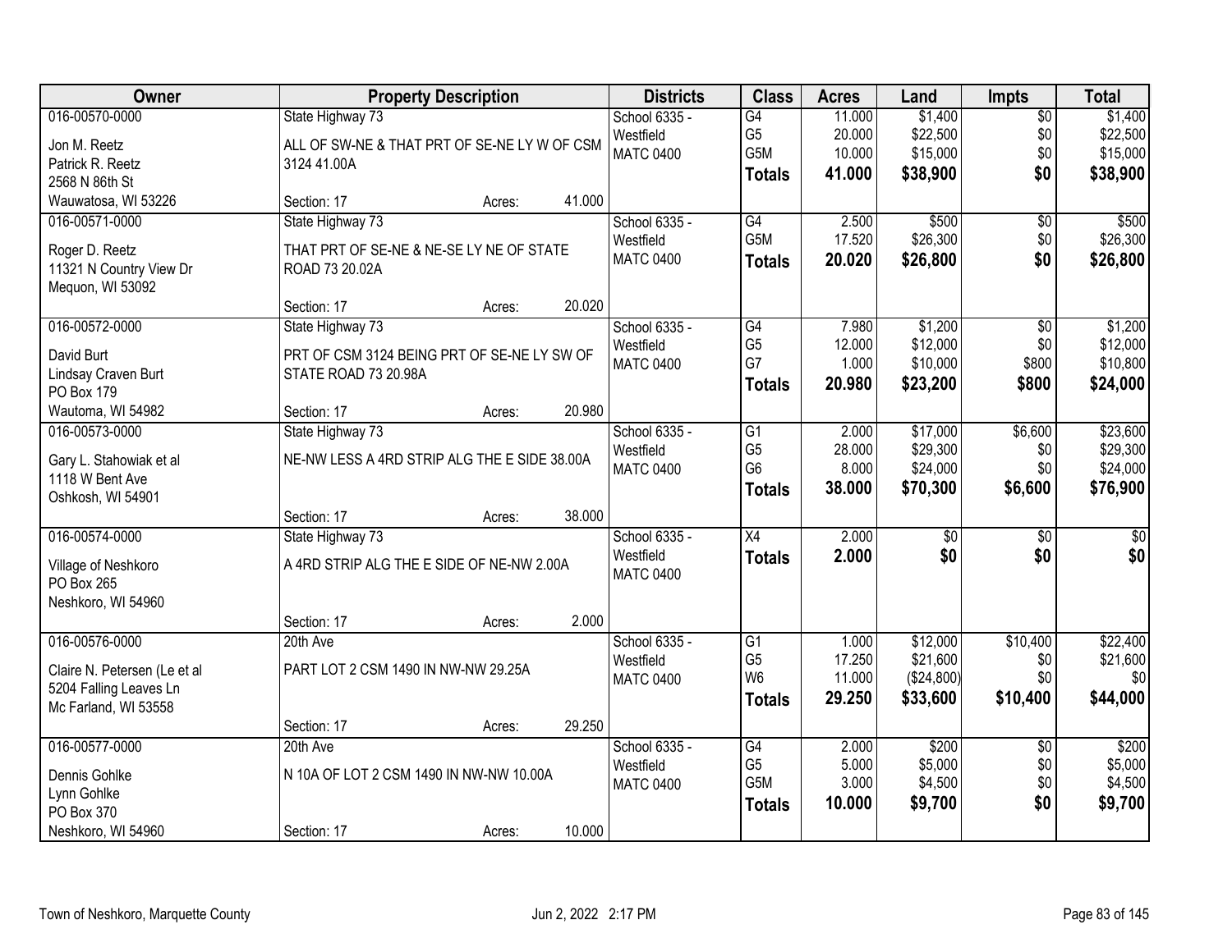| Owner | Property Description | Districts | Class | Acres | Land | Impts | Total |
|---|---|---|---|---|---|---|---|
| 016-00570-0000<br>Jon M. Reetz<br>Patrick R. Reetz<br>2568 N 86th St<br>Wauwatosa, WI 53226 | State Highway 73<br>ALL OF SW-NE & THAT PRT OF SE-NE LY W OF CSM 3124 41.00A<br>Section: 17 Acres: 41.000 | School 6335 - Westfield<br>MATC 0400 | G4<br>G5<br>G5M<br>**Totals** | 11.000<br>20.000<br>10.000<br>**41.000** | $1,400<br>$22,500<br>$15,000<br>**$38,900** | $0<br>$0<br>$0<br>**$0** | $1,400<br>$22,500<br>$15,000<br>**$38,900** |
| 016-00571-0000<br>Roger D. Reetz<br>11321 N Country View Dr<br>Mequon, WI 53092 | State Highway 73<br>THAT PRT OF SE-NE & NE-SE LY NE OF STATE ROAD 73 20.02A<br>Section: 17 Acres: 20.020 | School 6335 - Westfield<br>MATC 0400 | G4<br>G5M<br>**Totals** | 2.500<br>17.520<br>**20.020** | $500<br>$26,300<br>**$26,800** | $0<br>$0<br>**$0** | $500<br>$26,300<br>**$26,800** |
| 016-00572-0000<br>David Burt<br>Lindsay Craven Burt<br>PO Box 179<br>Wautoma, WI 54982 | State Highway 73<br>PRT OF CSM 3124 BEING PRT OF SE-NE LY SW OF STATE ROAD 73 20.98A<br>Section: 17 Acres: 20.980 | School 6335 - Westfield<br>MATC 0400 | G4<br>G5<br>G7<br>**Totals** | 7.980<br>12.000<br>1.000<br>**20.980** | $1,200<br>$12,000<br>$10,000<br>**$23,200** | $0<br>$0<br>$800<br>**$800** | $1,200<br>$12,000<br>$10,800<br>**$24,000** |
| 016-00573-0000<br>Gary L. Stahowiak et al<br>1118 W Bent Ave<br>Oshkosh, WI 54901 | State Highway 73<br>NE-NW LESS A 4RD STRIP ALG THE E SIDE 38.00A<br>Section: 17 Acres: 38.000 | School 6335 - Westfield<br>MATC 0400 | G1<br>G5<br>G6<br>**Totals** | 2.000<br>28.000<br>8.000<br>**38.000** | $17,000<br>$29,300<br>$24,000<br>**$70,300** | $6,600<br>$0<br>$0<br>**$6,600** | $23,600<br>$29,300<br>$24,000<br>**$76,900** |
| 016-00574-0000<br>Village of Neshkoro<br>PO Box 265<br>Neshkoro, WI 54960 | State Highway 73<br>A 4RD STRIP ALG THE E SIDE OF NE-NW 2.00A<br>Section: 17 Acres: 2.000 | School 6335 - Westfield<br>MATC 0400 | X4<br>**Totals** | 2.000<br>**2.000** | $0<br>**$0** | $0<br>**$0** | $0<br>**$0** |
| 016-00576-0000<br>Claire N. Petersen (Le et al<br>5204 Falling Leaves Ln<br>Mc Farland, WI 53558 | 20th Ave<br>PART LOT 2 CSM 1490 IN NW-NW 29.25A<br>Section: 17 Acres: 29.250 | School 6335 - Westfield<br>MATC 0400 | G1<br>G5<br>W6<br>**Totals** | 1.000<br>17.250<br>11.000<br>**29.250** | $12,000<br>$21,600<br>($24,800)<br>**$33,600** | $10,400<br>$0<br>$0<br>**$10,400** | $22,400<br>$21,600<br>$0<br>**$44,000** |
| 016-00577-0000<br>Dennis Gohlke<br>Lynn Gohlke<br>PO Box 370<br>Neshkoro, WI 54960 | 20th Ave<br>N 10A OF LOT 2 CSM 1490 IN NW-NW 10.00A<br>Section: 17 Acres: 10.000 | School 6335 - Westfield<br>MATC 0400 | G4<br>G5<br>G5M<br>**Totals** | 2.000<br>5.000<br>3.000<br>**10.000** | $200<br>$5,000<br>$4,500<br>**$9,700** | $0<br>$0<br>$0<br>**$0** | $200<br>$5,000<br>$4,500<br>**$9,700** |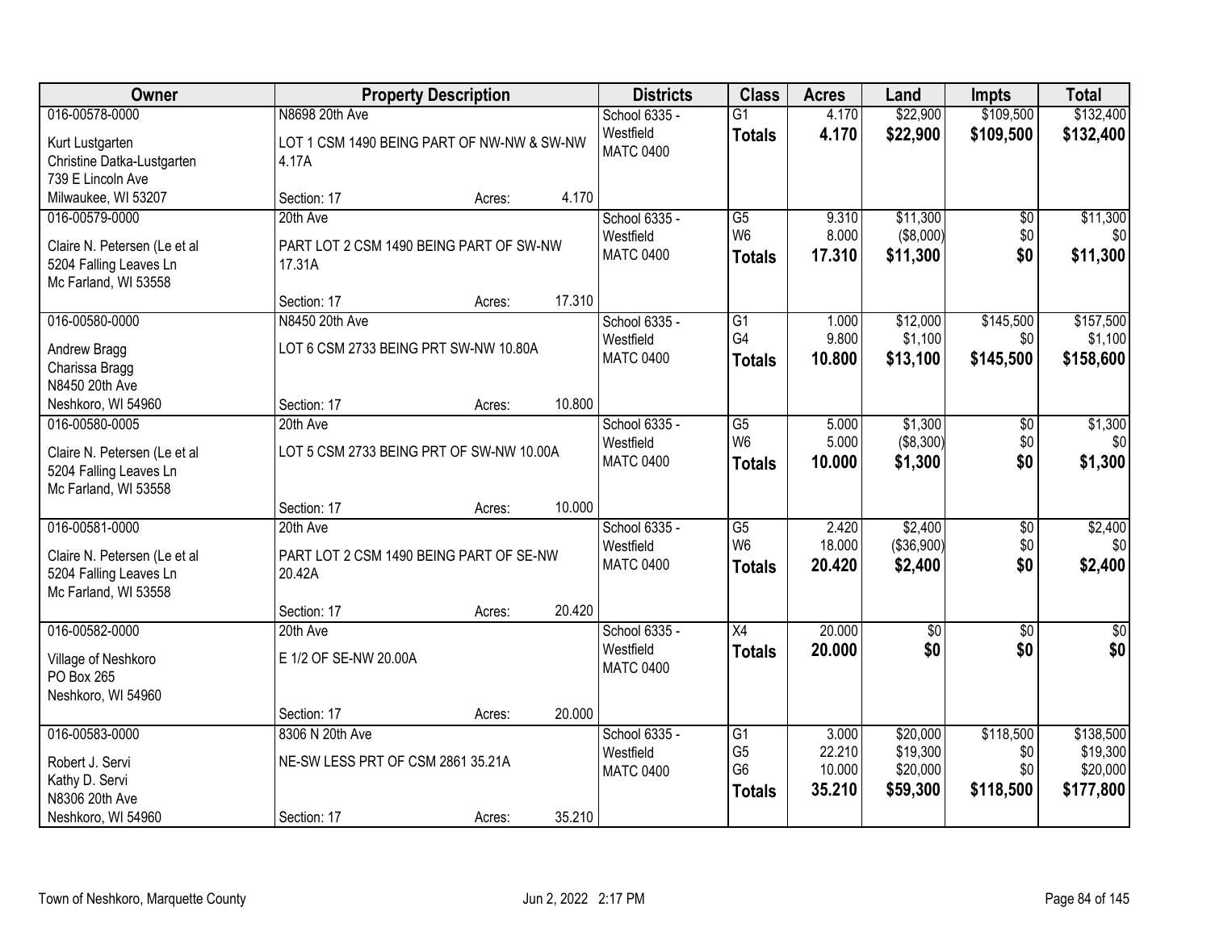| Owner | Property Description | Districts | Class | Acres | Land | Impts | Total |
|---|---|---|---|---|---|---|---|
| 016-00578-0000<br>Kurt Lustgarten<br>Christine Datka-Lustgarten<br>739 E Lincoln Ave<br>Milwaukee, WI 53207 | N8698 20th Ave<br>LOT 1 CSM 1490 BEING PART OF NW-NW & SW-NW 4.17A<br>Section: 17 Acres: 4.170 | School 6335 - Westfield<br>MATC 0400 | G1<br>**Totals** | 4.170<br>**4.170** | $22,900<br>**$22,900** | $109,500<br>**$109,500** | $132,400<br>**$132,400** |
| 016-00579-0000<br>Claire N. Petersen (Le et al<br>5204 Falling Leaves Ln<br>Mc Farland, WI 53558 | 20th Ave<br>PART LOT 2 CSM 1490 BEING PART OF SW-NW 17.31A<br>Section: 17 Acres: 17.310 | School 6335 - Westfield<br>MATC 0400 | G5<br>W6<br>**Totals** | 9.310<br>8.000<br>**17.310** | $11,300<br>($8,000)<br>**$11,300** | $0<br>$0<br>**$0** | $11,300<br>$0<br>**$11,300** |
| 016-00580-0000<br>Andrew Bragg<br>Charissa Bragg<br>N8450 20th Ave<br>Neshkoro, WI 54960 | N8450 20th Ave<br>LOT 6 CSM 2733 BEING PRT SW-NW 10.80A<br>Section: 17 Acres: 10.800 | School 6335 - Westfield<br>MATC 0400 | G1<br>G4<br>**Totals** | 1.000<br>9.800<br>**10.800** | $12,000<br>$1,100<br>**$13,100** | $145,500<br>$0<br>**$145,500** | $157,500<br>$1,100<br>**$158,600** |
| 016-00580-0005<br>Claire N. Petersen (Le et al<br>5204 Falling Leaves Ln<br>Mc Farland, WI 53558 | 20th Ave<br>LOT 5 CSM 2733 BEING PRT OF SW-NW 10.00A<br>Section: 17 Acres: 10.000 | School 6335 - Westfield<br>MATC 0400 | G5<br>W6<br>**Totals** | 5.000<br>5.000<br>**10.000** | $1,300<br>($8,300)<br>**$1,300** | $0<br>$0<br>**$0** | $1,300<br>$0<br>**$1,300** |
| 016-00581-0000<br>Claire N. Petersen (Le et al<br>5204 Falling Leaves Ln<br>Mc Farland, WI 53558 | 20th Ave<br>PART LOT 2 CSM 1490 BEING PART OF SE-NW 20.42A<br>Section: 17 Acres: 20.420 | School 6335 - Westfield<br>MATC 0400 | G5<br>W6<br>**Totals** | 2.420<br>18.000<br>**20.420** | $2,400<br>($36,900)<br>**$2,400** | $0<br>$0<br>**$0** | $2,400<br>$0<br>**$2,400** |
| 016-00582-0000<br>Village of Neshkoro<br>PO Box 265<br>Neshkoro, WI 54960 | 20th Ave<br>E 1/2 OF SE-NW 20.00A<br>Section: 17 Acres: 20.000 | School 6335 - Westfield<br>MATC 0400 | X4<br>**Totals** | 20.000<br>**20.000** | $0<br>**$0** | $0<br>**$0** | $0<br>**$0** |
| 016-00583-0000<br>Robert J. Servi<br>Kathy D. Servi<br>N8306 20th Ave<br>Neshkoro, WI 54960 | 8306 N 20th Ave<br>NE-SW LESS PRT OF CSM 2861 35.21A<br>Section: 17 Acres: 35.210 | School 6335 - Westfield<br>MATC 0400 | G1<br>G5<br>G6<br>**Totals** | 3.000<br>22.210<br>10.000<br>**35.210** | $20,000<br>$19,300<br>$20,000<br>**$59,300** | $118,500<br>$0<br>$0<br>**$118,500** | $138,500<br>$19,300<br>$20,000<br>**$177,800** |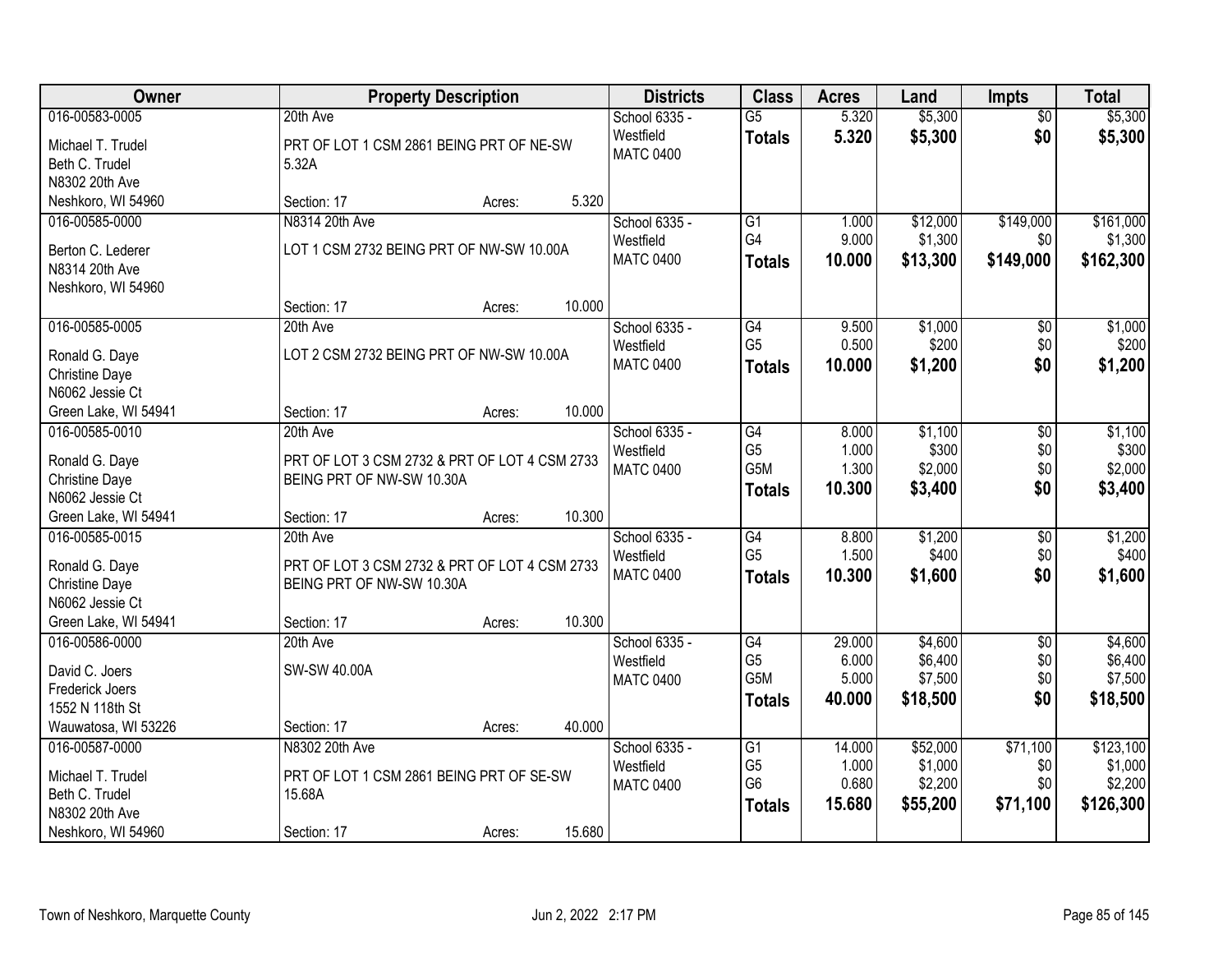| Owner | Property Description | Districts | Class | Acres | Land | Impts | Total |
|---|---|---|---|---|---|---|---|
| 016-00583-0005<br>Michael T. Trudel<br>Beth C. Trudel<br>N8302 20th Ave<br>Neshkoro, WI 54960 | 20th Ave<br>PRT OF LOT 1 CSM 2861 BEING PRT OF NE-SW 5.32A<br>Section: 17 Acres: 5.320 | School 6335 - Westfield<br>MATC 0400 | G5<br>**Totals** | 5.320<br>**5.320** | $5,300<br>**$5,300** | $0<br>**$0** | $5,300<br>**$5,300** |
| 016-00585-0000<br>Berton C. Lederer<br>N8314 20th Ave<br>Neshkoro, WI 54960 | N8314 20th Ave<br>LOT 1 CSM 2732 BEING PRT OF NW-SW 10.00A<br>Section: 17 Acres: 10.000 | School 6335 - Westfield<br>MATC 0400 | G1<br>G4<br>**Totals** | 1.000<br>9.000<br>**10.000** | $12,000<br>$1,300<br>**$13,300** | $149,000<br>$0<br>**$149,000** | $161,000<br>$1,300<br>**$162,300** |
| 016-00585-0005<br>Ronald G. Daye<br>Christine Daye<br>N6062 Jessie Ct<br>Green Lake, WI 54941 | 20th Ave<br>LOT 2 CSM 2732 BEING PRT OF NW-SW 10.00A<br>Section: 17 Acres: 10.000 | School 6335 - Westfield<br>MATC 0400 | G4<br>G5<br>**Totals** | 9.500<br>0.500<br>**10.000** | $1,000<br>$200<br>**$1,200** | $0<br>$0<br>**$0** | $1,000<br>$200<br>**$1,200** |
| 016-00585-0010<br>Ronald G. Daye<br>Christine Daye<br>N6062 Jessie Ct<br>Green Lake, WI 54941 | 20th Ave<br>PRT OF LOT 3 CSM 2732 & PRT OF LOT 4 CSM 2733 BEING PRT OF NW-SW 10.30A<br>Section: 17 Acres: 10.300 | School 6335 - Westfield<br>MATC 0400 | G4<br>G5<br>G5M<br>**Totals** | 8.000<br>1.000<br>1.300<br>**10.300** | $1,100<br>$300<br>$2,000<br>**$3,400** | $0<br>$0<br>$0<br>**$0** | $1,100<br>$300<br>$2,000<br>**$3,400** |
| 016-00585-0015<br>Ronald G. Daye<br>Christine Daye<br>N6062 Jessie Ct<br>Green Lake, WI 54941 | 20th Ave<br>PRT OF LOT 3 CSM 2732 & PRT OF LOT 4 CSM 2733 BEING PRT OF NW-SW 10.30A<br>Section: 17 Acres: 10.300 | School 6335 - Westfield<br>MATC 0400 | G4<br>G5<br>**Totals** | 8.800<br>1.500<br>**10.300** | $1,200<br>$400<br>**$1,600** | $0<br>$0<br>**$0** | $1,200<br>$400<br>**$1,600** |
| 016-00586-0000<br>David C. Joers<br>Frederick Joers<br>1552 N 118th St<br>Wauwatosa, WI 53226 | 20th Ave<br>SW-SW 40.00A<br>Section: 17 Acres: 40.000 | School 6335 - Westfield<br>MATC 0400 | G4<br>G5<br>G5M<br>**Totals** | 29.000<br>6.000<br>5.000<br>**40.000** | $4,600<br>$6,400<br>$7,500<br>**$18,500** | $0<br>$0<br>$0<br>**$0** | $4,600<br>$6,400<br>$7,500<br>**$18,500** |
| 016-00587-0000<br>Michael T. Trudel<br>Beth C. Trudel<br>N8302 20th Ave<br>Neshkoro, WI 54960 | N8302 20th Ave<br>PRT OF LOT 1 CSM 2861 BEING PRT OF SE-SW 15.68A<br>Section: 17 Acres: 15.680 | School 6335 - Westfield<br>MATC 0400 | G1<br>G5<br>G6<br>**Totals** | 14.000<br>1.000<br>0.680<br>**15.680** | $52,000<br>$1,000<br>$2,200<br>**$55,200** | $71,100<br>$0<br>$0<br>**$71,100** | $123,100<br>$1,000<br>$2,200<br>**$126,300** |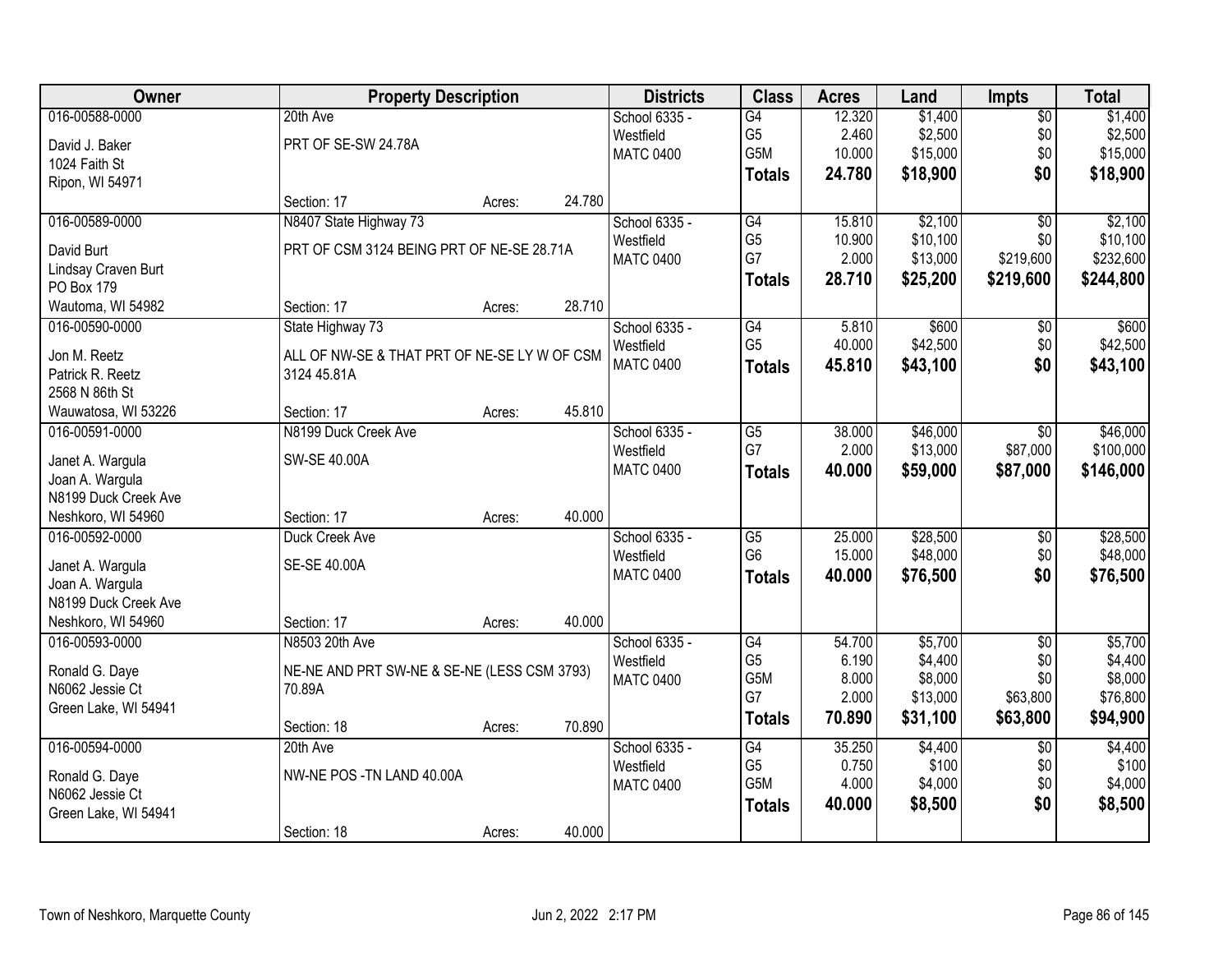| Owner | Property Description | Districts | Class | Acres | Land | Impts | Total |
|---|---|---|---|---|---|---|---|
| 016-00588-0000<br>David J. Baker<br>1024 Faith St<br>Ripon, WI 54971 | 20th Ave<br>PRT OF SE-SW 24.78A<br>Section: 17 Acres: 24.780 | School 6335 - Westfield<br>MATC 0400 | G4<br>G5<br>G5M<br>**Totals** | 12.320<br>2.460<br>10.000<br>**24.780** | $1,400<br>$2,500<br>$15,000<br>**$18,900** | $0<br>$0<br>$0<br>**$0** | $1,400<br>$2,500<br>$15,000<br>**$18,900** |
| 016-00589-0000<br>David Burt<br>Lindsay Craven Burt<br>PO Box 179<br>Wautoma, WI 54982 | N8407 State Highway 73<br>PRT OF CSM 3124 BEING PRT OF NE-SE 28.71A<br>Section: 17 Acres: 28.710 | School 6335 - Westfield<br>MATC 0400 | G4<br>G5<br>G7<br>**Totals** | 15.810<br>10.900<br>2.000<br>**28.710** | $2,100<br>$10,100<br>$13,000<br>**$25,200** | $0<br>$0<br>$219,600<br>**$219,600** | $2,100<br>$10,100<br>$232,600<br>**$244,800** |
| 016-00590-0000<br>Jon M. Reetz<br>Patrick R. Reetz<br>2568 N 86th St<br>Wauwatosa, WI 53226 | State Highway 73<br>ALL OF NW-SE & THAT PRT OF NE-SE LY W OF CSM 3124 45.81A<br>Section: 17 Acres: 45.810 | School 6335 - Westfield<br>MATC 0400 | G4<br>G5<br>**Totals** | 5.810<br>40.000<br>**45.810** | $600<br>$42,500<br>**$43,100** | $0<br>$0<br>**$0** | $600<br>$42,500<br>**$43,100** |
| 016-00591-0000<br>Janet A. Wargula<br>Joan A. Wargula<br>N8199 Duck Creek Ave<br>Neshkoro, WI 54960 | N8199 Duck Creek Ave<br>SW-SE 40.00A<br>Section: 17 Acres: 40.000 | School 6335 - Westfield<br>MATC 0400 | G5<br>G7<br>**Totals** | 38.000<br>2.000<br>**40.000** | $46,000<br>$13,000<br>**$59,000** | $0<br>$87,000<br>**$87,000** | $46,000<br>$100,000<br>**$146,000** |
| 016-00592-0000<br>Janet A. Wargula<br>Joan A. Wargula<br>N8199 Duck Creek Ave<br>Neshkoro, WI 54960 | Duck Creek Ave<br>SE-SE 40.00A<br>Section: 17 Acres: 40.000 | School 6335 - Westfield<br>MATC 0400 | G5<br>G6<br>**Totals** | 25.000<br>15.000<br>**40.000** | $28,500<br>$48,000<br>**$76,500** | $0<br>$0<br>**$0** | $28,500<br>$48,000<br>**$76,500** |
| 016-00593-0000<br>Ronald G. Daye<br>N6062 Jessie Ct<br>Green Lake, WI 54941 | N8503 20th Ave<br>NE-NE AND PRT SW-NE & SE-NE (LESS CSM 3793) 70.89A<br>Section: 18 Acres: 70.890 | School 6335 - Westfield<br>MATC 0400 | G4<br>G5<br>G5M<br>G7<br>**Totals** | 54.700<br>6.190<br>8.000<br>2.000<br>**70.890** | $5,700<br>$4,400<br>$8,000<br>$13,000<br>**$31,100** | $0<br>$0<br>$0<br>$63,800<br>**$63,800** | $5,700<br>$4,400<br>$8,000<br>$76,800<br>**$94,900** |
| 016-00594-0000<br>Ronald G. Daye<br>N6062 Jessie Ct<br>Green Lake, WI 54941 | 20th Ave<br>NW-NE POS -TN LAND 40.00A<br>Section: 18 Acres: 40.000 | School 6335 - Westfield<br>MATC 0400 | G4<br>G5<br>G5M<br>**Totals** | 35.250<br>0.750<br>4.000<br>**40.000** | $4,400<br>$100<br>$4,000<br>**$8,500** | $0<br>$0<br>$0<br>**$0** | $4,400<br>$100<br>$4,000<br>**$8,500** |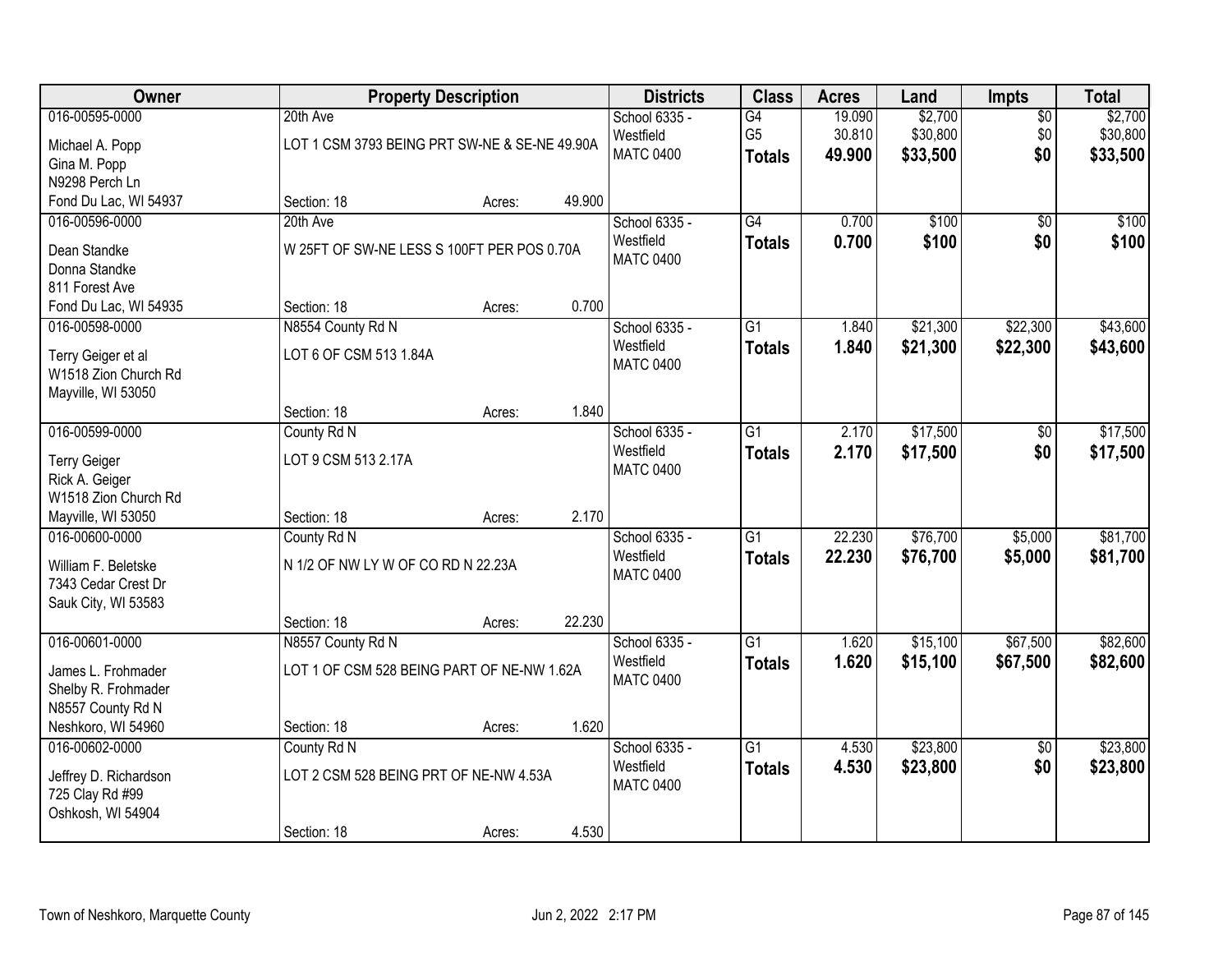| Owner | Property Description | Districts | Class | Acres | Land | Impts | Total |
|---|---|---|---|---|---|---|---|
| 016-00595-0000<br>Michael A. Popp<br>Gina M. Popp<br>N9298 Perch Ln<br>Fond Du Lac, WI 54937 | 20th Ave<br>LOT 1 CSM 3793 BEING PRT SW-NE & SE-NE 49.90A<br>Section: 18 Acres: 49.900 | School 6335 - Westfield<br>MATC 0400 | G4<br>G5<br>**Totals** | 19.090<br>30.810<br>**49.900** | $2,700<br>$30,800<br>**$33,500** | $0<br>$0<br>**$0** | $2,700<br>$30,800<br>**$33,500** |
| 016-00596-0000<br>Dean Standke<br>Donna Standke<br>811 Forest Ave<br>Fond Du Lac, WI 54935 | 20th Ave<br>W 25FT OF SW-NE LESS S 100FT PER POS 0.70A<br>Section: 18 Acres: 0.700 | School 6335 - Westfield<br>MATC 0400 | G4<br>**Totals** | 0.700<br>**0.700** | $100<br>**$100** | $0<br>**$0** | $100<br>**$100** |
| 016-00598-0000<br>Terry Geiger et al<br>W1518 Zion Church Rd<br>Mayville, WI 53050 | N8554 County Rd N<br>LOT 6 OF CSM 513 1.84A<br>Section: 18 Acres: 1.840 | School 6335 - Westfield<br>MATC 0400 | G1<br>**Totals** | 1.840<br>**1.840** | $21,300<br>**$21,300** | $22,300<br>**$22,300** | $43,600<br>**$43,600** |
| 016-00599-0000<br>Terry Geiger<br>Rick A. Geiger<br>W1518 Zion Church Rd<br>Mayville, WI 53050 | County Rd N<br>LOT 9 CSM 513 2.17A<br>Section: 18 Acres: 2.170 | School 6335 - Westfield<br>MATC 0400 | G1<br>**Totals** | 2.170<br>**2.170** | $17,500<br>**$17,500** | $0<br>**$0** | $17,500<br>**$17,500** |
| 016-00600-0000<br>William F. Beletske<br>7343 Cedar Crest Dr<br>Sauk City, WI 53583 | County Rd N<br>N 1/2 OF NW LY W OF CO RD N 22.23A<br>Section: 18 Acres: 22.230 | School 6335 - Westfield<br>MATC 0400 | G1<br>**Totals** | 22.230<br>**22.230** | $76,700<br>**$76,700** | $5,000<br>**$5,000** | $81,700<br>**$81,700** |
| 016-00601-0000<br>James L. Frohmader<br>Shelby R. Frohmader<br>N8557 County Rd N<br>Neshkoro, WI 54960 | N8557 County Rd N<br>LOT 1 OF CSM 528 BEING PART OF NE-NW 1.62A<br>Section: 18 Acres: 1.620 | School 6335 - Westfield<br>MATC 0400 | G1<br>**Totals** | 1.620<br>**1.620** | $15,100<br>**$15,100** | $67,500<br>**$67,500** | $82,600<br>**$82,600** |
| 016-00602-0000<br>Jeffrey D. Richardson<br>725 Clay Rd #99<br>Oshkosh, WI 54904 | County Rd N<br>LOT 2 CSM 528 BEING PRT OF NE-NW 4.53A<br>Section: 18 Acres: 4.530 | School 6335 - Westfield<br>MATC 0400 | G1<br>**Totals** | 4.530<br>**4.530** | $23,800<br>**$23,800** | $0<br>**$0** | $23,800<br>**$23,800** |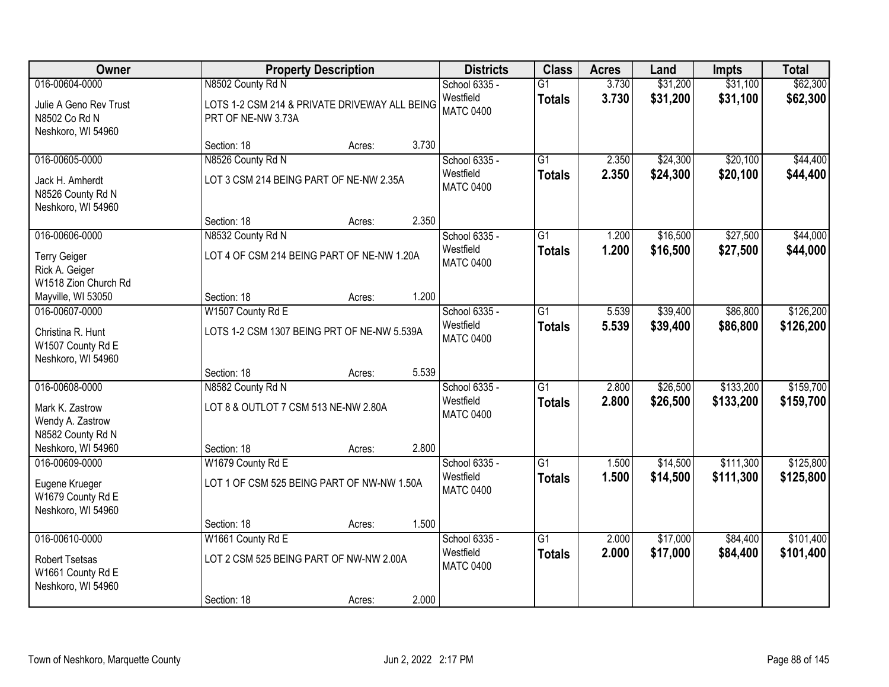| Owner | Property Description | Districts | Class | Acres | Land | Impts | Total |
|---|---|---|---|---|---|---|---|
| 016-00604-0000<br>Julie A Geno Rev Trust<br>N8502 Co Rd N<br>Neshkoro, WI 54960 | N8502 County Rd N<br>LOTS 1-2 CSM 214 & PRIVATE DRIVEWAY ALL BEING PRT OF NE-NW 3.73A<br>Section: 18 Acres: 3.730 | School 6335 - Westfield<br>MATC 0400 | G1<br>**Totals** | 3.730<br>**3.730** | $31,200<br>**$31,200** | $31,100<br>**$31,100** | $62,300<br>**$62,300** |
| 016-00605-0000<br>Jack H. Amherdt<br>N8526 County Rd N<br>Neshkoro, WI 54960 | N8526 County Rd N<br>LOT 3 CSM 214 BEING PART OF NE-NW 2.35A<br>Section: 18 Acres: 2.350 | School 6335 - Westfield<br>MATC 0400 | G1<br>**Totals** | 2.350<br>**2.350** | $24,300<br>**$24,300** | $20,100<br>**$20,100** | $44,400<br>**$44,400** |
| 016-00606-0000<br>Terry Geiger<br>Rick A. Geiger<br>W1518 Zion Church Rd<br>Mayville, WI 53050 | N8532 County Rd N<br>LOT 4 OF CSM 214 BEING PART OF NE-NW 1.20A<br>Section: 18 Acres: 1.200 | School 6335 - Westfield<br>MATC 0400 | G1<br>**Totals** | 1.200<br>**1.200** | $16,500<br>**$16,500** | $27,500<br>**$27,500** | $44,000<br>**$44,000** |
| 016-00607-0000<br>Christina R. Hunt<br>W1507 County Rd E<br>Neshkoro, WI 54960 | W1507 County Rd E<br>LOTS 1-2 CSM 1307 BEING PRT OF NE-NW 5.539A<br>Section: 18 Acres: 5.539 | School 6335 - Westfield<br>MATC 0400 | G1<br>**Totals** | 5.539<br>**5.539** | $39,400<br>**$39,400** | $86,800<br>**$86,800** | $126,200<br>**$126,200** |
| 016-00608-0000<br>Mark K. Zastrow<br>Wendy A. Zastrow<br>N8582 County Rd N<br>Neshkoro, WI 54960 | N8582 County Rd N<br>LOT 8 & OUTLOT 7 CSM 513 NE-NW 2.80A<br>Section: 18 Acres: 2.800 | School 6335 - Westfield<br>MATC 0400 | G1<br>**Totals** | 2.800<br>**2.800** | $26,500<br>**$26,500** | $133,200<br>**$133,200** | $159,700<br>**$159,700** |
| 016-00609-0000<br>Eugene Krueger<br>W1679 County Rd E<br>Neshkoro, WI 54960 | W1679 County Rd E<br>LOT 1 OF CSM 525 BEING PART OF NW-NW 1.50A<br>Section: 18 Acres: 1.500 | School 6335 - Westfield<br>MATC 0400 | G1<br>**Totals** | 1.500<br>**1.500** | $14,500<br>**$14,500** | $111,300<br>**$111,300** | $125,800<br>**$125,800** |
| 016-00610-0000<br>Robert Tsetsas<br>W1661 County Rd E<br>Neshkoro, WI 54960 | W1661 County Rd E<br>LOT 2 CSM 525 BEING PART OF NW-NW 2.00A<br>Section: 18 Acres: 2.000 | School 6335 - Westfield<br>MATC 0400 | G1<br>**Totals** | 2.000<br>**2.000** | $17,000<br>**$17,000** | $84,400<br>**$84,400** | $101,400<br>**$101,400** |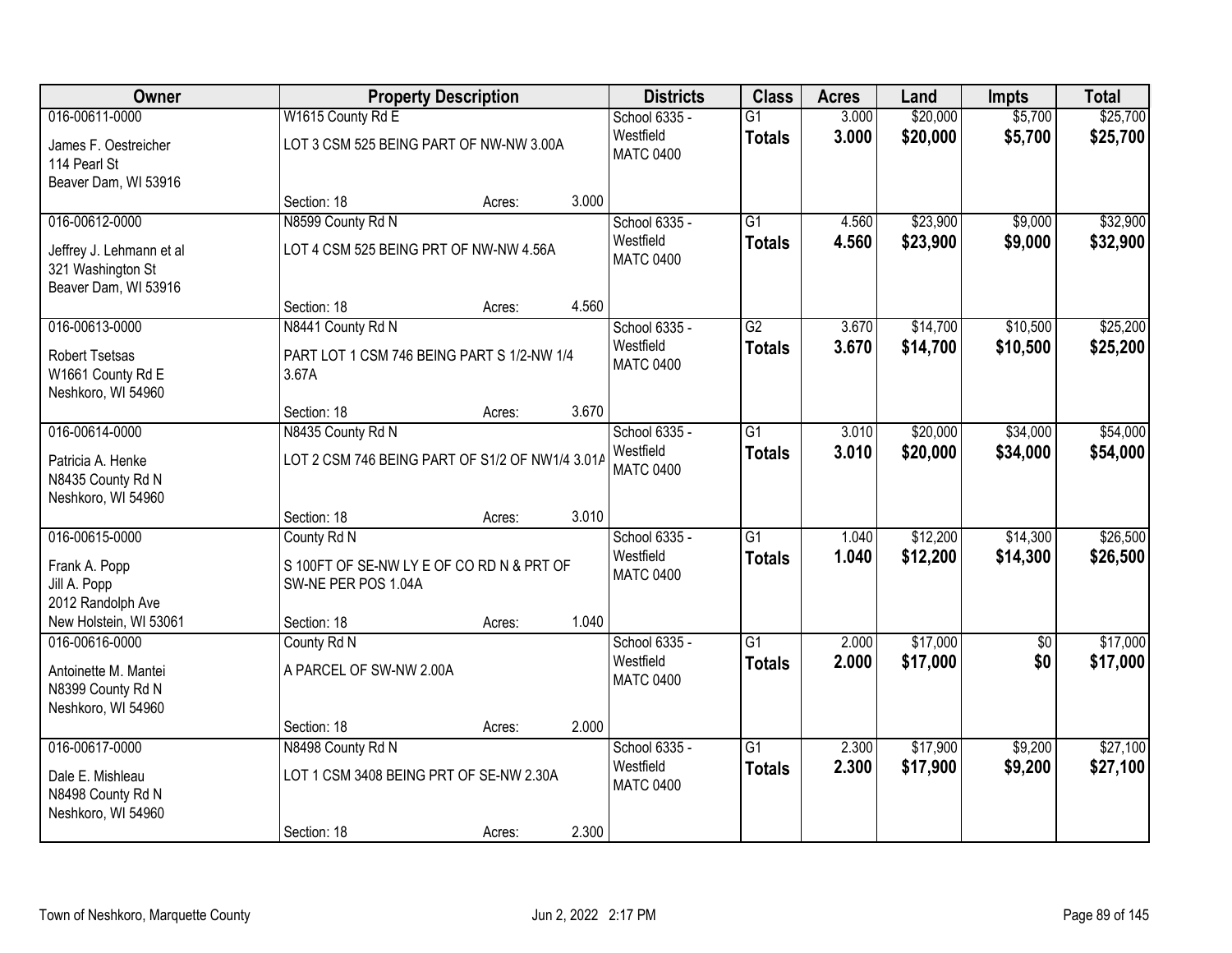| Owner | Property Description | | | Districts | Class | Acres | Land | Impts | Total |
|---|---|---|---|---|---|---|---|---|---|
| 016-00611-0000<br>James F. Oestreicher<br>114 Pearl St<br>Beaver Dam, WI 53916 | W1615 County Rd E<br>LOT 3 CSM 525 BEING PART OF NW-NW 3.00A<br>Section: 18 | Acres: | 3.000 | School 6335 - Westfield<br>MATC 0400 | G1<br>**Totals** | 3.000<br>**3.000** | $20,000<br>**$20,000** | $5,700<br>**$5,700** | $25,700<br>**$25,700** |
| 016-00612-0000<br>Jeffrey J. Lehmann et al<br>321 Washington St<br>Beaver Dam, WI 53916 | N8599 County Rd N<br>LOT 4 CSM 525 BEING PRT OF NW-NW 4.56A<br>Section: 18 | Acres: | 4.560 | School 6335 - Westfield<br>MATC 0400 | G1<br>**Totals** | 4.560<br>**4.560** | $23,900<br>**$23,900** | $9,000<br>**$9,000** | $32,900<br>**$32,900** |
| 016-00613-0000<br>Robert Tsetsas<br>W1661 County Rd E<br>Neshkoro, WI 54960 | N8441 County Rd N<br>PART LOT 1 CSM 746 BEING PART S 1/2-NW 1/4 3.67A<br>Section: 18 | Acres: | 3.670 | School 6335 - Westfield<br>MATC 0400 | G2<br>**Totals** | 3.670<br>**3.670** | $14,700<br>**$14,700** | $10,500<br>**$10,500** | $25,200<br>**$25,200** |
| 016-00614-0000<br>Patricia A. Henke<br>N8435 County Rd N<br>Neshkoro, WI 54960 | N8435 County Rd N<br>LOT 2 CSM 746 BEING PART OF S1/2 OF NW1/4 3.01A<br>Section: 18 | Acres: | 3.010 | School 6335 - Westfield<br>MATC 0400 | G1<br>**Totals** | 3.010<br>**3.010** | $20,000<br>**$20,000** | $34,000<br>**$34,000** | $54,000<br>**$54,000** |
| 016-00615-0000<br>Frank A. Popp<br>Jill A. Popp<br>2012 Randolph Ave<br>New Holstein, WI 53061 | County Rd N<br>S 100FT OF SE-NW LY E OF CO RD N & PRT OF SW-NE PER POS 1.04A<br>Section: 18 | Acres: | 1.040 | School 6335 - Westfield<br>MATC 0400 | G1<br>**Totals** | 1.040<br>**1.040** | $12,200<br>**$12,200** | $14,300<br>**$14,300** | $26,500<br>**$26,500** |
| 016-00616-0000<br>Antoinette M. Mantei<br>N8399 County Rd N<br>Neshkoro, WI 54960 | County Rd N<br>A PARCEL OF SW-NW 2.00A<br>Section: 18 | Acres: | 2.000 | School 6335 - Westfield<br>MATC 0400 | G1<br>**Totals** | 2.000<br>**2.000** | $17,000<br>**$17,000** | $0<br>**$0** | $17,000<br>**$17,000** |
| 016-00617-0000<br>Dale E. Mishleau<br>N8498 County Rd N<br>Neshkoro, WI 54960 | N8498 County Rd N<br>LOT 1 CSM 3408 BEING PRT OF SE-NW 2.30A<br>Section: 18 | Acres: | 2.300 | School 6335 - Westfield<br>MATC 0400 | G1<br>**Totals** | 2.300<br>**2.300** | $17,900<br>**$17,900** | $9,200<br>**$9,200** | $27,100<br>**$27,100** |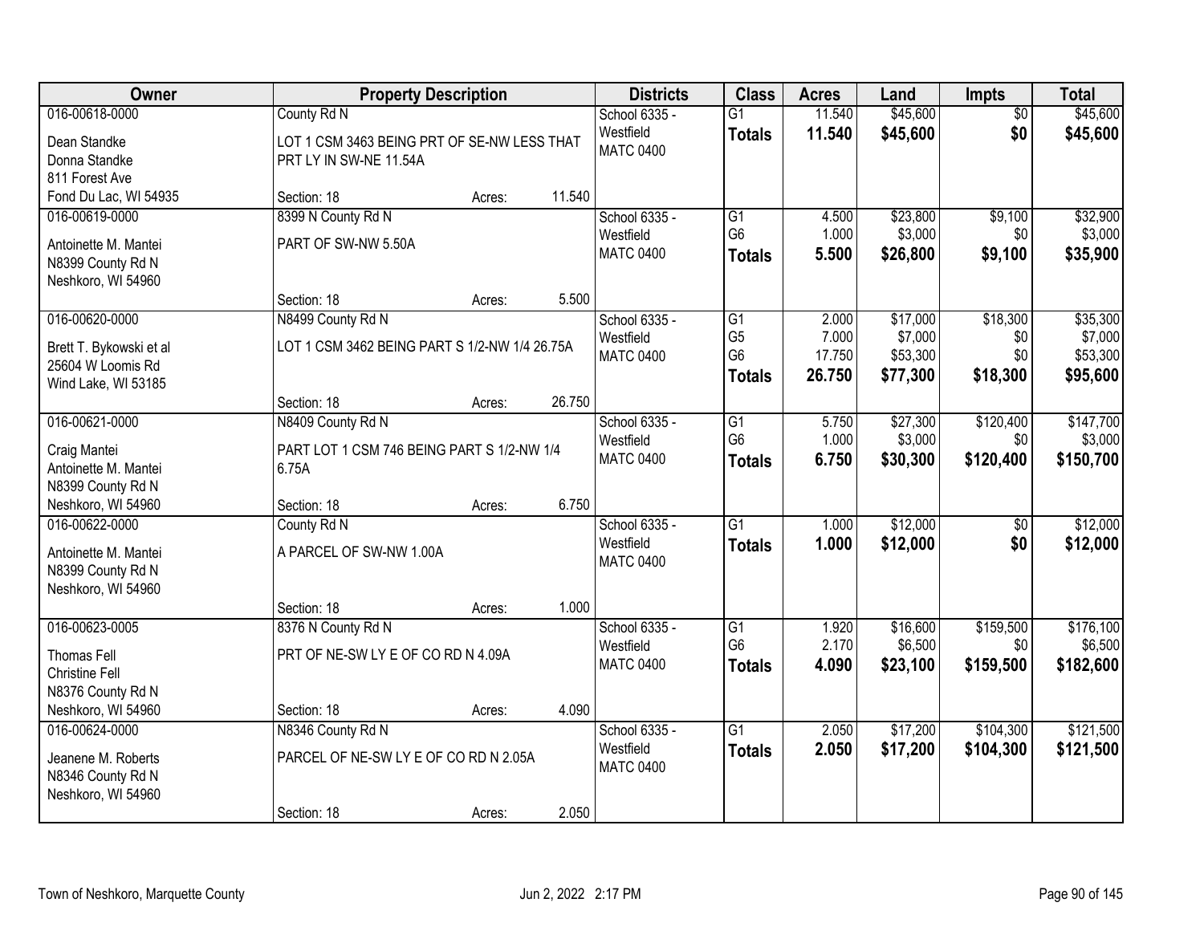| Owner | Property Description | Districts | Class | Acres | Land | Impts | Total |
|---|---|---|---|---|---|---|---|
| 016-00618-0000<br>Dean Standke<br>Donna Standke<br>811 Forest Ave<br>Fond Du Lac, WI 54935 | County Rd N<br>LOT 1 CSM 3463 BEING PRT OF SE-NW LESS THAT PRT LY IN SW-NE 11.54A<br>Section: 18 Acres: 11.540 | School 6335 - Westfield<br>MATC 0400 | G1<br>**Totals** | 11.540<br>**11.540** | $45,600<br>**$45,600** | $0<br>**$0** | $45,600<br>**$45,600** |
| 016-00619-0000<br>Antoinette M. Mantei<br>N8399 County Rd N<br>Neshkoro, WI 54960 | 8399 N County Rd N<br>PART OF SW-NW 5.50A<br>Section: 18 Acres: 5.500 | School 6335 - Westfield<br>MATC 0400 | G1<br>G6<br>**Totals** | 4.500<br>1.000<br>**5.500** | $23,800<br>$3,000<br>**$26,800** | $9,100<br>$0<br>**$9,100** | $32,900<br>$3,000<br>**$35,900** |
| 016-00620-0000<br>Brett T. Bykowski et al<br>25604 W Loomis Rd<br>Wind Lake, WI 53185 | N8499 County Rd N<br>LOT 1 CSM 3462 BEING PART S 1/2-NW 1/4 26.75A<br>Section: 18 Acres: 26.750 | School 6335 - Westfield<br>MATC 0400 | G1<br>G5<br>G6<br>**Totals** | 2.000<br>7.000<br>17.750<br>**26.750** | $17,000<br>$7,000<br>$53,300<br>**$77,300** | $18,300<br>$0<br>$0<br>**$18,300** | $35,300<br>$7,000<br>$53,300<br>**$95,600** |
| 016-00621-0000<br>Craig Mantei<br>Antoinette M. Mantei<br>N8399 County Rd N<br>Neshkoro, WI 54960 | N8409 County Rd N<br>PART LOT 1 CSM 746 BEING PART S 1/2-NW 1/4 6.75A<br>Section: 18 Acres: 6.750 | School 6335 - Westfield<br>MATC 0400 | G1<br>G6<br>**Totals** | 5.750<br>1.000<br>**6.750** | $27,300<br>$3,000<br>**$30,300** | $120,400<br>$0<br>**$120,400** | $147,700<br>$3,000<br>**$150,700** |
| 016-00622-0000<br>Antoinette M. Mantei<br>N8399 County Rd N<br>Neshkoro, WI 54960 | County Rd N<br>A PARCEL OF SW-NW 1.00A<br>Section: 18 Acres: 1.000 | School 6335 - Westfield<br>MATC 0400 | G1<br>**Totals** | 1.000<br>**1.000** | $12,000<br>**$12,000** | $0<br>**$0** | $12,000<br>**$12,000** |
| 016-00623-0005<br>Thomas Fell<br>Christine Fell<br>N8376 County Rd N<br>Neshkoro, WI 54960 | 8376 N County Rd N<br>PRT OF NE-SW LY E OF CO RD N 4.09A<br>Section: 18 Acres: 4.090 | School 6335 - Westfield<br>MATC 0400 | G1<br>G6<br>**Totals** | 1.920<br>2.170<br>**4.090** | $16,600<br>$6,500<br>**$23,100** | $159,500<br>$0<br>**$159,500** | $176,100<br>$6,500<br>**$182,600** |
| 016-00624-0000<br>Jeanene M. Roberts<br>N8346 County Rd N<br>Neshkoro, WI 54960 | N8346 County Rd N<br>PARCEL OF NE-SW LY E OF CO RD N 2.05A<br>Section: 18 Acres: 2.050 | School 6335 - Westfield<br>MATC 0400 | G1<br>**Totals** | 2.050<br>**2.050** | $17,200<br>**$17,200** | $104,300<br>**$104,300** | $121,500<br>**$121,500** |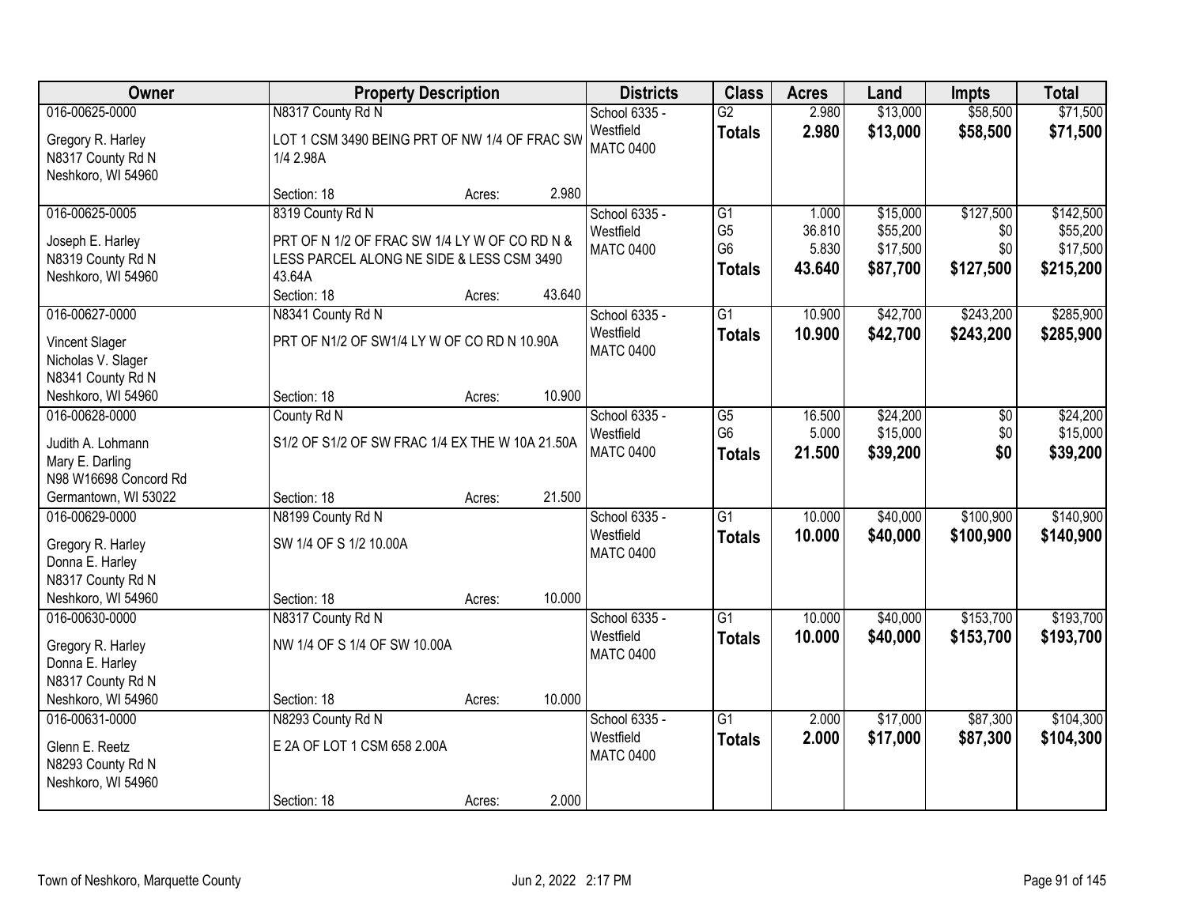| Owner | Property Description | Districts | Class | Acres | Land | Impts | Total |
|---|---|---|---|---|---|---|---|
| 016-00625-0000<br>Gregory R. Harley<br>N8317 County Rd N<br>Neshkoro, WI 54960 | N8317 County Rd N<br>LOT 1 CSM 3490 BEING PRT OF NW 1/4 OF FRAC SW 1/4 2.98A<br>Section: 18 Acres: 2.980 | School 6335 - Westfield<br>MATC 0400 | G2<br>**Totals** | 2.980<br>**2.980** | $13,000<br>**$13,000** | $58,500<br>**$58,500** | $71,500<br>**$71,500** |
| 016-00625-0005<br>Joseph E. Harley<br>N8319 County Rd N<br>Neshkoro, WI 54960 | 8319 County Rd N<br>PRT OF N 1/2 OF FRAC SW 1/4 LY W OF CO RD N & LESS PARCEL ALONG NE SIDE & LESS CSM 3490 43.64A<br>Section: 18 Acres: 43.640 | School 6335 - Westfield<br>MATC 0400 | G1<br>G5<br>G6<br>**Totals** | 1.000<br>36.810<br>5.830<br>**43.640** | $15,000<br>$55,200<br>$17,500<br>**$87,700** | $127,500<br>$0<br>$0<br>**$127,500** | $142,500<br>$55,200<br>$17,500<br>**$215,200** |
| 016-00627-0000<br>Vincent Slager<br>Nicholas V. Slager<br>N8341 County Rd N<br>Neshkoro, WI 54960 | N8341 County Rd N<br>PRT OF N1/2 OF SW1/4 LY W OF CO RD N 10.90A<br>Section: 18 Acres: 10.900 | School 6335 - Westfield<br>MATC 0400 | G1<br>**Totals** | 10.900<br>**10.900** | $42,700<br>**$42,700** | $243,200<br>**$243,200** | $285,900<br>**$285,900** |
| 016-00628-0000<br>Judith A. Lohmann<br>Mary E. Darling<br>N98 W16698 Concord Rd<br>Germantown, WI 53022 | County Rd N<br>S1/2 OF S1/2 OF SW FRAC 1/4 EX THE W 10A 21.50A<br>Section: 18 Acres: 21.500 | School 6335 - Westfield<br>MATC 0400 | G5<br>G6<br>**Totals** | 16.500<br>5.000<br>**21.500** | $24,200<br>$15,000<br>**$39,200** | $0<br>$0<br>**$0** | $24,200<br>$15,000<br>**$39,200** |
| 016-00629-0000<br>Gregory R. Harley<br>Donna E. Harley<br>N8317 County Rd N<br>Neshkoro, WI 54960 | N8199 County Rd N<br>SW 1/4 OF S 1/2 10.00A<br>Section: 18 Acres: 10.000 | School 6335 - Westfield<br>MATC 0400 | G1<br>**Totals** | 10.000<br>**10.000** | $40,000<br>**$40,000** | $100,900<br>**$100,900** | $140,900<br>**$140,900** |
| 016-00630-0000<br>Gregory R. Harley<br>Donna E. Harley<br>N8317 County Rd N<br>Neshkoro, WI 54960 | N8317 County Rd N<br>NW 1/4 OF S 1/4 OF SW 10.00A<br>Section: 18 Acres: 10.000 | School 6335 - Westfield<br>MATC 0400 | G1<br>**Totals** | 10.000<br>**10.000** | $40,000<br>**$40,000** | $153,700<br>**$153,700** | $193,700<br>**$193,700** |
| 016-00631-0000<br>Glenn E. Reetz<br>N8293 County Rd N<br>Neshkoro, WI 54960 | N8293 County Rd N<br>E 2A OF LOT 1 CSM 658 2.00A<br>Section: 18 Acres: 2.000 | School 6335 - Westfield<br>MATC 0400 | G1<br>**Totals** | 2.000<br>**2.000** | $17,000<br>**$17,000** | $87,300<br>**$87,300** | $104,300<br>**$104,300** |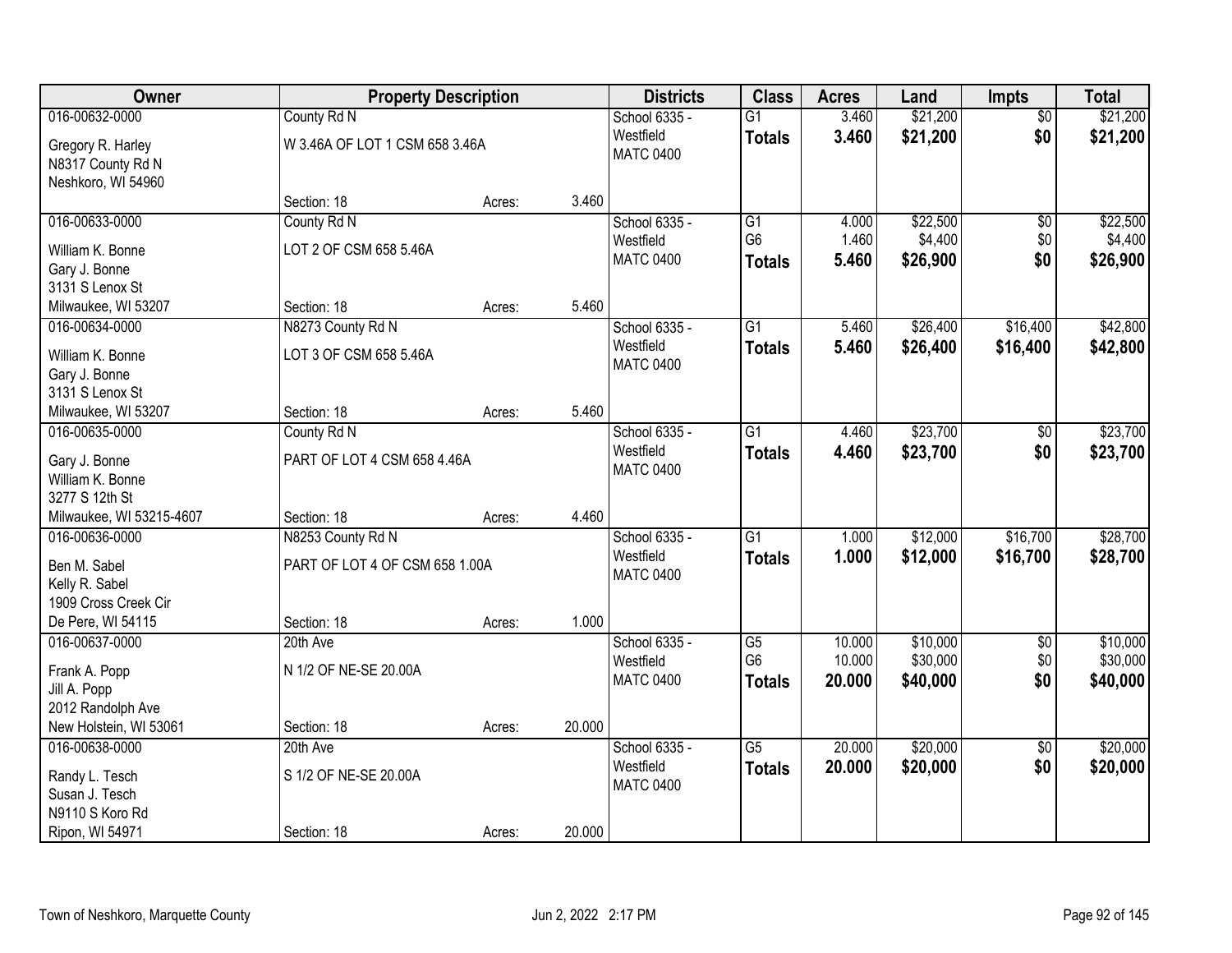| Owner | Property Description | | | Districts | Class | Acres | Land | Impts | Total |
|---|---|---|---|---|---|---|---|---|---|
| 016-00632-0000 | County Rd N | | | School 6335 - | G1 | 3.460 | $21,200 | $0 | $21,200 |
| Gregory R. Harley<br>N8317 County Rd N<br>Neshkoro, WI 54960 | W 3.46A OF LOT 1 CSM 658 3.46A | | | Westfield<br>MATC 0400 | **Totals** | **3.460** | **$21,200** | **$0** | **$21,200** |
| | Section: 18 | Acres: | 3.460 | | | | | | |
| 016-00633-0000 | County Rd N | | | School 6335 - | G1 | 4.000 | $22,500 | $0 | $22,500 |
| William K. Bonne<br>Gary J. Bonne<br>3131 S Lenox St<br>Milwaukee, WI 53207 | LOT 2 OF CSM 658 5.46A | | | Westfield<br>MATC 0400 | G6 | 1.460 | $4,400 | $0 | $4,400 |
| | | | | | **Totals** | **5.460** | **$26,900** | **$0** | **$26,900** |
| | Section: 18 | Acres: | 5.460 | | | | | | |
| 016-00634-0000 | N8273 County Rd N | | | School 6335 - | G1 | 5.460 | $26,400 | $16,400 | $42,800 |
| William K. Bonne<br>Gary J. Bonne<br>3131 S Lenox St<br>Milwaukee, WI 53207 | LOT 3 OF CSM 658 5.46A | | | Westfield<br>MATC 0400 | **Totals** | **5.460** | **$26,400** | **$16,400** | **$42,800** |
| | Section: 18 | Acres: | 5.460 | | | | | | |
| 016-00635-0000 | County Rd N | | | School 6335 - | G1 | 4.460 | $23,700 | $0 | $23,700 |
| Gary J. Bonne<br>William K. Bonne<br>3277 S 12th St<br>Milwaukee, WI 53215-4607 | PART OF LOT 4 CSM 658 4.46A | | | Westfield<br>MATC 0400 | **Totals** | **4.460** | **$23,700** | **$0** | **$23,700** |
| | Section: 18 | Acres: | 4.460 | | | | | | |
| 016-00636-0000 | N8253 County Rd N | | | School 6335 - | G1 | 1.000 | $12,000 | $16,700 | $28,700 |
| Ben M. Sabel<br>Kelly R. Sabel<br>1909 Cross Creek Cir<br>De Pere, WI 54115 | PART OF LOT 4 OF CSM 658 1.00A | | | Westfield<br>MATC 0400 | **Totals** | **1.000** | **$12,000** | **$16,700** | **$28,700** |
| | Section: 18 | Acres: | 1.000 | | | | | | |
| 016-00637-0000 | 20th Ave | | | School 6335 - | G5 | 10.000 | $10,000 | $0 | $10,000 |
| Frank A. Popp<br>Jill A. Popp<br>2012 Randolph Ave<br>New Holstein, WI 53061 | N 1/2 OF NE-SE 20.00A | | | Westfield<br>MATC 0400 | G6 | 10.000 | $30,000 | $0 | $30,000 |
| | | | | | **Totals** | **20.000** | **$40,000** | **$0** | **$40,000** |
| | Section: 18 | Acres: | 20.000 | | | | | | |
| 016-00638-0000 | 20th Ave | | | School 6335 - | G5 | 20.000 | $20,000 | $0 | $20,000 |
| Randy L. Tesch<br>Susan J. Tesch<br>N9110 S Koro Rd<br>Ripon, WI 54971 | S 1/2 OF NE-SE 20.00A | | | Westfield<br>MATC 0400 | **Totals** | **20.000** | **$20,000** | **$0** | **$20,000** |
| | Section: 18 | Acres: | 20.000 | | | | | | |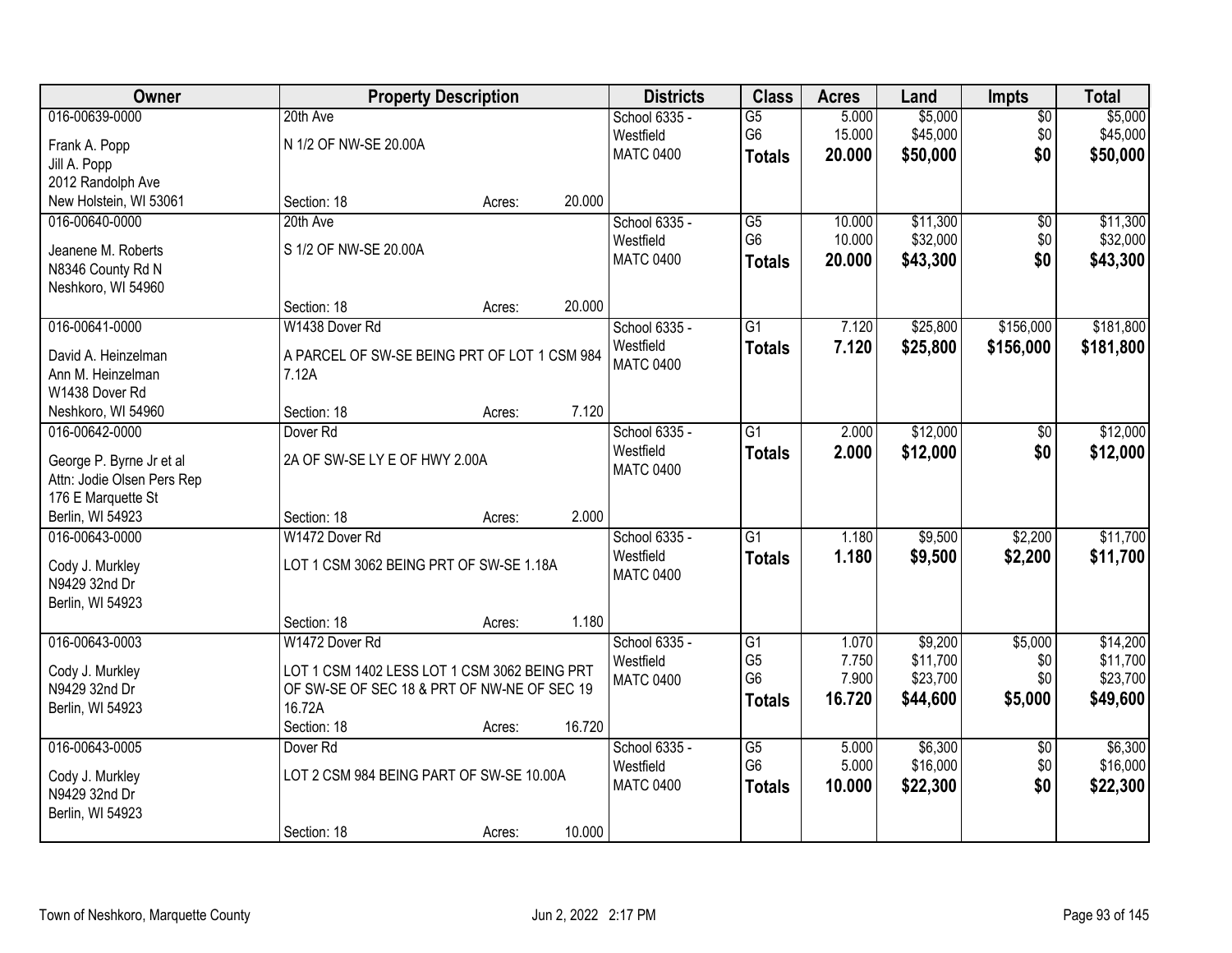| Owner | Property Description | | | Districts | Class | Acres | Land | Impts | Total |
|---|---|---|---|---|---|---|---|---|---|
| 016-00639-0000<br>Frank A. Popp<br>Jill A. Popp<br>2012 Randolph Ave<br>New Holstein, WI 53061 | 20th Ave<br>N 1/2 OF NW-SE 20.00A<br>Section: 18 | Acres: | 20.000 | School 6335 - Westfield<br>MATC 0400 | G5<br>G6<br>**Totals** | 5.000<br>15.000<br>**20.000** | $5,000<br>$45,000<br>**$50,000** | $0<br>$0<br>**$0** | $5,000<br>$45,000<br>**$50,000** |
| 016-00640-0000<br>Jeanene M. Roberts<br>N8346 County Rd N<br>Neshkoro, WI 54960 | 20th Ave<br>S 1/2 OF NW-SE 20.00A<br>Section: 18 | Acres: | 20.000 | School 6335 - Westfield<br>MATC 0400 | G5<br>G6<br>**Totals** | 10.000<br>10.000<br>**20.000** | $11,300<br>$32,000<br>**$43,300** | $0<br>$0<br>**$0** | $11,300<br>$32,000<br>**$43,300** |
| 016-00641-0000<br>David A. Heinzelman<br>Ann M. Heinzelman<br>W1438 Dover Rd<br>Neshkoro, WI 54960 | W1438 Dover Rd<br>A PARCEL OF SW-SE BEING PRT OF LOT 1 CSM 984 7.12A<br>Section: 18 | Acres: | 7.120 | School 6335 - Westfield<br>MATC 0400 | G1<br>**Totals** | 7.120<br>**7.120** | $25,800<br>**$25,800** | $156,000<br>**$156,000** | $181,800<br>**$181,800** |
| 016-00642-0000<br>George P. Byrne Jr et al<br>Attn: Jodie Olsen Pers Rep<br>176 E Marquette St<br>Berlin, WI 54923 | Dover Rd<br>2A OF SW-SE LY E OF HWY 2.00A<br>Section: 18 | Acres: | 2.000 | School 6335 - Westfield<br>MATC 0400 | G1<br>**Totals** | 2.000<br>**2.000** | $12,000<br>**$12,000** | $0<br>**$0** | $12,000<br>**$12,000** |
| 016-00643-0000<br>Cody J. Murkley<br>N9429 32nd Dr<br>Berlin, WI 54923 | W1472 Dover Rd<br>LOT 1 CSM 3062 BEING PRT OF SW-SE 1.18A<br>Section: 18 | Acres: | 1.180 | School 6335 - Westfield<br>MATC 0400 | G1<br>**Totals** | 1.180<br>**1.180** | $9,500<br>**$9,500** | $2,200<br>**$2,200** | $11,700<br>**$11,700** |
| 016-00643-0003<br>Cody J. Murkley<br>N9429 32nd Dr<br>Berlin, WI 54923 | W1472 Dover Rd<br>LOT 1 CSM 1402 LESS LOT 1 CSM 3062 BEING PRT OF SW-SE OF SEC 18 & PRT OF NW-NE OF SEC 19 16.72A<br>Section: 18 | Acres: | 16.720 | School 6335 - Westfield<br>MATC 0400 | G1<br>G5<br>G6<br>**Totals** | 1.070<br>7.750<br>7.900<br>**16.720** | $9,200<br>$11,700<br>$23,700<br>**$44,600** | $5,000<br>$0<br>$0<br>**$5,000** | $14,200<br>$11,700<br>$23,700<br>**$49,600** |
| 016-00643-0005<br>Cody J. Murkley<br>N9429 32nd Dr<br>Berlin, WI 54923 | Dover Rd<br>LOT 2 CSM 984 BEING PART OF SW-SE 10.00A<br>Section: 18 | Acres: | 10.000 | School 6335 - Westfield<br>MATC 0400 | G5<br>G6<br>**Totals** | 5.000<br>5.000<br>**10.000** | $6,300<br>$16,000<br>**$22,300** | $0<br>$0<br>**$0** | $6,300<br>$16,000<br>**$22,300** |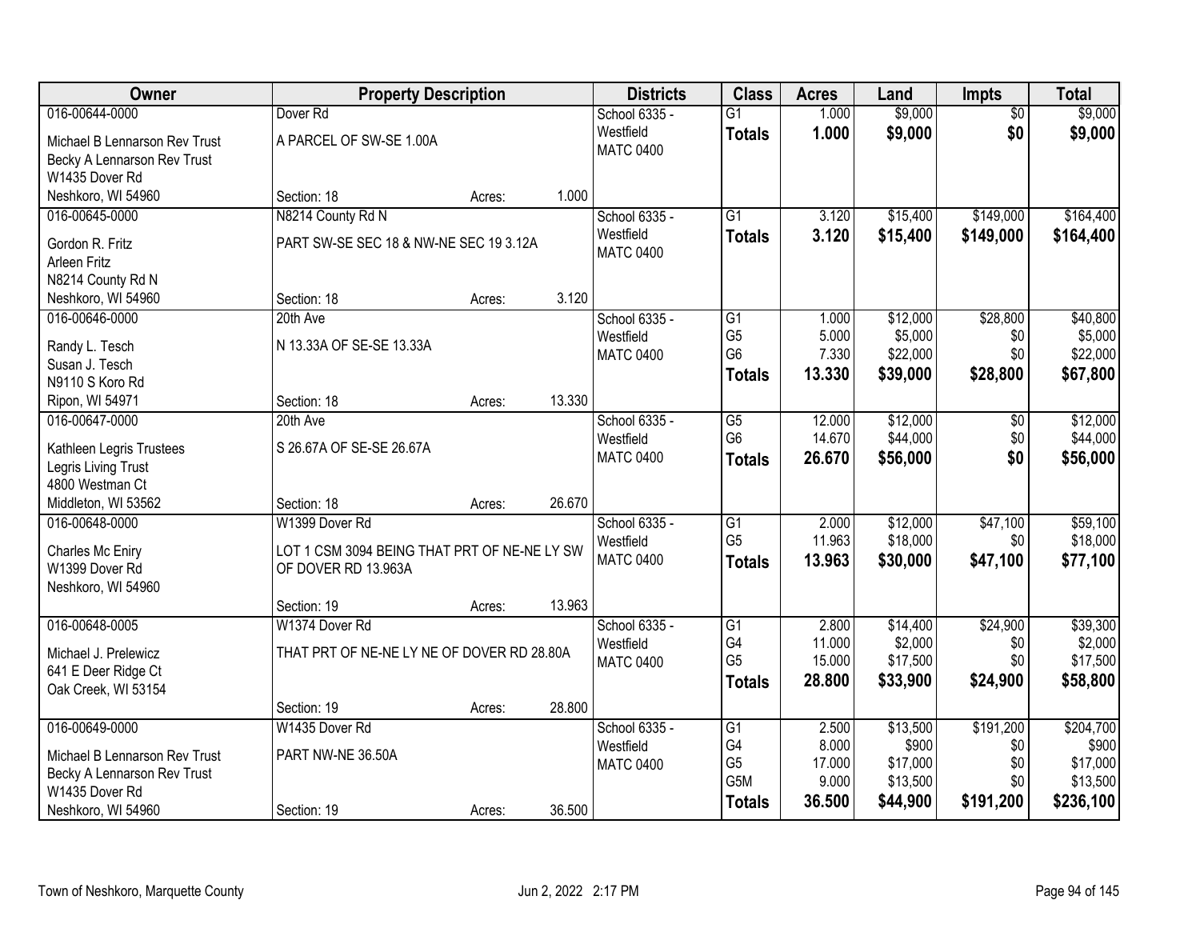| Owner | Property Description | | | Districts | Class | Acres | Land | Impts | Total |
|---|---|---|---|---|---|---|---|---|---|
| 016-00644-0000<br>Michael B Lennarson Rev Trust<br>Becky A Lennarson Rev Trust<br>W1435 Dover Rd<br>Neshkoro, WI 54960 | Dover Rd<br>A PARCEL OF SW-SE 1.00A<br>Section: 18 | Acres: | 1.000 | School 6335 - Westfield<br>MATC 0400 | G1<br>**Totals** | 1.000<br>**1.000** | \$9,000<br>**\$9,000** | \$0<br>**\$0** | \$9,000<br>**\$9,000** |
| 016-00645-0000<br>Gordon R. Fritz<br>Arleen Fritz<br>N8214 County Rd N<br>Neshkoro, WI 54960 | N8214 County Rd N<br>PART SW-SE SEC 18 & NW-NE SEC 19 3.12A<br>Section: 18 | Acres: | 3.120 | School 6335 - Westfield<br>MATC 0400 | G1<br>**Totals** | 3.120<br>**3.120** | \$15,400<br>**\$15,400** | \$149,000<br>**\$149,000** | \$164,400<br>**\$164,400** |
| 016-00646-0000<br>Randy L. Tesch<br>Susan J. Tesch<br>N9110 S Koro Rd<br>Ripon, WI 54971 | 20th Ave<br>N 13.33A OF SE-SE 13.33A<br>Section: 18 | Acres: | 13.330 | School 6335 - Westfield<br>MATC 0400 | G1<br>G5<br>G6<br>**Totals** | 1.000<br>5.000<br>7.330<br>**13.330** | \$12,000<br>\$5,000<br>\$22,000<br>**\$39,000** | \$28,800<br>\$0<br>\$0<br>**\$28,800** | \$40,800<br>\$5,000<br>\$22,000<br>**\$67,800** |
| 016-00647-0000<br>Kathleen Legris Trustees<br>Legris Living Trust<br>4800 Westman Ct<br>Middleton, WI 53562 | 20th Ave<br>S 26.67A OF SE-SE 26.67A<br>Section: 18 | Acres: | 26.670 | School 6335 - Westfield<br>MATC 0400 | G5<br>G6<br>**Totals** | 12.000<br>14.670<br>**26.670** | \$12,000<br>\$44,000<br>**\$56,000** | \$0<br>\$0<br>**\$0** | \$12,000<br>\$44,000<br>**\$56,000** |
| 016-00648-0000<br>Charles Mc Eniry<br>W1399 Dover Rd<br>Neshkoro, WI 54960 | W1399 Dover Rd<br>LOT 1 CSM 3094 BEING THAT PRT OF NE-NE LY SW OF DOVER RD 13.963A<br>Section: 19 | Acres: | 13.963 | School 6335 - Westfield<br>MATC 0400 | G1<br>G5<br>**Totals** | 2.000<br>11.963<br>**13.963** | \$12,000<br>\$18,000<br>**\$30,000** | \$47,100<br>\$0<br>**\$47,100** | \$59,100<br>\$18,000<br>**\$77,100** |
| 016-00648-0005<br>Michael J. Prelewicz<br>641 E Deer Ridge Ct<br>Oak Creek, WI 53154 | W1374 Dover Rd<br>THAT PRT OF NE-NE LY NE OF DOVER RD 28.80A<br>Section: 19 | Acres: | 28.800 | School 6335 - Westfield<br>MATC 0400 | G1<br>G4<br>G5<br>**Totals** | 2.800<br>11.000<br>15.000<br>**28.800** | \$14,400<br>\$2,000<br>\$17,500<br>**\$33,900** | \$24,900<br>\$0<br>\$0<br>**\$24,900** | \$39,300<br>\$2,000<br>\$17,500<br>**\$58,800** |
| 016-00649-0000<br>Michael B Lennarson Rev Trust<br>Becky A Lennarson Rev Trust<br>W1435 Dover Rd<br>Neshkoro, WI 54960 | W1435 Dover Rd<br>PART NW-NE 36.50A<br>Section: 19 | Acres: | 36.500 | School 6335 - Westfield<br>MATC 0400 | G1<br>G4<br>G5<br>G5M<br>**Totals** | 2.500<br>8.000<br>17.000<br>9.000<br>**36.500** | \$13,500<br>\$900<br>\$17,000<br>\$13,500<br>**\$44,900** | \$191,200<br>\$0<br>\$0<br>\$0<br>**\$191,200** | \$204,700<br>\$900<br>\$17,000<br>\$13,500<br>**\$236,100** |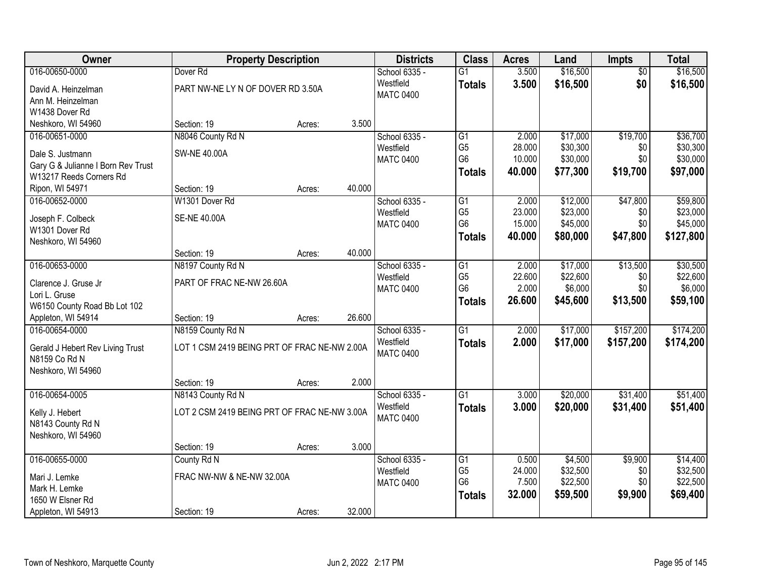| Owner | Property Description | | | Districts | Class | Acres | Land | Impts | Total |
|---|---|---|---|---|---|---|---|---|---|
| 016-00650-0000 | Dover Rd | | | School 6335 - | G1 | 3.500 | $16,500 | $0 | $16,500 |
| David A. Heinzelman | PART NW-NE LY N OF DOVER RD 3.50A | | | Westfield | **Totals** | **3.500** | **$16,500** | **$0** | **$16,500** |
| Ann M. Heinzelman | | | | MATC 0400 | | | | | |
| W1438 Dover Rd | | | | | | | | | |
| Neshkoro, WI 54960 | Section: 19 | Acres: | 3.500 | | | | | | |
| 016-00651-0000 | N8046 County Rd N | | | School 6335 - | G1 | 2.000 | $17,000 | $19,700 | $36,700 |
| Dale S. Justmann | SW-NE 40.00A | | | Westfield | G5 | 28.000 | $30,300 | $0 | $30,300 |
| Gary G & Julianne I Born Rev Trust | | | | MATC 0400 | G6 | 10.000 | $30,000 | $0 | $30,000 |
| W13217 Reeds Corners Rd | | | | | **Totals** | **40.000** | **$77,300** | **$19,700** | **$97,000** |
| Ripon, WI 54971 | Section: 19 | Acres: | 40.000 | | | | | | |
| 016-00652-0000 | W1301 Dover Rd | | | School 6335 - | G1 | 2.000 | $12,000 | $47,800 | $59,800 |
| Joseph F. Colbeck | SE-NE 40.00A | | | Westfield | G5 | 23.000 | $23,000 | $0 | $23,000 |
| W1301 Dover Rd | | | | MATC 0400 | G6 | 15.000 | $45,000 | $0 | $45,000 |
| Neshkoro, WI 54960 | | | | | **Totals** | **40.000** | **$80,000** | **$47,800** | **$127,800** |
| | Section: 19 | Acres: | 40.000 | | | | | | |
| 016-00653-0000 | N8197 County Rd N | | | School 6335 - | G1 | 2.000 | $17,000 | $13,500 | $30,500 |
| Clarence J. Gruse Jr | PART OF FRAC NE-NW 26.60A | | | Westfield | G5 | 22.600 | $22,600 | $0 | $22,600 |
| Lori L. Gruse | | | | MATC 0400 | G6 | 2.000 | $6,000 | $0 | $6,000 |
| W6150 County Road Bb Lot 102 | | | | | **Totals** | **26.600** | **$45,600** | **$13,500** | **$59,100** |
| Appleton, WI 54914 | Section: 19 | Acres: | 26.600 | | | | | | |
| 016-00654-0000 | N8159 County Rd N | | | School 6335 - | G1 | 2.000 | $17,000 | $157,200 | $174,200 |
| Gerald J Hebert Rev Living Trust | LOT 1 CSM 2419 BEING PRT OF FRAC NE-NW 2.00A | | | Westfield | **Totals** | **2.000** | **$17,000** | **$157,200** | **$174,200** |
| N8159 Co Rd N | | | | MATC 0400 | | | | | |
| Neshkoro, WI 54960 | | | | | | | | | |
| | Section: 19 | Acres: | 2.000 | | | | | | |
| 016-00654-0005 | N8143 County Rd N | | | School 6335 - | G1 | 3.000 | $20,000 | $31,400 | $51,400 |
| Kelly J. Hebert | LOT 2 CSM 2419 BEING PRT OF FRAC NE-NW 3.00A | | | Westfield | **Totals** | **3.000** | **$20,000** | **$31,400** | **$51,400** |
| N8143 County Rd N | | | | MATC 0400 | | | | | |
| Neshkoro, WI 54960 | | | | | | | | | |
| | Section: 19 | Acres: | 3.000 | | | | | | |
| 016-00655-0000 | County Rd N | | | School 6335 - | G1 | 0.500 | $4,500 | $9,900 | $14,400 |
| Mari J. Lemke | FRAC NW-NW & NE-NW 32.00A | | | Westfield | G5 | 24.000 | $32,500 | $0 | $32,500 |
| Mark H. Lemke | | | | MATC 0400 | G6 | 7.500 | $22,500 | $0 | $22,500 |
| 1650 W Elsner Rd | | | | | **Totals** | **32.000** | **$59,500** | **$9,900** | **$69,400** |
| Appleton, WI 54913 | Section: 19 | Acres: | 32.000 | | | | | | |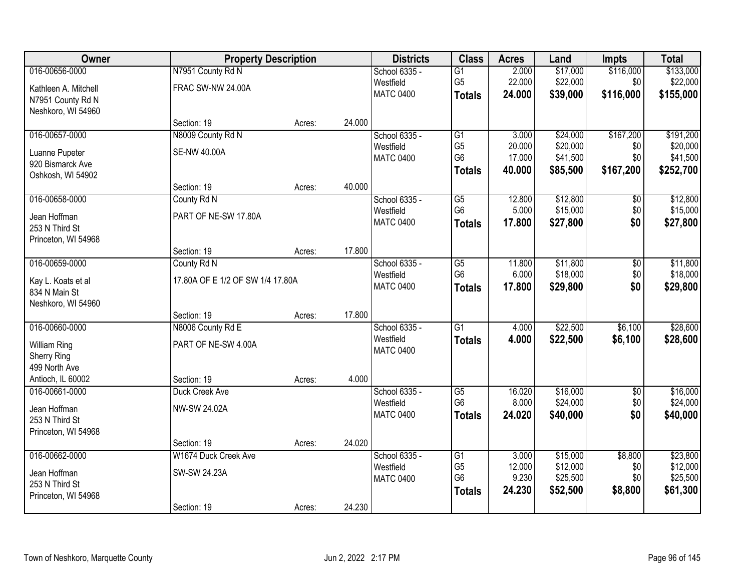| Owner | Property Description | | | Districts | Class | Acres | Land | Impts | Total |
|---|---|---|---|---|---|---|---|---|---|
| 016-00656-0000<br>Kathleen A. Mitchell<br>N7951 County Rd N<br>Neshkoro, WI 54960 | N7951 County Rd N<br>FRAC SW-NW 24.00A<br>Section: 19 | Acres: | 24.000 | School 6335 - Westfield<br>MATC 0400 | G1<br>G5<br>**Totals** | 2.000<br>22.000<br>**24.000** | $17,000<br>$22,000<br>**$39,000** | $116,000<br>$0<br>**$116,000** | $133,000<br>$22,000<br>**$155,000** |
| 016-00657-0000<br>Luanne Pupeter<br>920 Bismarck Ave<br>Oshkosh, WI 54902 | N8009 County Rd N<br>SE-NW 40.00A<br>Section: 19 | Acres: | 40.000 | School 6335 - Westfield<br>MATC 0400 | G1<br>G5<br>G6<br>**Totals** | 3.000<br>20.000<br>17.000<br>**40.000** | $24,000<br>$20,000<br>$41,500<br>**$85,500** | $167,200<br>$0<br>$0<br>**$167,200** | $191,200<br>$20,000<br>$41,500<br>**$252,700** |
| 016-00658-0000<br>Jean Hoffman<br>253 N Third St<br>Princeton, WI 54968 | County Rd N<br>PART OF NE-SW 17.80A<br>Section: 19 | Acres: | 17.800 | School 6335 - Westfield<br>MATC 0400 | G5<br>G6<br>**Totals** | 12.800<br>5.000<br>**17.800** | $12,800<br>$15,000<br>**$27,800** | $0<br>$0<br>**$0** | $12,800<br>$15,000<br>**$27,800** |
| 016-00659-0000<br>Kay L. Koats et al<br>834 N Main St<br>Neshkoro, WI 54960 | County Rd N<br>17.80A OF E 1/2 OF SW 1/4 17.80A<br>Section: 19 | Acres: | 17.800 | School 6335 - Westfield<br>MATC 0400 | G5<br>G6<br>**Totals** | 11.800<br>6.000<br>**17.800** | $11,800<br>$18,000<br>**$29,800** | $0<br>$0<br>**$0** | $11,800<br>$18,000<br>**$29,800** |
| 016-00660-0000<br>William Ring<br>Sherry Ring<br>499 North Ave<br>Antioch, IL 60002 | N8006 County Rd E<br>PART OF NE-SW 4.00A<br>Section: 19 | Acres: | 4.000 | School 6335 - Westfield<br>MATC 0400 | G1<br>**Totals** | 4.000<br>**4.000** | $22,500<br>**$22,500** | $6,100<br>**$6,100** | $28,600<br>**$28,600** |
| 016-00661-0000<br>Jean Hoffman<br>253 N Third St<br>Princeton, WI 54968 | Duck Creek Ave<br>NW-SW 24.02A<br>Section: 19 | Acres: | 24.020 | School 6335 - Westfield<br>MATC 0400 | G5<br>G6<br>**Totals** | 16.020<br>8.000<br>**24.020** | $16,000<br>$24,000<br>**$40,000** | $0<br>$0<br>**$0** | $16,000<br>$24,000<br>**$40,000** |
| 016-00662-0000<br>Jean Hoffman<br>253 N Third St<br>Princeton, WI 54968 | W1674 Duck Creek Ave<br>SW-SW 24.23A<br>Section: 19 | Acres: | 24.230 | School 6335 - Westfield<br>MATC 0400 | G1<br>G5<br>G6<br>**Totals** | 3.000<br>12.000<br>9.230<br>**24.230** | $15,000<br>$12,000<br>$25,500<br>**$52,500** | $8,800<br>$0<br>$0<br>**$8,800** | $23,800<br>$12,000<br>$25,500<br>**$61,300** |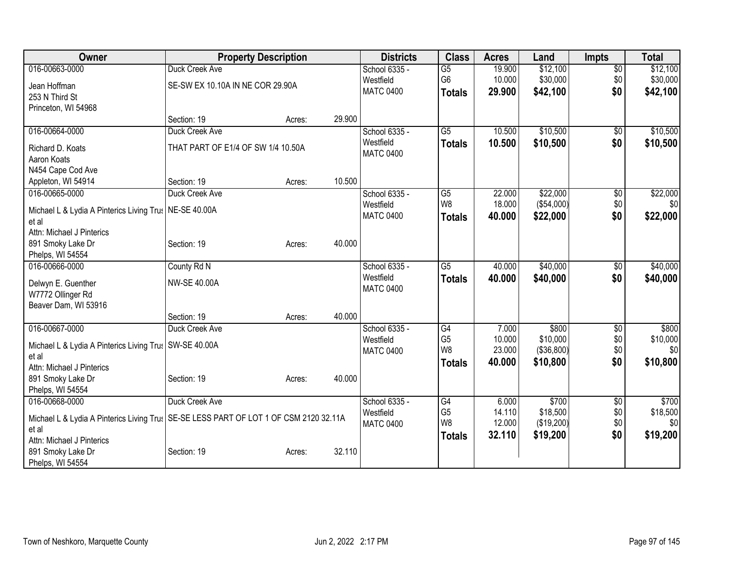| Owner | Property Description | | | Districts | Class | Acres | Land | Impts | Total |
|---|---|---|---|---|---|---|---|---|---|
| 016-00663-0000 | Duck Creek Ave | | | School 6335 - | G5 | 19.900 | $12,100 | $0 | $12,100 |
| Jean Hoffman | SE-SW EX 10.10A IN NE COR 29.90A | | | Westfield | G6 | 10.000 | $30,000 | $0 | $30,000 |
| 253 N Third St | | | | MATC 0400 | **Totals** | **29.900** | **$42,100** | **$0** | **$42,100** |
| Princeton, WI 54968 | | | | | | | | | |
| | Section: 19 | Acres: | 29.900 | | | | | | |
| 016-00664-0000 | Duck Creek Ave | | | School 6335 - | G5 | 10.500 | $10,500 | $0 | $10,500 |
| Richard D. Koats | THAT PART OF E1/4 OF SW 1/4 10.50A | | | Westfield | **Totals** | **10.500** | **$10,500** | **$0** | **$10,500** |
| Aaron Koats | | | | MATC 0400 | | | | | |
| N454 Cape Cod Ave | | | | | | | | | |
| Appleton, WI 54914 | Section: 19 | Acres: | 10.500 | | | | | | |
| 016-00665-0000 | Duck Creek Ave | | | School 6335 - | G5 | 22.000 | $22,000 | $0 | $22,000 |
| Michael L & Lydia A Pinterics Living Trus | NE-SE 40.00A | | | Westfield | W8 | 18.000 | ($54,000) | $0 | $0 |
| et al | | | | MATC 0400 | **Totals** | **40.000** | **$22,000** | **$0** | **$22,000** |
| Attn: Michael J Pinterics | | | | | | | | | |
| 891 Smoky Lake Dr | Section: 19 | Acres: | 40.000 | | | | | | |
| Phelps, WI 54554 | | | | | | | | | |
| 016-00666-0000 | County Rd N | | | School 6335 - | G5 | 40.000 | $40,000 | $0 | $40,000 |
| Delwyn E. Guenther | NW-SE 40.00A | | | Westfield | **Totals** | **40.000** | **$40,000** | **$0** | **$40,000** |
| W7772 Ollinger Rd | | | | MATC 0400 | | | | | |
| Beaver Dam, WI 53916 | | | | | | | | | |
| | Section: 19 | Acres: | 40.000 | | | | | | |
| 016-00667-0000 | Duck Creek Ave | | | School 6335 - | G4 | 7.000 | $800 | $0 | $800 |
| Michael L & Lydia A Pinterics Living Trus | SW-SE 40.00A | | | Westfield | G5 | 10.000 | $10,000 | $0 | $10,000 |
| et al | | | | MATC 0400 | W8 | 23.000 | ($36,800) | $0 | $0 |
| Attn: Michael J Pinterics | | | | | **Totals** | **40.000** | **$10,800** | **$0** | **$10,800** |
| 891 Smoky Lake Dr | Section: 19 | Acres: | 40.000 | | | | | | |
| Phelps, WI 54554 | | | | | | | | | |
| 016-00668-0000 | Duck Creek Ave | | | School 6335 - | G4 | 6.000 | $700 | $0 | $700 |
| Michael L & Lydia A Pinterics Living Trus | SE-SE LESS PART OF LOT 1 OF CSM 2120 32.11A | | | Westfield | G5 | 14.110 | $18,500 | $0 | $18,500 |
| et al | | | | MATC 0400 | W8 | 12.000 | ($19,200) | $0 | $0 |
| Attn: Michael J Pinterics | | | | | **Totals** | **32.110** | **$19,200** | **$0** | **$19,200** |
| 891 Smoky Lake Dr | Section: 19 | Acres: | 32.110 | | | | | | |
| Phelps, WI 54554 | | | | | | | | | |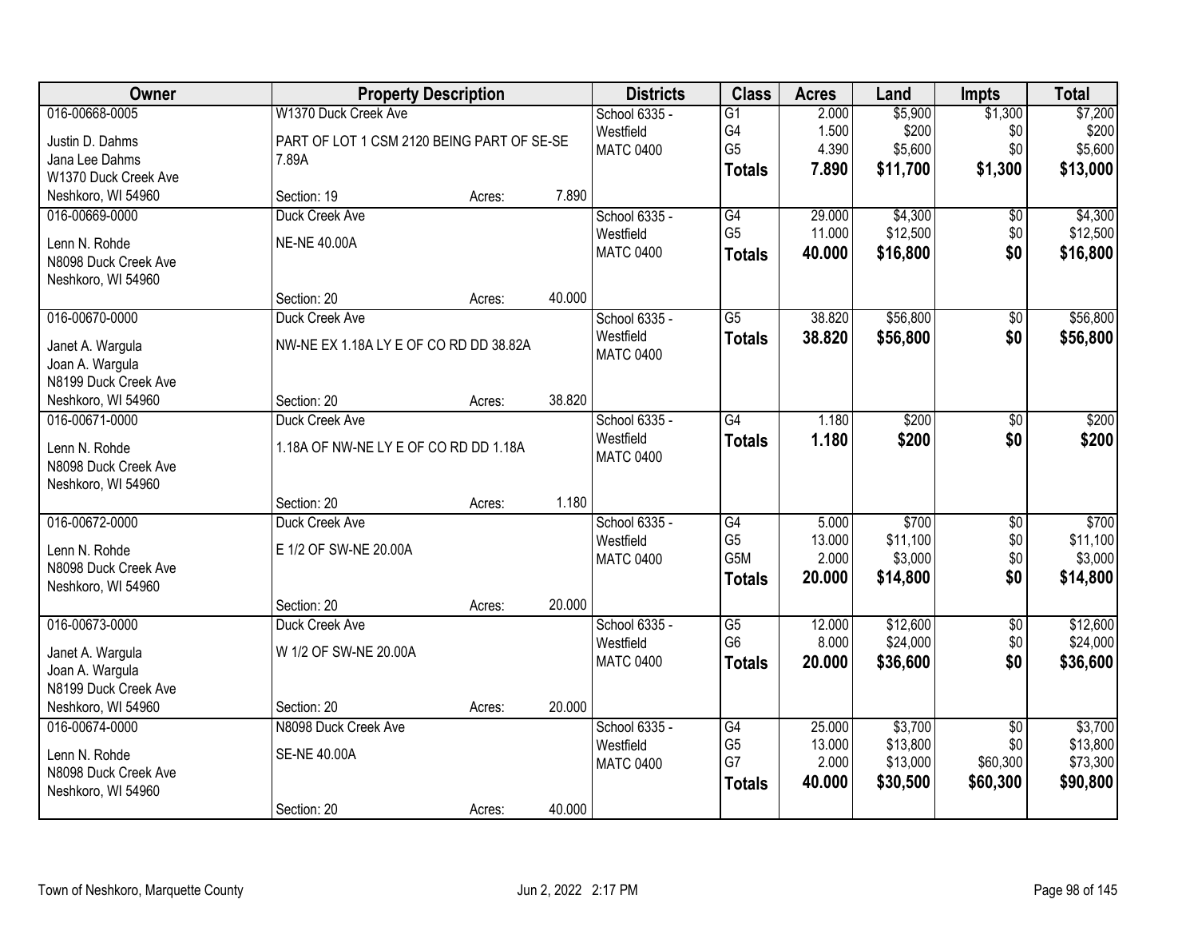| Owner | Property Description | | | Districts | Class | Acres | Land | Impts | Total |
|---|---|---|---|---|---|---|---|---|---|
| 016-00668-0005<br>Justin D. Dahms<br>Jana Lee Dahms<br>W1370 Duck Creek Ave<br>Neshkoro, WI 54960 | W1370 Duck Creek Ave<br>PART OF LOT 1 CSM 2120 BEING PART OF SE-SE 7.89A<br>Section: 19 | Acres: | 7.890 | School 6335 - Westfield<br>MATC 0400 | G1<br>G4<br>G5<br>**Totals** | 2.000<br>1.500<br>4.390<br>**7.890** | $5,900<br>$200<br>$5,600<br>**$11,700** | $1,300<br>$0<br>$0<br>**$1,300** | $7,200<br>$200<br>$5,600<br>**$13,000** |
| 016-00669-0000<br>Lenn N. Rohde<br>N8098 Duck Creek Ave<br>Neshkoro, WI 54960 | Duck Creek Ave<br>NE-NE 40.00A<br>Section: 20 | Acres: | 40.000 | School 6335 - Westfield<br>MATC 0400 | G4<br>G5<br>**Totals** | 29.000<br>11.000<br>**40.000** | $4,300<br>$12,500<br>**$16,800** | $0<br>$0<br>**$0** | $4,300<br>$12,500<br>**$16,800** |
| 016-00670-0000<br>Janet A. Wargula<br>Joan A. Wargula<br>N8199 Duck Creek Ave<br>Neshkoro, WI 54960 | Duck Creek Ave<br>NW-NE EX 1.18A LY E OF CO RD DD 38.82A<br>Section: 20 | Acres: | 38.820 | School 6335 - Westfield<br>MATC 0400 | G5<br>**Totals** | 38.820<br>**38.820** | $56,800<br>**$56,800** | $0<br>**$0** | $56,800<br>**$56,800** |
| 016-00671-0000<br>Lenn N. Rohde<br>N8098 Duck Creek Ave<br>Neshkoro, WI 54960 | Duck Creek Ave<br>1.18A OF NW-NE LY E OF CO RD DD 1.18A<br>Section: 20 | Acres: | 1.180 | School 6335 - Westfield<br>MATC 0400 | G4<br>**Totals** | 1.180<br>**1.180** | $200<br>**$200** | $0<br>**$0** | $200<br>**$200** |
| 016-00672-0000<br>Lenn N. Rohde<br>N8098 Duck Creek Ave<br>Neshkoro, WI 54960 | Duck Creek Ave<br>E 1/2 OF SW-NE 20.00A<br>Section: 20 | Acres: | 20.000 | School 6335 - Westfield<br>MATC 0400 | G4<br>G5<br>G5M<br>**Totals** | 5.000<br>13.000<br>2.000<br>**20.000** | $700<br>$11,100<br>$3,000<br>**$14,800** | $0<br>$0<br>$0<br>**$0** | $700<br>$11,100<br>$3,000<br>**$14,800** |
| 016-00673-0000<br>Janet A. Wargula<br>Joan A. Wargula<br>N8199 Duck Creek Ave<br>Neshkoro, WI 54960 | Duck Creek Ave<br>W 1/2 OF SW-NE 20.00A<br>Section: 20 | Acres: | 20.000 | School 6335 - Westfield<br>MATC 0400 | G5<br>G6<br>**Totals** | 12.000<br>8.000<br>**20.000** | $12,600<br>$24,000<br>**$36,600** | $0<br>$0<br>**$0** | $12,600<br>$24,000<br>**$36,600** |
| 016-00674-0000<br>Lenn N. Rohde<br>N8098 Duck Creek Ave<br>Neshkoro, WI 54960 | N8098 Duck Creek Ave<br>SE-NE 40.00A<br>Section: 20 | Acres: | 40.000 | School 6335 - Westfield<br>MATC 0400 | G4<br>G5<br>G7<br>**Totals** | 25.000<br>13.000<br>2.000<br>**40.000** | $3,700<br>$13,800<br>$13,000<br>**$30,500** | $0<br>$0<br>$60,300<br>**$60,300** | $3,700<br>$13,800<br>$73,300<br>**$90,800** |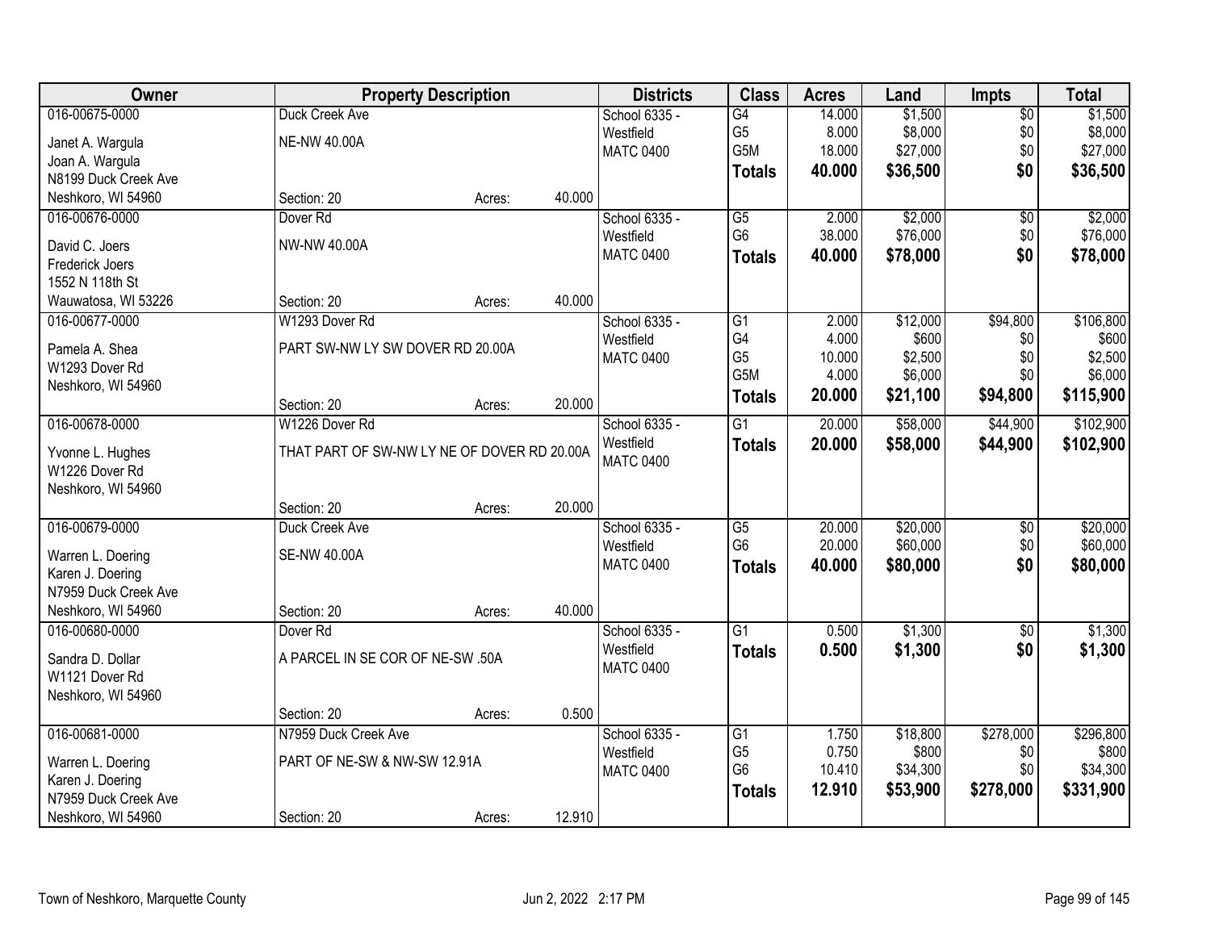| Owner | Property Description | Districts | Class | Acres | Land | Impts | Total |
|---|---|---|---|---|---|---|---|
| 016-00675-0000<br>Janet A. Wargula<br>Joan A. Wargula<br>N8199 Duck Creek Ave<br>Neshkoro, WI 54960 | Duck Creek Ave<br>NE-NW 40.00A<br>Section: 20 Acres: 40.000 | School 6335 - Westfield<br>MATC 0400 | G4<br>G5<br>G5M<br>**Totals** | 14.000<br>8.000<br>18.000<br>**40.000** | $1,500<br>$8,000<br>$27,000<br>**$36,500** | $0<br>$0<br>$0<br>**$0** | $1,500<br>$8,000<br>$27,000<br>**$36,500** |
| 016-00676-0000<br>David C. Joers<br>Frederick Joers<br>1552 N 118th St<br>Wauwatosa, WI 53226 | Dover Rd<br>NW-NW 40.00A<br>Section: 20 Acres: 40.000 | School 6335 - Westfield<br>MATC 0400 | G5<br>G6<br>**Totals** | 2.000<br>38.000<br>**40.000** | $2,000<br>$76,000<br>**$78,000** | $0<br>$0<br>**$0** | $2,000<br>$76,000<br>**$78,000** |
| 016-00677-0000<br>Pamela A. Shea<br>W1293 Dover Rd<br>Neshkoro, WI 54960 | W1293 Dover Rd<br>PART SW-NW LY SW DOVER RD 20.00A<br>Section: 20 Acres: 20.000 | School 6335 - Westfield<br>MATC 0400 | G1<br>G4<br>G5<br>G5M<br>**Totals** | 2.000<br>4.000<br>10.000<br>4.000<br>**20.000** | $12,000<br>$600<br>$2,500<br>$6,000<br>**$21,100** | $94,800<br>$0<br>$0<br>$0<br>**$94,800** | $106,800<br>$600<br>$2,500<br>$6,000<br>**$115,900** |
| 016-00678-0000<br>Yvonne L. Hughes<br>W1226 Dover Rd<br>Neshkoro, WI 54960 | W1226 Dover Rd<br>THAT PART OF SW-NW LY NE OF DOVER RD 20.00A<br>Section: 20 Acres: 20.000 | School 6335 - Westfield<br>MATC 0400 | G1<br>**Totals** | 20.000<br>**20.000** | $58,000<br>**$58,000** | $44,900<br>**$44,900** | $102,900<br>**$102,900** |
| 016-00679-0000<br>Warren L. Doering<br>Karen J. Doering<br>N7959 Duck Creek Ave<br>Neshkoro, WI 54960 | Duck Creek Ave<br>SE-NW 40.00A<br>Section: 20 Acres: 40.000 | School 6335 - Westfield<br>MATC 0400 | G5<br>G6<br>**Totals** | 20.000<br>20.000<br>**40.000** | $20,000<br>$60,000<br>**$80,000** | $0<br>$0<br>**$0** | $20,000<br>$60,000<br>**$80,000** |
| 016-00680-0000<br>Sandra D. Dollar<br>W1121 Dover Rd<br>Neshkoro, WI 54960 | Dover Rd<br>A PARCEL IN SE COR OF NE-SW .50A<br>Section: 20 Acres: 0.500 | School 6335 - Westfield<br>MATC 0400 | G1<br>**Totals** | 0.500<br>**0.500** | $1,300<br>**$1,300** | $0<br>**$0** | $1,300<br>**$1,300** |
| 016-00681-0000<br>Warren L. Doering<br>Karen J. Doering<br>N7959 Duck Creek Ave<br>Neshkoro, WI 54960 | N7959 Duck Creek Ave<br>PART OF NE-SW & NW-SW 12.91A<br>Section: 20 Acres: 12.910 | School 6335 - Westfield<br>MATC 0400 | G1<br>G5<br>G6<br>**Totals** | 1.750<br>0.750<br>10.410<br>**12.910** | $18,800<br>$800<br>$34,300<br>**$53,900** | $278,000<br>$0<br>$0<br>**$278,000** | $296,800<br>$800<br>$34,300<br>**$331,900** |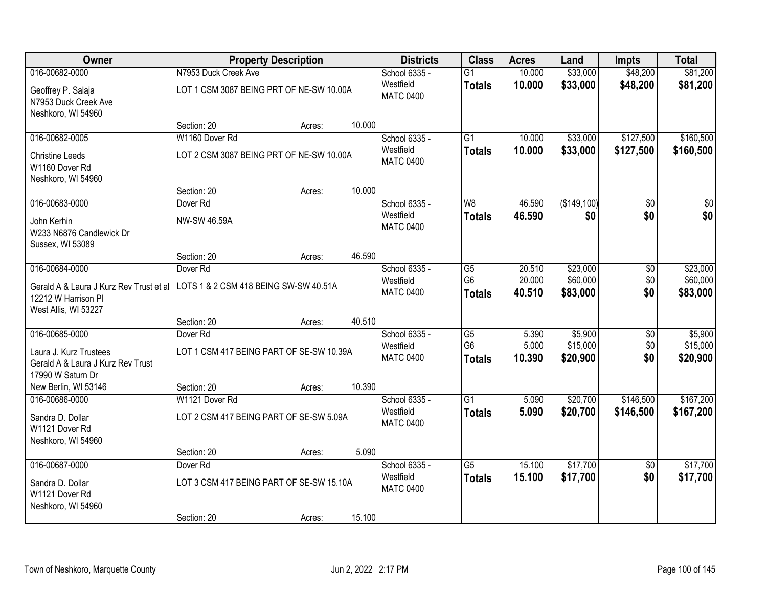| Owner | Property Description | | | Districts | Class | Acres | Land | Impts | Total |
|---|---|---|---|---|---|---|---|---|---|
| 016-00682-0000 | N7953 Duck Creek Ave | | | School 6335 - Westfield MATC 0400 | G1 | 10.000 | $33,000 | $48,200 | $81,200 |
| Geoffrey P. Salaja N7953 Duck Creek Ave Neshkoro, WI 54960 | LOT 1 CSM 3087 BEING PRT OF NE-SW 10.00A | | | | **Totals** | **10.000** | **$33,000** | **$48,200** | **$81,200** |
| | Section: 20 | Acres: | 10.000 | | | | | | |
| 016-00682-0005 | W1160 Dover Rd | | | School 6335 - Westfield MATC 0400 | G1 | 10.000 | $33,000 | $127,500 | $160,500 |
| Christine Leeds W1160 Dover Rd Neshkoro, WI 54960 | LOT 2 CSM 3087 BEING PRT OF NE-SW 10.00A | | | | **Totals** | **10.000** | **$33,000** | **$127,500** | **$160,500** |
| | Section: 20 | Acres: | 10.000 | | | | | | |
| 016-00683-0000 | Dover Rd | | | School 6335 - Westfield MATC 0400 | W8 | 46.590 | ($149,100) | $0 | $0 |
| John Kerhin W233 N6876 Candlewick Dr Sussex, WI 53089 | NW-SW 46.59A | | | | **Totals** | **46.590** | **$0** | **$0** | **$0** |
| | Section: 20 | Acres: | 46.590 | | | | | | |
| 016-00684-0000 | Dover Rd | | | School 6335 - Westfield MATC 0400 | G5 | 20.510 | $23,000 | $0 | $23,000 |
| Gerald A & Laura J Kurz Rev Trust et al 12212 W Harrison Pl West Allis, WI 53227 | LOTS 1 & 2 CSM 418 BEING SW-SW 40.51A | | | | G6 | 20.000 | $60,000 | $0 | $60,000 |
| | | | | | **Totals** | **40.510** | **$83,000** | **$0** | **$83,000** |
| | Section: 20 | Acres: | 40.510 | | | | | | |
| 016-00685-0000 | Dover Rd | | | School 6335 - Westfield MATC 0400 | G5 | 5.390 | $5,900 | $0 | $5,900 |
| Laura J. Kurz Trustees Gerald A & Laura J Kurz Rev Trust 17990 W Saturn Dr New Berlin, WI 53146 | LOT 1 CSM 417 BEING PART OF SE-SW 10.39A | | | | G6 | 5.000 | $15,000 | $0 | $15,000 |
| | | | | | **Totals** | **10.390** | **$20,900** | **$0** | **$20,900** |
| | Section: 20 | Acres: | 10.390 | | | | | | |
| 016-00686-0000 | W1121 Dover Rd | | | School 6335 - Westfield MATC 0400 | G1 | 5.090 | $20,700 | $146,500 | $167,200 |
| Sandra D. Dollar W1121 Dover Rd Neshkoro, WI 54960 | LOT 2 CSM 417 BEING PART OF SE-SW 5.09A | | | | **Totals** | **5.090** | **$20,700** | **$146,500** | **$167,200** |
| | Section: 20 | Acres: | 5.090 | | | | | | |
| 016-00687-0000 | Dover Rd | | | School 6335 - Westfield MATC 0400 | G5 | 15.100 | $17,700 | $0 | $17,700 |
| Sandra D. Dollar W1121 Dover Rd Neshkoro, WI 54960 | LOT 3 CSM 417 BEING PART OF SE-SW 15.10A | | | | **Totals** | **15.100** | **$17,700** | **$0** | **$17,700** |
| | Section: 20 | Acres: | 15.100 | | | | | | |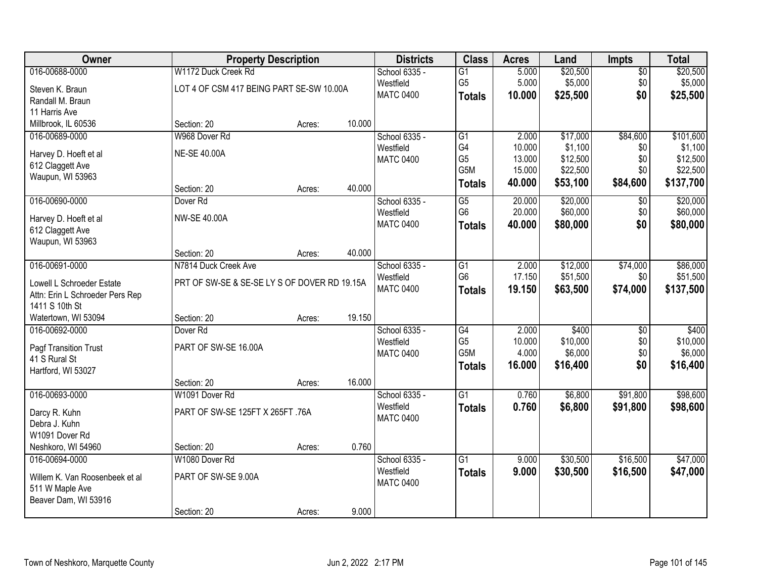| Owner | Property Description | | | Districts | Class | Acres | Land | Impts | Total |
|---|---|---|---|---|---|---|---|---|---|
| 016-00688-0000<br>Steven K. Braun<br>Randall M. Braun<br>11 Harris Ave<br>Millbrook, IL 60536 | W1172 Duck Creek Rd<br>LOT 4 OF CSM 417 BEING PART SE-SW 10.00A<br>Section: 20 | Acres: | 10.000 | School 6335 - Westfield<br>MATC 0400 | G1<br>G5<br>**Totals** | 5.000<br>5.000<br>**10.000** | $20,500<br>$5,000<br>**$25,500** | $0<br>$0<br>**$0** | $20,500<br>$5,000<br>**$25,500** |
| 016-00689-0000<br>Harvey D. Hoeft et al<br>612 Claggett Ave<br>Waupun, WI 53963 | W968 Dover Rd<br>NE-SE 40.00A<br>Section: 20 | Acres: | 40.000 | School 6335 - Westfield<br>MATC 0400 | G1<br>G4<br>G5<br>G5M<br>**Totals** | 2.000<br>10.000<br>13.000<br>15.000<br>**40.000** | $17,000<br>$1,100<br>$12,500<br>$22,500<br>**$53,100** | $84,600<br>$0<br>$0<br>$0<br>**$84,600** | $101,600<br>$1,100<br>$12,500<br>$22,500<br>**$137,700** |
| 016-00690-0000<br>Harvey D. Hoeft et al<br>612 Claggett Ave<br>Waupun, WI 53963 | Dover Rd<br>NW-SE 40.00A<br>Section: 20 | Acres: | 40.000 | School 6335 - Westfield<br>MATC 0400 | G5<br>G6<br>**Totals** | 20.000<br>20.000<br>**40.000** | $20,000<br>$60,000<br>**$80,000** | $0<br>$0<br>**$0** | $20,000<br>$60,000<br>**$80,000** |
| 016-00691-0000<br>Lowell L Schroeder Estate<br>Attn: Erin L Schroeder Pers Rep<br>1411 S 10th St<br>Watertown, WI 53094 | N7814 Duck Creek Ave<br>PRT OF SW-SE & SE-SE LY S OF DOVER RD 19.15A<br>Section: 20 | Acres: | 19.150 | School 6335 - Westfield<br>MATC 0400 | G1<br>G6<br>**Totals** | 2.000<br>17.150<br>**19.150** | $12,000<br>$51,500<br>**$63,500** | $74,000<br>$0<br>**$74,000** | $86,000<br>$51,500<br>**$137,500** |
| 016-00692-0000<br>Pagf Transition Trust<br>41 S Rural St<br>Hartford, WI 53027 | Dover Rd<br>PART OF SW-SE 16.00A<br>Section: 20 | Acres: | 16.000 | School 6335 - Westfield<br>MATC 0400 | G4<br>G5<br>G5M<br>**Totals** | 2.000<br>10.000<br>4.000<br>**16.000** | $400<br>$10,000<br>$6,000<br>**$16,400** | $0<br>$0<br>$0<br>**$0** | $400<br>$10,000<br>$6,000<br>**$16,400** |
| 016-00693-0000<br>Darcy R. Kuhn<br>Debra J. Kuhn<br>W1091 Dover Rd<br>Neshkoro, WI 54960 | W1091 Dover Rd<br>PART OF SW-SE 125FT X 265FT .76A<br>Section: 20 | Acres: | 0.760 | School 6335 - Westfield<br>MATC 0400 | G1<br>**Totals** | 0.760<br>**0.760** | $6,800<br>**$6,800** | $91,800<br>**$91,800** | $98,600<br>**$98,600** |
| 016-00694-0000<br>Willem K. Van Roosenbeek et al<br>511 W Maple Ave<br>Beaver Dam, WI 53916 | W1080 Dover Rd<br>PART OF SW-SE 9.00A<br>Section: 20 | Acres: | 9.000 | School 6335 - Westfield<br>MATC 0400 | G1<br>**Totals** | 9.000<br>**9.000** | $30,500<br>**$30,500** | $16,500<br>**$16,500** | $47,000<br>**$47,000** |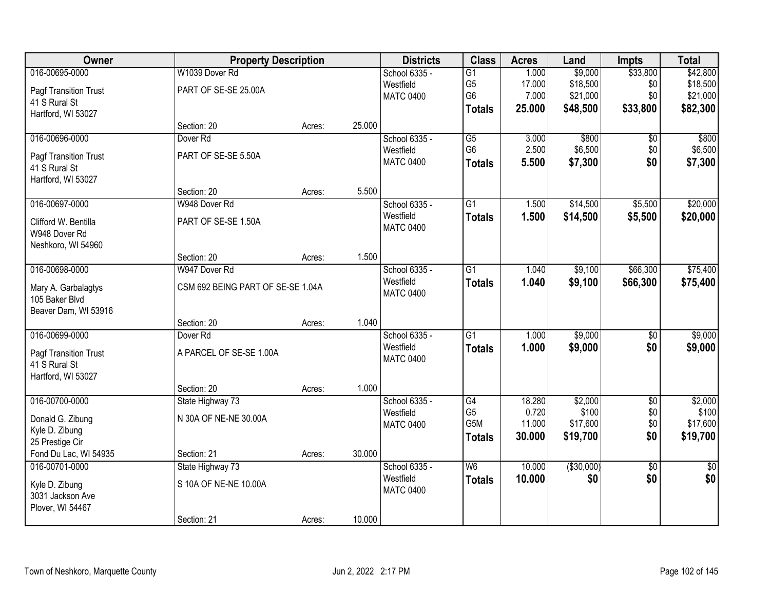| Owner | Property Description | | | Districts | Class | Acres | Land | Impts | Total |
|---|---|---|---|---|---|---|---|---|---|
| 016-00695-0000 | W1039 Dover Rd | | | School 6335 - | G1 | 1.000 | $9,000 | $33,800 | $42,800 |
| Pagf Transition Trust | PART OF SE-SE 25.00A | | | Westfield | G5 | 17.000 | $18,500 | $0 | $18,500 |
| 41 S Rural St | | | | MATC 0400 | G6 | 7.000 | $21,000 | $0 | $21,000 |
| Hartford, WI 53027 | | | | | **Totals** | **25.000** | **$48,500** | **$33,800** | **$82,300** |
| | Section: 20 | Acres: | 25.000 | | | | | | |
| 016-00696-0000 | Dover Rd | | | School 6335 - | G5 | 3.000 | $800 | $0 | $800 |
| Pagf Transition Trust | PART OF SE-SE 5.50A | | | Westfield | G6 | 2.500 | $6,500 | $0 | $6,500 |
| 41 S Rural St | | | | MATC 0400 | **Totals** | **5.500** | **$7,300** | **$0** | **$7,300** |
| Hartford, WI 53027 | | | | | | | | | |
| | Section: 20 | Acres: | 5.500 | | | | | | |
| 016-00697-0000 | W948 Dover Rd | | | School 6335 - | G1 | 1.500 | $14,500 | $5,500 | $20,000 |
| Clifford W. Bentilla | PART OF SE-SE 1.50A | | | Westfield | **Totals** | **1.500** | **$14,500** | **$5,500** | **$20,000** |
| W948 Dover Rd | | | | MATC 0400 | | | | | |
| Neshkoro, WI 54960 | | | | | | | | | |
| | Section: 20 | Acres: | 1.500 | | | | | | |
| 016-00698-0000 | W947 Dover Rd | | | School 6335 - | G1 | 1.040 | $9,100 | $66,300 | $75,400 |
| Mary A. Garbalagtys | CSM 692 BEING PART OF SE-SE 1.04A | | | Westfield | **Totals** | **1.040** | **$9,100** | **$66,300** | **$75,400** |
| 105 Baker Blvd | | | | MATC 0400 | | | | | |
| Beaver Dam, WI 53916 | | | | | | | | | |
| | Section: 20 | Acres: | 1.040 | | | | | | |
| 016-00699-0000 | Dover Rd | | | School 6335 - | G1 | 1.000 | $9,000 | $0 | $9,000 |
| Pagf Transition Trust | A PARCEL OF SE-SE 1.00A | | | Westfield | **Totals** | **1.000** | **$9,000** | **$0** | **$9,000** |
| 41 S Rural St | | | | MATC 0400 | | | | | |
| Hartford, WI 53027 | | | | | | | | | |
| | Section: 20 | Acres: | 1.000 | | | | | | |
| 016-00700-0000 | State Highway 73 | | | School 6335 - | G4 | 18.280 | $2,000 | $0 | $2,000 |
| Donald G. Zibung | N 30A OF NE-NE 30.00A | | | Westfield | G5 | 0.720 | $100 | $0 | $100 |
| Kyle D. Zibung | | | | MATC 0400 | G5M | 11.000 | $17,600 | $0 | $17,600 |
| 25 Prestige Cir | | | | | **Totals** | **30.000** | **$19,700** | **$0** | **$19,700** |
| Fond Du Lac, WI 54935 | Section: 21 | Acres: | 30.000 | | | | | | |
| 016-00701-0000 | State Highway 73 | | | School 6335 - | W6 | 10.000 | ($30,000) | $0 | $0 |
| Kyle D. Zibung | S 10A OF NE-NE 10.00A | | | Westfield | **Totals** | **10.000** | **$0** | **$0** | **$0** |
| 3031 Jackson Ave | | | | MATC 0400 | | | | | |
| Plover, WI 54467 | | | | | | | | | |
| | Section: 21 | Acres: | 10.000 | | | | | | |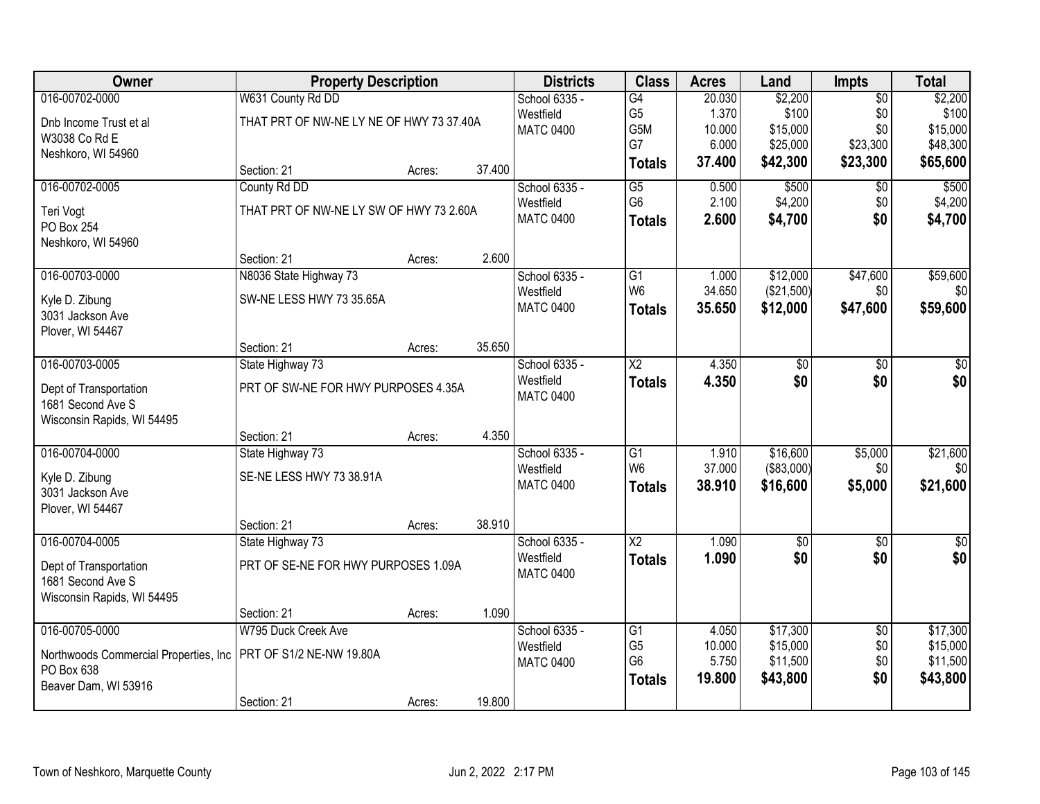| Owner | Property Description | | | Districts | Class | Acres | Land | Impts | Total |
|---|---|---|---|---|---|---|---|---|---|
| 016-00702-0000 | W631 County Rd DD | | | School 6335 - | G4 | 20.030 | $2,200 | $0 | $2,200 |
| Dnb Income Trust et al | THAT PRT OF NW-NE LY NE OF HWY 73 37.40A | | | Westfield | G5 | 1.370 | $100 | $0 | $100 |
| W3038 Co Rd E | | | | MATC 0400 | G5M | 10.000 | $15,000 | $0 | $15,000 |
| Neshkoro, WI 54960 | | | | | G7 | 6.000 | $25,000 | $23,300 | $48,300 |
| | Section: 21 | Acres: | 37.400 | | **Totals** | **37.400** | **$42,300** | **$23,300** | **$65,600** |
| 016-00702-0005 | County Rd DD | | | School 6335 - | G5 | 0.500 | $500 | $0 | $500 |
| Teri Vogt | THAT PRT OF NW-NE LY SW OF HWY 73 2.60A | | | Westfield | G6 | 2.100 | $4,200 | $0 | $4,200 |
| PO Box 254 | | | | MATC 0400 | **Totals** | **2.600** | **$4,700** | **$0** | **$4,700** |
| Neshkoro, WI 54960 | | | | | | | | | |
| | Section: 21 | Acres: | 2.600 | | | | | | |
| 016-00703-0000 | N8036 State Highway 73 | | | School 6335 - | G1 | 1.000 | $12,000 | $47,600 | $59,600 |
| Kyle D. Zibung | SW-NE LESS HWY 73 35.65A | | | Westfield | W6 | 34.650 | ($21,500) | $0 | $0 |
| 3031 Jackson Ave | | | | MATC 0400 | **Totals** | **35.650** | **$12,000** | **$47,600** | **$59,600** |
| Plover, WI 54467 | | | | | | | | | |
| | Section: 21 | Acres: | 35.650 | | | | | | |
| 016-00703-0005 | State Highway 73 | | | School 6335 - | X2 | 4.350 | $0 | $0 | $0 |
| Dept of Transportation | PRT OF SW-NE FOR HWY PURPOSES 4.35A | | | Westfield | **Totals** | **4.350** | **$0** | **$0** | **$0** |
| 1681 Second Ave S | | | | MATC 0400 | | | | | |
| Wisconsin Rapids, WI 54495 | | | | | | | | | |
| | Section: 21 | Acres: | 4.350 | | | | | | |
| 016-00704-0000 | State Highway 73 | | | School 6335 - | G1 | 1.910 | $16,600 | $5,000 | $21,600 |
| Kyle D. Zibung | SE-NE LESS HWY 73 38.91A | | | Westfield | W6 | 37.000 | ($83,000) | $0 | $0 |
| 3031 Jackson Ave | | | | MATC 0400 | **Totals** | **38.910** | **$16,600** | **$5,000** | **$21,600** |
| Plover, WI 54467 | | | | | | | | | |
| | Section: 21 | Acres: | 38.910 | | | | | | |
| 016-00704-0005 | State Highway 73 | | | School 6335 - | X2 | 1.090 | $0 | $0 | $0 |
| Dept of Transportation | PRT OF SE-NE FOR HWY PURPOSES 1.09A | | | Westfield | **Totals** | **1.090** | **$0** | **$0** | **$0** |
| 1681 Second Ave S | | | | MATC 0400 | | | | | |
| Wisconsin Rapids, WI 54495 | | | | | | | | | |
| | Section: 21 | Acres: | 1.090 | | | | | | |
| 016-00705-0000 | W795 Duck Creek Ave | | | School 6335 - | G1 | 4.050 | $17,300 | $0 | $17,300 |
| Northwoods Commercial Properties, Inc | PRT OF S1/2 NE-NW 19.80A | | | Westfield | G5 | 10.000 | $15,000 | $0 | $15,000 |
| PO Box 638 | | | | MATC 0400 | G6 | 5.750 | $11,500 | $0 | $11,500 |
| Beaver Dam, WI 53916 | | | | | **Totals** | **19.800** | **$43,800** | **$0** | **$43,800** |
| | Section: 21 | Acres: | 19.800 | | | | | | |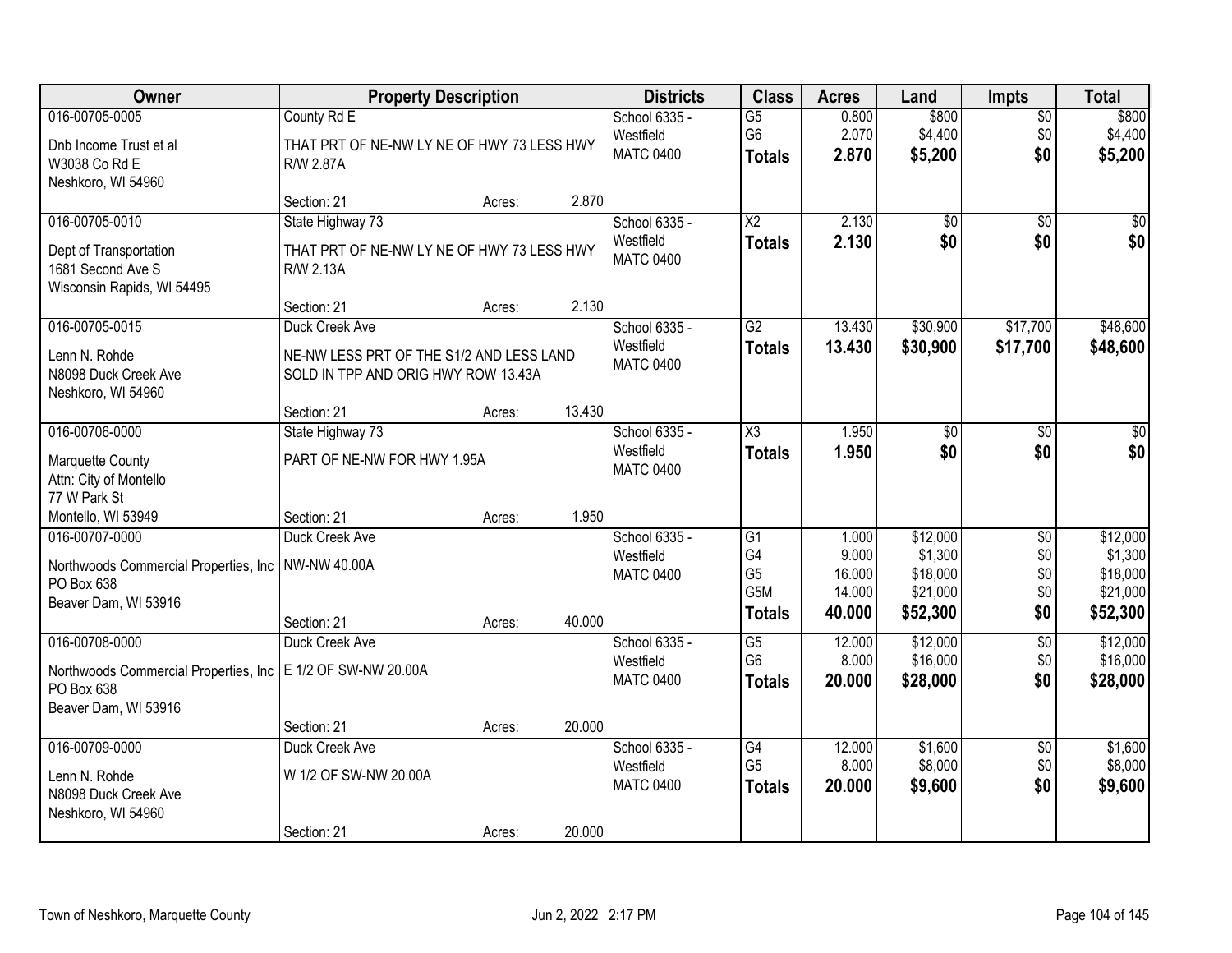| Owner | Property Description | | | Districts | Class | Acres | Land | Impts | Total |
|---|---|---|---|---|---|---|---|---|---|
| 016-00705-0005<br>Dnb Income Trust et al<br>W3038 Co Rd E<br>Neshkoro, WI 54960 | County Rd E<br>THAT PRT OF NE-NW LY NE OF HWY 73 LESS HWY R/W 2.87A<br>Section: 21 | Acres: | 2.870 | School 6335 - Westfield<br>MATC 0400 | G5<br>G6<br>**Totals** | 0.800<br>2.070<br>**2.870** | $800<br>$4,400<br>**$5,200** | $0<br>$0<br>**$0** | $800<br>$4,400<br>**$5,200** |
| 016-00705-0010<br>Dept of Transportation<br>1681 Second Ave S<br>Wisconsin Rapids, WI 54495 | State Highway 73<br>THAT PRT OF NE-NW LY NE OF HWY 73 LESS HWY R/W 2.13A<br>Section: 21 | Acres: | 2.130 | School 6335 - Westfield<br>MATC 0400 | X2<br>**Totals** | 2.130<br>**2.130** | $0<br>**$0** | $0<br>**$0** | $0<br>**$0** |
| 016-00705-0015<br>Lenn N. Rohde<br>N8098 Duck Creek Ave<br>Neshkoro, WI 54960 | Duck Creek Ave<br>NE-NW LESS PRT OF THE S1/2 AND LESS LAND SOLD IN TPP AND ORIG HWY ROW 13.43A<br>Section: 21 | Acres: | 13.430 | School 6335 - Westfield<br>MATC 0400 | G2<br>**Totals** | 13.430<br>**13.430** | $30,900<br>**$30,900** | $17,700<br>**$17,700** | $48,600<br>**$48,600** |
| 016-00706-0000<br>Marquette County<br>Attn: City of Montello<br>77 W Park St<br>Montello, WI 53949 | State Highway 73<br>PART OF NE-NW FOR HWY 1.95A<br>Section: 21 | Acres: | 1.950 | School 6335 - Westfield<br>MATC 0400 | X3<br>**Totals** | 1.950<br>**1.950** | $0<br>**$0** | $0<br>**$0** | $0<br>**$0** |
| 016-00707-0000<br>Northwoods Commercial Properties, Inc<br>PO Box 638<br>Beaver Dam, WI 53916 | Duck Creek Ave<br>NW-NW 40.00A<br>Section: 21 | Acres: | 40.000 | School 6335 - Westfield<br>MATC 0400 | G1<br>G4<br>G5<br>G5M<br>**Totals** | 1.000<br>9.000<br>16.000<br>14.000<br>**40.000** | $12,000<br>$1,300<br>$18,000<br>$21,000<br>**$52,300** | $0<br>$0<br>$0<br>$0<br>**$0** | $12,000<br>$1,300<br>$18,000<br>$21,000<br>**$52,300** |
| 016-00708-0000<br>Northwoods Commercial Properties, Inc<br>PO Box 638<br>Beaver Dam, WI 53916 | Duck Creek Ave<br>E 1/2 OF SW-NW 20.00A<br>Section: 21 | Acres: | 20.000 | School 6335 - Westfield<br>MATC 0400 | G5<br>G6<br>**Totals** | 12.000<br>8.000<br>**20.000** | $12,000<br>$16,000<br>**$28,000** | $0<br>$0<br>**$0** | $12,000<br>$16,000<br>**$28,000** |
| 016-00709-0000<br>Lenn N. Rohde<br>N8098 Duck Creek Ave<br>Neshkoro, WI 54960 | Duck Creek Ave<br>W 1/2 OF SW-NW 20.00A<br>Section: 21 | Acres: | 20.000 | School 6335 - Westfield<br>MATC 0400 | G4<br>G5<br>**Totals** | 12.000<br>8.000<br>**20.000** | $1,600<br>$8,000<br>**$9,600** | $0<br>$0<br>**$0** | $1,600<br>$8,000<br>**$9,600** |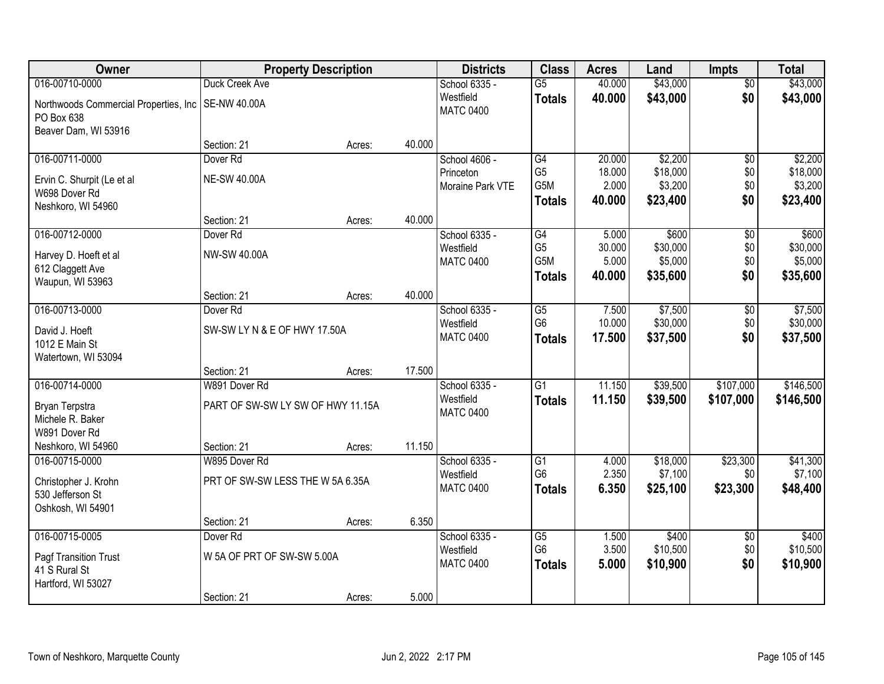| Owner | Property Description | | | Districts | Class | Acres | Land | Impts | Total |
|---|---|---|---|---|---|---|---|---|---|
| 016-00710-0000 | Duck Creek Ave | | | School 6335 - Westfield | G5 | 40.000 | $43,000 | $0 | $43,000 |
| Northwoods Commercial Properties, Inc PO Box 638 Beaver Dam, WI 53916 | SE-NW 40.00A | | | MATC 0400 | **Totals** | **40.000** | **$43,000** | **$0** | **$43,000** |
| | Section: 21 | Acres: | 40.000 | | | | | | |
| 016-00711-0000 | Dover Rd | | | School 4606 - Princeton | G4 | 20.000 | $2,200 | $0 | $2,200 |
| Ervin C. Shurpit (Le et al W698 Dover Rd Neshkoro, WI 54960 | NE-SW 40.00A | | | Moraine Park VTE | G5 | 18.000 | $18,000 | $0 | $18,000 |
| | | | | | G5M | 2.000 | $3,200 | $0 | $3,200 |
| | | | | | **Totals** | **40.000** | **$23,400** | **$0** | **$23,400** |
| | Section: 21 | Acres: | 40.000 | | | | | | |
| 016-00712-0000 | Dover Rd | | | School 6335 - Westfield | G4 | 5.000 | $600 | $0 | $600 |
| Harvey D. Hoeft et al 612 Claggett Ave Waupun, WI 53963 | NW-SW 40.00A | | | MATC 0400 | G5 | 30.000 | $30,000 | $0 | $30,000 |
| | | | | | G5M | 5.000 | $5,000 | $0 | $5,000 |
| | | | | | **Totals** | **40.000** | **$35,600** | **$0** | **$35,600** |
| | Section: 21 | Acres: | 40.000 | | | | | | |
| 016-00713-0000 | Dover Rd | | | School 6335 - Westfield | G5 | 7.500 | $7,500 | $0 | $7,500 |
| David J. Hoeft 1012 E Main St Watertown, WI 53094 | SW-SW LY N & E OF HWY 17.50A | | | MATC 0400 | G6 | 10.000 | $30,000 | $0 | $30,000 |
| | | | | | **Totals** | **17.500** | **$37,500** | **$0** | **$37,500** |
| | Section: 21 | Acres: | 17.500 | | | | | | |
| 016-00714-0000 | W891 Dover Rd | | | School 6335 - Westfield | G1 | 11.150 | $39,500 | $107,000 | $146,500 |
| Bryan Terpstra Michele R. Baker W891 Dover Rd Neshkoro, WI 54960 | PART OF SW-SW LY SW OF HWY 11.15A | | | MATC 0400 | **Totals** | **11.150** | **$39,500** | **$107,000** | **$146,500** |
| | Section: 21 | Acres: | 11.150 | | | | | | |
| 016-00715-0000 | W895 Dover Rd | | | School 6335 - Westfield | G1 | 4.000 | $18,000 | $23,300 | $41,300 |
| Christopher J. Krohn 530 Jefferson St Oshkosh, WI 54901 | PRT OF SW-SW LESS THE W 5A 6.35A | | | MATC 0400 | G6 | 2.350 | $7,100 | $0 | $7,100 |
| | | | | | **Totals** | **6.350** | **$25,100** | **$23,300** | **$48,400** |
| | Section: 21 | Acres: | 6.350 | | | | | | |
| 016-00715-0005 | Dover Rd | | | School 6335 - Westfield | G5 | 1.500 | $400 | $0 | $400 |
| Pagf Transition Trust 41 S Rural St Hartford, WI 53027 | W 5A OF PRT OF SW-SW 5.00A | | | MATC 0400 | G6 | 3.500 | $10,500 | $0 | $10,500 |
| | | | | | **Totals** | **5.000** | **$10,900** | **$0** | **$10,900** |
| | Section: 21 | Acres: | 5.000 | | | | | | |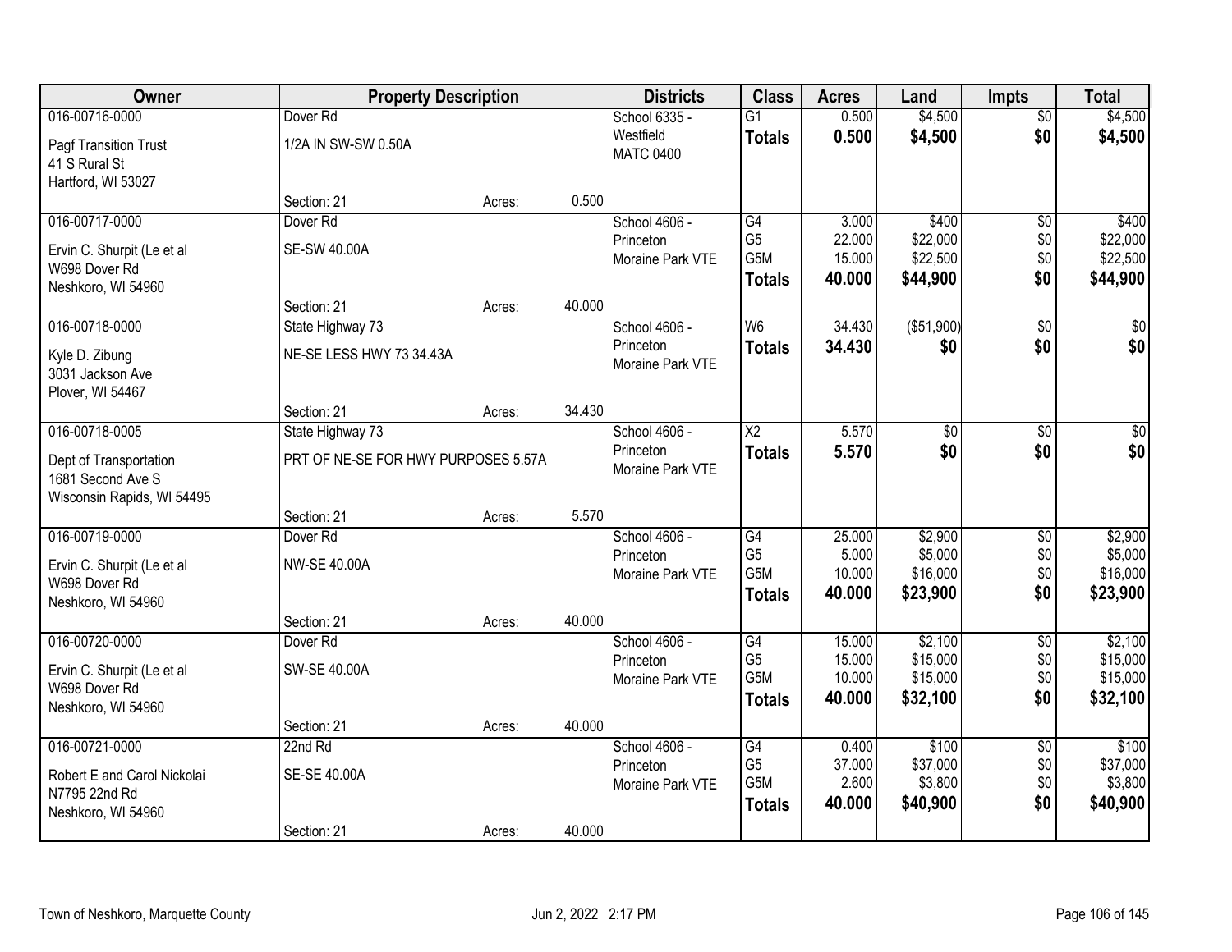| Owner | Property Description | | | Districts | Class | Acres | Land | Impts | Total |
|---|---|---|---|---|---|---|---|---|---|
| 016-00716-0000 | Dover Rd | | | School 6335 - Westfield | G1 | 0.500 | $4,500 | $0 | $4,500 |
| Pagf Transition Trust<br>41 S Rural St<br>Hartford, WI 53027 | 1/2A IN SW-SW 0.50A | | | MATC 0400 | **Totals** | **0.500** | **$4,500** | **$0** | **$4,500** |
| | Section: 21 | Acres: | 0.500 | | | | | | |
| 016-00717-0000 | Dover Rd | | | School 4606 - Princeton | G4 | 3.000 | $400 | $0 | $400 |
| Ervin C. Shurpit (Le et al<br>W698 Dover Rd<br>Neshkoro, WI 54960 | SE-SW 40.00A | | | Moraine Park VTE | G5 | 22.000 | $22,000 | $0 | $22,000 |
| | | | | | G5M | 15.000 | $22,500 | $0 | $22,500 |
| | | | | | **Totals** | **40.000** | **$44,900** | **$0** | **$44,900** |
| | Section: 21 | Acres: | 40.000 | | | | | | |
| 016-00718-0000 | State Highway 73 | | | School 4606 - Princeton | W6 | 34.430 | ($51,900) | $0 | $0 |
| Kyle D. Zibung<br>3031 Jackson Ave<br>Plover, WI 54467 | NE-SE LESS HWY 73 34.43A | | | Moraine Park VTE | **Totals** | **34.430** | **$0** | **$0** | **$0** |
| | Section: 21 | Acres: | 34.430 | | | | | | |
| 016-00718-0005 | State Highway 73 | | | School 4606 - Princeton | X2 | 5.570 | $0 | $0 | $0 |
| Dept of Transportation<br>1681 Second Ave S<br>Wisconsin Rapids, WI 54495 | PRT OF NE-SE FOR HWY PURPOSES 5.57A | | | Moraine Park VTE | **Totals** | **5.570** | **$0** | **$0** | **$0** |
| | Section: 21 | Acres: | 5.570 | | | | | | |
| 016-00719-0000 | Dover Rd | | | School 4606 - Princeton | G4 | 25.000 | $2,900 | $0 | $2,900 |
| Ervin C. Shurpit (Le et al<br>W698 Dover Rd<br>Neshkoro, WI 54960 | NW-SE 40.00A | | | Moraine Park VTE | G5 | 5.000 | $5,000 | $0 | $5,000 |
| | | | | | G5M | 10.000 | $16,000 | $0 | $16,000 |
| | | | | | **Totals** | **40.000** | **$23,900** | **$0** | **$23,900** |
| | Section: 21 | Acres: | 40.000 | | | | | | |
| 016-00720-0000 | Dover Rd | | | School 4606 - Princeton | G4 | 15.000 | $2,100 | $0 | $2,100 |
| Ervin C. Shurpit (Le et al<br>W698 Dover Rd<br>Neshkoro, WI 54960 | SW-SE 40.00A | | | Moraine Park VTE | G5 | 15.000 | $15,000 | $0 | $15,000 |
| | | | | | G5M | 10.000 | $15,000 | $0 | $15,000 |
| | | | | | **Totals** | **40.000** | **$32,100** | **$0** | **$32,100** |
| | Section: 21 | Acres: | 40.000 | | | | | | |
| 016-00721-0000 | 22nd Rd | | | School 4606 - Princeton | G4 | 0.400 | $100 | $0 | $100 |
| Robert E and Carol Nickolai<br>N7795 22nd Rd<br>Neshkoro, WI 54960 | SE-SE 40.00A | | | Moraine Park VTE | G5 | 37.000 | $37,000 | $0 | $37,000 |
| | | | | | G5M | 2.600 | $3,800 | $0 | $3,800 |
| | | | | | **Totals** | **40.000** | **$40,900** | **$0** | **$40,900** |
| | Section: 21 | Acres: | 40.000 | | | | | | |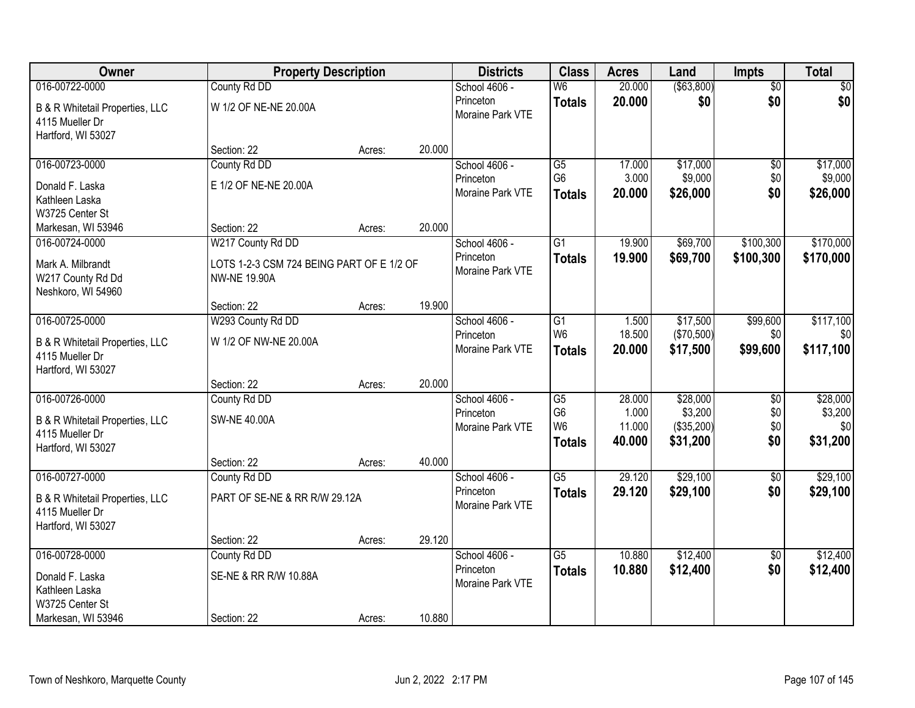| Owner | Property Description | | | Districts | Class | Acres | Land | Impts | Total |
|---|---|---|---|---|---|---|---|---|---|
| 016-00722-0000 | County Rd DD | | | School 4606 - | W6 | 20.000 | ($63,800) | $0 | $0 |
| B & R Whitetail Properties, LLC<br>4115 Mueller Dr<br>Hartford, WI 53027 | W 1/2 OF NE-NE 20.00A | | | Princeton<br>Moraine Park VTE | **Totals** | **20.000** | **$0** | **$0** | **$0** |
| | Section: 22 | Acres: | 20.000 | | | | | | |
| 016-00723-0000 | County Rd DD | | | School 4606 - | G5 | 17.000 | $17,000 | $0 | $17,000 |
| Donald F. Laska<br>Kathleen Laska<br>W3725 Center St | E 1/2 OF NE-NE 20.00A | | | Princeton<br>Moraine Park VTE | G6 | 3.000 | $9,000 | $0 | $9,000 |
| | | | | | **Totals** | **20.000** | **$26,000** | **$0** | **$26,000** |
| Markesan, WI 53946 | Section: 22 | Acres: | 20.000 | | | | | | |
| 016-00724-0000 | W217 County Rd DD | | | School 4606 - | G1 | 19.900 | $69,700 | $100,300 | $170,000 |
| Mark A. Milbrandt<br>W217 County Rd Dd<br>Neshkoro, WI 54960 | LOTS 1-2-3 CSM 724 BEING PART OF E 1/2 OF NW-NE 19.90A | | | Princeton<br>Moraine Park VTE | **Totals** | **19.900** | **$69,700** | **$100,300** | **$170,000** |
| | Section: 22 | Acres: | 19.900 | | | | | | |
| 016-00725-0000 | W293 County Rd DD | | | School 4606 - | G1 | 1.500 | $17,500 | $99,600 | $117,100 |
| B & R Whitetail Properties, LLC<br>4115 Mueller Dr<br>Hartford, WI 53027 | W 1/2 OF NW-NE 20.00A | | | Princeton<br>Moraine Park VTE | W6 | 18.500 | ($70,500) | $0 | $0 |
| | | | | | **Totals** | **20.000** | **$17,500** | **$99,600** | **$117,100** |
| | Section: 22 | Acres: | 20.000 | | | | | | |
| 016-00726-0000 | County Rd DD | | | School 4606 - | G5 | 28.000 | $28,000 | $0 | $28,000 |
| B & R Whitetail Properties, LLC<br>4115 Mueller Dr<br>Hartford, WI 53027 | SW-NE 40.00A | | | Princeton<br>Moraine Park VTE | G6 | 1.000 | $3,200 | $0 | $3,200 |
| | | | | | W6 | 11.000 | ($35,200) | $0 | $0 |
| | | | | | **Totals** | **40.000** | **$31,200** | **$0** | **$31,200** |
| | Section: 22 | Acres: | 40.000 | | | | | | |
| 016-00727-0000 | County Rd DD | | | School 4606 - | G5 | 29.120 | $29,100 | $0 | $29,100 |
| B & R Whitetail Properties, LLC<br>4115 Mueller Dr<br>Hartford, WI 53027 | PART OF SE-NE & RR R/W 29.12A | | | Princeton<br>Moraine Park VTE | **Totals** | **29.120** | **$29,100** | **$0** | **$29,100** |
| | Section: 22 | Acres: | 29.120 | | | | | | |
| 016-00728-0000 | County Rd DD | | | School 4606 - | G5 | 10.880 | $12,400 | $0 | $12,400 |
| Donald F. Laska<br>Kathleen Laska<br>W3725 Center St | SE-NE & RR R/W 10.88A | | | Princeton<br>Moraine Park VTE | **Totals** | **10.880** | **$12,400** | **$0** | **$12,400** |
| Markesan, WI 53946 | Section: 22 | Acres: | 10.880 | | | | | | |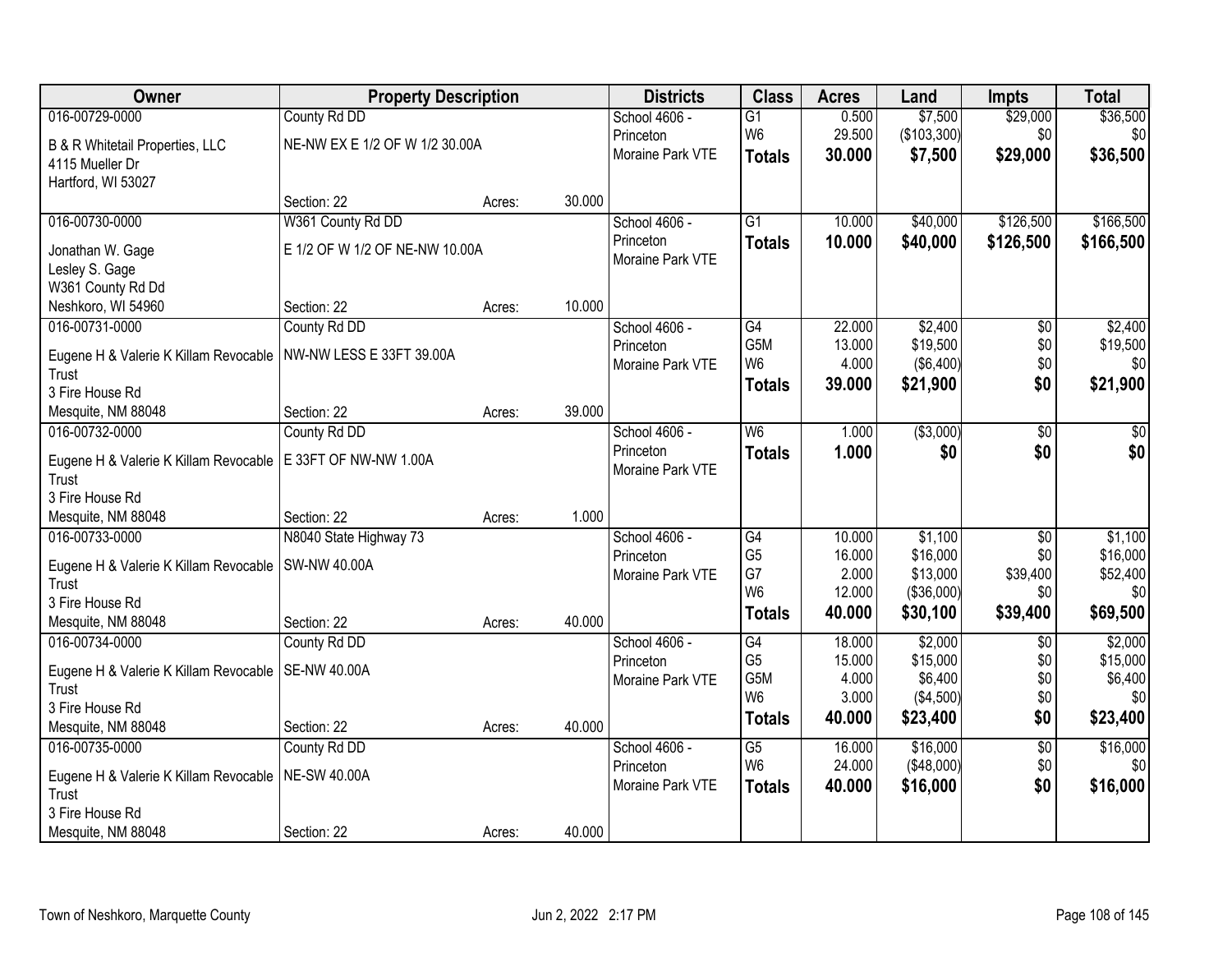| Owner | Property Description | | | Districts | Class | Acres | Land | Impts | Total |
|---|---|---|---|---|---|---|---|---|---|
| 016-00729-0000 | County Rd DD | | | School 4606 - Princeton | G1 | 0.500 | $7,500 | $29,000 | $36,500 |
| B & R Whitetail Properties, LLC<br>4115 Mueller Dr<br>Hartford, WI 53027 | NE-NW EX E 1/2 OF W 1/2 30.00A | | | Moraine Park VTE | W6 | 29.500 | ($103,300) | $0 | $0 |
| | Section: 22 | Acres: | 30.000 | | **Totals** | **30.000** | **$7,500** | **$29,000** | **$36,500** |
| 016-00730-0000 | W361 County Rd DD | | | School 4606 - Princeton | G1 | 10.000 | $40,000 | $126,500 | $166,500 |
| Jonathan W. Gage<br>Lesley S. Gage<br>W361 County Rd Dd<br>Neshkoro, WI 54960 | E 1/2 OF W 1/2 OF NE-NW 10.00A | | | Moraine Park VTE | **Totals** | **10.000** | **$40,000** | **$126,500** | **$166,500** |
| | Section: 22 | Acres: | 10.000 | | | | | | |
| 016-00731-0000 | County Rd DD | | | School 4606 - Princeton | G4 | 22.000 | $2,400 | $0 | $2,400 |
| Eugene H & Valerie K Killam Revocable Trust<br>3 Fire House Rd<br>Mesquite, NM 88048 | NW-NW LESS E 33FT 39.00A | | | Moraine Park VTE | G5M | 13.000 | $19,500 | $0 | $19,500 |
| | | | | | W6 | 4.000 | ($6,400) | $0 | $0 |
| | Section: 22 | Acres: | 39.000 | | **Totals** | **39.000** | **$21,900** | **$0** | **$21,900** |
| 016-00732-0000 | County Rd DD | | | School 4606 - Princeton | W6 | 1.000 | ($3,000) | $0 | $0 |
| Eugene H & Valerie K Killam Revocable Trust<br>3 Fire House Rd<br>Mesquite, NM 88048 | E 33FT OF NW-NW 1.00A | | | Moraine Park VTE | **Totals** | **1.000** | **$0** | **$0** | **$0** |
| | Section: 22 | Acres: | 1.000 | | | | | | |
| 016-00733-0000 | N8040 State Highway 73 | | | School 4606 - Princeton | G4 | 10.000 | $1,100 | $0 | $1,100 |
| Eugene H & Valerie K Killam Revocable Trust<br>3 Fire House Rd<br>Mesquite, NM 88048 | SW-NW 40.00A | | | Moraine Park VTE | G5 | 16.000 | $16,000 | $0 | $16,000 |
| | | | | | G7 | 2.000 | $13,000 | $39,400 | $52,400 |
| | | | | | W6 | 12.000 | ($36,000) | $0 | $0 |
| | Section: 22 | Acres: | 40.000 | | **Totals** | **40.000** | **$30,100** | **$39,400** | **$69,500** |
| 016-00734-0000 | County Rd DD | | | School 4606 - Princeton | G4 | 18.000 | $2,000 | $0 | $2,000 |
| Eugene H & Valerie K Killam Revocable Trust<br>3 Fire House Rd<br>Mesquite, NM 88048 | SE-NW 40.00A | | | Moraine Park VTE | G5 | 15.000 | $15,000 | $0 | $15,000 |
| | | | | | G5M | 4.000 | $6,400 | $0 | $6,400 |
| | | | | | W6 | 3.000 | ($4,500) | $0 | $0 |
| | Section: 22 | Acres: | 40.000 | | **Totals** | **40.000** | **$23,400** | **$0** | **$23,400** |
| 016-00735-0000 | County Rd DD | | | School 4606 - Princeton | G5 | 16.000 | $16,000 | $0 | $16,000 |
| Eugene H & Valerie K Killam Revocable Trust<br>3 Fire House Rd<br>Mesquite, NM 88048 | NE-SW 40.00A | | | Moraine Park VTE | W6 | 24.000 | ($48,000) | $0 | $0 |
| | | | | | **Totals** | **40.000** | **$16,000** | **$0** | **$16,000** |
| | Section: 22 | Acres: | 40.000 | | | | | | |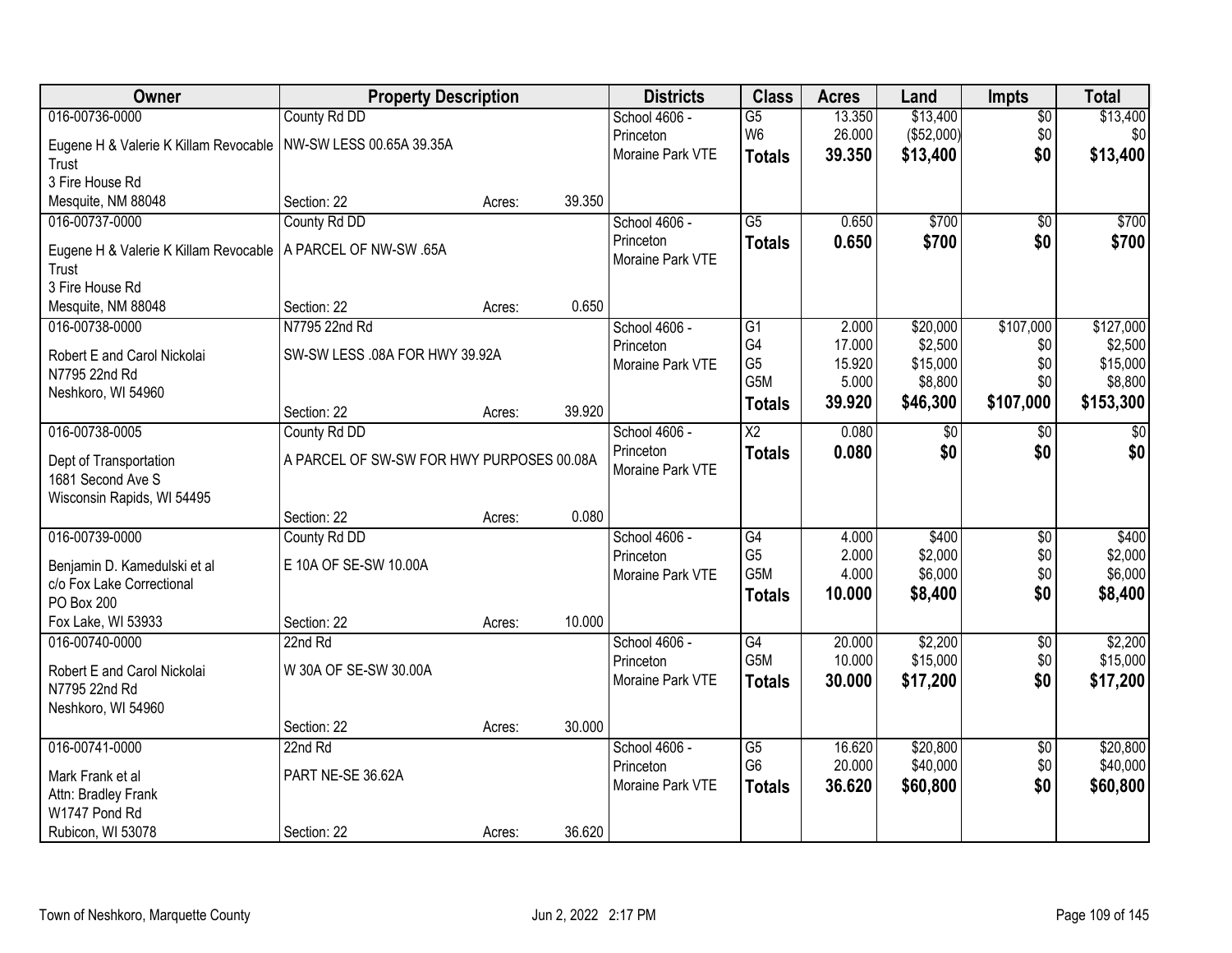| Owner | Property Description | | | Districts | Class | Acres | Land | Impts | Total |
|---|---|---|---|---|---|---|---|---|---|
| 016-00736-0000 | County Rd DD | | | School 4606 - | G5 | 13.350 | $13,400 | $0 | $13,400 |
| Eugene H & Valerie K Killam Revocable Trust | NW-SW LESS 00.65A 39.35A | | | Princeton | W6 | 26.000 | ($52,000) | $0 | $0 |
| 3 Fire House Rd | | | | Moraine Park VTE | **Totals** | **39.350** | **$13,400** | **$0** | **$13,400** |
| Mesquite, NM 88048 | Section: 22 | Acres: | 39.350 | | | | | | |
| 016-00737-0000 | County Rd DD | | | School 4606 - | G5 | 0.650 | $700 | $0 | $700 |
| Eugene H & Valerie K Killam Revocable Trust | A PARCEL OF NW-SW .65A | | | Princeton | **Totals** | **0.650** | **$700** | **$0** | **$700** |
| 3 Fire House Rd | | | | Moraine Park VTE | | | | | |
| Mesquite, NM 88048 | Section: 22 | Acres: | 0.650 | | | | | | |
| 016-00738-0000 | N7795 22nd Rd | | | School 4606 - | G1 | 2.000 | $20,000 | $107,000 | $127,000 |
| Robert E and Carol Nickolai | SW-SW LESS .08A FOR HWY 39.92A | | | Princeton | G4 | 17.000 | $2,500 | $0 | $2,500 |
| N7795 22nd Rd | | | | Moraine Park VTE | G5 | 15.920 | $15,000 | $0 | $15,000 |
| Neshkoro, WI 54960 | | | | | G5M | 5.000 | $8,800 | $0 | $8,800 |
| | Section: 22 | Acres: | 39.920 | | **Totals** | **39.920** | **$46,300** | **$107,000** | **$153,300** |
| 016-00738-0005 | County Rd DD | | | School 4606 - | X2 | 0.080 | $0 | $0 | $0 |
| Dept of Transportation | A PARCEL OF SW-SW FOR HWY PURPOSES 00.08A | | | Princeton | **Totals** | **0.080** | **$0** | **$0** | **$0** |
| 1681 Second Ave S | | | | Moraine Park VTE | | | | | |
| Wisconsin Rapids, WI 54495 | | | | | | | | | |
| | Section: 22 | Acres: | 0.080 | | | | | | |
| 016-00739-0000 | County Rd DD | | | School 4606 - | G4 | 4.000 | $400 | $0 | $400 |
| Benjamin D. Kamedulski et al | E 10A OF SE-SW 10.00A | | | Princeton | G5 | 2.000 | $2,000 | $0 | $2,000 |
| c/o Fox Lake Correctional | | | | Moraine Park VTE | G5M | 4.000 | $6,000 | $0 | $6,000 |
| PO Box 200 | | | | | **Totals** | **10.000** | **$8,400** | **$0** | **$8,400** |
| Fox Lake, WI 53933 | Section: 22 | Acres: | 10.000 | | | | | | |
| 016-00740-0000 | 22nd Rd | | | School 4606 - | G4 | 20.000 | $2,200 | $0 | $2,200 |
| Robert E and Carol Nickolai | W 30A OF SE-SW 30.00A | | | Princeton | G5M | 10.000 | $15,000 | $0 | $15,000 |
| N7795 22nd Rd | | | | Moraine Park VTE | **Totals** | **30.000** | **$17,200** | **$0** | **$17,200** |
| Neshkoro, WI 54960 | | | | | | | | | |
| | Section: 22 | Acres: | 30.000 | | | | | | |
| 016-00741-0000 | 22nd Rd | | | School 4606 - | G5 | 16.620 | $20,800 | $0 | $20,800 |
| Mark Frank et al | PART NE-SE 36.62A | | | Princeton | G6 | 20.000 | $40,000 | $0 | $40,000 |
| Attn: Bradley Frank | | | | Moraine Park VTE | **Totals** | **36.620** | **$60,800** | **$0** | **$60,800** |
| W1747 Pond Rd | | | | | | | | | |
| Rubicon, WI 53078 | Section: 22 | Acres: | 36.620 | | | | | | |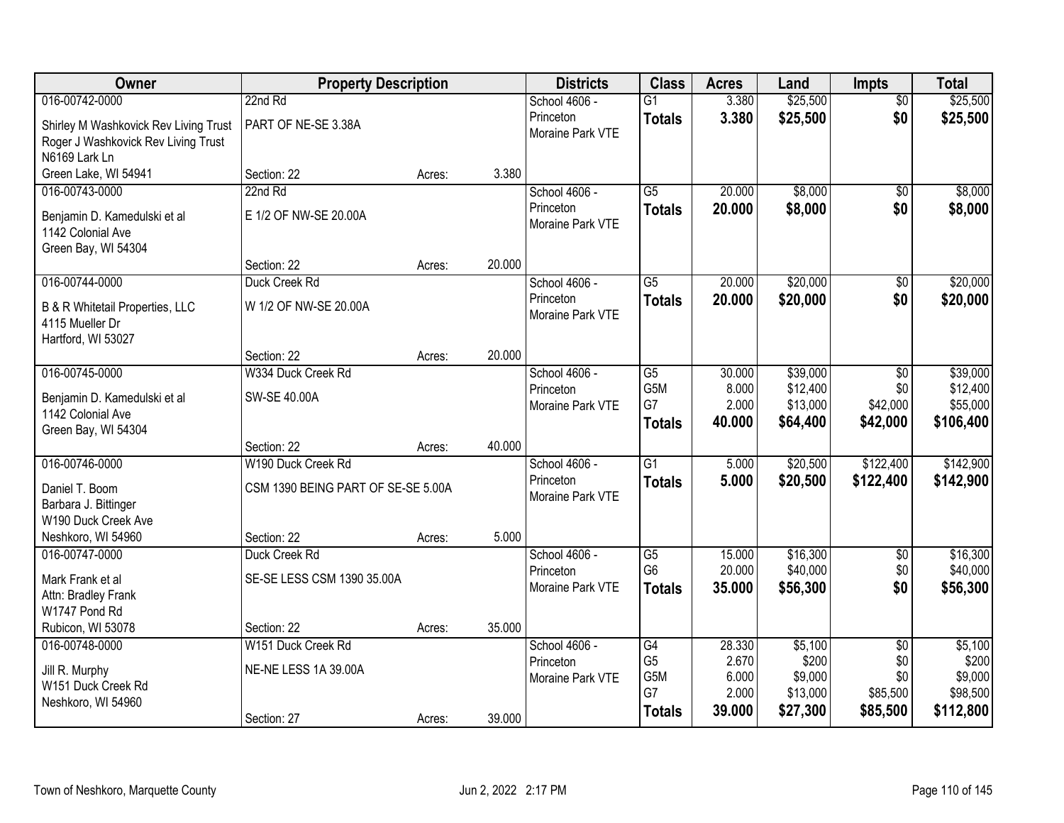| Owner | Property Description | | | Districts | Class | Acres | Land | Impts | Total |
|---|---|---|---|---|---|---|---|---|---|
| 016-00742-0000 | 22nd Rd | | | School 4606 - Princeton | G1 | 3.380 | $25,500 | $0 | $25,500 |
| Shirley M Washkovick Rev Living Trust<br>Roger J Washkovick Rev Living Trust<br>N6169 Lark Ln<br>Green Lake, WI 54941 | PART OF NE-SE 3.38A | | | Moraine Park VTE | **Totals** | **3.380** | **$25,500** | **$0** | **$25,500** |
| | Section: 22 | Acres: | 3.380 | | | | | | |
| 016-00743-0000 | 22nd Rd | | | School 4606 - Princeton | G5 | 20.000 | $8,000 | $0 | $8,000 |
| Benjamin D. Kamedulski et al<br>1142 Colonial Ave<br>Green Bay, WI 54304 | E 1/2 OF NW-SE 20.00A | | | Moraine Park VTE | **Totals** | **20.000** | **$8,000** | **$0** | **$8,000** |
| | Section: 22 | Acres: | 20.000 | | | | | | |
| 016-00744-0000 | Duck Creek Rd | | | School 4606 - Princeton | G5 | 20.000 | $20,000 | $0 | $20,000 |
| B & R Whitetail Properties, LLC<br>4115 Mueller Dr<br>Hartford, WI 53027 | W 1/2 OF NW-SE 20.00A | | | Moraine Park VTE | **Totals** | **20.000** | **$20,000** | **$0** | **$20,000** |
| | Section: 22 | Acres: | 20.000 | | | | | | |
| 016-00745-0000 | W334 Duck Creek Rd | | | School 4606 - Princeton | G5 | 30.000 | $39,000 | $0 | $39,000 |
| Benjamin D. Kamedulski et al<br>1142 Colonial Ave<br>Green Bay, WI 54304 | SW-SE 40.00A | | | Moraine Park VTE | G5M | 8.000 | $12,400 | $0 | $12,400 |
| | | | | | G7 | 2.000 | $13,000 | $42,000 | $55,000 |
| | | | | | **Totals** | **40.000** | **$64,400** | **$42,000** | **$106,400** |
| | Section: 22 | Acres: | 40.000 | | | | | | |
| 016-00746-0000 | W190 Duck Creek Rd | | | School 4606 - Princeton | G1 | 5.000 | $20,500 | $122,400 | $142,900 |
| Daniel T. Boom<br>Barbara J. Bittinger<br>W190 Duck Creek Ave<br>Neshkoro, WI 54960 | CSM 1390 BEING PART OF SE-SE 5.00A | | | Moraine Park VTE | **Totals** | **5.000** | **$20,500** | **$122,400** | **$142,900** |
| | Section: 22 | Acres: | 5.000 | | | | | | |
| 016-00747-0000 | Duck Creek Rd | | | School 4606 - Princeton | G5 | 15.000 | $16,300 | $0 | $16,300 |
| Mark Frank et al<br>Attn: Bradley Frank<br>W1747 Pond Rd<br>Rubicon, WI 53078 | SE-SE LESS CSM 1390 35.00A | | | Moraine Park VTE | G6 | 20.000 | $40,000 | $0 | $40,000 |
| | | | | | **Totals** | **35.000** | **$56,300** | **$0** | **$56,300** |
| | Section: 22 | Acres: | 35.000 | | | | | | |
| 016-00748-0000 | W151 Duck Creek Rd | | | School 4606 - Princeton | G4 | 28.330 | $5,100 | $0 | $5,100 |
| Jill R. Murphy<br>W151 Duck Creek Rd<br>Neshkoro, WI 54960 | NE-NE LESS 1A 39.00A | | | Moraine Park VTE | G5 | 2.670 | $200 | $0 | $200 |
| | | | | | G5M | 6.000 | $9,000 | $0 | $9,000 |
| | | | | | G7 | 2.000 | $13,000 | $85,500 | $98,500 |
| | Section: 27 | Acres: | 39.000 | | **Totals** | **39.000** | **$27,300** | **$85,500** | **$112,800** |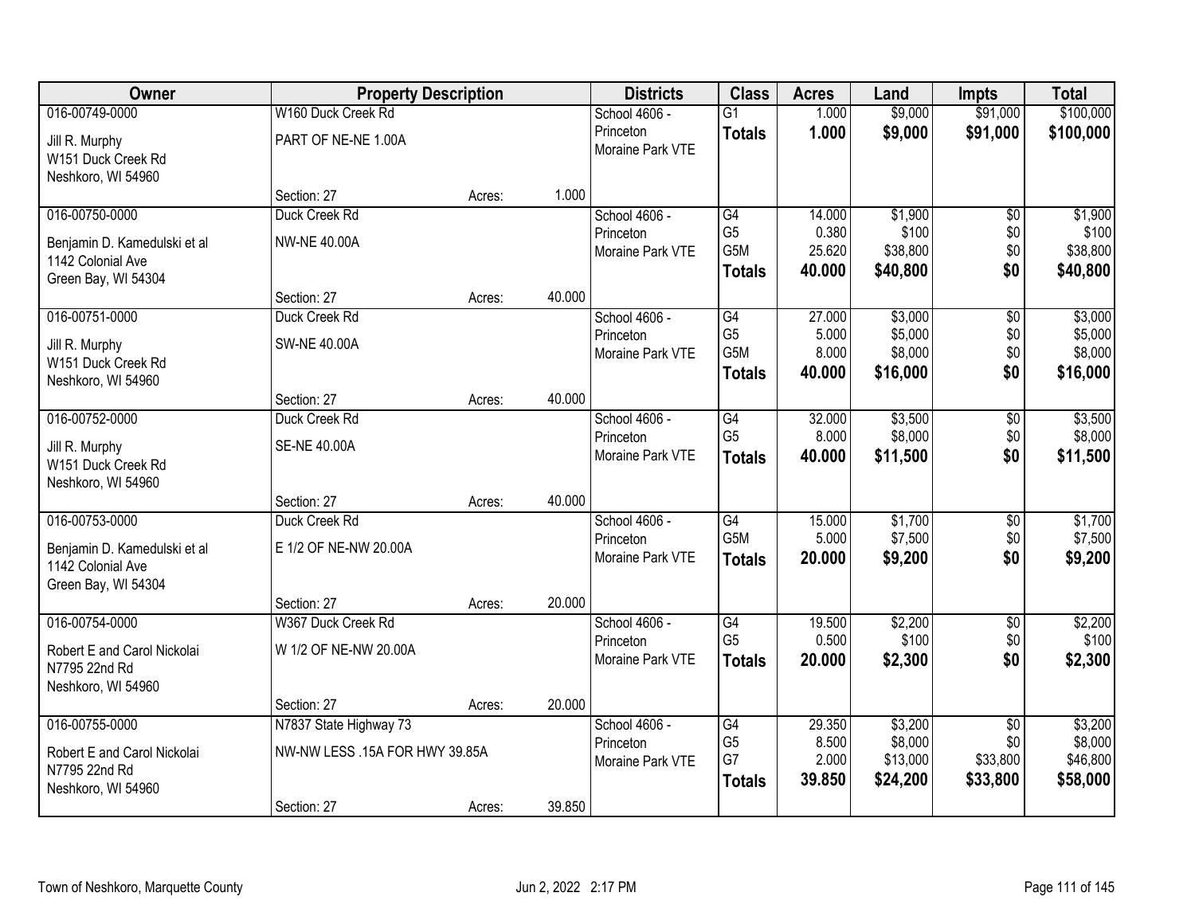| Owner | Property Description | | | Districts | Class | Acres | Land | Impts | Total |
|---|---|---|---|---|---|---|---|---|---|
| 016-00749-0000 | W160 Duck Creek Rd | | | School 4606 - | G1 | 1.000 | $9,000 | $91,000 | $100,000 |
| Jill R. Murphy | PART OF NE-NE 1.00A | | | Princeton | **Totals** | **1.000** | **$9,000** | **$91,000** | **$100,000** |
| W151 Duck Creek Rd | | | | Moraine Park VTE | | | | | |
| Neshkoro, WI 54960 | | | | | | | | | |
| | Section: 27 | Acres: | 1.000 | | | | | | |
| 016-00750-0000 | Duck Creek Rd | | | School 4606 - | G4 | 14.000 | $1,900 | $0 | $1,900 |
| Benjamin D. Kamedulski et al | NW-NE 40.00A | | | Princeton | G5 | 0.380 | $100 | $0 | $100 |
| 1142 Colonial Ave | | | | Moraine Park VTE | G5M | 25.620 | $38,800 | $0 | $38,800 |
| Green Bay, WI 54304 | | | | | **Totals** | **40.000** | **$40,800** | **$0** | **$40,800** |
| | Section: 27 | Acres: | 40.000 | | | | | | |
| 016-00751-0000 | Duck Creek Rd | | | School 4606 - | G4 | 27.000 | $3,000 | $0 | $3,000 |
| Jill R. Murphy | SW-NE 40.00A | | | Princeton | G5 | 5.000 | $5,000 | $0 | $5,000 |
| W151 Duck Creek Rd | | | | Moraine Park VTE | G5M | 8.000 | $8,000 | $0 | $8,000 |
| Neshkoro, WI 54960 | | | | | **Totals** | **40.000** | **$16,000** | **$0** | **$16,000** |
| | Section: 27 | Acres: | 40.000 | | | | | | |
| 016-00752-0000 | Duck Creek Rd | | | School 4606 - | G4 | 32.000 | $3,500 | $0 | $3,500 |
| Jill R. Murphy | SE-NE 40.00A | | | Princeton | G5 | 8.000 | $8,000 | $0 | $8,000 |
| W151 Duck Creek Rd | | | | Moraine Park VTE | **Totals** | **40.000** | **$11,500** | **$0** | **$11,500** |
| Neshkoro, WI 54960 | | | | | | | | | |
| | Section: 27 | Acres: | 40.000 | | | | | | |
| 016-00753-0000 | Duck Creek Rd | | | School 4606 - | G4 | 15.000 | $1,700 | $0 | $1,700 |
| Benjamin D. Kamedulski et al | E 1/2 OF NE-NW 20.00A | | | Princeton | G5M | 5.000 | $7,500 | $0 | $7,500 |
| 1142 Colonial Ave | | | | Moraine Park VTE | **Totals** | **20.000** | **$9,200** | **$0** | **$9,200** |
| Green Bay, WI 54304 | | | | | | | | | |
| | Section: 27 | Acres: | 20.000 | | | | | | |
| 016-00754-0000 | W367 Duck Creek Rd | | | School 4606 - | G4 | 19.500 | $2,200 | $0 | $2,200 |
| Robert E and Carol Nickolai | W 1/2 OF NE-NW 20.00A | | | Princeton | G5 | 0.500 | $100 | $0 | $100 |
| N7795 22nd Rd | | | | Moraine Park VTE | **Totals** | **20.000** | **$2,300** | **$0** | **$2,300** |
| Neshkoro, WI 54960 | | | | | | | | | |
| | Section: 27 | Acres: | 20.000 | | | | | | |
| 016-00755-0000 | N7837 State Highway 73 | | | School 4606 - | G4 | 29.350 | $3,200 | $0 | $3,200 |
| Robert E and Carol Nickolai | NW-NW LESS .15A FOR HWY 39.85A | | | Princeton | G5 | 8.500 | $8,000 | $0 | $8,000 |
| N7795 22nd Rd | | | | Moraine Park VTE | G7 | 2.000 | $13,000 | $33,800 | $46,800 |
| Neshkoro, WI 54960 | | | | | **Totals** | **39.850** | **$24,200** | **$33,800** | **$58,000** |
| | Section: 27 | Acres: | 39.850 | | | | | | |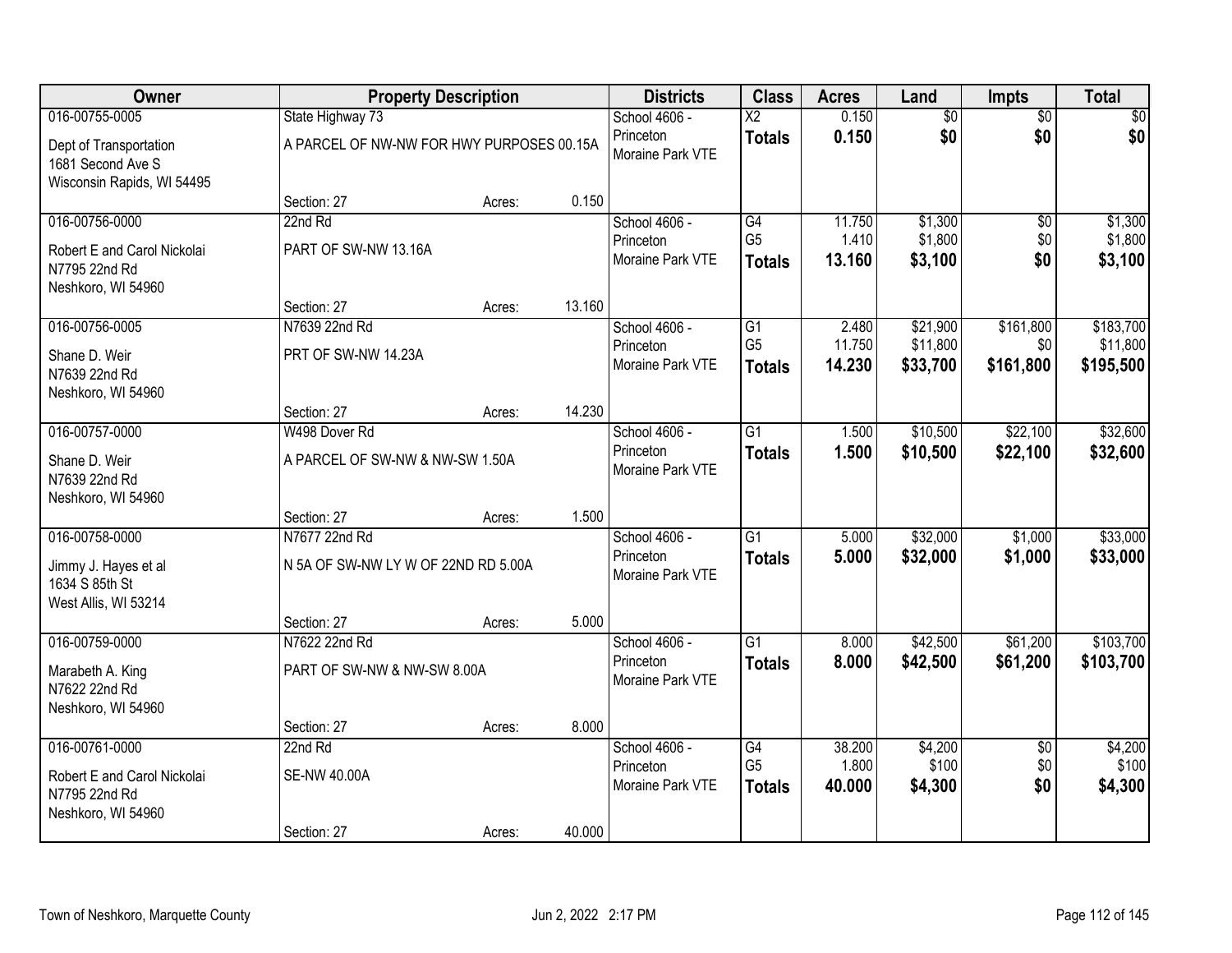| Owner | Property Description | | | Districts | Class | Acres | Land | Impts | Total |
|---|---|---|---|---|---|---|---|---|---|
| 016-00755-0005 | State Highway 73 | | | School 4606 - Princeton | X2 | 0.150 | $0 | $0 | $0 |
| Dept of Transportation<br>1681 Second Ave S<br>Wisconsin Rapids, WI 54495 | A PARCEL OF NW-NW FOR HWY PURPOSES 00.15A | | | Moraine Park VTE | **Totals** | **0.150** | **$0** | **$0** | **$0** |
| | Section: 27 | Acres: | 0.150 | | | | | | |
| 016-00756-0000 | 22nd Rd | | | School 4606 - Princeton | G4 | 11.750 | $1,300 | $0 | $1,300 |
| Robert E and Carol Nickolai<br>N7795 22nd Rd<br>Neshkoro, WI 54960 | PART OF SW-NW 13.16A | | | Moraine Park VTE | G5 | 1.410 | $1,800 | $0 | $1,800 |
| | | | | | **Totals** | **13.160** | **$3,100** | **$0** | **$3,100** |
| | Section: 27 | Acres: | 13.160 | | | | | | |
| 016-00756-0005 | N7639 22nd Rd | | | School 4606 - Princeton | G1 | 2.480 | $21,900 | $161,800 | $183,700 |
| Shane D. Weir<br>N7639 22nd Rd<br>Neshkoro, WI 54960 | PRT OF SW-NW 14.23A | | | Moraine Park VTE | G5 | 11.750 | $11,800 | $0 | $11,800 |
| | | | | | **Totals** | **14.230** | **$33,700** | **$161,800** | **$195,500** |
| | Section: 27 | Acres: | 14.230 | | | | | | |
| 016-00757-0000 | W498 Dover Rd | | | School 4606 - Princeton | G1 | 1.500 | $10,500 | $22,100 | $32,600 |
| Shane D. Weir<br>N7639 22nd Rd<br>Neshkoro, WI 54960 | A PARCEL OF SW-NW & NW-SW 1.50A | | | Moraine Park VTE | **Totals** | **1.500** | **$10,500** | **$22,100** | **$32,600** |
| | Section: 27 | Acres: | 1.500 | | | | | | |
| 016-00758-0000 | N7677 22nd Rd | | | School 4606 - Princeton | G1 | 5.000 | $32,000 | $1,000 | $33,000 |
| Jimmy J. Hayes et al<br>1634 S 85th St<br>West Allis, WI 53214 | N 5A OF SW-NW LY W OF 22ND RD 5.00A | | | Moraine Park VTE | **Totals** | **5.000** | **$32,000** | **$1,000** | **$33,000** |
| | Section: 27 | Acres: | 5.000 | | | | | | |
| 016-00759-0000 | N7622 22nd Rd | | | School 4606 - Princeton | G1 | 8.000 | $42,500 | $61,200 | $103,700 |
| Marabeth A. King<br>N7622 22nd Rd<br>Neshkoro, WI 54960 | PART OF SW-NW & NW-SW 8.00A | | | Moraine Park VTE | **Totals** | **8.000** | **$42,500** | **$61,200** | **$103,700** |
| | Section: 27 | Acres: | 8.000 | | | | | | |
| 016-00761-0000 | 22nd Rd | | | School 4606 - Princeton | G4 | 38.200 | $4,200 | $0 | $4,200 |
| Robert E and Carol Nickolai<br>N7795 22nd Rd<br>Neshkoro, WI 54960 | SE-NW 40.00A | | | Moraine Park VTE | G5 | 1.800 | $100 | $0 | $100 |
| | | | | | **Totals** | **40.000** | **$4,300** | **$0** | **$4,300** |
| | Section: 27 | Acres: | 40.000 | | | | | | |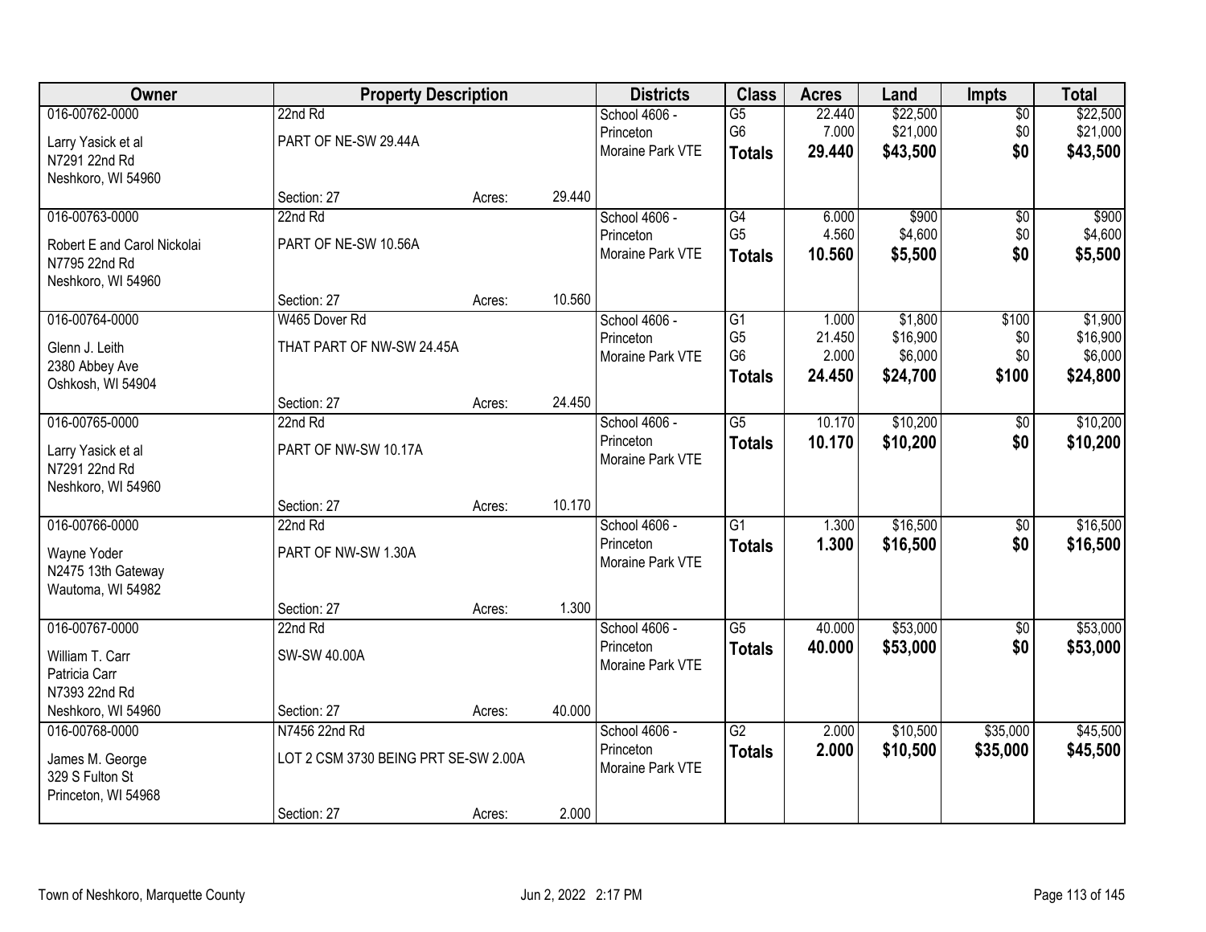| Owner | Property Description | | | Districts | Class | Acres | Land | Impts | Total |
|---|---|---|---|---|---|---|---|---|---|
| 016-00762-0000<br>Larry Yasick et al<br>N7291 22nd Rd<br>Neshkoro, WI 54960 | 22nd Rd<br>PART OF NE-SW 29.44A<br>Section: 27 | Acres: | 29.440 | School 4606 - Princeton<br>Moraine Park VTE | G5<br>G6<br>**Totals** | 22.440<br>7.000<br>**29.440** | $22,500<br>$21,000<br>**$43,500** | $0<br>$0<br>**$0** | $22,500<br>$21,000<br>**$43,500** |
| 016-00763-0000<br>Robert E and Carol Nickolai<br>N7795 22nd Rd<br>Neshkoro, WI 54960 | 22nd Rd<br>PART OF NE-SW 10.56A<br>Section: 27 | Acres: | 10.560 | School 4606 - Princeton<br>Moraine Park VTE | G4<br>G5<br>**Totals** | 6.000<br>4.560<br>**10.560** | $900<br>$4,600<br>**$5,500** | $0<br>$0<br>**$0** | $900<br>$4,600<br>**$5,500** |
| 016-00764-0000<br>Glenn J. Leith<br>2380 Abbey Ave<br>Oshkosh, WI 54904 | W465 Dover Rd<br>THAT PART OF NW-SW 24.45A<br>Section: 27 | Acres: | 24.450 | School 4606 - Princeton<br>Moraine Park VTE | G1<br>G5<br>G6<br>**Totals** | 1.000<br>21.450<br>2.000<br>**24.450** | $1,800<br>$16,900<br>$6,000<br>**$24,700** | $100<br>$0<br>$0<br>**$100** | $1,900<br>$16,900<br>$6,000<br>**$24,800** |
| 016-00765-0000<br>Larry Yasick et al<br>N7291 22nd Rd<br>Neshkoro, WI 54960 | 22nd Rd<br>PART OF NW-SW 10.17A<br>Section: 27 | Acres: | 10.170 | School 4606 - Princeton<br>Moraine Park VTE | G5<br>**Totals** | 10.170<br>**10.170** | $10,200<br>**$10,200** | $0<br>**$0** | $10,200<br>**$10,200** |
| 016-00766-0000<br>Wayne Yoder<br>N2475 13th Gateway<br>Wautoma, WI 54982 | 22nd Rd<br>PART OF NW-SW 1.30A<br>Section: 27 | Acres: | 1.300 | School 4606 - Princeton<br>Moraine Park VTE | G1<br>**Totals** | 1.300<br>**1.300** | $16,500<br>**$16,500** | $0<br>**$0** | $16,500<br>**$16,500** |
| 016-00767-0000<br>William T. Carr<br>Patricia Carr<br>N7393 22nd Rd<br>Neshkoro, WI 54960 | 22nd Rd<br>SW-SW 40.00A<br>Section: 27 | Acres: | 40.000 | School 4606 - Princeton<br>Moraine Park VTE | G5<br>**Totals** | 40.000<br>**40.000** | $53,000<br>**$53,000** | $0<br>**$0** | $53,000<br>**$53,000** |
| 016-00768-0000<br>James M. George<br>329 S Fulton St<br>Princeton, WI 54968 | N7456 22nd Rd<br>LOT 2 CSM 3730 BEING PRT SE-SW 2.00A<br>Section: 27 | Acres: | 2.000 | School 4606 - Princeton<br>Moraine Park VTE | G2<br>**Totals** | 2.000<br>**2.000** | $10,500<br>**$10,500** | $35,000<br>**$35,000** | $45,500<br>**$45,500** |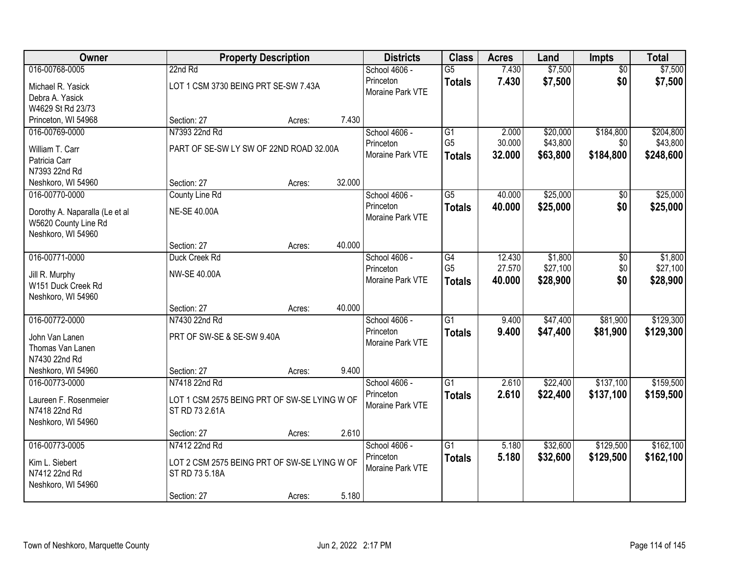| Owner | Property Description | Districts | Class | Acres | Land | Impts | Total |
|---|---|---|---|---|---|---|---|
| 016-00768-0005<br>Michael R. Yasick<br>Debra A. Yasick<br>W4629 St Rd 23/73<br>Princeton, WI 54968 | 22nd Rd<br>LOT 1 CSM 3730 BEING PRT SE-SW 7.43A<br>Section: 27 Acres: 7.430 | School 4606 - Princeton<br>Moraine Park VTE | G5<br>**Totals** | 7.430<br>**7.430** | $7,500<br>**$7,500** | $0<br>**$0** | $7,500<br>**$7,500** |
| 016-00769-0000<br>William T. Carr<br>Patricia Carr<br>N7393 22nd Rd<br>Neshkoro, WI 54960 | N7393 22nd Rd<br>PART OF SE-SW LY SW OF 22ND ROAD 32.00A<br>Section: 27 Acres: 32.000 | School 4606 - Princeton<br>Moraine Park VTE | G1<br>G5<br>**Totals** | 2.000<br>30.000<br>**32.000** | $20,000<br>$43,800<br>**$63,800** | $184,800<br>$0<br>**$184,800** | $204,800<br>$43,800<br>**$248,600** |
| 016-00770-0000<br>Dorothy A. Naparalla (Le et al<br>W5620 County Line Rd<br>Neshkoro, WI 54960 | County Line Rd<br>NE-SE 40.00A<br>Section: 27 Acres: 40.000 | School 4606 - Princeton<br>Moraine Park VTE | G5<br>**Totals** | 40.000<br>**40.000** | $25,000<br>**$25,000** | $0<br>**$0** | $25,000<br>**$25,000** |
| 016-00771-0000<br>Jill R. Murphy<br>W151 Duck Creek Rd<br>Neshkoro, WI 54960 | Duck Creek Rd<br>NW-SE 40.00A<br>Section: 27 Acres: 40.000 | School 4606 - Princeton<br>Moraine Park VTE | G4<br>G5<br>**Totals** | 12.430<br>27.570<br>**40.000** | $1,800<br>$27,100<br>**$28,900** | $0<br>$0<br>**$0** | $1,800<br>$27,100<br>**$28,900** |
| 016-00772-0000<br>John Van Lanen<br>Thomas Van Lanen<br>N7430 22nd Rd<br>Neshkoro, WI 54960 | N7430 22nd Rd<br>PRT OF SW-SE & SE-SW 9.40A<br>Section: 27 Acres: 9.400 | School 4606 - Princeton<br>Moraine Park VTE | G1<br>**Totals** | 9.400<br>**9.400** | $47,400<br>**$47,400** | $81,900<br>**$81,900** | $129,300<br>**$129,300** |
| 016-00773-0000<br>Laureen F. Rosenmeier<br>N7418 22nd Rd<br>Neshkoro, WI 54960 | N7418 22nd Rd<br>LOT 1 CSM 2575 BEING PRT OF SW-SE LYING W OF ST RD 73 2.61A<br>Section: 27 Acres: 2.610 | School 4606 - Princeton<br>Moraine Park VTE | G1<br>**Totals** | 2.610<br>**2.610** | $22,400<br>**$22,400** | $137,100<br>**$137,100** | $159,500<br>**$159,500** |
| 016-00773-0005<br>Kim L. Siebert<br>N7412 22nd Rd<br>Neshkoro, WI 54960 | N7412 22nd Rd<br>LOT 2 CSM 2575 BEING PRT OF SW-SE LYING W OF ST RD 73 5.18A<br>Section: 27 Acres: 5.180 | School 4606 - Princeton<br>Moraine Park VTE | G1<br>**Totals** | 5.180<br>**5.180** | $32,600<br>**$32,600** | $129,500<br>**$129,500** | $162,100<br>**$162,100** |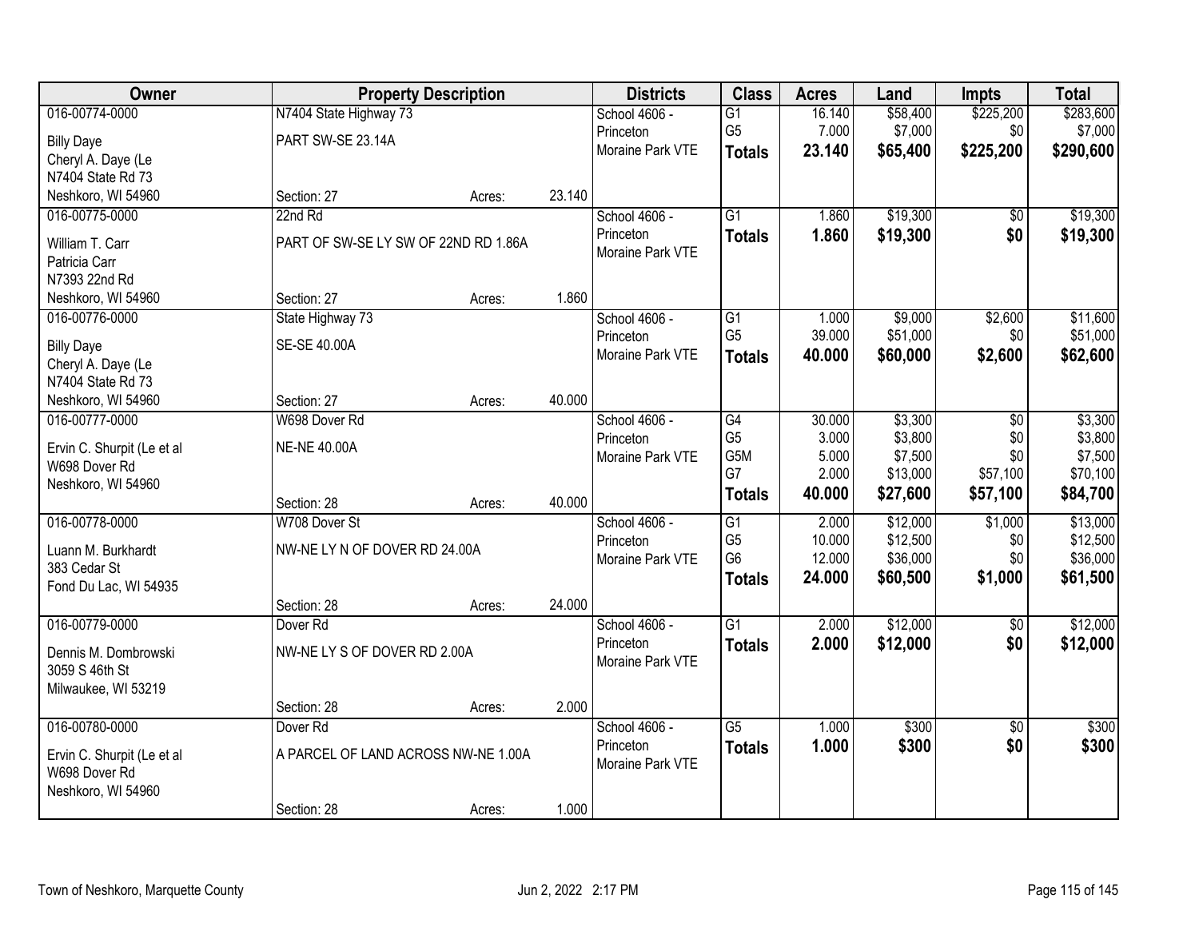| Owner | Property Description | | | Districts | Class | Acres | Land | Impts | Total |
|---|---|---|---|---|---|---|---|---|---|
| 016-00774-0000 | N7404 State Highway 73 | | | School 4606 - | G1 | 16.140 | $58,400 | $225,200 | $283,600 |
| Billy Daye | PART SW-SE 23.14A | | | Princeton | G5 | 7.000 | $7,000 | $0 | $7,000 |
| Cheryl A. Daye (Le | | | | Moraine Park VTE | **Totals** | **23.140** | **$65,400** | **$225,200** | **$290,600** |
| N7404 State Rd 73 | | | | | | | | | |
| Neshkoro, WI 54960 | Section: 27 | Acres: | 23.140 | | | | | | |
| 016-00775-0000 | 22nd Rd | | | School 4606 - | G1 | 1.860 | $19,300 | $0 | $19,300 |
| William T. Carr | PART OF SW-SE LY SW OF 22ND RD 1.86A | | | Princeton | **Totals** | **1.860** | **$19,300** | **$0** | **$19,300** |
| Patricia Carr | | | | Moraine Park VTE | | | | | |
| N7393 22nd Rd | | | | | | | | | |
| Neshkoro, WI 54960 | Section: 27 | Acres: | 1.860 | | | | | | |
| 016-00776-0000 | State Highway 73 | | | School 4606 - | G1 | 1.000 | $9,000 | $2,600 | $11,600 |
| Billy Daye | SE-SE 40.00A | | | Princeton | G5 | 39.000 | $51,000 | $0 | $51,000 |
| Cheryl A. Daye (Le | | | | Moraine Park VTE | **Totals** | **40.000** | **$60,000** | **$2,600** | **$62,600** |
| N7404 State Rd 73 | | | | | | | | | |
| Neshkoro, WI 54960 | Section: 27 | Acres: | 40.000 | | | | | | |
| 016-00777-0000 | W698 Dover Rd | | | School 4606 - | G4 | 30.000 | $3,300 | $0 | $3,300 |
| Ervin C. Shurpit (Le et al | NE-NE 40.00A | | | Princeton | G5 | 3.000 | $3,800 | $0 | $3,800 |
| W698 Dover Rd | | | | Moraine Park VTE | G5M | 5.000 | $7,500 | $0 | $7,500 |
| Neshkoro, WI 54960 | | | | | G7 | 2.000 | $13,000 | $57,100 | $70,100 |
| | Section: 28 | Acres: | 40.000 | | **Totals** | **40.000** | **$27,600** | **$57,100** | **$84,700** |
| 016-00778-0000 | W708 Dover St | | | School 4606 - | G1 | 2.000 | $12,000 | $1,000 | $13,000 |
| Luann M. Burkhardt | NW-NE LY N OF DOVER RD 24.00A | | | Princeton | G5 | 10.000 | $12,500 | $0 | $12,500 |
| 383 Cedar St | | | | Moraine Park VTE | G6 | 12.000 | $36,000 | $0 | $36,000 |
| Fond Du Lac, WI 54935 | | | | | **Totals** | **24.000** | **$60,500** | **$1,000** | **$61,500** |
| | Section: 28 | Acres: | 24.000 | | | | | | |
| 016-00779-0000 | Dover Rd | | | School 4606 - | G1 | 2.000 | $12,000 | $0 | $12,000 |
| Dennis M. Dombrowski | NW-NE LY S OF DOVER RD 2.00A | | | Princeton | **Totals** | **2.000** | **$12,000** | **$0** | **$12,000** |
| 3059 S 46th St | | | | Moraine Park VTE | | | | | |
| Milwaukee, WI 53219 | | | | | | | | | |
| | Section: 28 | Acres: | 2.000 | | | | | | |
| 016-00780-0000 | Dover Rd | | | School 4606 - | G5 | 1.000 | $300 | $0 | $300 |
| Ervin C. Shurpit (Le et al | A PARCEL OF LAND ACROSS NW-NE 1.00A | | | Princeton | **Totals** | **1.000** | **$300** | **$0** | **$300** |
| W698 Dover Rd | | | | Moraine Park VTE | | | | | |
| Neshkoro, WI 54960 | | | | | | | | | |
| | Section: 28 | Acres: | 1.000 | | | | | | |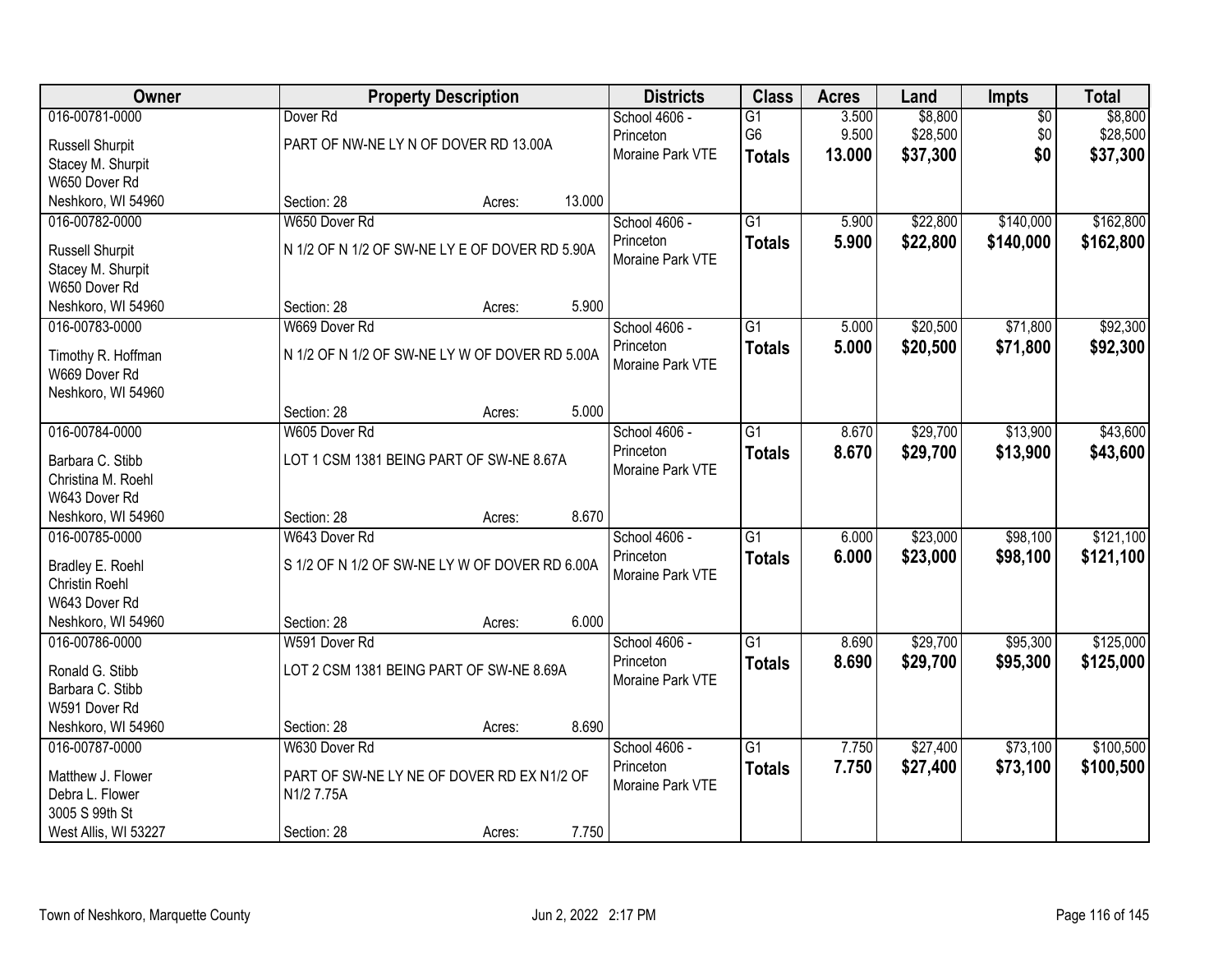| Owner | Property Description | Districts | Class | Acres | Land | Impts | Total |
|---|---|---|---|---|---|---|---|
| 016-00781-0000<br>Russell Shurpit<br>Stacey M. Shurpit<br>W650 Dover Rd<br>Neshkoro, WI 54960 | Dover Rd<br>PART OF NW-NE LY N OF DOVER RD 13.00A<br>Section: 28 Acres: 13.000 | School 4606 - Princeton<br>Moraine Park VTE | G1<br>G6<br>**Totals** | 3.500<br>9.500<br>**13.000** | $8,800<br>$28,500<br>**$37,300** | $0<br>$0<br>**$0** | $8,800<br>$28,500<br>**$37,300** |
| 016-00782-0000<br>Russell Shurpit<br>Stacey M. Shurpit<br>W650 Dover Rd<br>Neshkoro, WI 54960 | W650 Dover Rd<br>N 1/2 OF N 1/2 OF SW-NE LY E OF DOVER RD 5.90A<br>Section: 28 Acres: 5.900 | School 4606 - Princeton<br>Moraine Park VTE | G1<br>**Totals** | 5.900<br>**5.900** | $22,800<br>**$22,800** | $140,000<br>**$140,000** | $162,800<br>**$162,800** |
| 016-00783-0000<br>Timothy R. Hoffman<br>W669 Dover Rd<br>Neshkoro, WI 54960 | W669 Dover Rd<br>N 1/2 OF N 1/2 OF SW-NE LY W OF DOVER RD 5.00A<br>Section: 28 Acres: 5.000 | School 4606 - Princeton<br>Moraine Park VTE | G1<br>**Totals** | 5.000<br>**5.000** | $20,500<br>**$20,500** | $71,800<br>**$71,800** | $92,300<br>**$92,300** |
| 016-00784-0000<br>Barbara C. Stibb<br>Christina M. Roehl<br>W643 Dover Rd<br>Neshkoro, WI 54960 | W605 Dover Rd<br>LOT 1 CSM 1381 BEING PART OF SW-NE 8.67A<br>Section: 28 Acres: 8.670 | School 4606 - Princeton<br>Moraine Park VTE | G1<br>**Totals** | 8.670<br>**8.670** | $29,700<br>**$29,700** | $13,900<br>**$13,900** | $43,600<br>**$43,600** |
| 016-00785-0000<br>Bradley E. Roehl<br>Christin Roehl<br>W643 Dover Rd<br>Neshkoro, WI 54960 | W643 Dover Rd<br>S 1/2 OF N 1/2 OF SW-NE LY W OF DOVER RD 6.00A<br>Section: 28 Acres: 6.000 | School 4606 - Princeton<br>Moraine Park VTE | G1<br>**Totals** | 6.000<br>**6.000** | $23,000<br>**$23,000** | $98,100<br>**$98,100** | $121,100<br>**$121,100** |
| 016-00786-0000<br>Ronald G. Stibb<br>Barbara C. Stibb<br>W591 Dover Rd<br>Neshkoro, WI 54960 | W591 Dover Rd<br>LOT 2 CSM 1381 BEING PART OF SW-NE 8.69A<br>Section: 28 Acres: 8.690 | School 4606 - Princeton<br>Moraine Park VTE | G1<br>**Totals** | 8.690<br>**8.690** | $29,700<br>**$29,700** | $95,300<br>**$95,300** | $125,000<br>**$125,000** |
| 016-00787-0000<br>Matthew J. Flower<br>Debra L. Flower<br>3005 S 99th St<br>West Allis, WI 53227 | W630 Dover Rd<br>PART OF SW-NE LY NE OF DOVER RD EX N1/2 OF N1/2 7.75A<br>Section: 28 Acres: 7.750 | School 4606 - Princeton<br>Moraine Park VTE | G1<br>**Totals** | 7.750<br>**7.750** | $27,400<br>**$27,400** | $73,100<br>**$73,100** | $100,500<br>**$100,500** |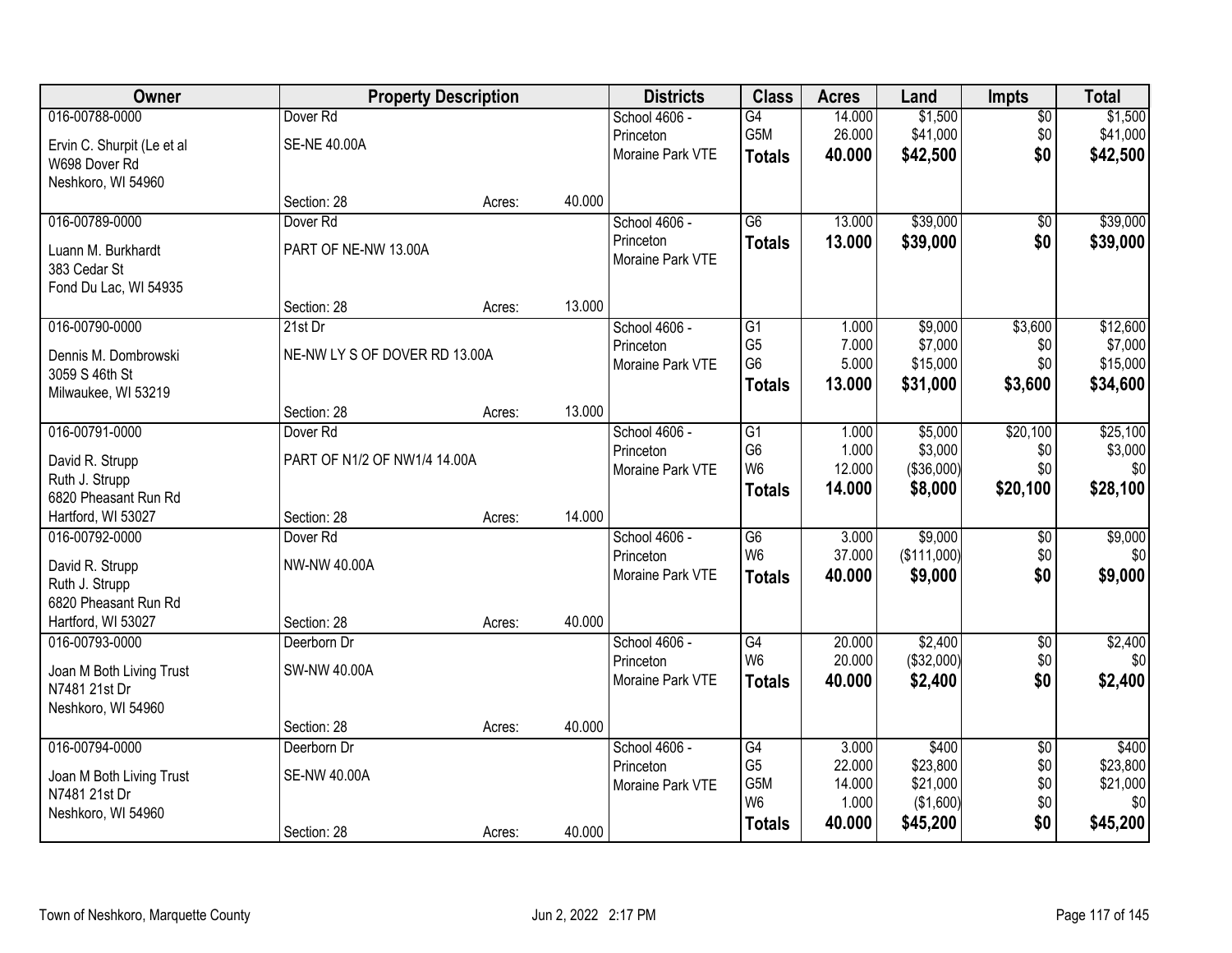| Owner | Property Description | | | Districts | Class | Acres | Land | Impts | Total |
|---|---|---|---|---|---|---|---|---|---|
| 016-00788-0000<br>Ervin C. Shurpit (Le et al<br>W698 Dover Rd<br>Neshkoro, WI 54960 | Dover Rd<br>SE-NE 40.00A<br>Section: 28 | Acres: | 40.000 | School 4606 - Princeton<br>Moraine Park VTE | G4<br>G5M<br>**Totals** | 14.000<br>26.000<br>**40.000** | $1,500<br>$41,000<br>**$42,500** | $0<br>$0<br>**$0** | $1,500<br>$41,000<br>**$42,500** |
| 016-00789-0000<br>Luann M. Burkhardt<br>383 Cedar St<br>Fond Du Lac, WI 54935 | Dover Rd<br>PART OF NE-NW 13.00A<br>Section: 28 | Acres: | 13.000 | School 4606 - Princeton<br>Moraine Park VTE | G6<br>**Totals** | 13.000<br>**13.000** | $39,000<br>**$39,000** | $0<br>**$0** | $39,000<br>**$39,000** |
| 016-00790-0000<br>Dennis M. Dombrowski<br>3059 S 46th St<br>Milwaukee, WI 53219 | 21st Dr<br>NE-NW LY S OF DOVER RD 13.00A<br>Section: 28 | Acres: | 13.000 | School 4606 - Princeton<br>Moraine Park VTE | G1<br>G5<br>G6<br>**Totals** | 1.000<br>7.000<br>5.000<br>**13.000** | $9,000<br>$7,000<br>$15,000<br>**$31,000** | $3,600<br>$0<br>$0<br>**$3,600** | $12,600<br>$7,000<br>$15,000<br>**$34,600** |
| 016-00791-0000<br>David R. Strupp<br>Ruth J. Strupp<br>6820 Pheasant Run Rd<br>Hartford, WI 53027 | Dover Rd<br>PART OF N1/2 OF NW1/4 14.00A<br>Section: 28 | Acres: | 14.000 | School 4606 - Princeton<br>Moraine Park VTE | G1<br>G6<br>W6<br>**Totals** | 1.000<br>1.000<br>12.000<br>**14.000** | $5,000<br>$3,000<br>($36,000)<br>**$8,000** | $20,100<br>$0<br>$0<br>**$20,100** | $25,100<br>$3,000<br>$0<br>**$28,100** |
| 016-00792-0000<br>David R. Strupp<br>Ruth J. Strupp<br>6820 Pheasant Run Rd<br>Hartford, WI 53027 | Dover Rd<br>NW-NW 40.00A<br>Section: 28 | Acres: | 40.000 | School 4606 - Princeton<br>Moraine Park VTE | G6<br>W6<br>**Totals** | 3.000<br>37.000<br>**40.000** | $9,000<br>($111,000)<br>**$9,000** | $0<br>$0<br>**$0** | $9,000<br>$0<br>**$9,000** |
| 016-00793-0000<br>Joan M Both Living Trust<br>N7481 21st Dr<br>Neshkoro, WI 54960 | Deerborn Dr<br>SW-NW 40.00A<br>Section: 28 | Acres: | 40.000 | School 4606 - Princeton<br>Moraine Park VTE | G4<br>W6<br>**Totals** | 20.000<br>20.000<br>**40.000** | $2,400<br>($32,000)<br>**$2,400** | $0<br>$0<br>**$0** | $2,400<br>$0<br>**$2,400** |
| 016-00794-0000<br>Joan M Both Living Trust<br>N7481 21st Dr<br>Neshkoro, WI 54960 | Deerborn Dr<br>SE-NW 40.00A<br>Section: 28 | Acres: | 40.000 | School 4606 - Princeton<br>Moraine Park VTE | G4<br>G5<br>G5M<br>W6<br>**Totals** | 3.000<br>22.000<br>14.000<br>1.000<br>**40.000** | $400<br>$23,800<br>$21,000<br>($1,600)<br>**$45,200** | $0<br>$0<br>$0<br>$0<br>**$0** | $400<br>$23,800<br>$21,000<br>$0<br>**$45,200** |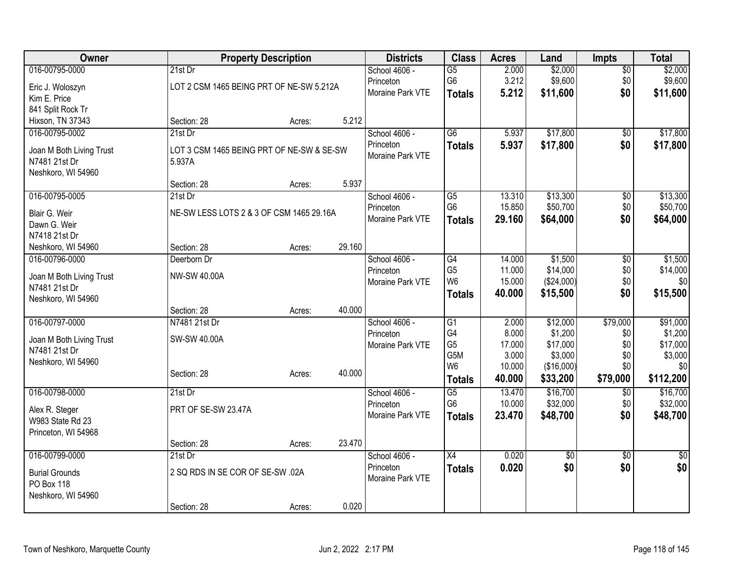| Owner | Property Description | | | Districts | Class | Acres | Land | Impts | Total |
|---|---|---|---|---|---|---|---|---|---|
| 016-00795-0000 | 21st Dr | | | School 4606 - | G5 | 2.000 | $2,000 | $0 | $2,000 |
| Eric J. Woloszyn | LOT 2 CSM 1465 BEING PRT OF NE-SW 5.212A | | | Princeton | G6 | 3.212 | $9,600 | $0 | $9,600 |
| Kim E. Price | | | | Moraine Park VTE | **Totals** | **5.212** | **$11,600** | **$0** | **$11,600** |
| 841 Split Rock Tr | | | | | | | | | |
| Hixson, TN 37343 | Section: 28 | Acres: | 5.212 | | | | | | |
| 016-00795-0002 | 21st Dr | | | School 4606 - | G6 | 5.937 | $17,800 | $0 | $17,800 |
| Joan M Both Living Trust | LOT 3 CSM 1465 BEING PRT OF NE-SW & SE-SW 5.937A | | | Princeton | **Totals** | **5.937** | **$17,800** | **$0** | **$17,800** |
| N7481 21st Dr | | | | Moraine Park VTE | | | | | |
| Neshkoro, WI 54960 | | | | | | | | | |
| | Section: 28 | Acres: | 5.937 | | | | | | |
| 016-00795-0005 | 21st Dr | | | School 4606 - | G5 | 13.310 | $13,300 | $0 | $13,300 |
| Blair G. Weir | NE-SW LESS LOTS 2 & 3 OF CSM 1465 29.16A | | | Princeton | G6 | 15.850 | $50,700 | $0 | $50,700 |
| Dawn G. Weir | | | | Moraine Park VTE | **Totals** | **29.160** | **$64,000** | **$0** | **$64,000** |
| N7418 21st Dr | | | | | | | | | |
| Neshkoro, WI 54960 | Section: 28 | Acres: | 29.160 | | | | | | |
| 016-00796-0000 | Deerborn Dr | | | School 4606 - | G4 | 14.000 | $1,500 | $0 | $1,500 |
| Joan M Both Living Trust | NW-SW 40.00A | | | Princeton | G5 | 11.000 | $14,000 | $0 | $14,000 |
| N7481 21st Dr | | | | Moraine Park VTE | W6 | 15.000 | ($24,000) | $0 | $0 |
| Neshkoro, WI 54960 | | | | | **Totals** | **40.000** | **$15,500** | **$0** | **$15,500** |
| | Section: 28 | Acres: | 40.000 | | | | | | |
| 016-00797-0000 | N7481 21st Dr | | | School 4606 - | G1 | 2.000 | $12,000 | $79,000 | $91,000 |
| Joan M Both Living Trust | SW-SW 40.00A | | | Princeton | G4 | 8.000 | $1,200 | $0 | $1,200 |
| N7481 21st Dr | | | | Moraine Park VTE | G5 | 17.000 | $17,000 | $0 | $17,000 |
| Neshkoro, WI 54960 | | | | | G5M | 3.000 | $3,000 | $0 | $3,000 |
| | Section: 28 | Acres: | 40.000 | | W6 | 10.000 | ($16,000) | $0 | $0 |
| | | | | | **Totals** | **40.000** | **$33,200** | **$79,000** | **$112,200** |
| 016-00798-0000 | 21st Dr | | | School 4606 - | G5 | 13.470 | $16,700 | $0 | $16,700 |
| Alex R. Steger | PRT OF SE-SW 23.47A | | | Princeton | G6 | 10.000 | $32,000 | $0 | $32,000 |
| W983 State Rd 23 | | | | Moraine Park VTE | **Totals** | **23.470** | **$48,700** | **$0** | **$48,700** |
| Princeton, WI 54968 | | | | | | | | | |
| | Section: 28 | Acres: | 23.470 | | | | | | |
| 016-00799-0000 | 21st Dr | | | School 4606 - | X4 | 0.020 | $0 | $0 | $0 |
| Burial Grounds | 2 SQ RDS IN SE COR OF SE-SW .02A | | | Princeton | **Totals** | **0.020** | **$0** | **$0** | **$0** |
| PO Box 118 | | | | Moraine Park VTE | | | | | |
| Neshkoro, WI 54960 | | | | | | | | | |
| | Section: 28 | Acres: | 0.020 | | | | | | |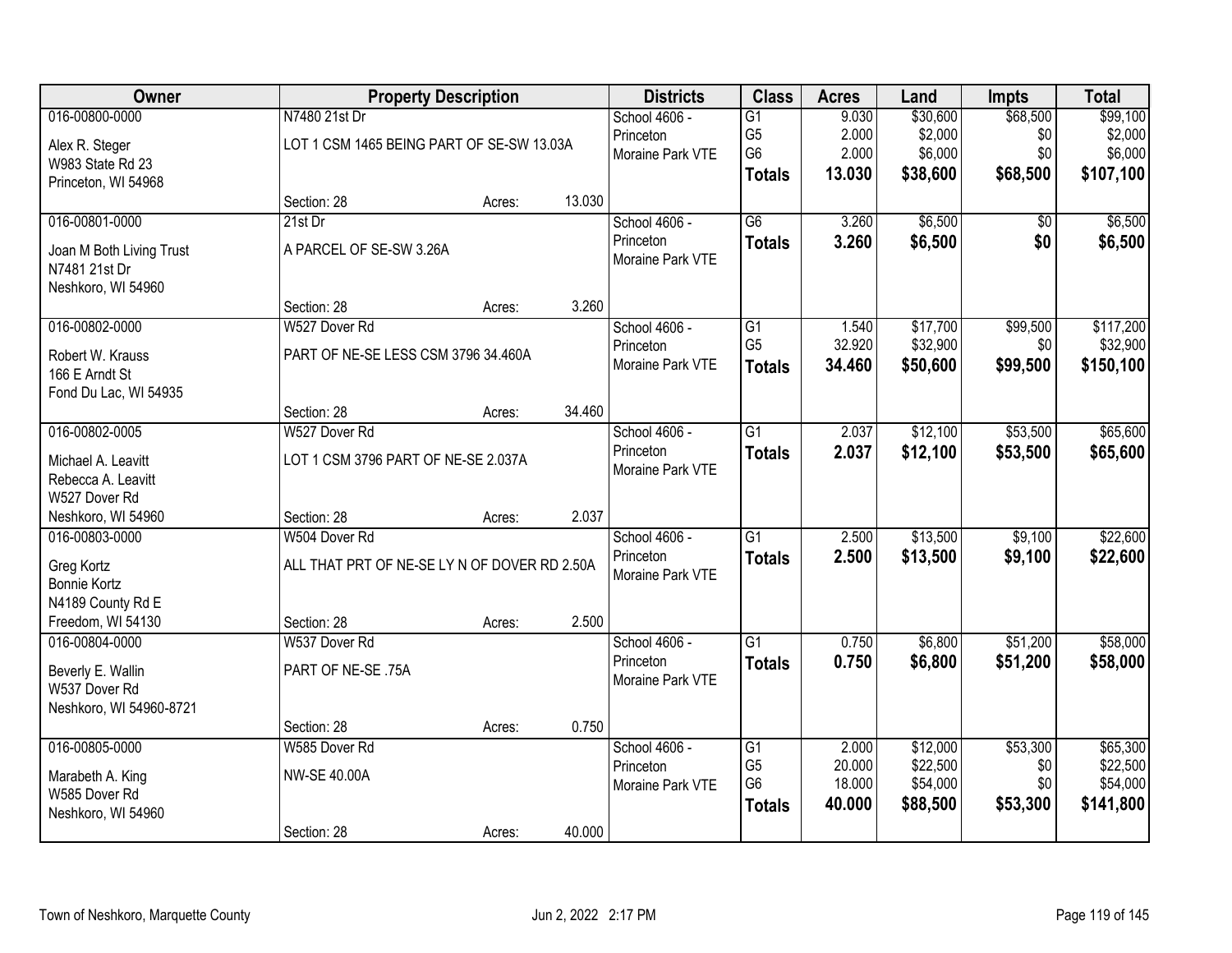| Owner | Property Description | | | Districts | Class | Acres | Land | Impts | Total |
|---|---|---|---|---|---|---|---|---|---|
| 016-00800-0000 | N7480 21st Dr | | | School 4606 - | G1 | 9.030 | $30,600 | $68,500 | $99,100 |
| Alex R. Steger | LOT 1 CSM 1465 BEING PART OF SE-SW 13.03A | | | Princeton | G5 | 2.000 | $2,000 | $0 | $2,000 |
| W983 State Rd 23 | | | | Moraine Park VTE | G6 | 2.000 | $6,000 | $0 | $6,000 |
| Princeton, WI 54968 | | | | | **Totals** | **13.030** | **$38,600** | **$68,500** | **$107,100** |
| | Section: 28 | Acres: | 13.030 | | | | | | |
| 016-00801-0000 | 21st Dr | | | School 4606 - | G6 | 3.260 | $6,500 | $0 | $6,500 |
| Joan M Both Living Trust | A PARCEL OF SE-SW 3.26A | | | Princeton | **Totals** | **3.260** | **$6,500** | **$0** | **$6,500** |
| N7481 21st Dr | | | | Moraine Park VTE | | | | | |
| Neshkoro, WI 54960 | | | | | | | | | |
| | Section: 28 | Acres: | 3.260 | | | | | | |
| 016-00802-0000 | W527 Dover Rd | | | School 4606 - | G1 | 1.540 | $17,700 | $99,500 | $117,200 |
| Robert W. Krauss | PART OF NE-SE LESS CSM 3796 34.460A | | | Princeton | G5 | 32.920 | $32,900 | $0 | $32,900 |
| 166 E Arndt St | | | | Moraine Park VTE | **Totals** | **34.460** | **$50,600** | **$99,500** | **$150,100** |
| Fond Du Lac, WI 54935 | | | | | | | | | |
| | Section: 28 | Acres: | 34.460 | | | | | | |
| 016-00802-0005 | W527 Dover Rd | | | School 4606 - | G1 | 2.037 | $12,100 | $53,500 | $65,600 |
| Michael A. Leavitt | LOT 1 CSM 3796 PART OF NE-SE 2.037A | | | Princeton | **Totals** | **2.037** | **$12,100** | **$53,500** | **$65,600** |
| Rebecca A. Leavitt | | | | Moraine Park VTE | | | | | |
| W527 Dover Rd | | | | | | | | | |
| Neshkoro, WI 54960 | Section: 28 | Acres: | 2.037 | | | | | | |
| 016-00803-0000 | W504 Dover Rd | | | School 4606 - | G1 | 2.500 | $13,500 | $9,100 | $22,600 |
| Greg Kortz | ALL THAT PRT OF NE-SE LY N OF DOVER RD 2.50A | | | Princeton | **Totals** | **2.500** | **$13,500** | **$9,100** | **$22,600** |
| Bonnie Kortz | | | | Moraine Park VTE | | | | | |
| N4189 County Rd E | | | | | | | | | |
| Freedom, WI 54130 | Section: 28 | Acres: | 2.500 | | | | | | |
| 016-00804-0000 | W537 Dover Rd | | | School 4606 - | G1 | 0.750 | $6,800 | $51,200 | $58,000 |
| Beverly E. Wallin | PART OF NE-SE .75A | | | Princeton | **Totals** | **0.750** | **$6,800** | **$51,200** | **$58,000** |
| W537 Dover Rd | | | | Moraine Park VTE | | | | | |
| Neshkoro, WI 54960-8721 | | | | | | | | | |
| | Section: 28 | Acres: | 0.750 | | | | | | |
| 016-00805-0000 | W585 Dover Rd | | | School 4606 - | G1 | 2.000 | $12,000 | $53,300 | $65,300 |
| Marabeth A. King | NW-SE 40.00A | | | Princeton | G5 | 20.000 | $22,500 | $0 | $22,500 |
| W585 Dover Rd | | | | Moraine Park VTE | G6 | 18.000 | $54,000 | $0 | $54,000 |
| Neshkoro, WI 54960 | | | | | **Totals** | **40.000** | **$88,500** | **$53,300** | **$141,800** |
| | Section: 28 | Acres: | 40.000 | | | | | | |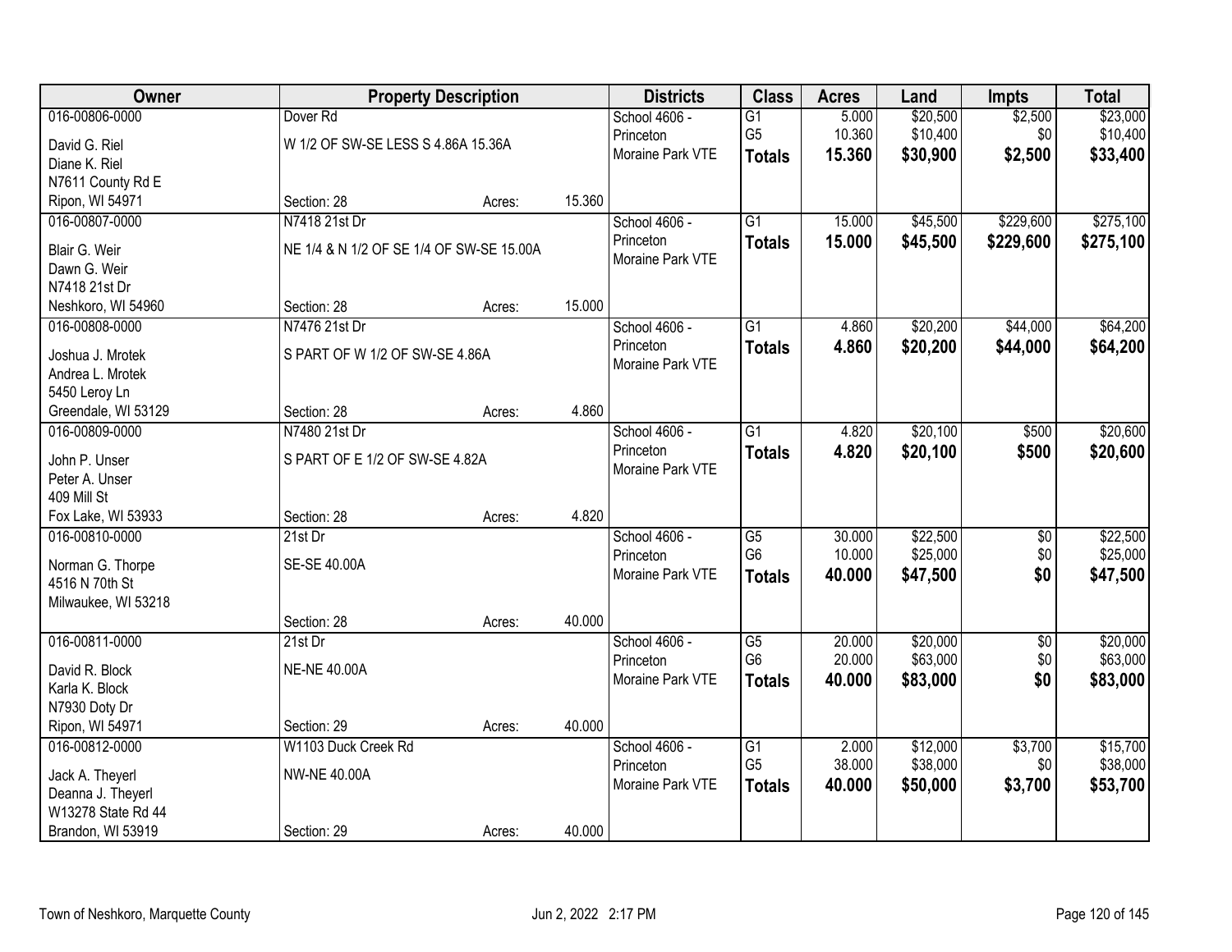| Owner | Property Description | | | Districts | Class | Acres | Land | Impts | Total |
|---|---|---|---|---|---|---|---|---|---|
| 016-00806-0000 | Dover Rd | | | School 4606 - | G1 | 5.000 | $20,500 | $2,500 | $23,000 |
| David G. Riel | W 1/2 OF SW-SE LESS S 4.86A 15.36A | | | Princeton | G5 | 10.360 | $10,400 | $0 | $10,400 |
| Diane K. Riel | | | | Moraine Park VTE | **Totals** | **15.360** | **$30,900** | **$2,500** | **$33,400** |
| N7611 County Rd E | | | | | | | | | |
| Ripon, WI 54971 | Section: 28 | Acres: | 15.360 | | | | | | |
| 016-00807-0000 | N7418 21st Dr | | | School 4606 - | G1 | 15.000 | $45,500 | $229,600 | $275,100 |
| Blair G. Weir | NE 1/4 & N 1/2 OF SE 1/4 OF SW-SE 15.00A | | | Princeton | **Totals** | **15.000** | **$45,500** | **$229,600** | **$275,100** |
| Dawn G. Weir | | | | Moraine Park VTE | | | | | |
| N7418 21st Dr | | | | | | | | | |
| Neshkoro, WI 54960 | Section: 28 | Acres: | 15.000 | | | | | | |
| 016-00808-0000 | N7476 21st Dr | | | School 4606 - | G1 | 4.860 | $20,200 | $44,000 | $64,200 |
| Joshua J. Mrotek | S PART OF W 1/2 OF SW-SE 4.86A | | | Princeton | **Totals** | **4.860** | **$20,200** | **$44,000** | **$64,200** |
| Andrea L. Mrotek | | | | Moraine Park VTE | | | | | |
| 5450 Leroy Ln | | | | | | | | | |
| Greendale, WI 53129 | Section: 28 | Acres: | 4.860 | | | | | | |
| 016-00809-0000 | N7480 21st Dr | | | School 4606 - | G1 | 4.820 | $20,100 | $500 | $20,600 |
| John P. Unser | S PART OF E 1/2 OF SW-SE 4.82A | | | Princeton | **Totals** | **4.820** | **$20,100** | **$500** | **$20,600** |
| Peter A. Unser | | | | Moraine Park VTE | | | | | |
| 409 Mill St | | | | | | | | | |
| Fox Lake, WI 53933 | Section: 28 | Acres: | 4.820 | | | | | | |
| 016-00810-0000 | 21st Dr | | | School 4606 - | G5 | 30.000 | $22,500 | $0 | $22,500 |
| Norman G. Thorpe | SE-SE 40.00A | | | Princeton | G6 | 10.000 | $25,000 | $0 | $25,000 |
| 4516 N 70th St | | | | Moraine Park VTE | **Totals** | **40.000** | **$47,500** | **$0** | **$47,500** |
| Milwaukee, WI 53218 | | | | | | | | | |
| | Section: 28 | Acres: | 40.000 | | | | | | |
| 016-00811-0000 | 21st Dr | | | School 4606 - | G5 | 20.000 | $20,000 | $0 | $20,000 |
| David R. Block | NE-NE 40.00A | | | Princeton | G6 | 20.000 | $63,000 | $0 | $63,000 |
| Karla K. Block | | | | Moraine Park VTE | **Totals** | **40.000** | **$83,000** | **$0** | **$83,000** |
| N7930 Doty Dr | | | | | | | | | |
| Ripon, WI 54971 | Section: 29 | Acres: | 40.000 | | | | | | |
| 016-00812-0000 | W1103 Duck Creek Rd | | | School 4606 - | G1 | 2.000 | $12,000 | $3,700 | $15,700 |
| Jack A. Theyerl | NW-NE 40.00A | | | Princeton | G5 | 38.000 | $38,000 | $0 | $38,000 |
| Deanna J. Theyerl | | | | Moraine Park VTE | **Totals** | **40.000** | **$50,000** | **$3,700** | **$53,700** |
| W13278 State Rd 44 | | | | | | | | | |
| Brandon, WI 53919 | Section: 29 | Acres: | 40.000 | | | | | | |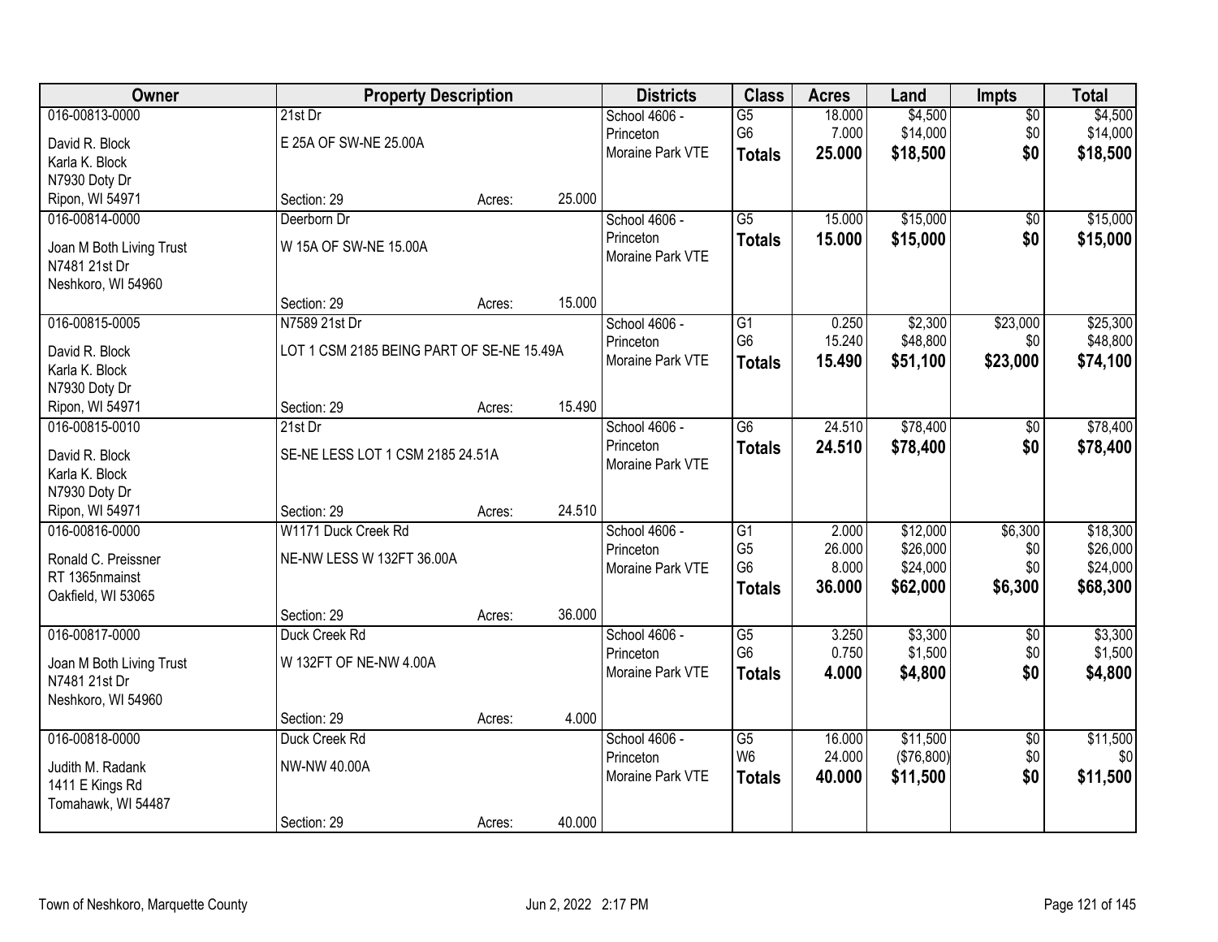| Owner | Property Description | | | Districts | Class | Acres | Land | Impts | Total |
|---|---|---|---|---|---|---|---|---|---|
| 016-00813-0000<br>David R. Block<br>Karla K. Block<br>N7930 Doty Dr<br>Ripon, WI 54971 | 21st Dr<br>E 25A OF SW-NE 25.00A<br>Section: 29 | Acres: | 25.000 | School 4606 - Princeton<br>Moraine Park VTE | G5<br>G6<br>**Totals** | 18.000<br>7.000<br>**25.000** | $4,500<br>$14,000<br>**$18,500** | $0<br>$0<br>**$0** | $4,500<br>$14,000<br>**$18,500** |
| 016-00814-0000<br>Joan M Both Living Trust<br>N7481 21st Dr<br>Neshkoro, WI 54960 | Deerborn Dr<br>W 15A OF SW-NE 15.00A<br>Section: 29 | Acres: | 15.000 | School 4606 - Princeton<br>Moraine Park VTE | G5<br>**Totals** | 15.000<br>**15.000** | $15,000<br>**$15,000** | $0<br>**$0** | $15,000<br>**$15,000** |
| 016-00815-0005<br>David R. Block<br>Karla K. Block<br>N7930 Doty Dr<br>Ripon, WI 54971 | N7589 21st Dr<br>LOT 1 CSM 2185 BEING PART OF SE-NE 15.49A<br>Section: 29 | Acres: | 15.490 | School 4606 - Princeton<br>Moraine Park VTE | G1<br>G6<br>**Totals** | 0.250<br>15.240<br>**15.490** | $2,300<br>$48,800<br>**$51,100** | $23,000<br>$0<br>**$23,000** | $25,300<br>$48,800<br>**$74,100** |
| 016-00815-0010<br>David R. Block<br>Karla K. Block<br>N7930 Doty Dr<br>Ripon, WI 54971 | 21st Dr<br>SE-NE LESS LOT 1 CSM 2185 24.51A<br>Section: 29 | Acres: | 24.510 | School 4606 - Princeton<br>Moraine Park VTE | G6<br>**Totals** | 24.510<br>**24.510** | $78,400<br>**$78,400** | $0<br>**$0** | $78,400<br>**$78,400** |
| 016-00816-0000<br>Ronald C. Preissner<br>RT 1365nmainst<br>Oakfield, WI 53065 | W1171 Duck Creek Rd<br>NE-NW LESS W 132FT 36.00A<br>Section: 29 | Acres: | 36.000 | School 4606 - Princeton<br>Moraine Park VTE | G1<br>G5<br>G6<br>**Totals** | 2.000<br>26.000<br>8.000<br>**36.000** | $12,000<br>$26,000<br>$24,000<br>**$62,000** | $6,300<br>$0<br>$0<br>**$6,300** | $18,300<br>$26,000<br>$24,000<br>**$68,300** |
| 016-00817-0000<br>Joan M Both Living Trust<br>N7481 21st Dr<br>Neshkoro, WI 54960 | Duck Creek Rd<br>W 132FT OF NE-NW 4.00A<br>Section: 29 | Acres: | 4.000 | School 4606 - Princeton<br>Moraine Park VTE | G5<br>G6<br>**Totals** | 3.250<br>0.750<br>**4.000** | $3,300<br>$1,500<br>**$4,800** | $0<br>$0<br>**$0** | $3,300<br>$1,500<br>**$4,800** |
| 016-00818-0000<br>Judith M. Radank<br>1411 E Kings Rd<br>Tomahawk, WI 54487 | Duck Creek Rd<br>NW-NW 40.00A<br>Section: 29 | Acres: | 40.000 | School 4606 - Princeton<br>Moraine Park VTE | G5<br>W6<br>**Totals** | 16.000<br>24.000<br>**40.000** | $11,500<br>($76,800)<br>**$11,500** | $0<br>$0<br>**$0** | $11,500<br>$0<br>**$11,500** |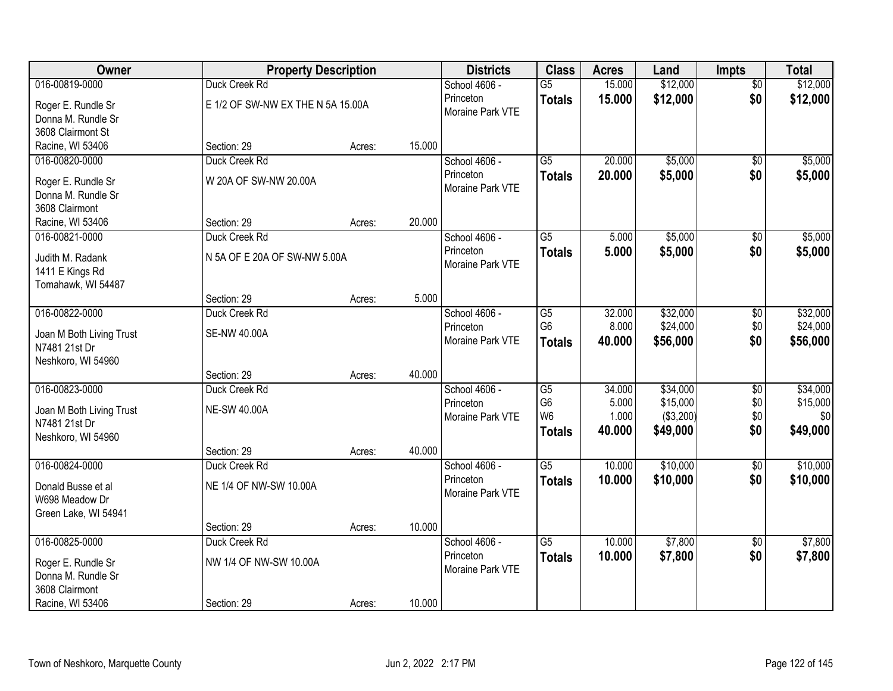| Owner | Property Description | | | Districts | Class | Acres | Land | Impts | Total |
|---|---|---|---|---|---|---|---|---|---|
| 016-00819-0000<br>Roger E. Rundle Sr<br>Donna M. Rundle Sr<br>3608 Clairmont St<br>Racine, WI 53406 | Duck Creek Rd<br>E 1/2 OF SW-NW EX THE N 5A 15.00A<br>Section: 29 | Acres: | 15.000 | School 4606 - Princeton<br>Moraine Park VTE | G5<br>**Totals** | 15.000<br>**15.000** | $12,000<br>**$12,000** | $0<br>**$0** | $12,000<br>**$12,000** |
| 016-00820-0000<br>Roger E. Rundle Sr<br>Donna M. Rundle Sr<br>3608 Clairmont<br>Racine, WI 53406 | Duck Creek Rd<br>W 20A OF SW-NW 20.00A<br>Section: 29 | Acres: | 20.000 | School 4606 - Princeton<br>Moraine Park VTE | G5<br>**Totals** | 20.000<br>**20.000** | $5,000<br>**$5,000** | $0<br>**$0** | $5,000<br>**$5,000** |
| 016-00821-0000<br>Judith M. Radank<br>1411 E Kings Rd<br>Tomahawk, WI 54487 | Duck Creek Rd<br>N 5A OF E 20A OF SW-NW 5.00A<br>Section: 29 | Acres: | 5.000 | School 4606 - Princeton<br>Moraine Park VTE | G5<br>**Totals** | 5.000<br>**5.000** | $5,000<br>**$5,000** | $0<br>**$0** | $5,000<br>**$5,000** |
| 016-00822-0000<br>Joan M Both Living Trust<br>N7481 21st Dr<br>Neshkoro, WI 54960 | Duck Creek Rd<br>SE-NW 40.00A<br>Section: 29 | Acres: | 40.000 | School 4606 - Princeton<br>Moraine Park VTE | G5<br>G6<br>**Totals** | 32.000<br>8.000<br>**40.000** | $32,000<br>$24,000<br>**$56,000** | $0<br>$0<br>**$0** | $32,000<br>$24,000<br>**$56,000** |
| 016-00823-0000<br>Joan M Both Living Trust<br>N7481 21st Dr<br>Neshkoro, WI 54960 | Duck Creek Rd<br>NE-SW 40.00A<br>Section: 29 | Acres: | 40.000 | School 4606 - Princeton<br>Moraine Park VTE | G5<br>G6<br>W6<br>**Totals** | 34.000<br>5.000<br>1.000<br>**40.000** | $34,000<br>$15,000<br>($3,200)<br>**$49,000** | $0<br>$0<br>$0<br>**$0** | $34,000<br>$15,000<br>$0<br>**$49,000** |
| 016-00824-0000<br>Donald Busse et al<br>W698 Meadow Dr<br>Green Lake, WI 54941 | Duck Creek Rd<br>NE 1/4 OF NW-SW 10.00A<br>Section: 29 | Acres: | 10.000 | School 4606 - Princeton<br>Moraine Park VTE | G5<br>**Totals** | 10.000<br>**10.000** | $10,000<br>**$10,000** | $0<br>**$0** | $10,000<br>**$10,000** |
| 016-00825-0000<br>Roger E. Rundle Sr<br>Donna M. Rundle Sr<br>3608 Clairmont<br>Racine, WI 53406 | Duck Creek Rd<br>NW 1/4 OF NW-SW 10.00A<br>Section: 29 | Acres: | 10.000 | School 4606 - Princeton<br>Moraine Park VTE | G5<br>**Totals** | 10.000<br>**10.000** | $7,800<br>**$7,800** | $0<br>**$0** | $7,800<br>**$7,800** |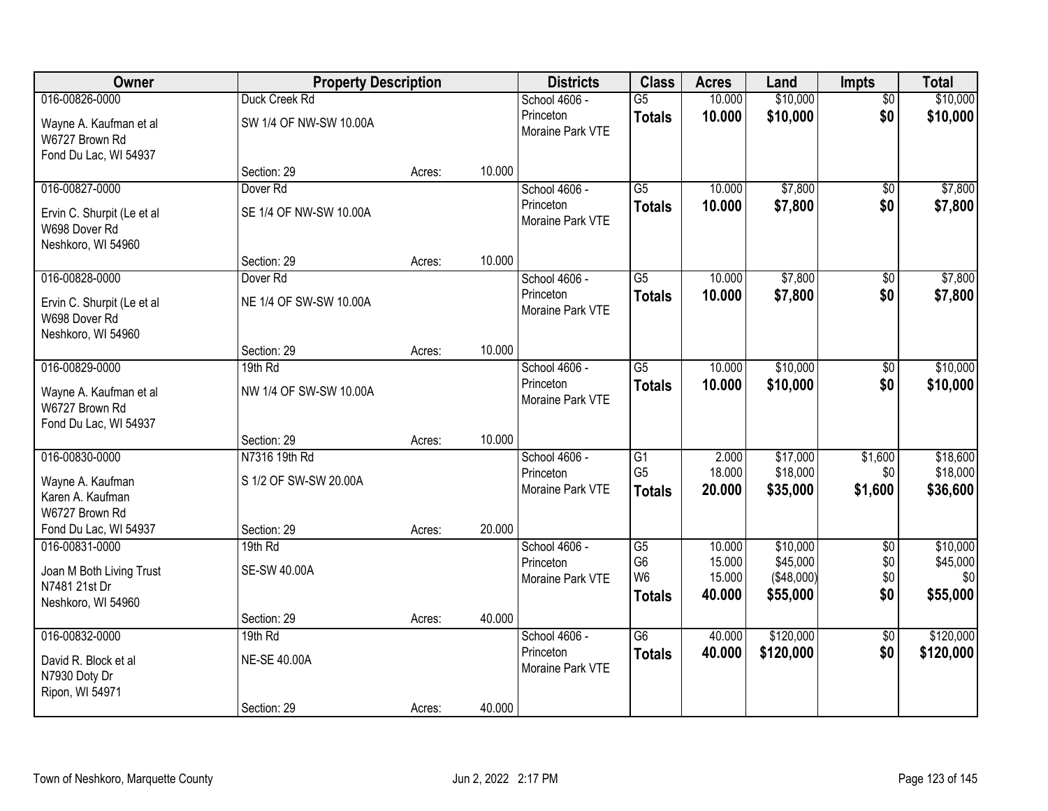| Owner | Property Description | | | Districts | Class | Acres | Land | Impts | Total |
|---|---|---|---|---|---|---|---|---|---|
| 016-00826-0000 | Duck Creek Rd | | | School 4606 - | G5 | 10.000 | $10,000 | $0 | $10,000 |
| Wayne A. Kaufman et al<br>W6727 Brown Rd<br>Fond Du Lac, WI 54937 | SW 1/4 OF NW-SW 10.00A | | | Princeton<br>Moraine Park VTE | **Totals** | **10.000** | **$10,000** | **$0** | **$10,000** |
| | Section: 29 | Acres: | 10.000 | | | | | | |
| 016-00827-0000 | Dover Rd | | | School 4606 - | G5 | 10.000 | $7,800 | $0 | $7,800 |
| Ervin C. Shurpit (Le et al<br>W698 Dover Rd<br>Neshkoro, WI 54960 | SE 1/4 OF NW-SW 10.00A | | | Princeton<br>Moraine Park VTE | **Totals** | **10.000** | **$7,800** | **$0** | **$7,800** |
| | Section: 29 | Acres: | 10.000 | | | | | | |
| 016-00828-0000 | Dover Rd | | | School 4606 - | G5 | 10.000 | $7,800 | $0 | $7,800 |
| Ervin C. Shurpit (Le et al<br>W698 Dover Rd<br>Neshkoro, WI 54960 | NE 1/4 OF SW-SW 10.00A | | | Princeton<br>Moraine Park VTE | **Totals** | **10.000** | **$7,800** | **$0** | **$7,800** |
| | Section: 29 | Acres: | 10.000 | | | | | | |
| 016-00829-0000 | 19th Rd | | | School 4606 - | G5 | 10.000 | $10,000 | $0 | $10,000 |
| Wayne A. Kaufman et al<br>W6727 Brown Rd<br>Fond Du Lac, WI 54937 | NW 1/4 OF SW-SW 10.00A | | | Princeton<br>Moraine Park VTE | **Totals** | **10.000** | **$10,000** | **$0** | **$10,000** |
| | Section: 29 | Acres: | 10.000 | | | | | | |
| 016-00830-0000 | N7316 19th Rd | | | School 4606 - | G1 | 2.000 | $17,000 | $1,600 | $18,600 |
| Wayne A. Kaufman<br>Karen A. Kaufman<br>W6727 Brown Rd | S 1/2 OF SW-SW 20.00A | | | Princeton<br>Moraine Park VTE | G5 | 18.000 | $18,000 | $0 | $18,000 |
| | | | | | **Totals** | **20.000** | **$35,000** | **$1,600** | **$36,600** |
| Fond Du Lac, WI 54937 | Section: 29 | Acres: | 20.000 | | | | | | |
| 016-00831-0000 | 19th Rd | | | School 4606 - | G5 | 10.000 | $10,000 | $0 | $10,000 |
| Joan M Both Living Trust<br>N7481 21st Dr<br>Neshkoro, WI 54960 | SE-SW 40.00A | | | Princeton<br>Moraine Park VTE | G6 | 15.000 | $45,000 | $0 | $45,000 |
| | | | | | W6 | 15.000 | ($48,000) | $0 | $0 |
| | | | | | **Totals** | **40.000** | **$55,000** | **$0** | **$55,000** |
| | Section: 29 | Acres: | 40.000 | | | | | | |
| 016-00832-0000 | 19th Rd | | | School 4606 - | G6 | 40.000 | $120,000 | $0 | $120,000 |
| David R. Block et al<br>N7930 Doty Dr<br>Ripon, WI 54971 | NE-SE 40.00A | | | Princeton<br>Moraine Park VTE | **Totals** | **40.000** | **$120,000** | **$0** | **$120,000** |
| | Section: 29 | Acres: | 40.000 | | | | | | |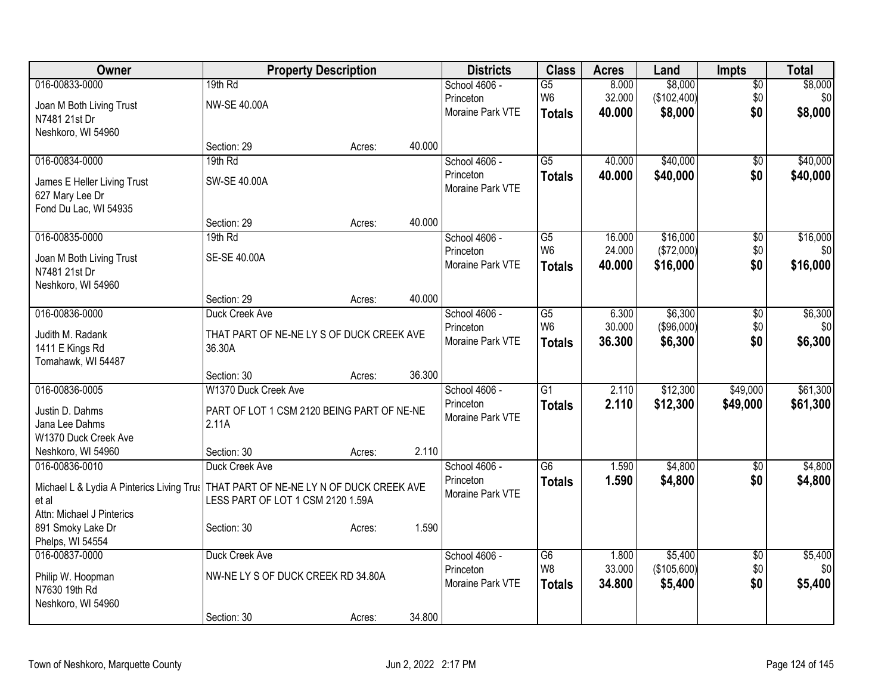| Owner | Property Description | | | Districts | Class | Acres | Land | Impts | Total |
|---|---|---|---|---|---|---|---|---|---|
| 016-00833-0000<br>Joan M Both Living Trust<br>N7481 21st Dr<br>Neshkoro, WI 54960 | 19th Rd<br>NW-SE 40.00A<br>Section: 29 | Acres: | 40.000 | School 4606 - Princeton<br>Moraine Park VTE | G5<br>W6<br>**Totals** | 8.000<br>32.000<br>**40.000** | $8,000<br>($102,400)<br>**$8,000** | $0<br>$0<br>**$0** | $8,000<br>$0<br>**$8,000** |
| 016-00834-0000<br>James E Heller Living Trust<br>627 Mary Lee Dr<br>Fond Du Lac, WI 54935 | 19th Rd<br>SW-SE 40.00A<br>Section: 29 | Acres: | 40.000 | School 4606 - Princeton<br>Moraine Park VTE | G5<br>**Totals** | 40.000<br>**40.000** | $40,000<br>**$40,000** | $0<br>**$0** | $40,000<br>**$40,000** |
| 016-00835-0000<br>Joan M Both Living Trust<br>N7481 21st Dr<br>Neshkoro, WI 54960 | 19th Rd<br>SE-SE 40.00A<br>Section: 29 | Acres: | 40.000 | School 4606 - Princeton<br>Moraine Park VTE | G5<br>W6<br>**Totals** | 16.000<br>24.000<br>**40.000** | $16,000<br>($72,000)<br>**$16,000** | $0<br>$0<br>**$0** | $16,000<br>$0<br>**$16,000** |
| 016-00836-0000<br>Judith M. Radank<br>1411 E Kings Rd<br>Tomahawk, WI 54487 | Duck Creek Ave<br>THAT PART OF NE-NE LY S OF DUCK CREEK AVE 36.30A<br>Section: 30 | Acres: | 36.300 | School 4606 - Princeton<br>Moraine Park VTE | G5<br>W6<br>**Totals** | 6.300<br>30.000<br>**36.300** | $6,300<br>($96,000)<br>**$6,300** | $0<br>$0<br>**$0** | $6,300<br>$0<br>**$6,300** |
| 016-00836-0005<br>Justin D. Dahms<br>Jana Lee Dahms<br>W1370 Duck Creek Ave<br>Neshkoro, WI 54960 | W1370 Duck Creek Ave<br>PART OF LOT 1 CSM 2120 BEING PART OF NE-NE 2.11A<br>Section: 30 | Acres: | 2.110 | School 4606 - Princeton<br>Moraine Park VTE | G1<br>**Totals** | 2.110<br>**2.110** | $12,300<br>**$12,300** | $49,000<br>**$49,000** | $61,300<br>**$61,300** |
| 016-00836-0010<br>Michael L & Lydia A Pinterics Living Trus et al<br>Attn: Michael J Pinterics<br>891 Smoky Lake Dr<br>Phelps, WI 54554 | Duck Creek Ave<br>THAT PART OF NE-NE LY N OF DUCK CREEK AVE LESS PART OF LOT 1 CSM 2120 1.59A<br>Section: 30 | Acres: | 1.590 | School 4606 - Princeton<br>Moraine Park VTE | G6<br>**Totals** | 1.590<br>**1.590** | $4,800<br>**$4,800** | $0<br>**$0** | $4,800<br>**$4,800** |
| 016-00837-0000<br>Philip W. Hoopman<br>N7630 19th Rd<br>Neshkoro, WI 54960 | Duck Creek Ave<br>NW-NE LY S OF DUCK CREEK RD 34.80A<br>Section: 30 | Acres: | 34.800 | School 4606 - Princeton<br>Moraine Park VTE | G6<br>W8<br>**Totals** | 1.800<br>33.000<br>**34.800** | $5,400<br>($105,600)<br>**$5,400** | $0<br>$0<br>**$0** | $5,400<br>$0<br>**$5,400** |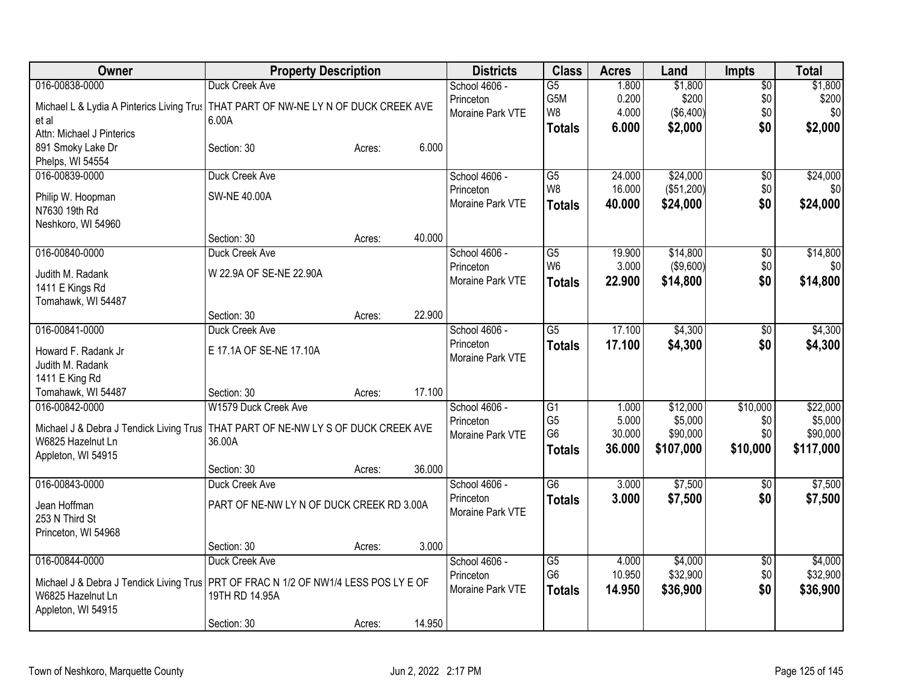| Owner | Property Description | Districts | Class | Acres | Land | Impts | Total |
|---|---|---|---|---|---|---|---|
| 016-00838-0000<br>Michael L & Lydia A Pinterics Living Trus et al<br>Attn: Michael J Pinterics<br>891 Smoky Lake Dr<br>Phelps, WI 54554 | Duck Creek Ave<br>THAT PART OF NW-NE LY N OF DUCK CREEK AVE 6.00A<br>Section: 30 Acres: 6.000 | School 4606 - Princeton<br>Moraine Park VTE | G5<br>G5M<br>W8<br>**Totals** | 1.800<br>0.200<br>4.000<br>**6.000** | $1,800<br>$200<br>($6,400)<br>**$2,000** | $0<br>$0<br>$0<br>**$0** | $1,800<br>$200<br>$0<br>**$2,000** |
| 016-00839-0000<br>Philip W. Hoopman<br>N7630 19th Rd<br>Neshkoro, WI 54960 | Duck Creek Ave<br>SW-NE 40.00A<br>Section: 30 Acres: 40.000 | School 4606 - Princeton<br>Moraine Park VTE | G5<br>W8<br>**Totals** | 24.000<br>16.000<br>**40.000** | $24,000<br>($51,200)<br>**$24,000** | $0<br>$0<br>**$0** | $24,000<br>$0<br>**$24,000** |
| 016-00840-0000<br>Judith M. Radank<br>1411 E Kings Rd<br>Tomahawk, WI 54487 | Duck Creek Ave<br>W 22.9A OF SE-NE 22.90A<br>Section: 30 Acres: 22.900 | School 4606 - Princeton<br>Moraine Park VTE | G5<br>W6<br>**Totals** | 19.900<br>3.000<br>**22.900** | $14,800<br>($9,600)<br>**$14,800** | $0<br>$0<br>**$0** | $14,800<br>$0<br>**$14,800** |
| 016-00841-0000<br>Howard F. Radank Jr<br>Judith M. Radank<br>1411 E King Rd<br>Tomahawk, WI 54487 | Duck Creek Ave<br>E 17.1A OF SE-NE 17.10A<br>Section: 30 Acres: 17.100 | School 4606 - Princeton<br>Moraine Park VTE | G5<br>**Totals** | 17.100<br>**17.100** | $4,300<br>**$4,300** | $0<br>**$0** | $4,300<br>**$4,300** |
| 016-00842-0000<br>Michael J & Debra J Tendick Living Trus<br>W6825 Hazelnut Ln<br>Appleton, WI 54915 | W1579 Duck Creek Ave<br>THAT PART OF NE-NW LY S OF DUCK CREEK AVE 36.00A<br>Section: 30 Acres: 36.000 | School 4606 - Princeton<br>Moraine Park VTE | G1<br>G5<br>G6<br>**Totals** | 1.000<br>5.000<br>30.000<br>**36.000** | $12,000<br>$5,000<br>$90,000<br>**$107,000** | $10,000<br>$0<br>$0<br>**$10,000** | $22,000<br>$5,000<br>$90,000<br>**$117,000** |
| 016-00843-0000<br>Jean Hoffman<br>253 N Third St<br>Princeton, WI 54968 | Duck Creek Ave<br>PART OF NE-NW LY N OF DUCK CREEK RD 3.00A<br>Section: 30 Acres: 3.000 | School 4606 - Princeton<br>Moraine Park VTE | G6<br>**Totals** | 3.000<br>**3.000** | $7,500<br>**$7,500** | $0<br>**$0** | $7,500<br>**$7,500** |
| 016-00844-0000<br>Michael J & Debra J Tendick Living Trus<br>W6825 Hazelnut Ln<br>Appleton, WI 54915 | Duck Creek Ave<br>PRT OF FRAC N 1/2 OF NW1/4 LESS POS LY E OF 19TH RD 14.95A<br>Section: 30 Acres: 14.950 | School 4606 - Princeton<br>Moraine Park VTE | G5<br>G6<br>**Totals** | 4.000<br>10.950<br>**14.950** | $4,000<br>$32,900<br>**$36,900** | $0<br>$0<br>**$0** | $4,000<br>$32,900<br>**$36,900** |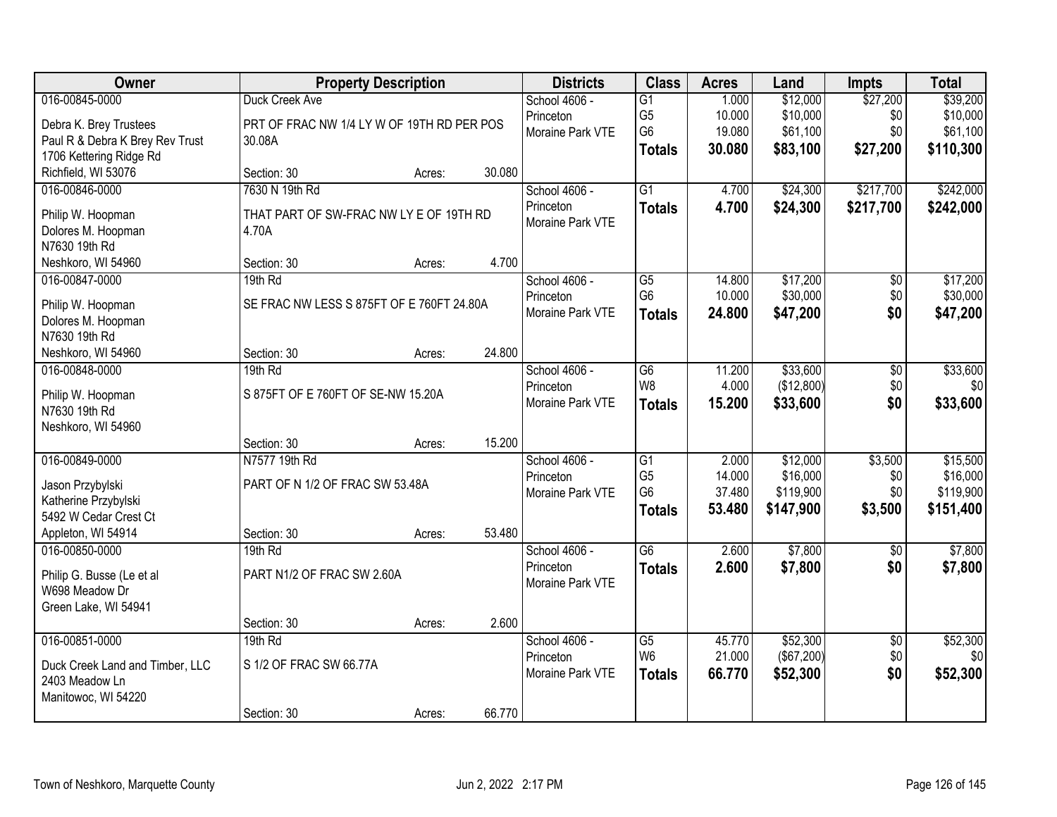| Owner | Property Description | | | Districts | Class | Acres | Land | Impts | Total |
|---|---|---|---|---|---|---|---|---|---|
| 016-00845-0000 | Duck Creek Ave | | | School 4606 - | G1 | 1.000 | $12,000 | $27,200 | $39,200 |
| Debra K. Brey Trustees | PRT OF FRAC NW 1/4 LY W OF 19TH RD PER POS | | | Princeton | G5 | 10.000 | $10,000 | $0 | $10,000 |
| Paul R & Debra K Brey Rev Trust | 30.08A | | | Moraine Park VTE | G6 | 19.080 | $61,100 | $0 | $61,100 |
| 1706 Kettering Ridge Rd | | | | | **Totals** | **30.080** | **$83,100** | **$27,200** | **$110,300** |
| Richfield, WI 53076 | Section: 30 | Acres: | 30.080 | | | | | | |
| 016-00846-0000 | 7630 N 19th Rd | | | School 4606 - | G1 | 4.700 | $24,300 | $217,700 | $242,000 |
| Philip W. Hoopman | THAT PART OF SW-FRAC NW LY E OF 19TH RD | | | Princeton | **Totals** | **4.700** | **$24,300** | **$217,700** | **$242,000** |
| Dolores M. Hoopman | 4.70A | | | Moraine Park VTE | | | | | |
| N7630 19th Rd | | | | | | | | | |
| Neshkoro, WI 54960 | Section: 30 | Acres: | 4.700 | | | | | | |
| 016-00847-0000 | 19th Rd | | | School 4606 - | G5 | 14.800 | $17,200 | $0 | $17,200 |
| Philip W. Hoopman | SE FRAC NW LESS S 875FT OF E 760FT 24.80A | | | Princeton | G6 | 10.000 | $30,000 | $0 | $30,000 |
| Dolores M. Hoopman | | | | Moraine Park VTE | **Totals** | **24.800** | **$47,200** | **$0** | **$47,200** |
| N7630 19th Rd | | | | | | | | | |
| Neshkoro, WI 54960 | Section: 30 | Acres: | 24.800 | | | | | | |
| 016-00848-0000 | 19th Rd | | | School 4606 - | G6 | 11.200 | $33,600 | $0 | $33,600 |
| Philip W. Hoopman | S 875FT OF E 760FT OF SE-NW 15.20A | | | Princeton | W8 | 4.000 | ($12,800) | $0 | $0 |
| N7630 19th Rd | | | | Moraine Park VTE | **Totals** | **15.200** | **$33,600** | **$0** | **$33,600** |
| Neshkoro, WI 54960 | | | | | | | | | |
| | Section: 30 | Acres: | 15.200 | | | | | | |
| 016-00849-0000 | N7577 19th Rd | | | School 4606 - | G1 | 2.000 | $12,000 | $3,500 | $15,500 |
| Jason Przybylski | PART OF N 1/2 OF FRAC SW 53.48A | | | Princeton | G5 | 14.000 | $16,000 | $0 | $16,000 |
| Katherine Przybylski | | | | Moraine Park VTE | G6 | 37.480 | $119,900 | $0 | $119,900 |
| 5492 W Cedar Crest Ct | | | | | **Totals** | **53.480** | **$147,900** | **$3,500** | **$151,400** |
| Appleton, WI 54914 | Section: 30 | Acres: | 53.480 | | | | | | |
| 016-00850-0000 | 19th Rd | | | School 4606 - | G6 | 2.600 | $7,800 | $0 | $7,800 |
| Philip G. Busse (Le et al | PART N1/2 OF FRAC SW 2.60A | | | Princeton | **Totals** | **2.600** | **$7,800** | **$0** | **$7,800** |
| W698 Meadow Dr | | | | Moraine Park VTE | | | | | |
| Green Lake, WI 54941 | | | | | | | | | |
| | Section: 30 | Acres: | 2.600 | | | | | | |
| 016-00851-0000 | 19th Rd | | | School 4606 - | G5 | 45.770 | $52,300 | $0 | $52,300 |
| Duck Creek Land and Timber, LLC | S 1/2 OF FRAC SW 66.77A | | | Princeton | W6 | 21.000 | ($67,200) | $0 | $0 |
| 2403 Meadow Ln | | | | Moraine Park VTE | **Totals** | **66.770** | **$52,300** | **$0** | **$52,300** |
| Manitowoc, WI 54220 | | | | | | | | | |
| | Section: 30 | Acres: | 66.770 | | | | | | |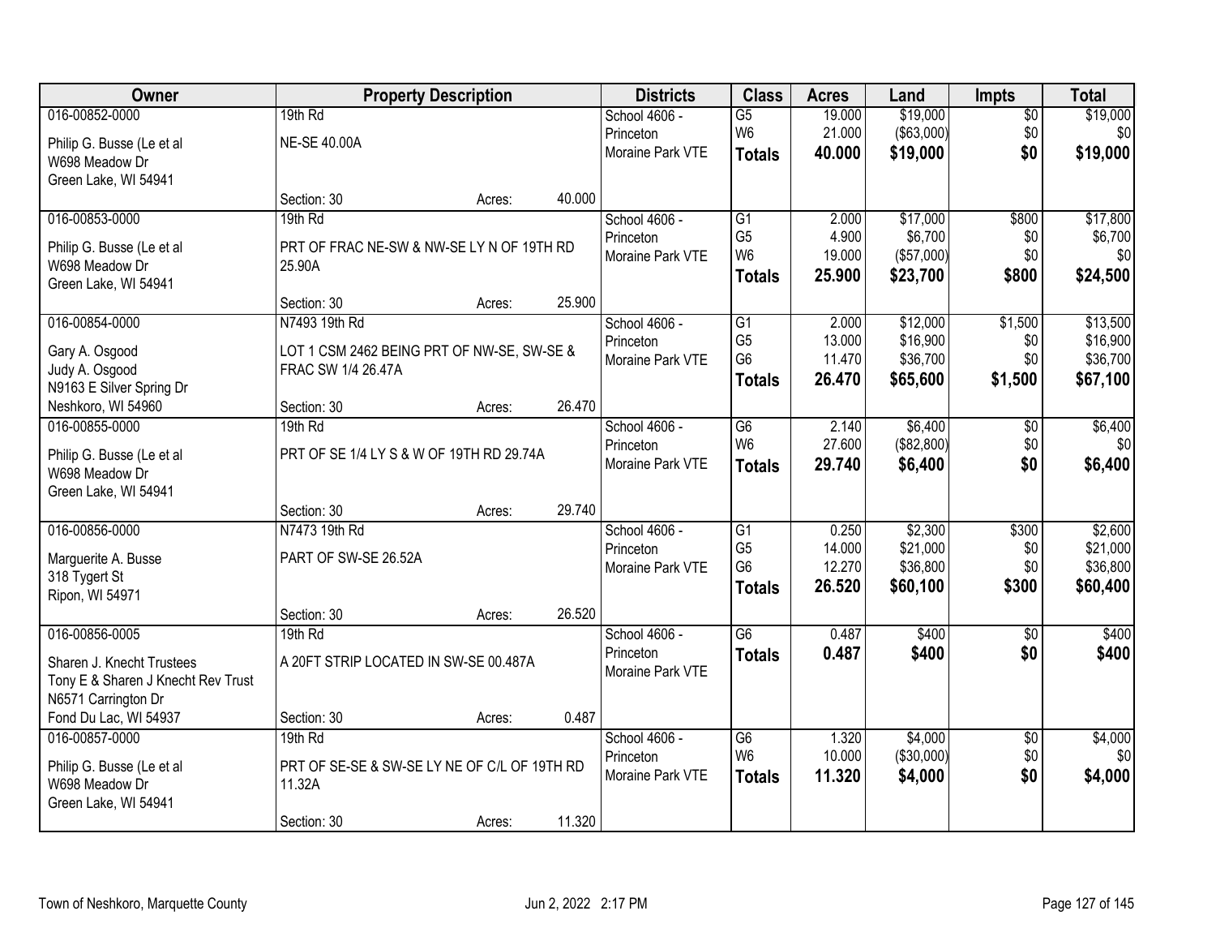| Owner | Property Description | Districts | Class | Acres | Land | Impts | Total |
|---|---|---|---|---|---|---|---|
| 016-00852-0000<br>Philip G. Busse (Le et al<br>W698 Meadow Dr<br>Green Lake, WI 54941 | 19th Rd<br>NE-SE 40.00A<br>Section: 30 Acres: 40.000 | School 4606 - Princeton<br>Moraine Park VTE | G5<br>W6<br>**Totals** | 19.000<br>21.000<br>**40.000** | $19,000<br>($63,000)<br>**$19,000** | $0<br>$0<br>**$0** | $19,000<br>$0<br>**$19,000** |
| 016-00853-0000<br>Philip G. Busse (Le et al<br>W698 Meadow Dr<br>Green Lake, WI 54941 | 19th Rd<br>PRT OF FRAC NE-SW & NW-SE LY N OF 19TH RD 25.90A<br>Section: 30 Acres: 25.900 | School 4606 - Princeton<br>Moraine Park VTE | G1<br>G5<br>W6<br>**Totals** | 2.000<br>4.900<br>19.000<br>**25.900** | $17,000<br>$6,700<br>($57,000)<br>**$23,700** | $800<br>$0<br>$0<br>**$800** | $17,800<br>$6,700<br>$0<br>**$24,500** |
| 016-00854-0000<br>Gary A. Osgood<br>Judy A. Osgood<br>N9163 E Silver Spring Dr<br>Neshkoro, WI 54960 | N7493 19th Rd<br>LOT 1 CSM 2462 BEING PRT OF NW-SE, SW-SE & FRAC SW 1/4 26.47A<br>Section: 30 Acres: 26.470 | School 4606 - Princeton<br>Moraine Park VTE | G1<br>G5<br>G6<br>**Totals** | 2.000<br>13.000<br>11.470<br>**26.470** | $12,000<br>$16,900<br>$36,700<br>**$65,600** | $1,500<br>$0<br>$0<br>**$1,500** | $13,500<br>$16,900<br>$36,700<br>**$67,100** |
| 016-00855-0000<br>Philip G. Busse (Le et al<br>W698 Meadow Dr<br>Green Lake, WI 54941 | 19th Rd<br>PRT OF SE 1/4 LY S & W OF 19TH RD 29.74A<br>Section: 30 Acres: 29.740 | School 4606 - Princeton<br>Moraine Park VTE | G6<br>W6<br>**Totals** | 2.140<br>27.600<br>**29.740** | $6,400<br>($82,800)<br>**$6,400** | $0<br>$0<br>**$0** | $6,400<br>$0<br>**$6,400** |
| 016-00856-0000<br>Marguerite A. Busse<br>318 Tygert St<br>Ripon, WI 54971 | N7473 19th Rd<br>PART OF SW-SE 26.52A<br>Section: 30 Acres: 26.520 | School 4606 - Princeton<br>Moraine Park VTE | G1<br>G5<br>G6<br>**Totals** | 0.250<br>14.000<br>12.270<br>**26.520** | $2,300<br>$21,000<br>$36,800<br>**$60,100** | $300<br>$0<br>$0<br>**$300** | $2,600<br>$21,000<br>$36,800<br>**$60,400** |
| 016-00856-0005<br>Sharen J. Knecht Trustees<br>Tony E & Sharen J Knecht Rev Trust<br>N6571 Carrington Dr<br>Fond Du Lac, WI 54937 | 19th Rd<br>A 20FT STRIP LOCATED IN SW-SE 00.487A<br>Section: 30 Acres: 0.487 | School 4606 - Princeton<br>Moraine Park VTE | G6<br>**Totals** | 0.487<br>**0.487** | $400<br>**$400** | $0<br>**$0** | $400<br>**$400** |
| 016-00857-0000<br>Philip G. Busse (Le et al<br>W698 Meadow Dr<br>Green Lake, WI 54941 | 19th Rd<br>PRT OF SE-SE & SW-SE LY NE OF C/L OF 19TH RD 11.32A<br>Section: 30 Acres: 11.320 | School 4606 - Princeton<br>Moraine Park VTE | G6<br>W6<br>**Totals** | 1.320<br>10.000<br>**11.320** | $4,000<br>($30,000)<br>**$4,000** | $0<br>$0<br>**$0** | $4,000<br>$0<br>**$4,000** |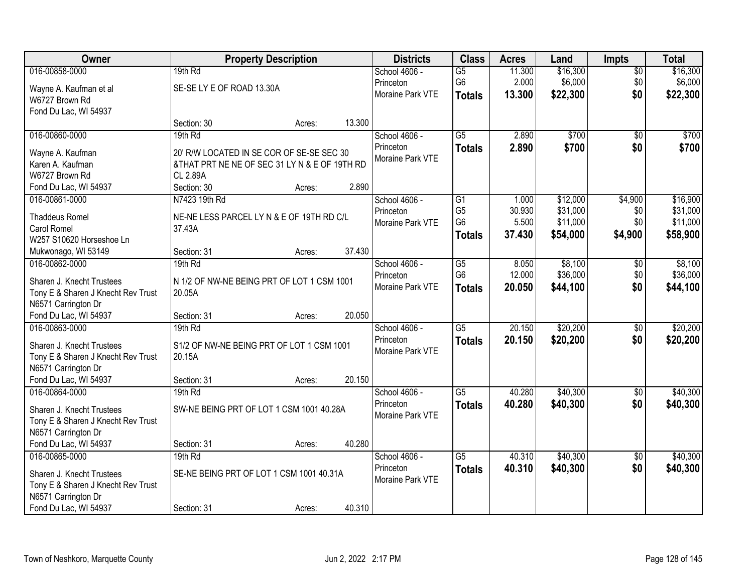| Owner | Property Description | Districts | Class | Acres | Land | Impts | Total |
|---|---|---|---|---|---|---|---|
| 016-00858-0000<br>Wayne A. Kaufman et al<br>W6727 Brown Rd<br>Fond Du Lac, WI 54937 | 19th Rd<br>SE-SE LY E OF ROAD 13.30A<br>Section: 30 Acres: 13.300 | School 4606 - Princeton<br>Moraine Park VTE | G5<br>G6<br>**Totals** | 11.300<br>2.000<br>**13.300** | $16,300<br>$6,000<br>**$22,300** | $0<br>$0<br>**$0** | $16,300<br>$6,000<br>**$22,300** |
| 016-00860-0000<br>Wayne A. Kaufman<br>Karen A. Kaufman<br>W6727 Brown Rd<br>Fond Du Lac, WI 54937 | 19th Rd<br>20' R/W LOCATED IN SE COR OF SE-SE SEC 30 &THAT PRT NE NE OF SEC 31 LY N & E OF 19TH RD CL 2.89A<br>Section: 30 Acres: 2.890 | School 4606 - Princeton<br>Moraine Park VTE | G5<br>**Totals** | 2.890<br>**2.890** | $700<br>**$700** | $0<br>**$0** | $700<br>**$700** |
| 016-00861-0000<br>Thaddeus Romel<br>Carol Romel<br>W257 S10620 Horseshoe Ln<br>Mukwonago, WI 53149 | N7423 19th Rd<br>NE-NE LESS PARCEL LY N & E OF 19TH RD C/L 37.43A<br>Section: 31 Acres: 37.430 | School 4606 - Princeton<br>Moraine Park VTE | G1<br>G5<br>G6<br>**Totals** | 1.000<br>30.930<br>5.500<br>**37.430** | $12,000<br>$31,000<br>$11,000<br>**$54,000** | $4,900<br>$0<br>$0<br>**$4,900** | $16,900<br>$31,000<br>$11,000<br>**$58,900** |
| 016-00862-0000<br>Sharen J. Knecht Trustees<br>Tony E & Sharen J Knecht Rev Trust<br>N6571 Carrington Dr<br>Fond Du Lac, WI 54937 | 19th Rd<br>N 1/2 OF NW-NE BEING PRT OF LOT 1 CSM 1001 20.05A<br>Section: 31 Acres: 20.050 | School 4606 - Princeton<br>Moraine Park VTE | G5<br>G6<br>**Totals** | 8.050<br>12.000<br>**20.050** | $8,100<br>$36,000<br>**$44,100** | $0<br>$0<br>**$0** | $8,100<br>$36,000<br>**$44,100** |
| 016-00863-0000<br>Sharen J. Knecht Trustees<br>Tony E & Sharen J Knecht Rev Trust<br>N6571 Carrington Dr<br>Fond Du Lac, WI 54937 | 19th Rd<br>S1/2 OF NW-NE BEING PRT OF LOT 1 CSM 1001 20.15A<br>Section: 31 Acres: 20.150 | School 4606 - Princeton<br>Moraine Park VTE | G5<br>**Totals** | 20.150<br>**20.150** | $20,200<br>**$20,200** | $0<br>**$0** | $20,200<br>**$20,200** |
| 016-00864-0000<br>Sharen J. Knecht Trustees<br>Tony E & Sharen J Knecht Rev Trust<br>N6571 Carrington Dr<br>Fond Du Lac, WI 54937 | 19th Rd<br>SW-NE BEING PRT OF LOT 1 CSM 1001 40.28A<br>Section: 31 Acres: 40.280 | School 4606 - Princeton<br>Moraine Park VTE | G5<br>**Totals** | 40.280<br>**40.280** | $40,300<br>**$40,300** | $0<br>**$0** | $40,300<br>**$40,300** |
| 016-00865-0000<br>Sharen J. Knecht Trustees<br>Tony E & Sharen J Knecht Rev Trust<br>N6571 Carrington Dr<br>Fond Du Lac, WI 54937 | 19th Rd<br>SE-NE BEING PRT OF LOT 1 CSM 1001 40.31A<br>Section: 31 Acres: 40.310 | School 4606 - Princeton<br>Moraine Park VTE | G5<br>**Totals** | 40.310<br>**40.310** | $40,300<br>**$40,300** | $0<br>**$0** | $40,300<br>**$40,300** |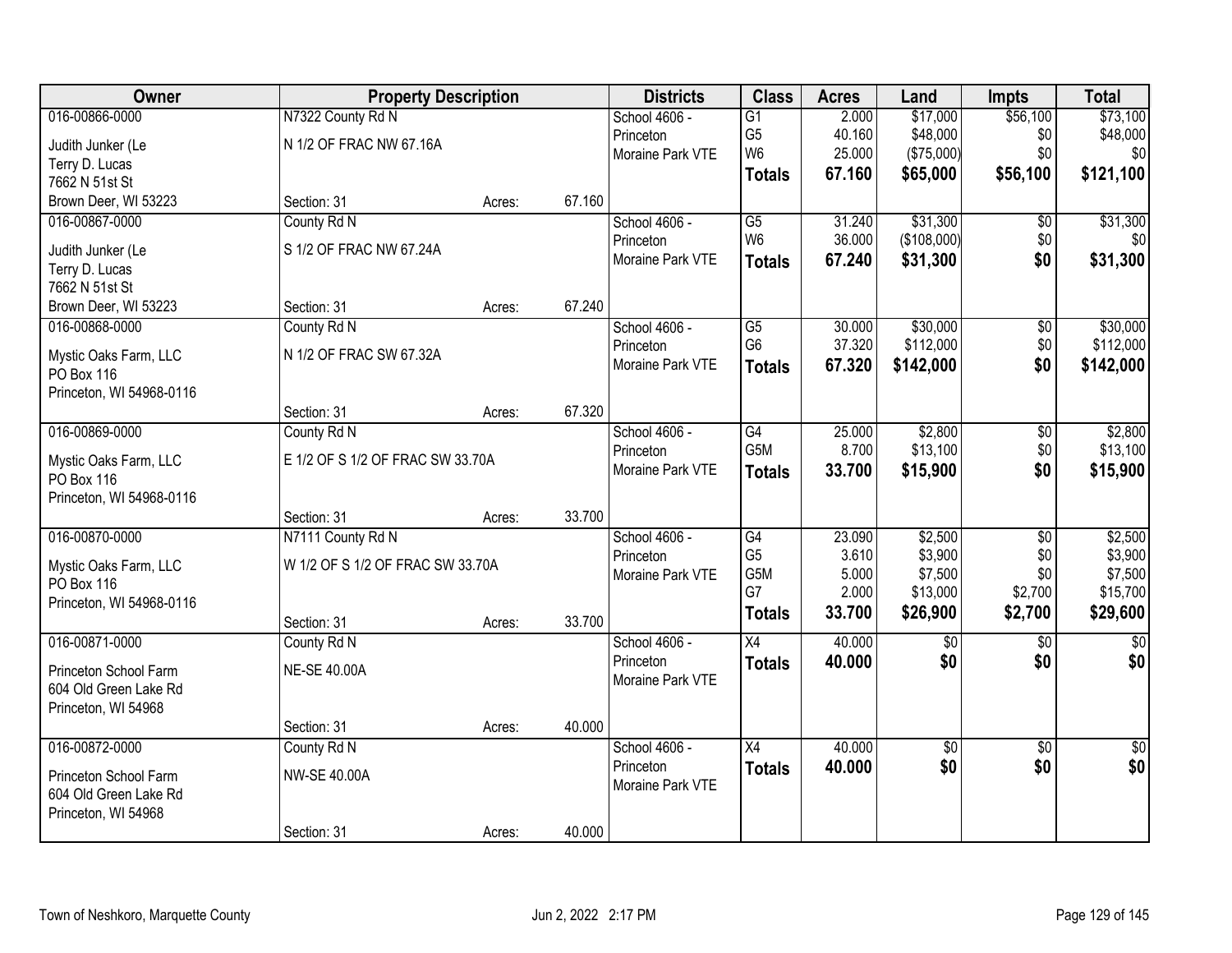| Owner | Property Description | | | Districts | Class | Acres | Land | Impts | Total |
|---|---|---|---|---|---|---|---|---|---|
| 016-00866-0000 | N7322 County Rd N | | | School 4606 - | G1 | 2.000 | $17,000 | $56,100 | $73,100 |
| Judith Junker (Le | N 1/2 OF FRAC NW 67.16A | | | Princeton | G5 | 40.160 | $48,000 | $0 | $48,000 |
| Terry D. Lucas | | | | Moraine Park VTE | W6 | 25.000 | ($75,000) | $0 | $0 |
| 7662 N 51st St | | | | | **Totals** | **67.160** | **$65,000** | **$56,100** | **$121,100** |
| Brown Deer, WI 53223 | Section: 31 | Acres: | 67.160 | | | | | | |
| 016-00867-0000 | County Rd N | | | School 4606 - | G5 | 31.240 | $31,300 | $0 | $31,300 |
| Judith Junker (Le | S 1/2 OF FRAC NW 67.24A | | | Princeton | W6 | 36.000 | ($108,000) | $0 | $0 |
| Terry D. Lucas | | | | Moraine Park VTE | **Totals** | **67.240** | **$31,300** | **$0** | **$31,300** |
| 7662 N 51st St | | | | | | | | | |
| Brown Deer, WI 53223 | Section: 31 | Acres: | 67.240 | | | | | | |
| 016-00868-0000 | County Rd N | | | School 4606 - | G5 | 30.000 | $30,000 | $0 | $30,000 |
| Mystic Oaks Farm, LLC | N 1/2 OF FRAC SW 67.32A | | | Princeton | G6 | 37.320 | $112,000 | $0 | $112,000 |
| PO Box 116 | | | | Moraine Park VTE | **Totals** | **67.320** | **$142,000** | **$0** | **$142,000** |
| Princeton, WI 54968-0116 | | | | | | | | | |
| | Section: 31 | Acres: | 67.320 | | | | | | |
| 016-00869-0000 | County Rd N | | | School 4606 - | G4 | 25.000 | $2,800 | $0 | $2,800 |
| Mystic Oaks Farm, LLC | E 1/2 OF S 1/2 OF FRAC SW 33.70A | | | Princeton | G5M | 8.700 | $13,100 | $0 | $13,100 |
| PO Box 116 | | | | Moraine Park VTE | **Totals** | **33.700** | **$15,900** | **$0** | **$15,900** |
| Princeton, WI 54968-0116 | | | | | | | | | |
| | Section: 31 | Acres: | 33.700 | | | | | | |
| 016-00870-0000 | N7111 County Rd N | | | School 4606 - | G4 | 23.090 | $2,500 | $0 | $2,500 |
| Mystic Oaks Farm, LLC | W 1/2 OF S 1/2 OF FRAC SW 33.70A | | | Princeton | G5 | 3.610 | $3,900 | $0 | $3,900 |
| PO Box 116 | | | | Moraine Park VTE | G5M | 5.000 | $7,500 | $0 | $7,500 |
| Princeton, WI 54968-0116 | | | | | G7 | 2.000 | $13,000 | $2,700 | $15,700 |
| | Section: 31 | Acres: | 33.700 | | **Totals** | **33.700** | **$26,900** | **$2,700** | **$29,600** |
| 016-00871-0000 | County Rd N | | | School 4606 - | X4 | 40.000 | $0 | $0 | $0 |
| Princeton School Farm | NE-SE 40.00A | | | Princeton | **Totals** | **40.000** | **$0** | **$0** | **$0** |
| 604 Old Green Lake Rd | | | | Moraine Park VTE | | | | | |
| Princeton, WI 54968 | | | | | | | | | |
| | Section: 31 | Acres: | 40.000 | | | | | | |
| 016-00872-0000 | County Rd N | | | School 4606 - | X4 | 40.000 | $0 | $0 | $0 |
| Princeton School Farm | NW-SE 40.00A | | | Princeton | **Totals** | **40.000** | **$0** | **$0** | **$0** |
| 604 Old Green Lake Rd | | | | Moraine Park VTE | | | | | |
| Princeton, WI 54968 | | | | | | | | | |
| | Section: 31 | Acres: | 40.000 | | | | | | |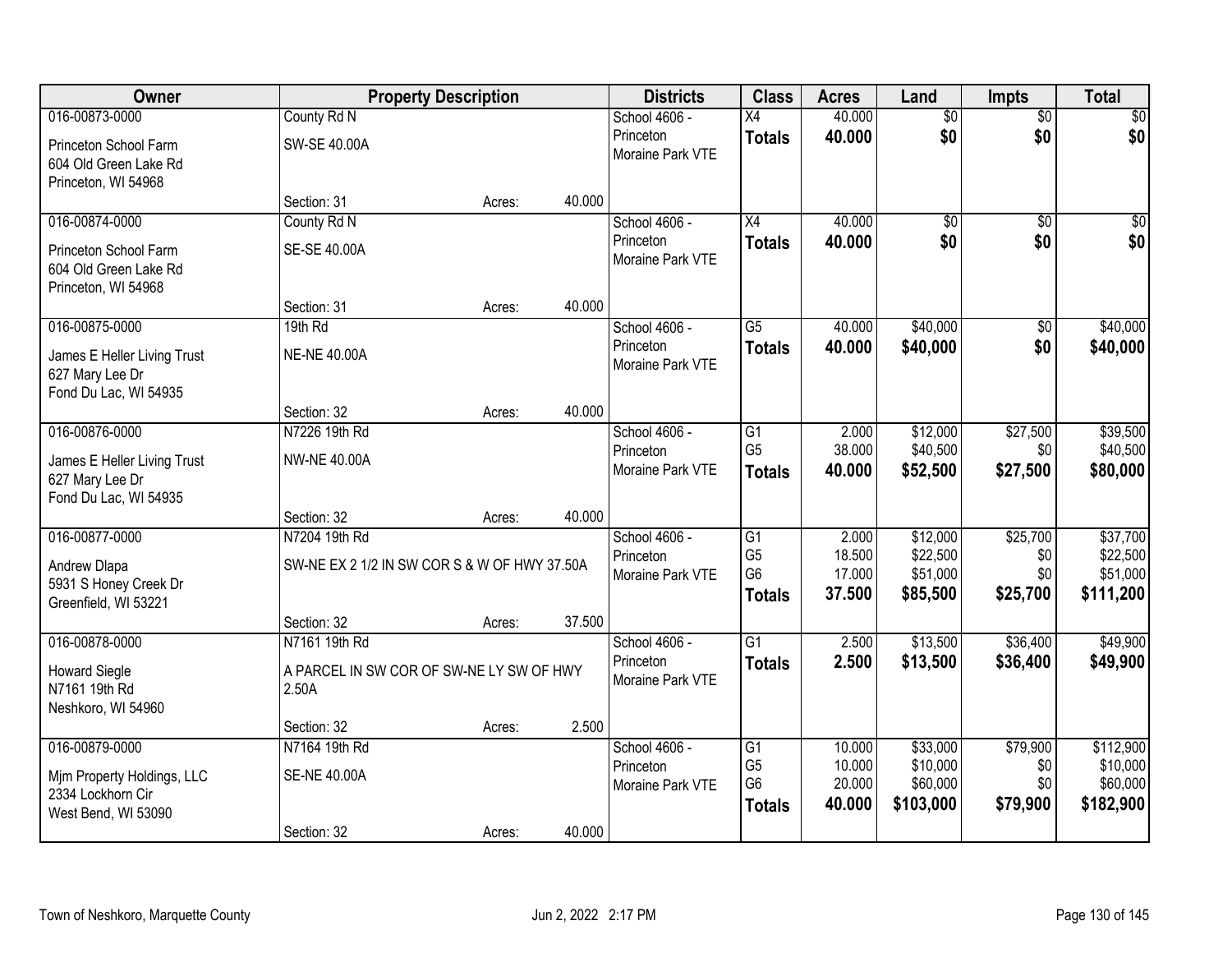| Owner | Property Description | | | Districts | Class | Acres | Land | Impts | Total |
|---|---|---|---|---|---|---|---|---|---|
| 016-00873-0000 | County Rd N | | | School 4606 - | X4 | 40.000 | $0 | $0 | $0 |
| Princeton School Farm<br>604 Old Green Lake Rd<br>Princeton, WI 54968 | SW-SE 40.00A | | | Princeton<br>Moraine Park VTE | **Totals** | **40.000** | **$0** | **$0** | **$0** |
| | Section: 31 | Acres: | 40.000 | | | | | | |
| 016-00874-0000 | County Rd N | | | School 4606 - | X4 | 40.000 | $0 | $0 | $0 |
| Princeton School Farm<br>604 Old Green Lake Rd<br>Princeton, WI 54968 | SE-SE 40.00A | | | Princeton<br>Moraine Park VTE | **Totals** | **40.000** | **$0** | **$0** | **$0** |
| | Section: 31 | Acres: | 40.000 | | | | | | |
| 016-00875-0000 | 19th Rd | | | School 4606 - | G5 | 40.000 | $40,000 | $0 | $40,000 |
| James E Heller Living Trust<br>627 Mary Lee Dr<br>Fond Du Lac, WI 54935 | NE-NE 40.00A | | | Princeton<br>Moraine Park VTE | **Totals** | **40.000** | **$40,000** | **$0** | **$40,000** |
| | Section: 32 | Acres: | 40.000 | | | | | | |
| 016-00876-0000 | N7226 19th Rd | | | School 4606 - | G1 | 2.000 | $12,000 | $27,500 | $39,500 |
| James E Heller Living Trust<br>627 Mary Lee Dr<br>Fond Du Lac, WI 54935 | NW-NE 40.00A | | | Princeton<br>Moraine Park VTE | G5 | 38.000 | $40,500 | $0 | $40,500 |
| | | | | | **Totals** | **40.000** | **$52,500** | **$27,500** | **$80,000** |
| | Section: 32 | Acres: | 40.000 | | | | | | |
| 016-00877-0000 | N7204 19th Rd | | | School 4606 - | G1 | 2.000 | $12,000 | $25,700 | $37,700 |
| Andrew Dlapa<br>5931 S Honey Creek Dr<br>Greenfield, WI 53221 | SW-NE EX 2 1/2 IN SW COR S & W OF HWY 37.50A | | | Princeton<br>Moraine Park VTE | G5 | 18.500 | $22,500 | $0 | $22,500 |
| | | | | | G6 | 17.000 | $51,000 | $0 | $51,000 |
| | | | | | **Totals** | **37.500** | **$85,500** | **$25,700** | **$111,200** |
| | Section: 32 | Acres: | 37.500 | | | | | | |
| 016-00878-0000 | N7161 19th Rd | | | School 4606 - | G1 | 2.500 | $13,500 | $36,400 | $49,900 |
| Howard Siegle<br>N7161 19th Rd<br>Neshkoro, WI 54960 | A PARCEL IN SW COR OF SW-NE LY SW OF HWY 2.50A | | | Princeton<br>Moraine Park VTE | **Totals** | **2.500** | **$13,500** | **$36,400** | **$49,900** |
| | Section: 32 | Acres: | 2.500 | | | | | | |
| 016-00879-0000 | N7164 19th Rd | | | School 4606 - | G1 | 10.000 | $33,000 | $79,900 | $112,900 |
| Mjm Property Holdings, LLC<br>2334 Lockhorn Cir<br>West Bend, WI 53090 | SE-NE 40.00A | | | Princeton<br>Moraine Park VTE | G5 | 10.000 | $10,000 | $0 | $10,000 |
| | | | | | G6 | 20.000 | $60,000 | $0 | $60,000 |
| | | | | | **Totals** | **40.000** | **$103,000** | **$79,900** | **$182,900** |
| | Section: 32 | Acres: | 40.000 | | | | | | |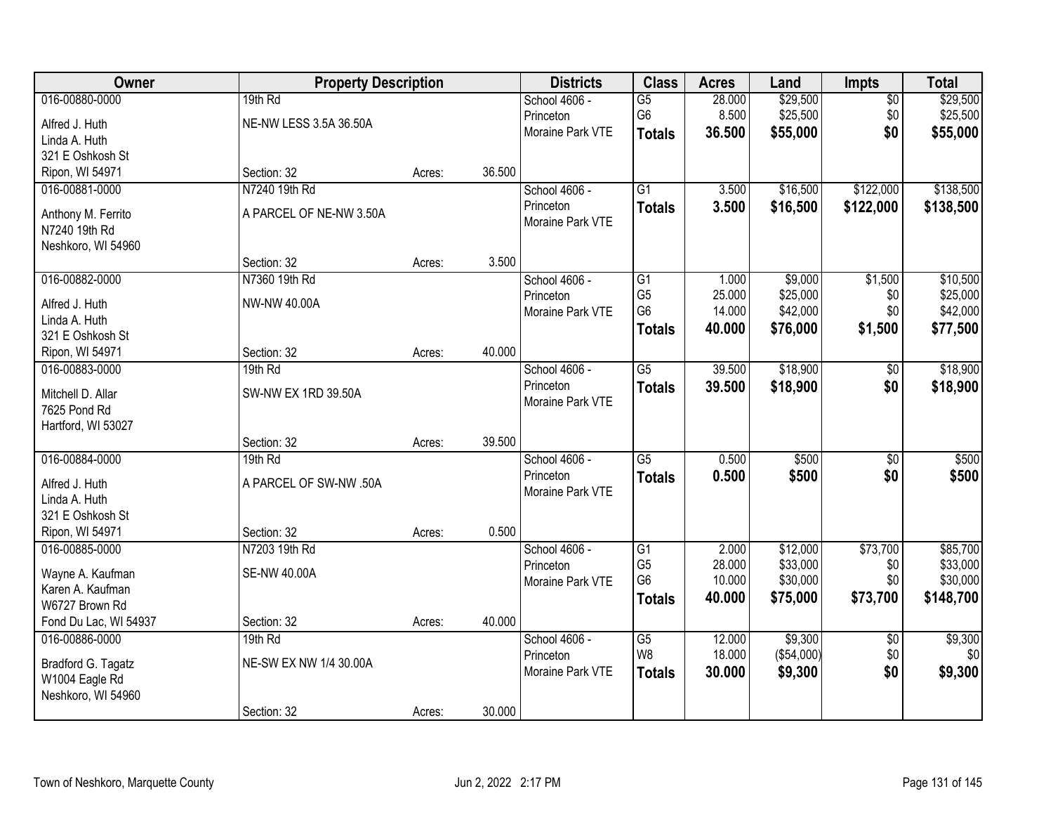| Owner | Property Description | | | Districts | Class | Acres | Land | Impts | Total |
|---|---|---|---|---|---|---|---|---|---|
| 016-00880-0000 | 19th Rd | | | School 4606 - | G5 | 28.000 | $29,500 | $0 | $29,500 |
| Alfred J. Huth | NE-NW LESS 3.5A 36.50A | | | Princeton | G6 | 8.500 | $25,500 | $0 | $25,500 |
| Linda A. Huth | | | | Moraine Park VTE | **Totals** | **36.500** | **$55,000** | **$0** | **$55,000** |
| 321 E Oshkosh St | | | | | | | | | |
| Ripon, WI 54971 | Section: 32 | Acres: | 36.500 | | | | | | |
| 016-00881-0000 | N7240 19th Rd | | | School 4606 - | G1 | 3.500 | $16,500 | $122,000 | $138,500 |
| Anthony M. Ferrito | A PARCEL OF NE-NW 3.50A | | | Princeton | **Totals** | **3.500** | **$16,500** | **$122,000** | **$138,500** |
| N7240 19th Rd | | | | Moraine Park VTE | | | | | |
| Neshkoro, WI 54960 | | | | | | | | | |
| | Section: 32 | Acres: | 3.500 | | | | | | |
| 016-00882-0000 | N7360 19th Rd | | | School 4606 - | G1 | 1.000 | $9,000 | $1,500 | $10,500 |
| Alfred J. Huth | NW-NW 40.00A | | | Princeton | G5 | 25.000 | $25,000 | $0 | $25,000 |
| Linda A. Huth | | | | Moraine Park VTE | G6 | 14.000 | $42,000 | $0 | $42,000 |
| 321 E Oshkosh St | | | | | **Totals** | **40.000** | **$76,000** | **$1,500** | **$77,500** |
| Ripon, WI 54971 | Section: 32 | Acres: | 40.000 | | | | | | |
| 016-00883-0000 | 19th Rd | | | School 4606 - | G5 | 39.500 | $18,900 | $0 | $18,900 |
| Mitchell D. Allar | SW-NW EX 1RD 39.50A | | | Princeton | **Totals** | **39.500** | **$18,900** | **$0** | **$18,900** |
| 7625 Pond Rd | | | | Moraine Park VTE | | | | | |
| Hartford, WI 53027 | | | | | | | | | |
| | Section: 32 | Acres: | 39.500 | | | | | | |
| 016-00884-0000 | 19th Rd | | | School 4606 - | G5 | 0.500 | $500 | $0 | $500 |
| Alfred J. Huth | A PARCEL OF SW-NW .50A | | | Princeton | **Totals** | **0.500** | **$500** | **$0** | **$500** |
| Linda A. Huth | | | | Moraine Park VTE | | | | | |
| 321 E Oshkosh St | | | | | | | | | |
| Ripon, WI 54971 | Section: 32 | Acres: | 0.500 | | | | | | |
| 016-00885-0000 | N7203 19th Rd | | | School 4606 - | G1 | 2.000 | $12,000 | $73,700 | $85,700 |
| Wayne A. Kaufman | SE-NW 40.00A | | | Princeton | G5 | 28.000 | $33,000 | $0 | $33,000 |
| Karen A. Kaufman | | | | Moraine Park VTE | G6 | 10.000 | $30,000 | $0 | $30,000 |
| W6727 Brown Rd | | | | | **Totals** | **40.000** | **$75,000** | **$73,700** | **$148,700** |
| Fond Du Lac, WI 54937 | Section: 32 | Acres: | 40.000 | | | | | | |
| 016-00886-0000 | 19th Rd | | | School 4606 - | G5 | 12.000 | $9,300 | $0 | $9,300 |
| Bradford G. Tagatz | NE-SW EX NW 1/4 30.00A | | | Princeton | W8 | 18.000 | ($54,000) | $0 | $0 |
| W1004 Eagle Rd | | | | Moraine Park VTE | **Totals** | **30.000** | **$9,300** | **$0** | **$9,300** |
| Neshkoro, WI 54960 | | | | | | | | | |
| | Section: 32 | Acres: | 30.000 | | | | | | |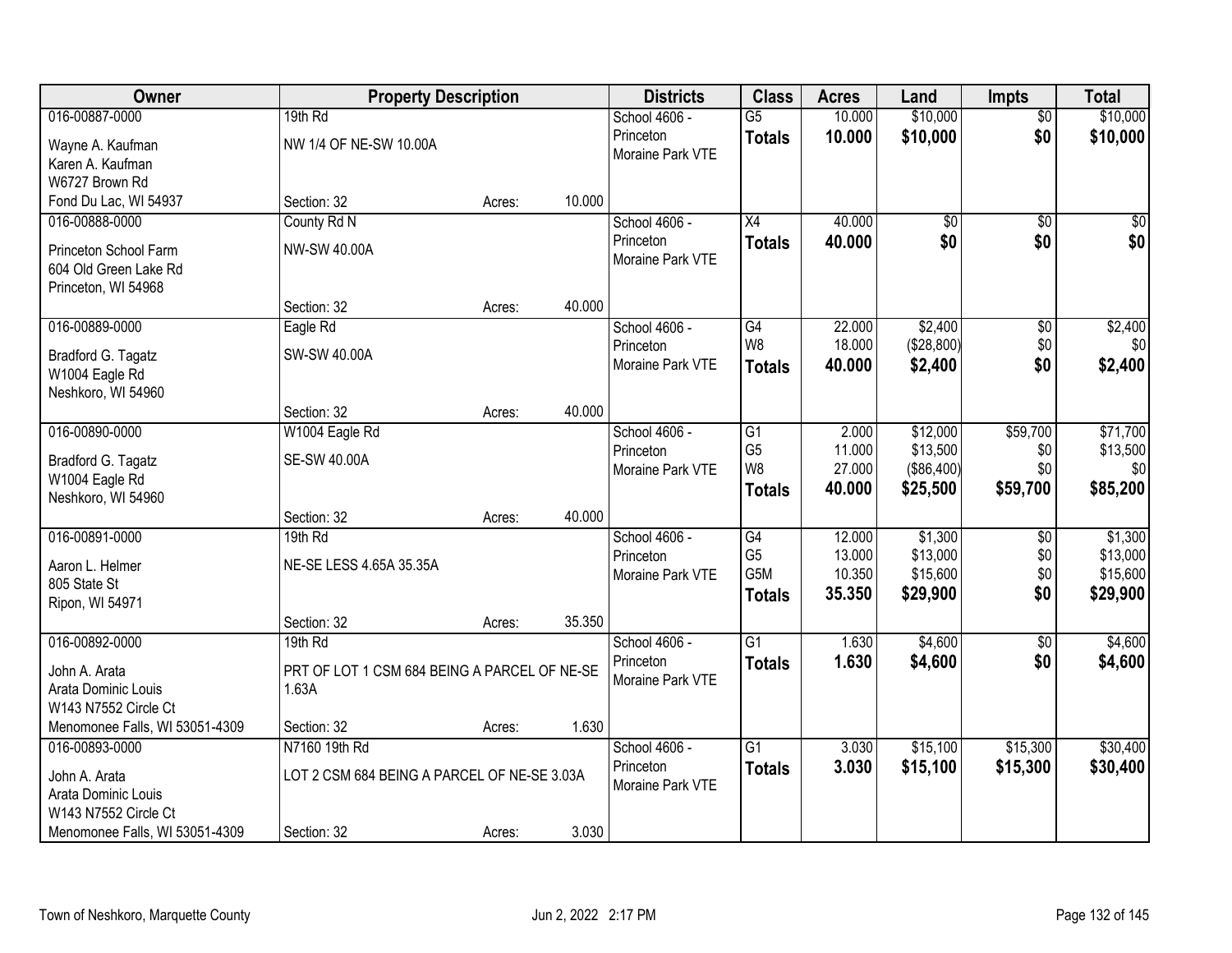| Owner | Property Description | | | Districts | Class | Acres | Land | Impts | Total |
|---|---|---|---|---|---|---|---|---|---|
| 016-00887-0000 | 19th Rd | | | School 4606 - Princeton | G5 | 10.000 | $10,000 | $0 | $10,000 |
| Wayne A. Kaufman<br>Karen A. Kaufman<br>W6727 Brown Rd<br>Fond Du Lac, WI 54937 | NW 1/4 OF NE-SW 10.00A | | | Moraine Park VTE | **Totals** | **10.000** | **$10,000** | **$0** | **$10,000** |
| | Section: 32 | Acres: | 10.000 | | | | | | |
| 016-00888-0000 | County Rd N | | | School 4606 - Princeton | X4 | 40.000 | $0 | $0 | $0 |
| Princeton School Farm<br>604 Old Green Lake Rd<br>Princeton, WI 54968 | NW-SW 40.00A | | | Moraine Park VTE | **Totals** | **40.000** | **$0** | **$0** | **$0** |
| | Section: 32 | Acres: | 40.000 | | | | | | |
| 016-00889-0000 | Eagle Rd | | | School 4606 - Princeton | G4 | 22.000 | $2,400 | $0 | $2,400 |
| Bradford G. Tagatz<br>W1004 Eagle Rd<br>Neshkoro, WI 54960 | SW-SW 40.00A | | | Moraine Park VTE | W8 | 18.000 | ($28,800) | $0 | $0 |
| | | | | | **Totals** | **40.000** | **$2,400** | **$0** | **$2,400** |
| | Section: 32 | Acres: | 40.000 | | | | | | |
| 016-00890-0000 | W1004 Eagle Rd | | | School 4606 - Princeton | G1 | 2.000 | $12,000 | $59,700 | $71,700 |
| Bradford G. Tagatz<br>W1004 Eagle Rd<br>Neshkoro, WI 54960 | SE-SW 40.00A | | | Moraine Park VTE | G5 | 11.000 | $13,500 | $0 | $13,500 |
| | | | | | W8 | 27.000 | ($86,400) | $0 | $0 |
| | | | | | **Totals** | **40.000** | **$25,500** | **$59,700** | **$85,200** |
| | Section: 32 | Acres: | 40.000 | | | | | | |
| 016-00891-0000 | 19th Rd | | | School 4606 - Princeton | G4 | 12.000 | $1,300 | $0 | $1,300 |
| Aaron L. Helmer<br>805 State St<br>Ripon, WI 54971 | NE-SE LESS 4.65A 35.35A | | | Moraine Park VTE | G5 | 13.000 | $13,000 | $0 | $13,000 |
| | | | | | G5M | 10.350 | $15,600 | $0 | $15,600 |
| | | | | | **Totals** | **35.350** | **$29,900** | **$0** | **$29,900** |
| | Section: 32 | Acres: | 35.350 | | | | | | |
| 016-00892-0000 | 19th Rd | | | School 4606 - Princeton | G1 | 1.630 | $4,600 | $0 | $4,600 |
| John A. Arata<br>Arata Dominic Louis<br>W143 N7552 Circle Ct<br>Menomonee Falls, WI 53051-4309 | PRT OF LOT 1 CSM 684 BEING A PARCEL OF NE-SE 1.63A | | | Moraine Park VTE | **Totals** | **1.630** | **$4,600** | **$0** | **$4,600** |
| | Section: 32 | Acres: | 1.630 | | | | | | |
| 016-00893-0000 | N7160 19th Rd | | | School 4606 - Princeton | G1 | 3.030 | $15,100 | $15,300 | $30,400 |
| John A. Arata<br>Arata Dominic Louis<br>W143 N7552 Circle Ct<br>Menomonee Falls, WI 53051-4309 | LOT 2 CSM 684 BEING A PARCEL OF NE-SE 3.03A | | | Moraine Park VTE | **Totals** | **3.030** | **$15,100** | **$15,300** | **$30,400** |
| | Section: 32 | Acres: | 3.030 | | | | | | |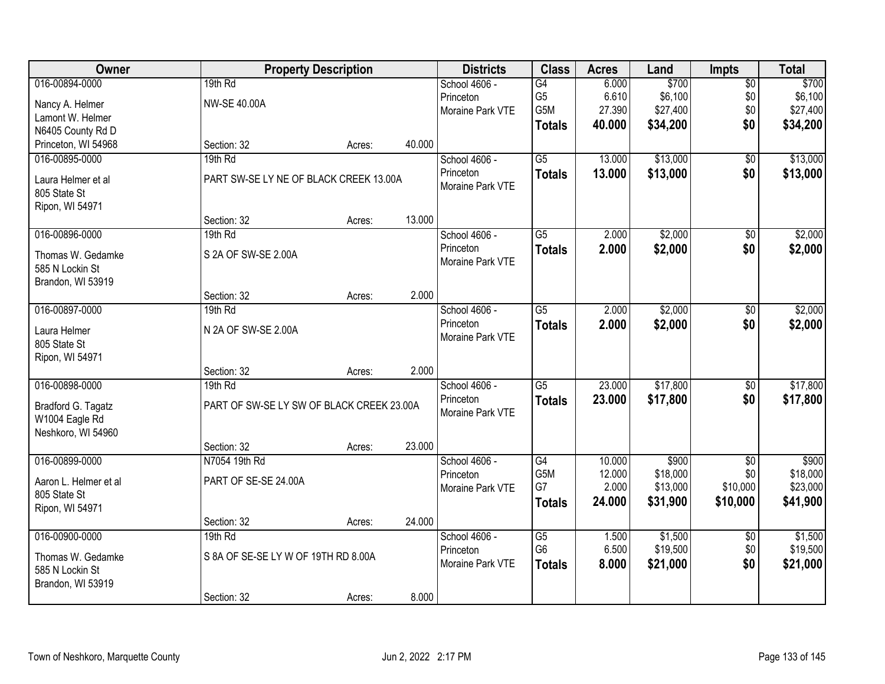| Owner | Property Description | | | Districts | Class | Acres | Land | Impts | Total |
|---|---|---|---|---|---|---|---|---|---|
| 016-00894-0000 | 19th Rd | | | School 4606 - | G4 | 6.000 | $700 | $0 | $700 |
| Nancy A. Helmer | NW-SE 40.00A | | | Princeton | G5 | 6.610 | $6,100 | $0 | $6,100 |
| Lamont W. Helmer | | | | Moraine Park VTE | G5M | 27.390 | $27,400 | $0 | $27,400 |
| N6405 County Rd D | | | | | **Totals** | **40.000** | **$34,200** | **$0** | **$34,200** |
| Princeton, WI 54968 | Section: 32 | Acres: | 40.000 | | | | | | |
| 016-00895-0000 | 19th Rd | | | School 4606 - | G5 | 13.000 | $13,000 | $0 | $13,000 |
| Laura Helmer et al | PART SW-SE LY NE OF BLACK CREEK 13.00A | | | Princeton | **Totals** | **13.000** | **$13,000** | **$0** | **$13,000** |
| 805 State St | | | | Moraine Park VTE | | | | | |
| Ripon, WI 54971 | | | | | | | | | |
| | Section: 32 | Acres: | 13.000 | | | | | | |
| 016-00896-0000 | 19th Rd | | | School 4606 - | G5 | 2.000 | $2,000 | $0 | $2,000 |
| Thomas W. Gedamke | S 2A OF SW-SE 2.00A | | | Princeton | **Totals** | **2.000** | **$2,000** | **$0** | **$2,000** |
| 585 N Lockin St | | | | Moraine Park VTE | | | | | |
| Brandon, WI 53919 | | | | | | | | | |
| | Section: 32 | Acres: | 2.000 | | | | | | |
| 016-00897-0000 | 19th Rd | | | School 4606 - | G5 | 2.000 | $2,000 | $0 | $2,000 |
| Laura Helmer | N 2A OF SW-SE 2.00A | | | Princeton | **Totals** | **2.000** | **$2,000** | **$0** | **$2,000** |
| 805 State St | | | | Moraine Park VTE | | | | | |
| Ripon, WI 54971 | | | | | | | | | |
| | Section: 32 | Acres: | 2.000 | | | | | | |
| 016-00898-0000 | 19th Rd | | | School 4606 - | G5 | 23.000 | $17,800 | $0 | $17,800 |
| Bradford G. Tagatz | PART OF SW-SE LY SW OF BLACK CREEK 23.00A | | | Princeton | **Totals** | **23.000** | **$17,800** | **$0** | **$17,800** |
| W1004 Eagle Rd | | | | Moraine Park VTE | | | | | |
| Neshkoro, WI 54960 | | | | | | | | | |
| | Section: 32 | Acres: | 23.000 | | | | | | |
| 016-00899-0000 | N7054 19th Rd | | | School 4606 - | G4 | 10.000 | $900 | $0 | $900 |
| Aaron L. Helmer et al | PART OF SE-SE 24.00A | | | Princeton | G5M | 12.000 | $18,000 | $0 | $18,000 |
| 805 State St | | | | Moraine Park VTE | G7 | 2.000 | $13,000 | $10,000 | $23,000 |
| Ripon, WI 54971 | | | | | **Totals** | **24.000** | **$31,900** | **$10,000** | **$41,900** |
| | Section: 32 | Acres: | 24.000 | | | | | | |
| 016-00900-0000 | 19th Rd | | | School 4606 - | G5 | 1.500 | $1,500 | $0 | $1,500 |
| Thomas W. Gedamke | S 8A OF SE-SE LY W OF 19TH RD 8.00A | | | Princeton | G6 | 6.500 | $19,500 | $0 | $19,500 |
| 585 N Lockin St | | | | Moraine Park VTE | **Totals** | **8.000** | **$21,000** | **$0** | **$21,000** |
| Brandon, WI 53919 | | | | | | | | | |
| | Section: 32 | Acres: | 8.000 | | | | | | |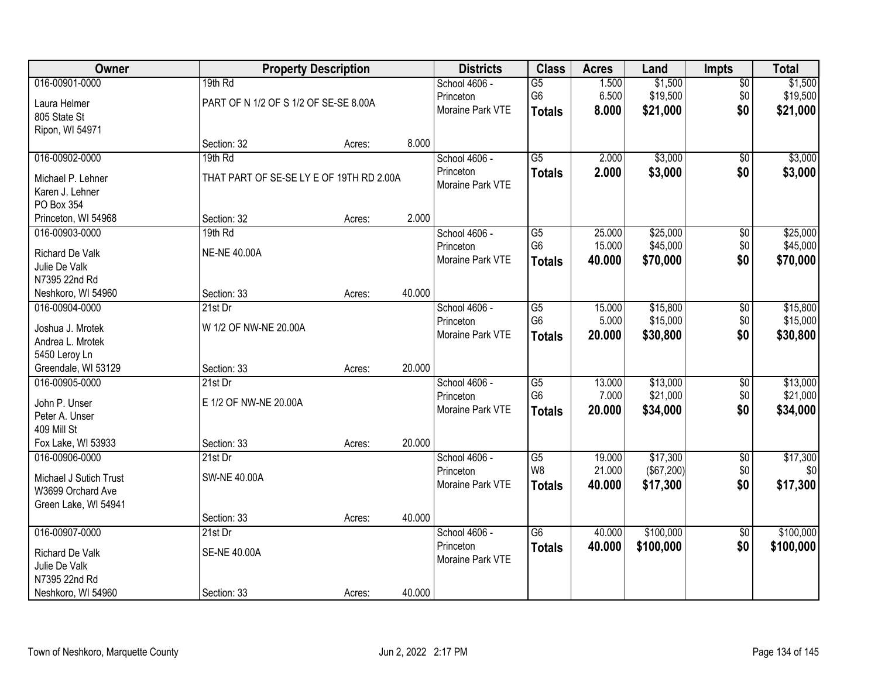| Owner | Property Description | | | Districts | Class | Acres | Land | Impts | Total |
|---|---|---|---|---|---|---|---|---|---|
| 016-00901-0000<br>Laura Helmer<br>805 State St<br>Ripon, WI 54971 | 19th Rd<br>PART OF N 1/2 OF S 1/2 OF SE-SE 8.00A<br>Section: 32 | Acres: | 8.000 | School 4606 - Princeton<br>Moraine Park VTE | G5<br>G6<br>**Totals** | 1.500<br>6.500<br>**8.000** | $1,500<br>$19,500<br>**$21,000** | $0<br>$0<br>**$0** | $1,500<br>$19,500<br>**$21,000** |
| 016-00902-0000<br>Michael P. Lehner<br>Karen J. Lehner<br>PO Box 354<br>Princeton, WI 54968 | 19th Rd<br>THAT PART OF SE-SE LY E OF 19TH RD 2.00A<br>Section: 32 | Acres: | 2.000 | School 4606 - Princeton<br>Moraine Park VTE | G5<br>**Totals** | 2.000<br>**2.000** | $3,000<br>**$3,000** | $0<br>**$0** | $3,000<br>**$3,000** |
| 016-00903-0000<br>Richard De Valk<br>Julie De Valk<br>N7395 22nd Rd<br>Neshkoro, WI 54960 | 19th Rd<br>NE-NE 40.00A<br>Section: 33 | Acres: | 40.000 | School 4606 - Princeton<br>Moraine Park VTE | G5<br>G6<br>**Totals** | 25.000<br>15.000<br>**40.000** | $25,000<br>$45,000<br>**$70,000** | $0<br>$0<br>**$0** | $25,000<br>$45,000<br>**$70,000** |
| 016-00904-0000<br>Joshua J. Mrotek<br>Andrea L. Mrotek<br>5450 Leroy Ln<br>Greendale, WI 53129 | 21st Dr<br>W 1/2 OF NW-NE 20.00A<br>Section: 33 | Acres: | 20.000 | School 4606 - Princeton<br>Moraine Park VTE | G5<br>G6<br>**Totals** | 15.000<br>5.000<br>**20.000** | $15,800<br>$15,000<br>**$30,800** | $0<br>$0<br>**$0** | $15,800<br>$15,000<br>**$30,800** |
| 016-00905-0000<br>John P. Unser<br>Peter A. Unser<br>409 Mill St<br>Fox Lake, WI 53933 | 21st Dr<br>E 1/2 OF NW-NE 20.00A<br>Section: 33 | Acres: | 20.000 | School 4606 - Princeton<br>Moraine Park VTE | G5<br>G6<br>**Totals** | 13.000<br>7.000<br>**20.000** | $13,000<br>$21,000<br>**$34,000** | $0<br>$0<br>**$0** | $13,000<br>$21,000<br>**$34,000** |
| 016-00906-0000<br>Michael J Sutich Trust<br>W3699 Orchard Ave<br>Green Lake, WI 54941 | 21st Dr<br>SW-NE 40.00A<br>Section: 33 | Acres: | 40.000 | School 4606 - Princeton<br>Moraine Park VTE | G5<br>W8<br>**Totals** | 19.000<br>21.000<br>**40.000** | $17,300<br>($67,200)<br>**$17,300** | $0<br>$0<br>**$0** | $17,300<br>$0<br>**$17,300** |
| 016-00907-0000<br>Richard De Valk<br>Julie De Valk<br>N7395 22nd Rd<br>Neshkoro, WI 54960 | 21st Dr<br>SE-NE 40.00A<br>Section: 33 | Acres: | 40.000 | School 4606 - Princeton<br>Moraine Park VTE | G6<br>**Totals** | 40.000<br>**40.000** | $100,000<br>**$100,000** | $0<br>**$0** | $100,000<br>**$100,000** |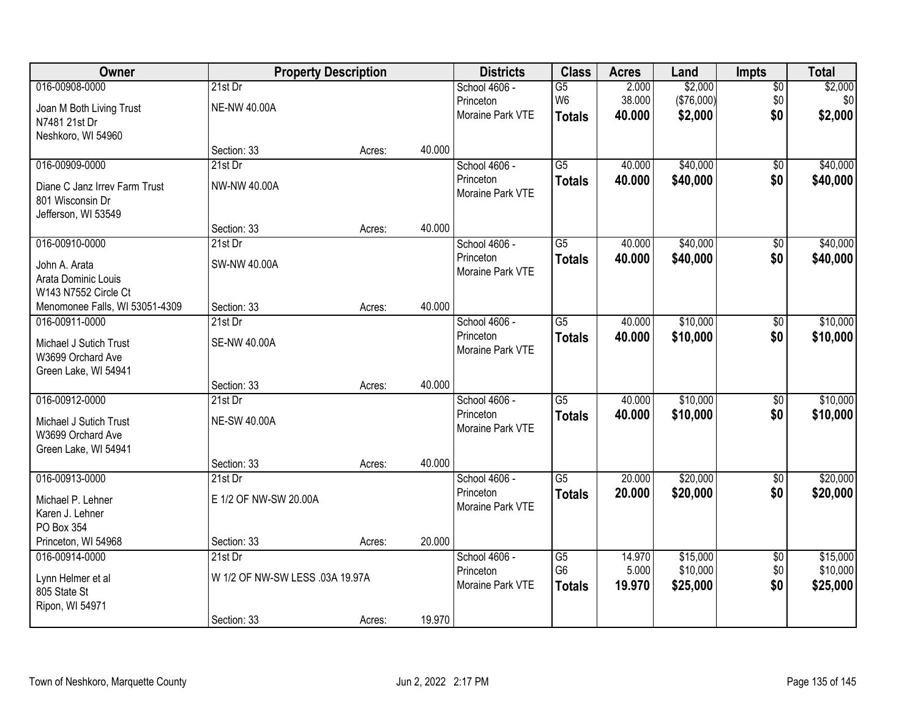| Owner | Property Description | | | Districts | Class | Acres | Land | Impts | Total |
|---|---|---|---|---|---|---|---|---|---|
| 016-00908-0000<br>Joan M Both Living Trust<br>N7481 21st Dr<br>Neshkoro, WI 54960 | 21st Dr<br>NE-NW 40.00A<br>Section: 33 | Acres: | 40.000 | School 4606 - Princeton<br>Moraine Park VTE | G5<br>W6<br>**Totals** | 2.000<br>38.000<br>**40.000** | $2,000<br>($76,000)<br>**$2,000** | $0<br>$0<br>**$0** | $2,000<br>$0<br>**$2,000** |
| 016-00909-0000<br>Diane C Janz Irrev Farm Trust<br>801 Wisconsin Dr<br>Jefferson, WI 53549 | 21st Dr<br>NW-NW 40.00A<br>Section: 33 | Acres: | 40.000 | School 4606 - Princeton<br>Moraine Park VTE | G5<br>**Totals** | 40.000<br>**40.000** | $40,000<br>**$40,000** | $0<br>**$0** | $40,000<br>**$40,000** |
| 016-00910-0000<br>John A. Arata<br>Arata Dominic Louis<br>W143 N7552 Circle Ct<br>Menomonee Falls, WI 53051-4309 | 21st Dr<br>SW-NW 40.00A<br>Section: 33 | Acres: | 40.000 | School 4606 - Princeton<br>Moraine Park VTE | G5<br>**Totals** | 40.000<br>**40.000** | $40,000<br>**$40,000** | $0<br>**$0** | $40,000<br>**$40,000** |
| 016-00911-0000<br>Michael J Sutich Trust<br>W3699 Orchard Ave<br>Green Lake, WI 54941 | 21st Dr<br>SE-NW 40.00A<br>Section: 33 | Acres: | 40.000 | School 4606 - Princeton<br>Moraine Park VTE | G5<br>**Totals** | 40.000<br>**40.000** | $10,000<br>**$10,000** | $0<br>**$0** | $10,000<br>**$10,000** |
| 016-00912-0000<br>Michael J Sutich Trust<br>W3699 Orchard Ave<br>Green Lake, WI 54941 | 21st Dr<br>NE-SW 40.00A<br>Section: 33 | Acres: | 40.000 | School 4606 - Princeton<br>Moraine Park VTE | G5<br>**Totals** | 40.000<br>**40.000** | $10,000<br>**$10,000** | $0<br>**$0** | $10,000<br>**$10,000** |
| 016-00913-0000<br>Michael P. Lehner<br>Karen J. Lehner<br>PO Box 354<br>Princeton, WI 54968 | 21st Dr<br>E 1/2 OF NW-SW 20.00A<br>Section: 33 | Acres: | 20.000 | School 4606 - Princeton<br>Moraine Park VTE | G5<br>**Totals** | 20.000<br>**20.000** | $20,000<br>**$20,000** | $0<br>**$0** | $20,000<br>**$20,000** |
| 016-00914-0000<br>Lynn Helmer et al<br>805 State St<br>Ripon, WI 54971 | 21st Dr<br>W 1/2 OF NW-SW LESS .03A 19.97A<br>Section: 33 | Acres: | 19.970 | School 4606 - Princeton<br>Moraine Park VTE | G5<br>G6<br>**Totals** | 14.970<br>5.000<br>**19.970** | $15,000<br>$10,000<br>**$25,000** | $0<br>$0<br>**$0** | $15,000<br>$10,000<br>**$25,000** |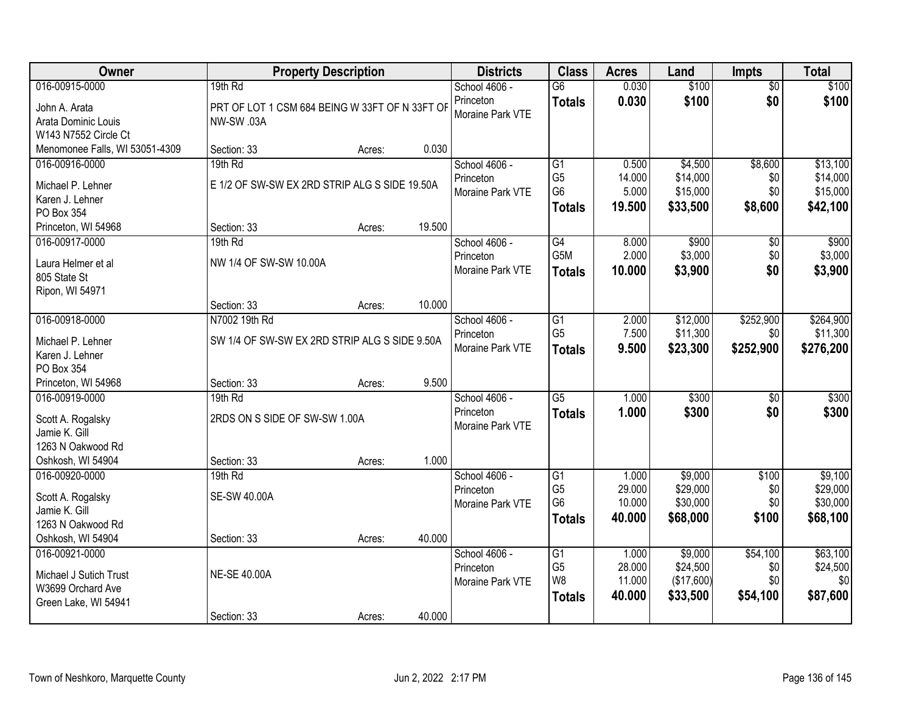| Owner | Property Description | | | Districts | Class | Acres | Land | Impts | Total |
|---|---|---|---|---|---|---|---|---|---|
| 016-00915-0000 | 19th Rd | | | School 4606 - Princeton | G6 | 0.030 | $100 | $0 | $100 |
| John A. Arata<br>Arata Dominic Louis<br>W143 N7552 Circle Ct<br>Menomonee Falls, WI 53051-4309 | PRT OF LOT 1 CSM 684 BEING W 33FT OF N 33FT OF NW-SW .03A | | | Moraine Park VTE | **Totals** | **0.030** | **$100** | **$0** | **$100** |
| | Section: 33 | Acres: | 0.030 | | | | | | |
| 016-00916-0000 | 19th Rd | | | School 4606 - Princeton | G1 | 0.500 | $4,500 | $8,600 | $13,100 |
| Michael P. Lehner<br>Karen J. Lehner<br>PO Box 354<br>Princeton, WI 54968 | E 1/2 OF SW-SW EX 2RD STRIP ALG S SIDE 19.50A | | | Moraine Park VTE | G5 | 14.000 | $14,000 | $0 | $14,000 |
| | | | | | G6 | 5.000 | $15,000 | $0 | $15,000 |
| | | | | | **Totals** | **19.500** | **$33,500** | **$8,600** | **$42,100** |
| | Section: 33 | Acres: | 19.500 | | | | | | |
| 016-00917-0000 | 19th Rd | | | School 4606 - Princeton | G4 | 8.000 | $900 | $0 | $900 |
| Laura Helmer et al<br>805 State St<br>Ripon, WI 54971 | NW 1/4 OF SW-SW 10.00A | | | Moraine Park VTE | G5M | 2.000 | $3,000 | $0 | $3,000 |
| | | | | | **Totals** | **10.000** | **$3,900** | **$0** | **$3,900** |
| | Section: 33 | Acres: | 10.000 | | | | | | |
| 016-00918-0000 | N7002 19th Rd | | | School 4606 - Princeton | G1 | 2.000 | $12,000 | $252,900 | $264,900 |
| Michael P. Lehner<br>Karen J. Lehner<br>PO Box 354<br>Princeton, WI 54968 | SW 1/4 OF SW-SW EX 2RD STRIP ALG S SIDE 9.50A | | | Moraine Park VTE | G5 | 7.500 | $11,300 | $0 | $11,300 |
| | | | | | **Totals** | **9.500** | **$23,300** | **$252,900** | **$276,200** |
| | Section: 33 | Acres: | 9.500 | | | | | | |
| 016-00919-0000 | 19th Rd | | | School 4606 - Princeton | G5 | 1.000 | $300 | $0 | $300 |
| Scott A. Rogalsky<br>Jamie K. Gill<br>1263 N Oakwood Rd<br>Oshkosh, WI 54904 | 2RDS ON S SIDE OF SW-SW 1.00A | | | Moraine Park VTE | **Totals** | **1.000** | **$300** | **$0** | **$300** |
| | Section: 33 | Acres: | 1.000 | | | | | | |
| 016-00920-0000 | 19th Rd | | | School 4606 - Princeton | G1 | 1.000 | $9,000 | $100 | $9,100 |
| Scott A. Rogalsky<br>Jamie K. Gill<br>1263 N Oakwood Rd<br>Oshkosh, WI 54904 | SE-SW 40.00A | | | Moraine Park VTE | G5 | 29.000 | $29,000 | $0 | $29,000 |
| | | | | | G6 | 10.000 | $30,000 | $0 | $30,000 |
| | | | | | **Totals** | **40.000** | **$68,000** | **$100** | **$68,100** |
| | Section: 33 | Acres: | 40.000 | | | | | | |
| 016-00921-0000 | | | | School 4606 - Princeton | G1 | 1.000 | $9,000 | $54,100 | $63,100 |
| Michael J Sutich Trust<br>W3699 Orchard Ave<br>Green Lake, WI 54941 | NE-SE 40.00A | | | Moraine Park VTE | G5 | 28.000 | $24,500 | $0 | $24,500 |
| | | | | | W8 | 11.000 | ($17,600) | $0 | $0 |
| | | | | | **Totals** | **40.000** | **$33,500** | **$54,100** | **$87,600** |
| | Section: 33 | Acres: | 40.000 | | | | | | |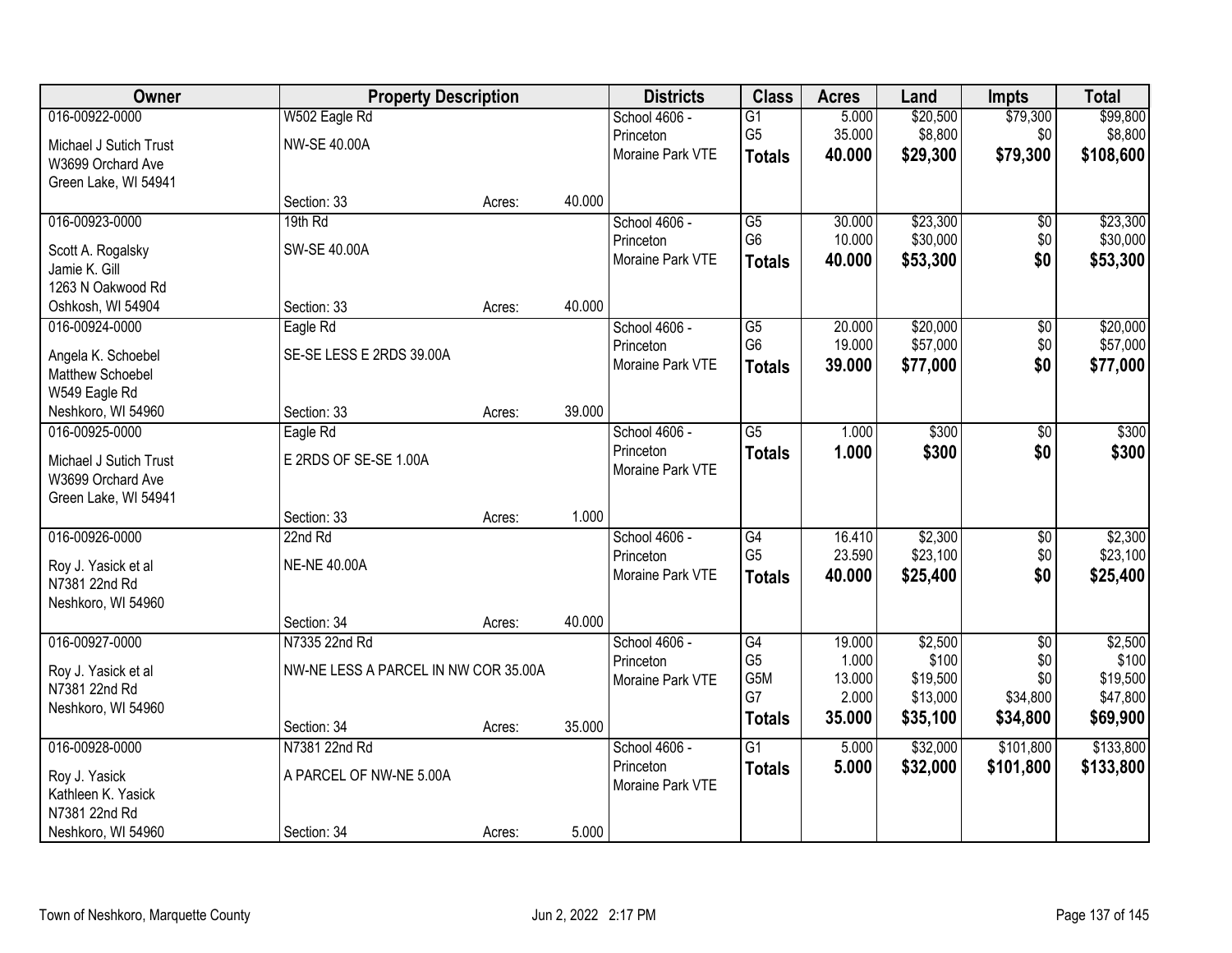| Owner | Property Description | | | Districts | Class | Acres | Land | Impts | Total |
|---|---|---|---|---|---|---|---|---|---|
| 016-00922-0000 | W502 Eagle Rd | | | School 4606 - | G1 | 5.000 | $20,500 | $79,300 | $99,800 |
| Michael J Sutich Trust | NW-SE 40.00A | | | Princeton | G5 | 35.000 | $8,800 | $0 | $8,800 |
| W3699 Orchard Ave | | | | Moraine Park VTE | **Totals** | **40.000** | **$29,300** | **$79,300** | **$108,600** |
| Green Lake, WI 54941 | Section: 33 | Acres: | 40.000 | | | | | | |
| 016-00923-0000 | 19th Rd | | | School 4606 - | G5 | 30.000 | $23,300 | $0 | $23,300 |
| Scott A. Rogalsky | SW-SE 40.00A | | | Princeton | G6 | 10.000 | $30,000 | $0 | $30,000 |
| Jamie K. Gill | | | | Moraine Park VTE | **Totals** | **40.000** | **$53,300** | **$0** | **$53,300** |
| 1263 N Oakwood Rd | | | | | | | | | |
| Oshkosh, WI 54904 | Section: 33 | Acres: | 40.000 | | | | | | |
| 016-00924-0000 | Eagle Rd | | | School 4606 - | G5 | 20.000 | $20,000 | $0 | $20,000 |
| Angela K. Schoebel | SE-SE LESS E 2RDS 39.00A | | | Princeton | G6 | 19.000 | $57,000 | $0 | $57,000 |
| Matthew Schoebel | | | | Moraine Park VTE | **Totals** | **39.000** | **$77,000** | **$0** | **$77,000** |
| W549 Eagle Rd | | | | | | | | | |
| Neshkoro, WI 54960 | Section: 33 | Acres: | 39.000 | | | | | | |
| 016-00925-0000 | Eagle Rd | | | School 4606 - | G5 | 1.000 | $300 | $0 | $300 |
| Michael J Sutich Trust | E 2RDS OF SE-SE 1.00A | | | Princeton | **Totals** | **1.000** | **$300** | **$0** | **$300** |
| W3699 Orchard Ave | | | | Moraine Park VTE | | | | | |
| Green Lake, WI 54941 | Section: 33 | Acres: | 1.000 | | | | | | |
| 016-00926-0000 | 22nd Rd | | | School 4606 - | G4 | 16.410 | $2,300 | $0 | $2,300 |
| Roy J. Yasick et al | NE-NE 40.00A | | | Princeton | G5 | 23.590 | $23,100 | $0 | $23,100 |
| N7381 22nd Rd | | | | Moraine Park VTE | **Totals** | **40.000** | **$25,400** | **$0** | **$25,400** |
| Neshkoro, WI 54960 | Section: 34 | Acres: | 40.000 | | | | | | |
| 016-00927-0000 | N7335 22nd Rd | | | School 4606 - | G4 | 19.000 | $2,500 | $0 | $2,500 |
| Roy J. Yasick et al | NW-NE LESS A PARCEL IN NW COR 35.00A | | | Princeton | G5 | 1.000 | $100 | $0 | $100 |
| N7381 22nd Rd | | | | Moraine Park VTE | G5M | 13.000 | $19,500 | $0 | $19,500 |
| Neshkoro, WI 54960 | | | | | G7 | 2.000 | $13,000 | $34,800 | $47,800 |
| | Section: 34 | Acres: | 35.000 | | **Totals** | **35.000** | **$35,100** | **$34,800** | **$69,900** |
| 016-00928-0000 | N7381 22nd Rd | | | School 4606 - | G1 | 5.000 | $32,000 | $101,800 | $133,800 |
| Roy J. Yasick | A PARCEL OF NW-NE 5.00A | | | Princeton | **Totals** | **5.000** | **$32,000** | **$101,800** | **$133,800** |
| Kathleen K. Yasick | | | | Moraine Park VTE | | | | | |
| N7381 22nd Rd | | | | | | | | | |
| Neshkoro, WI 54960 | Section: 34 | Acres: | 5.000 | | | | | | |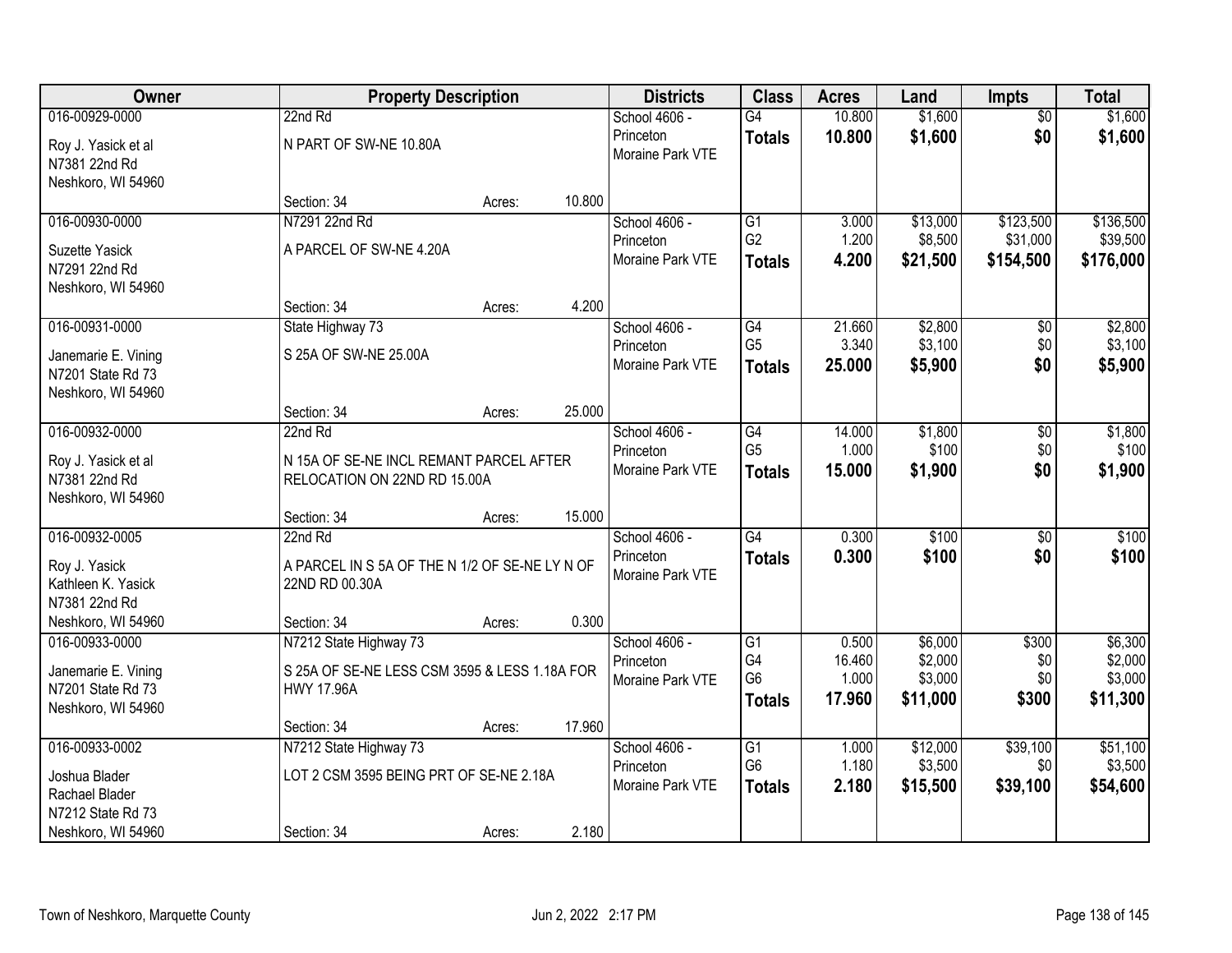| Owner | Property Description | | | Districts | Class | Acres | Land | Impts | Total |
|---|---|---|---|---|---|---|---|---|---|
| 016-00929-0000<br><br>Roy J. Yasick et al<br>N7381 22nd Rd<br>Neshkoro, WI 54960 | 22nd Rd<br><br>N PART OF SW-NE 10.80A<br><br>Section: 34 | Acres: | 10.800 | School 4606 - Princeton<br>Moraine Park VTE | G4<br>**Totals** | 10.800<br>**10.800** | $1,600<br>**$1,600** | $0<br>**$0** | $1,600<br>**$1,600** |
| 016-00930-0000<br><br>Suzette Yasick<br>N7291 22nd Rd<br>Neshkoro, WI 54960 | N7291 22nd Rd<br><br>A PARCEL OF SW-NE 4.20A<br><br>Section: 34 | Acres: | 4.200 | School 4606 - Princeton<br>Moraine Park VTE | G1<br>G2<br>**Totals** | 3.000<br>1.200<br>**4.200** | $13,000<br>$8,500<br>**$21,500** | $123,500<br>$31,000<br>**$154,500** | $136,500<br>$39,500<br>**$176,000** |
| 016-00931-0000<br><br>Janemarie E. Vining<br>N7201 State Rd 73<br>Neshkoro, WI 54960 | State Highway 73<br><br>S 25A OF SW-NE 25.00A<br><br>Section: 34 | Acres: | 25.000 | School 4606 - Princeton<br>Moraine Park VTE | G4<br>G5<br>**Totals** | 21.660<br>3.340<br>**25.000** | $2,800<br>$3,100<br>**$5,900** | $0<br>$0<br>**$0** | $2,800<br>$3,100<br>**$5,900** |
| 016-00932-0000<br><br>Roy J. Yasick et al<br>N7381 22nd Rd<br>Neshkoro, WI 54960 | 22nd Rd<br><br>N 15A OF SE-NE INCL REMANT PARCEL AFTER RELOCATION ON 22ND RD 15.00A<br><br>Section: 34 | Acres: | 15.000 | School 4606 - Princeton<br>Moraine Park VTE | G4<br>G5<br>**Totals** | 14.000<br>1.000<br>**15.000** | $1,800<br>$100<br>**$1,900** | $0<br>$0<br>**$0** | $1,800<br>$100<br>**$1,900** |
| 016-00932-0005<br><br>Roy J. Yasick<br>Kathleen K. Yasick<br>N7381 22nd Rd<br>Neshkoro, WI 54960 | 22nd Rd<br><br>A PARCEL IN S 5A OF THE N 1/2 OF SE-NE LY N OF 22ND RD 00.30A<br><br>Section: 34 | Acres: | 0.300 | School 4606 - Princeton<br>Moraine Park VTE | G4<br>**Totals** | 0.300<br>**0.300** | $100<br>**$100** | $0<br>**$0** | $100<br>**$100** |
| 016-00933-0000<br><br>Janemarie E. Vining<br>N7201 State Rd 73<br>Neshkoro, WI 54960 | N7212 State Highway 73<br><br>S 25A OF SE-NE LESS CSM 3595 & LESS 1.18A FOR HWY 17.96A<br><br>Section: 34 | Acres: | 17.960 | School 4606 - Princeton<br>Moraine Park VTE | G1<br>G4<br>G6<br>**Totals** | 0.500<br>16.460<br>1.000<br>**17.960** | $6,000<br>$2,000<br>$3,000<br>**$11,000** | $300<br>$0<br>$0<br>**$300** | $6,300<br>$2,000<br>$3,000<br>**$11,300** |
| 016-00933-0002<br><br>Joshua Blader<br>Rachael Blader<br>N7212 State Rd 73<br>Neshkoro, WI 54960 | N7212 State Highway 73<br><br>LOT 2 CSM 3595 BEING PRT OF SE-NE 2.18A<br><br>Section: 34 | Acres: | 2.180 | School 4606 - Princeton<br>Moraine Park VTE | G1<br>G6<br>**Totals** | 1.000<br>1.180<br>**2.180** | $12,000<br>$3,500<br>**$15,500** | $39,100<br>$0<br>**$39,100** | $51,100<br>$3,500<br>**$54,600** |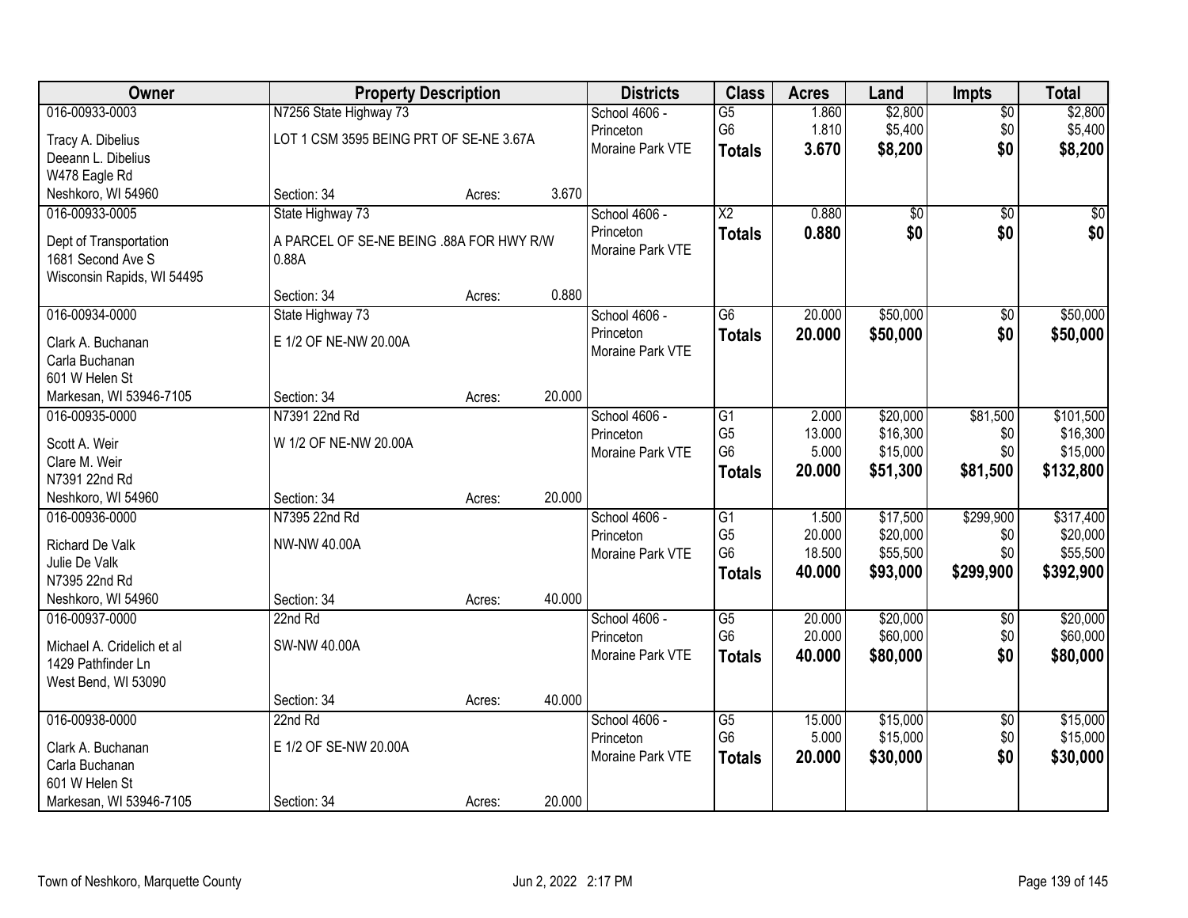| Owner | Property Description | | | Districts | Class | Acres | Land | Impts | Total |
|---|---|---|---|---|---|---|---|---|---|
| 016-00933-0003 | N7256 State Highway 73 | | | School 4606 - | G5 | 1.860 | $2,800 | $0 | $2,800 |
| Tracy A. Dibelius | LOT 1 CSM 3595 BEING PRT OF SE-NE 3.67A | | | Princeton | G6 | 1.810 | $5,400 | $0 | $5,400 |
| Deeann L. Dibelius | | | | Moraine Park VTE | **Totals** | **3.670** | **$8,200** | **$0** | **$8,200** |
| W478 Eagle Rd | | | | | | | | | |
| Neshkoro, WI 54960 | Section: 34 | Acres: | 3.670 | | | | | | |
| 016-00933-0005 | State Highway 73 | | | School 4606 - | X2 | 0.880 | $0 | $0 | $0 |
| Dept of Transportation | A PARCEL OF SE-NE BEING .88A FOR HWY R/W 0.88A | | | Princeton | **Totals** | **0.880** | **$0** | **$0** | **$0** |
| 1681 Second Ave S | | | | Moraine Park VTE | | | | | |
| Wisconsin Rapids, WI 54495 | | | | | | | | | |
| | Section: 34 | Acres: | 0.880 | | | | | | |
| 016-00934-0000 | State Highway 73 | | | School 4606 - | G6 | 20.000 | $50,000 | $0 | $50,000 |
| Clark A. Buchanan | E 1/2 OF NE-NW 20.00A | | | Princeton | **Totals** | **20.000** | **$50,000** | **$0** | **$50,000** |
| Carla Buchanan | | | | Moraine Park VTE | | | | | |
| 601 W Helen St | | | | | | | | | |
| Markesan, WI 53946-7105 | Section: 34 | Acres: | 20.000 | | | | | | |
| 016-00935-0000 | N7391 22nd Rd | | | School 4606 - | G1 | 2.000 | $20,000 | $81,500 | $101,500 |
| Scott A. Weir | W 1/2 OF NE-NW 20.00A | | | Princeton | G5 | 13.000 | $16,300 | $0 | $16,300 |
| Clare M. Weir | | | | Moraine Park VTE | G6 | 5.000 | $15,000 | $0 | $15,000 |
| N7391 22nd Rd | | | | | **Totals** | **20.000** | **$51,300** | **$81,500** | **$132,800** |
| Neshkoro, WI 54960 | Section: 34 | Acres: | 20.000 | | | | | | |
| 016-00936-0000 | N7395 22nd Rd | | | School 4606 - | G1 | 1.500 | $17,500 | $299,900 | $317,400 |
| Richard De Valk | NW-NW 40.00A | | | Princeton | G5 | 20.000 | $20,000 | $0 | $20,000 |
| Julie De Valk | | | | Moraine Park VTE | G6 | 18.500 | $55,500 | $0 | $55,500 |
| N7395 22nd Rd | | | | | **Totals** | **40.000** | **$93,000** | **$299,900** | **$392,900** |
| Neshkoro, WI 54960 | Section: 34 | Acres: | 40.000 | | | | | | |
| 016-00937-0000 | 22nd Rd | | | School 4606 - | G5 | 20.000 | $20,000 | $0 | $20,000 |
| Michael A. Cridelich et al | SW-NW 40.00A | | | Princeton | G6 | 20.000 | $60,000 | $0 | $60,000 |
| 1429 Pathfinder Ln | | | | Moraine Park VTE | **Totals** | **40.000** | **$80,000** | **$0** | **$80,000** |
| West Bend, WI 53090 | | | | | | | | | |
| | Section: 34 | Acres: | 40.000 | | | | | | |
| 016-00938-0000 | 22nd Rd | | | School 4606 - | G5 | 15.000 | $15,000 | $0 | $15,000 |
| Clark A. Buchanan | E 1/2 OF SE-NW 20.00A | | | Princeton | G6 | 5.000 | $15,000 | $0 | $15,000 |
| Carla Buchanan | | | | Moraine Park VTE | **Totals** | **20.000** | **$30,000** | **$0** | **$30,000** |
| 601 W Helen St | | | | | | | | | |
| Markesan, WI 53946-7105 | Section: 34 | Acres: | 20.000 | | | | | | |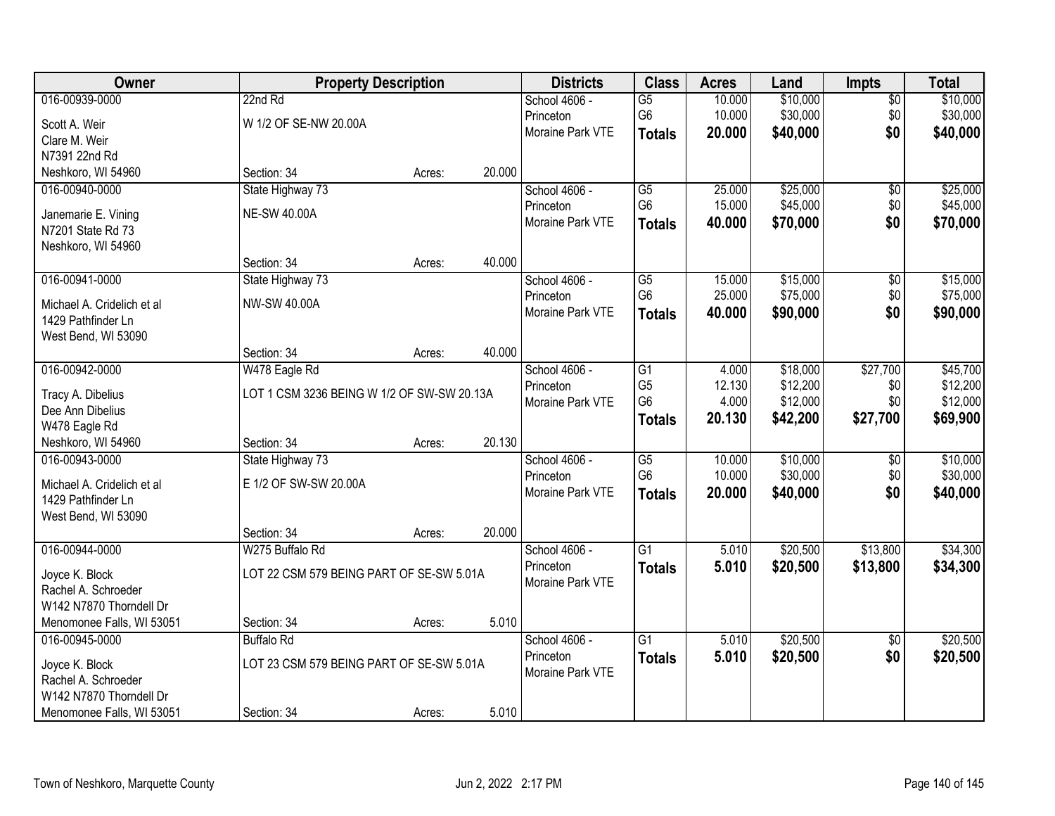| Owner | Property Description | | | Districts | Class | Acres | Land | Impts | Total |
|---|---|---|---|---|---|---|---|---|---|
| 016-00939-0000<br>Scott A. Weir<br>Clare M. Weir<br>N7391 22nd Rd<br>Neshkoro, WI 54960 | 22nd Rd<br>W 1/2 OF SE-NW 20.00A<br>Section: 34 | Acres: | 20.000 | School 4606 - Princeton<br>Moraine Park VTE | G5<br>G6<br>**Totals** | 10.000<br>10.000<br>**20.000** | $10,000<br>$30,000<br>**$40,000** | $0<br>$0<br>**$0** | $10,000<br>$30,000<br>**$40,000** |
| 016-00940-0000<br>Janemarie E. Vining<br>N7201 State Rd 73<br>Neshkoro, WI 54960 | State Highway 73<br>NE-SW 40.00A<br>Section: 34 | Acres: | 40.000 | School 4606 - Princeton<br>Moraine Park VTE | G5<br>G6<br>**Totals** | 25.000<br>15.000<br>**40.000** | $25,000<br>$45,000<br>**$70,000** | $0<br>$0<br>**$0** | $25,000<br>$45,000<br>**$70,000** |
| 016-00941-0000<br>Michael A. Cridelich et al<br>1429 Pathfinder Ln<br>West Bend, WI 53090 | State Highway 73<br>NW-SW 40.00A<br>Section: 34 | Acres: | 40.000 | School 4606 - Princeton<br>Moraine Park VTE | G5<br>G6<br>**Totals** | 15.000<br>25.000<br>**40.000** | $15,000<br>$75,000<br>**$90,000** | $0<br>$0<br>**$0** | $15,000<br>$75,000<br>**$90,000** |
| 016-00942-0000<br>Tracy A. Dibelius<br>Dee Ann Dibelius<br>W478 Eagle Rd<br>Neshkoro, WI 54960 | W478 Eagle Rd<br>LOT 1 CSM 3236 BEING W 1/2 OF SW-SW 20.13A<br>Section: 34 | Acres: | 20.130 | School 4606 - Princeton<br>Moraine Park VTE | G1<br>G5<br>G6<br>**Totals** | 4.000<br>12.130<br>4.000<br>**20.130** | $18,000<br>$12,200<br>$12,000<br>**$42,200** | $27,700<br>$0<br>$0<br>**$27,700** | $45,700<br>$12,200<br>$12,000<br>**$69,900** |
| 016-00943-0000<br>Michael A. Cridelich et al<br>1429 Pathfinder Ln<br>West Bend, WI 53090 | State Highway 73<br>E 1/2 OF SW-SW 20.00A<br>Section: 34 | Acres: | 20.000 | School 4606 - Princeton<br>Moraine Park VTE | G5<br>G6<br>**Totals** | 10.000<br>10.000<br>**20.000** | $10,000<br>$30,000<br>**$40,000** | $0<br>$0<br>**$0** | $10,000<br>$30,000<br>**$40,000** |
| 016-00944-0000<br>Joyce K. Block<br>Rachel A. Schroeder<br>W142 N7870 Thorndell Dr<br>Menomonee Falls, WI 53051 | W275 Buffalo Rd<br>LOT 22 CSM 579 BEING PART OF SE-SW 5.01A<br>Section: 34 | Acres: | 5.010 | School 4606 - Princeton<br>Moraine Park VTE | G1<br>**Totals** | 5.010<br>**5.010** | $20,500<br>**$20,500** | $13,800<br>**$13,800** | $34,300<br>**$34,300** |
| 016-00945-0000<br>Joyce K. Block<br>Rachel A. Schroeder<br>W142 N7870 Thorndell Dr<br>Menomonee Falls, WI 53051 | Buffalo Rd<br>LOT 23 CSM 579 BEING PART OF SE-SW 5.01A<br>Section: 34 | Acres: | 5.010 | School 4606 - Princeton<br>Moraine Park VTE | G1<br>**Totals** | 5.010<br>**5.010** | $20,500<br>**$20,500** | $0<br>**$0** | $20,500<br>**$20,500** |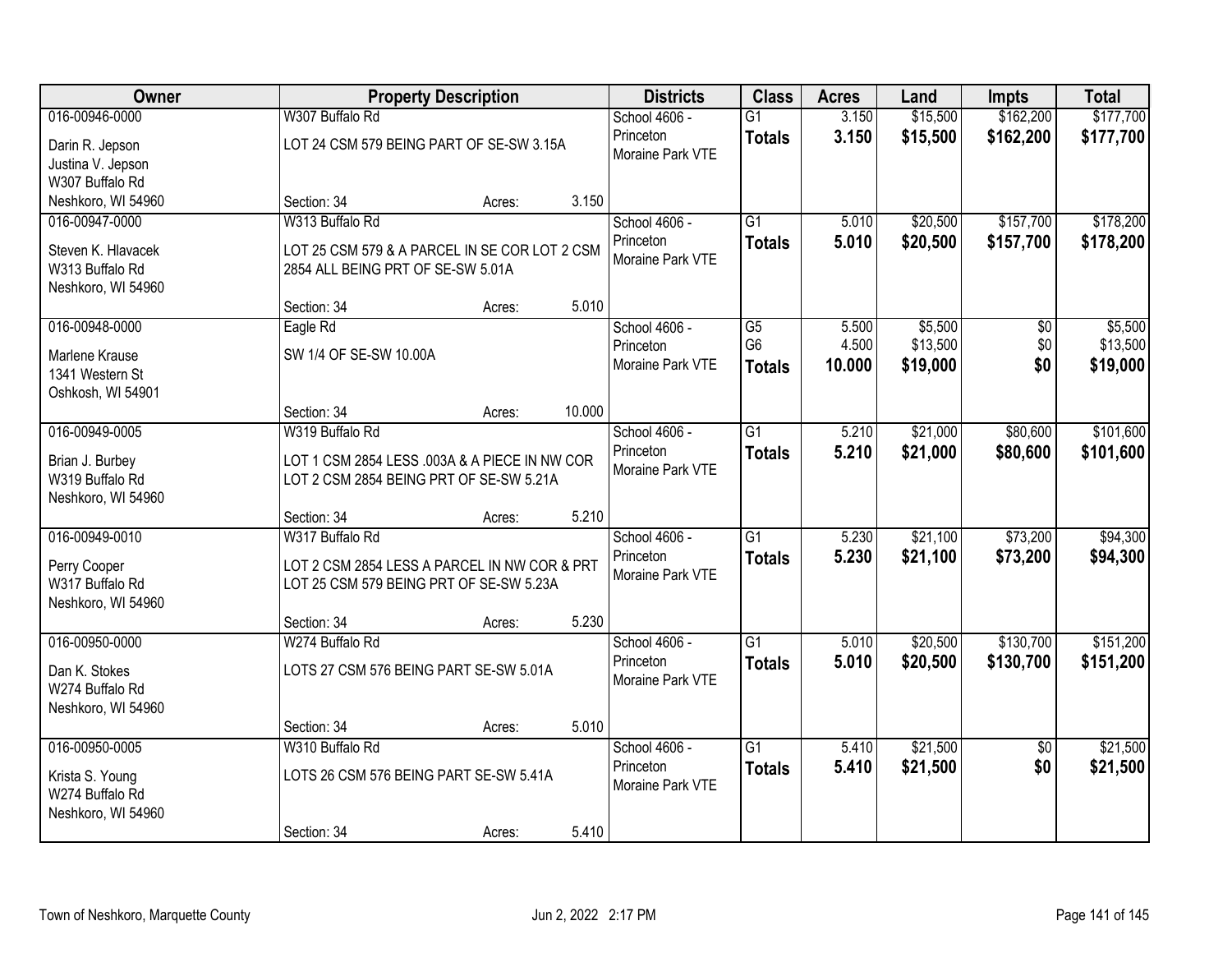| Owner | Property Description | | | Districts | Class | Acres | Land | Impts | Total |
|---|---|---|---|---|---|---|---|---|---|
| 016-00946-0000<br>Darin R. Jepson<br>Justina V. Jepson<br>W307 Buffalo Rd<br>Neshkoro, WI 54960 | W307 Buffalo Rd<br>LOT 24 CSM 579 BEING PART OF SE-SW 3.15A<br>Section: 34 | Acres: | 3.150 | School 4606 - Princeton<br>Moraine Park VTE | G1<br>**Totals** | 3.150<br>**3.150** | $15,500<br>**$15,500** | $162,200<br>**$162,200** | $177,700<br>**$177,700** |
| 016-00947-0000<br>Steven K. Hlavacek<br>W313 Buffalo Rd<br>Neshkoro, WI 54960 | W313 Buffalo Rd<br>LOT 25 CSM 579 & A PARCEL IN SE COR LOT 2 CSM 2854 ALL BEING PRT OF SE-SW 5.01A<br>Section: 34 | Acres: | 5.010 | School 4606 - Princeton<br>Moraine Park VTE | G1<br>**Totals** | 5.010<br>**5.010** | $20,500<br>**$20,500** | $157,700<br>**$157,700** | $178,200<br>**$178,200** |
| 016-00948-0000<br>Marlene Krause<br>1341 Western St<br>Oshkosh, WI 54901 | Eagle Rd<br>SW 1/4 OF SE-SW 10.00A<br>Section: 34 | Acres: | 10.000 | School 4606 - Princeton<br>Moraine Park VTE | G5<br>G6<br>**Totals** | 5.500<br>4.500<br>**10.000** | $5,500<br>$13,500<br>**$19,000** | $0<br>$0<br>**$0** | $5,500<br>$13,500<br>**$19,000** |
| 016-00949-0005<br>Brian J. Burbey<br>W319 Buffalo Rd<br>Neshkoro, WI 54960 | W319 Buffalo Rd<br>LOT 1 CSM 2854 LESS .003A & A PIECE IN NW COR LOT 2 CSM 2854 BEING PRT OF SE-SW 5.21A<br>Section: 34 | Acres: | 5.210 | School 4606 - Princeton<br>Moraine Park VTE | G1<br>**Totals** | 5.210<br>**5.210** | $21,000<br>**$21,000** | $80,600<br>**$80,600** | $101,600<br>**$101,600** |
| 016-00949-0010<br>Perry Cooper<br>W317 Buffalo Rd<br>Neshkoro, WI 54960 | W317 Buffalo Rd<br>LOT 2 CSM 2854 LESS A PARCEL IN NW COR & PRT LOT 25 CSM 579 BEING PRT OF SE-SW 5.23A<br>Section: 34 | Acres: | 5.230 | School 4606 - Princeton<br>Moraine Park VTE | G1<br>**Totals** | 5.230<br>**5.230** | $21,100<br>**$21,100** | $73,200<br>**$73,200** | $94,300<br>**$94,300** |
| 016-00950-0000<br>Dan K. Stokes<br>W274 Buffalo Rd<br>Neshkoro, WI 54960 | W274 Buffalo Rd<br>LOTS 27 CSM 576 BEING PART SE-SW 5.01A<br>Section: 34 | Acres: | 5.010 | School 4606 - Princeton<br>Moraine Park VTE | G1<br>**Totals** | 5.010<br>**5.010** | $20,500<br>**$20,500** | $130,700<br>**$130,700** | $151,200<br>**$151,200** |
| 016-00950-0005<br>Krista S. Young<br>W274 Buffalo Rd<br>Neshkoro, WI 54960 | W310 Buffalo Rd<br>LOTS 26 CSM 576 BEING PART SE-SW 5.41A<br>Section: 34 | Acres: | 5.410 | School 4606 - Princeton<br>Moraine Park VTE | G1<br>**Totals** | 5.410<br>**5.410** | $21,500<br>**$21,500** | $0<br>**$0** | $21,500<br>**$21,500** |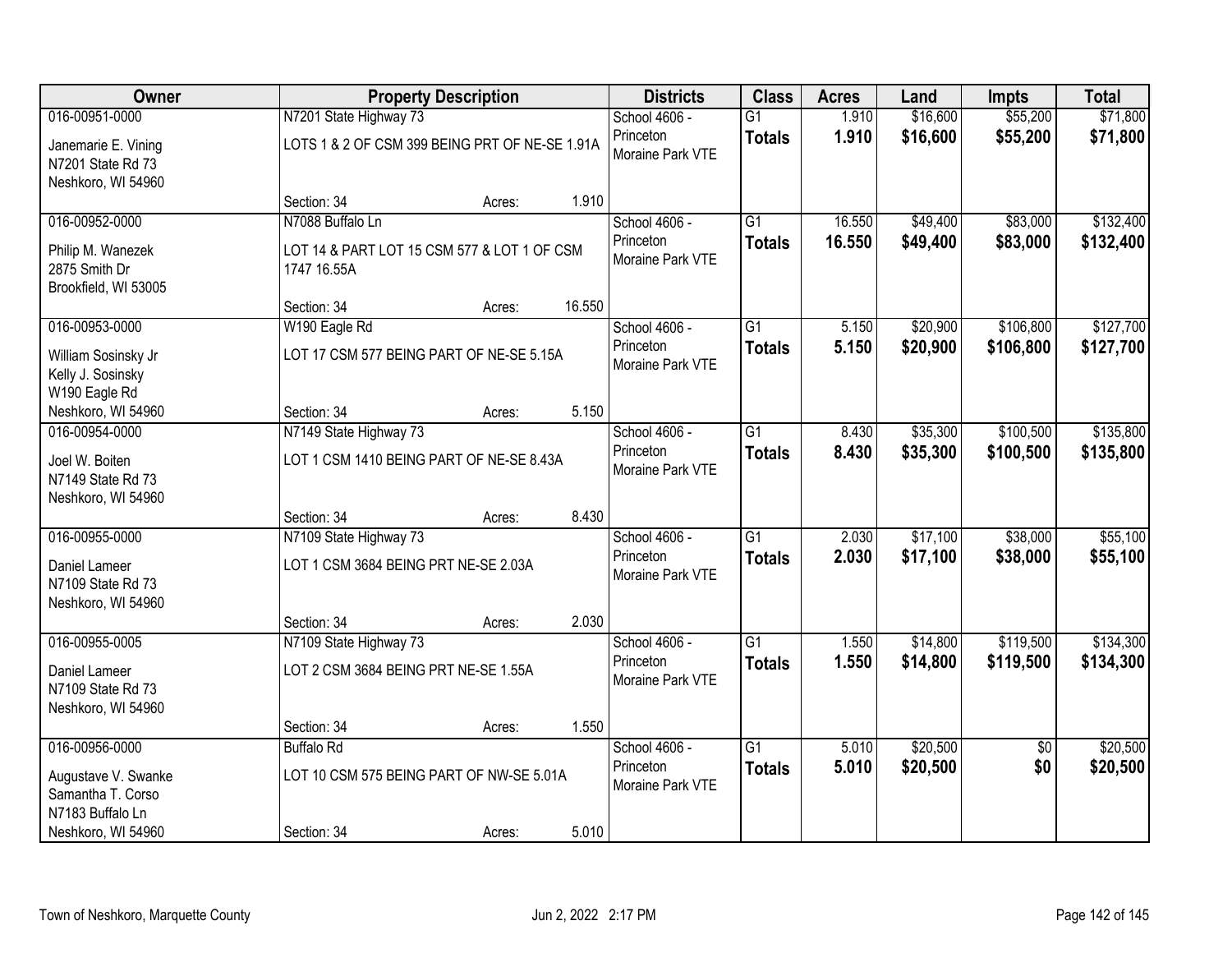| Owner | Property Description | Districts | Class | Acres | Land | Impts | Total |
|---|---|---|---|---|---|---|---|
| 016-00951-0000<br>Janemarie E. Vining<br>N7201 State Rd 73<br>Neshkoro, WI 54960 | N7201 State Highway 73<br>LOTS 1 & 2 OF CSM 399 BEING PRT OF NE-SE 1.91A<br>Section: 34 Acres: 1.910 | School 4606 - Princeton<br>Moraine Park VTE | G1<br>**Totals** | 1.910<br>**1.910** | $16,600<br>**$16,600** | $55,200<br>**$55,200** | $71,800<br>**$71,800** |
| 016-00952-0000<br>Philip M. Wanezek<br>2875 Smith Dr<br>Brookfield, WI 53005 | N7088 Buffalo Ln<br>LOT 14 & PART LOT 15 CSM 577 & LOT 1 OF CSM 1747 16.55A<br>Section: 34 Acres: 16.550 | School 4606 - Princeton<br>Moraine Park VTE | G1<br>**Totals** | 16.550<br>**16.550** | $49,400<br>**$49,400** | $83,000<br>**$83,000** | $132,400<br>**$132,400** |
| 016-00953-0000<br>William Sosinsky Jr<br>Kelly J. Sosinsky<br>W190 Eagle Rd<br>Neshkoro, WI 54960 | W190 Eagle Rd<br>LOT 17 CSM 577 BEING PART OF NE-SE 5.15A<br>Section: 34 Acres: 5.150 | School 4606 - Princeton<br>Moraine Park VTE | G1<br>**Totals** | 5.150<br>**5.150** | $20,900<br>**$20,900** | $106,800<br>**$106,800** | $127,700<br>**$127,700** |
| 016-00954-0000<br>Joel W. Boiten<br>N7149 State Rd 73<br>Neshkoro, WI 54960 | N7149 State Highway 73<br>LOT 1 CSM 1410 BEING PART OF NE-SE 8.43A<br>Section: 34 Acres: 8.430 | School 4606 - Princeton<br>Moraine Park VTE | G1<br>**Totals** | 8.430<br>**8.430** | $35,300<br>**$35,300** | $100,500<br>**$100,500** | $135,800<br>**$135,800** |
| 016-00955-0000<br>Daniel Lameer<br>N7109 State Rd 73<br>Neshkoro, WI 54960 | N7109 State Highway 73<br>LOT 1 CSM 3684 BEING PRT NE-SE 2.03A<br>Section: 34 Acres: 2.030 | School 4606 - Princeton<br>Moraine Park VTE | G1<br>**Totals** | 2.030<br>**2.030** | $17,100<br>**$17,100** | $38,000<br>**$38,000** | $55,100<br>**$55,100** |
| 016-00955-0005<br>Daniel Lameer<br>N7109 State Rd 73<br>Neshkoro, WI 54960 | N7109 State Highway 73<br>LOT 2 CSM 3684 BEING PRT NE-SE 1.55A<br>Section: 34 Acres: 1.550 | School 4606 - Princeton<br>Moraine Park VTE | G1<br>**Totals** | 1.550<br>**1.550** | $14,800<br>**$14,800** | $119,500<br>**$119,500** | $134,300<br>**$134,300** |
| 016-00956-0000<br>Augustave V. Swanke<br>Samantha T. Corso<br>N7183 Buffalo Ln<br>Neshkoro, WI 54960 | Buffalo Rd<br>LOT 10 CSM 575 BEING PART OF NW-SE 5.01A<br>Section: 34 Acres: 5.010 | School 4606 - Princeton<br>Moraine Park VTE | G1<br>**Totals** | 5.010<br>**5.010** | $20,500<br>**$20,500** | $0<br>**$0** | $20,500<br>**$20,500** |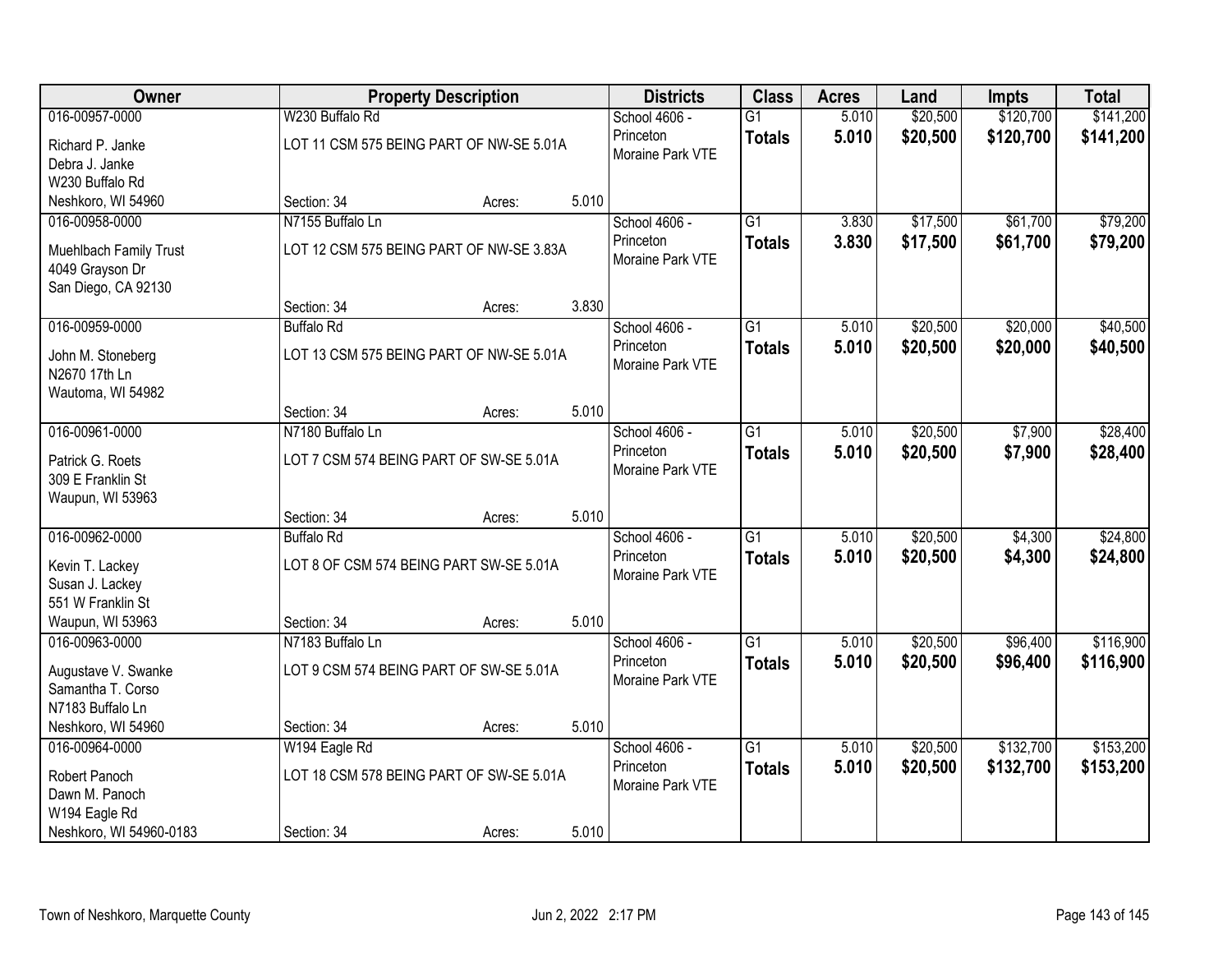| Owner | Property Description | | | Districts | Class | Acres | Land | Impts | Total |
|---|---|---|---|---|---|---|---|---|---|
| 016-00957-0000 | W230 Buffalo Rd | | | School 4606 - Princeton | G1 | 5.010 | $20,500 | $120,700 | $141,200 |
| Richard P. Janke<br>Debra J. Janke<br>W230 Buffalo Rd<br>Neshkoro, WI 54960 | LOT 11 CSM 575 BEING PART OF NW-SE 5.01A | | | Moraine Park VTE | **Totals** | **5.010** | **$20,500** | **$120,700** | **$141,200** |
| | Section: 34 | Acres: | 5.010 | | | | | | |
| 016-00958-0000 | N7155 Buffalo Ln | | | School 4606 - Princeton | G1 | 3.830 | $17,500 | $61,700 | $79,200 |
| Muehlbach Family Trust<br>4049 Grayson Dr<br>San Diego, CA 92130 | LOT 12 CSM 575 BEING PART OF NW-SE 3.83A | | | Moraine Park VTE | **Totals** | **3.830** | **$17,500** | **$61,700** | **$79,200** |
| | Section: 34 | Acres: | 3.830 | | | | | | |
| 016-00959-0000 | Buffalo Rd | | | School 4606 - Princeton | G1 | 5.010 | $20,500 | $20,000 | $40,500 |
| John M. Stoneberg<br>N2670 17th Ln<br>Wautoma, WI 54982 | LOT 13 CSM 575 BEING PART OF NW-SE 5.01A | | | Moraine Park VTE | **Totals** | **5.010** | **$20,500** | **$20,000** | **$40,500** |
| | Section: 34 | Acres: | 5.010 | | | | | | |
| 016-00961-0000 | N7180 Buffalo Ln | | | School 4606 - Princeton | G1 | 5.010 | $20,500 | $7,900 | $28,400 |
| Patrick G. Roets<br>309 E Franklin St<br>Waupun, WI 53963 | LOT 7 CSM 574 BEING PART OF SW-SE 5.01A | | | Moraine Park VTE | **Totals** | **5.010** | **$20,500** | **$7,900** | **$28,400** |
| | Section: 34 | Acres: | 5.010 | | | | | | |
| 016-00962-0000 | Buffalo Rd | | | School 4606 - Princeton | G1 | 5.010 | $20,500 | $4,300 | $24,800 |
| Kevin T. Lackey<br>Susan J. Lackey<br>551 W Franklin St<br>Waupun, WI 53963 | LOT 8 OF CSM 574 BEING PART SW-SE 5.01A | | | Moraine Park VTE | **Totals** | **5.010** | **$20,500** | **$4,300** | **$24,800** |
| | Section: 34 | Acres: | 5.010 | | | | | | |
| 016-00963-0000 | N7183 Buffalo Ln | | | School 4606 - Princeton | G1 | 5.010 | $20,500 | $96,400 | $116,900 |
| Augustave V. Swanke<br>Samantha T. Corso<br>N7183 Buffalo Ln<br>Neshkoro, WI 54960 | LOT 9 CSM 574 BEING PART OF SW-SE 5.01A | | | Moraine Park VTE | **Totals** | **5.010** | **$20,500** | **$96,400** | **$116,900** |
| | Section: 34 | Acres: | 5.010 | | | | | | |
| 016-00964-0000 | W194 Eagle Rd | | | School 4606 - Princeton | G1 | 5.010 | $20,500 | $132,700 | $153,200 |
| Robert Panoch<br>Dawn M. Panoch<br>W194 Eagle Rd<br>Neshkoro, WI 54960-0183 | LOT 18 CSM 578 BEING PART OF SW-SE 5.01A | | | Moraine Park VTE | **Totals** | **5.010** | **$20,500** | **$132,700** | **$153,200** |
| | Section: 34 | Acres: | 5.010 | | | | | | |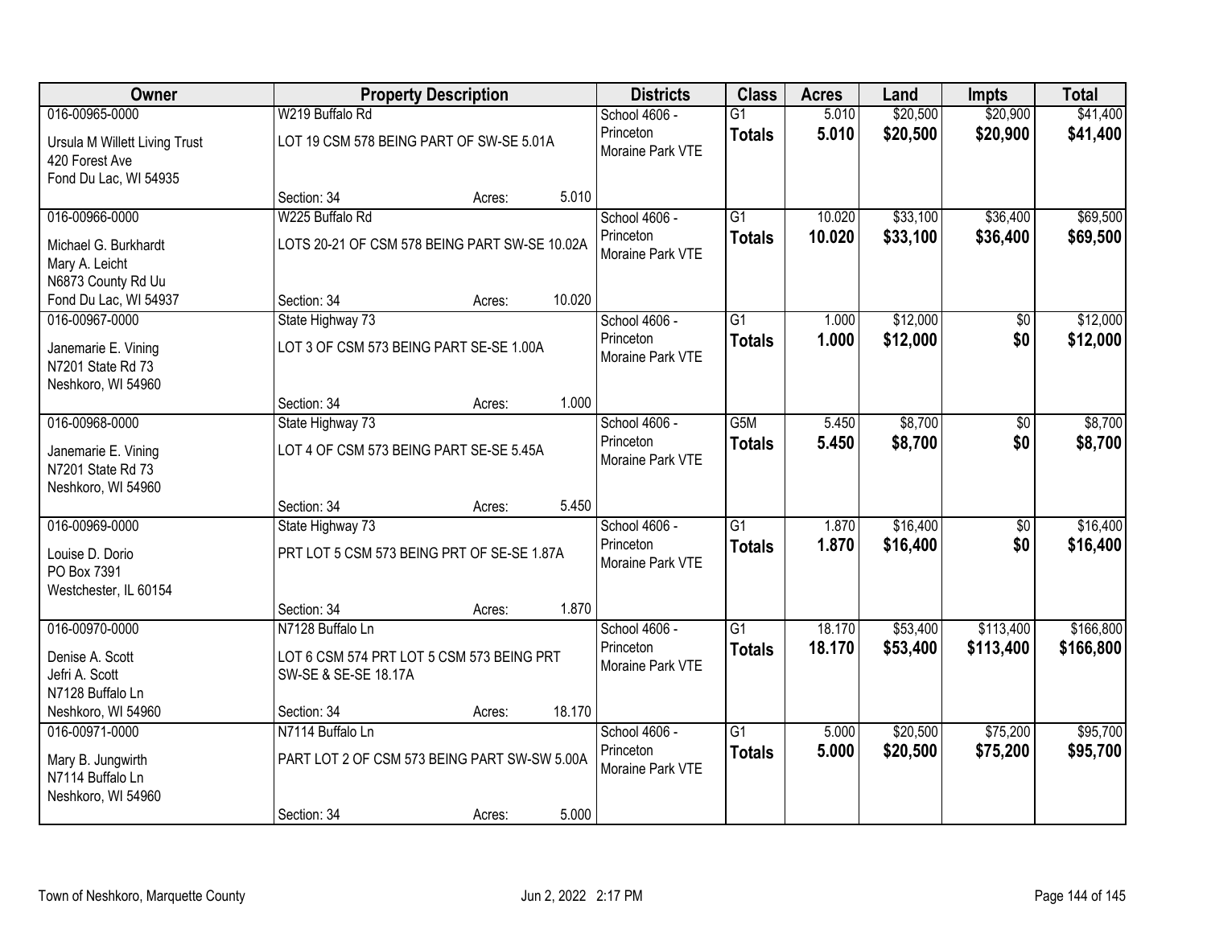| Owner | Property Description | Districts | Class | Acres | Land | Impts | Total |
|---|---|---|---|---|---|---|---|
| 016-00965-0000<br>Ursula M Willett Living Trust<br>420 Forest Ave<br>Fond Du Lac, WI 54935 | W219 Buffalo Rd<br>LOT 19 CSM 578 BEING PART OF SW-SE 5.01A<br>Section: 34 Acres: 5.010 | School 4606 - Princeton<br>Moraine Park VTE | G1<br>**Totals** | 5.010<br>**5.010** | $20,500<br>**$20,500** | $20,900<br>**$20,900** | $41,400<br>**$41,400** |
| 016-00966-0000<br>Michael G. Burkhardt<br>Mary A. Leicht<br>N6873 County Rd Uu<br>Fond Du Lac, WI 54937 | W225 Buffalo Rd<br>LOTS 20-21 OF CSM 578 BEING PART SW-SE 10.02A<br>Section: 34 Acres: 10.020 | School 4606 - Princeton<br>Moraine Park VTE | G1<br>**Totals** | 10.020<br>**10.020** | $33,100<br>**$33,100** | $36,400<br>**$36,400** | $69,500<br>**$69,500** |
| 016-00967-0000<br>Janemarie E. Vining<br>N7201 State Rd 73<br>Neshkoro, WI 54960 | State Highway 73<br>LOT 3 OF CSM 573 BEING PART SE-SE 1.00A<br>Section: 34 Acres: 1.000 | School 4606 - Princeton<br>Moraine Park VTE | G1<br>**Totals** | 1.000<br>**1.000** | $12,000<br>**$12,000** | $0<br>**$0** | $12,000<br>**$12,000** |
| 016-00968-0000<br>Janemarie E. Vining<br>N7201 State Rd 73<br>Neshkoro, WI 54960 | State Highway 73<br>LOT 4 OF CSM 573 BEING PART SE-SE 5.45A<br>Section: 34 Acres: 5.450 | School 4606 - Princeton<br>Moraine Park VTE | G5M<br>**Totals** | 5.450<br>**5.450** | $8,700<br>**$8,700** | $0<br>**$0** | $8,700<br>**$8,700** |
| 016-00969-0000<br>Louise D. Dorio<br>PO Box 7391<br>Westchester, IL 60154 | State Highway 73<br>PRT LOT 5 CSM 573 BEING PRT OF SE-SE 1.87A<br>Section: 34 Acres: 1.870 | School 4606 - Princeton<br>Moraine Park VTE | G1<br>**Totals** | 1.870<br>**1.870** | $16,400<br>**$16,400** | $0<br>**$0** | $16,400<br>**$16,400** |
| 016-00970-0000<br>Denise A. Scott<br>Jefri A. Scott<br>N7128 Buffalo Ln<br>Neshkoro, WI 54960 | N7128 Buffalo Ln<br>LOT 6 CSM 574 PRT LOT 5 CSM 573 BEING PRT SW-SE & SE-SE 18.17A<br>Section: 34 Acres: 18.170 | School 4606 - Princeton<br>Moraine Park VTE | G1<br>**Totals** | 18.170<br>**18.170** | $53,400<br>**$53,400** | $113,400<br>**$113,400** | $166,800<br>**$166,800** |
| 016-00971-0000<br>Mary B. Jungwirth<br>N7114 Buffalo Ln<br>Neshkoro, WI 54960 | N7114 Buffalo Ln<br>PART LOT 2 OF CSM 573 BEING PART SW-SW 5.00A<br>Section: 34 Acres: 5.000 | School 4606 - Princeton<br>Moraine Park VTE | G1<br>**Totals** | 5.000<br>**5.000** | $20,500<br>**$20,500** | $75,200<br>**$75,200** | $95,700<br>**$95,700** |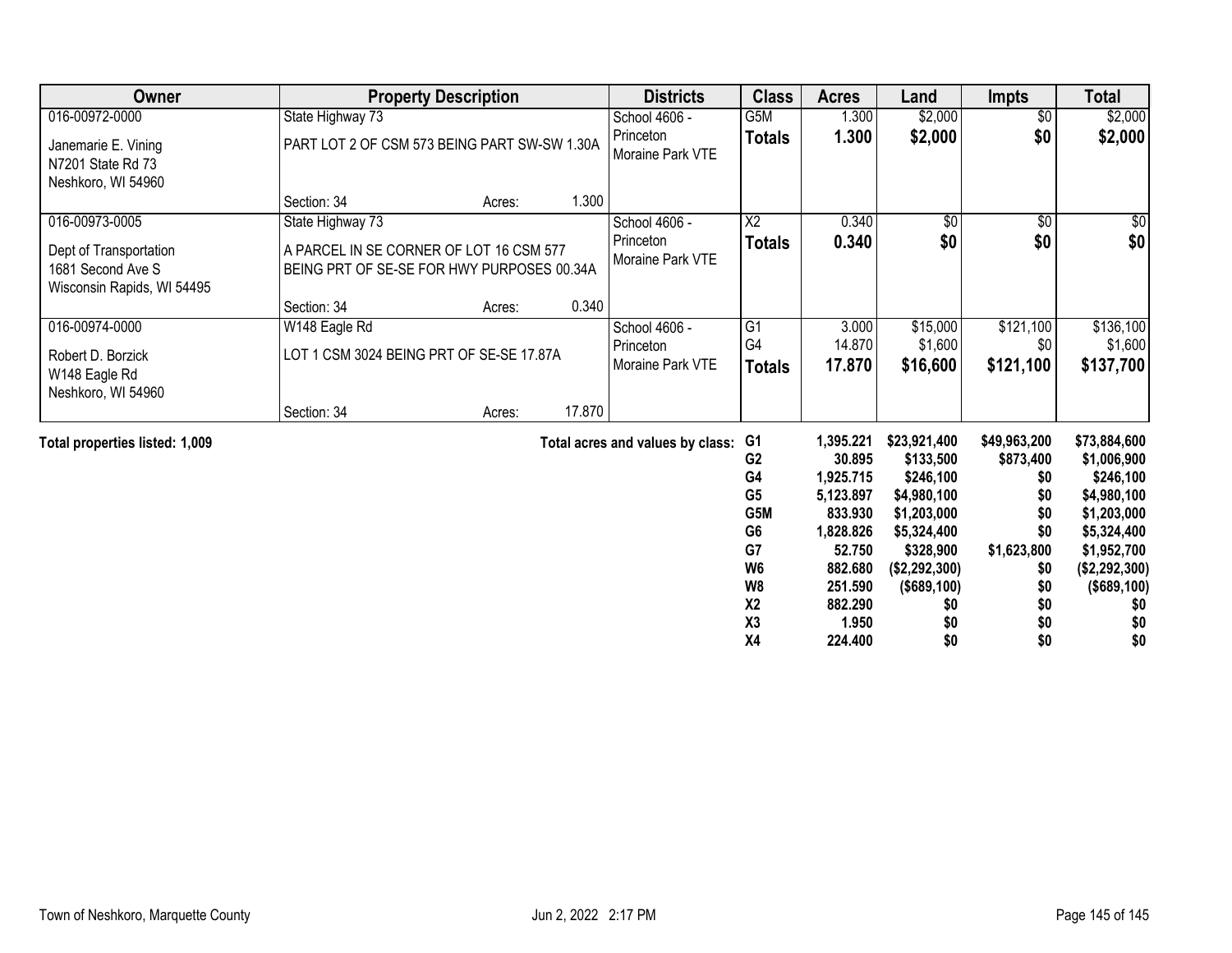| Owner | Property Description | | | Districts | Class | Acres | Land | Impts | Total |
|---|---|---|---|---|---|---|---|---|---|
| 016-00972-0000 | State Highway 73 | | | School 4606 - | G5M | 1.300 | $2,000 | $0 | $2,000 |
| Janemarie E. Vining<br>N7201 State Rd 73<br>Neshkoro, WI 54960 | PART LOT 2 OF CSM 573 BEING PART SW-SW 1.30A | | | Princeton<br>Moraine Park VTE | **Totals** | **1.300** | **$2,000** | **$0** | **$2,000** |
| | Section: 34 | Acres: | 1.300 | | | | | | |
| 016-00973-0005 | State Highway 73 | | | School 4606 - | X2 | 0.340 | $0 | $0 | $0 |
| Dept of Transportation<br>1681 Second Ave S<br>Wisconsin Rapids, WI 54495 | A PARCEL IN SE CORNER OF LOT 16 CSM 577 BEING PRT OF SE-SE FOR HWY PURPOSES 00.34A | | | Princeton<br>Moraine Park VTE | **Totals** | **0.340** | **$0** | **$0** | **$0** |
| | Section: 34 | Acres: | 0.340 | | | | | | |
| 016-00974-0000 | W148 Eagle Rd | | | School 4606 - | G1 | 3.000 | $15,000 | $121,100 | $136,100 |
| Robert D. Borzick<br>W148 Eagle Rd<br>Neshkoro, WI 54960 | LOT 1 CSM 3024 BEING PRT OF SE-SE 17.87A | | | Princeton<br>Moraine Park VTE | G4 | 14.870 | $1,600 | $0 | $1,600 |
| | | | | | **Totals** | **17.870** | **$16,600** | **$121,100** | **$137,700** |
| | Section: 34 | Acres: | 17.870 | | | | | | |

**Total properties listed: 1,009**

**Total acres and values by class:**

| Class | Acres | Land | Impts | Total |
|---|---|---|---|---|
| G1 | 1,395.221 | $23,921,400 | $49,963,200 | $73,884,600 |
| G2 | 30.895 | $133,500 | $873,400 | $1,006,900 |
| G4 | 1,925.715 | $246,100 | $0 | $246,100 |
| G5 | 5,123.897 | $4,980,100 | $0 | $4,980,100 |
| G5M | 833.930 | $1,203,000 | $0 | $1,203,000 |
| G6 | 1,828.826 | $5,324,400 | $0 | $5,324,400 |
| G7 | 52.750 | $328,900 | $1,623,800 | $1,952,700 |
| W6 | 882.680 | ($2,292,300) | $0 | ($2,292,300) |
| W8 | 251.590 | ($689,100) | $0 | ($689,100) |
| X2 | 882.290 | $0 | $0 | $0 |
| X3 | 1.950 | $0 | $0 | $0 |
| X4 | 224.400 | $0 | $0 | $0 |